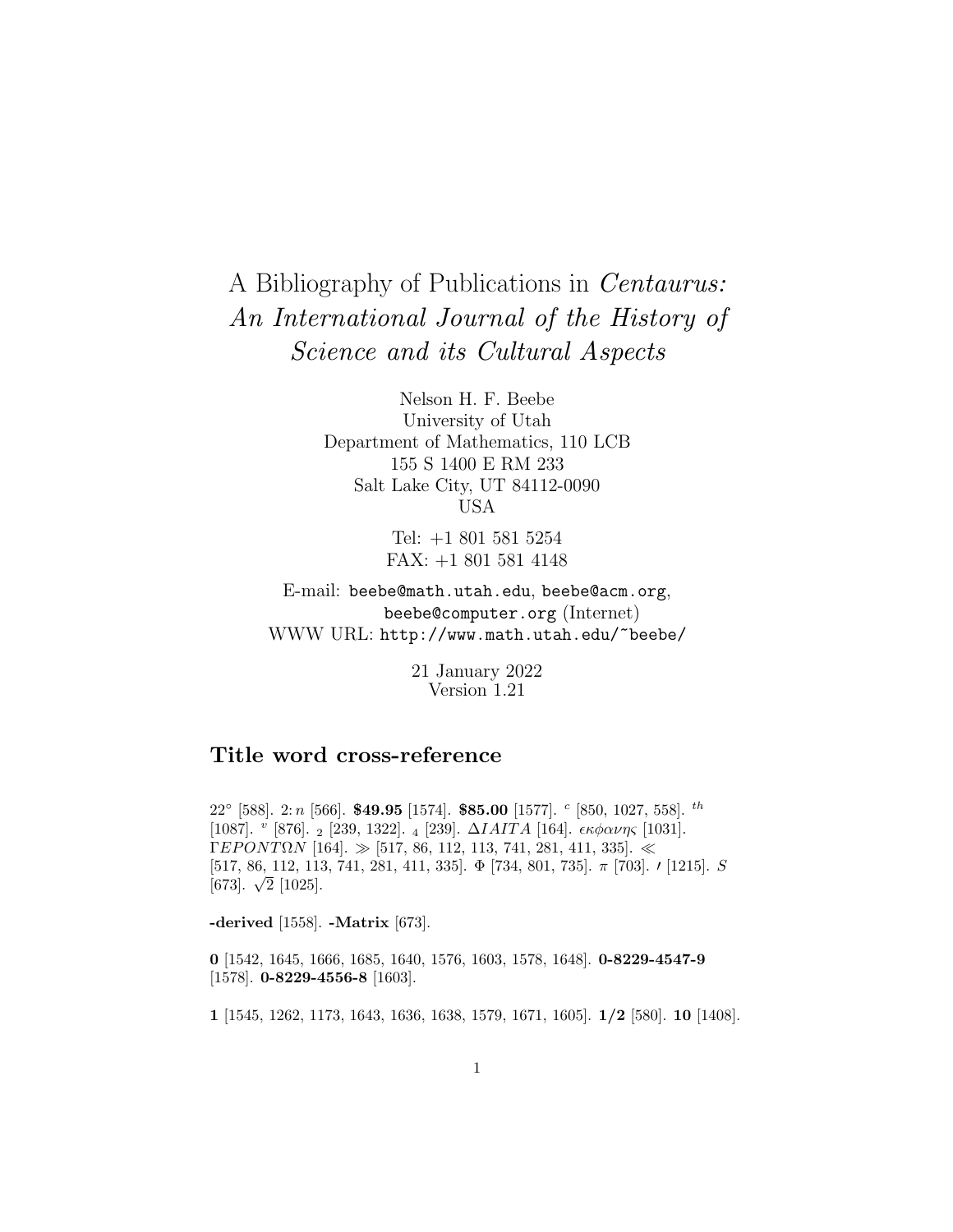# A Bibliography of Publications in *Centaurus: An International Journal of the History of Science and its Cultural Aspects*

Nelson H. F. Beebe
University of Utah
Department of Mathematics, 110 LCB
155 S 1400 E RM 233
Salt Lake City, UT 84112-0090
USA

Tel: +1 801 581 5254
FAX: +1 801 581 4148

E-mail: `beebe@math.utah.edu`, `beebe@acm.org`, `beebe@computer.org` (Internet)
WWW URL: `http://www.math.utah.edu/~beebe/`

21 January 2022
Version 1.21

## Title word cross-reference

$22^{\circ}$ [588]. $2{:}n$ [566]. **$49.95** [1574]. **$85.00** [1577]. $^{c}$ [850, 1027, 558]. $^{th}$ [1087]. $^{v}$ [876]. $_{2}$ [239, 1322]. $_{4}$ [239]. $\Delta IAITA$ [164]. $\epsilon\kappa\phi\alpha\nu\eta\varsigma$ [1031]. $\Gamma EPONT\Omega N$ [164]. $\gg$ [517, 86, 112, 113, 741, 281, 411, 335]. $\ll$ [517, 86, 112, 113, 741, 281, 411, 335]. $\Phi$ [734, 801, 735]. $\pi$ [703]. $\prime$ [1215]. $S$ [673]. $\sqrt{2}$ [1025].

**-derived** [1558]. **-Matrix** [673].

**0** [1542, 1645, 1666, 1685, 1640, 1576, 1603, 1578, 1648]. **0-8229-4547-9** [1578]. **0-8229-4556-8** [1603].

**1** [1545, 1262, 1173, 1643, 1636, 1638, 1579, 1671, 1605]. **1/2** [580]. **10** [1408].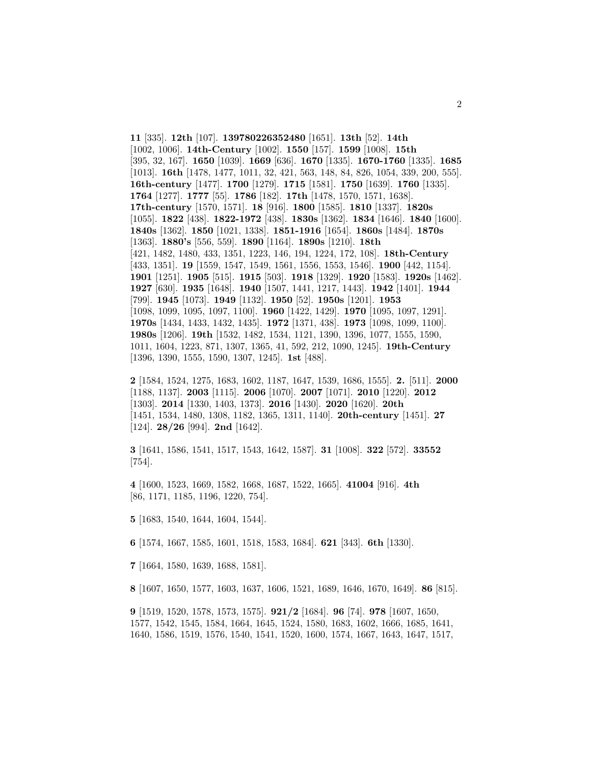**11** [335]. **12th** [107]. **139780226352480** [1651]. **13th** [52]. **14th** [1002, 1006]. **14th-Century** [1002]. **1550** [157]. **1599** [1008]. **15th** [395, 32, 167]. **1650** [1039]. **1669** [636]. **1670** [1335]. **1670-1760** [1335]. **1685** [1013]. **16th** [1478, 1477, 1011, 32, 421, 563, 148, 84, 826, 1054, 339, 200, 555]. **16th-century** [1477]. **1700** [1279]. **1715** [1581]. **1750** [1639]. **1760** [1335]. **1764** [1277]. **1777** [55]. **1786** [182]. **17th** [1478, 1570, 1571, 1638]. **17th-century** [1570, 1571]. **18** [916]. **1800** [1585]. **1810** [1337]. **1820s** [1055]. **1822** [438]. **1822-1972** [438]. **1830s** [1362]. **1834** [1646]. **1840** [1600]. **1840s** [1362]. **1850** [1021, 1338]. **1851-1916** [1654]. **1860s** [1484]. **1870s** [1363]. **1880's** [556, 559]. **1890** [1164]. **1890s** [1210]. **18th** [421, 1482, 1480, 433, 1351, 1223, 146, 194, 1224, 172, 108]. **18th-Century** [433, 1351]. **19** [1559, 1547, 1549, 1561, 1556, 1553, 1546]. **1900** [442, 1154]. **1901** [1251]. **1905** [515]. **1915** [503]. **1918** [1329]. **1920** [1583]. **1920s** [1462]. **1927** [630]. **1935** [1648]. **1940** [1507, 1441, 1217, 1443]. **1942** [1401]. **1944** [799]. **1945** [1073]. **1949** [1132]. **1950** [52]. **1950s** [1201]. **1953** [1098, 1099, 1095, 1097, 1100]. **1960** [1422, 1429]. **1970** [1095, 1097, 1291]. **1970s** [1434, 1433, 1432, 1435]. **1972** [1371, 438]. **1973** [1098, 1099, 1100]. **1980s** [1206]. **19th** [1532, 1482, 1534, 1121, 1390, 1396, 1077, 1555, 1590, 1011, 1604, 1223, 871, 1307, 1365, 41, 592, 212, 1090, 1245]. **19th-Century** [1396, 1390, 1555, 1590, 1307, 1245]. **1st** [488].

**2** [1584, 1524, 1275, 1683, 1602, 1187, 1647, 1539, 1686, 1555]. **2.** [511]. **2000** [1188, 1137]. **2003** [1115]. **2006** [1070]. **2007** [1071]. **2010** [1220]. **2012** [1303]. **2014** [1330, 1403, 1373]. **2016** [1430]. **2020** [1620]. **20th** [1451, 1534, 1480, 1308, 1182, 1365, 1311, 1140]. **20th-century** [1451]. **27** [124]. **28/26** [994]. **2nd** [1642].

**3** [1641, 1586, 1541, 1517, 1543, 1642, 1587]. **31** [1008]. **322** [572]. **33552** [754].

**4** [1600, 1523, 1669, 1582, 1668, 1687, 1522, 1665]. **41004** [916]. **4th** [86, 1171, 1185, 1196, 1220, 754].

**5** [1683, 1540, 1644, 1604, 1544].

**6** [1574, 1667, 1585, 1601, 1518, 1583, 1684]. **621** [343]. **6th** [1330].

**7** [1664, 1580, 1639, 1688, 1581].

**8** [1607, 1650, 1577, 1603, 1637, 1606, 1521, 1689, 1646, 1670, 1649]. **86** [815].

**9** [1519, 1520, 1578, 1573, 1575]. **921/2** [1684]. **96** [74]. **978** [1607, 1650, 1577, 1542, 1545, 1584, 1664, 1645, 1524, 1580, 1683, 1602, 1666, 1685, 1641, 1640, 1586, 1519, 1576, 1540, 1541, 1520, 1600, 1574, 1667, 1643, 1647, 1517,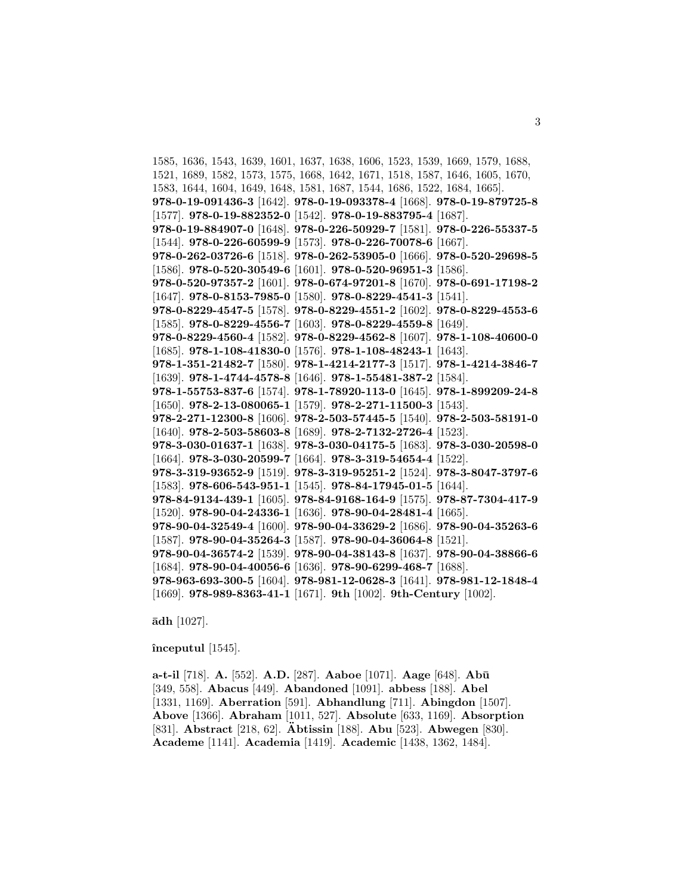1585, 1636, 1543, 1639, 1601, 1637, 1638, 1606, 1523, 1539, 1669, 1579, 1688, 1521, 1689, 1582, 1573, 1575, 1668, 1642, 1671, 1518, 1587, 1646, 1605, 1670, 1583, 1644, 1604, 1649, 1648, 1581, 1687, 1544, 1686, 1522, 1684, 1665]. **978-0-19-091436-3** [1642]. **978-0-19-093378-4** [1668]. **978-0-19-879725-8** [1577]. **978-0-19-882352-0** [1542]. **978-0-19-883795-4** [1687]. **978-0-19-884907-0** [1648]. **978-0-226-50929-7** [1581]. **978-0-226-55337-5** [1544]. **978-0-226-60599-9** [1573]. **978-0-226-70078-6** [1667]. **978-0-262-03726-6** [1518]. **978-0-262-53905-0** [1666]. **978-0-520-29698-5** [1586]. **978-0-520-30549-6** [1601]. **978-0-520-96951-3** [1586]. **978-0-520-97357-2** [1601]. **978-0-674-97201-8** [1670]. **978-0-691-17198-2** [1647]. **978-0-8153-7985-0** [1580]. **978-0-8229-4541-3** [1541]. **978-0-8229-4547-5** [1578]. **978-0-8229-4551-2** [1602]. **978-0-8229-4553-6** [1585]. **978-0-8229-4556-7** [1603]. **978-0-8229-4559-8** [1649]. **978-0-8229-4560-4** [1582]. **978-0-8229-4562-8** [1607]. **978-1-108-40600-0** [1685]. **978-1-108-41830-0** [1576]. **978-1-108-48243-1** [1643]. **978-1-351-21482-7** [1580]. **978-1-4214-2177-3** [1517]. **978-1-4214-3846-7** [1639]. **978-1-4744-4578-8** [1646]. **978-1-55481-387-2** [1584]. **978-1-55753-837-6** [1574]. **978-1-78920-113-0** [1645]. **978-1-899209-24-8** [1650]. **978-2-13-080065-1** [1579]. **978-2-271-11500-3** [1543]. **978-2-271-12300-8** [1606]. **978-2-503-57445-5** [1540]. **978-2-503-58191-0** [1640]. **978-2-503-58603-8** [1689]. **978-2-7132-2726-4** [1523]. **978-3-030-01637-1** [1638]. **978-3-030-04175-5** [1683]. **978-3-030-20598-0** [1664]. **978-3-030-20599-7** [1664]. **978-3-319-54654-4** [1522]. **978-3-319-93652-9** [1519]. **978-3-319-95251-2** [1524]. **978-3-8047-3797-6** [1583]. **978-606-543-951-1** [1545]. **978-84-17945-01-5** [1644]. **978-84-9134-439-1** [1605]. **978-84-9168-164-9** [1575]. **978-87-7304-417-9** [1520]. **978-90-04-24336-1** [1636]. **978-90-04-28481-4** [1665]. **978-90-04-32549-4** [1600]. **978-90-04-33629-2** [1686]. **978-90-04-35263-6** [1587]. **978-90-04-35264-3** [1587]. **978-90-04-36064-8** [1521]. **978-90-04-36574-2** [1539]. **978-90-04-38143-8** [1637]. **978-90-04-38866-6** [1684]. **978-90-04-40056-6** [1636]. **978-90-6299-468-7** [1688]. **978-963-693-300-5** [1604]. **978-981-12-0628-3** [1641]. **978-981-12-1848-4** [1669]. **978-989-8363-41-1** [1671]. **9th** [1002]. **9th-Century** [1002].

**ādh** [1027].

**începutul** [1545].

**a-t-il** [718]. **A.** [552]. **A.D.** [287]. **Aaboe** [1071]. **Aage** [648]. **Abū** [349, 558]. **Abacus** [449]. **Abandoned** [1091]. **abbess** [188]. **Abel** [1331, 1169]. **Aberration** [591]. **Abhandlung** [711]. **Abingdon** [1507]. **Above** [1366]. **Abraham** [1011, 527]. **Absolute** [633, 1169]. **Absorption** [831]. **Abstract** [218, 62]. **Äbtissin** [188]. **Abu** [523]. **Abwegen** [830]. **Academe** [1141]. **Academia** [1419]. **Academic** [1438, 1362, 1484].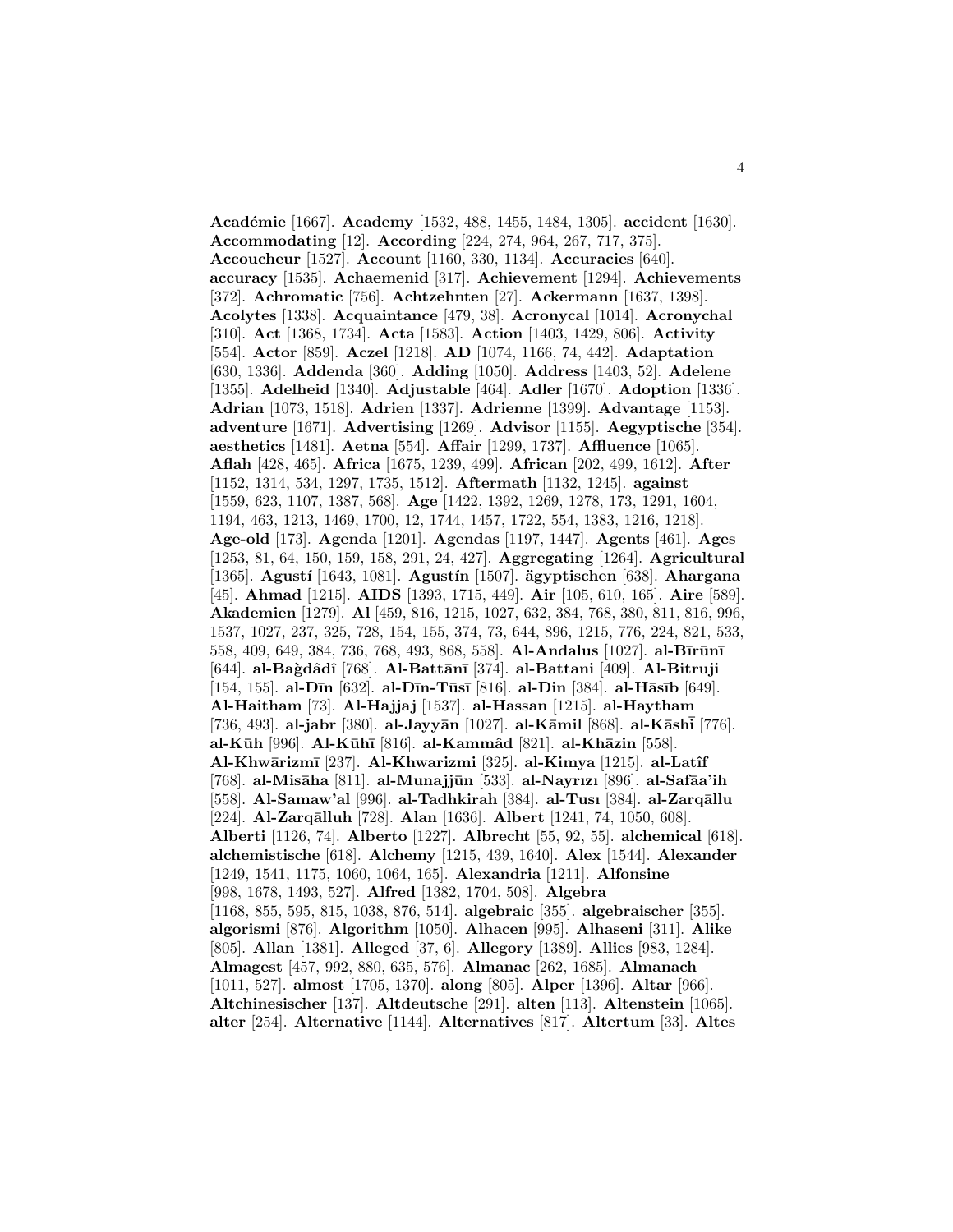**Académie** [1667]. **Academy** [1532, 488, 1455, 1484, 1305]. **accident** [1630]. **Accommodating** [12]. **According** [224, 274, 964, 267, 717, 375]. **Accoucheur** [1527]. **Account** [1160, 330, 1134]. **Accuracies** [640]. **accuracy** [1535]. **Achaemenid** [317]. **Achievement** [1294]. **Achievements** [372]. **Achromatic** [756]. **Achtzehnten** [27]. **Ackermann** [1637, 1398]. **Acolytes** [1338]. **Acquaintance** [479, 38]. **Acronycal** [1014]. **Acronychal** [310]. **Act** [1368, 1734]. **Acta** [1583]. **Action** [1403, 1429, 806]. **Activity** [554]. **Actor** [859]. **Aczel** [1218]. **AD** [1074, 1166, 74, 442]. **Adaptation** [630, 1336]. **Addenda** [360]. **Adding** [1050]. **Address** [1403, 52]. **Adelene** [1355]. **Adelheid** [1340]. **Adjustable** [464]. **Adler** [1670]. **Adoption** [1336]. **Adrian** [1073, 1518]. **Adrien** [1337]. **Adrienne** [1399]. **Advantage** [1153]. **adventure** [1671]. **Advertising** [1269]. **Advisor** [1155]. **Aegyptische** [354]. **aesthetics** [1481]. **Aetna** [554]. **Affair** [1299, 1737]. **Affluence** [1065]. **Aflah** [428, 465]. **Africa** [1675, 1239, 499]. **African** [202, 499, 1612]. **After** [1152, 1314, 534, 1297, 1735, 1512]. **Aftermath** [1132, 1245]. **against** [1559, 623, 1107, 1387, 568]. **Age** [1422, 1392, 1269, 1278, 173, 1291, 1604, 1194, 463, 1213, 1469, 1700, 12, 1744, 1457, 1722, 554, 1383, 1216, 1218]. **Age-old** [173]. **Agenda** [1201]. **Agendas** [1197, 1447]. **Agents** [461]. **Ages** [1253, 81, 64, 150, 159, 158, 291, 24, 427]. **Aggregating** [1264]. **Agricultural** [1365]. **Agustí** [1643, 1081]. **Agustín** [1507]. **ägyptischen** [638]. **Ahargana** [45]. **Ahmad** [1215]. **AIDS** [1393, 1715, 449]. **Air** [105, 610, 165]. **Aire** [589]. **Akademien** [1279]. **Al** [459, 816, 1215, 1027, 632, 384, 768, 380, 811, 816, 996, 1537, 1027, 237, 325, 728, 154, 155, 374, 73, 644, 896, 1215, 776, 224, 821, 533, 558, 409, 649, 384, 736, 768, 493, 868, 558]. **Al-Andalus** [1027]. **al-Bīrūnī** [644]. **al-Baġdâdî** [768]. **Al-Battānī** [374]. **al-Battani** [409]. **Al-Bitruji** [154, 155]. **al-Dīn** [632]. **al-Dīn-Tūsī** [816]. **al-Din** [384]. **al-Hāsīb** [649]. **Al-Haitham** [73]. **Al-Hajjaj** [1537]. **al-Hassan** [1215]. **al-Haytham** [736, 493]. **al-jabr** [380]. **al-Jayyān** [1027]. **al-Kāmil** [868]. **al-Kāshī** [776]. **al-Kūh** [996]. **Al-Kūhī** [816]. **al-Kammâd** [821]. **al-Khāzin** [558]. **Al-Khwārizmī** [237]. **Al-Khwarizmi** [325]. **al-Kimya** [1215]. **al-Latîf** [768]. **al-Misāha** [811]. **al-Munajjūn** [533]. **al-Nayrızı** [896]. **al-Safāa'ih** [558]. **Al-Samaw'al** [996]. **al-Tadhkirah** [384]. **al-Tusı** [384]. **al-Zarqāllu** [224]. **Al-Zarqālluh** [728]. **Alan** [1636]. **Albert** [1241, 74, 1050, 608]. **Alberti** [1126, 74]. **Alberto** [1227]. **Albrecht** [55, 92, 55]. **alchemical** [618]. **alchemistische** [618]. **Alchemy** [1215, 439, 1640]. **Alex** [1544]. **Alexander** [1249, 1541, 1175, 1060, 1064, 165]. **Alexandria** [1211]. **Alfonsine** [998, 1678, 1493, 527]. **Alfred** [1382, 1704, 508]. **Algebra** [1168, 855, 595, 815, 1038, 876, 514]. **algebraic** [355]. **algebraischer** [355]. **algorismi** [876]. **Algorithm** [1050]. **Alhacen** [995]. **Alhaseni** [311]. **Alike** [805]. **Allan** [1381]. **Alleged** [37, 6]. **Allegory** [1389]. **Allies** [983, 1284]. **Almagest** [457, 992, 880, 635, 576]. **Almanac** [262, 1685]. **Almanach** [1011, 527]. **almost** [1705, 1370]. **along** [805]. **Alper** [1396]. **Altar** [966]. **Altchinesischer** [137]. **Altdeutsche** [291]. **alten** [113]. **Altenstein** [1065]. **alter** [254]. **Alternative** [1144]. **Alternatives** [817]. **Altertum** [33]. **Altes**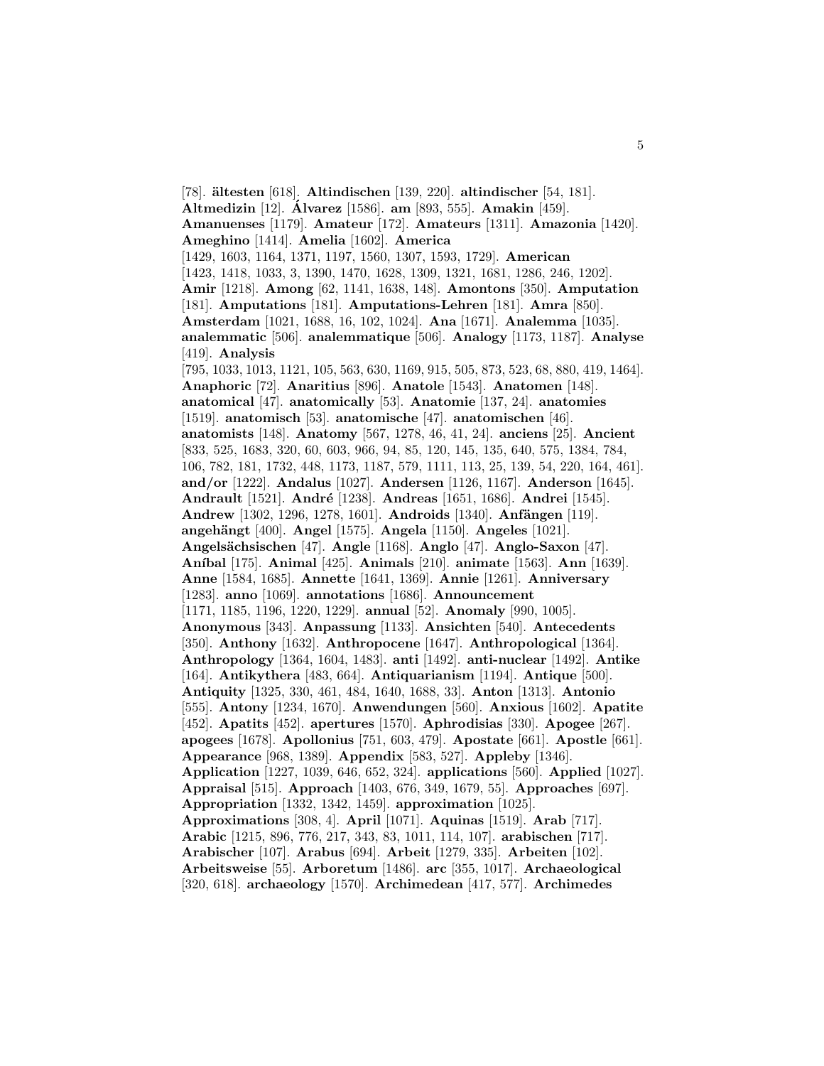[78]. **ältesten** [618]. **Altindischen** [139, 220]. **altindischer** [54, 181]. **Altmedizin** [12]. **Álvarez** [1586]. **am** [893, 555]. **Amakin** [459]. **Amanuenses** [1179]. **Amateur** [172]. **Amateurs** [1311]. **Amazonia** [1420]. **Ameghino** [1414]. **Amelia** [1602]. **America** [1429, 1603, 1164, 1371, 1197, 1560, 1307, 1593, 1729]. **American** [1423, 1418, 1033, 3, 1390, 1470, 1628, 1309, 1321, 1681, 1286, 246, 1202]. **Amir** [1218]. **Among** [62, 1141, 1638, 148]. **Amontons** [350]. **Amputation** [181]. **Amputations** [181]. **Amputations-Lehren** [181]. **Amra** [850]. **Amsterdam** [1021, 1688, 16, 102, 1024]. **Ana** [1671]. **Analemma** [1035]. **analemmatic** [506]. **analemmatique** [506]. **Analogy** [1173, 1187]. **Analyse** [419]. **Analysis** [795, 1033, 1013, 1121, 105, 563, 630, 1169, 915, 505, 873, 523, 68, 880, 419, 1464]. **Anaphoric** [72]. **Anaritius** [896]. **Anatole** [1543]. **Anatomen** [148]. **anatomical** [47]. **anatomically** [53]. **Anatomie** [137, 24]. **anatomies** [1519]. **anatomisch** [53]. **anatomische** [47]. **anatomischen** [46]. **anatomists** [148]. **Anatomy** [567, 1278, 46, 41, 24]. **anciens** [25]. **Ancient** [833, 525, 1683, 320, 60, 603, 966, 94, 85, 120, 145, 135, 640, 575, 1384, 784, 106, 782, 181, 1732, 448, 1173, 1187, 579, 1111, 113, 25, 139, 54, 220, 164, 461]. **and/or** [1222]. **Andalus** [1027]. **Andersen** [1126, 1167]. **Anderson** [1645]. **Andrault** [1521]. **André** [1238]. **Andreas** [1651, 1686]. **Andrei** [1545]. **Andrew** [1302, 1296, 1278, 1601]. **Androids** [1340]. **Anfängen** [119]. **angehängt** [400]. **Angel** [1575]. **Angela** [1150]. **Angeles** [1021]. **Angelsächsischen** [47]. **Angle** [1168]. **Anglo** [47]. **Anglo-Saxon** [47]. **Aníbal** [175]. **Animal** [425]. **Animals** [210]. **animate** [1563]. **Ann** [1639]. **Anne** [1584, 1685]. **Annette** [1641, 1369]. **Annie** [1261]. **Anniversary** [1283]. **anno** [1069]. **annotations** [1686]. **Announcement** [1171, 1185, 1196, 1220, 1229]. **annual** [52]. **Anomaly** [990, 1005]. **Anonymous** [343]. **Anpassung** [1133]. **Ansichten** [540]. **Antecedents** [350]. **Anthony** [1632]. **Anthropocene** [1647]. **Anthropological** [1364]. **Anthropology** [1364, 1604, 1483]. **anti** [1492]. **anti-nuclear** [1492]. **Antike** [164]. **Antikythera** [483, 664]. **Antiquarianism** [1194]. **Antique** [500]. **Antiquity** [1325, 330, 461, 484, 1640, 1688, 33]. **Anton** [1313]. **Antonio** [555]. **Antony** [1234, 1670]. **Anwendungen** [560]. **Anxious** [1602]. **Apatite** [452]. **Apatits** [452]. **apertures** [1570]. **Aphrodisias** [330]. **Apogee** [267]. **apogees** [1678]. **Apollonius** [751, 603, 479]. **Apostate** [661]. **Apostle** [661]. **Appearance** [968, 1389]. **Appendix** [583, 527]. **Appleby** [1346]. **Application** [1227, 1039, 646, 652, 324]. **applications** [560]. **Applied** [1027]. **Appraisal** [515]. **Approach** [1403, 676, 349, 1679, 55]. **Approaches** [697]. **Appropriation** [1332, 1342, 1459]. **approximation** [1025]. **Approximations** [308, 4]. **April** [1071]. **Aquinas** [1519]. **Arab** [717]. **Arabic** [1215, 896, 776, 217, 343, 83, 1011, 114, 107]. **arabischen** [717]. **Arabischer** [107]. **Arabus** [694]. **Arbeit** [1279, 335]. **Arbeiten** [102]. **Arbeitsweise** [55]. **Arboretum** [1486]. **arc** [355, 1017]. **Archaeological** [320, 618]. **archaeology** [1570]. **Archimedean** [417, 577]. **Archimedes**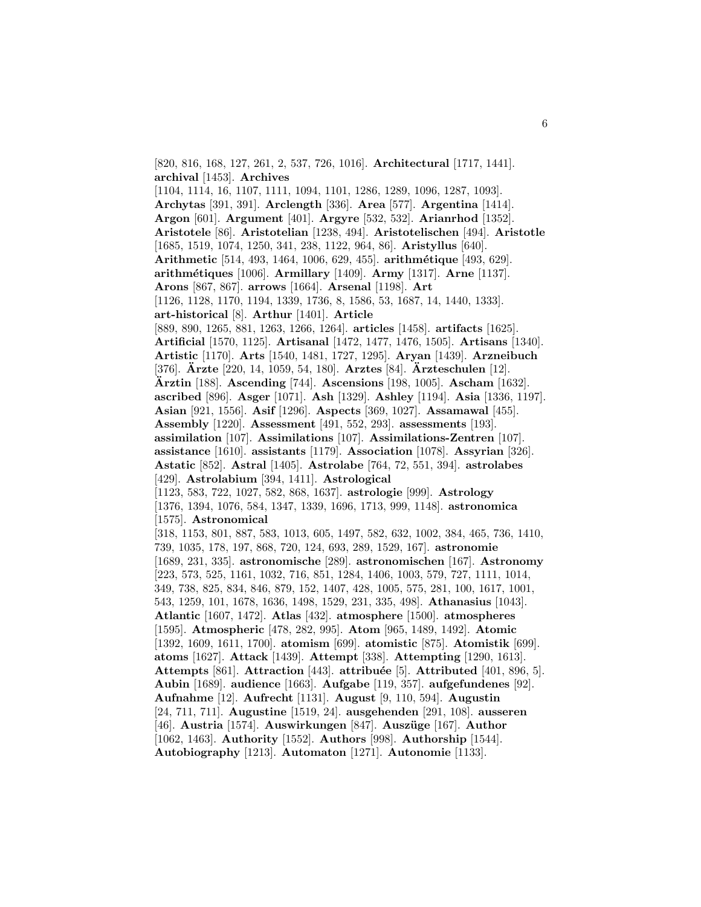[820, 816, 168, 127, 261, 2, 537, 726, 1016]. **Architectural** [1717, 1441]. **archival** [1453]. **Archives** [1104, 1114, 16, 1107, 1111, 1094, 1101, 1286, 1289, 1096, 1287, 1093]. **Archytas** [391, 391]. **Arclength** [336]. **Area** [577]. **Argentina** [1414]. **Argon** [601]. **Argument** [401]. **Argyre** [532, 532]. **Arianrhod** [1352]. **Aristotele** [86]. **Aristotelian** [1238, 494]. **Aristotelischen** [494]. **Aristotle** [1685, 1519, 1074, 1250, 341, 238, 1122, 964, 86]. **Aristyllus** [640]. **Arithmetic** [514, 493, 1464, 1006, 629, 455]. **arithmétique** [493, 629]. **arithmétiques** [1006]. **Armillary** [1409]. **Army** [1317]. **Arne** [1137]. **Arons** [867, 867]. **arrows** [1664]. **Arsenal** [1198]. **Art** [1126, 1128, 1170, 1194, 1339, 1736, 8, 1586, 53, 1687, 14, 1440, 1333]. **art-historical** [8]. **Arthur** [1401]. **Article** [889, 890, 1265, 881, 1263, 1266, 1264]. **articles** [1458]. **artifacts** [1625]. **Artificial** [1570, 1125]. **Artisanal** [1472, 1477, 1476, 1505]. **Artisans** [1340]. **Artistic** [1170]. **Arts** [1540, 1481, 1727, 1295]. **Aryan** [1439]. **Arzneibuch** [376]. **Ärzte** [220, 14, 1059, 54, 180]. **Arztes** [84]. **Ärzteschulen** [12]. **Ärztin** [188]. **Ascending** [744]. **Ascensions** [198, 1005]. **Ascham** [1632]. **ascribed** [896]. **Asger** [1071]. **Ash** [1329]. **Ashley** [1194]. **Asia** [1336, 1197]. **Asian** [921, 1556]. **Asif** [1296]. **Aspects** [369, 1027]. **Assamawal** [455]. **Assembly** [1220]. **Assessment** [491, 552, 293]. **assessments** [193]. **assimilation** [107]. **Assimilations** [107]. **Assimilations-Zentren** [107]. **assistance** [1610]. **assistants** [1179]. **Association** [1078]. **Assyrian** [326]. **Astatic** [852]. **Astral** [1405]. **Astrolabe** [764, 72, 551, 394]. **astrolabes** [429]. **Astrolabium** [394, 1411]. **Astrological** [1123, 583, 722, 1027, 582, 868, 1637]. **astrologie** [999]. **Astrology** [1376, 1394, 1076, 584, 1347, 1339, 1696, 1713, 999, 1148]. **astronomica** [1575]. **Astronomical** [318, 1153, 801, 887, 583, 1013, 605, 1497, 582, 632, 1002, 384, 465, 736, 1410, 739, 1035, 178, 197, 868, 720, 124, 693, 289, 1529, 167]. **astronomie** [1689, 231, 335]. **astronomische** [289]. **astronomischen** [167]. **Astronomy** [223, 573, 525, 1161, 1032, 716, 851, 1284, 1406, 1003, 579, 727, 1111, 1014, 349, 738, 825, 834, 846, 879, 152, 1407, 428, 1005, 575, 281, 100, 1617, 1001, 543, 1259, 101, 1678, 1636, 1498, 1529, 231, 335, 498]. **Athanasius** [1043]. **Atlantic** [1607, 1472]. **Atlas** [432]. **atmosphere** [1500]. **atmospheres** [1595]. **Atmospheric** [478, 282, 995]. **Atom** [965, 1489, 1492]. **Atomic** [1392, 1609, 1611, 1700]. **atomism** [699]. **atomistic** [875]. **Atomistik** [699]. **atoms** [1627]. **Attack** [1439]. **Attempt** [338]. **Attempting** [1290, 1613]. **Attempts** [861]. **Attraction** [443]. **attribuée** [5]. **Attributed** [401, 896, 5]. **Aubin** [1689]. **audience** [1663]. **Aufgabe** [119, 357]. **aufgefundenes** [92]. **Aufnahme** [12]. **Aufrecht** [1131]. **August** [9, 110, 594]. **Augustin** [24, 711, 711]. **Augustine** [1519, 24]. **ausgehenden** [291, 108]. **ausseren** [46]. **Austria** [1574]. **Auswirkungen** [847]. **Auszüge** [167]. **Author** [1062, 1463]. **Authority** [1552]. **Authors** [998]. **Authorship** [1544]. **Autobiography** [1213]. **Automaton** [1271]. **Autonomie** [1133].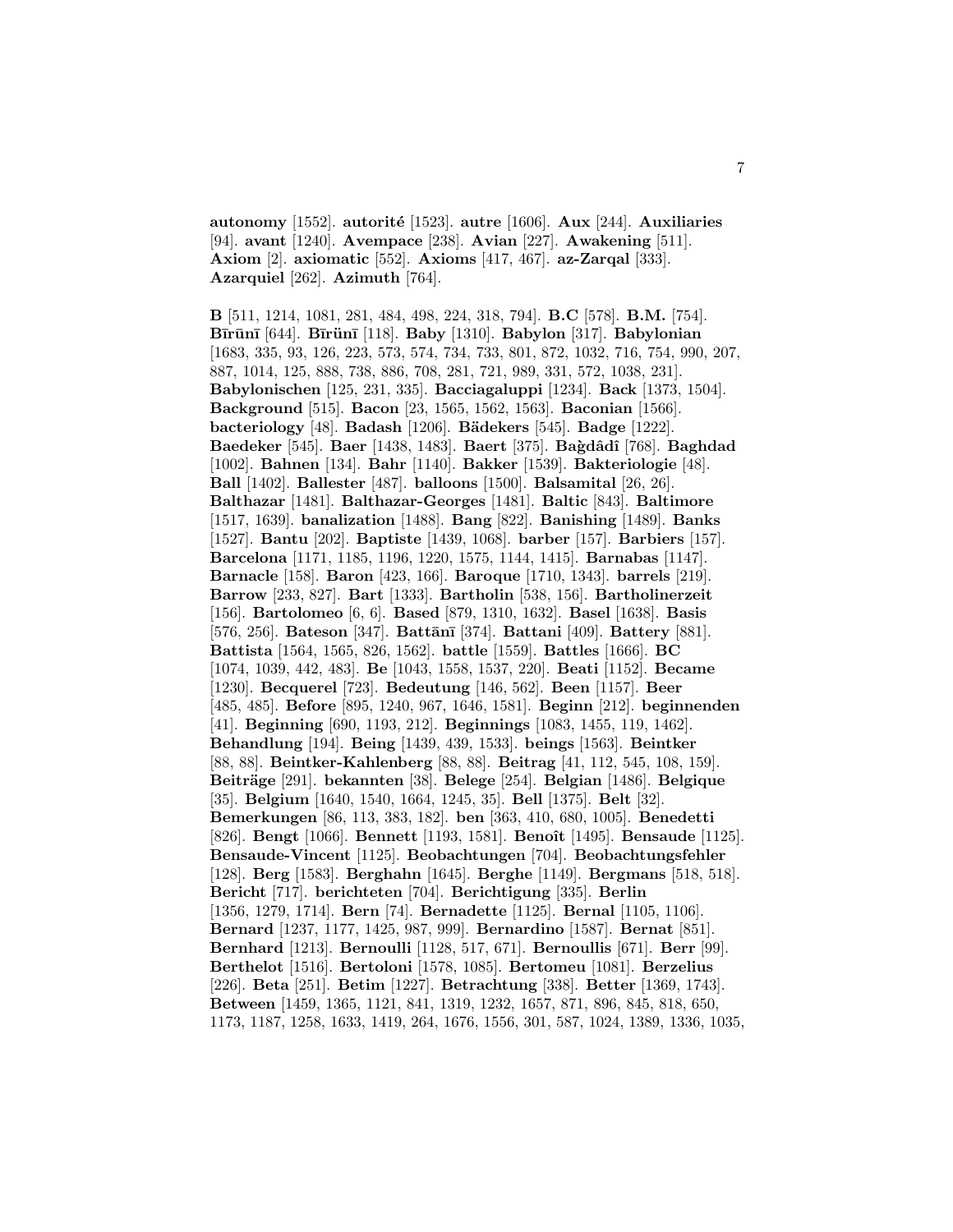**autonomy** [1552]. **autorité** [1523]. **autre** [1606]. **Aux** [244]. **Auxiliaries** [94]. **avant** [1240]. **Avempace** [238]. **Avian** [227]. **Awakening** [511]. **Axiom** [2]. **axiomatic** [552]. **Axioms** [417, 467]. **az-Zarqal** [333]. **Azarquiel** [262]. **Azimuth** [764].

**B** [511, 1214, 1081, 281, 484, 498, 224, 318, 794]. **B.C** [578]. **B.M.** [754]. **Bīrūnī** [644]. **Bīrünī** [118]. **Baby** [1310]. **Babylon** [317]. **Babylonian** [1683, 335, 93, 126, 223, 573, 574, 734, 733, 801, 872, 1032, 716, 754, 990, 207, 887, 1014, 125, 888, 738, 886, 708, 281, 721, 989, 331, 572, 1038, 231]. **Babylonischen** [125, 231, 335]. **Bacciagaluppi** [1234]. **Back** [1373, 1504]. **Background** [515]. **Bacon** [23, 1565, 1562, 1563]. **Baconian** [1566]. **bacteriology** [48]. **Badash** [1206]. **Bädekers** [545]. **Badge** [1222]. **Baedeker** [545]. **Baer** [1438, 1483]. **Baert** [375]. **Baǧdâdî** [768]. **Baghdad** [1002]. **Bahnen** [134]. **Bahr** [1140]. **Bakker** [1539]. **Bakteriologie** [48]. **Ball** [1402]. **Ballester** [487]. **balloons** [1500]. **Balsamital** [26, 26]. **Balthazar** [1481]. **Balthazar-Georges** [1481]. **Baltic** [843]. **Baltimore** [1517, 1639]. **banalization** [1488]. **Bang** [822]. **Banishing** [1489]. **Banks** [1527]. **Bantu** [202]. **Baptiste** [1439, 1068]. **barber** [157]. **Barbiers** [157]. **Barcelona** [1171, 1185, 1196, 1220, 1575, 1144, 1415]. **Barnabas** [1147]. **Barnacle** [158]. **Baron** [423, 166]. **Baroque** [1710, 1343]. **barrels** [219]. **Barrow** [233, 827]. **Bart** [1333]. **Bartholin** [538, 156]. **Bartholinerzeit** [156]. **Bartolomeo** [6, 6]. **Based** [879, 1310, 1632]. **Basel** [1638]. **Basis** [576, 256]. **Bateson** [347]. **Battānī** [374]. **Battani** [409]. **Battery** [881]. **Battista** [1564, 1565, 826, 1562]. **battle** [1559]. **Battles** [1666]. **BC** [1074, 1039, 442, 483]. **Be** [1043, 1558, 1537, 220]. **Beati** [1152]. **Became** [1230]. **Becquerel** [723]. **Bedeutung** [146, 562]. **Been** [1157]. **Beer** [485, 485]. **Before** [895, 1240, 967, 1646, 1581]. **Beginn** [212]. **beginnenden** [41]. **Beginning** [690, 1193, 212]. **Beginnings** [1083, 1455, 119, 1462]. **Behandlung** [194]. **Being** [1439, 439, 1533]. **beings** [1563]. **Beintker** [88, 88]. **Beintker-Kahlenberg** [88, 88]. **Beitrag** [41, 112, 545, 108, 159]. **Beiträge** [291]. **bekannten** [38]. **Belege** [254]. **Belgian** [1486]. **Belgique** [35]. **Belgium** [1640, 1540, 1664, 1245, 35]. **Bell** [1375]. **Belt** [32]. **Bemerkungen** [86, 113, 383, 182]. **ben** [363, 410, 680, 1005]. **Benedetti** [826]. **Bengt** [1066]. **Bennett** [1193, 1581]. **Benoît** [1495]. **Bensaude** [1125]. **Bensaude-Vincent** [1125]. **Beobachtungen** [704]. **Beobachtungsfehler** [128]. **Berg** [1583]. **Berghahn** [1645]. **Berghe** [1149]. **Bergmans** [518, 518]. **Bericht** [717]. **berichteten** [704]. **Berichtigung** [335]. **Berlin** [1356, 1279, 1714]. **Bern** [74]. **Bernadette** [1125]. **Bernal** [1105, 1106]. **Bernard** [1237, 1177, 1425, 987, 999]. **Bernardino** [1587]. **Bernat** [851]. **Bernhard** [1213]. **Bernoulli** [1128, 517, 671]. **Bernoullis** [671]. **Berr** [99]. **Berthelot** [1516]. **Bertoloni** [1578, 1085]. **Bertomeu** [1081]. **Berzelius** [226]. **Beta** [251]. **Betim** [1227]. **Betrachtung** [338]. **Better** [1369, 1743]. **Between** [1459, 1365, 1121, 841, 1319, 1232, 1657, 871, 896, 845, 818, 650, 1173, 1187, 1258, 1633, 1419, 264, 1676, 1556, 301, 587, 1024, 1389, 1336, 1035,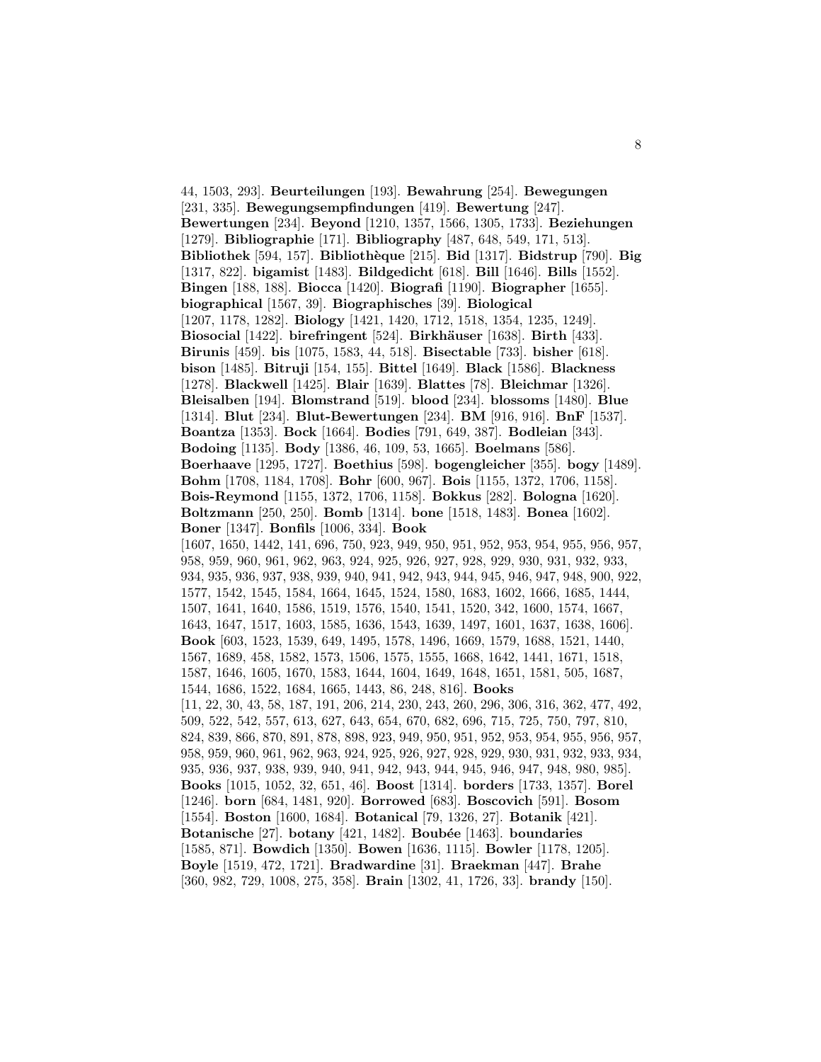44, 1503, 293]. **Beurteilungen** [193]. **Bewahrung** [254]. **Bewegungen** [231, 335]. **Bewegungsempfindungen** [419]. **Bewertung** [247]. **Bewertungen** [234]. **Beyond** [1210, 1357, 1566, 1305, 1733]. **Beziehungen** [1279]. **Bibliographie** [171]. **Bibliography** [487, 648, 549, 171, 513]. **Bibliothek** [594, 157]. **Bibliothèque** [215]. **Bid** [1317]. **Bidstrup** [790]. **Big** [1317, 822]. **bigamist** [1483]. **Bildgedicht** [618]. **Bill** [1646]. **Bills** [1552]. **Bingen** [188, 188]. **Biocca** [1420]. **Biografi** [1190]. **Biographer** [1655]. **biographical** [1567, 39]. **Biographisches** [39]. **Biological** [1207, 1178, 1282]. **Biology** [1421, 1420, 1712, 1518, 1354, 1235, 1249]. **Biosocial** [1422]. **birefringent** [524]. **Birkhäuser** [1638]. **Birth** [433]. **Birunis** [459]. **bis** [1075, 1583, 44, 518]. **Bisectable** [733]. **bisher** [618]. **bison** [1485]. **Bitruji** [154, 155]. **Bittel** [1649]. **Black** [1586]. **Blackness** [1278]. **Blackwell** [1425]. **Blair** [1639]. **Blattes** [78]. **Bleichmar** [1326]. **Bleisalben** [194]. **Blomstrand** [519]. **blood** [234]. **blossoms** [1480]. **Blue** [1314]. **Blut** [234]. **Blut-Bewertungen** [234]. **BM** [916, 916]. **BnF** [1537]. **Boantza** [1353]. **Bock** [1664]. **Bodies** [791, 649, 387]. **Bodleian** [343]. **Bodoing** [1135]. **Body** [1386, 46, 109, 53, 1665]. **Boelmans** [586]. **Boerhaave** [1295, 1727]. **Boethius** [598]. **bogengleicher** [355]. **bogy** [1489]. **Bohm** [1708, 1184, 1708]. **Bohr** [600, 967]. **Bois** [1155, 1372, 1706, 1158]. **Bois-Reymond** [1155, 1372, 1706, 1158]. **Bokkus** [282]. **Bologna** [1620]. **Boltzmann** [250, 250]. **Bomb** [1314]. **bone** [1518, 1483]. **Bonea** [1602]. **Boner** [1347]. **Bonfils** [1006, 334]. **Book** [1607, 1650, 1442, 141, 696, 750, 923, 949, 950, 951, 952, 953, 954, 955, 956, 957, 958, 959, 960, 961, 962, 963, 924, 925, 926, 927, 928, 929, 930, 931, 932, 933, 934, 935, 936, 937, 938, 939, 940, 941, 942, 943, 944, 945, 946, 947, 948, 900, 922, 1577, 1542, 1545, 1584, 1664, 1645, 1524, 1580, 1683, 1602, 1666, 1685, 1444, 1507, 1641, 1640, 1586, 1519, 1576, 1540, 1541, 1520, 342, 1600, 1574, 1667, 1643, 1647, 1517, 1603, 1585, 1636, 1543, 1639, 1497, 1601, 1637, 1638, 1606]. **Book** [603, 1523, 1539, 649, 1495, 1578, 1496, 1669, 1579, 1688, 1521, 1440, 1567, 1689, 458, 1582, 1573, 1506, 1575, 1555, 1668, 1642, 1441, 1671, 1518, 1587, 1646, 1605, 1670, 1583, 1644, 1604, 1649, 1648, 1651, 1581, 505, 1687, 1544, 1686, 1522, 1684, 1665, 1443, 86, 248, 816]. **Books** [11, 22, 30, 43, 58, 187, 191, 206, 214, 230, 243, 260, 296, 306, 316, 362, 477, 492, 509, 522, 542, 557, 613, 627, 643, 654, 670, 682, 696, 715, 725, 750, 797, 810, 824, 839, 866, 870, 891, 878, 898, 923, 949, 950, 951, 952, 953, 954, 955, 956, 957, 958, 959, 960, 961, 962, 963, 924, 925, 926, 927, 928, 929, 930, 931, 932, 933, 934, 935, 936, 937, 938, 939, 940, 941, 942, 943, 944, 945, 946, 947, 948, 980, 985]. **Books** [1015, 1052, 32, 651, 46]. **Boost** [1314]. **borders** [1733, 1357]. **Borel** [1246]. **born** [684, 1481, 920]. **Borrowed** [683]. **Boscovich** [591]. **Bosom** [1554]. **Boston** [1600, 1684]. **Botanical** [79, 1326, 27]. **Botanik** [421]. **Botanische** [27]. **botany** [421, 1482]. **Boubée** [1463]. **boundaries** [1585, 871]. **Bowdich** [1350]. **Bowen** [1636, 1115]. **Bowler** [1178, 1205]. **Boyle** [1519, 472, 1721]. **Bradwardine** [31]. **Braekman** [447]. **Brahe** [360, 982, 729, 1008, 275, 358]. **Brain** [1302, 41, 1726, 33]. **brandy** [150].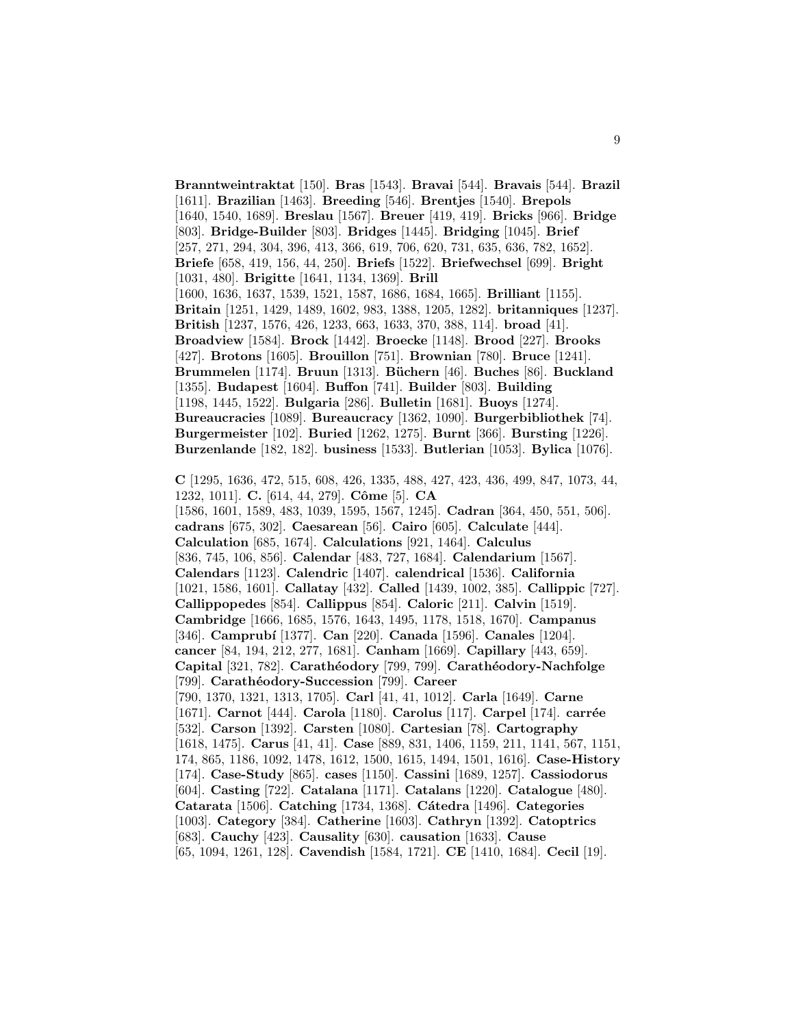**Branntweintraktat** [150]. **Bras** [1543]. **Bravai** [544]. **Bravais** [544]. **Brazil** [1611]. **Brazilian** [1463]. **Breeding** [546]. **Brentjes** [1540]. **Brepols** [1640, 1540, 1689]. **Breslau** [1567]. **Breuer** [419, 419]. **Bricks** [966]. **Bridge** [803]. **Bridge-Builder** [803]. **Bridges** [1445]. **Bridging** [1045]. **Brief** [257, 271, 294, 304, 396, 413, 366, 619, 706, 620, 731, 635, 636, 782, 1652]. **Briefe** [658, 419, 156, 44, 250]. **Briefs** [1522]. **Briefwechsel** [699]. **Bright** [1031, 480]. **Brigitte** [1641, 1134, 1369]. **Brill** [1600, 1636, 1637, 1539, 1521, 1587, 1686, 1684, 1665]. **Brilliant** [1155]. **Britain** [1251, 1429, 1489, 1602, 983, 1388, 1205, 1282]. **britanniques** [1237]. **British** [1237, 1576, 426, 1233, 663, 1633, 370, 388, 114]. **broad** [41]. **Broadview** [1584]. **Brock** [1442]. **Broecke** [1148]. **Brood** [227]. **Brooks** [427]. **Brotons** [1605]. **Brouillon** [751]. **Brownian** [780]. **Bruce** [1241]. **Brummelen** [1174]. **Bruun** [1313]. **Büchern** [46]. **Buches** [86]. **Buckland** [1355]. **Budapest** [1604]. **Buffon** [741]. **Builder** [803]. **Building** [1198, 1445, 1522]. **Bulgaria** [286]. **Bulletin** [1681]. **Buoys** [1274]. **Bureaucracies** [1089]. **Bureaucracy** [1362, 1090]. **Burgerbibliothek** [74]. **Burgermeister** [102]. **Buried** [1262, 1275]. **Burnt** [366]. **Bursting** [1226]. **Burzenlande** [182, 182]. **business** [1533]. **Butlerian** [1053]. **Bylica** [1076].

**C** [1295, 1636, 472, 515, 608, 426, 1335, 488, 427, 423, 436, 499, 847, 1073, 44, 1232, 1011]. **C.** [614, 44, 279]. **Côme** [5]. **CA** [1586, 1601, 1589, 483, 1039, 1595, 1567, 1245]. **Cadran** [364, 450, 551, 506]. **cadrans** [675, 302]. **Caesarean** [56]. **Cairo** [605]. **Calculate** [444]. **Calculation** [685, 1674]. **Calculations** [921, 1464]. **Calculus** [836, 745, 106, 856]. **Calendar** [483, 727, 1684]. **Calendarium** [1567]. **Calendars** [1123]. **Calendric** [1407]. **calendrical** [1536]. **California** [1021, 1586, 1601]. **Callatay** [432]. **Called** [1439, 1002, 385]. **Callippic** [727]. **Callippopedes** [854]. **Callippus** [854]. **Caloric** [211]. **Calvin** [1519]. **Cambridge** [1666, 1685, 1576, 1643, 1495, 1178, 1518, 1670]. **Campanus** [346]. **Camprubí** [1377]. **Can** [220]. **Canada** [1596]. **Canales** [1204]. **cancer** [84, 194, 212, 277, 1681]. **Canham** [1669]. **Capillary** [443, 659]. **Capital** [321, 782]. **Carathéodory** [799, 799]. **Carathéodory-Nachfolge** [799]. **Carathéodory-Succession** [799]. **Career** [790, 1370, 1321, 1313, 1705]. **Carl** [41, 41, 1012]. **Carla** [1649]. **Carne** [1671]. **Carnot** [444]. **Carola** [1180]. **Carolus** [117]. **Carpel** [174]. **carrée** [532]. **Carson** [1392]. **Carsten** [1080]. **Cartesian** [78]. **Cartography** [1618, 1475]. **Carus** [41, 41]. **Case** [889, 831, 1406, 1159, 211, 1141, 567, 1151, 174, 865, 1186, 1092, 1478, 1612, 1500, 1615, 1494, 1501, 1616]. **Case-History** [174]. **Case-Study** [865]. **cases** [1150]. **Cassini** [1689, 1257]. **Cassiodorus** [604]. **Casting** [722]. **Catalana** [1171]. **Catalans** [1220]. **Catalogue** [480]. **Catarata** [1506]. **Catching** [1734, 1368]. **Cátedra** [1496]. **Categories** [1003]. **Category** [384]. **Catherine** [1603]. **Cathryn** [1392]. **Catoptrics** [683]. **Cauchy** [423]. **Causality** [630]. **causation** [1633]. **Cause** [65, 1094, 1261, 128]. **Cavendish** [1584, 1721]. **CE** [1410, 1684]. **Cecil** [19].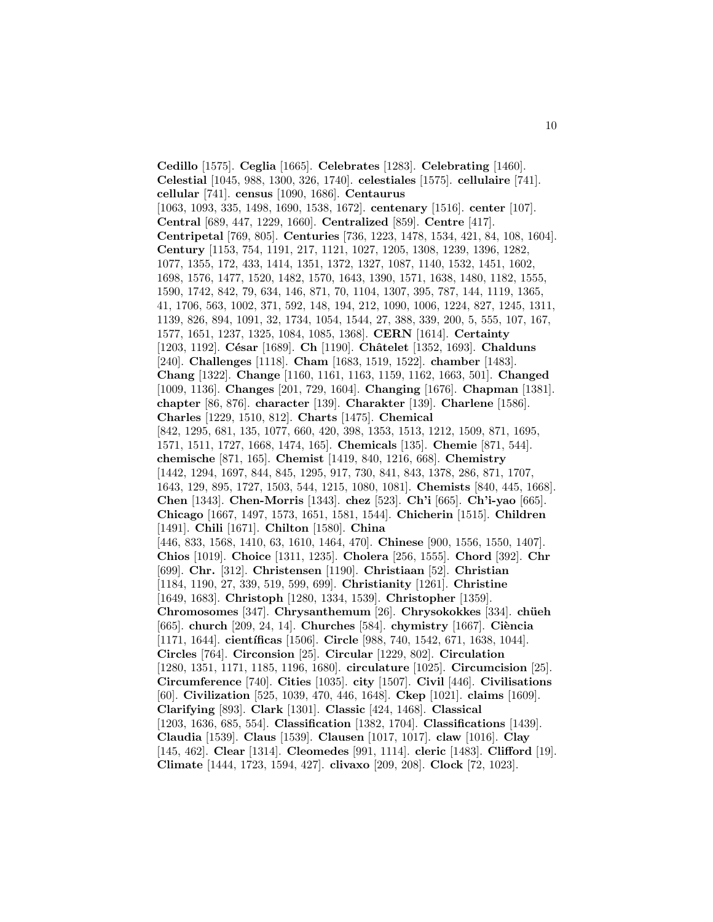**Cedillo** [1575]. **Ceglia** [1665]. **Celebrates** [1283]. **Celebrating** [1460]. **Celestial** [1045, 988, 1300, 326, 1740]. **celestiales** [1575]. **cellulaire** [741]. **cellular** [741]. **census** [1090, 1686]. **Centaurus** [1063, 1093, 335, 1498, 1690, 1538, 1672]. **centenary** [1516]. **center** [107]. **Central** [689, 447, 1229, 1660]. **Centralized** [859]. **Centre** [417]. **Centripetal** [769, 805]. **Centuries** [736, 1223, 1478, 1534, 421, 84, 108, 1604]. **Century** [1153, 754, 1191, 217, 1121, 1027, 1205, 1308, 1239, 1396, 1282, 1077, 1355, 172, 433, 1414, 1351, 1372, 1327, 1087, 1140, 1532, 1451, 1602, 1698, 1576, 1477, 1520, 1482, 1570, 1643, 1390, 1571, 1638, 1480, 1182, 1555, 1590, 1742, 842, 79, 634, 146, 871, 70, 1104, 1307, 395, 787, 144, 1119, 1365, 41, 1706, 563, 1002, 371, 592, 148, 194, 212, 1090, 1006, 1224, 827, 1245, 1311, 1139, 826, 894, 1091, 32, 1734, 1054, 1544, 27, 388, 339, 200, 5, 555, 107, 167, 1577, 1651, 1237, 1325, 1084, 1085, 1368]. **CERN** [1614]. **Certainty** [1203, 1192]. **César** [1689]. **Ch** [1190]. **Châtelet** [1352, 1693]. **Chalduns** [240]. **Challenges** [1118]. **Cham** [1683, 1519, 1522]. **chamber** [1483]. **Chang** [1322]. **Change** [1160, 1161, 1163, 1159, 1162, 1663, 501]. **Changed** [1009, 1136]. **Changes** [201, 729, 1604]. **Changing** [1676]. **Chapman** [1381]. **chapter** [86, 876]. **character** [139]. **Charakter** [139]. **Charlene** [1586]. **Charles** [1229, 1510, 812]. **Charts** [1475]. **Chemical** [842, 1295, 681, 135, 1077, 660, 420, 398, 1353, 1513, 1212, 1509, 871, 1695, 1571, 1511, 1727, 1668, 1474, 165]. **Chemicals** [135]. **Chemie** [871, 544]. **chemische** [871, 165]. **Chemist** [1419, 840, 1216, 668]. **Chemistry** [1442, 1294, 1697, 844, 845, 1295, 917, 730, 841, 843, 1378, 286, 871, 1707, 1643, 129, 895, 1727, 1503, 544, 1215, 1080, 1081]. **Chemists** [840, 445, 1668]. **Chen** [1343]. **Chen-Morris** [1343]. **chez** [523]. **Ch'i** [665]. **Ch'i-yao** [665]. **Chicago** [1667, 1497, 1573, 1651, 1581, 1544]. **Chicherin** [1515]. **Children** [1491]. **Chili** [1671]. **Chilton** [1580]. **China** [446, 833, 1568, 1410, 63, 1610, 1464, 470]. **Chinese** [900, 1556, 1550, 1407]. **Chios** [1019]. **Choice** [1311, 1235]. **Cholera** [256, 1555]. **Chord** [392]. **Chr** [699]. **Chr.** [312]. **Christensen** [1190]. **Christiaan** [52]. **Christian** [1184, 1190, 27, 339, 519, 599, 699]. **Christianity** [1261]. **Christine** [1649, 1683]. **Christoph** [1280, 1334, 1539]. **Christopher** [1359]. **Chromosomes** [347]. **Chrysanthemum** [26]. **Chrysokokkes** [334]. **chüeh** [665]. **church** [209, 24, 14]. **Churches** [584]. **chymistry** [1667]. **Ciència** [1171, 1644]. **científicas** [1506]. **Circle** [988, 740, 1542, 671, 1638, 1044]. **Circles** [764]. **Circonsion** [25]. **Circular** [1229, 802]. **Circulation** [1280, 1351, 1171, 1185, 1196, 1680]. **circulature** [1025]. **Circumcision** [25]. **Circumference** [740]. **Cities** [1035]. **city** [1507]. **Civil** [446]. **Civilisations** [60]. **Civilization** [525, 1039, 470, 446, 1648]. **Ckep** [1021]. **claims** [1609]. **Clarifying** [893]. **Clark** [1301]. **Classic** [424, 1468]. **Classical** [1203, 1636, 685, 554]. **Classification** [1382, 1704]. **Classifications** [1439]. **Claudia** [1539]. **Claus** [1539]. **Clausen** [1017, 1017]. **claw** [1016]. **Clay** [145, 462]. **Clear** [1314]. **Cleomedes** [991, 1114]. **cleric** [1483]. **Clifford** [19]. **Climate** [1444, 1723, 1594, 427]. **clivaxo** [209, 208]. **Clock** [72, 1023].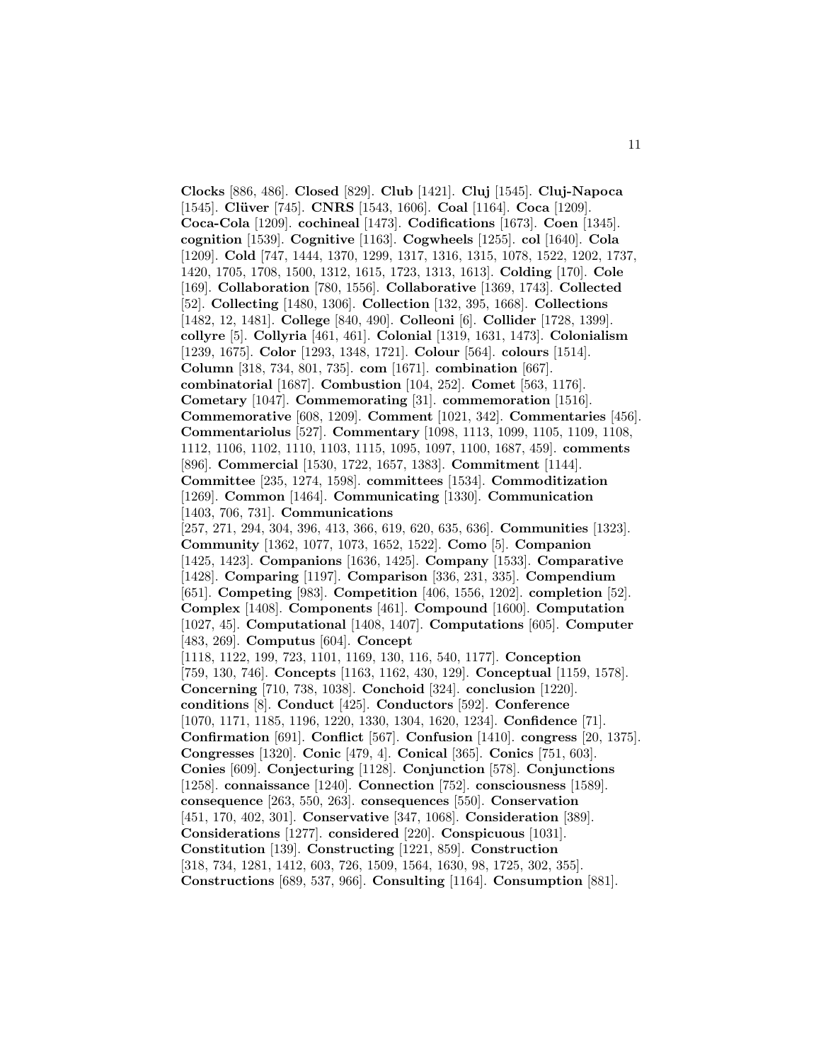**Clocks** [886, 486]. **Closed** [829]. **Club** [1421]. **Cluj** [1545]. **Cluj-Napoca** [1545]. **Clüver** [745]. **CNRS** [1543, 1606]. **Coal** [1164]. **Coca** [1209]. **Coca-Cola** [1209]. **cochineal** [1473]. **Codifications** [1673]. **Coen** [1345]. **cognition** [1539]. **Cognitive** [1163]. **Cogwheels** [1255]. **col** [1640]. **Cola** [1209]. **Cold** [747, 1444, 1370, 1299, 1317, 1316, 1315, 1078, 1522, 1202, 1737, 1420, 1705, 1708, 1500, 1312, 1615, 1723, 1313, 1613]. **Colding** [170]. **Cole** [169]. **Collaboration** [780, 1556]. **Collaborative** [1369, 1743]. **Collected** [52]. **Collecting** [1480, 1306]. **Collection** [132, 395, 1668]. **Collections** [1482, 12, 1481]. **College** [840, 490]. **Colleoni** [6]. **Collider** [1728, 1399]. **collyre** [5]. **Collyria** [461, 461]. **Colonial** [1319, 1631, 1473]. **Colonialism** [1239, 1675]. **Color** [1293, 1348, 1721]. **Colour** [564]. **colours** [1514]. **Column** [318, 734, 801, 735]. **com** [1671]. **combination** [667]. **combinatorial** [1687]. **Combustion** [104, 252]. **Comet** [563, 1176]. **Cometary** [1047]. **Commemorating** [31]. **commemoration** [1516]. **Commemorative** [608, 1209]. **Comment** [1021, 342]. **Commentaries** [456]. **Commentariolus** [527]. **Commentary** [1098, 1113, 1099, 1105, 1109, 1108, 1112, 1106, 1102, 1110, 1103, 1115, 1095, 1097, 1100, 1687, 459]. **comments** [896]. **Commercial** [1530, 1722, 1657, 1383]. **Commitment** [1144]. **Committee** [235, 1274, 1598]. **committees** [1534]. **Commoditization** [1269]. **Common** [1464]. **Communicating** [1330]. **Communication** [1403, 706, 731]. **Communications** [257, 271, 294, 304, 396, 413, 366, 619, 620, 635, 636]. **Communities** [1323]. **Community** [1362, 1077, 1073, 1652, 1522]. **Como** [5]. **Companion** [1425, 1423]. **Companions** [1636, 1425]. **Company** [1533]. **Comparative** [1428]. **Comparing** [1197]. **Comparison** [336, 231, 335]. **Compendium** [651]. **Competing** [983]. **Competition** [406, 1556, 1202]. **completion** [52]. **Complex** [1408]. **Components** [461]. **Compound** [1600]. **Computation** [1027, 45]. **Computational** [1408, 1407]. **Computations** [605]. **Computer** [483, 269]. **Computus** [604]. **Concept** [1118, 1122, 199, 723, 1101, 1169, 130, 116, 540, 1177]. **Conception** [759, 130, 746]. **Concepts** [1163, 1162, 430, 129]. **Conceptual** [1159, 1578]. **Concerning** [710, 738, 1038]. **Conchoid** [324]. **conclusion** [1220]. **conditions** [8]. **Conduct** [425]. **Conductors** [592]. **Conference** [1070, 1171, 1185, 1196, 1220, 1330, 1304, 1620, 1234]. **Confidence** [71]. **Confirmation** [691]. **Conflict** [567]. **Confusion** [1410]. **congress** [20, 1375]. **Congresses** [1320]. **Conic** [479, 4]. **Conical** [365]. **Conics** [751, 603]. **Conies** [609]. **Conjecturing** [1128]. **Conjunction** [578]. **Conjunctions** [1258]. **connaissance** [1240]. **Connection** [752]. **consciousness** [1589]. **consequence** [263, 550, 263]. **consequences** [550]. **Conservation** [451, 170, 402, 301]. **Conservative** [347, 1068]. **Consideration** [389]. **Considerations** [1277]. **considered** [220]. **Conspicuous** [1031]. **Constitution** [139]. **Constructing** [1221, 859]. **Construction** [318, 734, 1281, 1412, 603, 726, 1509, 1564, 1630, 98, 1725, 302, 355]. **Constructions** [689, 537, 966]. **Consulting** [1164]. **Consumption** [881].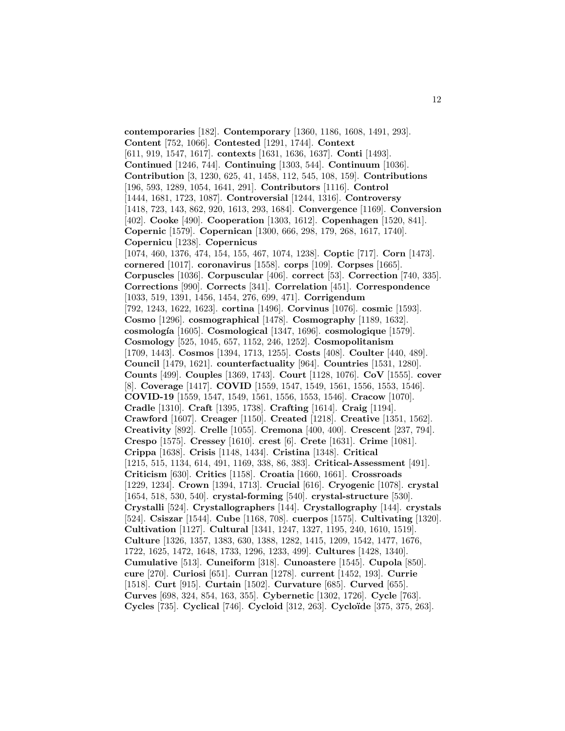**contemporaries** [182]. **Contemporary** [1360, 1186, 1608, 1491, 293]. **Content** [752, 1066]. **Contested** [1291, 1744]. **Context** [611, 919, 1547, 1617]. **contexts** [1631, 1636, 1637]. **Conti** [1493]. **Continued** [1246, 744]. **Continuing** [1303, 544]. **Continuum** [1036]. **Contribution** [3, 1230, 625, 41, 1458, 112, 545, 108, 159]. **Contributions** [196, 593, 1289, 1054, 1641, 291]. **Contributors** [1116]. **Control** [1444, 1681, 1723, 1087]. **Controversial** [1244, 1316]. **Controversy** [1418, 723, 143, 862, 920, 1613, 293, 1684]. **Convergence** [1169]. **Conversion** [402]. **Cooke** [490]. **Cooperation** [1303, 1612]. **Copenhagen** [1520, 841]. **Copernic** [1579]. **Copernican** [1300, 666, 298, 179, 268, 1617, 1740]. **Copernicu** [1238]. **Copernicus** [1074, 460, 1376, 474, 154, 155, 467, 1074, 1238]. **Coptic** [717]. **Corn** [1473]. **cornered** [1017]. **coronavirus** [1558]. **corps** [109]. **Corpses** [1665]. **Corpuscles** [1036]. **Corpuscular** [406]. **correct** [53]. **Correction** [740, 335]. **Corrections** [990]. **Corrects** [341]. **Correlation** [451]. **Correspondence** [1033, 519, 1391, 1456, 1454, 276, 699, 471]. **Corrigendum** [792, 1243, 1622, 1623]. **cortina** [1496]. **Corvinus** [1076]. **cosmic** [1593]. **Cosmo** [1296]. **cosmographical** [1478]. **Cosmography** [1189, 1632]. **cosmología** [1605]. **Cosmological** [1347, 1696]. **cosmologique** [1579]. **Cosmology** [525, 1045, 657, 1152, 246, 1252]. **Cosmopolitanism** [1709, 1443]. **Cosmos** [1394, 1713, 1255]. **Costs** [408]. **Coulter** [440, 489]. **Council** [1479, 1621]. **counterfactuality** [964]. **Countries** [1531, 1280]. **Counts** [499]. **Couples** [1369, 1743]. **Court** [1128, 1076]. **CoV** [1555]. **cover** [8]. **Coverage** [1417]. **COVID** [1559, 1547, 1549, 1561, 1556, 1553, 1546]. **COVID-19** [1559, 1547, 1549, 1561, 1556, 1553, 1546]. **Cracow** [1070]. **Cradle** [1310]. **Craft** [1395, 1738]. **Crafting** [1614]. **Craig** [1194]. **Crawford** [1607]. **Creager** [1150]. **Created** [1218]. **Creative** [1351, 1562]. **Creativity** [892]. **Crelle** [1055]. **Cremona** [400, 400]. **Crescent** [237, 794]. **Crespo** [1575]. **Cressey** [1610]. **crest** [6]. **Crete** [1631]. **Crime** [1081]. **Crippa** [1638]. **Crisis** [1148, 1434]. **Cristina** [1348]. **Critical** [1215, 515, 1134, 614, 491, 1169, 338, 86, 383]. **Critical-Assessment** [491]. **Criticism** [630]. **Critics** [1158]. **Croatia** [1660, 1661]. **Crossroads** [1229, 1234]. **Crown** [1394, 1713]. **Crucial** [616]. **Cryogenic** [1078]. **crystal** [1654, 518, 530, 540]. **crystal-forming** [540]. **crystal-structure** [530]. **Crystalli** [524]. **Crystallographers** [144]. **Crystallography** [144]. **crystals** [524]. **Csiszar** [1544]. **Cube** [1168, 708]. **cuerpos** [1575]. **Cultivating** [1320]. **Cultivation** [1127]. **Cultural** [1341, 1247, 1327, 1195, 240, 1610, 1519]. **Culture** [1326, 1357, 1383, 630, 1388, 1282, 1415, 1209, 1542, 1477, 1676, 1722, 1625, 1472, 1648, 1733, 1296, 1233, 499]. **Cultures** [1428, 1340]. **Cumulative** [513]. **Cuneiform** [318]. **Cunoastere** [1545]. **Cupola** [850]. **cure** [270]. **Curiosi** [651]. **Curran** [1278]. **current** [1452, 193]. **Currie** [1518]. **Curt** [915]. **Curtain** [1502]. **Curvature** [685]. **Curved** [655]. **Curves** [698, 324, 854, 163, 355]. **Cybernetic** [1302, 1726]. **Cycle** [763]. **Cycles** [735]. **Cyclical** [746]. **Cycloid** [312, 263]. **Cycloïde** [375, 375, 263].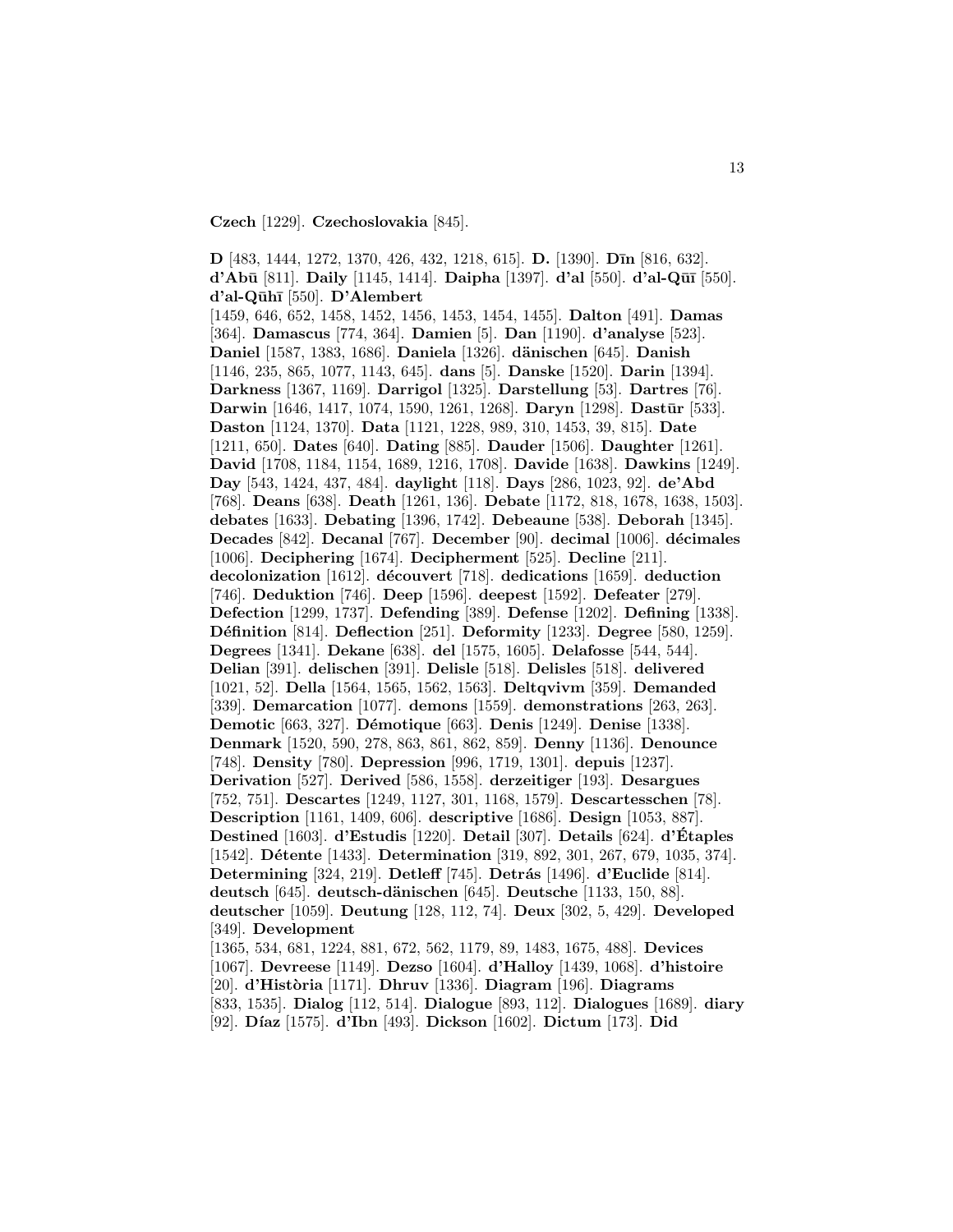**Czech** [1229]. **Czechoslovakia** [845].

**D** [483, 1444, 1272, 1370, 426, 432, 1218, 615]. **D.** [1390]. **Dīn** [816, 632]. **d'Abū** [811]. **Daily** [1145, 1414]. **Daipha** [1397]. **d'al** [550]. **d'al-Qūī** [550]. **d'al-Qūhī** [550]. **D'Alembert** [1459, 646, 652, 1458, 1452, 1456, 1453, 1454, 1455]. **Dalton** [491]. **Damas** [364]. **Damascus** [774, 364]. **Damien** [5]. **Dan** [1190]. **d'analyse** [523]. **Daniel** [1587, 1383, 1686]. **Daniela** [1326]. **dänischen** [645]. **Danish** [1146, 235, 865, 1077, 1143, 645]. **dans** [5]. **Danske** [1520]. **Darin** [1394]. **Darkness** [1367, 1169]. **Darrigol** [1325]. **Darstellung** [53]. **Dartres** [76]. **Darwin** [1646, 1417, 1074, 1590, 1261, 1268]. **Daryn** [1298]. **Dastūr** [533]. **Daston** [1124, 1370]. **Data** [1121, 1228, 989, 310, 1453, 39, 815]. **Date** [1211, 650]. **Dates** [640]. **Dating** [885]. **Dauder** [1506]. **Daughter** [1261]. **David** [1708, 1184, 1154, 1689, 1216, 1708]. **Davide** [1638]. **Dawkins** [1249]. **Day** [543, 1424, 437, 484]. **daylight** [118]. **Days** [286, 1023, 92]. **de'Abd** [768]. **Deans** [638]. **Death** [1261, 136]. **Debate** [1172, 818, 1678, 1638, 1503]. **debates** [1633]. **Debating** [1396, 1742]. **Debeaune** [538]. **Deborah** [1345]. **Decades** [842]. **Decanal** [767]. **December** [90]. **decimal** [1006]. **décimales** [1006]. **Deciphering** [1674]. **Decipherment** [525]. **Decline** [211]. **decolonization** [1612]. **découvert** [718]. **dedications** [1659]. **deduction** [746]. **Deduktion** [746]. **Deep** [1596]. **deepest** [1592]. **Defeater** [279]. **Defection** [1299, 1737]. **Defending** [389]. **Defense** [1202]. **Defining** [1338]. **Définition** [814]. **Deflection** [251]. **Deformity** [1233]. **Degree** [580, 1259]. **Degrees** [1341]. **Dekane** [638]. **del** [1575, 1605]. **Delafosse** [544, 544]. **Delian** [391]. **delischen** [391]. **Delisle** [518]. **Delisles** [518]. **delivered** [1021, 52]. **Della** [1564, 1565, 1562, 1563]. **Deltqvivm** [359]. **Demanded** [339]. **Demarcation** [1077]. **demons** [1559]. **demonstrations** [263, 263]. **Demotic** [663, 327]. **Démotique** [663]. **Denis** [1249]. **Denise** [1338]. **Denmark** [1520, 590, 278, 863, 861, 862, 859]. **Denny** [1136]. **Denounce** [748]. **Density** [780]. **Depression** [996, 1719, 1301]. **depuis** [1237]. **Derivation** [527]. **Derived** [586, 1558]. **derzeitiger** [193]. **Desargues** [752, 751]. **Descartes** [1249, 1127, 301, 1168, 1579]. **Descartesschen** [78]. **Description** [1161, 1409, 606]. **descriptive** [1686]. **Design** [1053, 887]. **Destined** [1603]. **d'Estudis** [1220]. **Detail** [307]. **Details** [624]. **d'Étaples** [1542]. **Détente** [1433]. **Determination** [319, 892, 301, 267, 679, 1035, 374]. **Determining** [324, 219]. **Detleff** [745]. **Detrás** [1496]. **d'Euclide** [814]. **deutsch** [645]. **deutsch-dänischen** [645]. **Deutsche** [1133, 150, 88]. **deutscher** [1059]. **Deutung** [128, 112, 74]. **Deux** [302, 5, 429]. **Developed** [349]. **Development** [1365, 534, 681, 1224, 881, 672, 562, 1179, 89, 1483, 1675, 488]. **Devices** [1067]. **Devreese** [1149]. **Dezso** [1604]. **d'Halloy** [1439, 1068]. **d'histoire** [20]. **d'Història** [1171]. **Dhruv** [1336]. **Diagram** [196]. **Diagrams** [833, 1535]. **Dialog** [112, 514]. **Dialogue** [893, 112]. **Dialogues** [1689]. **diary** [92]. **Díaz** [1575]. **d'Ibn** [493]. **Dickson** [1602]. **Dictum** [173]. **Did**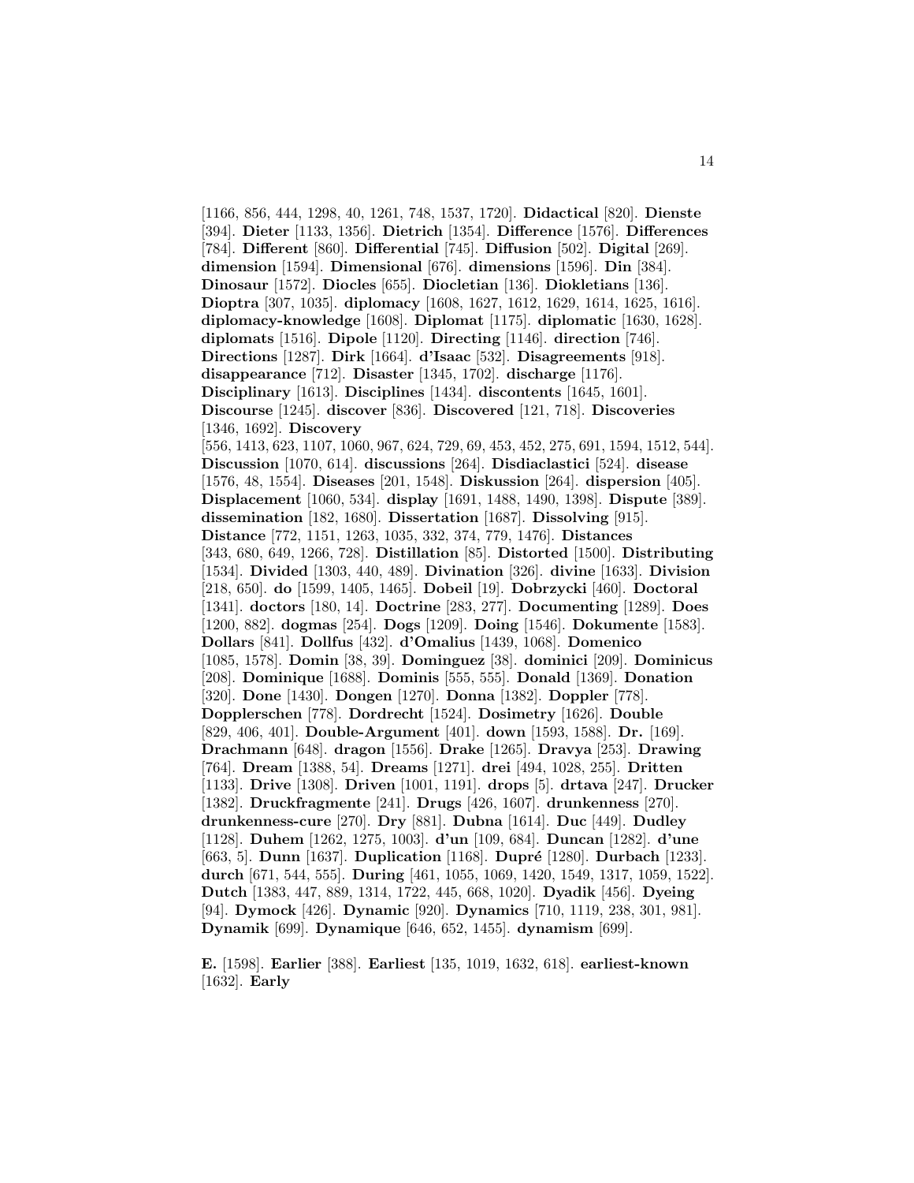[1166, 856, 444, 1298, 40, 1261, 748, 1537, 1720]. **Didactical** [820]. **Dienste** [394]. **Dieter** [1133, 1356]. **Dietrich** [1354]. **Difference** [1576]. **Differences** [784]. **Different** [860]. **Differential** [745]. **Diffusion** [502]. **Digital** [269]. **dimension** [1594]. **Dimensional** [676]. **dimensions** [1596]. **Din** [384]. **Dinosaur** [1572]. **Diocles** [655]. **Diocletian** [136]. **Diokletians** [136]. **Dioptra** [307, 1035]. **diplomacy** [1608, 1627, 1612, 1629, 1614, 1625, 1616]. **diplomacy-knowledge** [1608]. **Diplomat** [1175]. **diplomatic** [1630, 1628]. **diplomats** [1516]. **Dipole** [1120]. **Directing** [1146]. **direction** [746]. **Directions** [1287]. **Dirk** [1664]. **d'Isaac** [532]. **Disagreements** [918]. **disappearance** [712]. **Disaster** [1345, 1702]. **discharge** [1176]. **Disciplinary** [1613]. **Disciplines** [1434]. **discontents** [1645, 1601]. **Discourse** [1245]. **discover** [836]. **Discovered** [121, 718]. **Discoveries** [1346, 1692]. **Discovery** [556, 1413, 623, 1107, 1060, 967, 624, 729, 69, 453, 452, 275, 691, 1594, 1512, 544]. **Discussion** [1070, 614]. **discussions** [264]. **Disdiaclastici** [524]. **disease** [1576, 48, 1554]. **Diseases** [201, 1548]. **Diskussion** [264]. **dispersion** [405]. **Displacement** [1060, 534]. **display** [1691, 1488, 1490, 1398]. **Dispute** [389]. **dissemination** [182, 1680]. **Dissertation** [1687]. **Dissolving** [915]. **Distance** [772, 1151, 1263, 1035, 332, 374, 779, 1476]. **Distances** [343, 680, 649, 1266, 728]. **Distillation** [85]. **Distorted** [1500]. **Distributing** [1534]. **Divided** [1303, 440, 489]. **Divination** [326]. **divine** [1633]. **Division** [218, 650]. **do** [1599, 1405, 1465]. **Dobeil** [19]. **Dobrzycki** [460]. **Doctoral** [1341]. **doctors** [180, 14]. **Doctrine** [283, 277]. **Documenting** [1289]. **Does** [1200, 882]. **dogmas** [254]. **Dogs** [1209]. **Doing** [1546]. **Dokumente** [1583]. **Dollars** [841]. **Dollfus** [432]. **d'Omalius** [1439, 1068]. **Domenico** [1085, 1578]. **Domin** [38, 39]. **Dominguez** [38]. **dominici** [209]. **Dominicus** [208]. **Dominique** [1688]. **Dominis** [555, 555]. **Donald** [1369]. **Donation** [320]. **Done** [1430]. **Dongen** [1270]. **Donna** [1382]. **Doppler** [778]. **Dopplerschen** [778]. **Dordrecht** [1524]. **Dosimetry** [1626]. **Double** [829, 406, 401]. **Double-Argument** [401]. **down** [1593, 1588]. **Dr.** [169]. **Drachmann** [648]. **dragon** [1556]. **Drake** [1265]. **Dravya** [253]. **Drawing** [764]. **Dream** [1388, 54]. **Dreams** [1271]. **drei** [494, 1028, 255]. **Dritten** [1133]. **Drive** [1308]. **Driven** [1001, 1191]. **drops** [5]. **drtava** [247]. **Drucker** [1382]. **Druckfragmente** [241]. **Drugs** [426, 1607]. **drunkenness** [270]. **drunkenness-cure** [270]. **Dry** [881]. **Dubna** [1614]. **Duc** [449]. **Dudley** [1128]. **Duhem** [1262, 1275, 1003]. **d'un** [109, 684]. **Duncan** [1282]. **d'une** [663, 5]. **Dunn** [1637]. **Duplication** [1168]. **Dupré** [1280]. **Durbach** [1233]. **durch** [671, 544, 555]. **During** [461, 1055, 1069, 1420, 1549, 1317, 1059, 1522]. **Dutch** [1383, 447, 889, 1314, 1722, 445, 668, 1020]. **Dyadik** [456]. **Dyeing** [94]. **Dymock** [426]. **Dynamic** [920]. **Dynamics** [710, 1119, 238, 301, 981]. **Dynamik** [699]. **Dynamique** [646, 652, 1455]. **dynamism** [699].

**E.** [1598]. **Earlier** [388]. **Earliest** [135, 1019, 1632, 618]. **earliest-known** [1632]. **Early**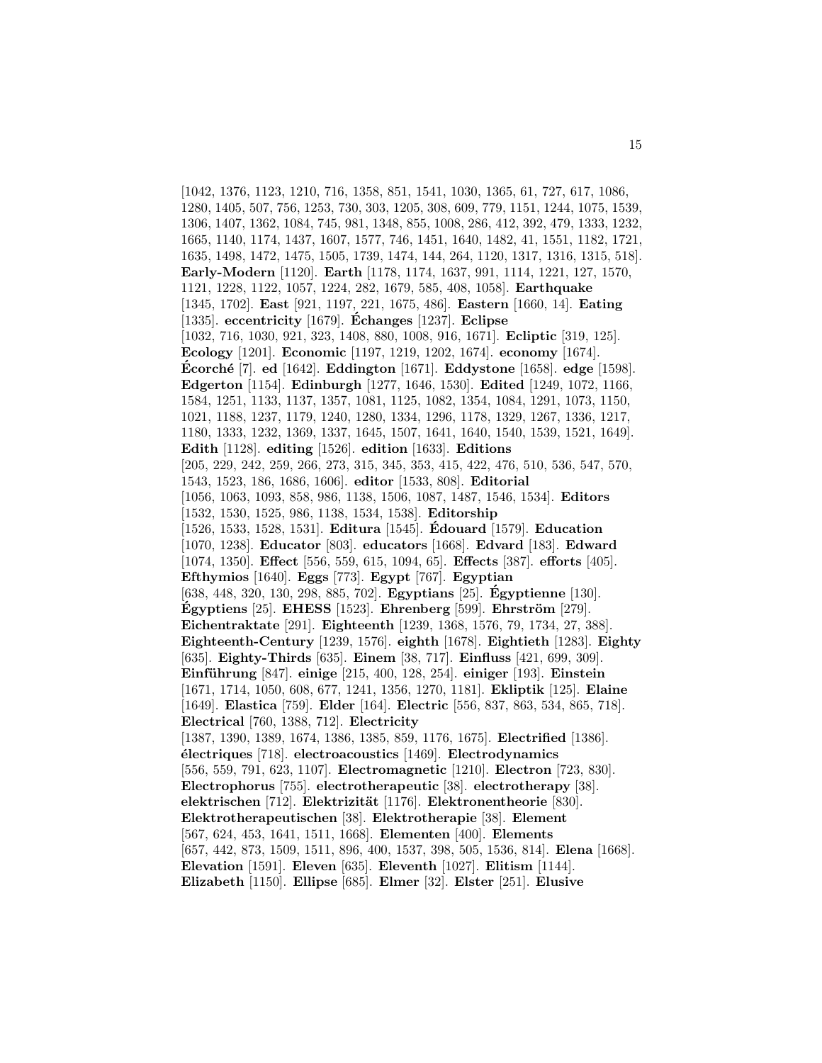[1042, 1376, 1123, 1210, 716, 1358, 851, 1541, 1030, 1365, 61, 727, 617, 1086, 1280, 1405, 507, 756, 1253, 730, 303, 1205, 308, 609, 779, 1151, 1244, 1075, 1539, 1306, 1407, 1362, 1084, 745, 981, 1348, 855, 1008, 286, 412, 392, 479, 1333, 1232, 1665, 1140, 1174, 1437, 1607, 1577, 746, 1451, 1640, 1482, 41, 1551, 1182, 1721, 1635, 1498, 1472, 1475, 1505, 1739, 1474, 144, 264, 1120, 1317, 1316, 1315, 518]. **Early-Modern** [1120]. **Earth** [1178, 1174, 1637, 991, 1114, 1221, 127, 1570, 1121, 1228, 1122, 1057, 1224, 282, 1679, 585, 408, 1058]. **Earthquake** [1345, 1702]. **East** [921, 1197, 221, 1675, 486]. **Eastern** [1660, 14]. **Eating** [1335]. **eccentricity** [1679]. **Échanges** [1237]. **Eclipse** [1032, 716, 1030, 921, 323, 1408, 880, 1008, 916, 1671]. **Ecliptic** [319, 125]. **Ecology** [1201]. **Economic** [1197, 1219, 1202, 1674]. **economy** [1674]. **Écorché** [7]. **ed** [1642]. **Eddington** [1671]. **Eddystone** [1658]. **edge** [1598]. **Edgerton** [1154]. **Edinburgh** [1277, 1646, 1530]. **Edited** [1249, 1072, 1166, 1584, 1251, 1133, 1137, 1357, 1081, 1125, 1082, 1354, 1084, 1291, 1073, 1150, 1021, 1188, 1237, 1179, 1240, 1280, 1334, 1296, 1178, 1329, 1267, 1336, 1217, 1180, 1333, 1232, 1369, 1337, 1645, 1507, 1641, 1640, 1540, 1539, 1521, 1649]. **Edith** [1128]. **editing** [1526]. **edition** [1633]. **Editions** [205, 229, 242, 259, 266, 273, 315, 345, 353, 415, 422, 476, 510, 536, 547, 570, 1543, 1523, 186, 1686, 1606]. **editor** [1533, 808]. **Editorial** [1056, 1063, 1093, 858, 986, 1138, 1506, 1087, 1487, 1546, 1534]. **Editors** [1532, 1530, 1525, 986, 1138, 1534, 1538]. **Editorship** [1526, 1533, 1528, 1531]. **Editura** [1545]. **Édouard** [1579]. **Education** [1070, 1238]. **Educator** [803]. **educators** [1668]. **Edvard** [183]. **Edward** [1074, 1350]. **Effect** [556, 559, 615, 1094, 65]. **Effects** [387]. **efforts** [405]. **Efthymios** [1640]. **Eggs** [773]. **Egypt** [767]. **Egyptian** [638, 448, 320, 130, 298, 885, 702]. **Egyptians** [25]. **Égyptienne** [130]. **Égyptiens** [25]. **EHESS** [1523]. **Ehrenberg** [599]. **Ehrström** [279]. **Eichentraktate** [291]. **Eighteenth** [1239, 1368, 1576, 79, 1734, 27, 388]. **Eighteenth-Century** [1239, 1576]. **eighth** [1678]. **Eightieth** [1283]. **Eighty** [635]. **Eighty-Thirds** [635]. **Einem** [38, 717]. **Einfluss** [421, 699, 309]. **Einführung** [847]. **einige** [215, 400, 128, 254]. **einiger** [193]. **Einstein** [1671, 1714, 1050, 608, 677, 1241, 1356, 1270, 1181]. **Ekliptik** [125]. **Elaine** [1649]. **Elastica** [759]. **Elder** [164]. **Electric** [556, 837, 863, 534, 865, 718]. **Electrical** [760, 1388, 712]. **Electricity** [1387, 1390, 1389, 1674, 1386, 1385, 859, 1176, 1675]. **Electrified** [1386]. **électriques** [718]. **electroacoustics** [1469]. **Electrodynamics** [556, 559, 791, 623, 1107]. **Electromagnetic** [1210]. **Electron** [723, 830]. **Electrophorus** [755]. **electrotherapeutic** [38]. **electrotherapy** [38]. **elektrischen** [712]. **Elektrizität** [1176]. **Elektronentheorie** [830]. **Elektrotherapeutischen** [38]. **Elektrotherapie** [38]. **Element** [567, 624, 453, 1641, 1511, 1668]. **Elementen** [400]. **Elements** [657, 442, 873, 1509, 1511, 896, 400, 1537, 398, 505, 1536, 814]. **Elena** [1668]. **Elevation** [1591]. **Eleven** [635]. **Eleventh** [1027]. **Elitism** [1144]. **Elizabeth** [1150]. **Ellipse** [685]. **Elmer** [32]. **Elster** [251]. **Elusive**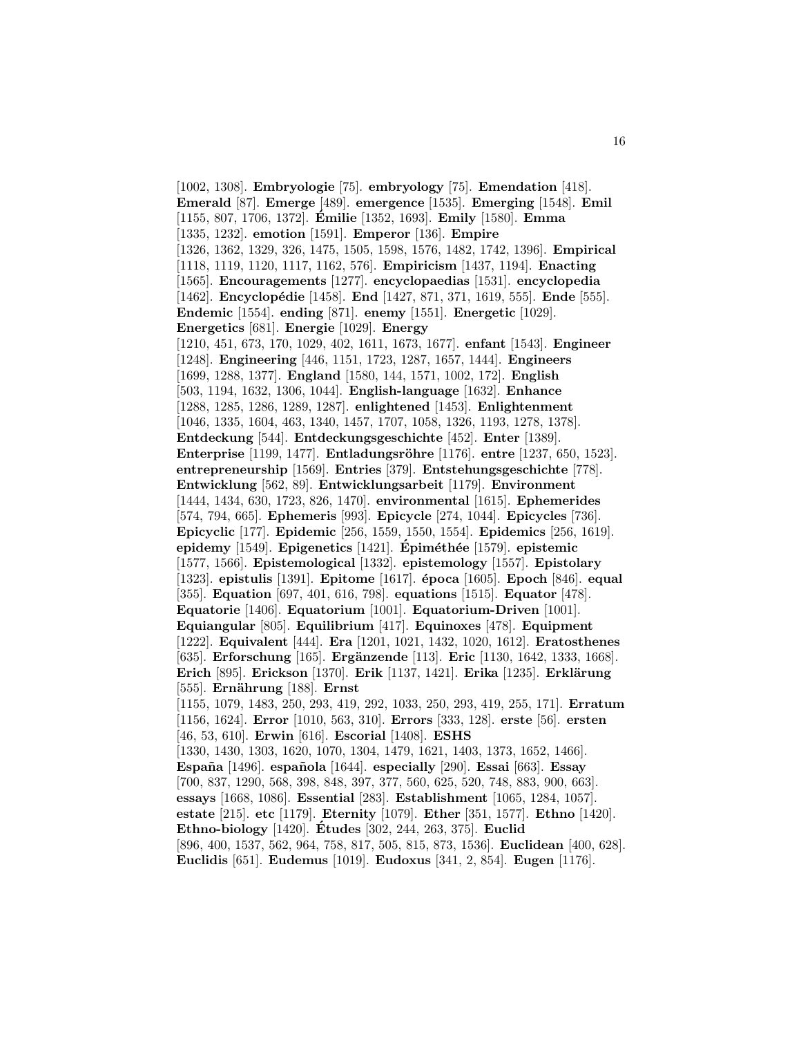[1002, 1308]. **Embryologie** [75]. **embryology** [75]. **Emendation** [418]. **Emerald** [87]. **Emerge** [489]. **emergence** [1535]. **Emerging** [1548]. **Emil** [1155, 807, 1706, 1372]. **Émilie** [1352, 1693]. **Emily** [1580]. **Emma** [1335, 1232]. **emotion** [1591]. **Emperor** [136]. **Empire** [1326, 1362, 1329, 326, 1475, 1505, 1598, 1576, 1482, 1742, 1396]. **Empirical** [1118, 1119, 1120, 1117, 1162, 576]. **Empiricism** [1437, 1194]. **Enacting** [1565]. **Encouragements** [1277]. **encyclopaedias** [1531]. **encyclopedia** [1462]. **Encyclopédie** [1458]. **End** [1427, 871, 371, 1619, 555]. **Ende** [555]. **Endemic** [1554]. **ending** [871]. **enemy** [1551]. **Energetic** [1029]. **Energetics** [681]. **Energie** [1029]. **Energy** [1210, 451, 673, 170, 1029, 402, 1611, 1673, 1677]. **enfant** [1543]. **Engineer** [1248]. **Engineering** [446, 1151, 1723, 1287, 1657, 1444]. **Engineers** [1699, 1288, 1377]. **England** [1580, 144, 1571, 1002, 172]. **English** [503, 1194, 1632, 1306, 1044]. **English-language** [1632]. **Enhance** [1288, 1285, 1286, 1289, 1287]. **enlightened** [1453]. **Enlightenment** [1046, 1335, 1604, 463, 1340, 1457, 1707, 1058, 1326, 1193, 1278, 1378]. **Entdeckung** [544]. **Entdeckungsgeschichte** [452]. **Enter** [1389]. **Enterprise** [1199, 1477]. **Entladungsröhre** [1176]. **entre** [1237, 650, 1523]. **entrepreneurship** [1569]. **Entries** [379]. **Entstehungsgeschichte** [778]. **Entwicklung** [562, 89]. **Entwicklungsarbeit** [1179]. **Environment** [1444, 1434, 630, 1723, 826, 1470]. **environmental** [1615]. **Ephemerides** [574, 794, 665]. **Ephemeris** [993]. **Epicycle** [274, 1044]. **Epicycles** [736]. **Epicyclic** [177]. **Epidemic** [256, 1559, 1550, 1554]. **Epidemics** [256, 1619]. **epidemy** [1549]. **Epigenetics** [1421]. **Épiméthée** [1579]. **epistemic** [1577, 1566]. **Epistemological** [1332]. **epistemology** [1557]. **Epistolary** [1323]. **epistulis** [1391]. **Epitome** [1617]. **época** [1605]. **Epoch** [846]. **equal** [355]. **Equation** [697, 401, 616, 798]. **equations** [1515]. **Equator** [478]. **Equatorie** [1406]. **Equatorium** [1001]. **Equatorium-Driven** [1001]. **Equiangular** [805]. **Equilibrium** [417]. **Equinoxes** [478]. **Equipment** [1222]. **Equivalent** [444]. **Era** [1201, 1021, 1432, 1020, 1612]. **Eratosthenes** [635]. **Erforschung** [165]. **Ergänzende** [113]. **Eric** [1130, 1642, 1333, 1668]. **Erich** [895]. **Erickson** [1370]. **Erik** [1137, 1421]. **Erika** [1235]. **Erklärung** [555]. **Ernährung** [188]. **Ernst** [1155, 1079, 1483, 250, 293, 419, 292, 1033, 250, 293, 419, 255, 171]. **Erratum** [1156, 1624]. **Error** [1010, 563, 310]. **Errors** [333, 128]. **erste** [56]. **ersten** [46, 53, 610]. **Erwin** [616]. **Escorial** [1408]. **ESHS** [1330, 1430, 1303, 1620, 1070, 1304, 1479, 1621, 1403, 1373, 1652, 1466]. **España** [1496]. **española** [1644]. **especially** [290]. **Essai** [663]. **Essay** [700, 837, 1290, 568, 398, 848, 397, 377, 560, 625, 520, 748, 883, 900, 663]. **essays** [1668, 1086]. **Essential** [283]. **Establishment** [1065, 1284, 1057]. **estate** [215]. **etc** [1179]. **Eternity** [1079]. **Ether** [351, 1577]. **Ethno** [1420]. **Ethno-biology** [1420]. **Études** [302, 244, 263, 375]. **Euclid** [896, 400, 1537, 562, 964, 758, 817, 505, 815, 873, 1536]. **Euclidean** [400, 628]. **Euclidis** [651]. **Eudemus** [1019]. **Eudoxus** [341, 2, 854]. **Eugen** [1176].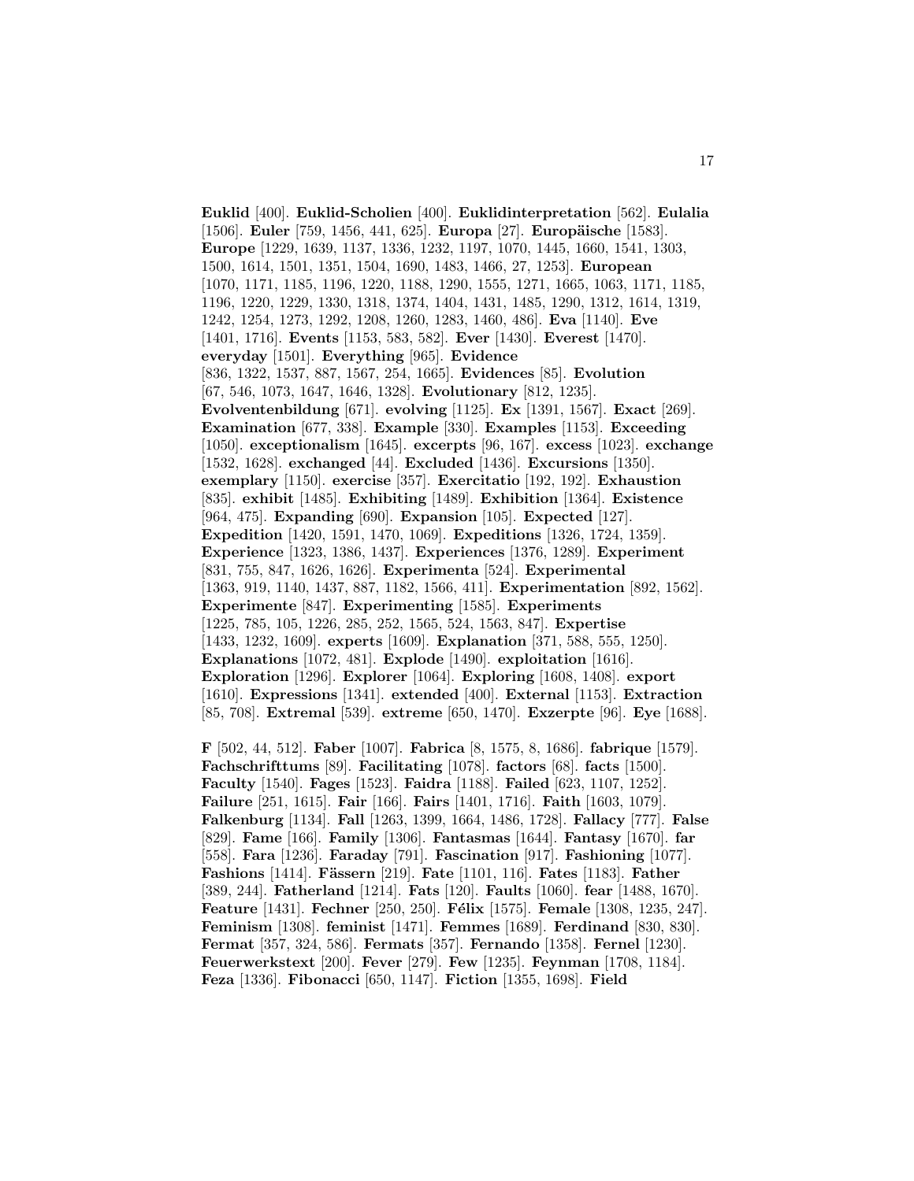**Euklid** [400]. **Euklid-Scholien** [400]. **Euklidinterpretation** [562]. **Eulalia** [1506]. **Euler** [759, 1456, 441, 625]. **Europa** [27]. **Europäische** [1583]. **Europe** [1229, 1639, 1137, 1336, 1232, 1197, 1070, 1445, 1660, 1541, 1303, 1500, 1614, 1501, 1351, 1504, 1690, 1483, 1466, 27, 1253]. **European** [1070, 1171, 1185, 1196, 1220, 1188, 1290, 1555, 1271, 1665, 1063, 1171, 1185, 1196, 1220, 1229, 1330, 1318, 1374, 1404, 1431, 1485, 1290, 1312, 1614, 1319, 1242, 1254, 1273, 1292, 1208, 1260, 1283, 1460, 486]. **Eva** [1140]. **Eve** [1401, 1716]. **Events** [1153, 583, 582]. **Ever** [1430]. **Everest** [1470]. **everyday** [1501]. **Everything** [965]. **Evidence** [836, 1322, 1537, 887, 1567, 254, 1665]. **Evidences** [85]. **Evolution** [67, 546, 1073, 1647, 1646, 1328]. **Evolutionary** [812, 1235]. **Evolventenbildung** [671]. **evolving** [1125]. **Ex** [1391, 1567]. **Exact** [269]. **Examination** [677, 338]. **Example** [330]. **Examples** [1153]. **Exceeding** [1050]. **exceptionalism** [1645]. **excerpts** [96, 167]. **excess** [1023]. **exchange** [1532, 1628]. **exchanged** [44]. **Excluded** [1436]. **Excursions** [1350]. **exemplary** [1150]. **exercise** [357]. **Exercitatio** [192, 192]. **Exhaustion** [835]. **exhibit** [1485]. **Exhibiting** [1489]. **Exhibition** [1364]. **Existence** [964, 475]. **Expanding** [690]. **Expansion** [105]. **Expected** [127]. **Expedition** [1420, 1591, 1470, 1069]. **Expeditions** [1326, 1724, 1359]. **Experience** [1323, 1386, 1437]. **Experiences** [1376, 1289]. **Experiment** [831, 755, 847, 1626, 1626]. **Experimenta** [524]. **Experimental** [1363, 919, 1140, 1437, 887, 1182, 1566, 411]. **Experimentation** [892, 1562]. **Experimente** [847]. **Experimenting** [1585]. **Experiments** [1225, 785, 105, 1226, 285, 252, 1565, 524, 1563, 847]. **Expertise** [1433, 1232, 1609]. **experts** [1609]. **Explanation** [371, 588, 555, 1250]. **Explanations** [1072, 481]. **Explode** [1490]. **exploitation** [1616]. **Exploration** [1296]. **Explorer** [1064]. **Exploring** [1608, 1408]. **export** [1610]. **Expressions** [1341]. **extended** [400]. **External** [1153]. **Extraction** [85, 708]. **Extremal** [539]. **extreme** [650, 1470]. **Exzerpte** [96]. **Eye** [1688].

**F** [502, 44, 512]. **Faber** [1007]. **Fabrica** [8, 1575, 8, 1686]. **fabrique** [1579]. **Fachschrifttums** [89]. **Facilitating** [1078]. **factors** [68]. **facts** [1500]. **Faculty** [1540]. **Fages** [1523]. **Faidra** [1188]. **Failed** [623, 1107, 1252]. **Failure** [251, 1615]. **Fair** [166]. **Fairs** [1401, 1716]. **Faith** [1603, 1079]. **Falkenburg** [1134]. **Fall** [1263, 1399, 1664, 1486, 1728]. **Fallacy** [777]. **False** [829]. **Fame** [166]. **Family** [1306]. **Fantasmas** [1644]. **Fantasy** [1670]. **far** [558]. **Fara** [1236]. **Faraday** [791]. **Fascination** [917]. **Fashioning** [1077]. **Fashions** [1414]. **Fässern** [219]. **Fate** [1101, 116]. **Fates** [1183]. **Father** [389, 244]. **Fatherland** [1214]. **Fats** [120]. **Faults** [1060]. **fear** [1488, 1670]. **Feature** [1431]. **Fechner** [250, 250]. **Félix** [1575]. **Female** [1308, 1235, 247]. **Feminism** [1308]. **feminist** [1471]. **Femmes** [1689]. **Ferdinand** [830, 830]. **Fermat** [357, 324, 586]. **Fermats** [357]. **Fernando** [1358]. **Fernel** [1230]. **Feuerwerkstext** [200]. **Fever** [279]. **Few** [1235]. **Feynman** [1708, 1184]. **Feza** [1336]. **Fibonacci** [650, 1147]. **Fiction** [1355, 1698]. **Field**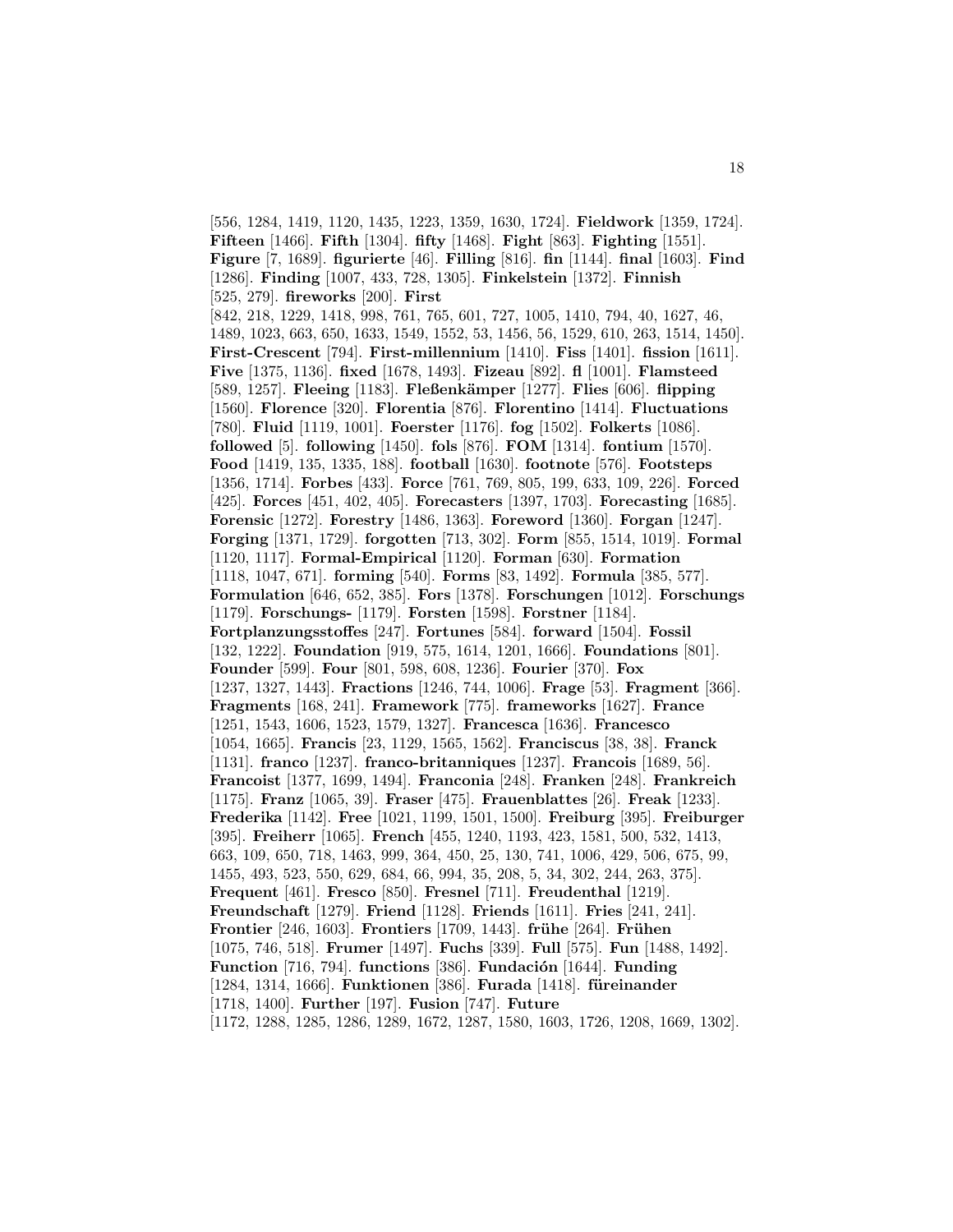[556, 1284, 1419, 1120, 1435, 1223, 1359, 1630, 1724]. **Fieldwork** [1359, 1724]. **Fifteen** [1466]. **Fifth** [1304]. **fifty** [1468]. **Fight** [863]. **Fighting** [1551]. **Figure** [7, 1689]. **figurierte** [46]. **Filling** [816]. **fin** [1144]. **final** [1603]. **Find** [1286]. **Finding** [1007, 433, 728, 1305]. **Finkelstein** [1372]. **Finnish** [525, 279]. **fireworks** [200]. **First** [842, 218, 1229, 1418, 998, 761, 765, 601, 727, 1005, 1410, 794, 40, 1627, 46, 1489, 1023, 663, 650, 1633, 1549, 1552, 53, 1456, 56, 1529, 610, 263, 1514, 1450]. **First-Crescent** [794]. **First-millennium** [1410]. **Fiss** [1401]. **fission** [1611]. **Five** [1375, 1136]. **fixed** [1678, 1493]. **Fizeau** [892]. **fl** [1001]. **Flamsteed** [589, 1257]. **Fleeing** [1183]. **Fleßenkämper** [1277]. **Flies** [606]. **flipping** [1560]. **Florence** [320]. **Florentia** [876]. **Florentino** [1414]. **Fluctuations** [780]. **Fluid** [1119, 1001]. **Foerster** [1176]. **fog** [1502]. **Folkerts** [1086]. **followed** [5]. **following** [1450]. **fols** [876]. **FOM** [1314]. **fontium** [1570]. **Food** [1419, 135, 1335, 188]. **football** [1630]. **footnote** [576]. **Footsteps** [1356, 1714]. **Forbes** [433]. **Force** [761, 769, 805, 199, 633, 109, 226]. **Forced** [425]. **Forces** [451, 402, 405]. **Forecasters** [1397, 1703]. **Forecasting** [1685]. **Forensic** [1272]. **Forestry** [1486, 1363]. **Foreword** [1360]. **Forgan** [1247]. **Forging** [1371, 1729]. **forgotten** [713, 302]. **Form** [855, 1514, 1019]. **Formal** [1120, 1117]. **Formal-Empirical** [1120]. **Forman** [630]. **Formation** [1118, 1047, 671]. **forming** [540]. **Forms** [83, 1492]. **Formula** [385, 577]. **Formulation** [646, 652, 385]. **Fors** [1378]. **Forschungen** [1012]. **Forschungs** [1179]. **Forschungs-** [1179]. **Forsten** [1598]. **Forstner** [1184]. **Fortplanzungsstoffes** [247]. **Fortunes** [584]. **forward** [1504]. **Fossil** [132, 1222]. **Foundation** [919, 575, 1614, 1201, 1666]. **Foundations** [801]. **Founder** [599]. **Four** [801, 598, 608, 1236]. **Fourier** [370]. **Fox** [1237, 1327, 1443]. **Fractions** [1246, 744, 1006]. **Frage** [53]. **Fragment** [366]. **Fragments** [168, 241]. **Framework** [775]. **frameworks** [1627]. **France** [1251, 1543, 1606, 1523, 1579, 1327]. **Francesca** [1636]. **Francesco** [1054, 1665]. **Francis** [23, 1129, 1565, 1562]. **Franciscus** [38, 38]. **Franck** [1131]. **franco** [1237]. **franco-britanniques** [1237]. **Francois** [1689, 56]. **Francoist** [1377, 1699, 1494]. **Franconia** [248]. **Franken** [248]. **Frankreich** [1175]. **Franz** [1065, 39]. **Fraser** [475]. **Frauenblattes** [26]. **Freak** [1233]. **Frederika** [1142]. **Free** [1021, 1199, 1501, 1500]. **Freiburg** [395]. **Freiburger** [395]. **Freiherr** [1065]. **French** [455, 1240, 1193, 423, 1581, 500, 532, 1413, 663, 109, 650, 718, 1463, 999, 364, 450, 25, 130, 741, 1006, 429, 506, 675, 99, 1455, 493, 523, 550, 629, 684, 66, 994, 35, 208, 5, 34, 302, 244, 263, 375]. **Frequent** [461]. **Fresco** [850]. **Fresnel** [711]. **Freudenthal** [1219]. **Freundschaft** [1279]. **Friend** [1128]. **Friends** [1611]. **Fries** [241, 241]. **Frontier** [246, 1603]. **Frontiers** [1709, 1443]. **frühe** [264]. **Frühen** [1075, 746, 518]. **Frumer** [1497]. **Fuchs** [339]. **Full** [575]. **Fun** [1488, 1183, 1492]. **Function** [716, 794]. **functions** [386]. **Fundación** [1644]. **Funding** [1284, 1314, 1666]. **Funktionen** [386]. **Furada** [1418]. **füreinander** [1718, 1400]. **Further** [197]. **Fusion** [747]. **Future** [1172, 1288, 1285, 1286, 1289, 1672, 1287, 1580, 1603, 1726, 1208, 1669, 1302].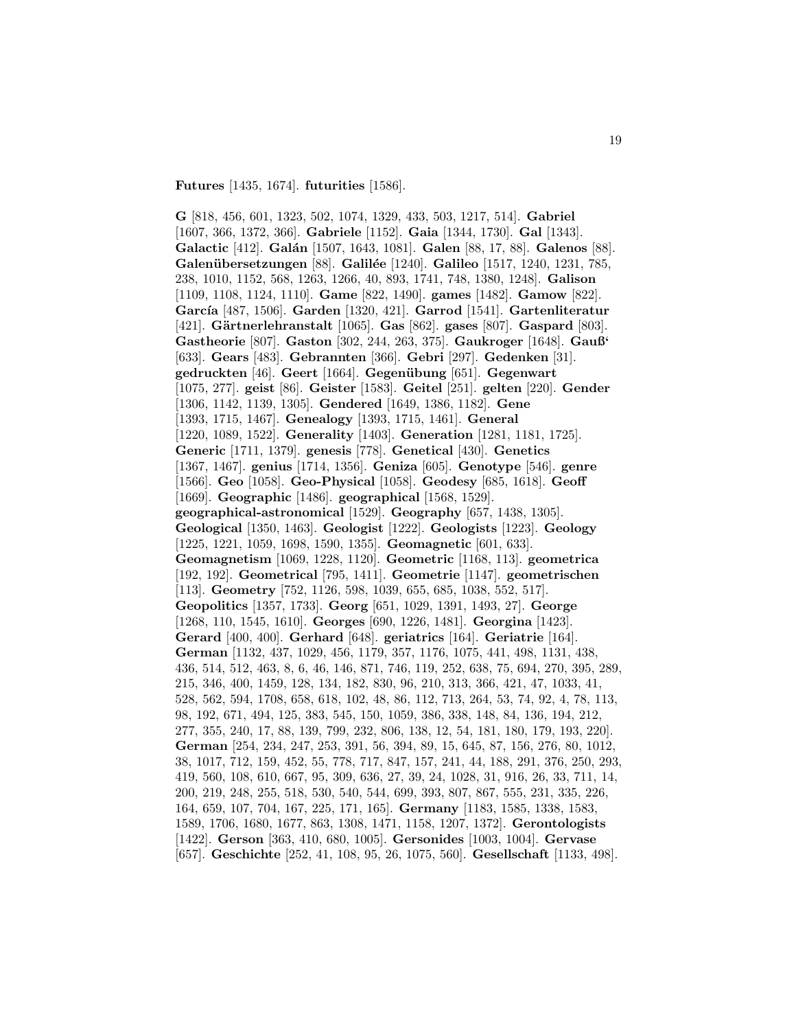**Futures** [1435, 1674]. **futurities** [1586].

**G** [818, 456, 601, 1323, 502, 1074, 1329, 433, 503, 1217, 514]. **Gabriel** [1607, 366, 1372, 366]. **Gabriele** [1152]. **Gaia** [1344, 1730]. **Gal** [1343]. **Galactic** [412]. **Galán** [1507, 1643, 1081]. **Galen** [88, 17, 88]. **Galenos** [88]. **Galenübersetzungen** [88]. **Galilée** [1240]. **Galileo** [1517, 1240, 1231, 785, 238, 1010, 1152, 568, 1263, 1266, 40, 893, 1741, 748, 1380, 1248]. **Galison** [1109, 1108, 1124, 1110]. **Game** [822, 1490]. **games** [1482]. **Gamow** [822]. **García** [487, 1506]. **Garden** [1320, 421]. **Garrod** [1541]. **Gartenliteratur** [421]. **Gärtnerlehranstalt** [1065]. **Gas** [862]. **gases** [807]. **Gaspard** [803]. **Gastheorie** [807]. **Gaston** [302, 244, 263, 375]. **Gaukroger** [1648]. **Gauß'** [633]. **Gears** [483]. **Gebrannten** [366]. **Gebri** [297]. **Gedenken** [31]. **gedruckten** [46]. **Geert** [1664]. **Gegenübung** [651]. **Gegenwart** [1075, 277]. **geist** [86]. **Geister** [1583]. **Geitel** [251]. **gelten** [220]. **Gender** [1306, 1142, 1139, 1305]. **Gendered** [1649, 1386, 1182]. **Gene** [1393, 1715, 1467]. **Genealogy** [1393, 1715, 1461]. **General** [1220, 1089, 1522]. **Generality** [1403]. **Generation** [1281, 1181, 1725]. **Generic** [1711, 1379]. **genesis** [778]. **Genetical** [430]. **Genetics** [1367, 1467]. **genius** [1714, 1356]. **Geniza** [605]. **Genotype** [546]. **genre** [1566]. **Geo** [1058]. **Geo-Physical** [1058]. **Geodesy** [685, 1618]. **Geoff** [1669]. **Geographic** [1486]. **geographical** [1568, 1529]. **geographical-astronomical** [1529]. **Geography** [657, 1438, 1305]. **Geological** [1350, 1463]. **Geologist** [1222]. **Geologists** [1223]. **Geology** [1225, 1221, 1059, 1698, 1590, 1355]. **Geomagnetic** [601, 633]. **Geomagnetism** [1069, 1228, 1120]. **Geometric** [1168, 113]. **geometrica** [192, 192]. **Geometrical** [795, 1411]. **Geometrie** [1147]. **geometrischen** [113]. **Geometry** [752, 1126, 598, 1039, 655, 685, 1038, 552, 517]. **Geopolitics** [1357, 1733]. **Georg** [651, 1029, 1391, 1493, 27]. **George** [1268, 110, 1545, 1610]. **Georges** [690, 1226, 1481]. **Georgina** [1423]. **Gerard** [400, 400]. **Gerhard** [648]. **geriatrics** [164]. **Geriatrie** [164]. **German** [1132, 437, 1029, 456, 1179, 357, 1176, 1075, 441, 498, 1131, 438, 436, 514, 512, 463, 8, 6, 46, 146, 871, 746, 119, 252, 638, 75, 694, 270, 395, 289, 215, 346, 400, 1459, 128, 134, 182, 830, 96, 210, 313, 366, 421, 47, 1033, 41, 528, 562, 594, 1708, 658, 618, 102, 48, 86, 112, 713, 264, 53, 74, 92, 4, 78, 113, 98, 192, 671, 494, 125, 383, 545, 150, 1059, 386, 338, 148, 84, 136, 194, 212, 277, 355, 240, 17, 88, 139, 799, 232, 806, 138, 12, 54, 181, 180, 179, 193, 220]. **German** [254, 234, 247, 253, 391, 56, 394, 89, 15, 645, 87, 156, 276, 80, 1012, 38, 1017, 712, 159, 452, 55, 778, 717, 847, 157, 241, 44, 188, 291, 376, 250, 293, 419, 560, 108, 610, 667, 95, 309, 636, 27, 39, 24, 1028, 31, 916, 26, 33, 711, 14, 200, 219, 248, 255, 518, 530, 540, 544, 699, 393, 807, 867, 555, 231, 335, 226, 164, 659, 107, 704, 167, 225, 171, 165]. **Germany** [1183, 1585, 1338, 1583, 1589, 1706, 1680, 1677, 863, 1308, 1471, 1158, 1207, 1372]. **Gerontologists** [1422]. **Gerson** [363, 410, 680, 1005]. **Gersonides** [1003, 1004]. **Gervase** [657]. **Geschichte** [252, 41, 108, 95, 26, 1075, 560]. **Gesellschaft** [1133, 498].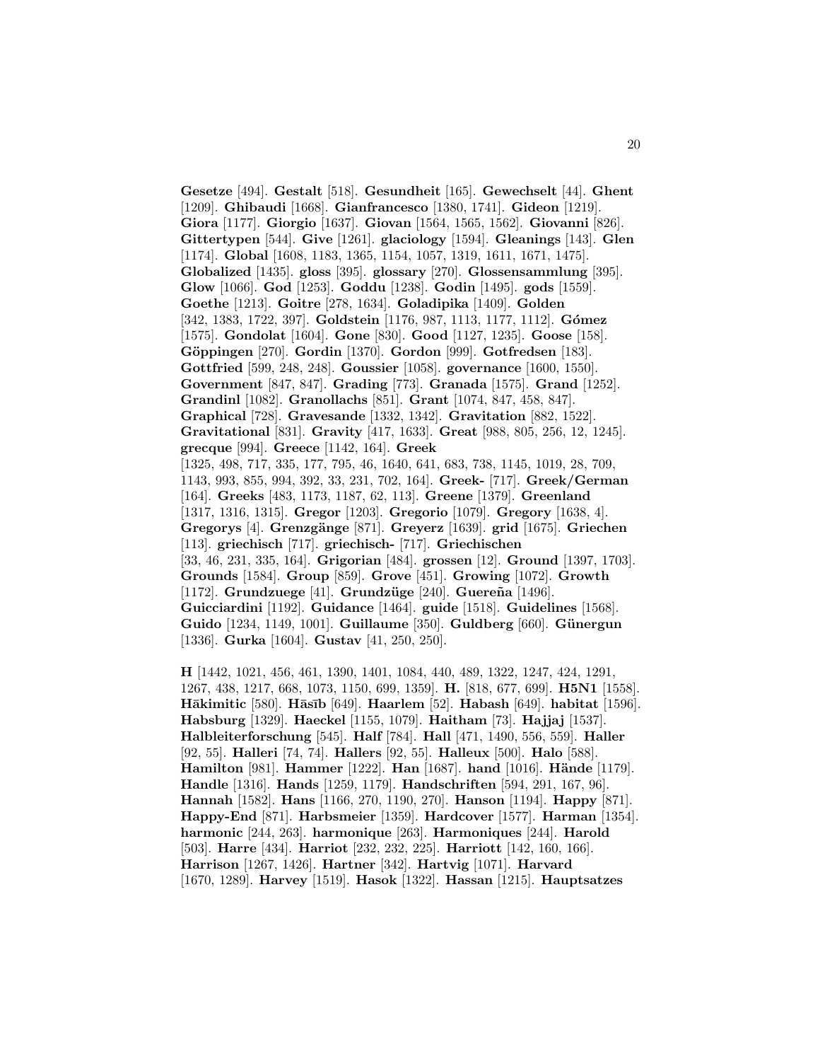**Gesetze** [494]. **Gestalt** [518]. **Gesundheit** [165]. **Gewechselt** [44]. **Ghent** [1209]. **Ghibaudi** [1668]. **Gianfrancesco** [1380, 1741]. **Gideon** [1219]. **Giora** [1177]. **Giorgio** [1637]. **Giovan** [1564, 1565, 1562]. **Giovanni** [826]. **Gittertypen** [544]. **Give** [1261]. **glaciology** [1594]. **Gleanings** [143]. **Glen** [1174]. **Global** [1608, 1183, 1365, 1154, 1057, 1319, 1611, 1671, 1475]. **Globalized** [1435]. **gloss** [395]. **glossary** [270]. **Glossensammlung** [395]. **Glow** [1066]. **God** [1253]. **Goddu** [1238]. **Godin** [1495]. **gods** [1559]. **Goethe** [1213]. **Goitre** [278, 1634]. **Goladipika** [1409]. **Golden** [342, 1383, 1722, 397]. **Goldstein** [1176, 987, 1113, 1177, 1112]. **Gómez** [1575]. **Gondolat** [1604]. **Gone** [830]. **Good** [1127, 1235]. **Goose** [158]. **Göppingen** [270]. **Gordin** [1370]. **Gordon** [999]. **Gotfredsen** [183]. **Gottfried** [599, 248, 248]. **Goussier** [1058]. **governance** [1600, 1550]. **Government** [847, 847]. **Grading** [773]. **Granada** [1575]. **Grand** [1252]. **Grandinl** [1082]. **Granollachs** [851]. **Grant** [1074, 847, 458, 847]. **Graphical** [728]. **Gravesande** [1332, 1342]. **Gravitation** [882, 1522]. **Gravitational** [831]. **Gravity** [417, 1633]. **Great** [988, 805, 256, 12, 1245]. **grecque** [994]. **Greece** [1142, 164]. **Greek** [1325, 498, 717, 335, 177, 795, 46, 1640, 641, 683, 738, 1145, 1019, 28, 709, 1143, 993, 855, 994, 392, 33, 231, 702, 164]. **Greek-** [717]. **Greek/German** [164]. **Greeks** [483, 1173, 1187, 62, 113]. **Greene** [1379]. **Greenland** [1317, 1316, 1315]. **Gregor** [1203]. **Gregorio** [1079]. **Gregory** [1638, 4]. **Gregorys** [4]. **Grenzgänge** [871]. **Greyerz** [1639]. **grid** [1675]. **Griechen** [113]. **griechisch** [717]. **griechisch-** [717]. **Griechischen** [33, 46, 231, 335, 164]. **Grigorian** [484]. **grossen** [12]. **Ground** [1397, 1703]. **Grounds** [1584]. **Group** [859]. **Grove** [451]. **Growing** [1072]. **Growth** [1172]. **Grundzuege** [41]. **Grundzüge** [240]. **Guereña** [1496]. **Guicciardini** [1192]. **Guidance** [1464]. **guide** [1518]. **Guidelines** [1568]. **Guido** [1234, 1149, 1001]. **Guillaume** [350]. **Guldberg** [660]. **Günergun** [1336]. **Gurka** [1604]. **Gustav** [41, 250, 250].

**H** [1442, 1021, 456, 461, 1390, 1401, 1084, 440, 489, 1322, 1247, 424, 1291, 1267, 438, 1217, 668, 1073, 1150, 699, 1359]. **H.** [818, 677, 699]. **H5N1** [1558]. **Hākimitic** [580]. **Hāsīb** [649]. **Haarlem** [52]. **Habash** [649]. **habitat** [1596]. **Habsburg** [1329]. **Haeckel** [1155, 1079]. **Haitham** [73]. **Hajjaj** [1537]. **Halbleiterforschung** [545]. **Half** [784]. **Hall** [471, 1490, 556, 559]. **Haller** [92, 55]. **Halleri** [74, 74]. **Hallers** [92, 55]. **Halleux** [500]. **Halo** [588]. **Hamilton** [981]. **Hammer** [1222]. **Han** [1687]. **hand** [1016]. **Hände** [1179]. **Handle** [1316]. **Hands** [1259, 1179]. **Handschriften** [594, 291, 167, 96]. **Hannah** [1582]. **Hans** [1166, 270, 1190, 270]. **Hanson** [1194]. **Happy** [871]. **Happy-End** [871]. **Harbsmeier** [1359]. **Hardcover** [1577]. **Harman** [1354]. **harmonic** [244, 263]. **harmonique** [263]. **Harmoniques** [244]. **Harold** [503]. **Harre** [434]. **Harriot** [232, 232, 225]. **Harriott** [142, 160, 166]. **Harrison** [1267, 1426]. **Hartner** [342]. **Hartvig** [1071]. **Harvard** [1670, 1289]. **Harvey** [1519]. **Hasok** [1322]. **Hassan** [1215]. **Hauptsatzes**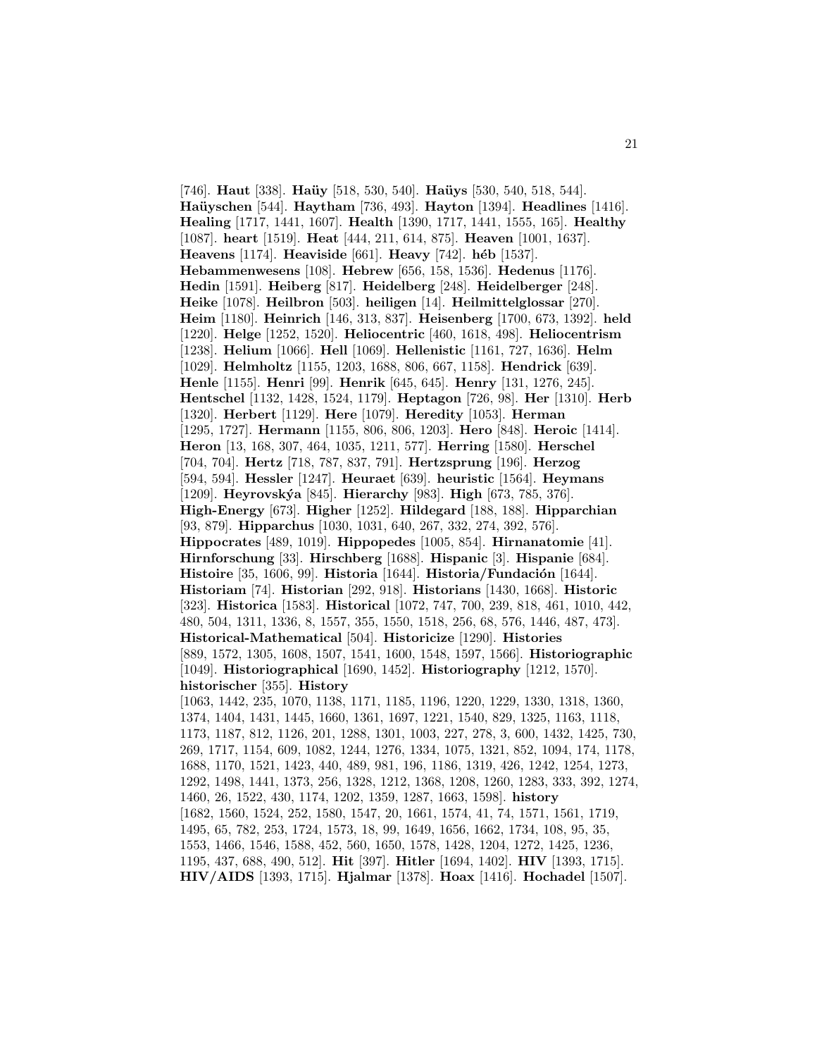[746]. **Haut** [338]. **Haüy** [518, 530, 540]. **Haüys** [530, 540, 518, 544]. **Haüyschen** [544]. **Haytham** [736, 493]. **Hayton** [1394]. **Headlines** [1416]. **Healing** [1717, 1441, 1607]. **Health** [1390, 1717, 1441, 1555, 165]. **Healthy** [1087]. **heart** [1519]. **Heat** [444, 211, 614, 875]. **Heaven** [1001, 1637]. **Heavens** [1174]. **Heaviside** [661]. **Heavy** [742]. **héb** [1537]. **Hebammenwesens** [108]. **Hebrew** [656, 158, 1536]. **Hedenus** [1176]. **Hedin** [1591]. **Heiberg** [817]. **Heidelberg** [248]. **Heidelberger** [248]. **Heike** [1078]. **Heilbron** [503]. **heiligen** [14]. **Heilmittelglossar** [270]. **Heim** [1180]. **Heinrich** [146, 313, 837]. **Heisenberg** [1700, 673, 1392]. **held** [1220]. **Helge** [1252, 1520]. **Heliocentric** [460, 1618, 498]. **Heliocentrism** [1238]. **Helium** [1066]. **Hell** [1069]. **Hellenistic** [1161, 727, 1636]. **Helm** [1029]. **Helmholtz** [1155, 1203, 1688, 806, 667, 1158]. **Hendrick** [639]. **Henle** [1155]. **Henri** [99]. **Henrik** [645, 645]. **Henry** [131, 1276, 245]. **Hentschel** [1132, 1428, 1524, 1179]. **Heptagon** [726, 98]. **Her** [1310]. **Herb** [1320]. **Herbert** [1129]. **Here** [1079]. **Heredity** [1053]. **Herman** [1295, 1727]. **Hermann** [1155, 806, 806, 1203]. **Hero** [848]. **Heroic** [1414]. **Heron** [13, 168, 307, 464, 1035, 1211, 577]. **Herring** [1580]. **Herschel** [704, 704]. **Hertz** [718, 787, 837, 791]. **Hertzsprung** [196]. **Herzog** [594, 594]. **Hessler** [1247]. **Heuraet** [639]. **heuristic** [1564]. **Heymans** [1209]. **Heyrovskýa** [845]. **Hierarchy** [983]. **High** [673, 785, 376]. **High-Energy** [673]. **Higher** [1252]. **Hildegard** [188, 188]. **Hipparchian** [93, 879]. **Hipparchus** [1030, 1031, 640, 267, 332, 274, 392, 576]. **Hippocrates** [489, 1019]. **Hippopedes** [1005, 854]. **Hirnanatomie** [41]. **Hirnforschung** [33]. **Hirschberg** [1688]. **Hispanic** [3]. **Hispanie** [684]. **Histoire** [35, 1606, 99]. **Historia** [1644]. **Historia/Fundación** [1644]. **Historiam** [74]. **Historian** [292, 918]. **Historians** [1430, 1668]. **Historic** [323]. **Historica** [1583]. **Historical** [1072, 747, 700, 239, 818, 461, 1010, 442, 480, 504, 1311, 1336, 8, 1557, 355, 1550, 1518, 256, 68, 576, 1446, 487, 473]. **Historical-Mathematical** [504]. **Historicize** [1290]. **Histories** [889, 1572, 1305, 1608, 1507, 1541, 1600, 1548, 1597, 1566]. **Historiographic** [1049]. **Historiographical** [1690, 1452]. **Historiography** [1212, 1570]. **historischer** [355]. **History** [1063, 1442, 235, 1070, 1138, 1171, 1185, 1196, 1220, 1229, 1330, 1318, 1360, 1374, 1404, 1431, 1445, 1660, 1361, 1697, 1221, 1540, 829, 1325, 1163, 1118, 1173, 1187, 812, 1126, 201, 1288, 1301, 1003, 227, 278, 3, 600, 1432, 1425, 730, 269, 1717, 1154, 609, 1082, 1244, 1276, 1334, 1075, 1321, 852, 1094, 174, 1178, 1688, 1170, 1521, 1423, 440, 489, 981, 196, 1186, 1319, 426, 1242, 1254, 1273, 1292, 1498, 1441, 1373, 256, 1328, 1212, 1368, 1208, 1260, 1283, 333, 392, 1274, 1460, 26, 1522, 430, 1174, 1202, 1359, 1287, 1663, 1598]. **history** [1682, 1560, 1524, 252, 1580, 1547, 20, 1661, 1574, 41, 74, 1571, 1561, 1719, 1495, 65, 782, 253, 1724, 1573, 18, 99, 1649, 1656, 1662, 1734, 108, 95, 35, 1553, 1466, 1546, 1588, 452, 560, 1650, 1578, 1428, 1204, 1272, 1425, 1236, 1195, 437, 688, 490, 512]. **Hit** [397]. **Hitler** [1694, 1402]. **HIV** [1393, 1715]. **HIV/AIDS** [1393, 1715]. **Hjalmar** [1378]. **Hoax** [1416]. **Hochadel** [1507].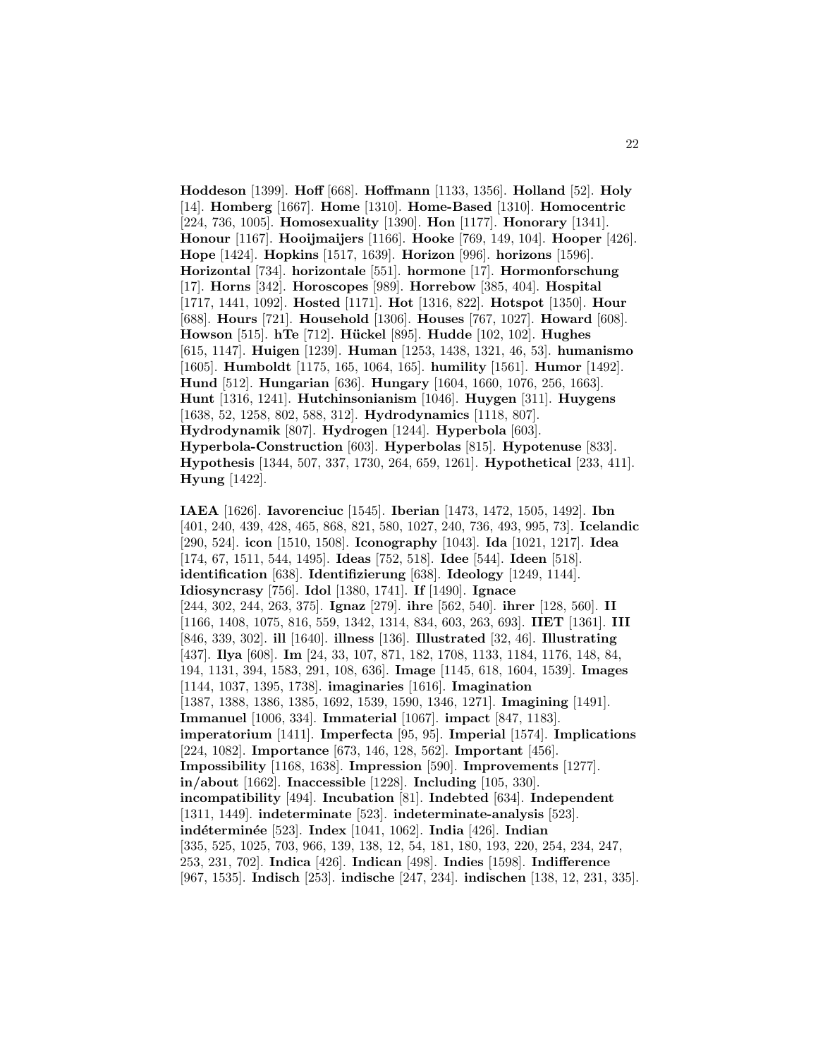**Hoddeson** [1399]. **Hoff** [668]. **Hoffmann** [1133, 1356]. **Holland** [52]. **Holy** [14]. **Homberg** [1667]. **Home** [1310]. **Home-Based** [1310]. **Homocentric** [224, 736, 1005]. **Homosexuality** [1390]. **Hon** [1177]. **Honorary** [1341]. **Honour** [1167]. **Hooijmaijers** [1166]. **Hooke** [769, 149, 104]. **Hooper** [426]. **Hope** [1424]. **Hopkins** [1517, 1639]. **Horizon** [996]. **horizons** [1596]. **Horizontal** [734]. **horizontale** [551]. **hormone** [17]. **Hormonforschung** [17]. **Horns** [342]. **Horoscopes** [989]. **Horrebow** [385, 404]. **Hospital** [1717, 1441, 1092]. **Hosted** [1171]. **Hot** [1316, 822]. **Hotspot** [1350]. **Hour** [688]. **Hours** [721]. **Household** [1306]. **Houses** [767, 1027]. **Howard** [608]. **Howson** [515]. **hTe** [712]. **Hückel** [895]. **Hudde** [102, 102]. **Hughes** [615, 1147]. **Huigen** [1239]. **Human** [1253, 1438, 1321, 46, 53]. **humanismo** [1605]. **Humboldt** [1175, 165, 1064, 165]. **humility** [1561]. **Humor** [1492]. **Hund** [512]. **Hungarian** [636]. **Hungary** [1604, 1660, 1076, 256, 1663]. **Hunt** [1316, 1241]. **Hutchinsonianism** [1046]. **Huygen** [311]. **Huygens** [1638, 52, 1258, 802, 588, 312]. **Hydrodynamics** [1118, 807]. **Hydrodynamik** [807]. **Hydrogen** [1244]. **Hyperbola** [603]. **Hyperbola-Construction** [603]. **Hyperbolas** [815]. **Hypotenuse** [833]. **Hypothesis** [1344, 507, 337, 1730, 264, 659, 1261]. **Hypothetical** [233, 411]. **Hyung** [1422].

**IAEA** [1626]. **Iavorenciuc** [1545]. **Iberian** [1473, 1472, 1505, 1492]. **Ibn** [401, 240, 439, 428, 465, 868, 821, 580, 1027, 240, 736, 493, 995, 73]. **Icelandic** [290, 524]. **icon** [1510, 1508]. **Iconography** [1043]. **Ida** [1021, 1217]. **Idea** [174, 67, 1511, 544, 1495]. **Ideas** [752, 518]. **Idee** [544]. **Ideen** [518]. **identification** [638]. **Identifizierung** [638]. **Ideology** [1249, 1144]. **Idiosyncrasy** [756]. **Idol** [1380, 1741]. **If** [1490]. **Ignace** [244, 302, 244, 263, 375]. **Ignaz** [279]. **ihre** [562, 540]. **ihrer** [128, 560]. **II** [1166, 1408, 1075, 816, 559, 1342, 1314, 834, 603, 263, 693]. **IIET** [1361]. **III** [846, 339, 302]. **ill** [1640]. **illness** [136]. **Illustrated** [32, 46]. **Illustrating** [437]. **Ilya** [608]. **Im** [24, 33, 107, 871, 182, 1708, 1133, 1184, 1176, 148, 84, 194, 1131, 394, 1583, 291, 108, 636]. **Image** [1145, 618, 1604, 1539]. **Images** [1144, 1037, 1395, 1738]. **imaginaries** [1616]. **Imagination** [1387, 1388, 1386, 1385, 1692, 1539, 1590, 1346, 1271]. **Imagining** [1491]. **Immanuel** [1006, 334]. **Immaterial** [1067]. **impact** [847, 1183]. **imperatorium** [1411]. **Imperfecta** [95, 95]. **Imperial** [1574]. **Implications** [224, 1082]. **Importance** [673, 146, 128, 562]. **Important** [456]. **Impossibility** [1168, 1638]. **Impression** [590]. **Improvements** [1277]. **in/about** [1662]. **Inaccessible** [1228]. **Including** [105, 330]. **incompatibility** [494]. **Incubation** [81]. **Indebted** [634]. **Independent** [1311, 1449]. **indeterminate** [523]. **indeterminate-analysis** [523]. **indéterminée** [523]. **Index** [1041, 1062]. **India** [426]. **Indian** [335, 525, 1025, 703, 966, 139, 138, 12, 54, 181, 180, 193, 220, 254, 234, 247, 253, 231, 702]. **Indica** [426]. **Indican** [498]. **Indies** [1598]. **Indifference** [967, 1535]. **Indisch** [253]. **indische** [247, 234]. **indischen** [138, 12, 231, 335].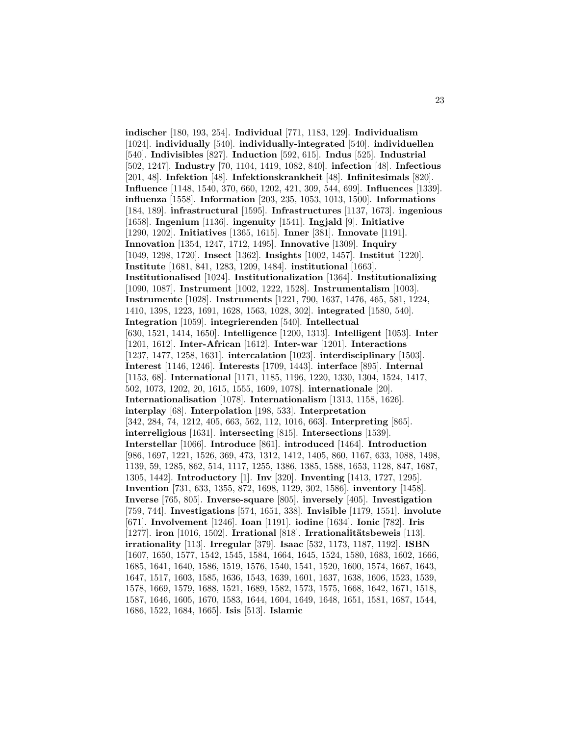**indischer** [180, 193, 254]. **Individual** [771, 1183, 129]. **Individualism** [1024]. **individually** [540]. **individually-integrated** [540]. **individuellen** [540]. **Indivisibles** [827]. **Induction** [592, 615]. **Indus** [525]. **Industrial** [502, 1247]. **Industry** [70, 1104, 1419, 1082, 840]. **infection** [48]. **Infectious** [201, 48]. **Infektion** [48]. **Infektionskrankheit** [48]. **Infinitesimals** [820]. **Influence** [1148, 1540, 370, 660, 1202, 421, 309, 544, 699]. **Influences** [1339]. **influenza** [1558]. **Information** [203, 235, 1053, 1013, 1500]. **Informations** [184, 189]. **infrastructural** [1595]. **Infrastructures** [1137, 1673]. **ingenious** [1658]. **Ingenium** [1136]. **ingenuity** [1541]. **Ingjald** [9]. **Initiative** [1290, 1202]. **Initiatives** [1365, 1615]. **Inner** [381]. **Innovate** [1191]. **Innovation** [1354, 1247, 1712, 1495]. **Innovative** [1309]. **Inquiry** [1049, 1298, 1720]. **Insect** [1362]. **Insights** [1002, 1457]. **Institut** [1220]. **Institute** [1681, 841, 1283, 1209, 1484]. **institutional** [1663]. **Institutionalised** [1024]. **Institutionalization** [1364]. **Institutionalizing** [1090, 1087]. **Instrument** [1002, 1222, 1528]. **Instrumentalism** [1003]. **Instrumente** [1028]. **Instruments** [1221, 790, 1637, 1476, 465, 581, 1224, 1410, 1398, 1223, 1691, 1628, 1563, 1028, 302]. **integrated** [1580, 540]. **Integration** [1059]. **integrierenden** [540]. **Intellectual** [630, 1521, 1414, 1650]. **Intelligence** [1200, 1313]. **Intelligent** [1053]. **Inter** [1201, 1612]. **Inter-African** [1612]. **Inter-war** [1201]. **Interactions** [1237, 1477, 1258, 1631]. **intercalation** [1023]. **interdisciplinary** [1503]. **Interest** [1146, 1246]. **Interests** [1709, 1443]. **interface** [895]. **Internal** [1153, 68]. **International** [1171, 1185, 1196, 1220, 1330, 1304, 1524, 1417, 502, 1073, 1202, 20, 1615, 1555, 1609, 1078]. **internationale** [20]. **Internationalisation** [1078]. **Internationalism** [1313, 1158, 1626]. **interplay** [68]. **Interpolation** [198, 533]. **Interpretation** [342, 284, 74, 1212, 405, 663, 562, 112, 1016, 663]. **Interpreting** [865]. **interreligious** [1631]. **intersecting** [815]. **Intersections** [1539]. **Interstellar** [1066]. **Introduce** [861]. **introduced** [1464]. **Introduction** [986, 1697, 1221, 1526, 369, 473, 1312, 1412, 1405, 860, 1167, 633, 1088, 1498, 1139, 59, 1285, 862, 514, 1117, 1255, 1386, 1385, 1588, 1653, 1128, 847, 1687, 1305, 1442]. **Introductory** [1]. **Inv** [320]. **Inventing** [1413, 1727, 1295]. **Invention** [731, 633, 1355, 872, 1698, 1129, 302, 1586]. **inventory** [1458]. **Inverse** [765, 805]. **Inverse-square** [805]. **inversely** [405]. **Investigation** [759, 744]. **Investigations** [574, 1651, 338]. **Invisible** [1179, 1551]. **involute** [671]. **Involvement** [1246]. **Ioan** [1191]. **iodine** [1634]. **Ionic** [782]. **Iris** [1277]. **iron** [1016, 1502]. **Irrational** [818]. **Irrationalitätsbeweis** [113]. **irrationality** [113]. **Irregular** [379]. **Isaac** [532, 1173, 1187, 1192]. **ISBN** [1607, 1650, 1577, 1542, 1545, 1584, 1664, 1645, 1524, 1580, 1683, 1602, 1666, 1685, 1641, 1640, 1586, 1519, 1576, 1540, 1541, 1520, 1600, 1574, 1667, 1643, 1647, 1517, 1603, 1585, 1636, 1543, 1639, 1601, 1637, 1638, 1606, 1523, 1539, 1578, 1669, 1579, 1688, 1521, 1689, 1582, 1573, 1575, 1668, 1642, 1671, 1518, 1587, 1646, 1605, 1670, 1583, 1644, 1604, 1649, 1648, 1651, 1581, 1687, 1544, 1686, 1522, 1684, 1665]. **Isis** [513]. **Islamic**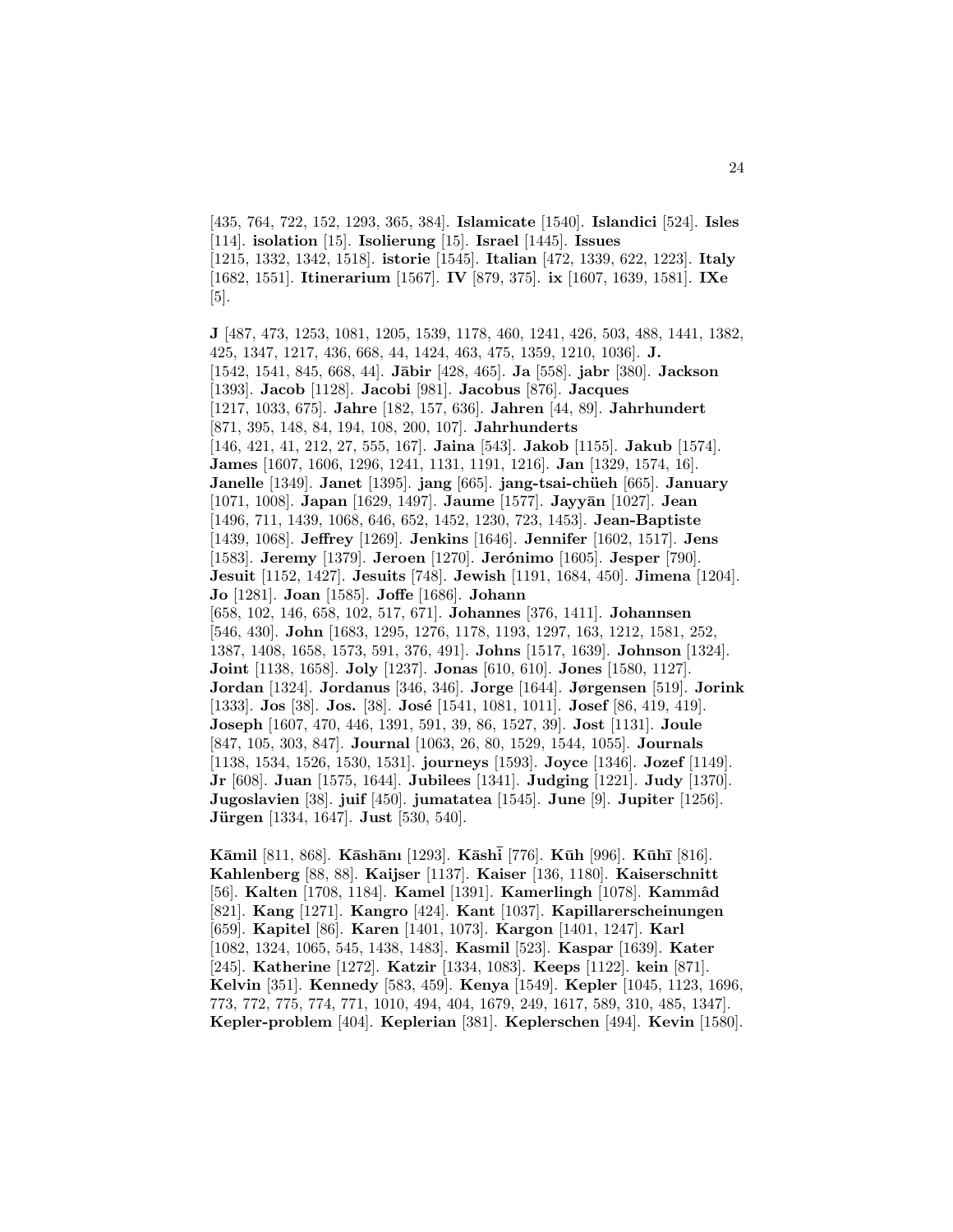[435, 764, 722, 152, 1293, 365, 384]. **Islamicate** [1540]. **Islandici** [524]. **Isles** [114]. **isolation** [15]. **Isolierung** [15]. **Israel** [1445]. **Issues** [1215, 1332, 1342, 1518]. **istorie** [1545]. **Italian** [472, 1339, 622, 1223]. **Italy** [1682, 1551]. **Itinerarium** [1567]. **IV** [879, 375]. **ix** [1607, 1639, 1581]. **IXe** [5].

**J** [487, 473, 1253, 1081, 1205, 1539, 1178, 460, 1241, 426, 503, 488, 1441, 1382, 425, 1347, 1217, 436, 668, 44, 1424, 463, 475, 1359, 1210, 1036]. **J.** [1542, 1541, 845, 668, 44]. **Jābir** [428, 465]. **Ja** [558]. **jabr** [380]. **Jackson** [1393]. **Jacob** [1128]. **Jacobi** [981]. **Jacobus** [876]. **Jacques** [1217, 1033, 675]. **Jahre** [182, 157, 636]. **Jahren** [44, 89]. **Jahrhundert** [871, 395, 148, 84, 194, 108, 200, 107]. **Jahrhunderts** [146, 421, 41, 212, 27, 555, 167]. **Jaina** [543]. **Jakob** [1155]. **Jakub** [1574]. **James** [1607, 1606, 1296, 1241, 1131, 1191, 1216]. **Jan** [1329, 1574, 16]. **Janelle** [1349]. **Janet** [1395]. **jang** [665]. **jang-tsai-chüeh** [665]. **January** [1071, 1008]. **Japan** [1629, 1497]. **Jaume** [1577]. **Jayyān** [1027]. **Jean** [1496, 711, 1439, 1068, 646, 652, 1452, 1230, 723, 1453]. **Jean-Baptiste** [1439, 1068]. **Jeffrey** [1269]. **Jenkins** [1646]. **Jennifer** [1602, 1517]. **Jens** [1583]. **Jeremy** [1379]. **Jeroen** [1270]. **Jerónimo** [1605]. **Jesper** [790]. **Jesuit** [1152, 1427]. **Jesuits** [748]. **Jewish** [1191, 1684, 450]. **Jimena** [1204]. **Jo** [1281]. **Joan** [1585]. **Joffe** [1686]. **Johann** [658, 102, 146, 658, 102, 517, 671]. **Johannes** [376, 1411]. **Johannsen** [546, 430]. **John** [1683, 1295, 1276, 1178, 1193, 1297, 163, 1212, 1581, 252, 1387, 1408, 1658, 1573, 591, 376, 491]. **Johns** [1517, 1639]. **Johnson** [1324]. **Joint** [1138, 1658]. **Joly** [1237]. **Jonas** [610, 610]. **Jones** [1580, 1127]. **Jordan** [1324]. **Jordanus** [346, 346]. **Jorge** [1644]. **Jørgensen** [519]. **Jorink** [1333]. **Jos** [38]. **Jos.** [38]. **José** [1541, 1081, 1011]. **Josef** [86, 419, 419]. **Joseph** [1607, 470, 446, 1391, 591, 39, 86, 1527, 39]. **Jost** [1131]. **Joule** [847, 105, 303, 847]. **Journal** [1063, 26, 80, 1529, 1544, 1055]. **Journals** [1138, 1534, 1526, 1530, 1531]. **journeys** [1593]. **Joyce** [1346]. **Jozef** [1149]. **Jr** [608]. **Juan** [1575, 1644]. **Jubilees** [1341]. **Judging** [1221]. **Judy** [1370]. **Jugoslavien** [38]. **juif** [450]. **jumatatea** [1545]. **June** [9]. **Jupiter** [1256]. **Jürgen** [1334, 1647]. **Just** [530, 540].

**Kāmil** [811, 868]. **Kāshānı** [1293]. **Kāshī** [776]. **Kūh** [996]. **Kūhī** [816]. **Kahlenberg** [88, 88]. **Kaijser** [1137]. **Kaiser** [136, 1180]. **Kaiserschnitt** [56]. **Kalten** [1708, 1184]. **Kamel** [1391]. **Kamerlingh** [1078]. **Kammâd** [821]. **Kang** [1271]. **Kangro** [424]. **Kant** [1037]. **Kapillarerscheinungen** [659]. **Kapitel** [86]. **Karen** [1401, 1073]. **Kargon** [1401, 1247]. **Karl** [1082, 1324, 1065, 545, 1438, 1483]. **Kasmil** [523]. **Kaspar** [1639]. **Kater** [245]. **Katherine** [1272]. **Katzir** [1334, 1083]. **Keeps** [1122]. **kein** [871]. **Kelvin** [351]. **Kennedy** [583, 459]. **Kenya** [1549]. **Kepler** [1045, 1123, 1696, 773, 772, 775, 774, 771, 1010, 494, 404, 1679, 249, 1617, 589, 310, 485, 1347]. **Kepler-problem** [404]. **Keplerian** [381]. **Keplerschen** [494]. **Kevin** [1580].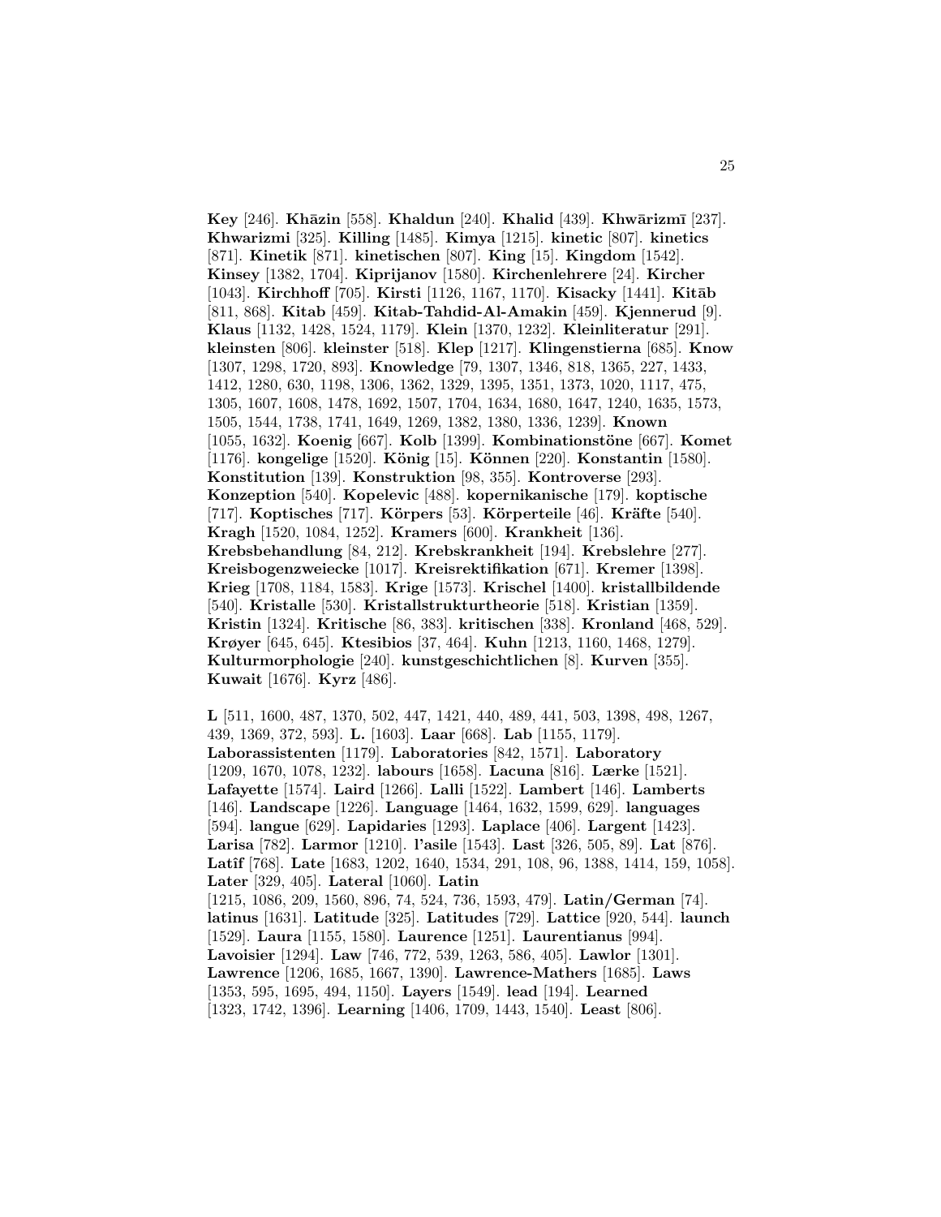**Key** [246]. **Khāzin** [558]. **Khaldun** [240]. **Khalid** [439]. **Khwārizmī** [237]. **Khwarizmi** [325]. **Killing** [1485]. **Kimya** [1215]. **kinetic** [807]. **kinetics** [871]. **Kinetik** [871]. **kinetischen** [807]. **King** [15]. **Kingdom** [1542]. **Kinsey** [1382, 1704]. **Kiprijanov** [1580]. **Kirchenlehrere** [24]. **Kircher** [1043]. **Kirchhoff** [705]. **Kirsti** [1126, 1167, 1170]. **Kisacky** [1441]. **Kitāb** [811, 868]. **Kitab** [459]. **Kitab-Tahdid-Al-Amakin** [459]. **Kjennerud** [9]. **Klaus** [1132, 1428, 1524, 1179]. **Klein** [1370, 1232]. **Kleinliteratur** [291]. **kleinsten** [806]. **kleinster** [518]. **Klep** [1217]. **Klingenstierna** [685]. **Know** [1307, 1298, 1720, 893]. **Knowledge** [79, 1307, 1346, 818, 1365, 227, 1433, 1412, 1280, 630, 1198, 1306, 1362, 1329, 1395, 1351, 1373, 1020, 1117, 475, 1305, 1607, 1608, 1478, 1692, 1507, 1704, 1634, 1680, 1647, 1240, 1635, 1573, 1505, 1544, 1738, 1741, 1649, 1269, 1382, 1380, 1336, 1239]. **Known** [1055, 1632]. **Koenig** [667]. **Kolb** [1399]. **Kombinationstöne** [667]. **Komet** [1176]. **kongelige** [1520]. **König** [15]. **Können** [220]. **Konstantin** [1580]. **Konstitution** [139]. **Konstruktion** [98, 355]. **Kontroverse** [293]. **Konzeption** [540]. **Kopelevic** [488]. **kopernikanische** [179]. **koptische** [717]. **Koptisches** [717]. **Körpers** [53]. **Körperteile** [46]. **Kräfte** [540]. **Kragh** [1520, 1084, 1252]. **Kramers** [600]. **Krankheit** [136]. **Krebsbehandlung** [84, 212]. **Krebskrankheit** [194]. **Krebslehre** [277]. **Kreisbogenzweiecke** [1017]. **Kreisrektifikation** [671]. **Kremer** [1398]. **Krieg** [1708, 1184, 1583]. **Krige** [1573]. **Krischel** [1400]. **kristallbildende** [540]. **Kristalle** [530]. **Kristallstrukturtheorie** [518]. **Kristian** [1359]. **Kristin** [1324]. **Kritische** [86, 383]. **kritischen** [338]. **Kronland** [468, 529]. **Krøyer** [645, 645]. **Ktesibios** [37, 464]. **Kuhn** [1213, 1160, 1468, 1279]. **Kulturmorphologie** [240]. **kunstgeschichtlichen** [8]. **Kurven** [355]. **Kuwait** [1676]. **Kyrz** [486].

**L** [511, 1600, 487, 1370, 502, 447, 1421, 440, 489, 441, 503, 1398, 498, 1267, 439, 1369, 372, 593]. **L.** [1603]. **Laar** [668]. **Lab** [1155, 1179]. **Laborassistenten** [1179]. **Laboratories** [842, 1571]. **Laboratory** [1209, 1670, 1078, 1232]. **labours** [1658]. **Lacuna** [816]. **Lærke** [1521]. **Lafayette** [1574]. **Laird** [1266]. **Lalli** [1522]. **Lambert** [146]. **Lamberts** [146]. **Landscape** [1226]. **Language** [1464, 1632, 1599, 629]. **languages** [594]. **langue** [629]. **Lapidaries** [1293]. **Laplace** [406]. **Largent** [1423]. **Larisa** [782]. **Larmor** [1210]. **l'asile** [1543]. **Last** [326, 505, 89]. **Lat** [876]. **Latîf** [768]. **Late** [1683, 1202, 1640, 1534, 291, 108, 96, 1388, 1414, 159, 1058]. **Later** [329, 405]. **Lateral** [1060]. **Latin** [1215, 1086, 209, 1560, 896, 74, 524, 736, 1593, 479]. **Latin/German** [74]. **latinus** [1631]. **Latitude** [325]. **Latitudes** [729]. **Lattice** [920, 544]. **launch** [1529]. **Laura** [1155, 1580]. **Laurence** [1251]. **Laurentianus** [994]. **Lavoisier** [1294]. **Law** [746, 772, 539, 1263, 586, 405]. **Lawlor** [1301]. **Lawrence** [1206, 1685, 1667, 1390]. **Lawrence-Mathers** [1685]. **Laws** [1353, 595, 1695, 494, 1150]. **Layers** [1549]. **lead** [194]. **Learned** [1323, 1742, 1396]. **Learning** [1406, 1709, 1443, 1540]. **Least** [806].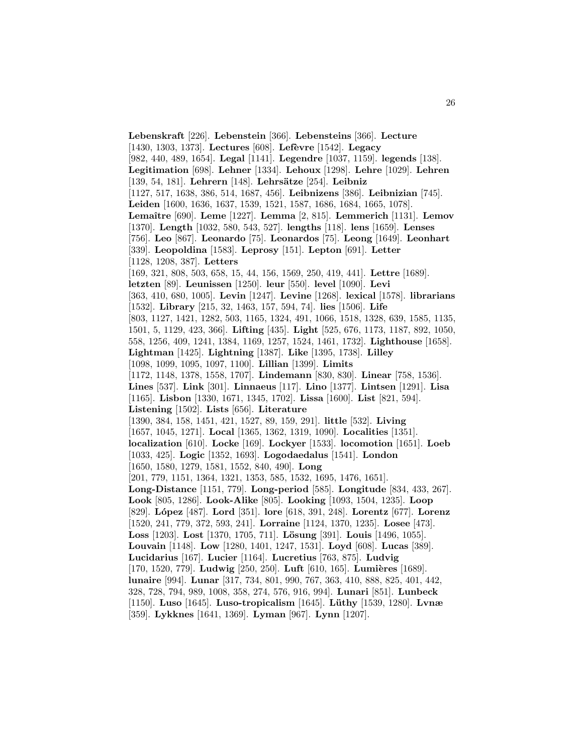**Lebenskraft** [226]. **Lebenstein** [366]. **Lebensteins** [366]. **Lecture** [1430, 1303, 1373]. **Lectures** [608]. **Lefèvre** [1542]. **Legacy** [982, 440, 489, 1654]. **Legal** [1141]. **Legendre** [1037, 1159]. **legends** [138]. **Legitimation** [698]. **Lehner** [1334]. **Lehoux** [1298]. **Lehre** [1029]. **Lehren** [139, 54, 181]. **Lehrern** [148]. **Lehrsätze** [254]. **Leibniz** [1127, 517, 1638, 386, 514, 1687, 456]. **Leibnizens** [386]. **Leibnizian** [745]. **Leiden** [1600, 1636, 1637, 1539, 1521, 1587, 1686, 1684, 1665, 1078]. **Lemaître** [690]. **Leme** [1227]. **Lemma** [2, 815]. **Lemmerich** [1131]. **Lemov** [1370]. **Length** [1032, 580, 543, 527]. **lengths** [118]. **lens** [1659]. **Lenses** [756]. **Leo** [867]. **Leonardo** [75]. **Leonardos** [75]. **Leong** [1649]. **Leonhart** [339]. **Leopoldina** [1583]. **Leprosy** [151]. **Lepton** [691]. **Letter** [1128, 1208, 387]. **Letters** [169, 321, 808, 503, 658, 15, 44, 156, 1569, 250, 419, 441]. **Lettre** [1689]. **letzten** [89]. **Leunissen** [1250]. **leur** [550]. **level** [1090]. **Levi** [363, 410, 680, 1005]. **Levin** [1247]. **Levine** [1268]. **lexical** [1578]. **librarians** [1532]. **Library** [215, 32, 1463, 157, 594, 74]. **lies** [1506]. **Life** [803, 1127, 1421, 1282, 503, 1165, 1324, 491, 1066, 1518, 1328, 639, 1585, 1135, 1501, 5, 1129, 423, 366]. **Lifting** [435]. **Light** [525, 676, 1173, 1187, 892, 1050, 558, 1256, 409, 1241, 1384, 1169, 1257, 1524, 1461, 1732]. **Lighthouse** [1658]. **Lightman** [1425]. **Lightning** [1387]. **Like** [1395, 1738]. **Lilley** [1098, 1099, 1095, 1097, 1100]. **Lillian** [1399]. **Limits** [1172, 1148, 1378, 1558, 1707]. **Lindemann** [830, 830]. **Linear** [758, 1536]. **Lines** [537]. **Link** [301]. **Linnaeus** [117]. **Lino** [1377]. **Lintsen** [1291]. **Lisa** [1165]. **Lisbon** [1330, 1671, 1345, 1702]. **Lissa** [1600]. **List** [821, 594]. **Listening** [1502]. **Lists** [656]. **Literature** [1390, 384, 158, 1451, 421, 1527, 89, 159, 291]. **little** [532]. **Living** [1657, 1045, 1271]. **Local** [1365, 1362, 1319, 1090]. **Localities** [1351]. **localization** [610]. **Locke** [169]. **Lockyer** [1533]. **locomotion** [1651]. **Loeb** [1033, 425]. **Logic** [1352, 1693]. **Logodaedalus** [1541]. **London** [1650, 1580, 1279, 1581, 1552, 840, 490]. **Long** [201, 779, 1151, 1364, 1321, 1353, 585, 1532, 1695, 1476, 1651]. **Long-Distance** [1151, 779]. **Long-period** [585]. **Longitude** [834, 433, 267]. **Look** [805, 1286]. **Look-Alike** [805]. **Looking** [1093, 1504, 1235]. **Loop** [829]. **López** [487]. **Lord** [351]. **lore** [618, 391, 248]. **Lorentz** [677]. **Lorenz** [1520, 241, 779, 372, 593, 241]. **Lorraine** [1124, 1370, 1235]. **Losee** [473]. **Loss** [1203]. **Lost** [1370, 1705, 711]. **Lösung** [391]. **Louis** [1496, 1055]. **Louvain** [1148]. **Low** [1280, 1401, 1247, 1531]. **Loyd** [608]. **Lucas** [389]. **Lucidarius** [167]. **Lucier** [1164]. **Lucretius** [763, 875]. **Ludvig** [170, 1520, 779]. **Ludwig** [250, 250]. **Luft** [610, 165]. **Lumières** [1689]. **lunaire** [994]. **Lunar** [317, 734, 801, 990, 767, 363, 410, 888, 825, 401, 442, 328, 728, 794, 989, 1008, 358, 274, 576, 916, 994]. **Lunari** [851]. **Lunbeck** [1150]. **Luso** [1645]. **Luso-tropicalism** [1645]. **Lüthy** [1539, 1280]. **Lvnæ** [359]. **Lykknes** [1641, 1369]. **Lyman** [967]. **Lynn** [1207].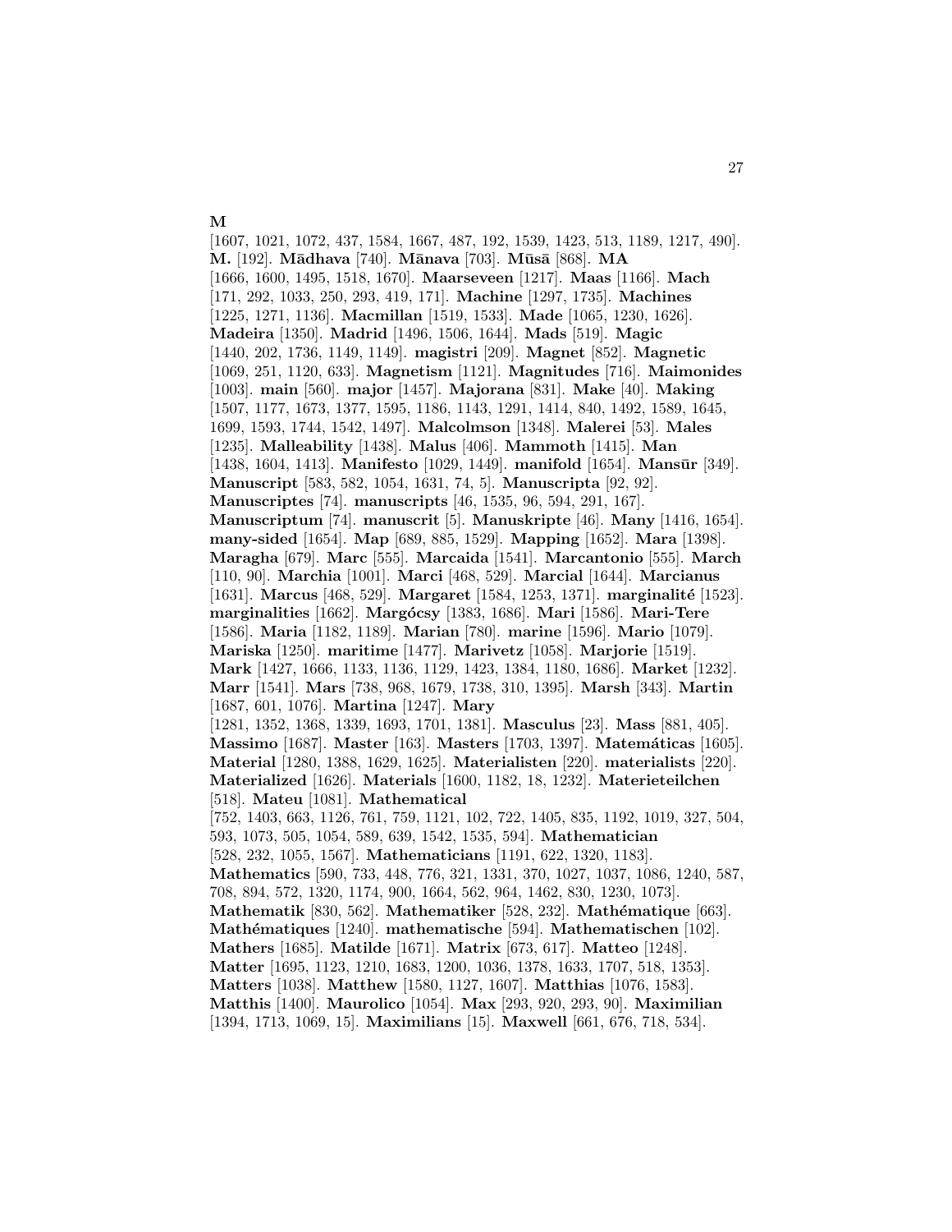**M**
[1607, 1021, 1072, 437, 1584, 1667, 487, 192, 1539, 1423, 513, 1189, 1217, 490]. **M.** [192]. **Mādhava** [740]. **Mānava** [703]. **Mūsā** [868]. **MA** [1666, 1600, 1495, 1518, 1670]. **Maarseveen** [1217]. **Maas** [1166]. **Mach** [171, 292, 1033, 250, 293, 419, 171]. **Machine** [1297, 1735]. **Machines** [1225, 1271, 1136]. **Macmillan** [1519, 1533]. **Made** [1065, 1230, 1626]. **Madeira** [1350]. **Madrid** [1496, 1506, 1644]. **Mads** [519]. **Magic** [1440, 202, 1736, 1149, 1149]. **magistri** [209]. **Magnet** [852]. **Magnetic** [1069, 251, 1120, 633]. **Magnetism** [1121]. **Magnitudes** [716]. **Maimonides** [1003]. **main** [560]. **major** [1457]. **Majorana** [831]. **Make** [40]. **Making** [1507, 1177, 1673, 1377, 1595, 1186, 1143, 1291, 1414, 840, 1492, 1589, 1645, 1699, 1593, 1744, 1542, 1497]. **Malcolmson** [1348]. **Malerei** [53]. **Males** [1235]. **Malleability** [1438]. **Malus** [406]. **Mammoth** [1415]. **Man** [1438, 1604, 1413]. **Manifesto** [1029, 1449]. **manifold** [1654]. **Mansūr** [349]. **Manuscript** [583, 582, 1054, 1631, 74, 5]. **Manuscripta** [92, 92]. **Manuscriptes** [74]. **manuscripts** [46, 1535, 96, 594, 291, 167]. **Manuscriptum** [74]. **manuscrit** [5]. **Manuskripte** [46]. **Many** [1416, 1654]. **many-sided** [1654]. **Map** [689, 885, 1529]. **Mapping** [1652]. **Mara** [1398]. **Maragha** [679]. **Marc** [555]. **Marcaida** [1541]. **Marcantonio** [555]. **March** [110, 90]. **Marchia** [1001]. **Marci** [468, 529]. **Marcial** [1644]. **Marcianus** [1631]. **Marcus** [468, 529]. **Margaret** [1584, 1253, 1371]. **marginalité** [1523]. **marginalities** [1662]. **Margócsy** [1383, 1686]. **Mari** [1586]. **Mari-Tere** [1586]. **Maria** [1182, 1189]. **Marian** [780]. **marine** [1596]. **Mario** [1079]. **Mariska** [1250]. **maritime** [1477]. **Marivetz** [1058]. **Marjorie** [1519]. **Mark** [1427, 1666, 1133, 1136, 1129, 1423, 1384, 1180, 1686]. **Market** [1232]. **Marr** [1541]. **Mars** [738, 968, 1679, 1738, 310, 1395]. **Marsh** [343]. **Martin** [1687, 601, 1076]. **Martina** [1247]. **Mary** [1281, 1352, 1368, 1339, 1693, 1701, 1381]. **Masculus** [23]. **Mass** [881, 405]. **Massimo** [1687]. **Master** [163]. **Masters** [1703, 1397]. **Matemáticas** [1605]. **Material** [1280, 1388, 1629, 1625]. **Materialisten** [220]. **materialists** [220]. **Materialized** [1626]. **Materials** [1600, 1182, 18, 1232]. **Materieteilchen** [518]. **Mateu** [1081]. **Mathematical** [752, 1403, 663, 1126, 761, 759, 1121, 102, 722, 1405, 835, 1192, 1019, 327, 504, 593, 1073, 505, 1054, 589, 639, 1542, 1535, 594]. **Mathematician** [528, 232, 1055, 1567]. **Mathematicians** [1191, 622, 1320, 1183]. **Mathematics** [590, 733, 448, 776, 321, 1331, 370, 1027, 1037, 1086, 1240, 587, 708, 894, 572, 1320, 1174, 900, 1664, 562, 964, 1462, 830, 1230, 1073]. **Mathematik** [830, 562]. **Mathematiker** [528, 232]. **Mathématique** [663]. **Mathématiques** [1240]. **mathematische** [594]. **Mathematischen** [102]. **Mathers** [1685]. **Matilde** [1671]. **Matrix** [673, 617]. **Matteo** [1248]. **Matter** [1695, 1123, 1210, 1683, 1200, 1036, 1378, 1633, 1707, 518, 1353]. **Matters** [1038]. **Matthew** [1580, 1127, 1607]. **Matthias** [1076, 1583]. **Matthis** [1400]. **Maurolico** [1054]. **Max** [293, 920, 293, 90]. **Maximilian** [1394, 1713, 1069, 15]. **Maximilians** [15]. **Maxwell** [661, 676, 718, 534].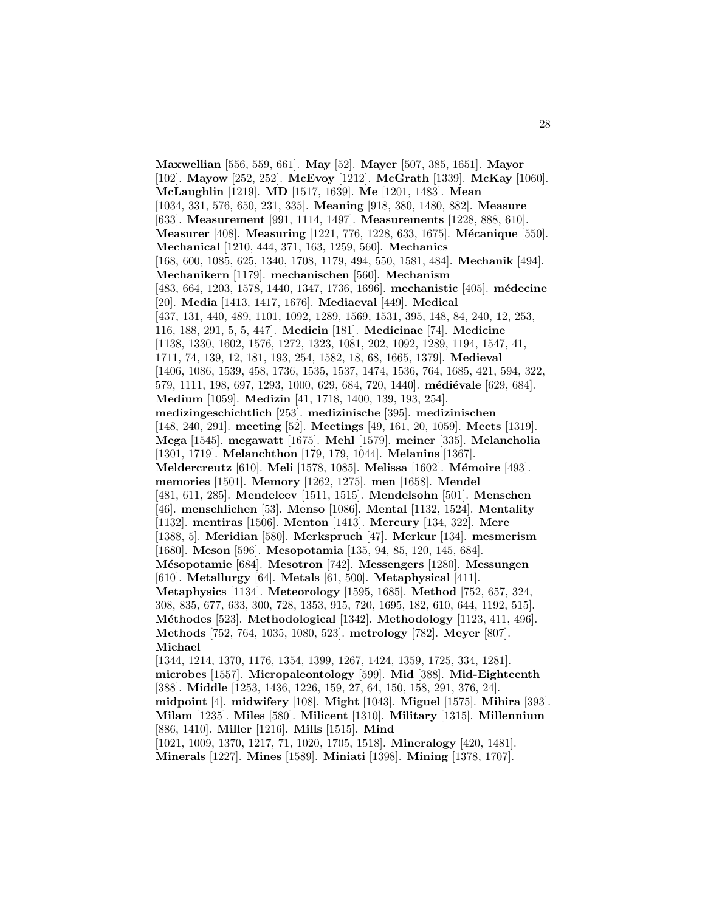**Maxwellian** [556, 559, 661]. **May** [52]. **Mayer** [507, 385, 1651]. **Mayor** [102]. **Mayow** [252, 252]. **McEvoy** [1212]. **McGrath** [1339]. **McKay** [1060]. **McLaughlin** [1219]. **MD** [1517, 1639]. **Me** [1201, 1483]. **Mean** [1034, 331, 576, 650, 231, 335]. **Meaning** [918, 380, 1480, 882]. **Measure** [633]. **Measurement** [991, 1114, 1497]. **Measurements** [1228, 888, 610]. **Measurer** [408]. **Measuring** [1221, 776, 1228, 633, 1675]. **Mécanique** [550]. **Mechanical** [1210, 444, 371, 163, 1259, 560]. **Mechanics** [168, 600, 1085, 625, 1340, 1708, 1179, 494, 550, 1581, 484]. **Mechanik** [494]. **Mechanikern** [1179]. **mechanischen** [560]. **Mechanism** [483, 664, 1203, 1578, 1440, 1347, 1736, 1696]. **mechanistic** [405]. **médecine** [20]. **Media** [1413, 1417, 1676]. **Mediaeval** [449]. **Medical** [437, 131, 440, 489, 1101, 1092, 1289, 1569, 1531, 395, 148, 84, 240, 12, 253, 116, 188, 291, 5, 5, 447]. **Medicin** [181]. **Medicinae** [74]. **Medicine** [1138, 1330, 1602, 1576, 1272, 1323, 1081, 202, 1092, 1289, 1194, 1547, 41, 1711, 74, 139, 12, 181, 193, 254, 1582, 18, 68, 1665, 1379]. **Medieval** [1406, 1086, 1539, 458, 1736, 1535, 1537, 1474, 1536, 764, 1685, 421, 594, 322, 579, 1111, 198, 697, 1293, 1000, 629, 684, 720, 1440]. **médiévale** [629, 684]. **Medium** [1059]. **Medizin** [41, 1718, 1400, 139, 193, 254]. **medizingeschichtlich** [253]. **medizinische** [395]. **medizinischen** [148, 240, 291]. **meeting** [52]. **Meetings** [49, 161, 20, 1059]. **Meets** [1319]. **Mega** [1545]. **megawatt** [1675]. **Mehl** [1579]. **meiner** [335]. **Melancholia** [1301, 1719]. **Melanchthon** [179, 179, 1044]. **Melanins** [1367]. **Meldercreutz** [610]. **Meli** [1578, 1085]. **Melissa** [1602]. **Mémoire** [493]. **memories** [1501]. **Memory** [1262, 1275]. **men** [1658]. **Mendel** [481, 611, 285]. **Mendeleev** [1511, 1515]. **Mendelsohn** [501]. **Menschen** [46]. **menschlichen** [53]. **Menso** [1086]. **Mental** [1132, 1524]. **Mentality** [1132]. **mentiras** [1506]. **Menton** [1413]. **Mercury** [134, 322]. **Mere** [1388, 5]. **Meridian** [580]. **Merkspruch** [47]. **Merkur** [134]. **mesmerism** [1680]. **Meson** [596]. **Mesopotamia** [135, 94, 85, 120, 145, 684]. **Mésopotamie** [684]. **Mesotron** [742]. **Messengers** [1280]. **Messungen** [610]. **Metallurgy** [64]. **Metals** [61, 500]. **Metaphysical** [411]. **Metaphysics** [1134]. **Meteorology** [1595, 1685]. **Method** [752, 657, 324, 308, 835, 677, 633, 300, 728, 1353, 915, 720, 1695, 182, 610, 644, 1192, 515]. **Méthodes** [523]. **Methodological** [1342]. **Methodology** [1123, 411, 496]. **Methods** [752, 764, 1035, 1080, 523]. **metrology** [782]. **Meyer** [807]. **Michael** [1344, 1214, 1370, 1176, 1354, 1399, 1267, 1424, 1359, 1725, 334, 1281]. **microbes** [1557]. **Micropaleontology** [599]. **Mid** [388]. **Mid-Eighteenth** [388]. **Middle** [1253, 1436, 1226, 159, 27, 64, 150, 158, 291, 376, 24]. **midpoint** [4]. **midwifery** [108]. **Might** [1043]. **Miguel** [1575]. **Mihira** [393]. **Milam** [1235]. **Miles** [580]. **Milicent** [1310]. **Military** [1315]. **Millennium** [886, 1410]. **Miller** [1216]. **Mills** [1515]. **Mind** [1021, 1009, 1370, 1217, 71, 1020, 1705, 1518]. **Mineralogy** [420, 1481]. **Minerals** [1227]. **Mines** [1589]. **Miniati** [1398]. **Mining** [1378, 1707].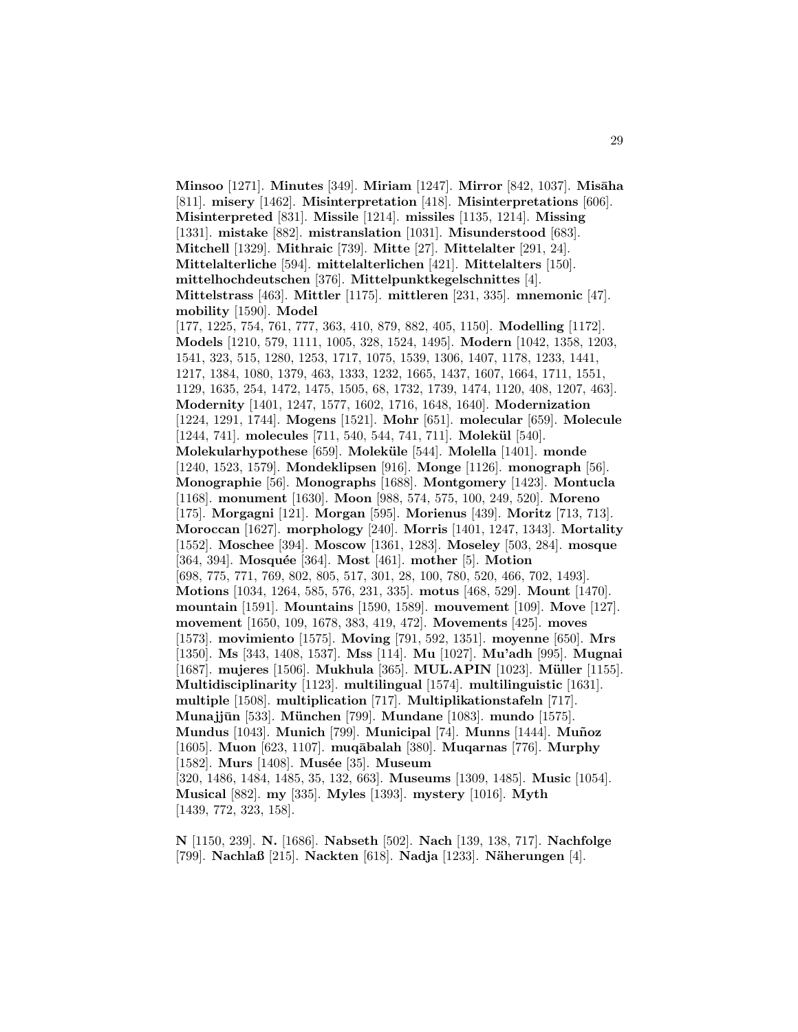**Minsoo** [1271]. **Minutes** [349]. **Miriam** [1247]. **Mirror** [842, 1037]. **Misāha** [811]. **misery** [1462]. **Misinterpretation** [418]. **Misinterpretations** [606]. **Misinterpreted** [831]. **Missile** [1214]. **missiles** [1135, 1214]. **Missing** [1331]. **mistake** [882]. **mistranslation** [1031]. **Misunderstood** [683]. **Mitchell** [1329]. **Mithraic** [739]. **Mitte** [27]. **Mittelalter** [291, 24]. **Mittelalterliche** [594]. **mittelalterlichen** [421]. **Mittelalters** [150]. **mittelhochdeutschen** [376]. **Mittelpunktkegelschnittes** [4]. **Mittelstrass** [463]. **Mittler** [1175]. **mittleren** [231, 335]. **mnemonic** [47]. **mobility** [1590]. **Model** [177, 1225, 754, 761, 777, 363, 410, 879, 882, 405, 1150]. **Modelling** [1172]. **Models** [1210, 579, 1111, 1005, 328, 1524, 1495]. **Modern** [1042, 1358, 1203, 1541, 323, 515, 1280, 1253, 1717, 1075, 1539, 1306, 1407, 1178, 1233, 1441, 1217, 1384, 1080, 1379, 463, 1333, 1232, 1665, 1437, 1607, 1664, 1711, 1551, 1129, 1635, 254, 1472, 1475, 1505, 68, 1732, 1739, 1474, 1120, 408, 1207, 463]. **Modernity** [1401, 1247, 1577, 1602, 1716, 1648, 1640]. **Modernization** [1224, 1291, 1744]. **Mogens** [1521]. **Mohr** [651]. **molecular** [659]. **Molecule** [1244, 741]. **molecules** [711, 540, 544, 741, 711]. **Molekül** [540]. **Molekularhypothese** [659]. **Moleküle** [544]. **Molella** [1401]. **monde** [1240, 1523, 1579]. **Mondeklipsen** [916]. **Monge** [1126]. **monograph** [56]. **Monographie** [56]. **Monographs** [1688]. **Montgomery** [1423]. **Montucla** [1168]. **monument** [1630]. **Moon** [988, 574, 575, 100, 249, 520]. **Moreno** [175]. **Morgagni** [121]. **Morgan** [595]. **Morienus** [439]. **Moritz** [713, 713]. **Moroccan** [1627]. **morphology** [240]. **Morris** [1401, 1247, 1343]. **Mortality** [1552]. **Moschee** [394]. **Moscow** [1361, 1283]. **Moseley** [503, 284]. **mosque** [364, 394]. **Mosquée** [364]. **Most** [461]. **mother** [5]. **Motion** [698, 775, 771, 769, 802, 805, 517, 301, 28, 100, 780, 520, 466, 702, 1493]. **Motions** [1034, 1264, 585, 576, 231, 335]. **motus** [468, 529]. **Mount** [1470]. **mountain** [1591]. **Mountains** [1590, 1589]. **mouvement** [109]. **Move** [127]. **movement** [1650, 109, 1678, 383, 419, 472]. **Movements** [425]. **moves** [1573]. **movimiento** [1575]. **Moving** [791, 592, 1351]. **moyenne** [650]. **Mrs** [1350]. **Ms** [343, 1408, 1537]. **Mss** [114]. **Mu** [1027]. **Mu'adh** [995]. **Mugnai** [1687]. **mujeres** [1506]. **Mukhula** [365]. **MUL.APIN** [1023]. **Müller** [1155]. **Multidisciplinarity** [1123]. **multilingual** [1574]. **multilinguistic** [1631]. **multiple** [1508]. **multiplication** [717]. **Multiplikationstafeln** [717]. **Munajjūn** [533]. **München** [799]. **Mundane** [1083]. **mundo** [1575]. **Mundus** [1043]. **Munich** [799]. **Municipal** [74]. **Munns** [1444]. **Muñoz** [1605]. **Muon** [623, 1107]. **muqābalah** [380]. **Muqarnas** [776]. **Murphy** [1582]. **Murs** [1408]. **Musée** [35]. **Museum** [320, 1486, 1484, 1485, 35, 132, 663]. **Museums** [1309, 1485]. **Music** [1054]. **Musical** [882]. **my** [335]. **Myles** [1393]. **mystery** [1016]. **Myth** [1439, 772, 323, 158].

**N** [1150, 239]. **N.** [1686]. **Nabseth** [502]. **Nach** [139, 138, 717]. **Nachfolge** [799]. **Nachlaß** [215]. **Nackten** [618]. **Nadja** [1233]. **Näherungen** [4].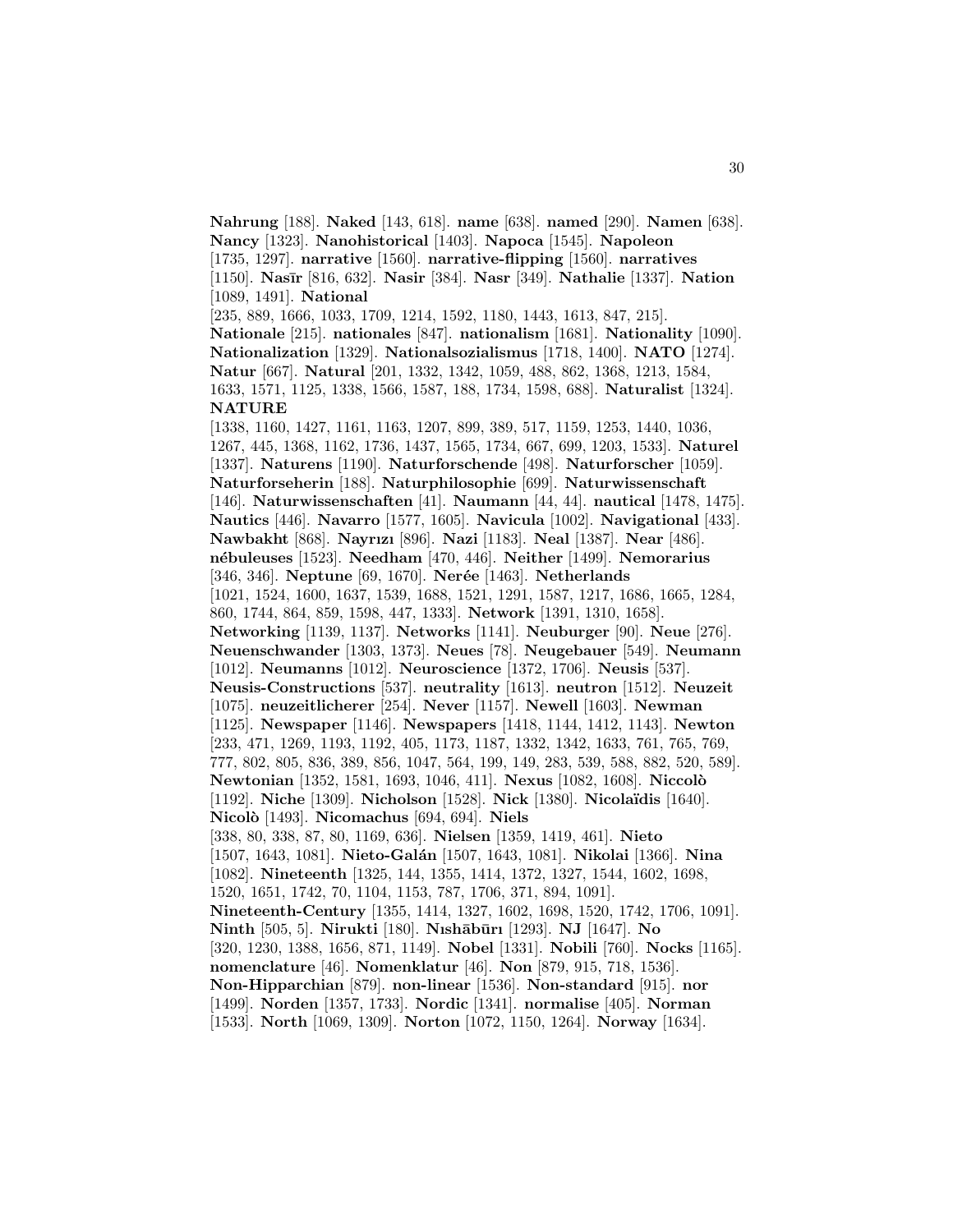**Nahrung** [188]. **Naked** [143, 618]. **name** [638]. **named** [290]. **Namen** [638]. **Nancy** [1323]. **Nanohistorical** [1403]. **Napoca** [1545]. **Napoleon** [1735, 1297]. **narrative** [1560]. **narrative-flipping** [1560]. **narratives** [1150]. **Nasīr** [816, 632]. **Nasir** [384]. **Nasr** [349]. **Nathalie** [1337]. **Nation** [1089, 1491]. **National** [235, 889, 1666, 1033, 1709, 1214, 1592, 1180, 1443, 1613, 847, 215]. **Nationale** [215]. **nationales** [847]. **nationalism** [1681]. **Nationality** [1090]. **Nationalization** [1329]. **Nationalsozialismus** [1718, 1400]. **NATO** [1274]. **Natur** [667]. **Natural** [201, 1332, 1342, 1059, 488, 862, 1368, 1213, 1584, 1633, 1571, 1125, 1338, 1566, 1587, 188, 1734, 1598, 688]. **Naturalist** [1324]. **NATURE** [1338, 1160, 1427, 1161, 1163, 1207, 899, 389, 517, 1159, 1253, 1440, 1036, 1267, 445, 1368, 1162, 1736, 1437, 1565, 1734, 667, 699, 1203, 1533]. **Naturel** [1337]. **Naturens** [1190]. **Naturforschende** [498]. **Naturforscher** [1059]. **Naturforseherin** [188]. **Naturphilosophie** [699]. **Naturwissenschaft** [146]. **Naturwissenschaften** [41]. **Naumann** [44, 44]. **nautical** [1478, 1475]. **Nautics** [446]. **Navarro** [1577, 1605]. **Navicula** [1002]. **Navigational** [433]. **Nawbakht** [868]. **Nayrızı** [896]. **Nazi** [1183]. **Neal** [1387]. **Near** [486]. **nébuleuses** [1523]. **Needham** [470, 446]. **Neither** [1499]. **Nemorarius** [346, 346]. **Neptune** [69, 1670]. **Nerée** [1463]. **Netherlands** [1021, 1524, 1600, 1637, 1539, 1688, 1521, 1291, 1587, 1217, 1686, 1665, 1284, 860, 1744, 864, 859, 1598, 447, 1333]. **Network** [1391, 1310, 1658]. **Networking** [1139, 1137]. **Networks** [1141]. **Neuburger** [90]. **Neue** [276]. **Neuenschwander** [1303, 1373]. **Neues** [78]. **Neugebauer** [549]. **Neumann** [1012]. **Neumanns** [1012]. **Neuroscience** [1372, 1706]. **Neusis** [537]. **Neusis-Constructions** [537]. **neutrality** [1613]. **neutron** [1512]. **Neuzeit** [1075]. **neuzeitlicherer** [254]. **Never** [1157]. **Newell** [1603]. **Newman** [1125]. **Newspaper** [1146]. **Newspapers** [1418, 1144, 1412, 1143]. **Newton** [233, 471, 1269, 1193, 1192, 405, 1173, 1187, 1332, 1342, 1633, 761, 765, 769, 777, 802, 805, 836, 389, 856, 1047, 564, 199, 149, 283, 539, 588, 882, 520, 589]. **Newtonian** [1352, 1581, 1693, 1046, 411]. **Nexus** [1082, 1608]. **Niccolò** [1192]. **Niche** [1309]. **Nicholson** [1528]. **Nick** [1380]. **Nicolaïdis** [1640]. **Nicolò** [1493]. **Nicomachus** [694, 694]. **Niels** [338, 80, 338, 87, 80, 1169, 636]. **Nielsen** [1359, 1419, 461]. **Nieto** [1507, 1643, 1081]. **Nieto-Galán** [1507, 1643, 1081]. **Nikolai** [1366]. **Nina** [1082]. **Nineteenth** [1325, 144, 1355, 1414, 1372, 1327, 1544, 1602, 1698, 1520, 1651, 1742, 70, 1104, 1153, 787, 1706, 371, 894, 1091]. **Nineteenth-Century** [1355, 1414, 1327, 1602, 1698, 1520, 1742, 1706, 1091]. **Ninth** [505, 5]. **Nirukti** [180]. **Nıshābūrı** [1293]. **NJ** [1647]. **No** [320, 1230, 1388, 1656, 871, 1149]. **Nobel** [1331]. **Nobili** [760]. **Nocks** [1165]. **nomenclature** [46]. **Nomenklatur** [46]. **Non** [879, 915, 718, 1536]. **Non-Hipparchian** [879]. **non-linear** [1536]. **Non-standard** [915]. **nor** [1499]. **Norden** [1357, 1733]. **Nordic** [1341]. **normalise** [405]. **Norman** [1533]. **North** [1069, 1309]. **Norton** [1072, 1150, 1264]. **Norway** [1634].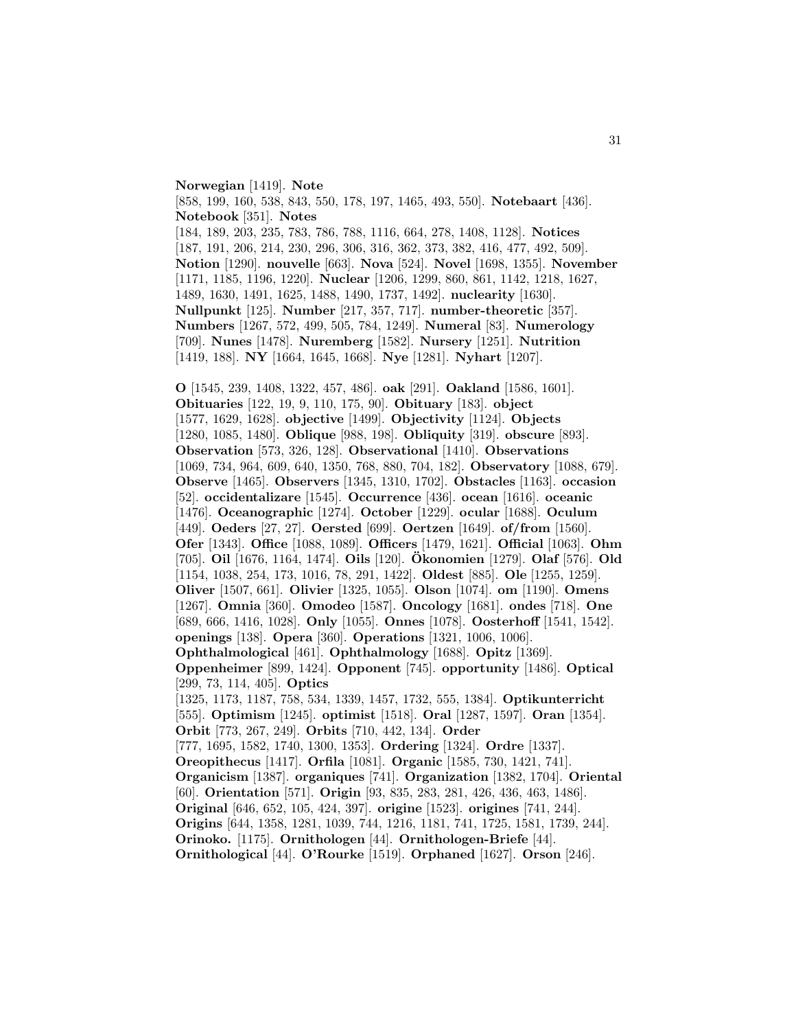**Norwegian** [1419]. **Note** [858, 199, 160, 538, 843, 550, 178, 197, 1465, 493, 550]. **Notebaart** [436]. **Notebook** [351]. **Notes** [184, 189, 203, 235, 783, 786, 788, 1116, 664, 278, 1408, 1128]. **Notices** [187, 191, 206, 214, 230, 296, 306, 316, 362, 373, 382, 416, 477, 492, 509]. **Notion** [1290]. **nouvelle** [663]. **Nova** [524]. **Novel** [1698, 1355]. **November** [1171, 1185, 1196, 1220]. **Nuclear** [1206, 1299, 860, 861, 1142, 1218, 1627, 1489, 1630, 1491, 1625, 1488, 1490, 1737, 1492]. **nuclearity** [1630]. **Nullpunkt** [125]. **Number** [217, 357, 717]. **number-theoretic** [357]. **Numbers** [1267, 572, 499, 505, 784, 1249]. **Numeral** [83]. **Numerology** [709]. **Nunes** [1478]. **Nuremberg** [1582]. **Nursery** [1251]. **Nutrition** [1419, 188]. **NY** [1664, 1645, 1668]. **Nye** [1281]. **Nyhart** [1207].

**O** [1545, 239, 1408, 1322, 457, 486]. **oak** [291]. **Oakland** [1586, 1601]. **Obituaries** [122, 19, 9, 110, 175, 90]. **Obituary** [183]. **object** [1577, 1629, 1628]. **objective** [1499]. **Objectivity** [1124]. **Objects** [1280, 1085, 1480]. **Oblique** [988, 198]. **Obliquity** [319]. **obscure** [893]. **Observation** [573, 326, 128]. **Observational** [1410]. **Observations** [1069, 734, 964, 609, 640, 1350, 768, 880, 704, 182]. **Observatory** [1088, 679]. **Observe** [1465]. **Observers** [1345, 1310, 1702]. **Obstacles** [1163]. **occasion** [52]. **occidentalizare** [1545]. **Occurrence** [436]. **ocean** [1616]. **oceanic** [1476]. **Oceanographic** [1274]. **October** [1229]. **ocular** [1688]. **Oculum** [449]. **Oeders** [27, 27]. **Oersted** [699]. **Oertzen** [1649]. **of/from** [1560]. **Ofer** [1343]. **Office** [1088, 1089]. **Officers** [1479, 1621]. **Official** [1063]. **Ohm** [705]. **Oil** [1676, 1164, 1474]. **Oils** [120]. **Ökonomien** [1279]. **Olaf** [576]. **Old** [1154, 1038, 254, 173, 1016, 78, 291, 1422]. **Oldest** [885]. **Ole** [1255, 1259]. **Oliver** [1507, 661]. **Olivier** [1325, 1055]. **Olson** [1074]. **om** [1190]. **Omens** [1267]. **Omnia** [360]. **Omodeo** [1587]. **Oncology** [1681]. **ondes** [718]. **One** [689, 666, 1416, 1028]. **Only** [1055]. **Onnes** [1078]. **Oosterhoff** [1541, 1542]. **openings** [138]. **Opera** [360]. **Operations** [1321, 1006, 1006]. **Ophthalmological** [461]. **Ophthalmology** [1688]. **Opitz** [1369]. **Oppenheimer** [899, 1424]. **Opponent** [745]. **opportunity** [1486]. **Optical** [299, 73, 114, 405]. **Optics** [1325, 1173, 1187, 758, 534, 1339, 1457, 1732, 555, 1384]. **Optikunterricht** [555]. **Optimism** [1245]. **optimist** [1518]. **Oral** [1287, 1597]. **Oran** [1354]. **Orbit** [773, 267, 249]. **Orbits** [710, 442, 134]. **Order** [777, 1695, 1582, 1740, 1300, 1353]. **Ordering** [1324]. **Ordre** [1337]. **Oreopithecus** [1417]. **Orfila** [1081]. **Organic** [1585, 730, 1421, 741]. **Organicism** [1387]. **organiques** [741]. **Organization** [1382, 1704]. **Oriental** [60]. **Orientation** [571]. **Origin** [93, 835, 283, 281, 426, 436, 463, 1486]. **Original** [646, 652, 105, 424, 397]. **origine** [1523]. **origines** [741, 244]. **Origins** [644, 1358, 1281, 1039, 744, 1216, 1181, 741, 1725, 1581, 1739, 244]. **Orinoko.** [1175]. **Ornithologen** [44]. **Ornithologen-Briefe** [44]. **Ornithological** [44]. **O'Rourke** [1519]. **Orphaned** [1627]. **Orson** [246].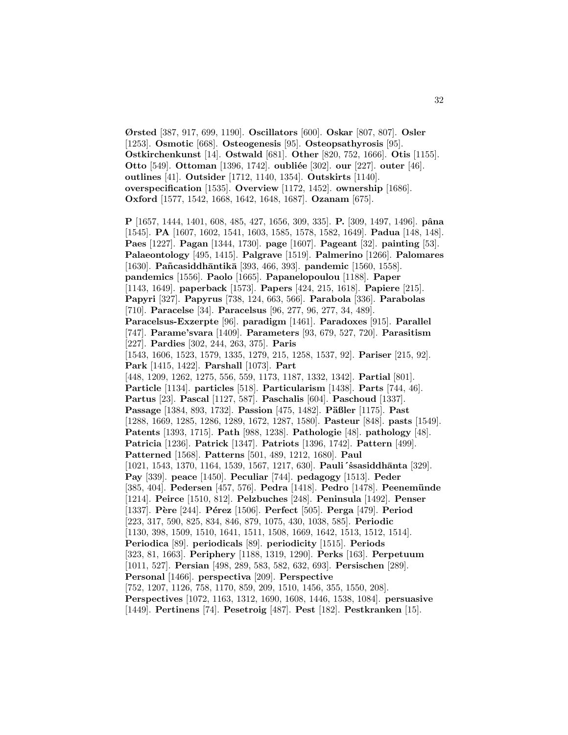**Ørsted** [387, 917, 699, 1190]. **Oscillators** [600]. **Oskar** [807, 807]. **Osler** [1253]. **Osmotic** [668]. **Osteogenesis** [95]. **Osteopsathyrosis** [95]. **Ostkirchenkunst** [14]. **Ostwald** [681]. **Other** [820, 752, 1666]. **Otis** [1155]. **Otto** [549]. **Ottoman** [1396, 1742]. **oubliée** [302]. **our** [227]. **outer** [46]. **outlines** [41]. **Outsider** [1712, 1140, 1354]. **Outskirts** [1140]. **overspecification** [1535]. **Overview** [1172, 1452]. **ownership** [1686]. **Oxford** [1577, 1542, 1668, 1642, 1648, 1687]. **Ozanam** [675].

**P** [1657, 1444, 1401, 608, 485, 427, 1656, 309, 335]. **P.** [309, 1497, 1496]. **pâna** [1545]. **PA** [1607, 1602, 1541, 1603, 1585, 1578, 1582, 1649]. **Padua** [148, 148]. **Paes** [1227]. **Pagan** [1344, 1730]. **page** [1607]. **Pageant** [32]. **painting** [53]. **Palaeontology** [495, 1415]. **Palgrave** [1519]. **Palmerino** [1266]. **Palomares** [1630]. **Pañcasiddhāntikā** [393, 466, 393]. **pandemic** [1560, 1558]. **pandemics** [1556]. **Paolo** [1665]. **Papanelopoulou** [1188]. **Paper** [1143, 1649]. **paperback** [1573]. **Papers** [424, 215, 1618]. **Papiere** [215]. **Papyri** [327]. **Papyrus** [738, 124, 663, 566]. **Parabola** [336]. **Parabolas** [710]. **Paracelse** [34]. **Paracelsus** [96, 277, 96, 277, 34, 489]. **Paracelsus-Exzerpte** [96]. **paradigm** [1461]. **Paradoxes** [915]. **Parallel** [747]. **Parame'svara** [1409]. **Parameters** [93, 679, 527, 720]. **Parasitism** [227]. **Pardies** [302, 244, 263, 375]. **Paris** [1543, 1606, 1523, 1579, 1335, 1279, 215, 1258, 1537, 92]. **Pariser** [215, 92]. **Park** [1415, 1422]. **Parshall** [1073]. **Part** [448, 1209, 1262, 1275, 556, 559, 1173, 1187, 1332, 1342]. **Partial** [801]. **Particle** [1134]. **particles** [518]. **Particularism** [1438]. **Parts** [744, 46]. **Partus** [23]. **Pascal** [1127, 587]. **Paschalis** [604]. **Paschoud** [1337]. **Passage** [1384, 893, 1732]. **Passion** [475, 1482]. **Päßler** [1175]. **Past** [1288, 1669, 1285, 1286, 1289, 1672, 1287, 1580]. **Pasteur** [848]. **pasts** [1549]. **Patents** [1393, 1715]. **Path** [988, 1238]. **Pathologie** [48]. **pathology** [48]. **Patricia** [1236]. **Patrick** [1347]. **Patriots** [1396, 1742]. **Pattern** [499]. **Patterned** [1568]. **Patterns** [501, 489, 1212, 1680]. **Paul** [1021, 1543, 1370, 1164, 1539, 1567, 1217, 630]. **Pauli´śasiddhānta** [329]. **Pay** [339]. **peace** [1450]. **Peculiar** [744]. **pedagogy** [1513]. **Peder** [385, 404]. **Pedersen** [457, 576]. **Pedra** [1418]. **Pedro** [1478]. **Peenemünde** [1214]. **Peirce** [1510, 812]. **Pelzbuches** [248]. **Peninsula** [1492]. **Penser** [1337]. **Père** [244]. **Pérez** [1506]. **Perfect** [505]. **Perga** [479]. **Period** [223, 317, 590, 825, 834, 846, 879, 1075, 430, 1038, 585]. **Periodic** [1130, 398, 1509, 1510, 1641, 1511, 1508, 1669, 1642, 1513, 1512, 1514]. **Periodica** [89]. **periodicals** [89]. **periodicity** [1515]. **Periods** [323, 81, 1663]. **Periphery** [1188, 1319, 1290]. **Perks** [163]. **Perpetuum** [1011, 527]. **Persian** [498, 289, 583, 582, 632, 693]. **Persischen** [289]. **Personal** [1466]. **perspectiva** [209]. **Perspective** [752, 1207, 1126, 758, 1170, 859, 209, 1510, 1456, 355, 1550, 208]. **Perspectives** [1072, 1163, 1312, 1690, 1608, 1446, 1538, 1084]. **persuasive** [1449]. **Pertinens** [74]. **Pesetroig** [487]. **Pest** [182]. **Pestkranken** [15].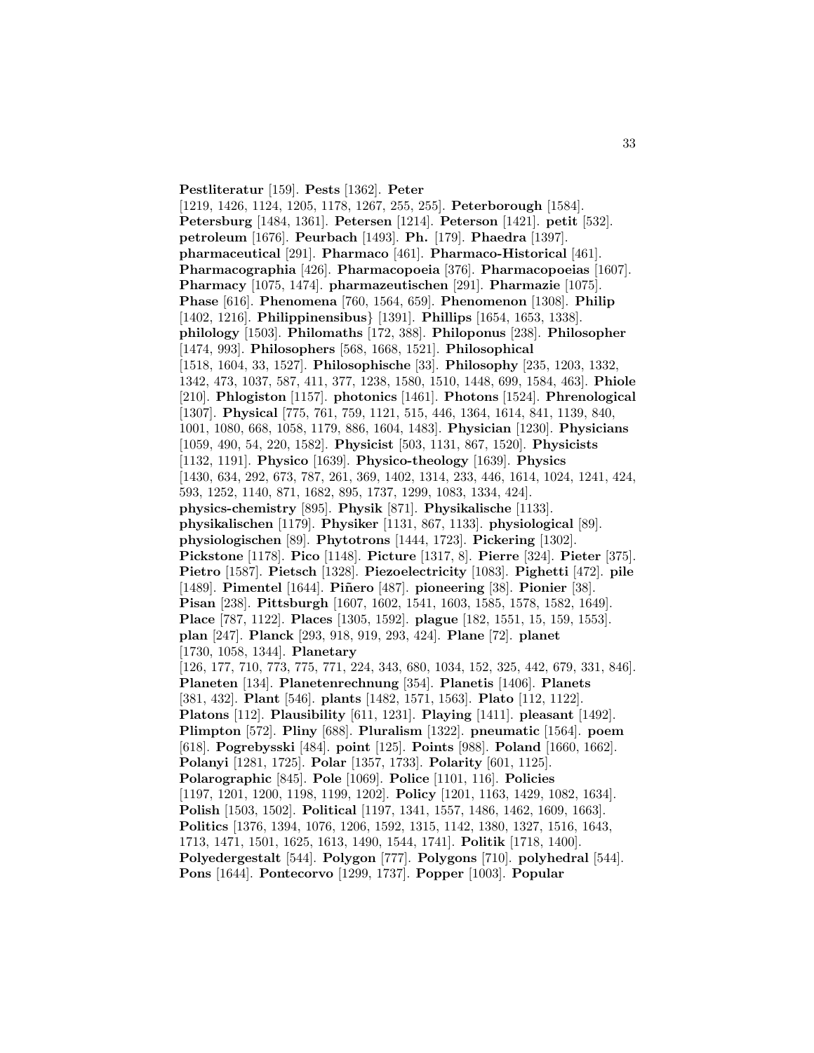**Pestliteratur** [159]. **Pests** [1362]. **Peter** [1219, 1426, 1124, 1205, 1178, 1267, 255, 255]. **Peterborough** [1584]. **Petersburg** [1484, 1361]. **Petersen** [1214]. **Peterson** [1421]. **petit** [532]. **petroleum** [1676]. **Peurbach** [1493]. **Ph.** [179]. **Phaedra** [1397]. **pharmaceutical** [291]. **Pharmaco** [461]. **Pharmaco-Historical** [461]. **Pharmacographia** [426]. **Pharmacopoeia** [376]. **Pharmacopoeias** [1607]. **Pharmacy** [1075, 1474]. **pharmazeutischen** [291]. **Pharmazie** [1075]. **Phase** [616]. **Phenomena** [760, 1564, 659]. **Phenomenon** [1308]. **Philip** [1402, 1216]. **Philippinensibus}** [1391]. **Phillips** [1654, 1653, 1338]. **philology** [1503]. **Philomaths** [172, 388]. **Philoponus** [238]. **Philosopher** [1474, 993]. **Philosophers** [568, 1668, 1521]. **Philosophical** [1518, 1604, 33, 1527]. **Philosophische** [33]. **Philosophy** [235, 1203, 1332, 1342, 473, 1037, 587, 411, 377, 1238, 1580, 1510, 1448, 699, 1584, 463]. **Phiole** [210]. **Phlogiston** [1157]. **photonics** [1461]. **Photons** [1524]. **Phrenological** [1307]. **Physical** [775, 761, 759, 1121, 515, 446, 1364, 1614, 841, 1139, 840, 1001, 1080, 668, 1058, 1179, 886, 1604, 1483]. **Physician** [1230]. **Physicians** [1059, 490, 54, 220, 1582]. **Physicist** [503, 1131, 867, 1520]. **Physicists** [1132, 1191]. **Physico** [1639]. **Physico-theology** [1639]. **Physics** [1430, 634, 292, 673, 787, 261, 369, 1402, 1314, 233, 446, 1614, 1024, 1241, 424, 593, 1252, 1140, 871, 1682, 895, 1737, 1299, 1083, 1334, 424]. **physics-chemistry** [895]. **Physik** [871]. **Physikalische** [1133]. **physikalischen** [1179]. **Physiker** [1131, 867, 1133]. **physiological** [89]. **physiologischen** [89]. **Phytotrons** [1444, 1723]. **Pickering** [1302]. **Pickstone** [1178]. **Pico** [1148]. **Picture** [1317, 8]. **Pierre** [324]. **Pieter** [375]. **Pietro** [1587]. **Pietsch** [1328]. **Piezoelectricity** [1083]. **Pighetti** [472]. **pile** [1489]. **Pimentel** [1644]. **Piñero** [487]. **pioneering** [38]. **Pionier** [38]. **Pisan** [238]. **Pittsburgh** [1607, 1602, 1541, 1603, 1585, 1578, 1582, 1649]. **Place** [787, 1122]. **Places** [1305, 1592]. **plague** [182, 1551, 15, 159, 1553]. **plan** [247]. **Planck** [293, 918, 919, 293, 424]. **Plane** [72]. **planet** [1730, 1058, 1344]. **Planetary** [126, 177, 710, 773, 775, 771, 224, 343, 680, 1034, 152, 325, 442, 679, 331, 846]. **Planeten** [134]. **Planetenrechnung** [354]. **Planetis** [1406]. **Planets** [381, 432]. **Plant** [546]. **plants** [1482, 1571, 1563]. **Plato** [112, 1122]. **Platons** [112]. **Plausibility** [611, 1231]. **Playing** [1411]. **pleasant** [1492]. **Plimpton** [572]. **Pliny** [688]. **Pluralism** [1322]. **pneumatic** [1564]. **poem** [618]. **Pogrebysski** [484]. **point** [125]. **Points** [988]. **Poland** [1660, 1662]. **Polanyi** [1281, 1725]. **Polar** [1357, 1733]. **Polarity** [601, 1125]. **Polarographic** [845]. **Pole** [1069]. **Police** [1101, 116]. **Policies** [1197, 1201, 1200, 1198, 1199, 1202]. **Policy** [1201, 1163, 1429, 1082, 1634]. **Polish** [1503, 1502]. **Political** [1197, 1341, 1557, 1486, 1462, 1609, 1663]. **Politics** [1376, 1394, 1076, 1206, 1592, 1315, 1142, 1380, 1327, 1516, 1643, 1713, 1471, 1501, 1625, 1613, 1490, 1544, 1741]. **Politik** [1718, 1400]. **Polyedergestalt** [544]. **Polygon** [777]. **Polygons** [710]. **polyhedral** [544]. **Pons** [1644]. **Pontecorvo** [1299, 1737]. **Popper** [1003]. **Popular**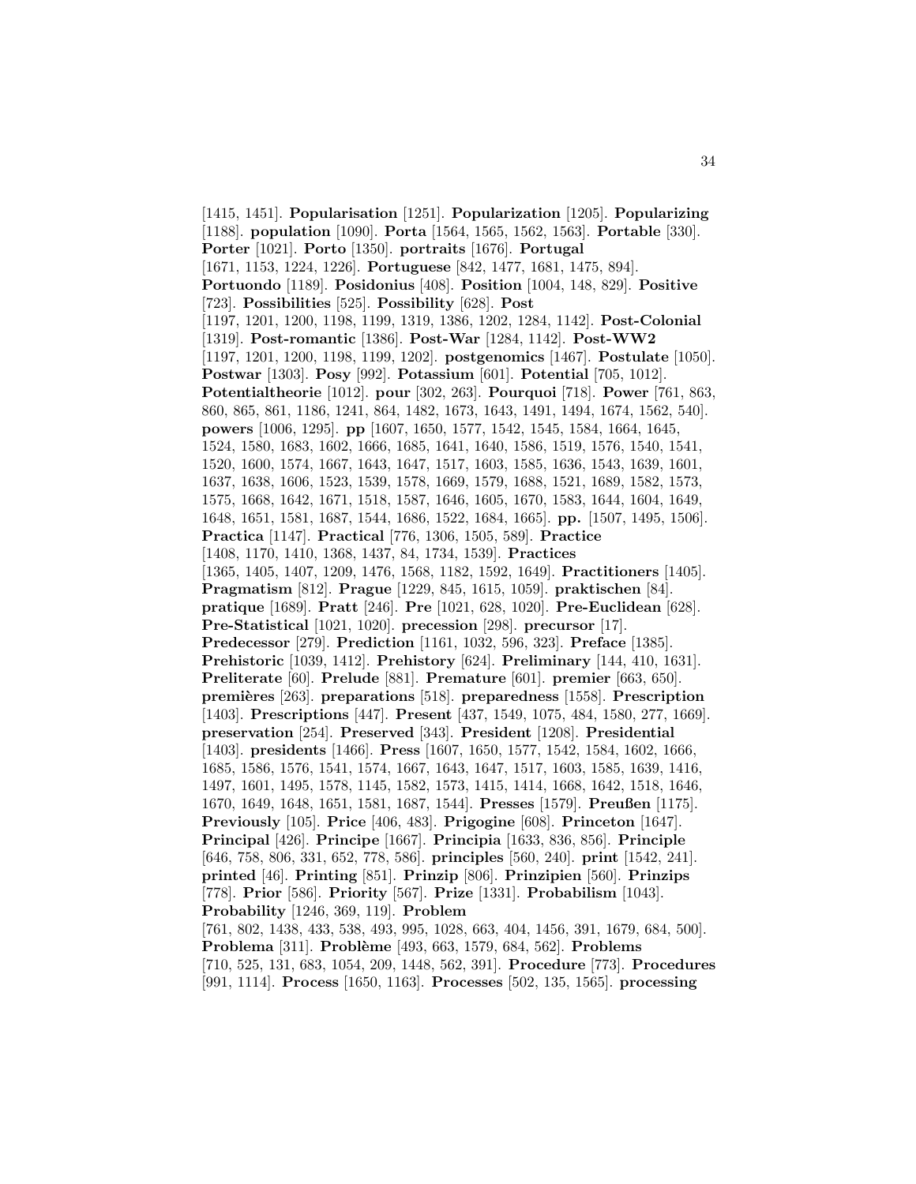[1415, 1451]. **Popularisation** [1251]. **Popularization** [1205]. **Popularizing** [1188]. **population** [1090]. **Porta** [1564, 1565, 1562, 1563]. **Portable** [330]. **Porter** [1021]. **Porto** [1350]. **portraits** [1676]. **Portugal** [1671, 1153, 1224, 1226]. **Portuguese** [842, 1477, 1681, 1475, 894]. **Portuondo** [1189]. **Posidonius** [408]. **Position** [1004, 148, 829]. **Positive** [723]. **Possibilities** [525]. **Possibility** [628]. **Post** [1197, 1201, 1200, 1198, 1199, 1319, 1386, 1202, 1284, 1142]. **Post-Colonial** [1319]. **Post-romantic** [1386]. **Post-War** [1284, 1142]. **Post-WW2** [1197, 1201, 1200, 1198, 1199, 1202]. **postgenomics** [1467]. **Postulate** [1050]. **Postwar** [1303]. **Posy** [992]. **Potassium** [601]. **Potential** [705, 1012]. **Potentialtheorie** [1012]. **pour** [302, 263]. **Pourquoi** [718]. **Power** [761, 863, 860, 865, 861, 1186, 1241, 864, 1482, 1673, 1643, 1491, 1494, 1674, 1562, 540]. **powers** [1006, 1295]. **pp** [1607, 1650, 1577, 1542, 1545, 1584, 1664, 1645, 1524, 1580, 1683, 1602, 1666, 1685, 1641, 1640, 1586, 1519, 1576, 1540, 1541, 1520, 1600, 1574, 1667, 1643, 1647, 1517, 1603, 1585, 1636, 1543, 1639, 1601, 1637, 1638, 1606, 1523, 1539, 1578, 1669, 1579, 1688, 1521, 1689, 1582, 1573, 1575, 1668, 1642, 1671, 1518, 1587, 1646, 1605, 1670, 1583, 1644, 1604, 1649, 1648, 1651, 1581, 1687, 1544, 1686, 1522, 1684, 1665]. **pp.** [1507, 1495, 1506]. **Practica** [1147]. **Practical** [776, 1306, 1505, 589]. **Practice** [1408, 1170, 1410, 1368, 1437, 84, 1734, 1539]. **Practices** [1365, 1405, 1407, 1209, 1476, 1568, 1182, 1592, 1649]. **Practitioners** [1405]. **Pragmatism** [812]. **Prague** [1229, 845, 1615, 1059]. **praktischen** [84]. **pratique** [1689]. **Pratt** [246]. **Pre** [1021, 628, 1020]. **Pre-Euclidean** [628]. **Pre-Statistical** [1021, 1020]. **precession** [298]. **precursor** [17]. **Predecessor** [279]. **Prediction** [1161, 1032, 596, 323]. **Preface** [1385]. **Prehistoric** [1039, 1412]. **Prehistory** [624]. **Preliminary** [144, 410, 1631]. **Preliterate** [60]. **Prelude** [881]. **Premature** [601]. **premier** [663, 650]. **premières** [263]. **preparations** [518]. **preparedness** [1558]. **Prescription** [1403]. **Prescriptions** [447]. **Present** [437, 1549, 1075, 484, 1580, 277, 1669]. **preservation** [254]. **Preserved** [343]. **President** [1208]. **Presidential** [1403]. **presidents** [1466]. **Press** [1607, 1650, 1577, 1542, 1584, 1602, 1666, 1685, 1586, 1576, 1541, 1574, 1667, 1643, 1647, 1517, 1603, 1585, 1639, 1416, 1497, 1601, 1495, 1578, 1145, 1582, 1573, 1415, 1414, 1668, 1642, 1518, 1646, 1670, 1649, 1648, 1651, 1581, 1687, 1544]. **Presses** [1579]. **Preußen** [1175]. **Previously** [105]. **Price** [406, 483]. **Prigogine** [608]. **Princeton** [1647]. **Principal** [426]. **Principe** [1667]. **Principia** [1633, 836, 856]. **Principle** [646, 758, 806, 331, 652, 778, 586]. **principles** [560, 240]. **print** [1542, 241]. **printed** [46]. **Printing** [851]. **Prinzip** [806]. **Prinzipien** [560]. **Prinzips** [778]. **Prior** [586]. **Priority** [567]. **Prize** [1331]. **Probabilism** [1043]. **Probability** [1246, 369, 119]. **Problem** [761, 802, 1438, 433, 538, 493, 995, 1028, 663, 404, 1456, 391, 1679, 684, 500]. **Problema** [311]. **Problème** [493, 663, 1579, 684, 562]. **Problems** [710, 525, 131, 683, 1054, 209, 1448, 562, 391]. **Procedure** [773]. **Procedures** [991, 1114]. **Process** [1650, 1163]. **Processes** [502, 135, 1565]. **processing**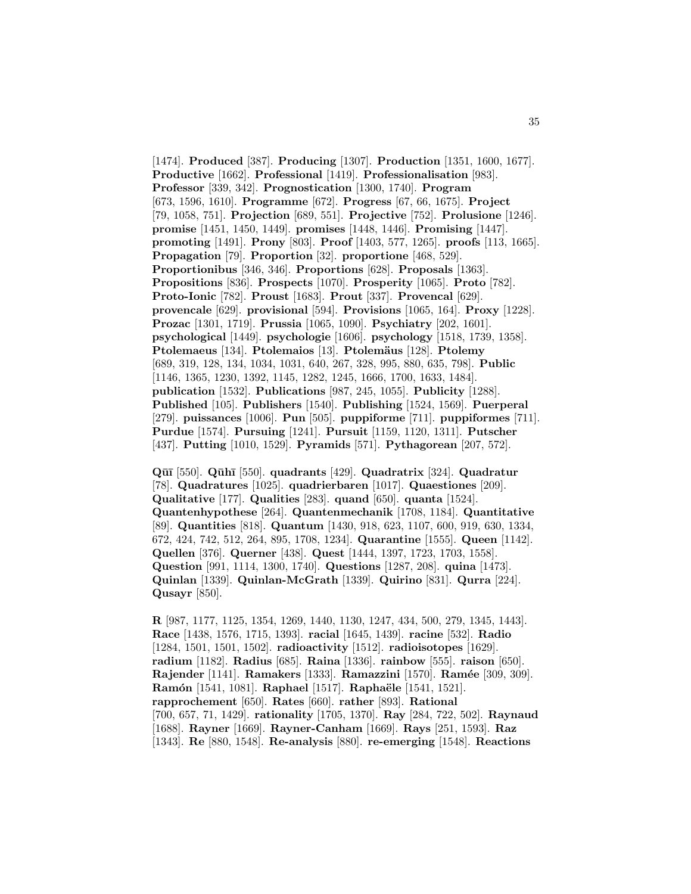[1474]. **Produced** [387]. **Producing** [1307]. **Production** [1351, 1600, 1677]. **Productive** [1662]. **Professional** [1419]. **Professionalisation** [983]. **Professor** [339, 342]. **Prognostication** [1300, 1740]. **Program** [673, 1596, 1610]. **Programme** [672]. **Progress** [67, 66, 1675]. **Project** [79, 1058, 751]. **Projection** [689, 551]. **Projective** [752]. **Prolusione** [1246]. **promise** [1451, 1450, 1449]. **promises** [1448, 1446]. **Promising** [1447]. **promoting** [1491]. **Prony** [803]. **Proof** [1403, 577, 1265]. **proofs** [113, 1665]. **Propagation** [79]. **Proportion** [32]. **proportione** [468, 529]. **Proportionibus** [346, 346]. **Proportions** [628]. **Proposals** [1363]. **Propositions** [836]. **Prospects** [1070]. **Prosperity** [1065]. **Proto** [782]. **Proto-Ionic** [782]. **Proust** [1683]. **Prout** [337]. **Provencal** [629]. **provencale** [629]. **provisional** [594]. **Provisions** [1065, 164]. **Proxy** [1228]. **Prozac** [1301, 1719]. **Prussia** [1065, 1090]. **Psychiatry** [202, 1601]. **psychological** [1449]. **psychologie** [1606]. **psychology** [1518, 1739, 1358]. **Ptolemaeus** [134]. **Ptolemaios** [13]. **Ptolemäus** [128]. **Ptolemy** [689, 319, 128, 134, 1034, 1031, 640, 267, 328, 995, 880, 635, 798]. **Public** [1146, 1365, 1230, 1392, 1145, 1282, 1245, 1666, 1700, 1633, 1484]. **publication** [1532]. **Publications** [987, 245, 1055]. **Publicity** [1288]. **Published** [105]. **Publishers** [1540]. **Publishing** [1524, 1569]. **Puerperal** [279]. **puissances** [1006]. **Pun** [505]. **puppiforme** [711]. **puppiformes** [711]. **Purdue** [1574]. **Pursuing** [1241]. **Pursuit** [1159, 1120, 1311]. **Putscher** [437]. **Putting** [1010, 1529]. **Pyramids** [571]. **Pythagorean** [207, 572].

**Qūī** [550]. **Qūhī** [550]. **quadrants** [429]. **Quadratrix** [324]. **Quadratur** [78]. **Quadratures** [1025]. **quadrierbaren** [1017]. **Quaestiones** [209]. **Qualitative** [177]. **Qualities** [283]. **quand** [650]. **quanta** [1524]. **Quantenhypothese** [264]. **Quantenmechanik** [1708, 1184]. **Quantitative** [89]. **Quantities** [818]. **Quantum** [1430, 918, 623, 1107, 600, 919, 630, 1334, 672, 424, 742, 512, 264, 895, 1708, 1234]. **Quarantine** [1555]. **Queen** [1142]. **Quellen** [376]. **Querner** [438]. **Quest** [1444, 1397, 1723, 1703, 1558]. **Question** [991, 1114, 1300, 1740]. **Questions** [1287, 208]. **quina** [1473]. **Quinlan** [1339]. **Quinlan-McGrath** [1339]. **Quirino** [831]. **Qurra** [224]. **Qusayr** [850].

**R** [987, 1177, 1125, 1354, 1269, 1440, 1130, 1247, 434, 500, 279, 1345, 1443]. **Race** [1438, 1576, 1715, 1393]. **racial** [1645, 1439]. **racine** [532]. **Radio** [1284, 1501, 1501, 1502]. **radioactivity** [1512]. **radioisotopes** [1629]. **radium** [1182]. **Radius** [685]. **Raina** [1336]. **rainbow** [555]. **raison** [650]. **Rajender** [1141]. **Ramakers** [1333]. **Ramazzini** [1570]. **Ramée** [309, 309]. **Ramón** [1541, 1081]. **Raphael** [1517]. **Raphaële** [1541, 1521]. **rapprochement** [650]. **Rates** [660]. **rather** [893]. **Rational** [700, 657, 71, 1429]. **rationality** [1705, 1370]. **Ray** [284, 722, 502]. **Raynaud** [1688]. **Rayner** [1669]. **Rayner-Canham** [1669]. **Rays** [251, 1593]. **Raz** [1343]. **Re** [880, 1548]. **Re-analysis** [880]. **re-emerging** [1548]. **Reactions**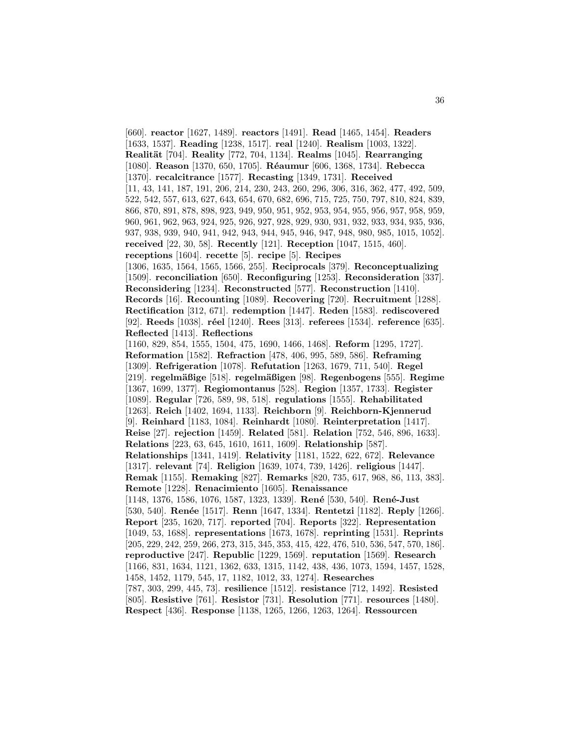[660]. **reactor** [1627, 1489]. **reactors** [1491]. **Read** [1465, 1454]. **Readers** [1633, 1537]. **Reading** [1238, 1517]. **real** [1240]. **Realism** [1003, 1322]. **Realität** [704]. **Reality** [772, 704, 1134]. **Realms** [1045]. **Rearranging** [1080]. **Reason** [1370, 650, 1705]. **Réaumur** [606, 1368, 1734]. **Rebecca** [1370]. **recalcitrance** [1577]. **Recasting** [1349, 1731]. **Received** [11, 43, 141, 187, 191, 206, 214, 230, 243, 260, 296, 306, 316, 362, 477, 492, 509, 522, 542, 557, 613, 627, 643, 654, 670, 682, 696, 715, 725, 750, 797, 810, 824, 839, 866, 870, 891, 878, 898, 923, 949, 950, 951, 952, 953, 954, 955, 956, 957, 958, 959, 960, 961, 962, 963, 924, 925, 926, 927, 928, 929, 930, 931, 932, 933, 934, 935, 936, 937, 938, 939, 940, 941, 942, 943, 944, 945, 946, 947, 948, 980, 985, 1015, 1052]. **received** [22, 30, 58]. **Recently** [121]. **Reception** [1047, 1515, 460]. **receptions** [1604]. **recette** [5]. **recipe** [5]. **Recipes** [1306, 1635, 1564, 1565, 1566, 255]. **Reciprocals** [379]. **Reconceptualizing** [1509]. **reconciliation** [650]. **Reconfiguring** [1253]. **Reconsideration** [337]. **Reconsidering** [1234]. **Reconstructed** [577]. **Reconstruction** [1410]. **Records** [16]. **Recounting** [1089]. **Recovering** [720]. **Recruitment** [1288]. **Rectification** [312, 671]. **redemption** [1447]. **Reden** [1583]. **rediscovered** [92]. **Reeds** [1038]. **réel** [1240]. **Rees** [313]. **referees** [1534]. **reference** [635]. **Reflected** [1413]. **Reflections** [1160, 829, 854, 1555, 1504, 475, 1690, 1466, 1468]. **Reform** [1295, 1727]. **Reformation** [1582]. **Refraction** [478, 406, 995, 589, 586]. **Reframing** [1309]. **Refrigeration** [1078]. **Refutation** [1263, 1679, 711, 540]. **Regel** [219]. **regelmäßige** [518]. **regelmäßigen** [98]. **Regenbogens** [555]. **Regime** [1367, 1699, 1377]. **Regiomontanus** [528]. **Region** [1357, 1733]. **Register** [1089]. **Regular** [726, 589, 98, 518]. **regulations** [1555]. **Rehabilitated** [1263]. **Reich** [1402, 1694, 1133]. **Reichborn** [9]. **Reichborn-Kjennerud** [9]. **Reinhard** [1183, 1084]. **Reinhardt** [1080]. **Reinterpretation** [1417]. **Reise** [27]. **rejection** [1459]. **Related** [581]. **Relation** [752, 546, 896, 1633]. **Relations** [223, 63, 645, 1610, 1611, 1609]. **Relationship** [587]. **Relationships** [1341, 1419]. **Relativity** [1181, 1522, 622, 672]. **Relevance** [1317]. **relevant** [74]. **Religion** [1639, 1074, 739, 1426]. **religious** [1447]. **Remak** [1155]. **Remaking** [827]. **Remarks** [820, 735, 617, 968, 86, 113, 383]. **Remote** [1228]. **Renacimiento** [1605]. **Renaissance** [1148, 1376, 1586, 1076, 1587, 1323, 1339]. **René** [530, 540]. **René-Just** [530, 540]. **Renée** [1517]. **Renn** [1647, 1334]. **Rentetzi** [1182]. **Reply** [1266]. **Report** [235, 1620, 717]. **reported** [704]. **Reports** [322]. **Representation** [1049, 53, 1688]. **representations** [1673, 1678]. **reprinting** [1531]. **Reprints** [205, 229, 242, 259, 266, 273, 315, 345, 353, 415, 422, 476, 510, 536, 547, 570, 186]. **reproductive** [247]. **Republic** [1229, 1569]. **reputation** [1569]. **Research** [1166, 831, 1634, 1121, 1362, 633, 1315, 1142, 438, 436, 1073, 1594, 1457, 1528, 1458, 1452, 1179, 545, 17, 1182, 1012, 33, 1274]. **Researches** [787, 303, 299, 445, 73]. **resilience** [1512]. **resistance** [712, 1492]. **Resisted** [805]. **Resistive** [761]. **Resistor** [731]. **Resolution** [771]. **resources** [1480]. **Respect** [436]. **Response** [1138, 1265, 1266, 1263, 1264]. **Ressourcen**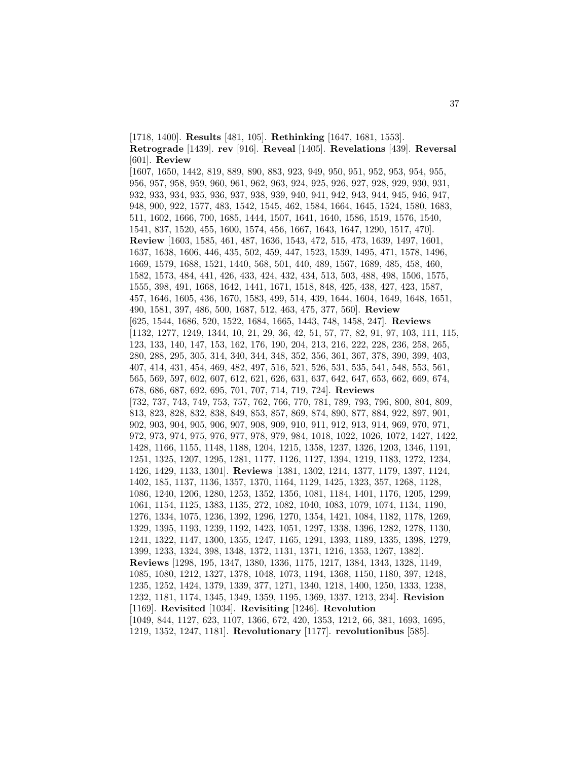[1718, 1400]. **Results** [481, 105]. **Rethinking** [1647, 1681, 1553]. **Retrograde** [1439]. **rev** [916]. **Reveal** [1405]. **Revelations** [439]. **Reversal** [601]. **Review** [1607, 1650, 1442, 819, 889, 890, 883, 923, 949, 950, 951, 952, 953, 954, 955, 956, 957, 958, 959, 960, 961, 962, 963, 924, 925, 926, 927, 928, 929, 930, 931, 932, 933, 934, 935, 936, 937, 938, 939, 940, 941, 942, 943, 944, 945, 946, 947, 948, 900, 922, 1577, 483, 1542, 1545, 462, 1584, 1664, 1645, 1524, 1580, 1683, 511, 1602, 1666, 700, 1685, 1444, 1507, 1641, 1640, 1586, 1519, 1576, 1540, 1541, 837, 1520, 455, 1600, 1574, 456, 1667, 1643, 1647, 1290, 1517, 470]. **Review** [1603, 1585, 461, 487, 1636, 1543, 472, 515, 473, 1639, 1497, 1601, 1637, 1638, 1606, 446, 435, 502, 459, 447, 1523, 1539, 1495, 471, 1578, 1496, 1669, 1579, 1688, 1521, 1440, 568, 501, 440, 489, 1567, 1689, 485, 458, 460, 1582, 1573, 484, 441, 426, 433, 424, 432, 434, 513, 503, 488, 498, 1506, 1575, 1555, 398, 491, 1668, 1642, 1441, 1671, 1518, 848, 425, 438, 427, 423, 1587, 457, 1646, 1605, 436, 1670, 1583, 499, 514, 439, 1644, 1604, 1649, 1648, 1651, 490, 1581, 397, 486, 500, 1687, 512, 463, 475, 377, 560]. **Review** [625, 1544, 1686, 520, 1522, 1684, 1665, 1443, 748, 1458, 247]. **Reviews** [1132, 1277, 1249, 1344, 10, 21, 29, 36, 42, 51, 57, 77, 82, 91, 97, 103, 111, 115, 123, 133, 140, 147, 153, 162, 176, 190, 204, 213, 216, 222, 228, 236, 258, 265, 280, 288, 295, 305, 314, 340, 344, 348, 352, 356, 361, 367, 378, 390, 399, 403, 407, 414, 431, 454, 469, 482, 497, 516, 521, 526, 531, 535, 541, 548, 553, 561, 565, 569, 597, 602, 607, 612, 621, 626, 631, 637, 642, 647, 653, 662, 669, 674, 678, 686, 687, 692, 695, 701, 707, 714, 719, 724]. **Reviews** [732, 737, 743, 749, 753, 757, 762, 766, 770, 781, 789, 793, 796, 800, 804, 809, 813, 823, 828, 832, 838, 849, 853, 857, 869, 874, 890, 877, 884, 922, 897, 901, 902, 903, 904, 905, 906, 907, 908, 909, 910, 911, 912, 913, 914, 969, 970, 971, 972, 973, 974, 975, 976, 977, 978, 979, 984, 1018, 1022, 1026, 1072, 1427, 1422, 1428, 1166, 1155, 1148, 1188, 1204, 1215, 1358, 1237, 1326, 1203, 1346, 1191, 1251, 1325, 1207, 1295, 1281, 1177, 1126, 1127, 1394, 1219, 1183, 1272, 1234, 1426, 1429, 1133, 1301]. **Reviews** [1381, 1302, 1214, 1377, 1179, 1397, 1124, 1402, 185, 1137, 1136, 1357, 1370, 1164, 1129, 1425, 1323, 357, 1268, 1128, 1086, 1240, 1206, 1280, 1253, 1352, 1356, 1081, 1184, 1401, 1176, 1205, 1299, 1061, 1154, 1125, 1383, 1135, 272, 1082, 1040, 1083, 1079, 1074, 1134, 1190, 1276, 1334, 1075, 1236, 1392, 1296, 1270, 1354, 1421, 1084, 1182, 1178, 1269, 1329, 1395, 1193, 1239, 1192, 1423, 1051, 1297, 1338, 1396, 1282, 1278, 1130, 1241, 1322, 1147, 1300, 1355, 1247, 1165, 1291, 1393, 1189, 1335, 1398, 1279, 1399, 1233, 1324, 398, 1348, 1372, 1131, 1371, 1216, 1353, 1267, 1382]. **Reviews** [1298, 195, 1347, 1380, 1336, 1175, 1217, 1384, 1343, 1328, 1149, 1085, 1080, 1212, 1327, 1378, 1048, 1073, 1194, 1368, 1150, 1180, 397, 1248, 1235, 1252, 1424, 1379, 1339, 377, 1271, 1340, 1218, 1400, 1250, 1333, 1238, 1232, 1181, 1174, 1345, 1349, 1359, 1195, 1369, 1337, 1213, 234]. **Revision** [1169]. **Revisited** [1034]. **Revisiting** [1246]. **Revolution** [1049, 844, 1127, 623, 1107, 1366, 672, 420, 1353, 1212, 66, 381, 1693, 1695, 1219, 1352, 1247, 1181]. **Revolutionary** [1177]. **revolutionibus** [585].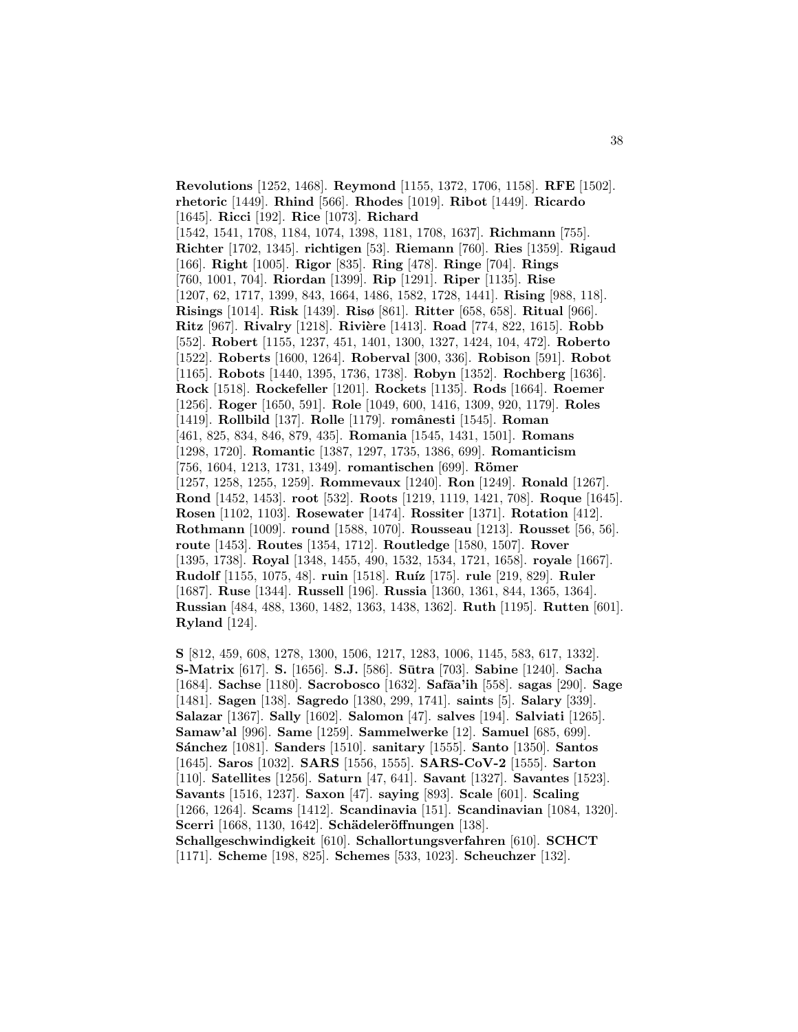**Revolutions** [1252, 1468]. **Reymond** [1155, 1372, 1706, 1158]. **RFE** [1502]. **rhetoric** [1449]. **Rhind** [566]. **Rhodes** [1019]. **Ribot** [1449]. **Ricardo** [1645]. **Ricci** [192]. **Rice** [1073]. **Richard** [1542, 1541, 1708, 1184, 1074, 1398, 1181, 1708, 1637]. **Richmann** [755]. **Richter** [1702, 1345]. **richtigen** [53]. **Riemann** [760]. **Ries** [1359]. **Rigaud** [166]. **Right** [1005]. **Rigor** [835]. **Ring** [478]. **Ringe** [704]. **Rings** [760, 1001, 704]. **Riordan** [1399]. **Rip** [1291]. **Riper** [1135]. **Rise** [1207, 62, 1717, 1399, 843, 1664, 1486, 1582, 1728, 1441]. **Rising** [988, 118]. **Risings** [1014]. **Risk** [1439]. **Risø** [861]. **Ritter** [658, 658]. **Ritual** [966]. **Ritz** [967]. **Rivalry** [1218]. **Rivière** [1413]. **Road** [774, 822, 1615]. **Robb** [552]. **Robert** [1155, 1237, 451, 1401, 1300, 1327, 1424, 104, 472]. **Roberto** [1522]. **Roberts** [1600, 1264]. **Roberval** [300, 336]. **Robison** [591]. **Robot** [1165]. **Robots** [1440, 1395, 1736, 1738]. **Robyn** [1352]. **Rochberg** [1636]. **Rock** [1518]. **Rockefeller** [1201]. **Rockets** [1135]. **Rods** [1664]. **Roemer** [1256]. **Roger** [1650, 591]. **Role** [1049, 600, 1416, 1309, 920, 1179]. **Roles** [1419]. **Rollbild** [137]. **Rolle** [1179]. **românesti** [1545]. **Roman** [461, 825, 834, 846, 879, 435]. **Romania** [1545, 1431, 1501]. **Romans** [1298, 1720]. **Romantic** [1387, 1297, 1735, 1386, 699]. **Romanticism** [756, 1604, 1213, 1731, 1349]. **romantischen** [699]. **Römer** [1257, 1258, 1255, 1259]. **Rommevaux** [1240]. **Ron** [1249]. **Ronald** [1267]. **Rond** [1452, 1453]. **root** [532]. **Roots** [1219, 1119, 1421, 708]. **Roque** [1645]. **Rosen** [1102, 1103]. **Rosewater** [1474]. **Rossiter** [1371]. **Rotation** [412]. **Rothmann** [1009]. **round** [1588, 1070]. **Rousseau** [1213]. **Rousset** [56, 56]. **route** [1453]. **Routes** [1354, 1712]. **Routledge** [1580, 1507]. **Rover** [1395, 1738]. **Royal** [1348, 1455, 490, 1532, 1534, 1721, 1658]. **royale** [1667]. **Rudolf** [1155, 1075, 48]. **ruin** [1518]. **Ruíz** [175]. **rule** [219, 829]. **Ruler** [1687]. **Ruse** [1344]. **Russell** [196]. **Russia** [1360, 1361, 844, 1365, 1364]. **Russian** [484, 488, 1360, 1482, 1363, 1438, 1362]. **Ruth** [1195]. **Rutten** [601]. **Ryland** [124].

**S** [812, 459, 608, 1278, 1300, 1506, 1217, 1283, 1006, 1145, 583, 617, 1332]. **S-Matrix** [617]. **S.** [1656]. **S.J.** [586]. **Sūtra** [703]. **Sabine** [1240]. **Sacha** [1684]. **Sachse** [1180]. **Sacrobosco** [1632]. **Safāa'ih** [558]. **sagas** [290]. **Sage** [1481]. **Sagen** [138]. **Sagredo** [1380, 299, 1741]. **saints** [5]. **Salary** [339]. **Salazar** [1367]. **Sally** [1602]. **Salomon** [47]. **salves** [194]. **Salviati** [1265]. **Samaw'al** [996]. **Same** [1259]. **Sammelwerke** [12]. **Samuel** [685, 699]. **Sánchez** [1081]. **Sanders** [1510]. **sanitary** [1555]. **Santo** [1350]. **Santos** [1645]. **Saros** [1032]. **SARS** [1556, 1555]. **SARS-CoV-2** [1555]. **Sarton** [110]. **Satellites** [1256]. **Saturn** [47, 641]. **Savant** [1327]. **Savantes** [1523]. **Savants** [1516, 1237]. **Saxon** [47]. **saying** [893]. **Scale** [601]. **Scaling** [1266, 1264]. **Scams** [1412]. **Scandinavia** [151]. **Scandinavian** [1084, 1320]. **Scerri** [1668, 1130, 1642]. **Schädeleröffnungen** [138]. **Schallgeschwindigkeit** [610]. **Schallortungsverfahren** [610]. **SCHCT** [1171]. **Scheme** [198, 825]. **Schemes** [533, 1023]. **Scheuchzer** [132].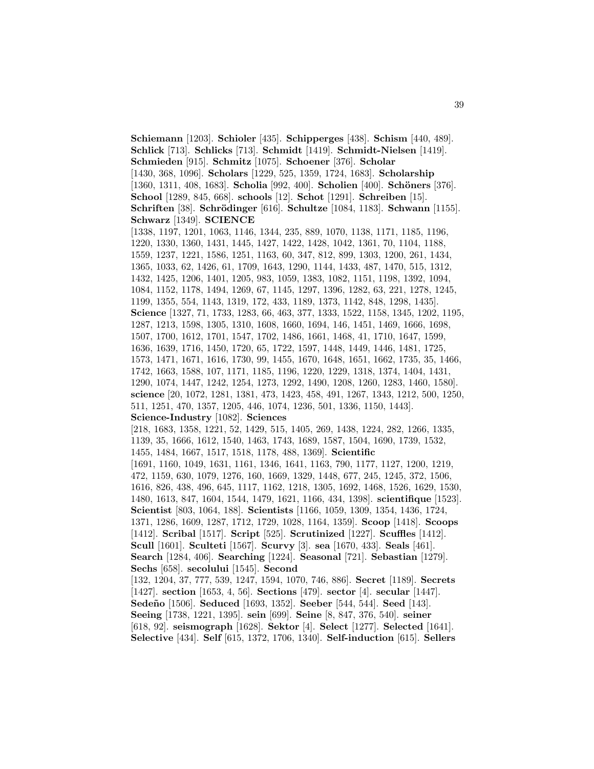**Schiemann** [1203]. **Schioler** [435]. **Schipperges** [438]. **Schism** [440, 489]. **Schlick** [713]. **Schlicks** [713]. **Schmidt** [1419]. **Schmidt-Nielsen** [1419]. **Schmieden** [915]. **Schmitz** [1075]. **Schoener** [376]. **Scholar** [1430, 368, 1096]. **Scholars** [1229, 525, 1359, 1724, 1683]. **Scholarship** [1360, 1311, 408, 1683]. **Scholia** [992, 400]. **Scholien** [400]. **Schöners** [376]. **School** [1289, 845, 668]. **schools** [12]. **Schot** [1291]. **Schreiben** [15]. **Schriften** [38]. **Schrödinger** [616]. **Schultze** [1084, 1183]. **Schwann** [1155]. **Schwarz** [1349]. **SCIENCE** [1338, 1197, 1201, 1063, 1146, 1344, 235, 889, 1070, 1138, 1171, 1185, 1196, 1220, 1330, 1360, 1431, 1445, 1427, 1422, 1428, 1042, 1361, 70, 1104, 1188, 1559, 1237, 1221, 1586, 1251, 1163, 60, 347, 812, 899, 1303, 1200, 261, 1434, 1365, 1033, 62, 1426, 61, 1709, 1643, 1290, 1144, 1433, 487, 1470, 515, 1312, 1432, 1425, 1206, 1401, 1205, 983, 1059, 1383, 1082, 1151, 1198, 1392, 1094, 1084, 1152, 1178, 1494, 1269, 67, 1145, 1297, 1396, 1282, 63, 221, 1278, 1245, 1199, 1355, 554, 1143, 1319, 172, 433, 1189, 1373, 1142, 848, 1298, 1435]. **Science** [1327, 71, 1733, 1283, 66, 463, 377, 1333, 1522, 1158, 1345, 1202, 1195, 1287, 1213, 1598, 1305, 1310, 1608, 1660, 1694, 146, 1451, 1469, 1666, 1698, 1507, 1700, 1612, 1701, 1547, 1702, 1486, 1661, 1468, 41, 1710, 1647, 1599, 1636, 1639, 1716, 1450, 1720, 65, 1722, 1597, 1448, 1449, 1446, 1481, 1725, 1573, 1471, 1671, 1616, 1730, 99, 1455, 1670, 1648, 1651, 1662, 1735, 35, 1466, 1742, 1663, 1588, 107, 1171, 1185, 1196, 1220, 1229, 1318, 1374, 1404, 1431, 1290, 1074, 1447, 1242, 1254, 1273, 1292, 1490, 1208, 1260, 1283, 1460, 1580]. **science** [20, 1072, 1281, 1381, 473, 1423, 458, 491, 1267, 1343, 1212, 500, 1250, 511, 1251, 470, 1357, 1205, 446, 1074, 1236, 501, 1336, 1150, 1443]. **Science-Industry** [1082]. **Sciences** [218, 1683, 1358, 1221, 52, 1429, 515, 1405, 269, 1438, 1224, 282, 1266, 1335, 1139, 35, 1666, 1612, 1540, 1463, 1743, 1689, 1587, 1504, 1690, 1739, 1532, 1455, 1484, 1667, 1517, 1518, 1178, 488, 1369]. **Scientific** [1691, 1160, 1049, 1631, 1161, 1346, 1641, 1163, 790, 1177, 1127, 1200, 1219, 472, 1159, 630, 1079, 1276, 160, 1669, 1329, 1448, 677, 245, 1245, 372, 1506, 1616, 826, 438, 496, 645, 1117, 1162, 1218, 1305, 1692, 1468, 1526, 1629, 1530, 1480, 1613, 847, 1604, 1544, 1479, 1621, 1166, 434, 1398]. **scientifique** [1523]. **Scientist** [803, 1064, 188]. **Scientists** [1166, 1059, 1309, 1354, 1436, 1724, 1371, 1286, 1609, 1287, 1712, 1729, 1028, 1164, 1359]. **Scoop** [1418]. **Scoops** [1412]. **Scribal** [1517]. **Script** [525]. **Scrutinized** [1227]. **Scuffles** [1412]. **Scull** [1601]. **Sculteti** [1567]. **Scurvy** [3]. **sea** [1670, 433]. **Seals** [461]. **Search** [1284, 406]. **Searching** [1224]. **Seasonal** [721]. **Sebastian** [1279]. **Sechs** [658]. **secolului** [1545]. **Second** [132, 1204, 37, 777, 539, 1247, 1594, 1070, 746, 886]. **Secret** [1189]. **Secrets** [1427]. **section** [1653, 4, 56]. **Sections** [479]. **sector** [4]. **secular** [1447]. **Sedeño** [1506]. **Seduced** [1693, 1352]. **Seeber** [544, 544]. **Seed** [143]. **Seeing** [1738, 1221, 1395]. **sein** [699]. **Seine** [8, 847, 376, 540]. **seiner** [618, 92]. **seismograph** [1628]. **Sektor** [4]. **Select** [1277]. **Selected** [1641]. **Selective** [434]. **Self** [615, 1372, 1706, 1340]. **Self-induction** [615]. **Sellers**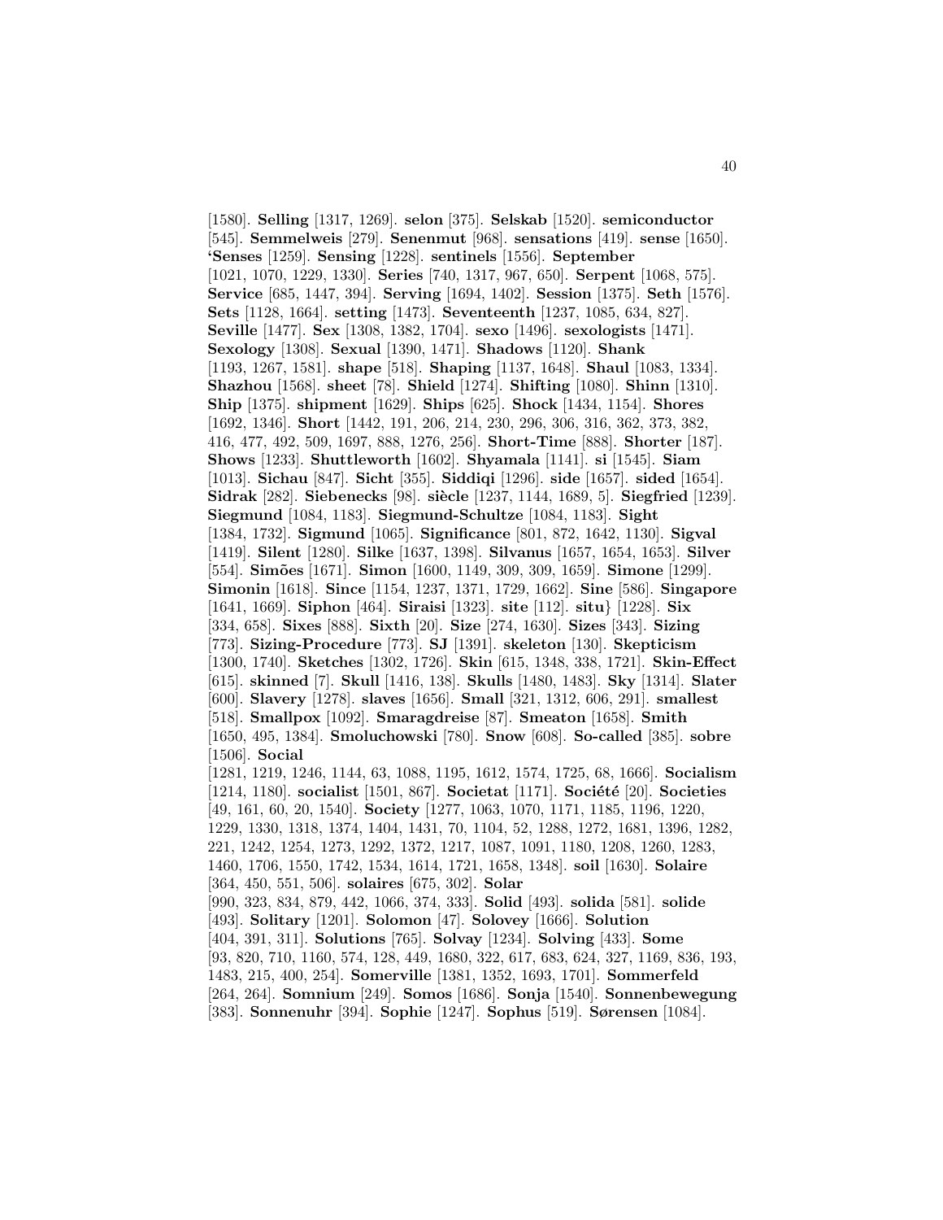[1580]. **Selling** [1317, 1269]. **selon** [375]. **Selskab** [1520]. **semiconductor** [545]. **Semmelweis** [279]. **Senenmut** [968]. **sensations** [419]. **sense** [1650]. **'Senses** [1259]. **Sensing** [1228]. **sentinels** [1556]. **September** [1021, 1070, 1229, 1330]. **Series** [740, 1317, 967, 650]. **Serpent** [1068, 575]. **Service** [685, 1447, 394]. **Serving** [1694, 1402]. **Session** [1375]. **Seth** [1576]. **Sets** [1128, 1664]. **setting** [1473]. **Seventeenth** [1237, 1085, 634, 827]. **Seville** [1477]. **Sex** [1308, 1382, 1704]. **sexo** [1496]. **sexologists** [1471]. **Sexology** [1308]. **Sexual** [1390, 1471]. **Shadows** [1120]. **Shank** [1193, 1267, 1581]. **shape** [518]. **Shaping** [1137, 1648]. **Shaul** [1083, 1334]. **Shazhou** [1568]. **sheet** [78]. **Shield** [1274]. **Shifting** [1080]. **Shinn** [1310]. **Ship** [1375]. **shipment** [1629]. **Ships** [625]. **Shock** [1434, 1154]. **Shores** [1692, 1346]. **Short** [1442, 191, 206, 214, 230, 296, 306, 316, 362, 373, 382, 416, 477, 492, 509, 1697, 888, 1276, 256]. **Short-Time** [888]. **Shorter** [187]. **Shows** [1233]. **Shuttleworth** [1602]. **Shyamala** [1141]. **si** [1545]. **Siam** [1013]. **Sichau** [847]. **Sicht** [355]. **Siddiqi** [1296]. **side** [1657]. **sided** [1654]. **Sidrak** [282]. **Siebenecks** [98]. **siècle** [1237, 1144, 1689, 5]. **Siegfried** [1239]. **Siegmund** [1084, 1183]. **Siegmund-Schultze** [1084, 1183]. **Sight** [1384, 1732]. **Sigmund** [1065]. **Significance** [801, 872, 1642, 1130]. **Sigval** [1419]. **Silent** [1280]. **Silke** [1637, 1398]. **Silvanus** [1657, 1654, 1653]. **Silver** [554]. **Simões** [1671]. **Simon** [1600, 1149, 309, 309, 1659]. **Simone** [1299]. **Simonin** [1618]. **Since** [1154, 1237, 1371, 1729, 1662]. **Sine** [586]. **Singapore** [1641, 1669]. **Siphon** [464]. **Siraisi** [1323]. **site** [112]. **situ}** [1228]. **Six** [334, 658]. **Sixes** [888]. **Sixth** [20]. **Size** [274, 1630]. **Sizes** [343]. **Sizing** [773]. **Sizing-Procedure** [773]. **SJ** [1391]. **skeleton** [130]. **Skepticism** [1300, 1740]. **Sketches** [1302, 1726]. **Skin** [615, 1348, 338, 1721]. **Skin-Effect** [615]. **skinned** [7]. **Skull** [1416, 138]. **Skulls** [1480, 1483]. **Sky** [1314]. **Slater** [600]. **Slavery** [1278]. **slaves** [1656]. **Small** [321, 1312, 606, 291]. **smallest** [518]. **Smallpox** [1092]. **Smaragdreise** [87]. **Smeaton** [1658]. **Smith** [1650, 495, 1384]. **Smoluchowski** [780]. **Snow** [608]. **So-called** [385]. **sobre** [1506]. **Social** [1281, 1219, 1246, 1144, 63, 1088, 1195, 1612, 1574, 1725, 68, 1666]. **Socialism** [1214, 1180]. **socialist** [1501, 867]. **Societat** [1171]. **Société** [20]. **Societies** [49, 161, 60, 20, 1540]. **Society** [1277, 1063, 1070, 1171, 1185, 1196, 1220, 1229, 1330, 1318, 1374, 1404, 1431, 70, 1104, 52, 1288, 1272, 1681, 1396, 1282, 221, 1242, 1254, 1273, 1292, 1372, 1217, 1087, 1091, 1180, 1208, 1260, 1283, 1460, 1706, 1550, 1742, 1534, 1614, 1721, 1658, 1348]. **soil** [1630]. **Solaire** [364, 450, 551, 506]. **solaires** [675, 302]. **Solar** [990, 323, 834, 879, 442, 1066, 374, 333]. **Solid** [493]. **solida** [581]. **solide** [493]. **Solitary** [1201]. **Solomon** [47]. **Solovey** [1666]. **Solution** [404, 391, 311]. **Solutions** [765]. **Solvay** [1234]. **Solving** [433]. **Some** [93, 820, 710, 1160, 574, 128, 449, 1680, 322, 617, 683, 624, 327, 1169, 836, 193, 1483, 215, 400, 254]. **Somerville** [1381, 1352, 1693, 1701]. **Sommerfeld** [264, 264]. **Somnium** [249]. **Somos** [1686]. **Sonja** [1540]. **Sonnenbewegung** [383]. **Sonnenuhr** [394]. **Sophie** [1247]. **Sophus** [519]. **Sørensen** [1084].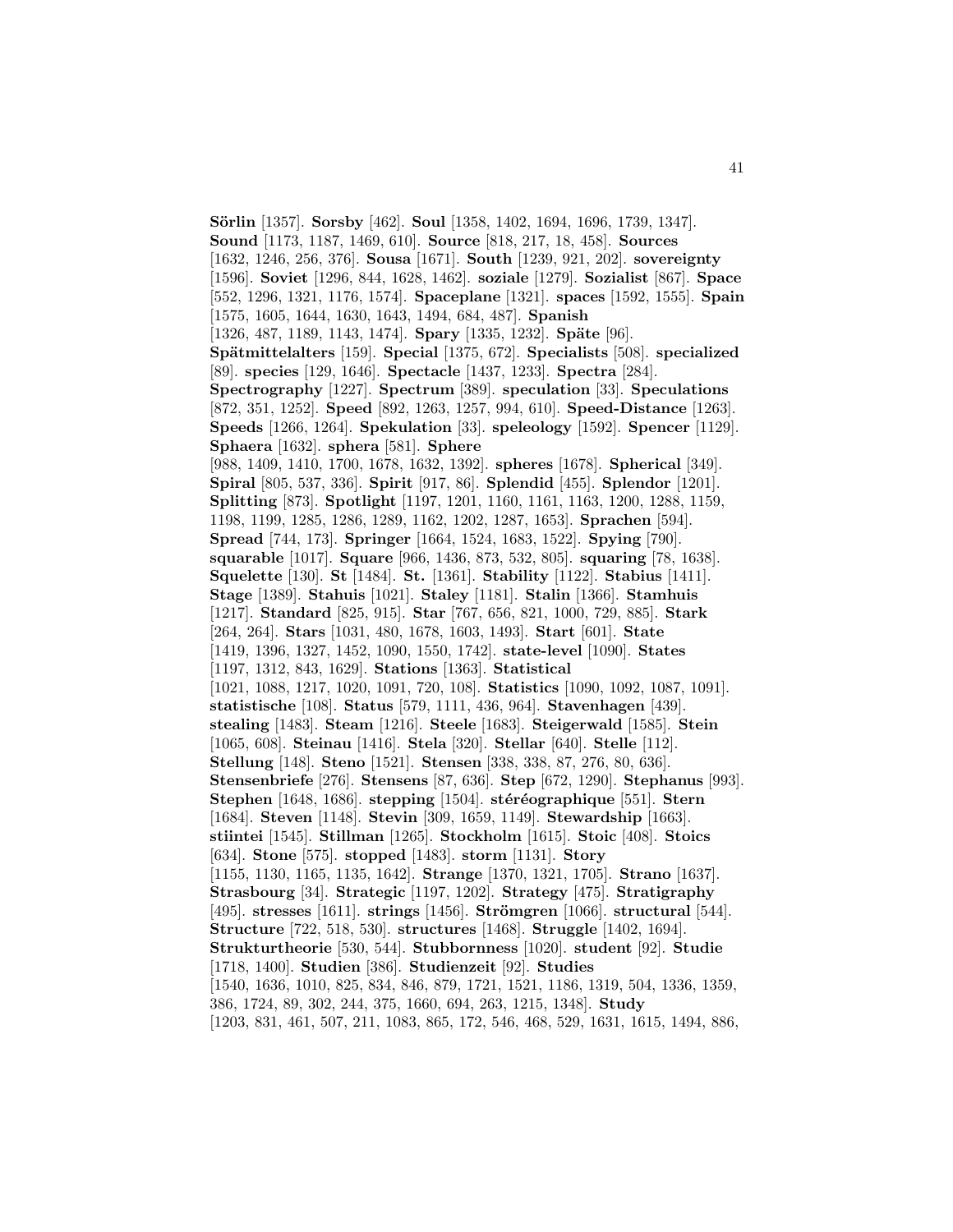**Sörlin** [1357]. **Sorsby** [462]. **Soul** [1358, 1402, 1694, 1696, 1739, 1347]. **Sound** [1173, 1187, 1469, 610]. **Source** [818, 217, 18, 458]. **Sources** [1632, 1246, 256, 376]. **Sousa** [1671]. **South** [1239, 921, 202]. **sovereignty** [1596]. **Soviet** [1296, 844, 1628, 1462]. **soziale** [1279]. **Sozialist** [867]. **Space** [552, 1296, 1321, 1176, 1574]. **Spaceplane** [1321]. **spaces** [1592, 1555]. **Spain** [1575, 1605, 1644, 1630, 1643, 1494, 684, 487]. **Spanish** [1326, 487, 1189, 1143, 1474]. **Spary** [1335, 1232]. **Späte** [96]. **Spätmittelalters** [159]. **Special** [1375, 672]. **Specialists** [508]. **specialized** [89]. **species** [129, 1646]. **Spectacle** [1437, 1233]. **Spectra** [284]. **Spectrography** [1227]. **Spectrum** [389]. **speculation** [33]. **Speculations** [872, 351, 1252]. **Speed** [892, 1263, 1257, 994, 610]. **Speed-Distance** [1263]. **Speeds** [1266, 1264]. **Spekulation** [33]. **speleology** [1592]. **Spencer** [1129]. **Sphaera** [1632]. **sphera** [581]. **Sphere** [988, 1409, 1410, 1700, 1678, 1632, 1392]. **spheres** [1678]. **Spherical** [349]. **Spiral** [805, 537, 336]. **Spirit** [917, 86]. **Splendid** [455]. **Splendor** [1201]. **Splitting** [873]. **Spotlight** [1197, 1201, 1160, 1161, 1163, 1200, 1288, 1159, 1198, 1199, 1285, 1286, 1289, 1162, 1202, 1287, 1653]. **Sprachen** [594]. **Spread** [744, 173]. **Springer** [1664, 1524, 1683, 1522]. **Spying** [790]. **squarable** [1017]. **Square** [966, 1436, 873, 532, 805]. **squaring** [78, 1638]. **Squelette** [130]. **St** [1484]. **St.** [1361]. **Stability** [1122]. **Stabius** [1411]. **Stage** [1389]. **Stahuis** [1021]. **Staley** [1181]. **Stalin** [1366]. **Stamhuis** [1217]. **Standard** [825, 915]. **Star** [767, 656, 821, 1000, 729, 885]. **Stark** [264, 264]. **Stars** [1031, 480, 1678, 1603, 1493]. **Start** [601]. **State** [1419, 1396, 1327, 1452, 1090, 1550, 1742]. **state-level** [1090]. **States** [1197, 1312, 843, 1629]. **Stations** [1363]. **Statistical** [1021, 1088, 1217, 1020, 1091, 720, 108]. **Statistics** [1090, 1092, 1087, 1091]. **statistische** [108]. **Status** [579, 1111, 436, 964]. **Stavenhagen** [439]. **stealing** [1483]. **Steam** [1216]. **Steele** [1683]. **Steigerwald** [1585]. **Stein** [1065, 608]. **Steinau** [1416]. **Stela** [320]. **Stellar** [640]. **Stelle** [112]. **Stellung** [148]. **Steno** [1521]. **Stensen** [338, 338, 87, 276, 80, 636]. **Stensenbriefe** [276]. **Stensens** [87, 636]. **Step** [672, 1290]. **Stephanus** [993]. **Stephen** [1648, 1686]. **stepping** [1504]. **stéréographique** [551]. **Stern** [1684]. **Steven** [1148]. **Stevin** [309, 1659, 1149]. **Stewardship** [1663]. **stiintei** [1545]. **Stillman** [1265]. **Stockholm** [1615]. **Stoic** [408]. **Stoics** [634]. **Stone** [575]. **stopped** [1483]. **storm** [1131]. **Story** [1155, 1130, 1165, 1135, 1642]. **Strange** [1370, 1321, 1705]. **Strano** [1637]. **Strasbourg** [34]. **Strategic** [1197, 1202]. **Strategy** [475]. **Stratigraphy** [495]. **stresses** [1611]. **strings** [1456]. **Strömgren** [1066]. **structural** [544]. **Structure** [722, 518, 530]. **structures** [1468]. **Struggle** [1402, 1694]. **Strukturtheorie** [530, 544]. **Stubbornness** [1020]. **student** [92]. **Studie** [1718, 1400]. **Studien** [386]. **Studienzeit** [92]. **Studies** [1540, 1636, 1010, 825, 834, 846, 879, 1721, 1521, 1186, 1319, 504, 1336, 1359, 386, 1724, 89, 302, 244, 375, 1660, 694, 263, 1215, 1348]. **Study** [1203, 831, 461, 507, 211, 1083, 865, 172, 546, 468, 529, 1631, 1615, 1494, 886,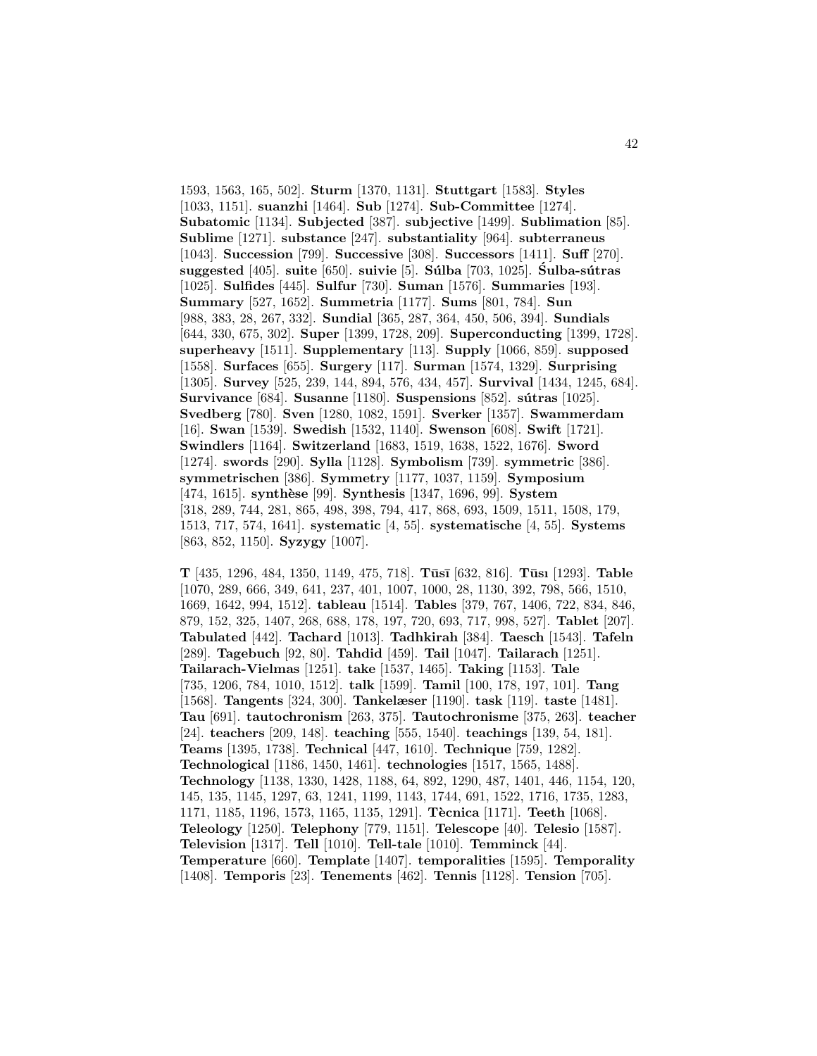1593, 1563, 165, 502]. **Sturm** [1370, 1131]. **Stuttgart** [1583]. **Styles** [1033, 1151]. **suanzhi** [1464]. **Sub** [1274]. **Sub-Committee** [1274]. **Subatomic** [1134]. **Subjected** [387]. **subjective** [1499]. **Sublimation** [85]. **Sublime** [1271]. **substance** [247]. **substantiality** [964]. **subterraneus** [1043]. **Succession** [799]. **Successive** [308]. **Successors** [1411]. **Suff** [270]. **suggested** [405]. **suite** [650]. **suivie** [5]. **Súlba** [703, 1025]. **Śulba-sútras** [1025]. **Sulfides** [445]. **Sulfur** [730]. **Suman** [1576]. **Summaries** [193]. **Summary** [527, 1652]. **Summetria** [1177]. **Sums** [801, 784]. **Sun** [988, 383, 28, 267, 332]. **Sundial** [365, 287, 364, 450, 506, 394]. **Sundials** [644, 330, 675, 302]. **Super** [1399, 1728, 209]. **Superconducting** [1399, 1728]. **superheavy** [1511]. **Supplementary** [113]. **Supply** [1066, 859]. **supposed** [1558]. **Surfaces** [655]. **Surgery** [117]. **Surman** [1574, 1329]. **Surprising** [1305]. **Survey** [525, 239, 144, 894, 576, 434, 457]. **Survival** [1434, 1245, 684]. **Survivance** [684]. **Susanne** [1180]. **Suspensions** [852]. **sútras** [1025]. **Svedberg** [780]. **Sven** [1280, 1082, 1591]. **Sverker** [1357]. **Swammerdam** [16]. **Swan** [1539]. **Swedish** [1532, 1140]. **Swenson** [608]. **Swift** [1721]. **Swindlers** [1164]. **Switzerland** [1683, 1519, 1638, 1522, 1676]. **Sword** [1274]. **swords** [290]. **Sylla** [1128]. **Symbolism** [739]. **symmetric** [386]. **symmetrischen** [386]. **Symmetry** [1177, 1037, 1159]. **Symposium** [474, 1615]. **synthèse** [99]. **Synthesis** [1347, 1696, 99]. **System** [318, 289, 744, 281, 865, 498, 398, 794, 417, 868, 693, 1509, 1511, 1508, 179, 1513, 717, 574, 1641]. **systematic** [4, 55]. **systematische** [4, 55]. **Systems** [863, 852, 1150]. **Syzygy** [1007].

**T** [435, 1296, 484, 1350, 1149, 475, 718]. **Tūsī** [632, 816]. **Tūsı** [1293]. **Table** [1070, 289, 666, 349, 641, 237, 401, 1007, 1000, 28, 1130, 392, 798, 566, 1510, 1669, 1642, 994, 1512]. **tableau** [1514]. **Tables** [379, 767, 1406, 722, 834, 846, 879, 152, 325, 1407, 268, 688, 178, 197, 720, 693, 717, 998, 527]. **Tablet** [207]. **Tabulated** [442]. **Tachard** [1013]. **Tadhkirah** [384]. **Taesch** [1543]. **Tafeln** [289]. **Tagebuch** [92, 80]. **Tahdid** [459]. **Tail** [1047]. **Tailarach** [1251]. **Tailarach-Vielmas** [1251]. **take** [1537, 1465]. **Taking** [1153]. **Tale** [735, 1206, 784, 1010, 1512]. **talk** [1599]. **Tamil** [100, 178, 197, 101]. **Tang** [1568]. **Tangents** [324, 300]. **Tankelæser** [1190]. **task** [119]. **taste** [1481]. **Tau** [691]. **tautochronism** [263, 375]. **Tautochronisme** [375, 263]. **teacher** [24]. **teachers** [209, 148]. **teaching** [555, 1540]. **teachings** [139, 54, 181]. **Teams** [1395, 1738]. **Technical** [447, 1610]. **Technique** [759, 1282]. **Technological** [1186, 1450, 1461]. **technologies** [1517, 1565, 1488]. **Technology** [1138, 1330, 1428, 1188, 64, 892, 1290, 487, 1401, 446, 1154, 120, 145, 135, 1145, 1297, 63, 1241, 1199, 1143, 1744, 691, 1522, 1716, 1735, 1283, 1171, 1185, 1196, 1573, 1165, 1135, 1291]. **Tècnica** [1171]. **Teeth** [1068]. **Teleology** [1250]. **Telephony** [779, 1151]. **Telescope** [40]. **Telesio** [1587]. **Television** [1317]. **Tell** [1010]. **Tell-tale** [1010]. **Temminck** [44]. **Temperature** [660]. **Template** [1407]. **temporalities** [1595]. **Temporality** [1408]. **Temporis** [23]. **Tenements** [462]. **Tennis** [1128]. **Tension** [705].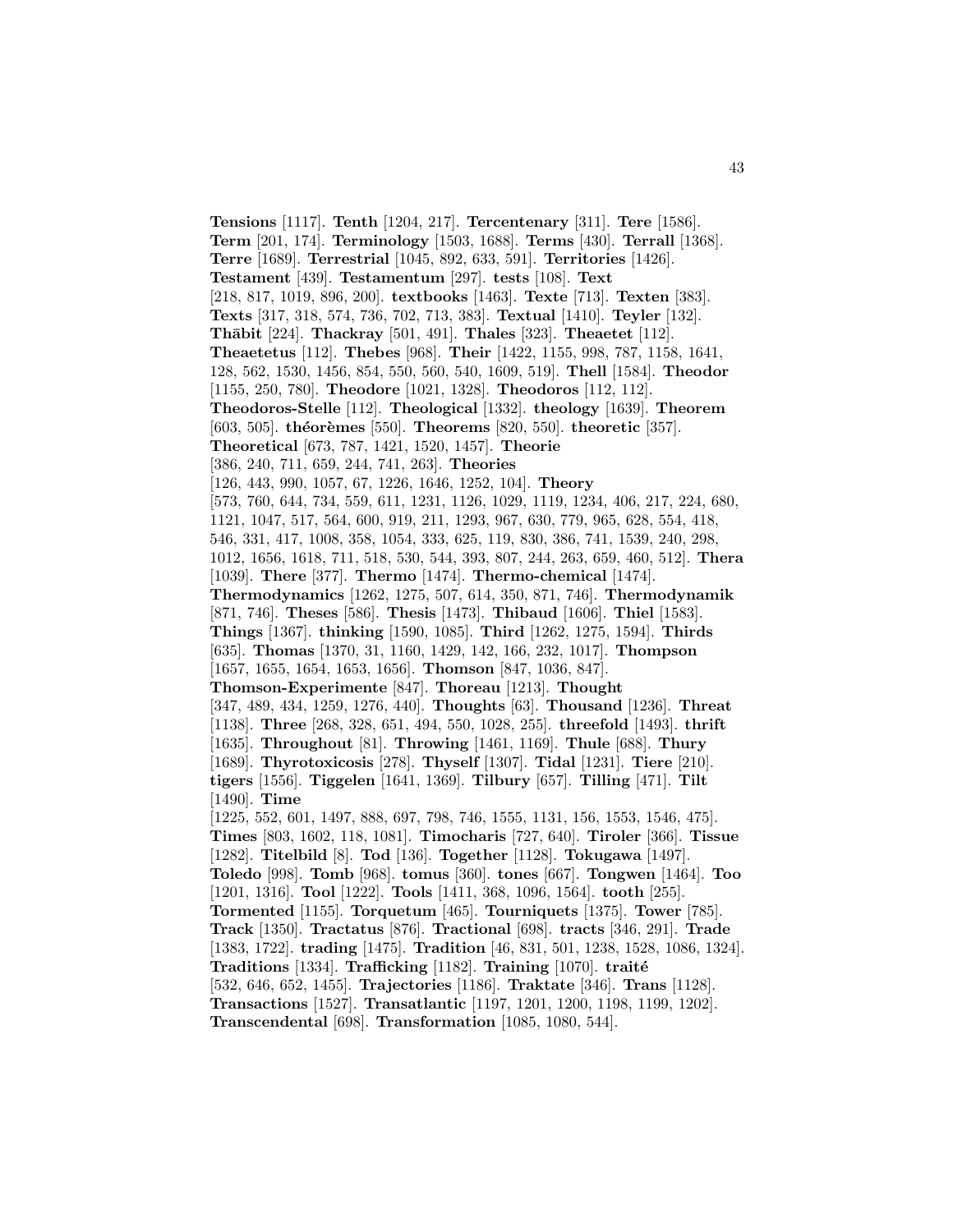**Tensions** [1117]. **Tenth** [1204, 217]. **Tercentenary** [311]. **Tere** [1586]. **Term** [201, 174]. **Terminology** [1503, 1688]. **Terms** [430]. **Terrall** [1368]. **Terre** [1689]. **Terrestrial** [1045, 892, 633, 591]. **Territories** [1426]. **Testament** [439]. **Testamentum** [297]. **tests** [108]. **Text** [218, 817, 1019, 896, 200]. **textbooks** [1463]. **Texte** [713]. **Texten** [383]. **Texts** [317, 318, 574, 736, 702, 713, 383]. **Textual** [1410]. **Teyler** [132]. **Thābit** [224]. **Thackray** [501, 491]. **Thales** [323]. **Theaetet** [112]. **Theaetetus** [112]. **Thebes** [968]. **Their** [1422, 1155, 998, 787, 1158, 1641, 128, 562, 1530, 1456, 854, 550, 560, 540, 1609, 519]. **Thell** [1584]. **Theodor** [1155, 250, 780]. **Theodore** [1021, 1328]. **Theodoros** [112, 112]. **Theodoros-Stelle** [112]. **Theological** [1332]. **theology** [1639]. **Theorem** [603, 505]. **théorèmes** [550]. **Theorems** [820, 550]. **theoretic** [357]. **Theoretical** [673, 787, 1421, 1520, 1457]. **Theorie** [386, 240, 711, 659, 244, 741, 263]. **Theories** [126, 443, 990, 1057, 67, 1226, 1646, 1252, 104]. **Theory** [573, 760, 644, 734, 559, 611, 1231, 1126, 1029, 1119, 1234, 406, 217, 224, 680, 1121, 1047, 517, 564, 600, 919, 211, 1293, 967, 630, 779, 965, 628, 554, 418, 546, 331, 417, 1008, 358, 1054, 333, 625, 119, 830, 386, 741, 1539, 240, 298, 1012, 1656, 1618, 711, 518, 530, 544, 393, 807, 244, 263, 659, 460, 512]. **Thera** [1039]. **There** [377]. **Thermo** [1474]. **Thermo-chemical** [1474]. **Thermodynamics** [1262, 1275, 507, 614, 350, 871, 746]. **Thermodynamik** [871, 746]. **Theses** [586]. **Thesis** [1473]. **Thibaud** [1606]. **Thiel** [1583]. **Things** [1367]. **thinking** [1590, 1085]. **Third** [1262, 1275, 1594]. **Thirds** [635]. **Thomas** [1370, 31, 1160, 1429, 142, 166, 232, 1017]. **Thompson** [1657, 1655, 1654, 1653, 1656]. **Thomson** [847, 1036, 847]. **Thomson-Experimente** [847]. **Thoreau** [1213]. **Thought** [347, 489, 434, 1259, 1276, 440]. **Thoughts** [63]. **Thousand** [1236]. **Threat** [1138]. **Three** [268, 328, 651, 494, 550, 1028, 255]. **threefold** [1493]. **thrift** [1635]. **Throughout** [81]. **Throwing** [1461, 1169]. **Thule** [688]. **Thury** [1689]. **Thyrotoxicosis** [278]. **Thyself** [1307]. **Tidal** [1231]. **Tiere** [210]. **tigers** [1556]. **Tiggelen** [1641, 1369]. **Tilbury** [657]. **Tilling** [471]. **Tilt** [1490]. **Time** [1225, 552, 601, 1497, 888, 697, 798, 746, 1555, 1131, 156, 1553, 1546, 475]. **Times** [803, 1602, 118, 1081]. **Timocharis** [727, 640]. **Tiroler** [366]. **Tissue** [1282]. **Titelbild** [8]. **Tod** [136]. **Together** [1128]. **Tokugawa** [1497]. **Toledo** [998]. **Tomb** [968]. **tomus** [360]. **tones** [667]. **Tongwen** [1464]. **Too** [1201, 1316]. **Tool** [1222]. **Tools** [1411, 368, 1096, 1564]. **tooth** [255]. **Tormented** [1155]. **Torquetum** [465]. **Tourniquets** [1375]. **Tower** [785]. **Track** [1350]. **Tractatus** [876]. **Tractional** [698]. **tracts** [346, 291]. **Trade** [1383, 1722]. **trading** [1475]. **Tradition** [46, 831, 501, 1238, 1528, 1086, 1324]. **Traditions** [1334]. **Trafficking** [1182]. **Training** [1070]. **traité** [532, 646, 652, 1455]. **Trajectories** [1186]. **Traktate** [346]. **Trans** [1128]. **Transactions** [1527]. **Transatlantic** [1197, 1201, 1200, 1198, 1199, 1202]. **Transcendental** [698]. **Transformation** [1085, 1080, 544].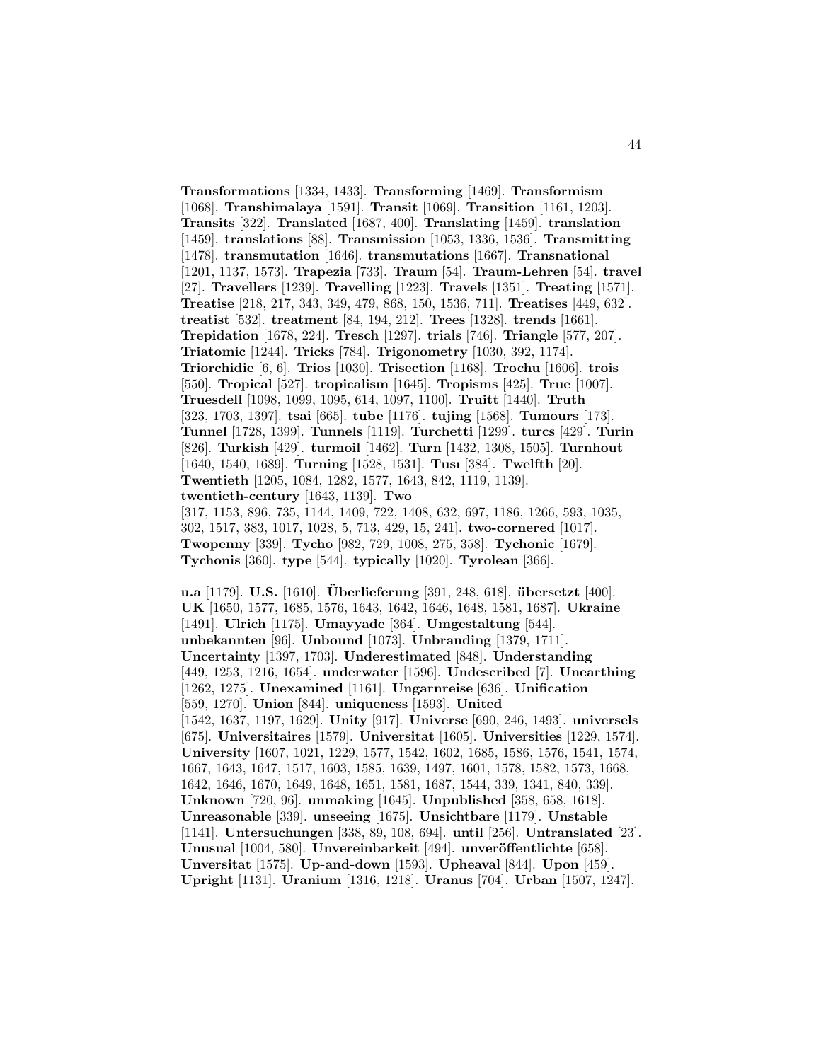**Transformations** [1334, 1433]. **Transforming** [1469]. **Transformism** [1068]. **Transhimalaya** [1591]. **Transit** [1069]. **Transition** [1161, 1203]. **Transits** [322]. **Translated** [1687, 400]. **Translating** [1459]. **translation** [1459]. **translations** [88]. **Transmission** [1053, 1336, 1536]. **Transmitting** [1478]. **transmutation** [1646]. **transmutations** [1667]. **Transnational** [1201, 1137, 1573]. **Trapezia** [733]. **Traum** [54]. **Traum-Lehren** [54]. **travel** [27]. **Travellers** [1239]. **Travelling** [1223]. **Travels** [1351]. **Treating** [1571]. **Treatise** [218, 217, 343, 349, 479, 868, 150, 1536, 711]. **Treatises** [449, 632]. **treatist** [532]. **treatment** [84, 194, 212]. **Trees** [1328]. **trends** [1661]. **Trepidation** [1678, 224]. **Tresch** [1297]. **trials** [746]. **Triangle** [577, 207]. **Triatomic** [1244]. **Tricks** [784]. **Trigonometry** [1030, 392, 1174]. **Triorchidie** [6, 6]. **Trios** [1030]. **Trisection** [1168]. **Trochu** [1606]. **trois** [550]. **Tropical** [527]. **tropicalism** [1645]. **Tropisms** [425]. **True** [1007]. **Truesdell** [1098, 1099, 1095, 614, 1097, 1100]. **Truitt** [1440]. **Truth** [323, 1703, 1397]. **tsai** [665]. **tube** [1176]. **tujing** [1568]. **Tumours** [173]. **Tunnel** [1728, 1399]. **Tunnels** [1119]. **Turchetti** [1299]. **turcs** [429]. **Turin** [826]. **Turkish** [429]. **turmoil** [1462]. **Turn** [1432, 1308, 1505]. **Turnhout** [1640, 1540, 1689]. **Turning** [1528, 1531]. **Tusı** [384]. **Twelfth** [20]. **Twentieth** [1205, 1084, 1282, 1577, 1643, 842, 1119, 1139]. **twentieth-century** [1643, 1139]. **Two** [317, 1153, 896, 735, 1144, 1409, 722, 1408, 632, 697, 1186, 1266, 593, 1035, 302, 1517, 383, 1017, 1028, 5, 713, 429, 15, 241]. **two-cornered** [1017]. **Twopenny** [339]. **Tycho** [982, 729, 1008, 275, 358]. **Tychonic** [1679]. **Tychonis** [360]. **type** [544]. **typically** [1020]. **Tyrolean** [366].

**u.a** [1179]. **U.S.** [1610]. **Überlieferung** [391, 248, 618]. **übersetzt** [400]. **UK** [1650, 1577, 1685, 1576, 1643, 1642, 1646, 1648, 1581, 1687]. **Ukraine** [1491]. **Ulrich** [1175]. **Umayyade** [364]. **Umgestaltung** [544]. **unbekannten** [96]. **Unbound** [1073]. **Unbranding** [1379, 1711]. **Uncertainty** [1397, 1703]. **Underestimated** [848]. **Understanding** [449, 1253, 1216, 1654]. **underwater** [1596]. **Undescribed** [7]. **Unearthing** [1262, 1275]. **Unexamined** [1161]. **Ungarnreise** [636]. **Unification** [559, 1270]. **Union** [844]. **uniqueness** [1593]. **United** [1542, 1637, 1197, 1629]. **Unity** [917]. **Universe** [690, 246, 1493]. **universels** [675]. **Universitaires** [1579]. **Universitat** [1605]. **Universities** [1229, 1574]. **University** [1607, 1021, 1229, 1577, 1542, 1602, 1685, 1586, 1576, 1541, 1574, 1667, 1643, 1647, 1517, 1603, 1585, 1639, 1497, 1601, 1578, 1582, 1573, 1668, 1642, 1646, 1670, 1649, 1648, 1651, 1581, 1687, 1544, 339, 1341, 840, 339]. **Unknown** [720, 96]. **unmaking** [1645]. **Unpublished** [358, 658, 1618]. **Unreasonable** [339]. **unseeing** [1675]. **Unsichtbare** [1179]. **Unstable** [1141]. **Untersuchungen** [338, 89, 108, 694]. **until** [256]. **Untranslated** [23]. **Unusual** [1004, 580]. **Unvereinbarkeit** [494]. **unveröffentlichte** [658]. **Unversitat** [1575]. **Up-and-down** [1593]. **Upheaval** [844]. **Upon** [459]. **Upright** [1131]. **Uranium** [1316, 1218]. **Uranus** [704]. **Urban** [1507, 1247].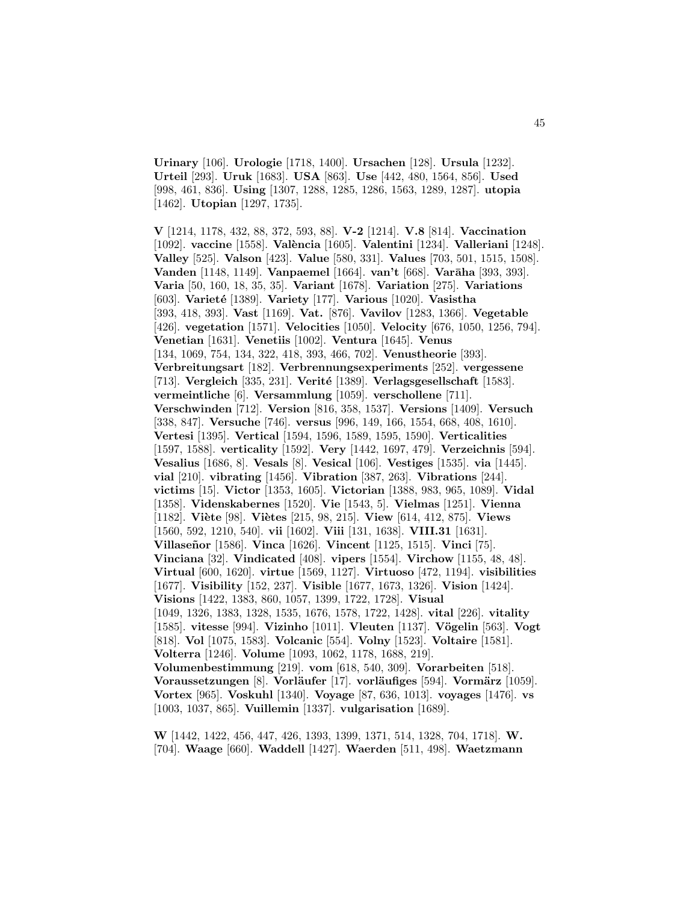**Urinary** [106]. **Urologie** [1718, 1400]. **Ursachen** [128]. **Ursula** [1232]. **Urteil** [293]. **Uruk** [1683]. **USA** [863]. **Use** [442, 480, 1564, 856]. **Used** [998, 461, 836]. **Using** [1307, 1288, 1285, 1286, 1563, 1289, 1287]. **utopia** [1462]. **Utopian** [1297, 1735].

**V** [1214, 1178, 432, 88, 372, 593, 88]. **V-2** [1214]. **V.8** [814]. **Vaccination** [1092]. **vaccine** [1558]. **València** [1605]. **Valentini** [1234]. **Valleriani** [1248]. **Valley** [525]. **Valson** [423]. **Value** [580, 331]. **Values** [703, 501, 1515, 1508]. **Vanden** [1148, 1149]. **Vanpaemel** [1664]. **van't** [668]. **Varāha** [393, 393]. **Varia** [50, 160, 18, 35, 35]. **Variant** [1678]. **Variation** [275]. **Variations** [603]. **Varieté** [1389]. **Variety** [177]. **Various** [1020]. **Vasistha** [393, 418, 393]. **Vast** [1169]. **Vat.** [876]. **Vavilov** [1283, 1366]. **Vegetable** [426]. **vegetation** [1571]. **Velocities** [1050]. **Velocity** [676, 1050, 1256, 794]. **Venetian** [1631]. **Venetiis** [1002]. **Ventura** [1645]. **Venus** [134, 1069, 754, 134, 322, 418, 393, 466, 702]. **Venustheorie** [393]. **Verbreitungsart** [182]. **Verbrennungsexperiments** [252]. **vergessene** [713]. **Vergleich** [335, 231]. **Verité** [1389]. **Verlagsgesellschaft** [1583]. **vermeintliche** [6]. **Versammlung** [1059]. **verschollene** [711]. **Verschwinden** [712]. **Version** [816, 358, 1537]. **Versions** [1409]. **Versuch** [338, 847]. **Versuche** [746]. **versus** [996, 149, 166, 1554, 668, 408, 1610]. **Vertesi** [1395]. **Vertical** [1594, 1596, 1589, 1595, 1590]. **Verticalities** [1597, 1588]. **verticality** [1592]. **Very** [1442, 1697, 479]. **Verzeichnis** [594]. **Vesalius** [1686, 8]. **Vesals** [8]. **Vesical** [106]. **Vestiges** [1535]. **via** [1445]. **vial** [210]. **vibrating** [1456]. **Vibration** [387, 263]. **Vibrations** [244]. **victims** [15]. **Victor** [1353, 1605]. **Victorian** [1388, 983, 965, 1089]. **Vidal** [1358]. **Videnskabernes** [1520]. **Vie** [1543, 5]. **Vielmas** [1251]. **Vienna** [1182]. **Viète** [98]. **Viètes** [215, 98, 215]. **View** [614, 412, 875]. **Views** [1560, 592, 1210, 540]. **vii** [1602]. **Viii** [131, 1638]. **VIII.31** [1631]. **Villaseñor** [1586]. **Vinca** [1626]. **Vincent** [1125, 1515]. **Vinci** [75]. **Vinciana** [32]. **Vindicated** [408]. **vipers** [1554]. **Virchow** [1155, 48, 48]. **Virtual** [600, 1620]. **virtue** [1569, 1127]. **Virtuoso** [472, 1194]. **visibilities** [1677]. **Visibility** [152, 237]. **Visible** [1677, 1673, 1326]. **Vision** [1424]. **Visions** [1422, 1383, 860, 1057, 1399, 1722, 1728]. **Visual** [1049, 1326, 1383, 1328, 1535, 1676, 1578, 1722, 1428]. **vital** [226]. **vitality** [1585]. **vitesse** [994]. **Vizinho** [1011]. **Vleuten** [1137]. **Vögelin** [563]. **Vogt** [818]. **Vol** [1075, 1583]. **Volcanic** [554]. **Volny** [1523]. **Voltaire** [1581]. **Volterra** [1246]. **Volume** [1093, 1062, 1178, 1688, 219]. **Volumenbestimmung** [219]. **vom** [618, 540, 309]. **Vorarbeiten** [518]. **Voraussetzungen** [8]. **Vorläufer** [17]. **vorläufiges** [594]. **Vormärz** [1059]. **Vortex** [965]. **Voskuhl** [1340]. **Voyage** [87, 636, 1013]. **voyages** [1476]. **vs** [1003, 1037, 865]. **Vuillemin** [1337]. **vulgarisation** [1689].

**W** [1442, 1422, 456, 447, 426, 1393, 1399, 1371, 514, 1328, 704, 1718]. **W.** [704]. **Waage** [660]. **Waddell** [1427]. **Waerden** [511, 498]. **Waetzmann**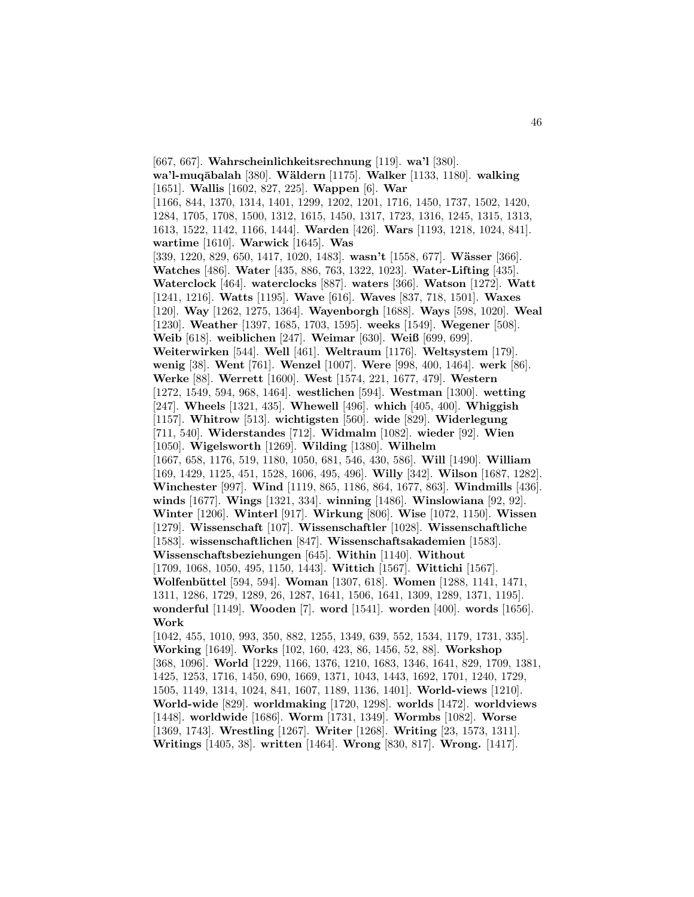[667, 667]. **Wahrscheinlichkeitsrechnung** [119]. **wa'l** [380]. **wa'l-muqābalah** [380]. **Wäldern** [1175]. **Walker** [1133, 1180]. **walking** [1651]. **Wallis** [1602, 827, 225]. **Wappen** [6]. **War** [1166, 844, 1370, 1314, 1401, 1299, 1202, 1201, 1716, 1450, 1737, 1502, 1420, 1284, 1705, 1708, 1500, 1312, 1615, 1450, 1317, 1723, 1316, 1245, 1315, 1313, 1613, 1522, 1142, 1166, 1444]. **Warden** [426]. **Wars** [1193, 1218, 1024, 841]. **wartime** [1610]. **Warwick** [1645]. **Was** [339, 1220, 829, 650, 1417, 1020, 1483]. **wasn't** [1558, 677]. **Wässer** [366]. **Watches** [486]. **Water** [435, 886, 763, 1322, 1023]. **Water-Lifting** [435]. **Waterclock** [464]. **waterclocks** [887]. **waters** [366]. **Watson** [1272]. **Watt** [1241, 1216]. **Watts** [1195]. **Wave** [616]. **Waves** [837, 718, 1501]. **Waxes** [120]. **Way** [1262, 1275, 1364]. **Wayenborgh** [1688]. **Ways** [598, 1020]. **Weal** [1230]. **Weather** [1397, 1685, 1703, 1595]. **weeks** [1549]. **Wegener** [508]. **Weib** [618]. **weiblichen** [247]. **Weimar** [630]. **Weiß** [699, 699]. **Weiterwirken** [544]. **Well** [461]. **Weltraum** [1176]. **Weltsystem** [179]. **wenig** [38]. **Went** [761]. **Wenzel** [1007]. **Were** [998, 400, 1464]. **werk** [86]. **Werke** [88]. **Werrett** [1600]. **West** [1574, 221, 1677, 479]. **Western** [1272, 1549, 594, 968, 1464]. **westlichen** [594]. **Westman** [1300]. **wetting** [247]. **Wheels** [1321, 435]. **Whewell** [496]. **which** [405, 400]. **Whiggish** [1157]. **Whitrow** [513]. **wichtigsten** [560]. **wide** [829]. **Widerlegung** [711, 540]. **Widerstandes** [712]. **Widmalm** [1082]. **wieder** [92]. **Wien** [1050]. **Wigelsworth** [1269]. **Wilding** [1380]. **Wilhelm** [1667, 658, 1176, 519, 1180, 1050, 681, 546, 430, 586]. **Will** [1490]. **William** [169, 1429, 1125, 451, 1528, 1606, 495, 496]. **Willy** [342]. **Wilson** [1687, 1282]. **Winchester** [997]. **Wind** [1119, 865, 1186, 864, 1677, 863]. **Windmills** [436]. **winds** [1677]. **Wings** [1321, 334]. **winning** [1486]. **Winslowiana** [92, 92]. **Winter** [1206]. **Winterl** [917]. **Wirkung** [806]. **Wise** [1072, 1150]. **Wissen** [1279]. **Wissenschaft** [107]. **Wissenschaftler** [1028]. **Wissenschaftliche** [1583]. **wissenschaftlichen** [847]. **Wissenschaftsakademien** [1583]. **Wissenschaftsbeziehungen** [645]. **Within** [1140]. **Without** [1709, 1068, 1050, 495, 1150, 1443]. **Wittich** [1567]. **Wittichi** [1567]. **Wolfenbüttel** [594, 594]. **Woman** [1307, 618]. **Women** [1288, 1141, 1471, 1311, 1286, 1729, 1289, 26, 1287, 1641, 1506, 1641, 1309, 1289, 1371, 1195]. **wonderful** [1149]. **Wooden** [7]. **word** [1541]. **worden** [400]. **words** [1656]. **Work** [1042, 455, 1010, 993, 350, 882, 1255, 1349, 639, 552, 1534, 1179, 1731, 335]. **Working** [1649]. **Works** [102, 160, 423, 86, 1456, 52, 88]. **Workshop** [368, 1096]. **World** [1229, 1166, 1376, 1210, 1683, 1346, 1641, 829, 1709, 1381, 1425, 1253, 1716, 1450, 690, 1669, 1371, 1043, 1443, 1692, 1701, 1240, 1729, 1505, 1149, 1314, 1024, 841, 1607, 1189, 1136, 1401]. **World-views** [1210]. **World-wide** [829]. **worldmaking** [1720, 1298]. **worlds** [1472]. **worldviews** [1448]. **worldwide** [1686]. **Worm** [1731, 1349]. **Wormbs** [1082]. **Worse** [1369, 1743]. **Wrestling** [1267]. **Writer** [1268]. **Writing** [23, 1573, 1311]. **Writings** [1405, 38]. **written** [1464]. **Wrong** [830, 817]. **Wrong.** [1417].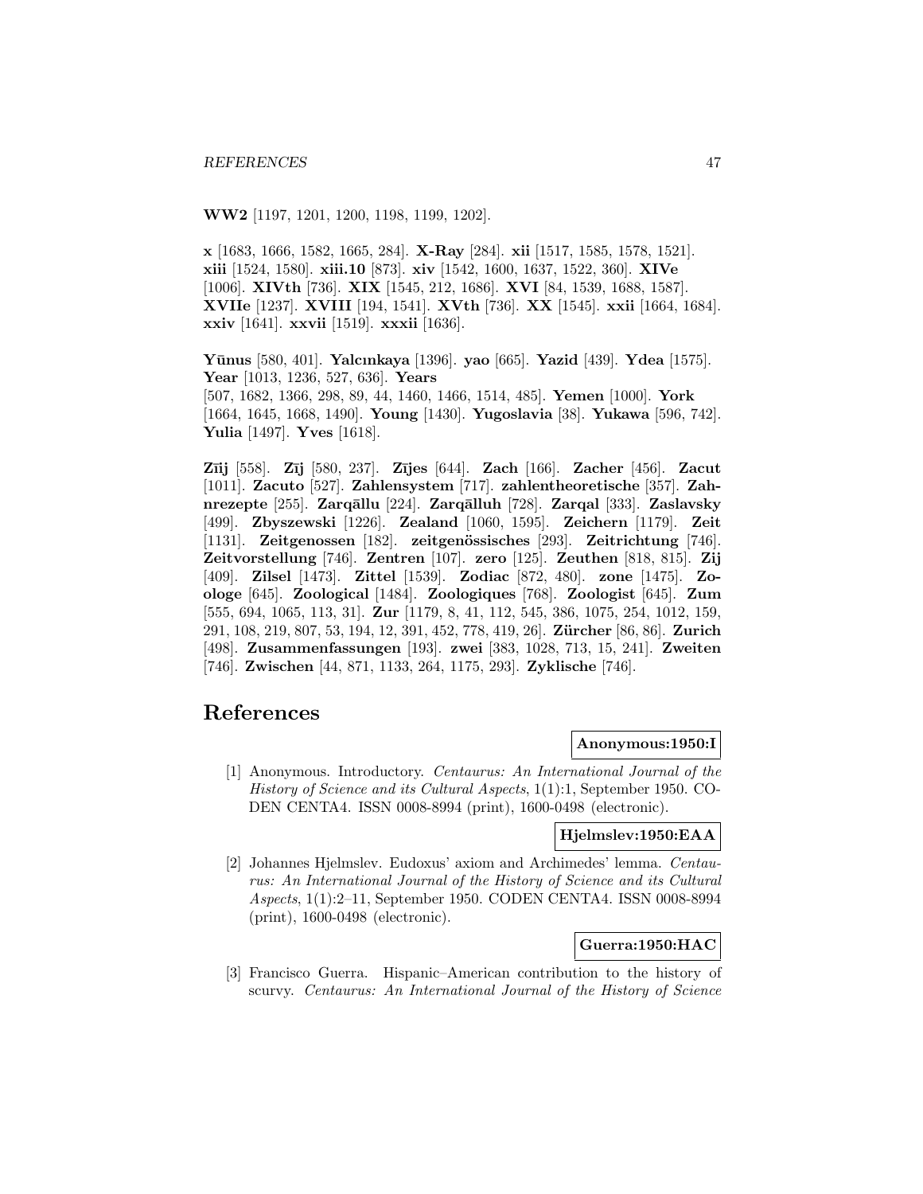**WW2** [1197, 1201, 1200, 1198, 1199, 1202].

**x** [1683, 1666, 1582, 1665, 284]. **X-Ray** [284]. **xii** [1517, 1585, 1578, 1521]. **xiii** [1524, 1580]. **xiii.10** [873]. **xiv** [1542, 1600, 1637, 1522, 360]. **XIVe** [1006]. **XIVth** [736]. **XIX** [1545, 212, 1686]. **XVI** [84, 1539, 1688, 1587]. **XVIIe** [1237]. **XVIII** [194, 1541]. **XVth** [736]. **XX** [1545]. **xxii** [1664, 1684]. **xxiv** [1641]. **xxvii** [1519]. **xxxii** [1636].

**Yūnus** [580, 401]. **Yalcınkaya** [1396]. **yao** [665]. **Yazid** [439]. **Ydea** [1575]. **Year** [1013, 1236, 527, 636]. **Years** [507, 1682, 1366, 298, 89, 44, 1460, 1466, 1514, 485]. **Yemen** [1000]. **York** [1664, 1645, 1668, 1490]. **Young** [1430]. **Yugoslavia** [38]. **Yukawa** [596, 742]. **Yulia** [1497]. **Yves** [1618].

**Zīij** [558]. **Zīj** [580, 237]. **Zījes** [644]. **Zach** [166]. **Zacher** [456]. **Zacut** [1011]. **Zacuto** [527]. **Zahlensystem** [717]. **zahlentheoretische** [357]. **Zahnrezepte** [255]. **Zarqāllu** [224]. **Zarqālluh** [728]. **Zarqal** [333]. **Zaslavsky** [499]. **Zbyszewski** [1226]. **Zealand** [1060, 1595]. **Zeichern** [1179]. **Zeit** [1131]. **Zeitgenossen** [182]. **zeitgenössisches** [293]. **Zeitrichtung** [746]. **Zeitvorstellung** [746]. **Zentren** [107]. **zero** [125]. **Zeuthen** [818, 815]. **Zij** [409]. **Zilsel** [1473]. **Zittel** [1539]. **Zodiac** [872, 480]. **zone** [1475]. **Zoologe** [645]. **Zoological** [1484]. **Zoologiques** [768]. **Zoologist** [645]. **Zum** [555, 694, 1065, 113, 31]. **Zur** [1179, 8, 41, 112, 545, 386, 1075, 254, 1012, 159, 291, 108, 219, 807, 53, 194, 12, 391, 452, 778, 419, 26]. **Zürcher** [86, 86]. **Zurich** [498]. **Zusammenfassungen** [193]. **zwei** [383, 1028, 713, 15, 241]. **Zweiten** [746]. **Zwischen** [44, 871, 1133, 264, 1175, 293]. **Zyklische** [746].

# References

**Anonymous:1950:I**

[1] Anonymous. Introductory. *Centaurus: An International Journal of the History of Science and its Cultural Aspects*, 1(1):1, September 1950. CODEN CENTA4. ISSN 0008-8994 (print), 1600-0498 (electronic).

**Hjelmslev:1950:EAA**

[2] Johannes Hjelmslev. Eudoxus' axiom and Archimedes' lemma. *Centaurus: An International Journal of the History of Science and its Cultural Aspects*, 1(1):2–11, September 1950. CODEN CENTA4. ISSN 0008-8994 (print), 1600-0498 (electronic).

**Guerra:1950:HAC**

[3] Francisco Guerra. Hispanic–American contribution to the history of scurvy. *Centaurus: An International Journal of the History of Science*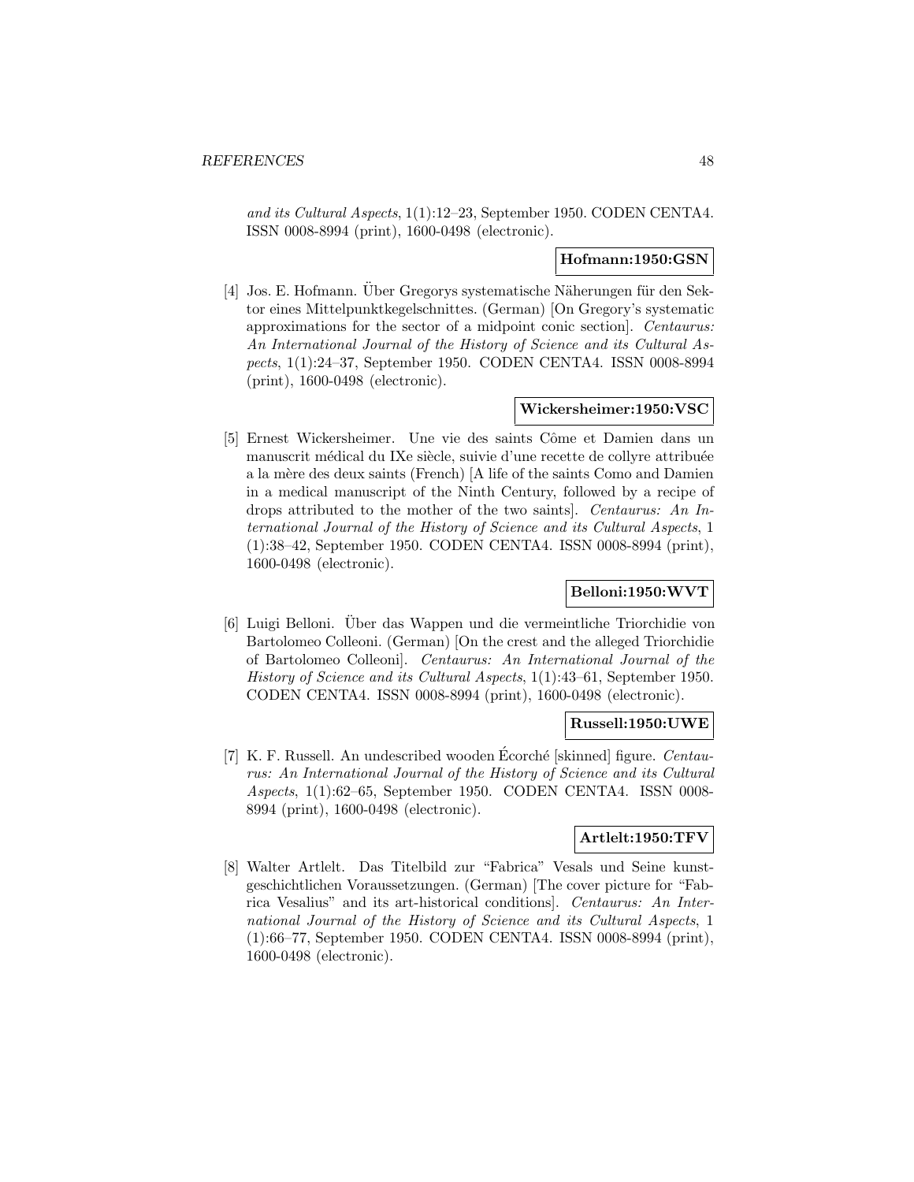*and its Cultural Aspects*, 1(1):12–23, September 1950. CODEN CENTA4. ISSN 0008-8994 (print), 1600-0498 (electronic).

**Hofmann:1950:GSN**

[4] Jos. E. Hofmann. Über Gregorys systematische Näherungen für den Sektor eines Mittelpunktkegelschnittes. (German) [On Gregory's systematic approximations for the sector of a midpoint conic section]. *Centaurus: An International Journal of the History of Science and its Cultural Aspects*, 1(1):24–37, September 1950. CODEN CENTA4. ISSN 0008-8994 (print), 1600-0498 (electronic).

**Wickersheimer:1950:VSC**

[5] Ernest Wickersheimer. Une vie des saints Côme et Damien dans un manuscrit médical du IXe siècle, suivie d'une recette de collyre attribuée a la mère des deux saints (French) [A life of the saints Como and Damien in a medical manuscript of the Ninth Century, followed by a recipe of drops attributed to the mother of the two saints]. *Centaurus: An International Journal of the History of Science and its Cultural Aspects*, 1 (1):38–42, September 1950. CODEN CENTA4. ISSN 0008-8994 (print), 1600-0498 (electronic).

**Belloni:1950:WVT**

[6] Luigi Belloni. Über das Wappen und die vermeintliche Triorchidie von Bartolomeo Colleoni. (German) [On the crest and the alleged Triorchidie of Bartolomeo Colleoni]. *Centaurus: An International Journal of the History of Science and its Cultural Aspects*, 1(1):43–61, September 1950. CODEN CENTA4. ISSN 0008-8994 (print), 1600-0498 (electronic).

**Russell:1950:UWE**

[7] K. F. Russell. An undescribed wooden Écorché [skinned] figure. *Centaurus: An International Journal of the History of Science and its Cultural Aspects*, 1(1):62–65, September 1950. CODEN CENTA4. ISSN 0008-8994 (print), 1600-0498 (electronic).

**Artlelt:1950:TFV**

[8] Walter Artlelt. Das Titelbild zur "Fabrica" Vesals und Seine kunstgeschichtlichen Voraussetzungen. (German) [The cover picture for "Fabrica Vesalius" and its art-historical conditions]. *Centaurus: An International Journal of the History of Science and its Cultural Aspects*, 1 (1):66–77, September 1950. CODEN CENTA4. ISSN 0008-8994 (print), 1600-0498 (electronic).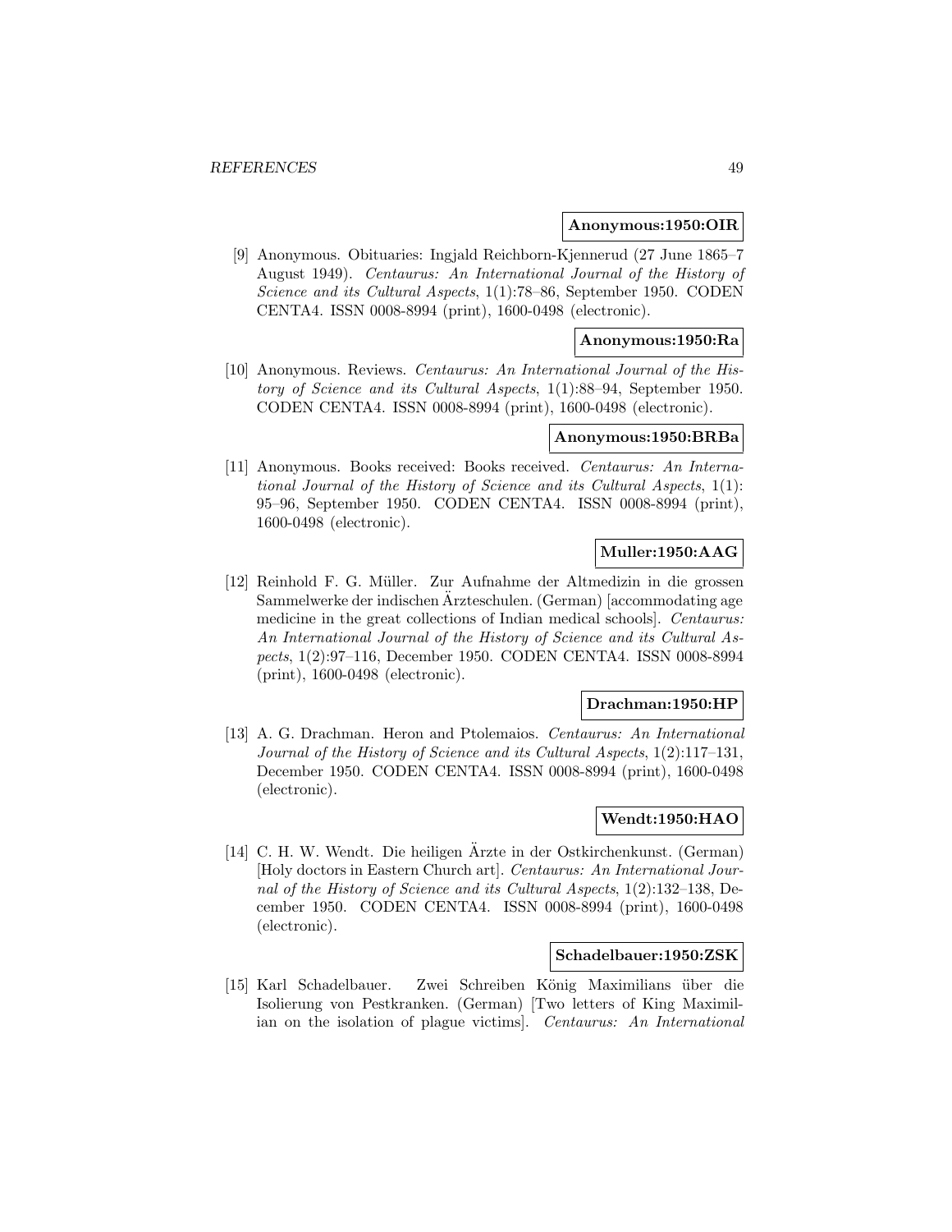**Anonymous:1950:OIR**

[9] Anonymous. Obituaries: Ingjald Reichborn-Kjennerud (27 June 1865–7 August 1949). *Centaurus: An International Journal of the History of Science and its Cultural Aspects*, 1(1):78–86, September 1950. CODEN CENTA4. ISSN 0008-8994 (print), 1600-0498 (electronic).

**Anonymous:1950:Ra**

[10] Anonymous. Reviews. *Centaurus: An International Journal of the History of Science and its Cultural Aspects*, 1(1):88–94, September 1950. CODEN CENTA4. ISSN 0008-8994 (print), 1600-0498 (electronic).

**Anonymous:1950:BRBa**

[11] Anonymous. Books received: Books received. *Centaurus: An International Journal of the History of Science and its Cultural Aspects*, 1(1): 95–96, September 1950. CODEN CENTA4. ISSN 0008-8994 (print), 1600-0498 (electronic).

**Muller:1950:AAG**

[12] Reinhold F. G. Müller. Zur Aufnahme der Altmedizin in die grossen Sammelwerke der indischen Ärzteschulen. (German) [accommodating age medicine in the great collections of Indian medical schools]. *Centaurus: An International Journal of the History of Science and its Cultural Aspects*, 1(2):97–116, December 1950. CODEN CENTA4. ISSN 0008-8994 (print), 1600-0498 (electronic).

**Drachman:1950:HP**

[13] A. G. Drachman. Heron and Ptolemaios. *Centaurus: An International Journal of the History of Science and its Cultural Aspects*, 1(2):117–131, December 1950. CODEN CENTA4. ISSN 0008-8994 (print), 1600-0498 (electronic).

**Wendt:1950:HAO**

[14] C. H. W. Wendt. Die heiligen Ärzte in der Ostkirchenkunst. (German) [Holy doctors in Eastern Church art]. *Centaurus: An International Journal of the History of Science and its Cultural Aspects*, 1(2):132–138, December 1950. CODEN CENTA4. ISSN 0008-8994 (print), 1600-0498 (electronic).

**Schadelbauer:1950:ZSK**

[15] Karl Schadelbauer. Zwei Schreiben König Maximilians über die Isolierung von Pestkranken. (German) [Two letters of King Maximilian on the isolation of plague victims]. *Centaurus: An International*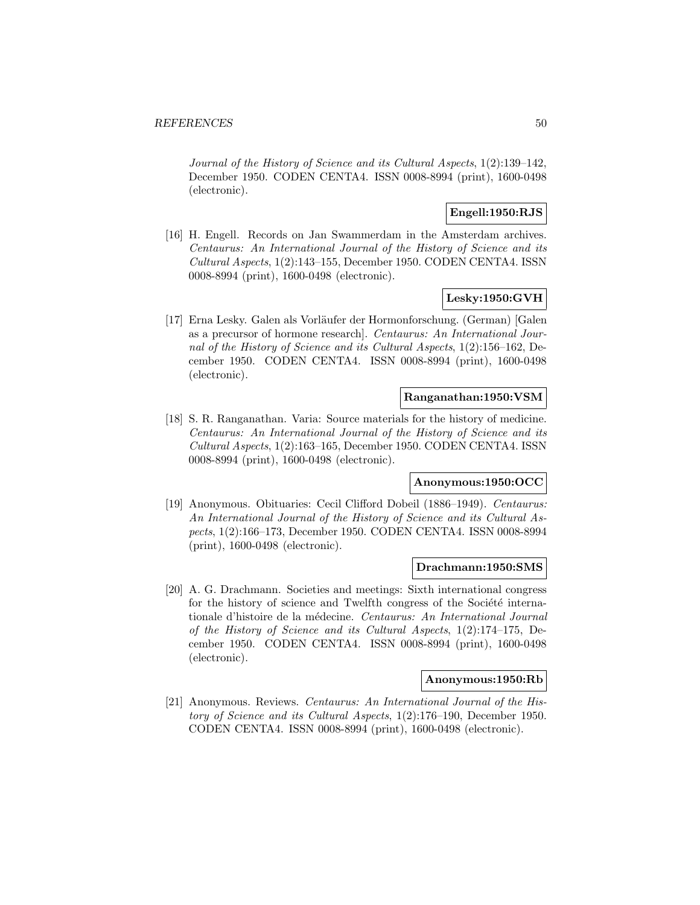*Journal of the History of Science and its Cultural Aspects*, 1(2):139–142, December 1950. CODEN CENTA4. ISSN 0008-8994 (print), 1600-0498 (electronic).

**Engell:1950:RJS**

[16] H. Engell. Records on Jan Swammerdam in the Amsterdam archives. *Centaurus: An International Journal of the History of Science and its Cultural Aspects*, 1(2):143–155, December 1950. CODEN CENTA4. ISSN 0008-8994 (print), 1600-0498 (electronic).

**Lesky:1950:GVH**

[17] Erna Lesky. Galen als Vorläufer der Hormonforschung. (German) [Galen as a precursor of hormone research]. *Centaurus: An International Journal of the History of Science and its Cultural Aspects*, 1(2):156–162, December 1950. CODEN CENTA4. ISSN 0008-8994 (print), 1600-0498 (electronic).

**Ranganathan:1950:VSM**

[18] S. R. Ranganathan. Varia: Source materials for the history of medicine. *Centaurus: An International Journal of the History of Science and its Cultural Aspects*, 1(2):163–165, December 1950. CODEN CENTA4. ISSN 0008-8994 (print), 1600-0498 (electronic).

**Anonymous:1950:OCC**

[19] Anonymous. Obituaries: Cecil Clifford Dobeil (1886–1949). *Centaurus: An International Journal of the History of Science and its Cultural Aspects*, 1(2):166–173, December 1950. CODEN CENTA4. ISSN 0008-8994 (print), 1600-0498 (electronic).

**Drachmann:1950:SMS**

[20] A. G. Drachmann. Societies and meetings: Sixth international congress for the history of science and Twelfth congress of the Société internationale d'histoire de la médecine. *Centaurus: An International Journal of the History of Science and its Cultural Aspects*, 1(2):174–175, December 1950. CODEN CENTA4. ISSN 0008-8994 (print), 1600-0498 (electronic).

**Anonymous:1950:Rb**

[21] Anonymous. Reviews. *Centaurus: An International Journal of the History of Science and its Cultural Aspects*, 1(2):176–190, December 1950. CODEN CENTA4. ISSN 0008-8994 (print), 1600-0498 (electronic).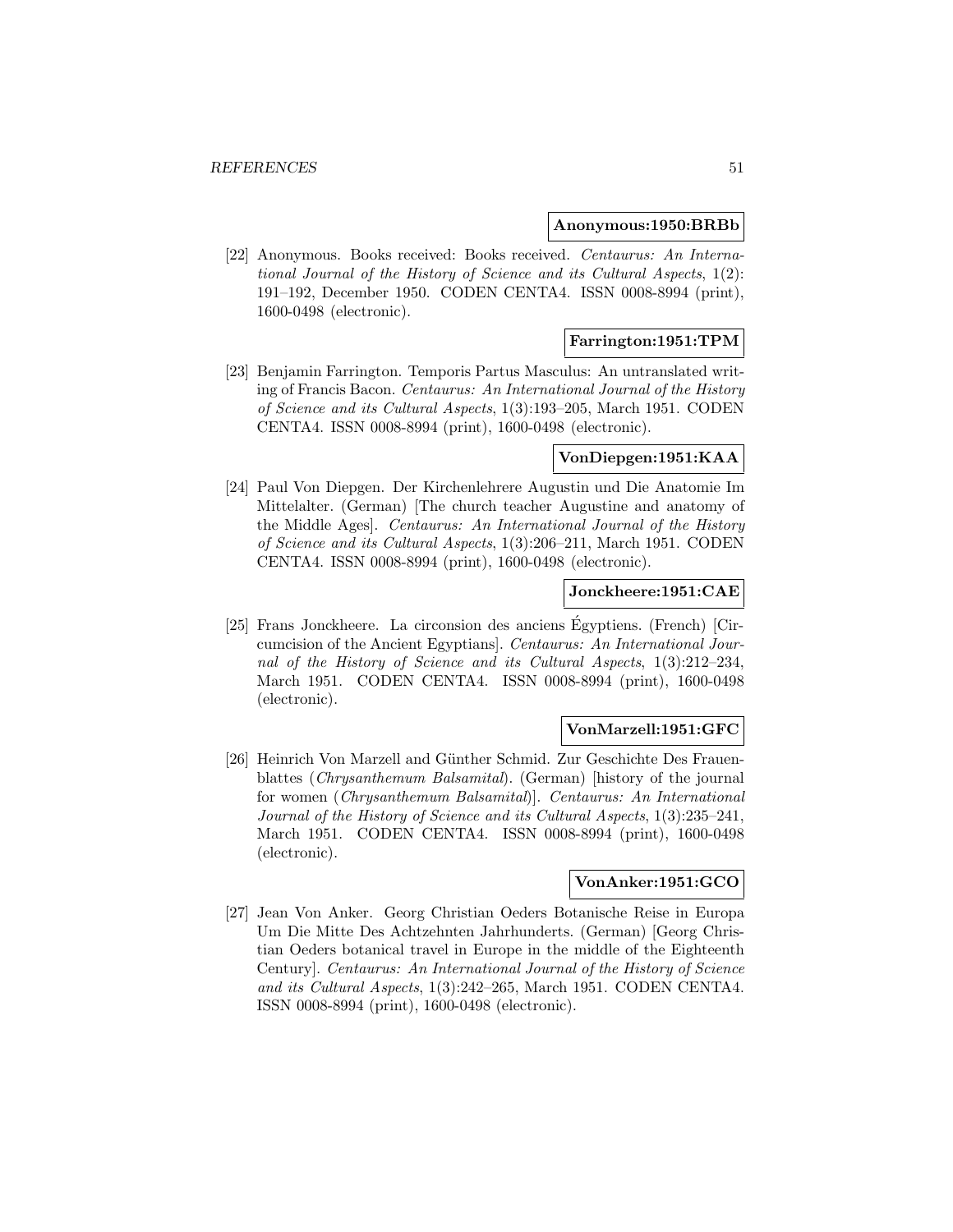**Anonymous:1950:BRBb**

[22] Anonymous. Books received: Books received. *Centaurus: An International Journal of the History of Science and its Cultural Aspects*, 1(2): 191–192, December 1950. CODEN CENTA4. ISSN 0008-8994 (print), 1600-0498 (electronic).

**Farrington:1951:TPM**

[23] Benjamin Farrington. Temporis Partus Masculus: An untranslated writing of Francis Bacon. *Centaurus: An International Journal of the History of Science and its Cultural Aspects*, 1(3):193–205, March 1951. CODEN CENTA4. ISSN 0008-8994 (print), 1600-0498 (electronic).

**VonDiepgen:1951:KAA**

[24] Paul Von Diepgen. Der Kirchenlehrere Augustin und Die Anatomie Im Mittelalter. (German) [The church teacher Augustine and anatomy of the Middle Ages]. *Centaurus: An International Journal of the History of Science and its Cultural Aspects*, 1(3):206–211, March 1951. CODEN CENTA4. ISSN 0008-8994 (print), 1600-0498 (electronic).

**Jonckheere:1951:CAE**

[25] Frans Jonckheere. La circonsion des anciens Égyptiens. (French) [Circumcision of the Ancient Egyptians]. *Centaurus: An International Journal of the History of Science and its Cultural Aspects*, 1(3):212–234, March 1951. CODEN CENTA4. ISSN 0008-8994 (print), 1600-0498 (electronic).

**VonMarzell:1951:GFC**

[26] Heinrich Von Marzell and Günther Schmid. Zur Geschichte Des Frauenblattes (*Chrysanthemum Balsamital*). (German) [history of the journal for women (*Chrysanthemum Balsamital*)]. *Centaurus: An International Journal of the History of Science and its Cultural Aspects*, 1(3):235–241, March 1951. CODEN CENTA4. ISSN 0008-8994 (print), 1600-0498 (electronic).

**VonAnker:1951:GCO**

[27] Jean Von Anker. Georg Christian Oeders Botanische Reise in Europa Um Die Mitte Des Achtzehnten Jahrhunderts. (German) [Georg Christian Oeders botanical travel in Europe in the middle of the Eighteenth Century]. *Centaurus: An International Journal of the History of Science and its Cultural Aspects*, 1(3):242–265, March 1951. CODEN CENTA4. ISSN 0008-8994 (print), 1600-0498 (electronic).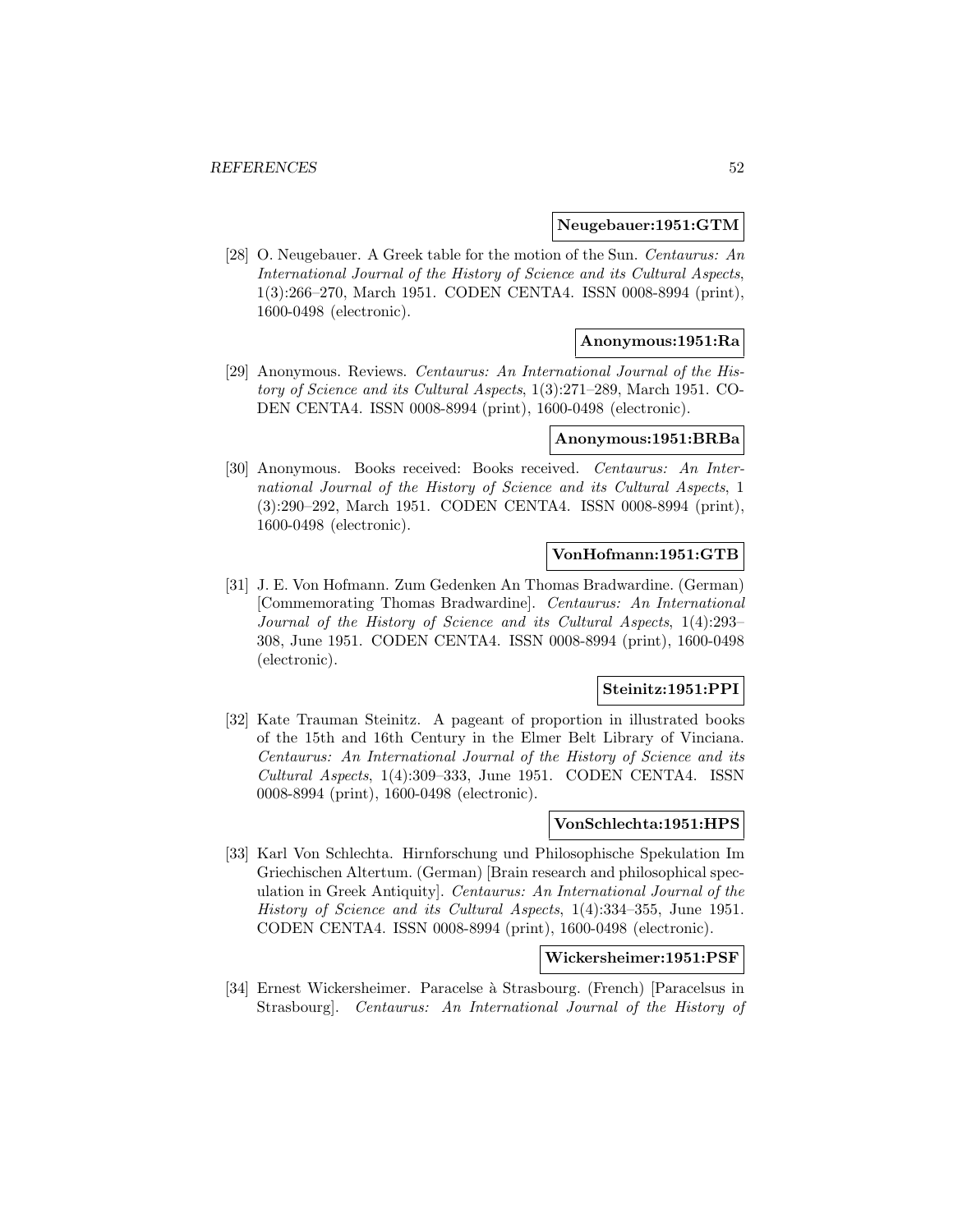**Neugebauer:1951:GTM**

[28] O. Neugebauer. A Greek table for the motion of the Sun. *Centaurus: An International Journal of the History of Science and its Cultural Aspects*, 1(3):266–270, March 1951. CODEN CENTA4. ISSN 0008-8994 (print), 1600-0498 (electronic).

**Anonymous:1951:Ra**

[29] Anonymous. Reviews. *Centaurus: An International Journal of the History of Science and its Cultural Aspects*, 1(3):271–289, March 1951. CODEN CENTA4. ISSN 0008-8994 (print), 1600-0498 (electronic).

**Anonymous:1951:BRBa**

[30] Anonymous. Books received: Books received. *Centaurus: An International Journal of the History of Science and its Cultural Aspects*, 1 (3):290–292, March 1951. CODEN CENTA4. ISSN 0008-8994 (print), 1600-0498 (electronic).

**VonHofmann:1951:GTB**

[31] J. E. Von Hofmann. Zum Gedenken An Thomas Bradwardine. (German) [Commemorating Thomas Bradwardine]. *Centaurus: An International Journal of the History of Science and its Cultural Aspects*, 1(4):293–308, June 1951. CODEN CENTA4. ISSN 0008-8994 (print), 1600-0498 (electronic).

**Steinitz:1951:PPI**

[32] Kate Trauman Steinitz. A pageant of proportion in illustrated books of the 15th and 16th Century in the Elmer Belt Library of Vinciana. *Centaurus: An International Journal of the History of Science and its Cultural Aspects*, 1(4):309–333, June 1951. CODEN CENTA4. ISSN 0008-8994 (print), 1600-0498 (electronic).

**VonSchlechta:1951:HPS**

[33] Karl Von Schlechta. Hirnforschung und Philosophische Spekulation Im Griechischen Altertum. (German) [Brain research and philosophical speculation in Greek Antiquity]. *Centaurus: An International Journal of the History of Science and its Cultural Aspects*, 1(4):334–355, June 1951. CODEN CENTA4. ISSN 0008-8994 (print), 1600-0498 (electronic).

**Wickersheimer:1951:PSF**

[34] Ernest Wickersheimer. Paracelse à Strasbourg. (French) [Paracelsus in Strasbourg]. *Centaurus: An International Journal of the History of*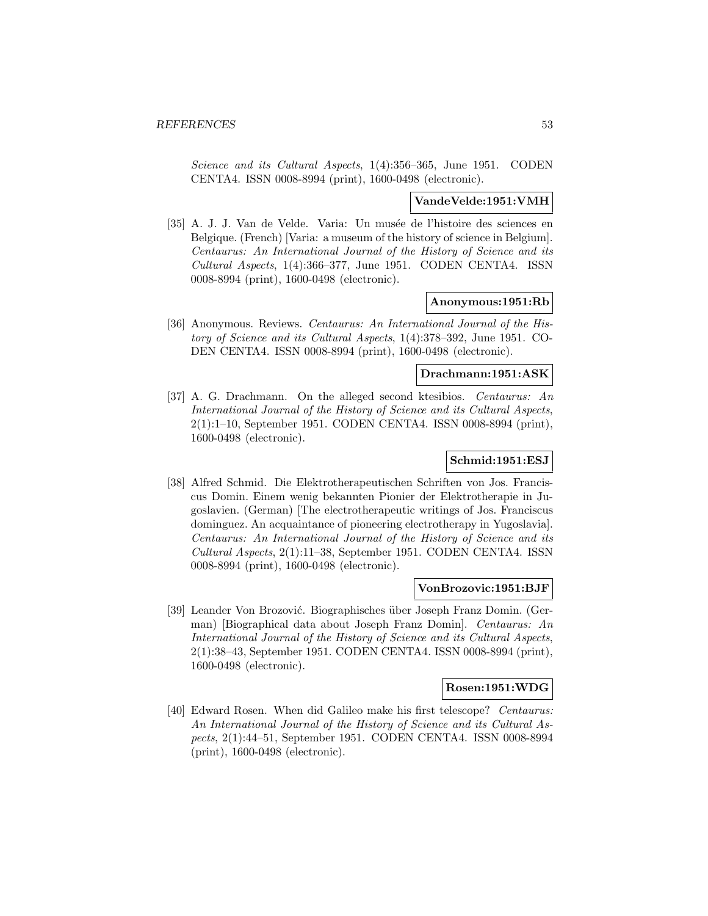*Science and its Cultural Aspects*, 1(4):356–365, June 1951. CODEN CENTA4. ISSN 0008-8994 (print), 1600-0498 (electronic).

**VandeVelde:1951:VMH**

[35] A. J. J. Van de Velde. Varia: Un musée de l'histoire des sciences en Belgique. (French) [Varia: a museum of the history of science in Belgium]. *Centaurus: An International Journal of the History of Science and its Cultural Aspects*, 1(4):366–377, June 1951. CODEN CENTA4. ISSN 0008-8994 (print), 1600-0498 (electronic).

**Anonymous:1951:Rb**

[36] Anonymous. Reviews. *Centaurus: An International Journal of the History of Science and its Cultural Aspects*, 1(4):378–392, June 1951. CODEN CENTA4. ISSN 0008-8994 (print), 1600-0498 (electronic).

**Drachmann:1951:ASK**

[37] A. G. Drachmann. On the alleged second ktesibios. *Centaurus: An International Journal of the History of Science and its Cultural Aspects*, 2(1):1–10, September 1951. CODEN CENTA4. ISSN 0008-8994 (print), 1600-0498 (electronic).

**Schmid:1951:ESJ**

[38] Alfred Schmid. Die Elektrotherapeutischen Schriften von Jos. Franciscus Domin. Einem wenig bekannten Pionier der Elektrotherapie in Jugoslavien. (German) [The electrotherapeutic writings of Jos. Franciscus dominguez. An acquaintance of pioneering electrotherapy in Yugoslavia]. *Centaurus: An International Journal of the History of Science and its Cultural Aspects*, 2(1):11–38, September 1951. CODEN CENTA4. ISSN 0008-8994 (print), 1600-0498 (electronic).

**VonBrozovic:1951:BJF**

[39] Leander Von Brozović. Biographisches über Joseph Franz Domin. (German) [Biographical data about Joseph Franz Domin]. *Centaurus: An International Journal of the History of Science and its Cultural Aspects*, 2(1):38–43, September 1951. CODEN CENTA4. ISSN 0008-8994 (print), 1600-0498 (electronic).

**Rosen:1951:WDG**

[40] Edward Rosen. When did Galileo make his first telescope? *Centaurus: An International Journal of the History of Science and its Cultural Aspects*, 2(1):44–51, September 1951. CODEN CENTA4. ISSN 0008-8994 (print), 1600-0498 (electronic).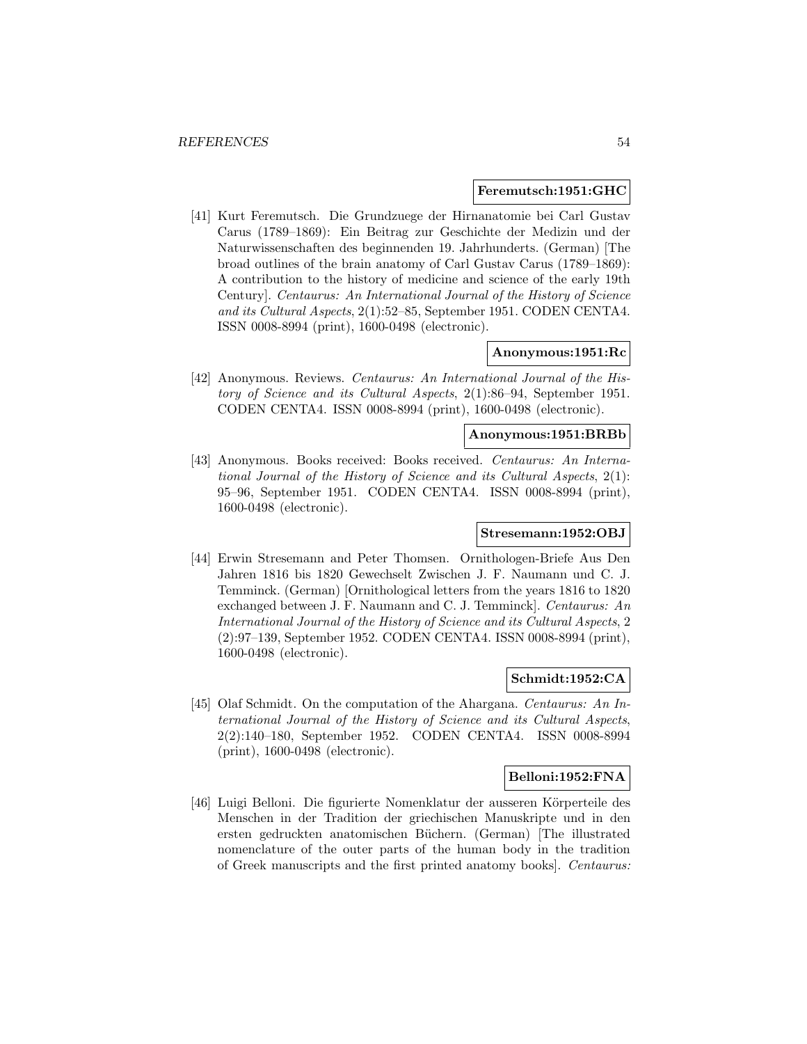**Feremutsch:1951:GHC**

[41] Kurt Feremutsch. Die Grundzuege der Hirnanatomie bei Carl Gustav Carus (1789–1869): Ein Beitrag zur Geschichte der Medizin und der Naturwissenschaften des beginnenden 19. Jahrhunderts. (German) [The broad outlines of the brain anatomy of Carl Gustav Carus (1789–1869): A contribution to the history of medicine and science of the early 19th Century]. *Centaurus: An International Journal of the History of Science and its Cultural Aspects*, 2(1):52–85, September 1951. CODEN CENTA4. ISSN 0008-8994 (print), 1600-0498 (electronic).

**Anonymous:1951:Rc**

[42] Anonymous. Reviews. *Centaurus: An International Journal of the History of Science and its Cultural Aspects*, 2(1):86–94, September 1951. CODEN CENTA4. ISSN 0008-8994 (print), 1600-0498 (electronic).

**Anonymous:1951:BRBb**

[43] Anonymous. Books received: Books received. *Centaurus: An International Journal of the History of Science and its Cultural Aspects*, 2(1): 95–96, September 1951. CODEN CENTA4. ISSN 0008-8994 (print), 1600-0498 (electronic).

**Stresemann:1952:OBJ**

[44] Erwin Stresemann and Peter Thomsen. Ornithologen-Briefe Aus Den Jahren 1816 bis 1820 Gewechselt Zwischen J. F. Naumann und C. J. Temminck. (German) [Ornithological letters from the years 1816 to 1820 exchanged between J. F. Naumann and C. J. Temminck]. *Centaurus: An International Journal of the History of Science and its Cultural Aspects*, 2 (2):97–139, September 1952. CODEN CENTA4. ISSN 0008-8994 (print), 1600-0498 (electronic).

**Schmidt:1952:CA**

[45] Olaf Schmidt. On the computation of the Ahargana. *Centaurus: An International Journal of the History of Science and its Cultural Aspects*, 2(2):140–180, September 1952. CODEN CENTA4. ISSN 0008-8994 (print), 1600-0498 (electronic).

**Belloni:1952:FNA**

[46] Luigi Belloni. Die figurierte Nomenklatur der ausseren Körperteile des Menschen in der Tradition der griechischen Manuskripte und in den ersten gedruckten anatomischen Büchern. (German) [The illustrated nomenclature of the outer parts of the human body in the tradition of Greek manuscripts and the first printed anatomy books]. *Centaurus:*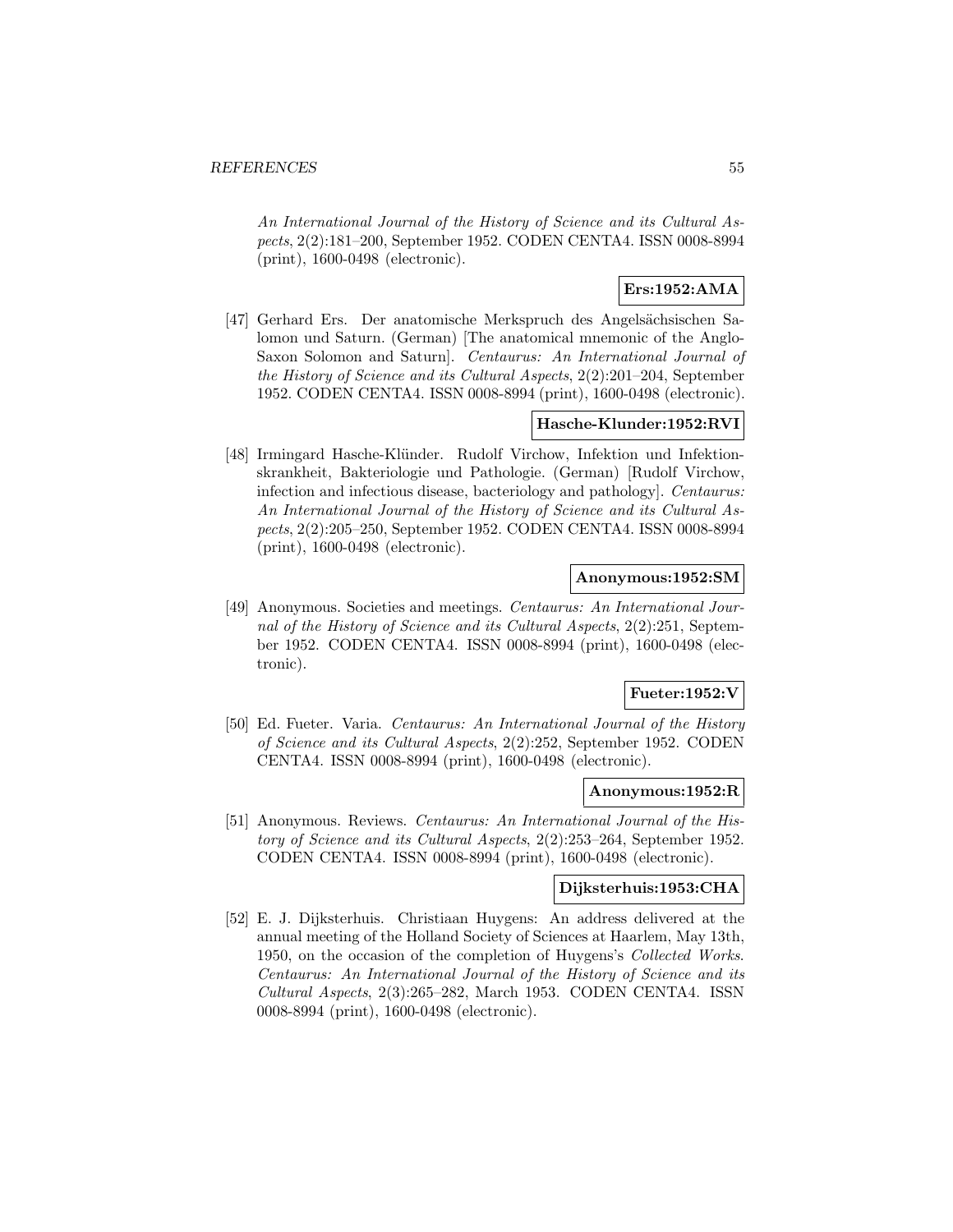An International Journal of the History of Science and its Cultural Aspects*, 2(2):181–200, September 1952. CODEN CENTA4. ISSN 0008-8994 (print), 1600-0498 (electronic).

**Ers:1952:AMA**

[47] Gerhard Ers. Der anatomische Merkspruch des Angelsächsischen Salomon und Saturn. (German) [The anatomical mnemonic of the Anglo-Saxon Solomon and Saturn]. *Centaurus: An International Journal of the History of Science and its Cultural Aspects*, 2(2):201–204, September 1952. CODEN CENTA4. ISSN 0008-8994 (print), 1600-0498 (electronic).

**Hasche-Klunder:1952:RVI**

[48] Irmingard Hasche-Klünder. Rudolf Virchow, Infektion und Infektionskrankheit, Bakteriologie und Pathologie. (German) [Rudolf Virchow, infection and infectious disease, bacteriology and pathology]. *Centaurus: An International Journal of the History of Science and its Cultural Aspects*, 2(2):205–250, September 1952. CODEN CENTA4. ISSN 0008-8994 (print), 1600-0498 (electronic).

**Anonymous:1952:SM**

[49] Anonymous. Societies and meetings. *Centaurus: An International Journal of the History of Science and its Cultural Aspects*, 2(2):251, September 1952. CODEN CENTA4. ISSN 0008-8994 (print), 1600-0498 (electronic).

**Fueter:1952:V**

[50] Ed. Fueter. Varia. *Centaurus: An International Journal of the History of Science and its Cultural Aspects*, 2(2):252, September 1952. CODEN CENTA4. ISSN 0008-8994 (print), 1600-0498 (electronic).

**Anonymous:1952:R**

[51] Anonymous. Reviews. *Centaurus: An International Journal of the History of Science and its Cultural Aspects*, 2(2):253–264, September 1952. CODEN CENTA4. ISSN 0008-8994 (print), 1600-0498 (electronic).

**Dijksterhuis:1953:CHA**

[52] E. J. Dijksterhuis. Christiaan Huygens: An address delivered at the annual meeting of the Holland Society of Sciences at Haarlem, May 13th, 1950, on the occasion of the completion of Huygens's *Collected Works*. *Centaurus: An International Journal of the History of Science and its Cultural Aspects*, 2(3):265–282, March 1953. CODEN CENTA4. ISSN 0008-8994 (print), 1600-0498 (electronic).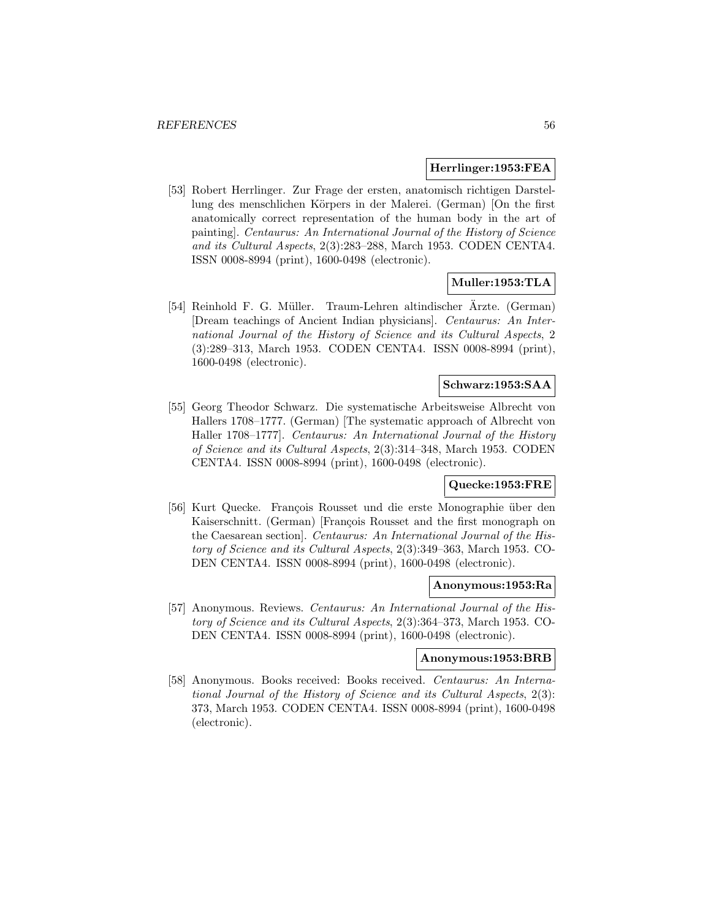**Herrlinger:1953:FEA**

[53] Robert Herrlinger. Zur Frage der ersten, anatomisch richtigen Darstellung des menschlichen Körpers in der Malerei. (German) [On the first anatomically correct representation of the human body in the art of painting]. *Centaurus: An International Journal of the History of Science and its Cultural Aspects*, 2(3):283–288, March 1953. CODEN CENTA4. ISSN 0008-8994 (print), 1600-0498 (electronic).

**Muller:1953:TLA**

[54] Reinhold F. G. Müller. Traum-Lehren altindischer Ärzte. (German) [Dream teachings of Ancient Indian physicians]. *Centaurus: An International Journal of the History of Science and its Cultural Aspects*, 2 (3):289–313, March 1953. CODEN CENTA4. ISSN 0008-8994 (print), 1600-0498 (electronic).

**Schwarz:1953:SAA**

[55] Georg Theodor Schwarz. Die systematische Arbeitsweise Albrecht von Hallers 1708–1777. (German) [The systematic approach of Albrecht von Haller 1708–1777]. *Centaurus: An International Journal of the History of Science and its Cultural Aspects*, 2(3):314–348, March 1953. CODEN CENTA4. ISSN 0008-8994 (print), 1600-0498 (electronic).

**Quecke:1953:FRE**

[56] Kurt Quecke. François Rousset und die erste Monographie über den Kaiserschnitt. (German) [François Rousset and the first monograph on the Caesarean section]. *Centaurus: An International Journal of the History of Science and its Cultural Aspects*, 2(3):349–363, March 1953. CODEN CENTA4. ISSN 0008-8994 (print), 1600-0498 (electronic).

**Anonymous:1953:Ra**

[57] Anonymous. Reviews. *Centaurus: An International Journal of the History of Science and its Cultural Aspects*, 2(3):364–373, March 1953. CODEN CENTA4. ISSN 0008-8994 (print), 1600-0498 (electronic).

**Anonymous:1953:BRB**

[58] Anonymous. Books received: Books received. *Centaurus: An International Journal of the History of Science and its Cultural Aspects*, 2(3): 373, March 1953. CODEN CENTA4. ISSN 0008-8994 (print), 1600-0498 (electronic).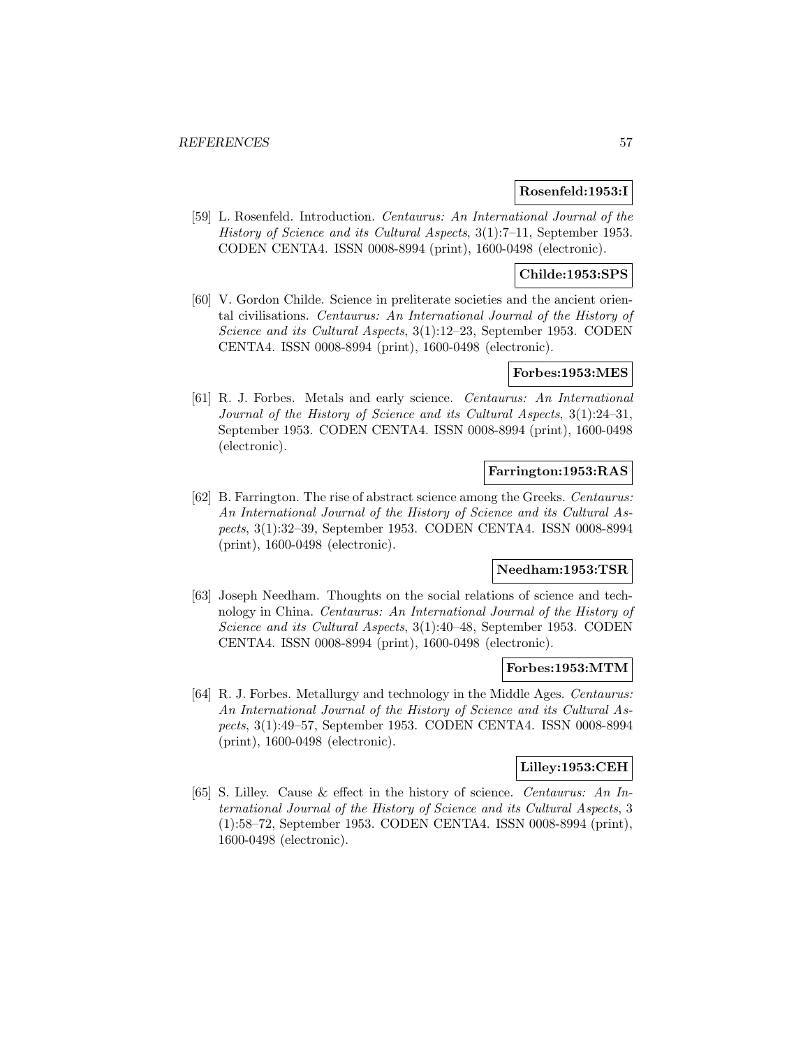**Rosenfeld:1953:I**

[59] L. Rosenfeld. Introduction. *Centaurus: An International Journal of the History of Science and its Cultural Aspects*, 3(1):7–11, September 1953. CODEN CENTA4. ISSN 0008-8994 (print), 1600-0498 (electronic).

**Childe:1953:SPS**

[60] V. Gordon Childe. Science in preliterate societies and the ancient oriental civilisations. *Centaurus: An International Journal of the History of Science and its Cultural Aspects*, 3(1):12–23, September 1953. CODEN CENTA4. ISSN 0008-8994 (print), 1600-0498 (electronic).

**Forbes:1953:MES**

[61] R. J. Forbes. Metals and early science. *Centaurus: An International Journal of the History of Science and its Cultural Aspects*, 3(1):24–31, September 1953. CODEN CENTA4. ISSN 0008-8994 (print), 1600-0498 (electronic).

**Farrington:1953:RAS**

[62] B. Farrington. The rise of abstract science among the Greeks. *Centaurus: An International Journal of the History of Science and its Cultural Aspects*, 3(1):32–39, September 1953. CODEN CENTA4. ISSN 0008-8994 (print), 1600-0498 (electronic).

**Needham:1953:TSR**

[63] Joseph Needham. Thoughts on the social relations of science and technology in China. *Centaurus: An International Journal of the History of Science and its Cultural Aspects*, 3(1):40–48, September 1953. CODEN CENTA4. ISSN 0008-8994 (print), 1600-0498 (electronic).

**Forbes:1953:MTM**

[64] R. J. Forbes. Metallurgy and technology in the Middle Ages. *Centaurus: An International Journal of the History of Science and its Cultural Aspects*, 3(1):49–57, September 1953. CODEN CENTA4. ISSN 0008-8994 (print), 1600-0498 (electronic).

**Lilley:1953:CEH**

[65] S. Lilley. Cause & effect in the history of science. *Centaurus: An International Journal of the History of Science and its Cultural Aspects*, 3 (1):58–72, September 1953. CODEN CENTA4. ISSN 0008-8994 (print), 1600-0498 (electronic).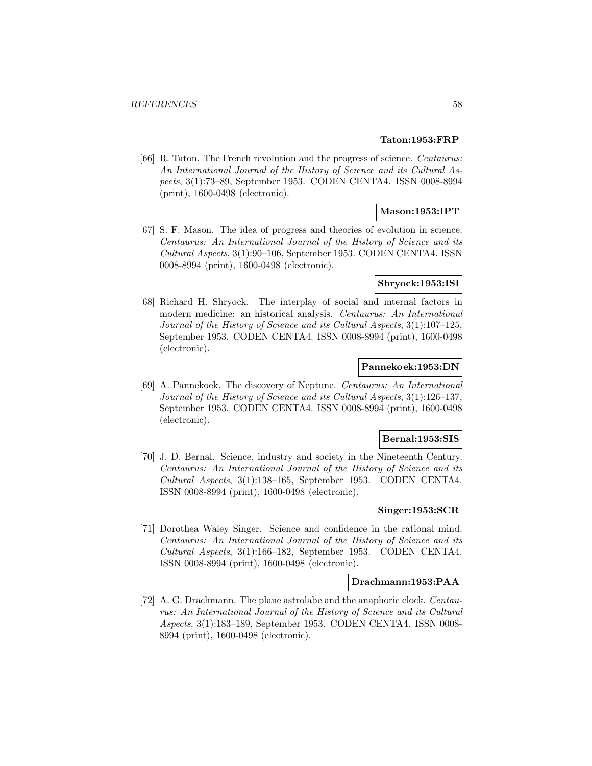**Taton:1953:FRP**

[66] R. Taton. The French revolution and the progress of science. *Centaurus: An International Journal of the History of Science and its Cultural Aspects*, 3(1):73–89, September 1953. CODEN CENTA4. ISSN 0008-8994 (print), 1600-0498 (electronic).

**Mason:1953:IPT**

[67] S. F. Mason. The idea of progress and theories of evolution in science. *Centaurus: An International Journal of the History of Science and its Cultural Aspects*, 3(1):90–106, September 1953. CODEN CENTA4. ISSN 0008-8994 (print), 1600-0498 (electronic).

**Shryock:1953:ISI**

[68] Richard H. Shryock. The interplay of social and internal factors in modern medicine: an historical analysis. *Centaurus: An International Journal of the History of Science and its Cultural Aspects*, 3(1):107–125, September 1953. CODEN CENTA4. ISSN 0008-8994 (print), 1600-0498 (electronic).

**Pannekoek:1953:DN**

[69] A. Pannekoek. The discovery of Neptune. *Centaurus: An International Journal of the History of Science and its Cultural Aspects*, 3(1):126–137, September 1953. CODEN CENTA4. ISSN 0008-8994 (print), 1600-0498 (electronic).

**Bernal:1953:SIS**

[70] J. D. Bernal. Science, industry and society in the Nineteenth Century. *Centaurus: An International Journal of the History of Science and its Cultural Aspects*, 3(1):138–165, September 1953. CODEN CENTA4. ISSN 0008-8994 (print), 1600-0498 (electronic).

**Singer:1953:SCR**

[71] Dorothea Waley Singer. Science and confidence in the rational mind. *Centaurus: An International Journal of the History of Science and its Cultural Aspects*, 3(1):166–182, September 1953. CODEN CENTA4. ISSN 0008-8994 (print), 1600-0498 (electronic).

**Drachmann:1953:PAA**

[72] A. G. Drachmann. The plane astrolabe and the anaphoric clock. *Centaurus: An International Journal of the History of Science and its Cultural Aspects*, 3(1):183–189, September 1953. CODEN CENTA4. ISSN 0008-8994 (print), 1600-0498 (electronic).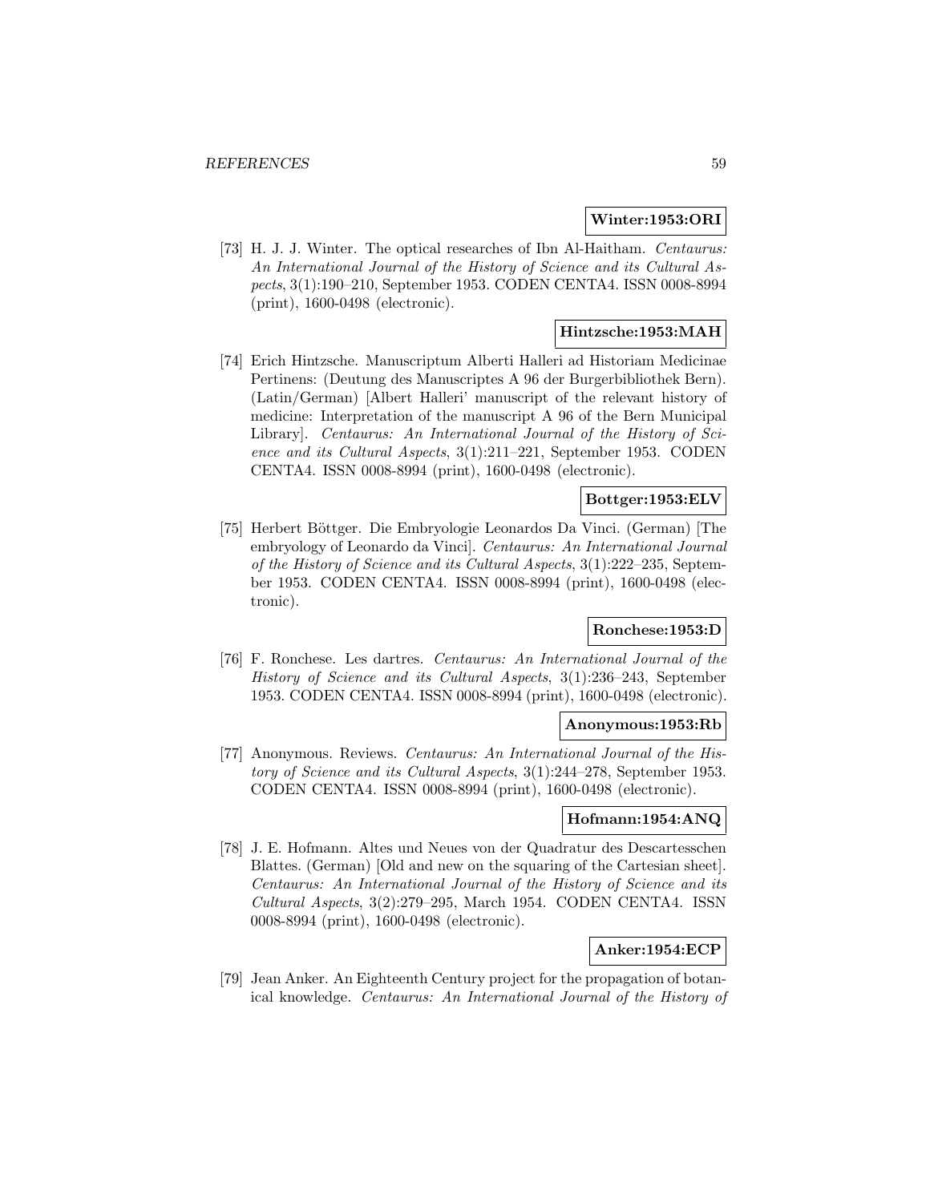**Winter:1953:ORI**

[73] H. J. J. Winter. The optical researches of Ibn Al-Haitham. *Centaurus: An International Journal of the History of Science and its Cultural Aspects*, 3(1):190–210, September 1953. CODEN CENTA4. ISSN 0008-8994 (print), 1600-0498 (electronic).

**Hintzsche:1953:MAH**

[74] Erich Hintzsche. Manuscriptum Alberti Halleri ad Historiam Medicinae Pertinens: (Deutung des Manuscriptes A 96 der Burgerbibliothek Bern). (Latin/German) [Albert Halleri' manuscript of the relevant history of medicine: Interpretation of the manuscript A 96 of the Bern Municipal Library]. *Centaurus: An International Journal of the History of Science and its Cultural Aspects*, 3(1):211–221, September 1953. CODEN CENTA4. ISSN 0008-8994 (print), 1600-0498 (electronic).

**Bottger:1953:ELV**

[75] Herbert Böttger. Die Embryologie Leonardos Da Vinci. (German) [The embryology of Leonardo da Vinci]. *Centaurus: An International Journal of the History of Science and its Cultural Aspects*, 3(1):222–235, September 1953. CODEN CENTA4. ISSN 0008-8994 (print), 1600-0498 (electronic).

**Ronchese:1953:D**

[76] F. Ronchese. Les dartres. *Centaurus: An International Journal of the History of Science and its Cultural Aspects*, 3(1):236–243, September 1953. CODEN CENTA4. ISSN 0008-8994 (print), 1600-0498 (electronic).

**Anonymous:1953:Rb**

[77] Anonymous. Reviews. *Centaurus: An International Journal of the History of Science and its Cultural Aspects*, 3(1):244–278, September 1953. CODEN CENTA4. ISSN 0008-8994 (print), 1600-0498 (electronic).

**Hofmann:1954:ANQ**

[78] J. E. Hofmann. Altes und Neues von der Quadratur des Descartesschen Blattes. (German) [Old and new on the squaring of the Cartesian sheet]. *Centaurus: An International Journal of the History of Science and its Cultural Aspects*, 3(2):279–295, March 1954. CODEN CENTA4. ISSN 0008-8994 (print), 1600-0498 (electronic).

**Anker:1954:ECP**

[79] Jean Anker. An Eighteenth Century project for the propagation of botanical knowledge. *Centaurus: An International Journal of the History of*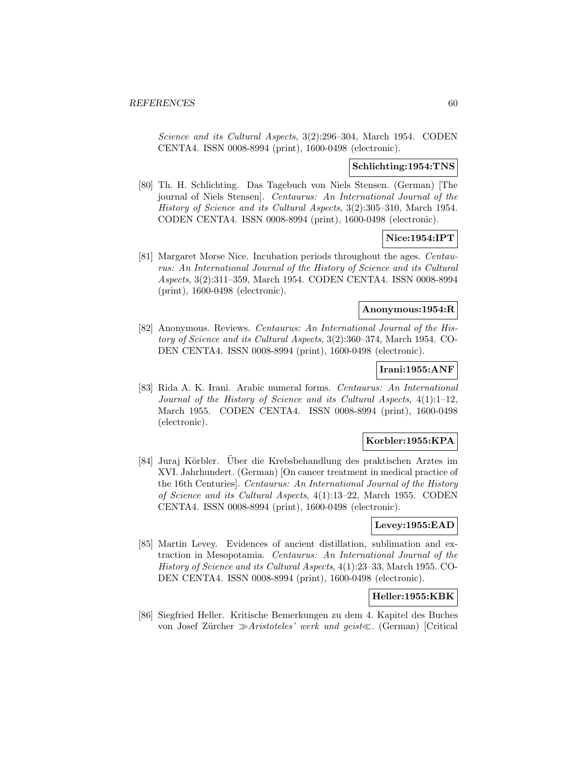*Science and its Cultural Aspects*, 3(2):296–304, March 1954. CODEN CENTA4. ISSN 0008-8994 (print), 1600-0498 (electronic).

**Schlichting:1954:TNS**

[80] Th. H. Schlichting. Das Tagebuch von Niels Stensen. (German) [The journal of Niels Stensen]. *Centaurus: An International Journal of the History of Science and its Cultural Aspects*, 3(2):305–310, March 1954. CODEN CENTA4. ISSN 0008-8994 (print), 1600-0498 (electronic).

**Nice:1954:IPT**

[81] Margaret Morse Nice. Incubation periods throughout the ages. *Centaurus: An International Journal of the History of Science and its Cultural Aspects*, 3(2):311–359, March 1954. CODEN CENTA4. ISSN 0008-8994 (print), 1600-0498 (electronic).

**Anonymous:1954:R**

[82] Anonymous. Reviews. *Centaurus: An International Journal of the History of Science and its Cultural Aspects*, 3(2):360–374, March 1954. CODEN CENTA4. ISSN 0008-8994 (print), 1600-0498 (electronic).

**Irani:1955:ANF**

[83] Rida A. K. Irani. Arabic numeral forms. *Centaurus: An International Journal of the History of Science and its Cultural Aspects*, 4(1):1–12, March 1955. CODEN CENTA4. ISSN 0008-8994 (print), 1600-0498 (electronic).

**Korbler:1955:KPA**

[84] Juraj Körbler. Über die Krebsbehandlung des praktischen Arztes im XVI. Jahrhundert. (German) [On cancer treatment in medical practice of the 16th Centuries]. *Centaurus: An International Journal of the History of Science and its Cultural Aspects*, 4(1):13–22, March 1955. CODEN CENTA4. ISSN 0008-8994 (print), 1600-0498 (electronic).

**Levey:1955:EAD**

[85] Martin Levey. Evidences of ancient distillation, sublimation and extraction in Mesopotamia. *Centaurus: An International Journal of the History of Science and its Cultural Aspects*, 4(1):23–33, March 1955. CODEN CENTA4. ISSN 0008-8994 (print), 1600-0498 (electronic).

**Heller:1955:KBK**

[86] Siegfried Heller. Kritische Bemerkungen zu dem 4. Kapitel des Buches von Josef Zürcher ≫*Aristoteles' werk und geist*≪. (German) [Critical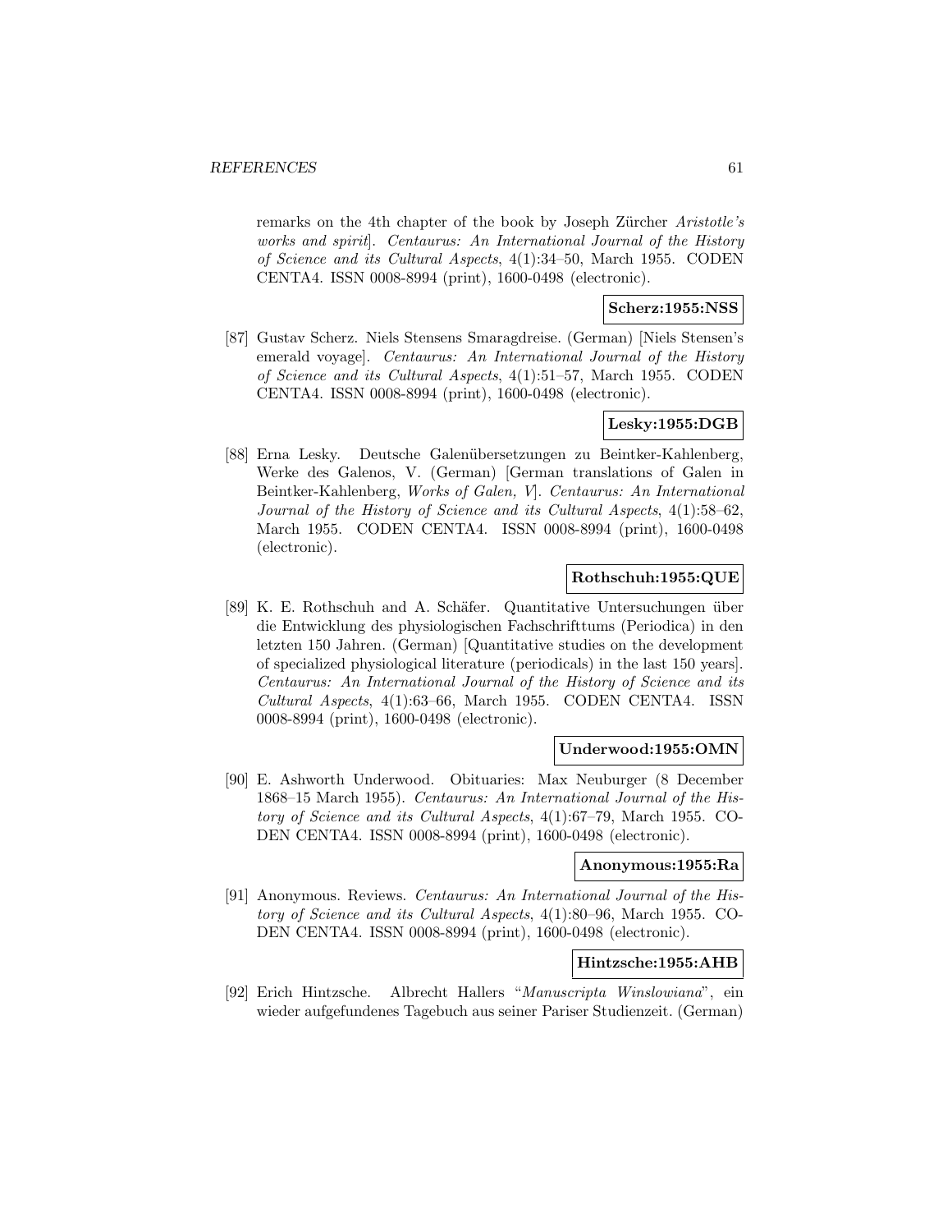remarks on the 4th chapter of the book by Joseph Zürcher *Aristotle's works and spirit*]. *Centaurus: An International Journal of the History of Science and its Cultural Aspects*, 4(1):34–50, March 1955. CODEN CENTA4. ISSN 0008-8994 (print), 1600-0498 (electronic).

**Scherz:1955:NSS**

[87] Gustav Scherz. Niels Stensens Smaragdreise. (German) [Niels Stensen's emerald voyage]. *Centaurus: An International Journal of the History of Science and its Cultural Aspects*, 4(1):51–57, March 1955. CODEN CENTA4. ISSN 0008-8994 (print), 1600-0498 (electronic).

**Lesky:1955:DGB**

[88] Erna Lesky. Deutsche Galenübersetzungen zu Beintker-Kahlenberg, Werke des Galenos, V. (German) [German translations of Galen in Beintker-Kahlenberg, *Works of Galen, V*]. *Centaurus: An International Journal of the History of Science and its Cultural Aspects*, 4(1):58–62, March 1955. CODEN CENTA4. ISSN 0008-8994 (print), 1600-0498 (electronic).

**Rothschuh:1955:QUE**

[89] K. E. Rothschuh and A. Schäfer. Quantitative Untersuchungen über die Entwicklung des physiologischen Fachschrifttums (Periodica) in den letzten 150 Jahren. (German) [Quantitative studies on the development of specialized physiological literature (periodicals) in the last 150 years]. *Centaurus: An International Journal of the History of Science and its Cultural Aspects*, 4(1):63–66, March 1955. CODEN CENTA4. ISSN 0008-8994 (print), 1600-0498 (electronic).

**Underwood:1955:OMN**

[90] E. Ashworth Underwood. Obituaries: Max Neuburger (8 December 1868–15 March 1955). *Centaurus: An International Journal of the History of Science and its Cultural Aspects*, 4(1):67–79, March 1955. CODEN CENTA4. ISSN 0008-8994 (print), 1600-0498 (electronic).

**Anonymous:1955:Ra**

[91] Anonymous. Reviews. *Centaurus: An International Journal of the History of Science and its Cultural Aspects*, 4(1):80–96, March 1955. CODEN CENTA4. ISSN 0008-8994 (print), 1600-0498 (electronic).

**Hintzsche:1955:AHB**

[92] Erich Hintzsche. Albrecht Hallers "*Manuscripta Winslowiana*", ein wieder aufgefundenes Tagebuch aus seiner Pariser Studienzeit. (German)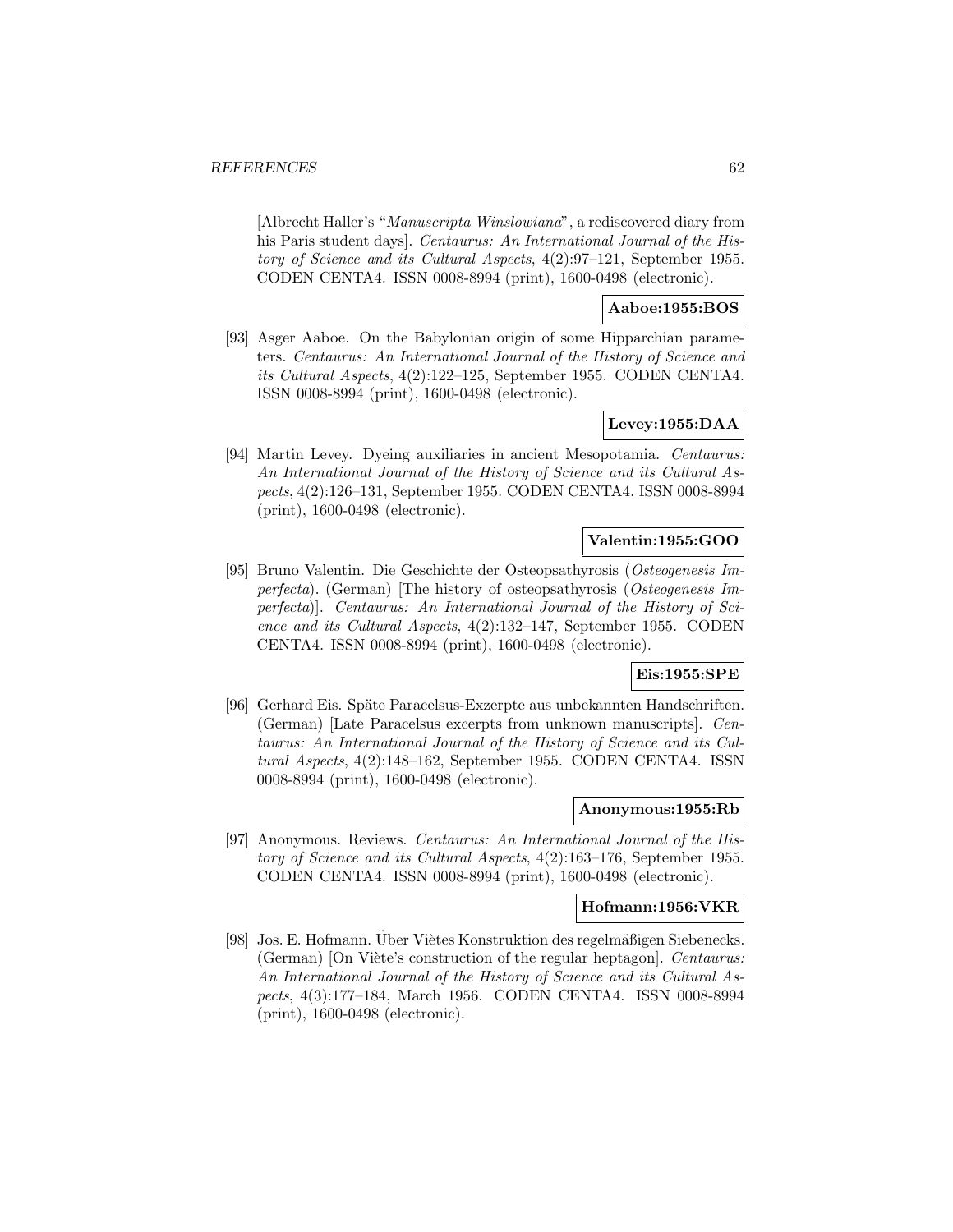[Albrecht Haller's "*Manuscripta Winslowiana*", a rediscovered diary from his Paris student days]. *Centaurus: An International Journal of the History of Science and its Cultural Aspects*, 4(2):97–121, September 1955. CODEN CENTA4. ISSN 0008-8994 (print), 1600-0498 (electronic).

**Aaboe:1955:BOS**

[93] Asger Aaboe. On the Babylonian origin of some Hipparchian parameters. *Centaurus: An International Journal of the History of Science and its Cultural Aspects*, 4(2):122–125, September 1955. CODEN CENTA4. ISSN 0008-8994 (print), 1600-0498 (electronic).

**Levey:1955:DAA**

[94] Martin Levey. Dyeing auxiliaries in ancient Mesopotamia. *Centaurus: An International Journal of the History of Science and its Cultural Aspects*, 4(2):126–131, September 1955. CODEN CENTA4. ISSN 0008-8994 (print), 1600-0498 (electronic).

**Valentin:1955:GOO**

[95] Bruno Valentin. Die Geschichte der Osteopsathyrosis (*Osteogenesis Imperfecta*). (German) [The history of osteopsathyrosis (*Osteogenesis Imperfecta*)]. *Centaurus: An International Journal of the History of Science and its Cultural Aspects*, 4(2):132–147, September 1955. CODEN CENTA4. ISSN 0008-8994 (print), 1600-0498 (electronic).

**Eis:1955:SPE**

[96] Gerhard Eis. Späte Paracelsus-Exzerpte aus unbekannten Handschriften. (German) [Late Paracelsus excerpts from unknown manuscripts]. *Centaurus: An International Journal of the History of Science and its Cultural Aspects*, 4(2):148–162, September 1955. CODEN CENTA4. ISSN 0008-8994 (print), 1600-0498 (electronic).

**Anonymous:1955:Rb**

[97] Anonymous. Reviews. *Centaurus: An International Journal of the History of Science and its Cultural Aspects*, 4(2):163–176, September 1955. CODEN CENTA4. ISSN 0008-8994 (print), 1600-0498 (electronic).

**Hofmann:1956:VKR**

[98] Jos. E. Hofmann. Über Viètes Konstruktion des regelmäßigen Siebenecks. (German) [On Viète's construction of the regular heptagon]. *Centaurus: An International Journal of the History of Science and its Cultural Aspects*, 4(3):177–184, March 1956. CODEN CENTA4. ISSN 0008-8994 (print), 1600-0498 (electronic).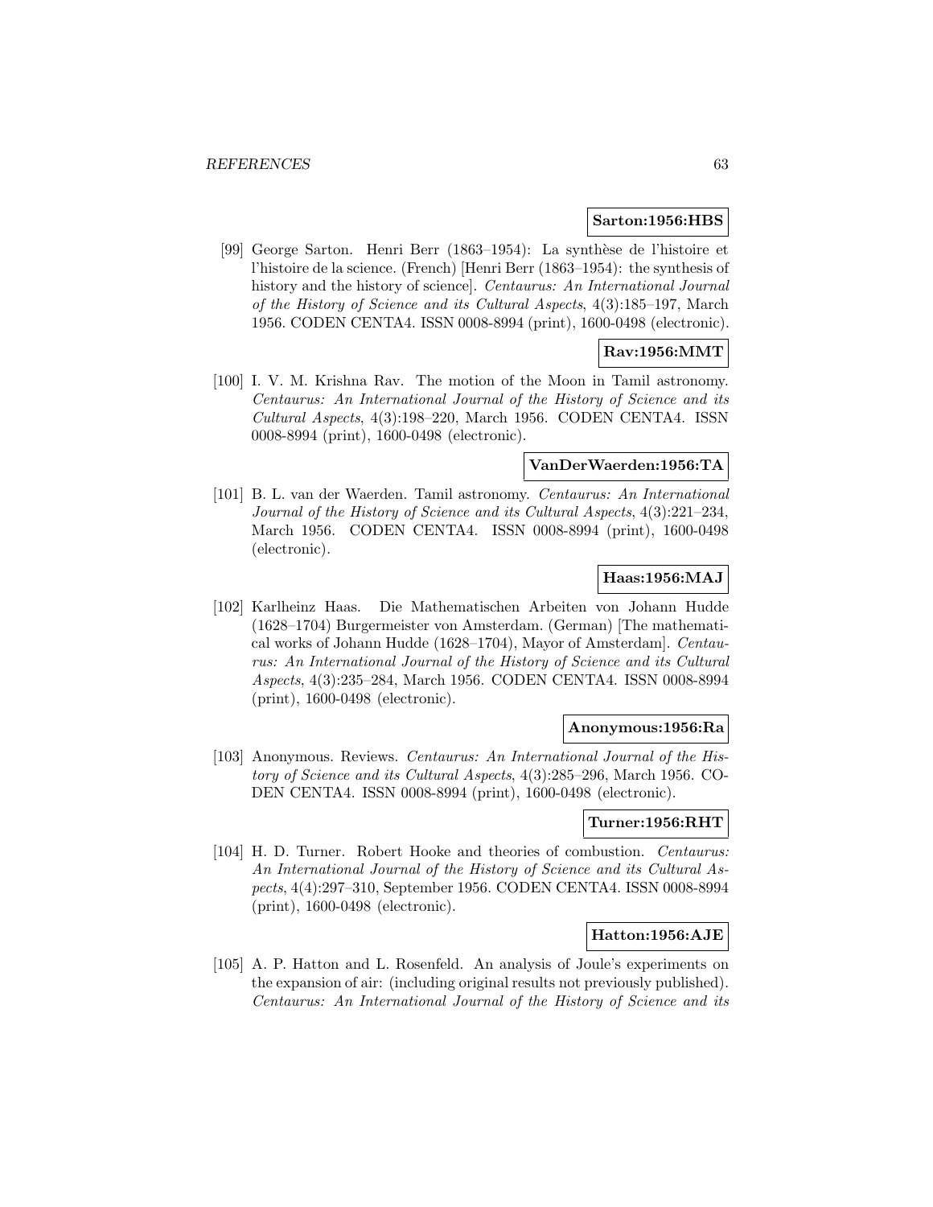**Sarton:1956:HBS**

[99] George Sarton. Henri Berr (1863–1954): La synthèse de l'histoire et l'histoire de la science. (French) [Henri Berr (1863–1954): the synthesis of history and the history of science]. *Centaurus: An International Journal of the History of Science and its Cultural Aspects*, 4(3):185–197, March 1956. CODEN CENTA4. ISSN 0008-8994 (print), 1600-0498 (electronic).

**Rav:1956:MMT**

[100] I. V. M. Krishna Rav. The motion of the Moon in Tamil astronomy. *Centaurus: An International Journal of the History of Science and its Cultural Aspects*, 4(3):198–220, March 1956. CODEN CENTA4. ISSN 0008-8994 (print), 1600-0498 (electronic).

**VanDerWaerden:1956:TA**

[101] B. L. van der Waerden. Tamil astronomy. *Centaurus: An International Journal of the History of Science and its Cultural Aspects*, 4(3):221–234, March 1956. CODEN CENTA4. ISSN 0008-8994 (print), 1600-0498 (electronic).

**Haas:1956:MAJ**

[102] Karlheinz Haas. Die Mathematischen Arbeiten von Johann Hudde (1628–1704) Burgermeister von Amsterdam. (German) [The mathematical works of Johann Hudde (1628–1704), Mayor of Amsterdam]. *Centaurus: An International Journal of the History of Science and its Cultural Aspects*, 4(3):235–284, March 1956. CODEN CENTA4. ISSN 0008-8994 (print), 1600-0498 (electronic).

**Anonymous:1956:Ra**

[103] Anonymous. Reviews. *Centaurus: An International Journal of the History of Science and its Cultural Aspects*, 4(3):285–296, March 1956. CODEN CENTA4. ISSN 0008-8994 (print), 1600-0498 (electronic).

**Turner:1956:RHT**

[104] H. D. Turner. Robert Hooke and theories of combustion. *Centaurus: An International Journal of the History of Science and its Cultural Aspects*, 4(4):297–310, September 1956. CODEN CENTA4. ISSN 0008-8994 (print), 1600-0498 (electronic).

**Hatton:1956:AJE**

[105] A. P. Hatton and L. Rosenfeld. An analysis of Joule's experiments on the expansion of air: (including original results not previously published). *Centaurus: An International Journal of the History of Science and its*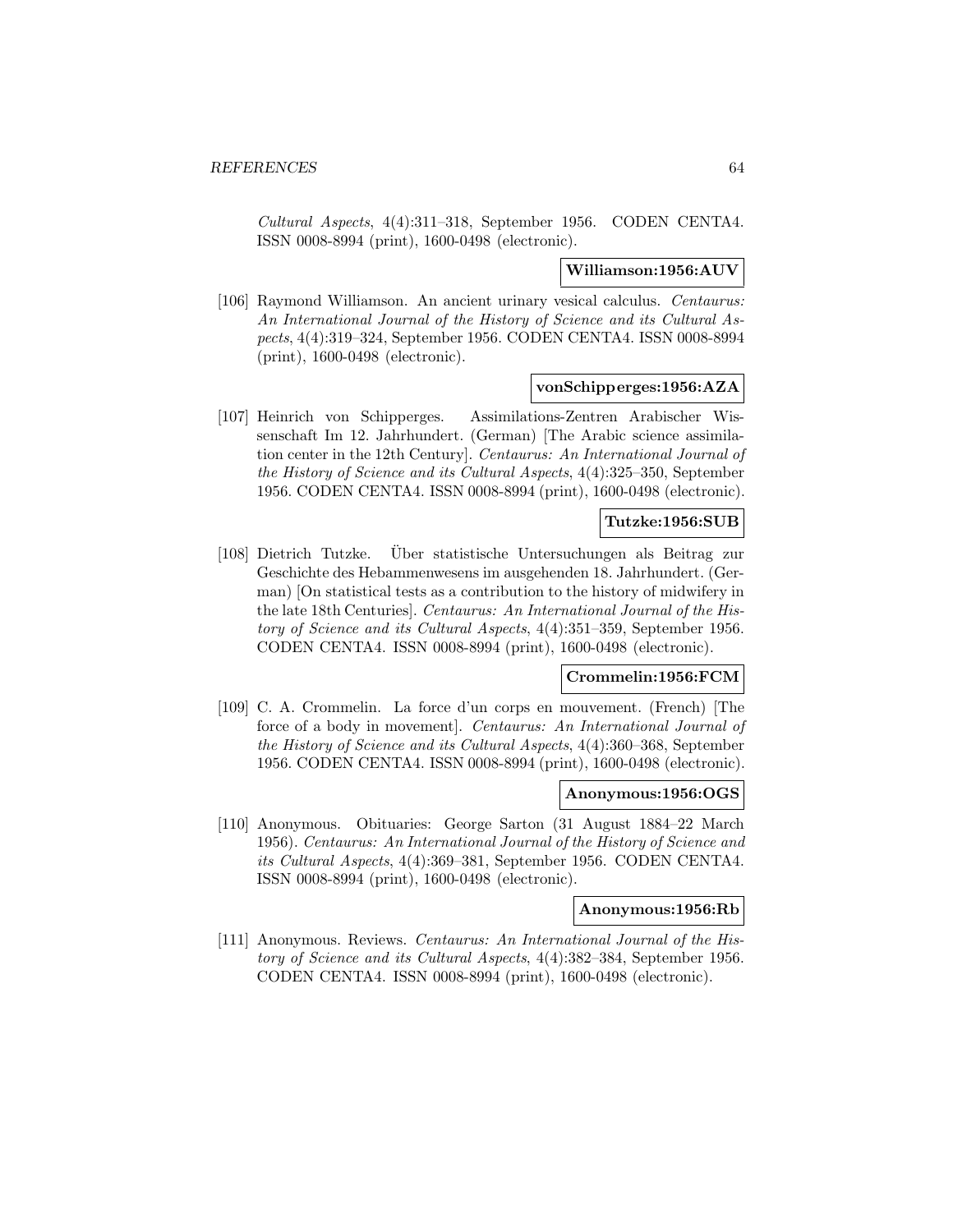*Cultural Aspects*, 4(4):311–318, September 1956. CODEN CENTA4. ISSN 0008-8994 (print), 1600-0498 (electronic).

**Williamson:1956:AUV**

[106] Raymond Williamson. An ancient urinary vesical calculus. *Centaurus: An International Journal of the History of Science and its Cultural Aspects*, 4(4):319–324, September 1956. CODEN CENTA4. ISSN 0008-8994 (print), 1600-0498 (electronic).

**vonSchipperges:1956:AZA**

[107] Heinrich von Schipperges. Assimilations-Zentren Arabischer Wissenschaft Im 12. Jahrhundert. (German) [The Arabic science assimilation center in the 12th Century]. *Centaurus: An International Journal of the History of Science and its Cultural Aspects*, 4(4):325–350, September 1956. CODEN CENTA4. ISSN 0008-8994 (print), 1600-0498 (electronic).

**Tutzke:1956:SUB**

[108] Dietrich Tutzke. Über statistische Untersuchungen als Beitrag zur Geschichte des Hebammenwesens im ausgehenden 18. Jahrhundert. (German) [On statistical tests as a contribution to the history of midwifery in the late 18th Centuries]. *Centaurus: An International Journal of the History of Science and its Cultural Aspects*, 4(4):351–359, September 1956. CODEN CENTA4. ISSN 0008-8994 (print), 1600-0498 (electronic).

**Crommelin:1956:FCM**

[109] C. A. Crommelin. La force d'un corps en mouvement. (French) [The force of a body in movement]. *Centaurus: An International Journal of the History of Science and its Cultural Aspects*, 4(4):360–368, September 1956. CODEN CENTA4. ISSN 0008-8994 (print), 1600-0498 (electronic).

**Anonymous:1956:OGS**

[110] Anonymous. Obituaries: George Sarton (31 August 1884–22 March 1956). *Centaurus: An International Journal of the History of Science and its Cultural Aspects*, 4(4):369–381, September 1956. CODEN CENTA4. ISSN 0008-8994 (print), 1600-0498 (electronic).

**Anonymous:1956:Rb**

[111] Anonymous. Reviews. *Centaurus: An International Journal of the History of Science and its Cultural Aspects*, 4(4):382–384, September 1956. CODEN CENTA4. ISSN 0008-8994 (print), 1600-0498 (electronic).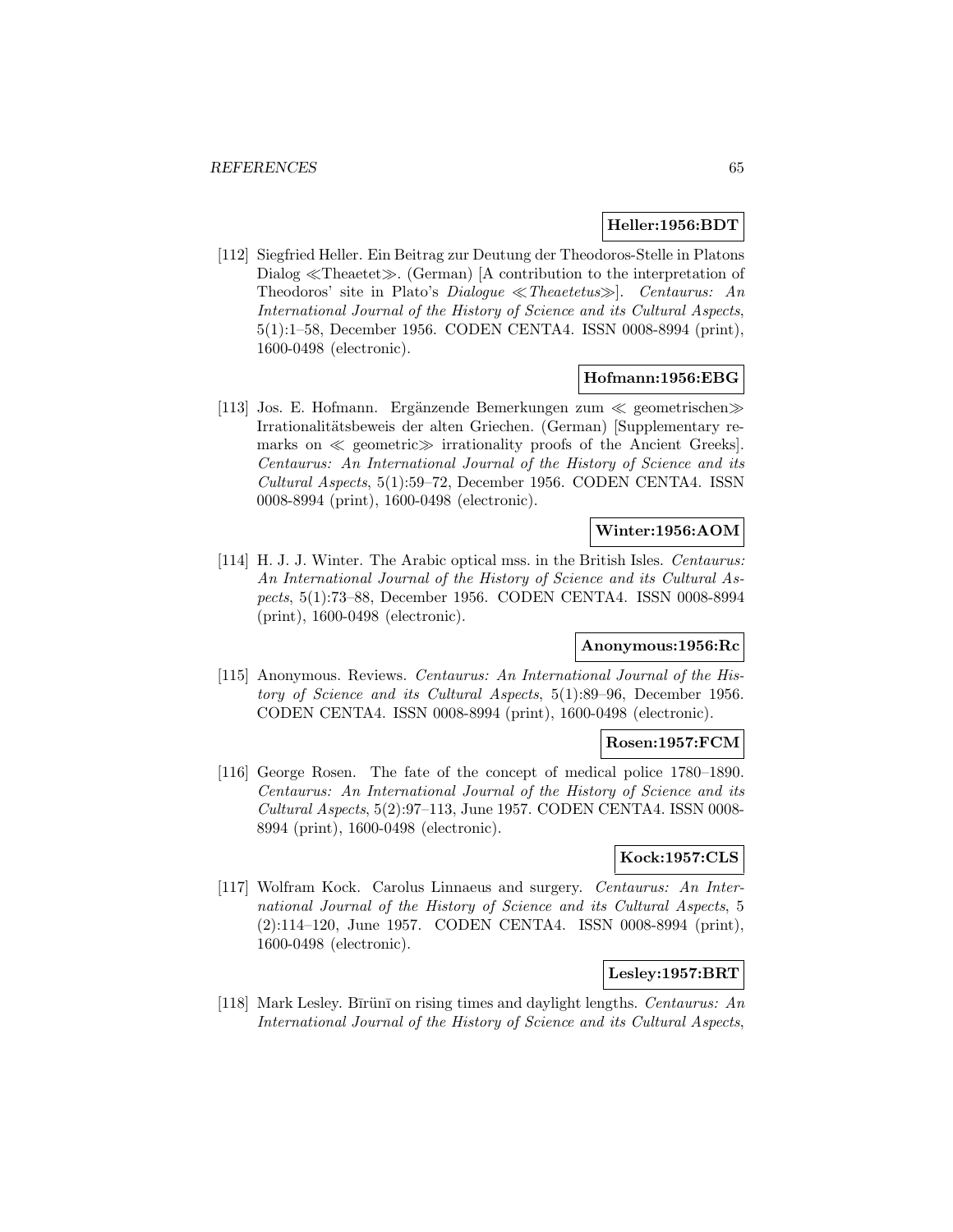**Heller:1956:BDT**

[112] Siegfried Heller. Ein Beitrag zur Deutung der Theodoros-Stelle in Platons Dialog ≪Theaetet≫. (German) [A contribution to the interpretation of Theodoros' site in Plato's *Dialogue ≪Theaetetus≫*]. *Centaurus: An International Journal of the History of Science and its Cultural Aspects*, 5(1):1–58, December 1956. CODEN CENTA4. ISSN 0008-8994 (print), 1600-0498 (electronic).

**Hofmann:1956:EBG**

[113] Jos. E. Hofmann. Ergänzende Bemerkungen zum ≪ geometrischen≫ Irrationalitätsbeweis der alten Griechen. (German) [Supplementary remarks on ≪ geometric≫ irrationality proofs of the Ancient Greeks]. *Centaurus: An International Journal of the History of Science and its Cultural Aspects*, 5(1):59–72, December 1956. CODEN CENTA4. ISSN 0008-8994 (print), 1600-0498 (electronic).

**Winter:1956:AOM**

[114] H. J. J. Winter. The Arabic optical mss. in the British Isles. *Centaurus: An International Journal of the History of Science and its Cultural Aspects*, 5(1):73–88, December 1956. CODEN CENTA4. ISSN 0008-8994 (print), 1600-0498 (electronic).

**Anonymous:1956:Rc**

[115] Anonymous. Reviews. *Centaurus: An International Journal of the History of Science and its Cultural Aspects*, 5(1):89–96, December 1956. CODEN CENTA4. ISSN 0008-8994 (print), 1600-0498 (electronic).

**Rosen:1957:FCM**

[116] George Rosen. The fate of the concept of medical police 1780–1890. *Centaurus: An International Journal of the History of Science and its Cultural Aspects*, 5(2):97–113, June 1957. CODEN CENTA4. ISSN 0008-8994 (print), 1600-0498 (electronic).

**Kock:1957:CLS**

[117] Wolfram Kock. Carolus Linnaeus and surgery. *Centaurus: An International Journal of the History of Science and its Cultural Aspects*, 5 (2):114–120, June 1957. CODEN CENTA4. ISSN 0008-8994 (print), 1600-0498 (electronic).

**Lesley:1957:BRT**

[118] Mark Lesley. Bīrūnī on rising times and daylight lengths. *Centaurus: An International Journal of the History of Science and its Cultural Aspects*,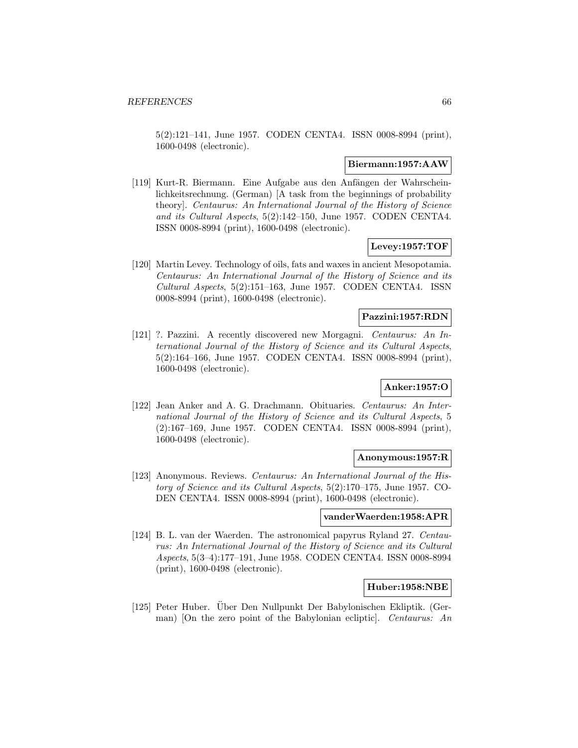5(2):121–141, June 1957. CODEN CENTA4. ISSN 0008-8994 (print), 1600-0498 (electronic).

**Biermann:1957:AAW**

[119] Kurt-R. Biermann. Eine Aufgabe aus den Anfängen der Wahrscheinlichkeitsrechnung. (German) [A task from the beginnings of probability theory]. *Centaurus: An International Journal of the History of Science and its Cultural Aspects*, 5(2):142–150, June 1957. CODEN CENTA4. ISSN 0008-8994 (print), 1600-0498 (electronic).

**Levey:1957:TOF**

[120] Martin Levey. Technology of oils, fats and waxes in ancient Mesopotamia. *Centaurus: An International Journal of the History of Science and its Cultural Aspects*, 5(2):151–163, June 1957. CODEN CENTA4. ISSN 0008-8994 (print), 1600-0498 (electronic).

**Pazzini:1957:RDN**

[121] ?. Pazzini. A recently discovered new Morgagni. *Centaurus: An International Journal of the History of Science and its Cultural Aspects*, 5(2):164–166, June 1957. CODEN CENTA4. ISSN 0008-8994 (print), 1600-0498 (electronic).

**Anker:1957:O**

[122] Jean Anker and A. G. Drachmann. Obituaries. *Centaurus: An International Journal of the History of Science and its Cultural Aspects*, 5 (2):167–169, June 1957. CODEN CENTA4. ISSN 0008-8994 (print), 1600-0498 (electronic).

**Anonymous:1957:R**

[123] Anonymous. Reviews. *Centaurus: An International Journal of the History of Science and its Cultural Aspects*, 5(2):170–175, June 1957. CODEN CENTA4. ISSN 0008-8994 (print), 1600-0498 (electronic).

**vanderWaerden:1958:APR**

[124] B. L. van der Waerden. The astronomical papyrus Ryland 27. *Centaurus: An International Journal of the History of Science and its Cultural Aspects*, 5(3–4):177–191, June 1958. CODEN CENTA4. ISSN 0008-8994 (print), 1600-0498 (electronic).

**Huber:1958:NBE**

[125] Peter Huber. Über Den Nullpunkt Der Babylonischen Ekliptik. (German) [On the zero point of the Babylonian ecliptic]. *Centaurus: An*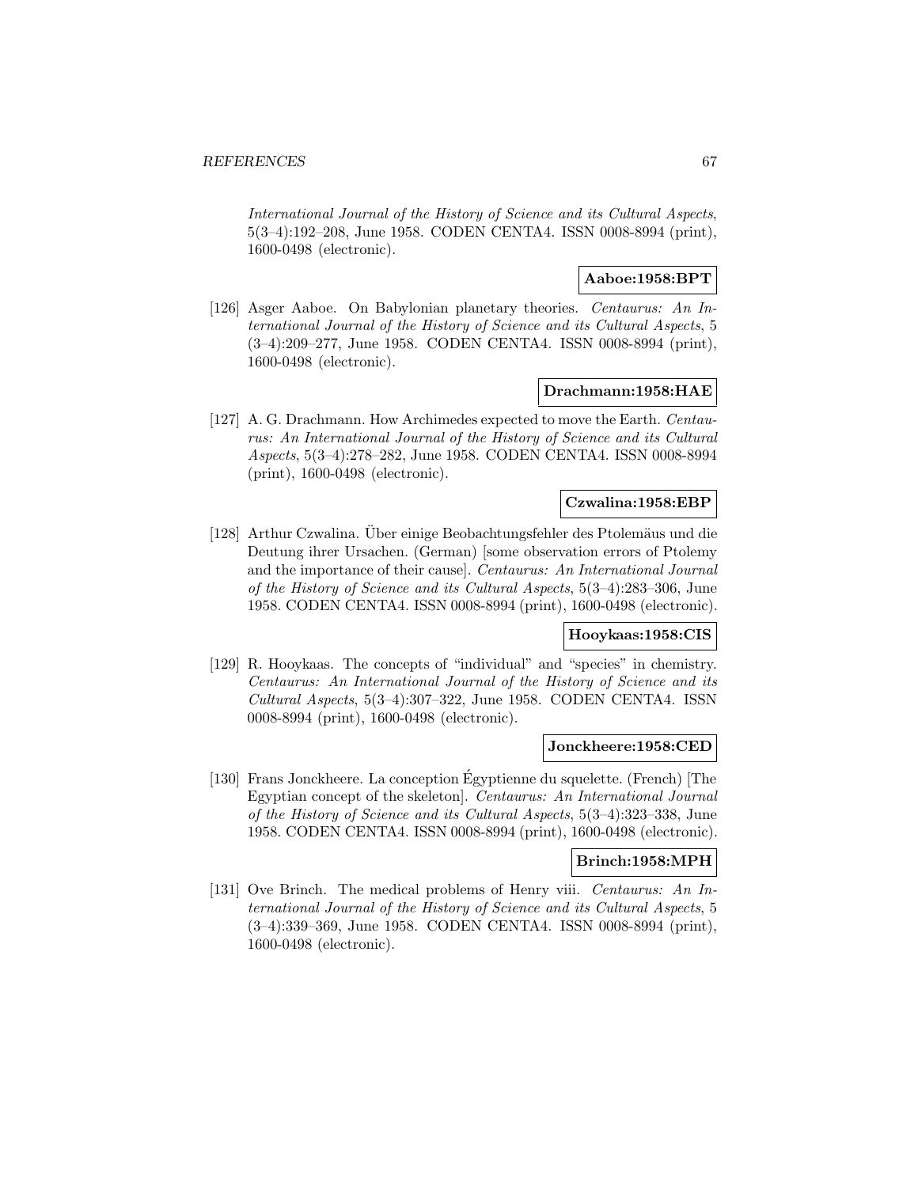*International Journal of the History of Science and its Cultural Aspects*, 5(3–4):192–208, June 1958. CODEN CENTA4. ISSN 0008-8994 (print), 1600-0498 (electronic).

**Aaboe:1958:BPT**

[126] Asger Aaboe. On Babylonian planetary theories. *Centaurus: An International Journal of the History of Science and its Cultural Aspects*, 5 (3–4):209–277, June 1958. CODEN CENTA4. ISSN 0008-8994 (print), 1600-0498 (electronic).

**Drachmann:1958:HAE**

[127] A. G. Drachmann. How Archimedes expected to move the Earth. *Centaurus: An International Journal of the History of Science and its Cultural Aspects*, 5(3–4):278–282, June 1958. CODEN CENTA4. ISSN 0008-8994 (print), 1600-0498 (electronic).

**Czwalina:1958:EBP**

[128] Arthur Czwalina. Über einige Beobachtungsfehler des Ptolemäus und die Deutung ihrer Ursachen. (German) [some observation errors of Ptolemy and the importance of their cause]. *Centaurus: An International Journal of the History of Science and its Cultural Aspects*, 5(3–4):283–306, June 1958. CODEN CENTA4. ISSN 0008-8994 (print), 1600-0498 (electronic).

**Hooykaas:1958:CIS**

[129] R. Hooykaas. The concepts of "individual" and "species" in chemistry. *Centaurus: An International Journal of the History of Science and its Cultural Aspects*, 5(3–4):307–322, June 1958. CODEN CENTA4. ISSN 0008-8994 (print), 1600-0498 (electronic).

**Jonckheere:1958:CED**

[130] Frans Jonckheere. La conception Égyptienne du squelette. (French) [The Egyptian concept of the skeleton]. *Centaurus: An International Journal of the History of Science and its Cultural Aspects*, 5(3–4):323–338, June 1958. CODEN CENTA4. ISSN 0008-8994 (print), 1600-0498 (electronic).

**Brinch:1958:MPH**

[131] Ove Brinch. The medical problems of Henry viii. *Centaurus: An International Journal of the History of Science and its Cultural Aspects*, 5 (3–4):339–369, June 1958. CODEN CENTA4. ISSN 0008-8994 (print), 1600-0498 (electronic).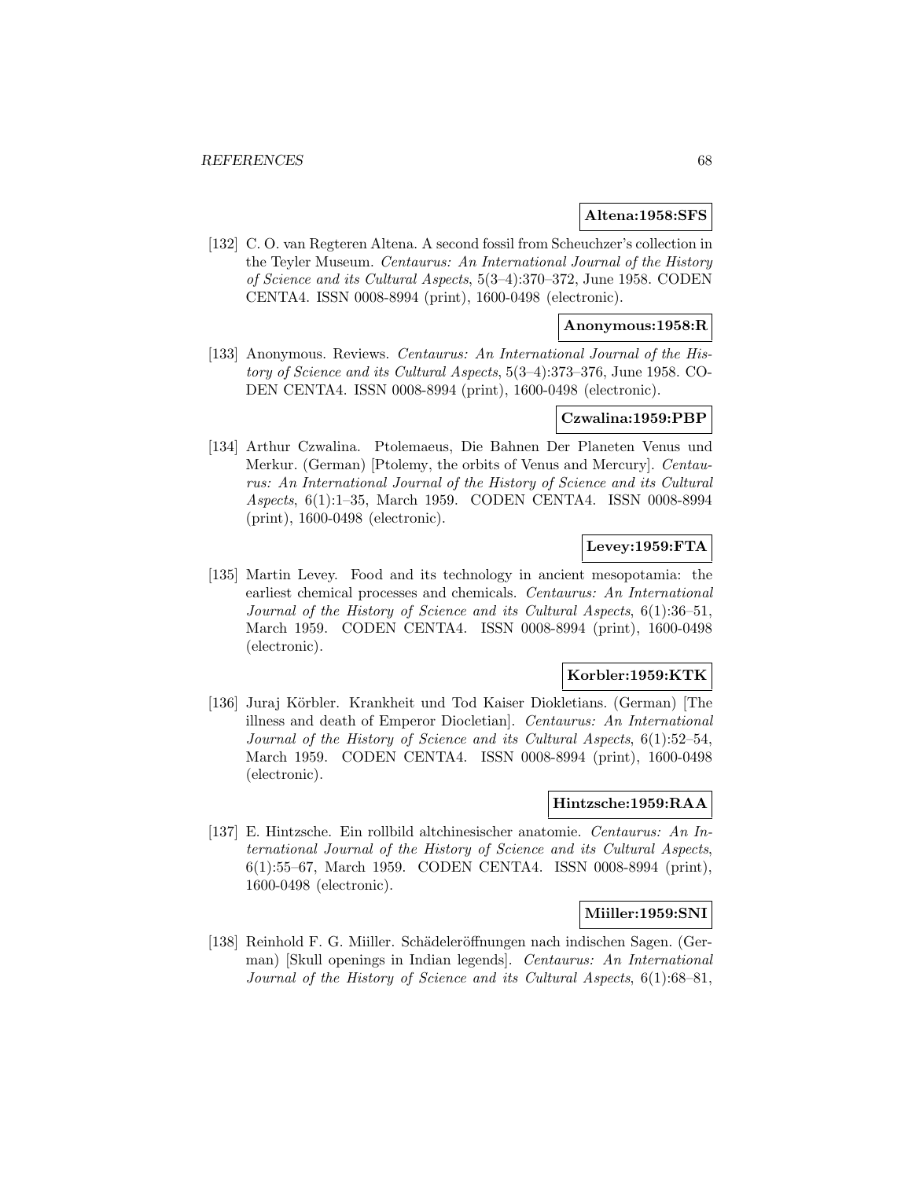**Altena:1958:SFS**

[132] C. O. van Regteren Altena. A second fossil from Scheuchzer's collection in the Teyler Museum. *Centaurus: An International Journal of the History of Science and its Cultural Aspects*, 5(3–4):370–372, June 1958. CODEN CENTA4. ISSN 0008-8994 (print), 1600-0498 (electronic).

**Anonymous:1958:R**

[133] Anonymous. Reviews. *Centaurus: An International Journal of the History of Science and its Cultural Aspects*, 5(3–4):373–376, June 1958. CODEN CENTA4. ISSN 0008-8994 (print), 1600-0498 (electronic).

**Czwalina:1959:PBP**

[134] Arthur Czwalina. Ptolemaeus, Die Bahnen Der Planeten Venus und Merkur. (German) [Ptolemy, the orbits of Venus and Mercury]. *Centaurus: An International Journal of the History of Science and its Cultural Aspects*, 6(1):1–35, March 1959. CODEN CENTA4. ISSN 0008-8994 (print), 1600-0498 (electronic).

**Levey:1959:FTA**

[135] Martin Levey. Food and its technology in ancient mesopotamia: the earliest chemical processes and chemicals. *Centaurus: An International Journal of the History of Science and its Cultural Aspects*, 6(1):36–51, March 1959. CODEN CENTA4. ISSN 0008-8994 (print), 1600-0498 (electronic).

**Korbler:1959:KTK**

[136] Juraj Körbler. Krankheit und Tod Kaiser Diokletians. (German) [The illness and death of Emperor Diocletian]. *Centaurus: An International Journal of the History of Science and its Cultural Aspects*, 6(1):52–54, March 1959. CODEN CENTA4. ISSN 0008-8994 (print), 1600-0498 (electronic).

**Hintzsche:1959:RAA**

[137] E. Hintzsche. Ein rollbild altchinesischer anatomie. *Centaurus: An International Journal of the History of Science and its Cultural Aspects*, 6(1):55–67, March 1959. CODEN CENTA4. ISSN 0008-8994 (print), 1600-0498 (electronic).

**Miiller:1959:SNI**

[138] Reinhold F. G. Miiller. Schädeleröffnungen nach indischen Sagen. (German) [Skull openings in Indian legends]. *Centaurus: An International Journal of the History of Science and its Cultural Aspects*, 6(1):68–81,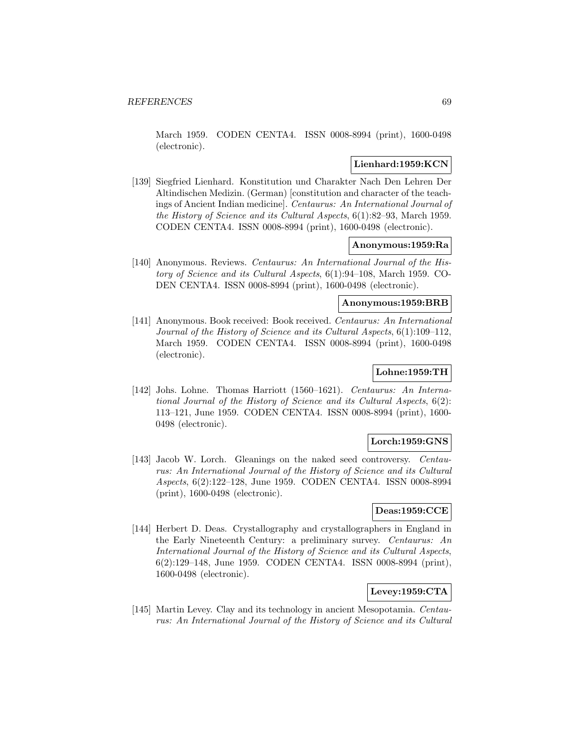March 1959. CODEN CENTA4. ISSN 0008-8994 (print), 1600-0498 (electronic).

**Lienhard:1959:KCN**

[139] Siegfried Lienhard. Konstitution und Charakter Nach Den Lehren Der Altindischen Medizin. (German) [constitution and character of the teachings of Ancient Indian medicine]. *Centaurus: An International Journal of the History of Science and its Cultural Aspects*, 6(1):82–93, March 1959. CODEN CENTA4. ISSN 0008-8994 (print), 1600-0498 (electronic).

**Anonymous:1959:Ra**

[140] Anonymous. Reviews. *Centaurus: An International Journal of the History of Science and its Cultural Aspects*, 6(1):94–108, March 1959. CODEN CENTA4. ISSN 0008-8994 (print), 1600-0498 (electronic).

**Anonymous:1959:BRB**

[141] Anonymous. Book received: Book received. *Centaurus: An International Journal of the History of Science and its Cultural Aspects*, 6(1):109–112, March 1959. CODEN CENTA4. ISSN 0008-8994 (print), 1600-0498 (electronic).

**Lohne:1959:TH**

[142] Johs. Lohne. Thomas Harriott (1560–1621). *Centaurus: An International Journal of the History of Science and its Cultural Aspects*, 6(2): 113–121, June 1959. CODEN CENTA4. ISSN 0008-8994 (print), 1600-0498 (electronic).

**Lorch:1959:GNS**

[143] Jacob W. Lorch. Gleanings on the naked seed controversy. *Centaurus: An International Journal of the History of Science and its Cultural Aspects*, 6(2):122–128, June 1959. CODEN CENTA4. ISSN 0008-8994 (print), 1600-0498 (electronic).

**Deas:1959:CCE**

[144] Herbert D. Deas. Crystallography and crystallographers in England in the Early Nineteenth Century: a preliminary survey. *Centaurus: An International Journal of the History of Science and its Cultural Aspects*, 6(2):129–148, June 1959. CODEN CENTA4. ISSN 0008-8994 (print), 1600-0498 (electronic).

**Levey:1959:CTA**

[145] Martin Levey. Clay and its technology in ancient Mesopotamia. *Centaurus: An International Journal of the History of Science and its Cultural*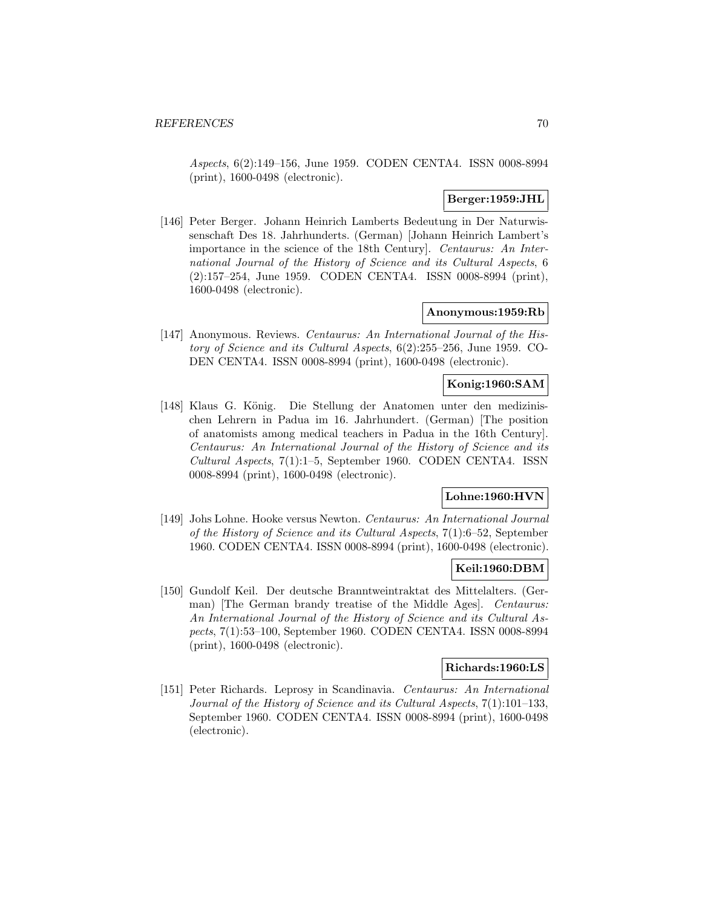*Aspects*, 6(2):149–156, June 1959. CODEN CENTA4. ISSN 0008-8994 (print), 1600-0498 (electronic).

**Berger:1959:JHL**

[146] Peter Berger. Johann Heinrich Lamberts Bedeutung in Der Naturwissenschaft Des 18. Jahrhunderts. (German) [Johann Heinrich Lambert's importance in the science of the 18th Century]. *Centaurus: An International Journal of the History of Science and its Cultural Aspects*, 6 (2):157–254, June 1959. CODEN CENTA4. ISSN 0008-8994 (print), 1600-0498 (electronic).

**Anonymous:1959:Rb**

[147] Anonymous. Reviews. *Centaurus: An International Journal of the History of Science and its Cultural Aspects*, 6(2):255–256, June 1959. CODEN CENTA4. ISSN 0008-8994 (print), 1600-0498 (electronic).

**Konig:1960:SAM**

[148] Klaus G. König. Die Stellung der Anatomen unter den medizinischen Lehrern in Padua im 16. Jahrhundert. (German) [The position of anatomists among medical teachers in Padua in the 16th Century]. *Centaurus: An International Journal of the History of Science and its Cultural Aspects*, 7(1):1–5, September 1960. CODEN CENTA4. ISSN 0008-8994 (print), 1600-0498 (electronic).

**Lohne:1960:HVN**

[149] Johs Lohne. Hooke versus Newton. *Centaurus: An International Journal of the History of Science and its Cultural Aspects*, 7(1):6–52, September 1960. CODEN CENTA4. ISSN 0008-8994 (print), 1600-0498 (electronic).

**Keil:1960:DBM**

[150] Gundolf Keil. Der deutsche Branntweintraktat des Mittelalters. (German) [The German brandy treatise of the Middle Ages]. *Centaurus: An International Journal of the History of Science and its Cultural Aspects*, 7(1):53–100, September 1960. CODEN CENTA4. ISSN 0008-8994 (print), 1600-0498 (electronic).

**Richards:1960:LS**

[151] Peter Richards. Leprosy in Scandinavia. *Centaurus: An International Journal of the History of Science and its Cultural Aspects*, 7(1):101–133, September 1960. CODEN CENTA4. ISSN 0008-8994 (print), 1600-0498 (electronic).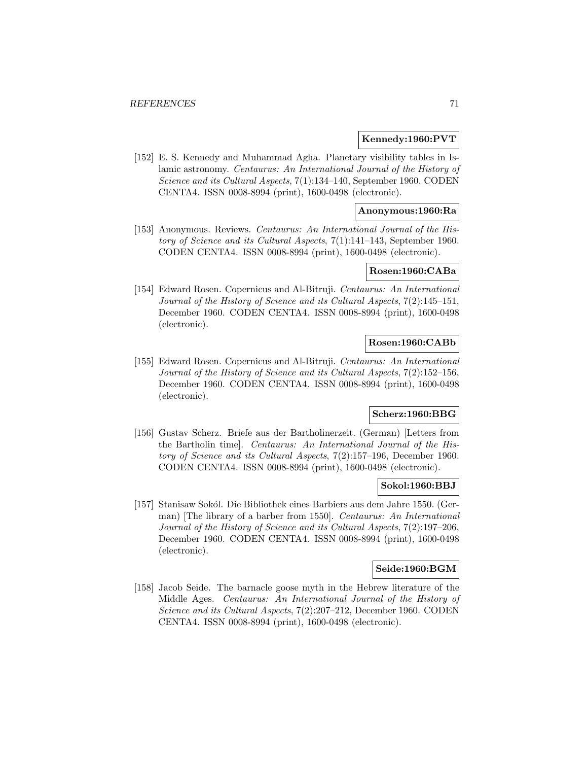**Kennedy:1960:PVT**

[152] E. S. Kennedy and Muhammad Agha. Planetary visibility tables in Islamic astronomy. *Centaurus: An International Journal of the History of Science and its Cultural Aspects*, 7(1):134–140, September 1960. CODEN CENTA4. ISSN 0008-8994 (print), 1600-0498 (electronic).

**Anonymous:1960:Ra**

[153] Anonymous. Reviews. *Centaurus: An International Journal of the History of Science and its Cultural Aspects*, 7(1):141–143, September 1960. CODEN CENTA4. ISSN 0008-8994 (print), 1600-0498 (electronic).

**Rosen:1960:CABa**

[154] Edward Rosen. Copernicus and Al-Bitruji. *Centaurus: An International Journal of the History of Science and its Cultural Aspects*, 7(2):145–151, December 1960. CODEN CENTA4. ISSN 0008-8994 (print), 1600-0498 (electronic).

**Rosen:1960:CABb**

[155] Edward Rosen. Copernicus and Al-Bitruji. *Centaurus: An International Journal of the History of Science and its Cultural Aspects*, 7(2):152–156, December 1960. CODEN CENTA4. ISSN 0008-8994 (print), 1600-0498 (electronic).

**Scherz:1960:BBG**

[156] Gustav Scherz. Briefe aus der Bartholinerzeit. (German) [Letters from the Bartholin time]. *Centaurus: An International Journal of the History of Science and its Cultural Aspects*, 7(2):157–196, December 1960. CODEN CENTA4. ISSN 0008-8994 (print), 1600-0498 (electronic).

**Sokol:1960:BBJ**

[157] Stanisaw Sokól. Die Bibliothek eines Barbiers aus dem Jahre 1550. (German) [The library of a barber from 1550]. *Centaurus: An International Journal of the History of Science and its Cultural Aspects*, 7(2):197–206, December 1960. CODEN CENTA4. ISSN 0008-8994 (print), 1600-0498 (electronic).

**Seide:1960:BGM**

[158] Jacob Seide. The barnacle goose myth in the Hebrew literature of the Middle Ages. *Centaurus: An International Journal of the History of Science and its Cultural Aspects*, 7(2):207–212, December 1960. CODEN CENTA4. ISSN 0008-8994 (print), 1600-0498 (electronic).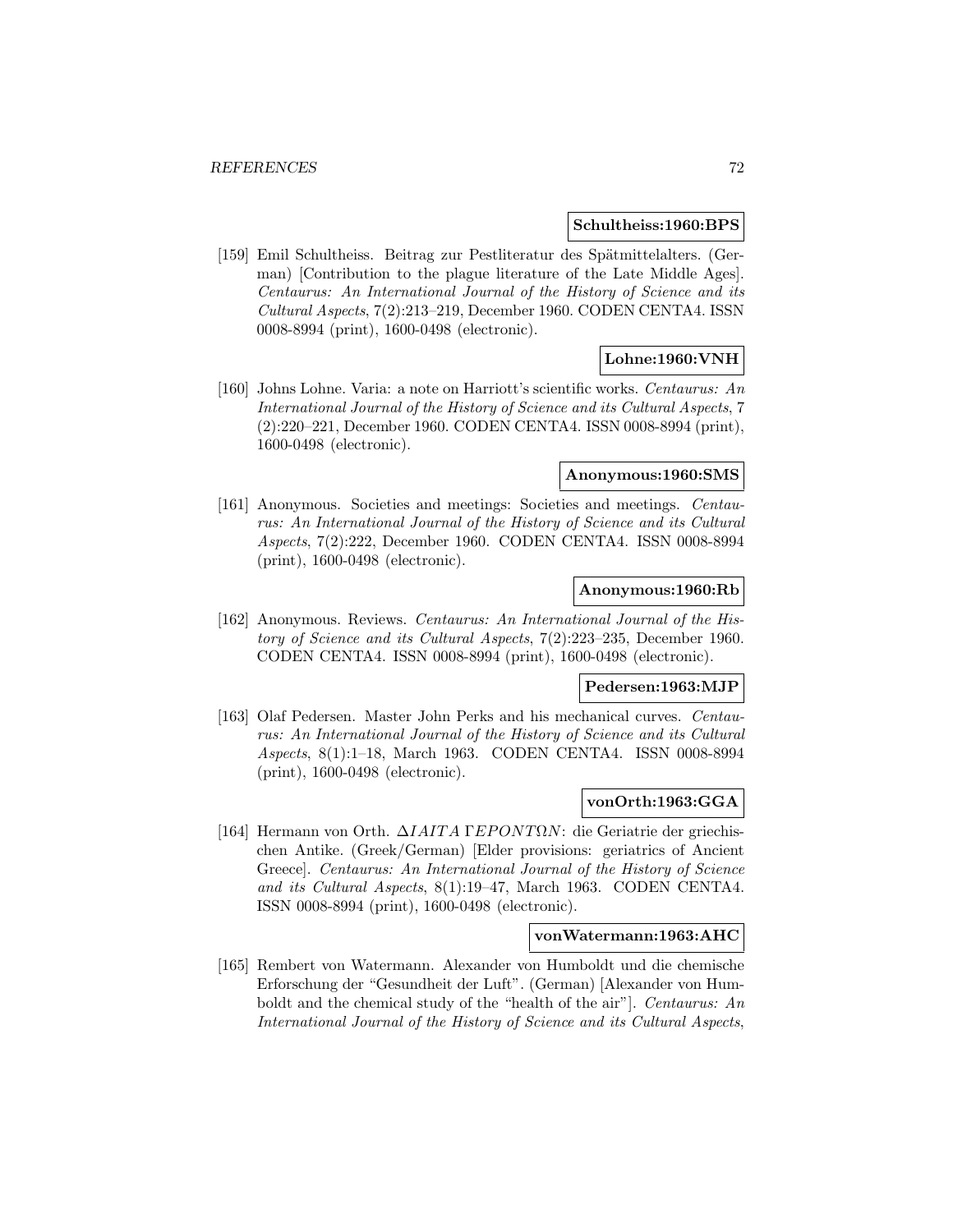**Schultheiss:1960:BPS**

[159] Emil Schultheiss. Beitrag zur Pestliteratur des Spätmittelalters. (German) [Contribution to the plague literature of the Late Middle Ages]. *Centaurus: An International Journal of the History of Science and its Cultural Aspects*, 7(2):213–219, December 1960. CODEN CENTA4. ISSN 0008-8994 (print), 1600-0498 (electronic).

**Lohne:1960:VNH**

[160] Johns Lohne. Varia: a note on Harriott's scientific works. *Centaurus: An International Journal of the History of Science and its Cultural Aspects*, 7 (2):220–221, December 1960. CODEN CENTA4. ISSN 0008-8994 (print), 1600-0498 (electronic).

**Anonymous:1960:SMS**

[161] Anonymous. Societies and meetings: Societies and meetings. *Centaurus: An International Journal of the History of Science and its Cultural Aspects*, 7(2):222, December 1960. CODEN CENTA4. ISSN 0008-8994 (print), 1600-0498 (electronic).

**Anonymous:1960:Rb**

[162] Anonymous. Reviews. *Centaurus: An International Journal of the History of Science and its Cultural Aspects*, 7(2):223–235, December 1960. CODEN CENTA4. ISSN 0008-8994 (print), 1600-0498 (electronic).

**Pedersen:1963:MJP**

[163] Olaf Pedersen. Master John Perks and his mechanical curves. *Centaurus: An International Journal of the History of Science and its Cultural Aspects*, 8(1):1–18, March 1963. CODEN CENTA4. ISSN 0008-8994 (print), 1600-0498 (electronic).

**vonOrth:1963:GGA**

[164] Hermann von Orth. $\Delta IAITA\ \Gamma EPONT\Omega N$: die Geriatrie der griechischen Antike. (Greek/German) [Elder provisions: geriatrics of Ancient Greece]. *Centaurus: An International Journal of the History of Science and its Cultural Aspects*, 8(1):19–47, March 1963. CODEN CENTA4. ISSN 0008-8994 (print), 1600-0498 (electronic).

**vonWatermann:1963:AHC**

[165] Rembert von Watermann. Alexander von Humboldt und die chemische Erforschung der "Gesundheit der Luft". (German) [Alexander von Humboldt and the chemical study of the "health of the air"]. *Centaurus: An International Journal of the History of Science and its Cultural Aspects*,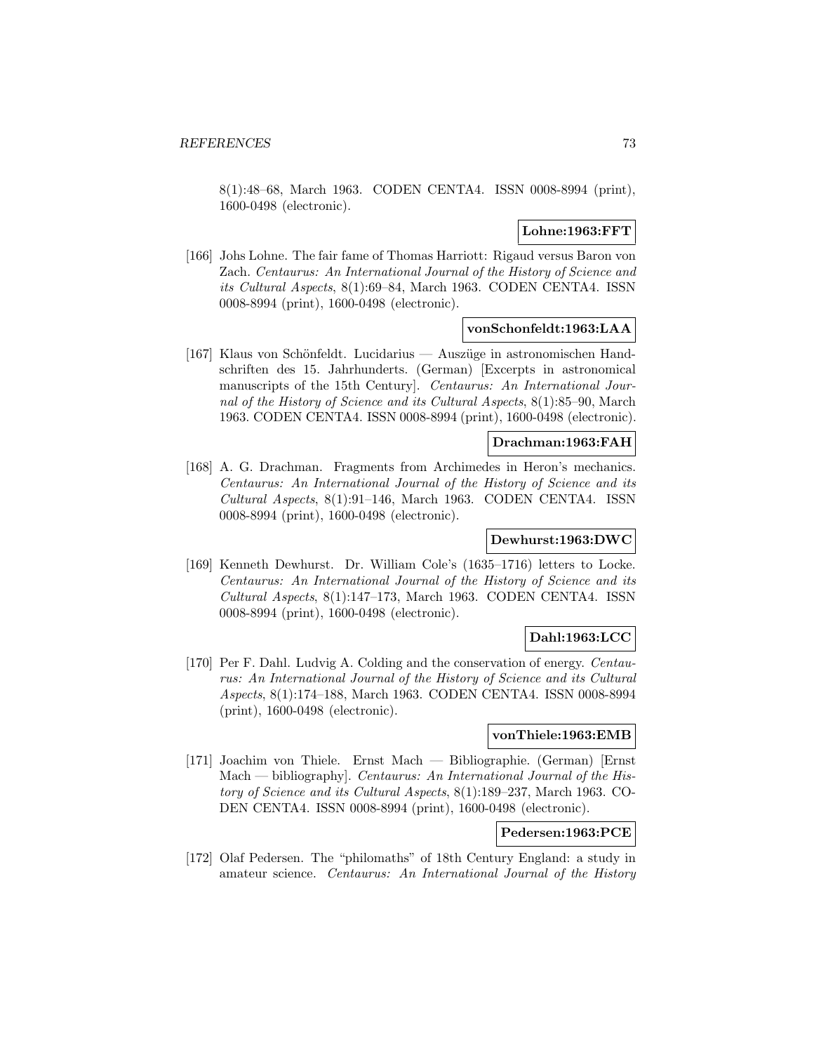8(1):48–68, March 1963. CODEN CENTA4. ISSN 0008-8994 (print), 1600-0498 (electronic).

**Lohne:1963:FFT**

[166] Johs Lohne. The fair fame of Thomas Harriott: Rigaud versus Baron von Zach. *Centaurus: An International Journal of the History of Science and its Cultural Aspects*, 8(1):69–84, March 1963. CODEN CENTA4. ISSN 0008-8994 (print), 1600-0498 (electronic).

**vonSchonfeldt:1963:LAA**

[167] Klaus von Schönfeldt. Lucidarius — Auszüge in astronomischen Handschriften des 15. Jahrhunderts. (German) [Excerpts in astronomical manuscripts of the 15th Century]. *Centaurus: An International Journal of the History of Science and its Cultural Aspects*, 8(1):85–90, March 1963. CODEN CENTA4. ISSN 0008-8994 (print), 1600-0498 (electronic).

**Drachman:1963:FAH**

[168] A. G. Drachman. Fragments from Archimedes in Heron's mechanics. *Centaurus: An International Journal of the History of Science and its Cultural Aspects*, 8(1):91–146, March 1963. CODEN CENTA4. ISSN 0008-8994 (print), 1600-0498 (electronic).

**Dewhurst:1963:DWC**

[169] Kenneth Dewhurst. Dr. William Cole's (1635–1716) letters to Locke. *Centaurus: An International Journal of the History of Science and its Cultural Aspects*, 8(1):147–173, March 1963. CODEN CENTA4. ISSN 0008-8994 (print), 1600-0498 (electronic).

**Dahl:1963:LCC**

[170] Per F. Dahl. Ludvig A. Colding and the conservation of energy. *Centaurus: An International Journal of the History of Science and its Cultural Aspects*, 8(1):174–188, March 1963. CODEN CENTA4. ISSN 0008-8994 (print), 1600-0498 (electronic).

**vonThiele:1963:EMB**

[171] Joachim von Thiele. Ernst Mach — Bibliographie. (German) [Ernst Mach — bibliography]. *Centaurus: An International Journal of the History of Science and its Cultural Aspects*, 8(1):189–237, March 1963. CODEN CENTA4. ISSN 0008-8994 (print), 1600-0498 (electronic).

**Pedersen:1963:PCE**

[172] Olaf Pedersen. The "philomaths" of 18th Century England: a study in amateur science. *Centaurus: An International Journal of the History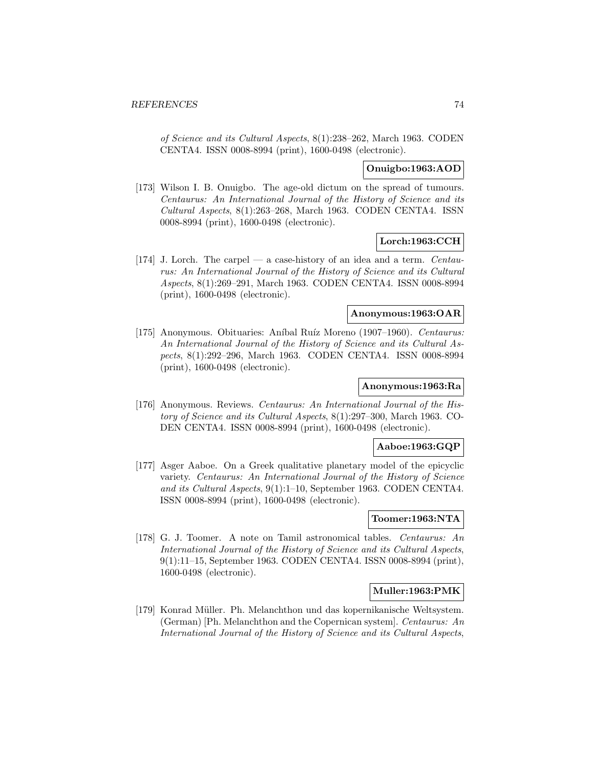*of Science and its Cultural Aspects*, 8(1):238–262, March 1963. CODEN CENTA4. ISSN 0008-8994 (print), 1600-0498 (electronic).

**Onuigbo:1963:AOD**

[173] Wilson I. B. Onuigbo. The age-old dictum on the spread of tumours. *Centaurus: An International Journal of the History of Science and its Cultural Aspects*, 8(1):263–268, March 1963. CODEN CENTA4. ISSN 0008-8994 (print), 1600-0498 (electronic).

**Lorch:1963:CCH**

[174] J. Lorch. The carpel — a case-history of an idea and a term. *Centaurus: An International Journal of the History of Science and its Cultural Aspects*, 8(1):269–291, March 1963. CODEN CENTA4. ISSN 0008-8994 (print), 1600-0498 (electronic).

**Anonymous:1963:OAR**

[175] Anonymous. Obituaries: Aníbal Ruíz Moreno (1907–1960). *Centaurus: An International Journal of the History of Science and its Cultural Aspects*, 8(1):292–296, March 1963. CODEN CENTA4. ISSN 0008-8994 (print), 1600-0498 (electronic).

**Anonymous:1963:Ra**

[176] Anonymous. Reviews. *Centaurus: An International Journal of the History of Science and its Cultural Aspects*, 8(1):297–300, March 1963. CODEN CENTA4. ISSN 0008-8994 (print), 1600-0498 (electronic).

**Aaboe:1963:GQP**

[177] Asger Aaboe. On a Greek qualitative planetary model of the epicyclic variety. *Centaurus: An International Journal of the History of Science and its Cultural Aspects*, 9(1):1–10, September 1963. CODEN CENTA4. ISSN 0008-8994 (print), 1600-0498 (electronic).

**Toomer:1963:NTA**

[178] G. J. Toomer. A note on Tamil astronomical tables. *Centaurus: An International Journal of the History of Science and its Cultural Aspects*, 9(1):11–15, September 1963. CODEN CENTA4. ISSN 0008-8994 (print), 1600-0498 (electronic).

**Muller:1963:PMK**

[179] Konrad Müller. Ph. Melanchthon und das kopernikanische Weltsystem. (German) [Ph. Melanchthon and the Copernican system]. *Centaurus: An International Journal of the History of Science and its Cultural Aspects*,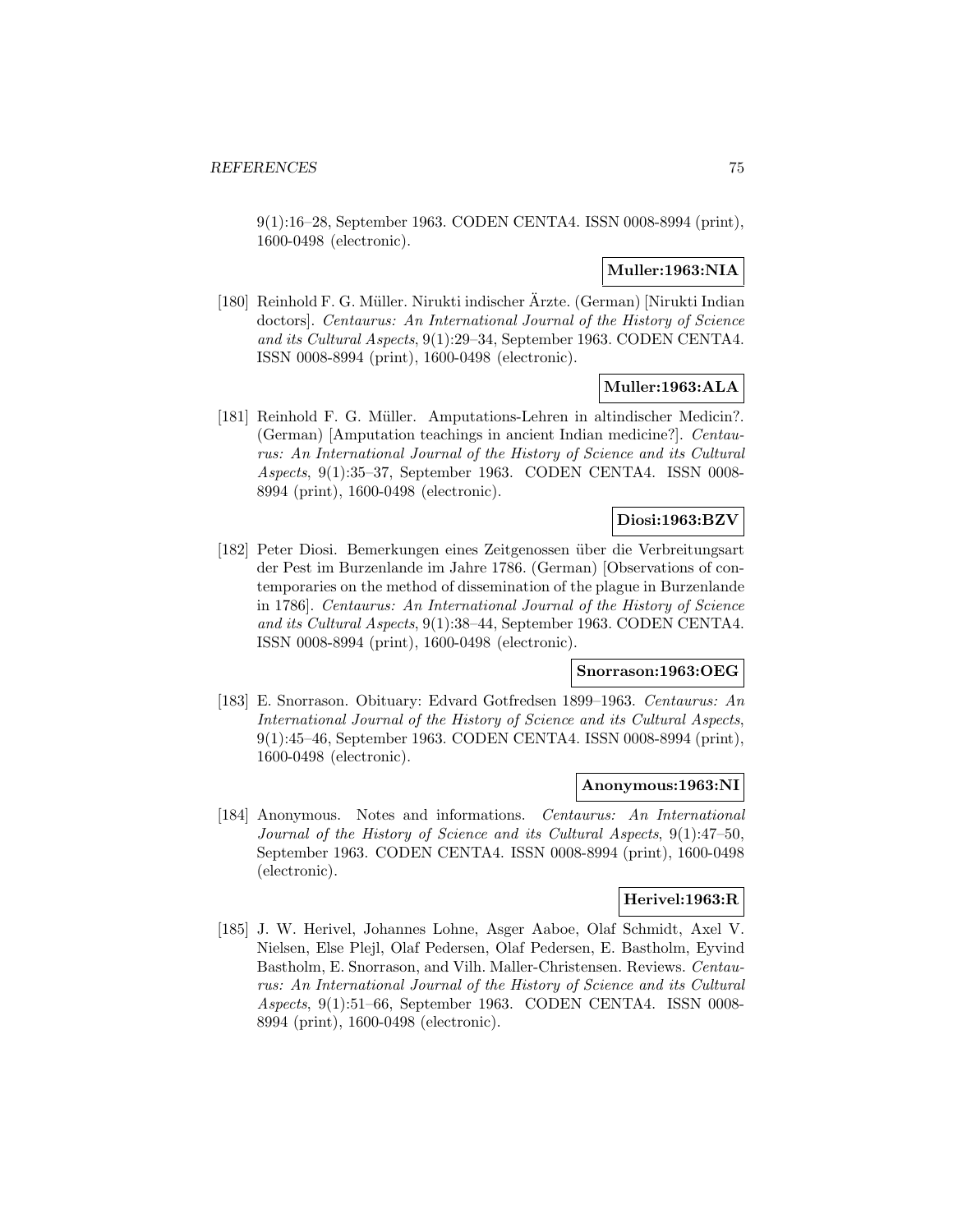9(1):16–28, September 1963. CODEN CENTA4. ISSN 0008-8994 (print), 1600-0498 (electronic).

**Muller:1963:NIA**

[180] Reinhold F. G. Müller. Nirukti indischer Ärzte. (German) [Nirukti Indian doctors]. *Centaurus: An International Journal of the History of Science and its Cultural Aspects*, 9(1):29–34, September 1963. CODEN CENTA4. ISSN 0008-8994 (print), 1600-0498 (electronic).

**Muller:1963:ALA**

[181] Reinhold F. G. Müller. Amputations-Lehren in altindischer Medicin?. (German) [Amputation teachings in ancient Indian medicine?]. *Centaurus: An International Journal of the History of Science and its Cultural Aspects*, 9(1):35–37, September 1963. CODEN CENTA4. ISSN 0008-8994 (print), 1600-0498 (electronic).

**Diosi:1963:BZV**

[182] Peter Diosi. Bemerkungen eines Zeitgenossen über die Verbreitungsart der Pest im Burzenlande im Jahre 1786. (German) [Observations of contemporaries on the method of dissemination of the plague in Burzenlande in 1786]. *Centaurus: An International Journal of the History of Science and its Cultural Aspects*, 9(1):38–44, September 1963. CODEN CENTA4. ISSN 0008-8994 (print), 1600-0498 (electronic).

**Snorrason:1963:OEG**

[183] E. Snorrason. Obituary: Edvard Gotfredsen 1899–1963. *Centaurus: An International Journal of the History of Science and its Cultural Aspects*, 9(1):45–46, September 1963. CODEN CENTA4. ISSN 0008-8994 (print), 1600-0498 (electronic).

**Anonymous:1963:NI**

[184] Anonymous. Notes and informations. *Centaurus: An International Journal of the History of Science and its Cultural Aspects*, 9(1):47–50, September 1963. CODEN CENTA4. ISSN 0008-8994 (print), 1600-0498 (electronic).

**Herivel:1963:R**

[185] J. W. Herivel, Johannes Lohne, Asger Aaboe, Olaf Schmidt, Axel V. Nielsen, Else Plejl, Olaf Pedersen, Olaf Pedersen, E. Bastholm, Eyvind Bastholm, E. Snorrason, and Vilh. Maller-Christensen. Reviews. *Centaurus: An International Journal of the History of Science and its Cultural Aspects*, 9(1):51–66, September 1963. CODEN CENTA4. ISSN 0008-8994 (print), 1600-0498 (electronic).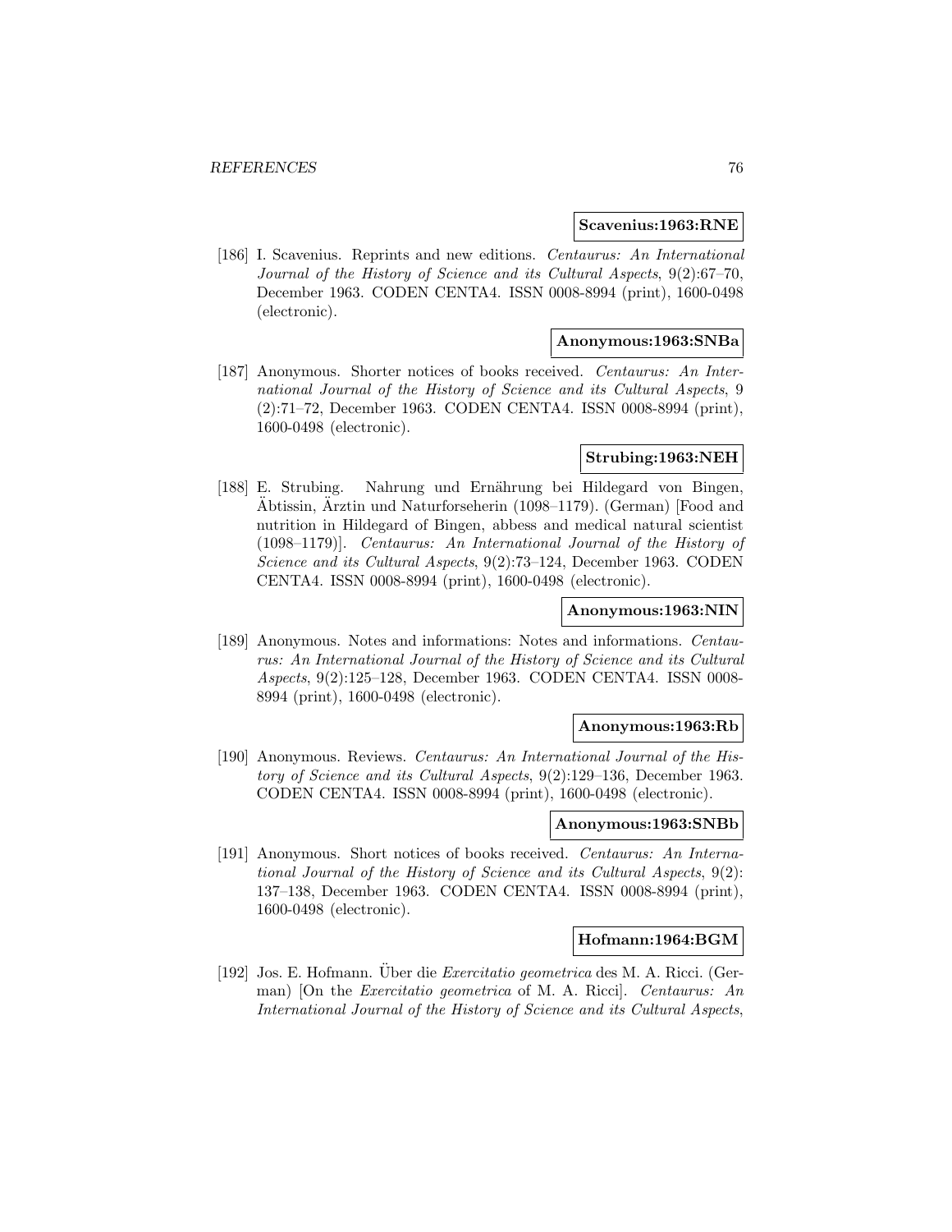**Scavenius:1963:RNE**

[186] I. Scavenius. Reprints and new editions. *Centaurus: An International Journal of the History of Science and its Cultural Aspects*, 9(2):67–70, December 1963. CODEN CENTA4. ISSN 0008-8994 (print), 1600-0498 (electronic).

**Anonymous:1963:SNBa**

[187] Anonymous. Shorter notices of books received. *Centaurus: An International Journal of the History of Science and its Cultural Aspects*, 9 (2):71–72, December 1963. CODEN CENTA4. ISSN 0008-8994 (print), 1600-0498 (electronic).

**Strubing:1963:NEH**

[188] E. Strubing. Nahrung und Ernährung bei Hildegard von Bingen, Äbtissin, Ärztin und Naturforseherin (1098–1179). (German) [Food and nutrition in Hildegard of Bingen, abbess and medical natural scientist (1098–1179)]. *Centaurus: An International Journal of the History of Science and its Cultural Aspects*, 9(2):73–124, December 1963. CODEN CENTA4. ISSN 0008-8994 (print), 1600-0498 (electronic).

**Anonymous:1963:NIN**

[189] Anonymous. Notes and informations: Notes and informations. *Centaurus: An International Journal of the History of Science and its Cultural Aspects*, 9(2):125–128, December 1963. CODEN CENTA4. ISSN 0008-8994 (print), 1600-0498 (electronic).

**Anonymous:1963:Rb**

[190] Anonymous. Reviews. *Centaurus: An International Journal of the History of Science and its Cultural Aspects*, 9(2):129–136, December 1963. CODEN CENTA4. ISSN 0008-8994 (print), 1600-0498 (electronic).

**Anonymous:1963:SNBb**

[191] Anonymous. Short notices of books received. *Centaurus: An International Journal of the History of Science and its Cultural Aspects*, 9(2): 137–138, December 1963. CODEN CENTA4. ISSN 0008-8994 (print), 1600-0498 (electronic).

**Hofmann:1964:BGM**

[192] Jos. E. Hofmann. Über die *Exercitatio geometrica* des M. A. Ricci. (German) [On the *Exercitatio geometrica* of M. A. Ricci]. *Centaurus: An International Journal of the History of Science and its Cultural Aspects*,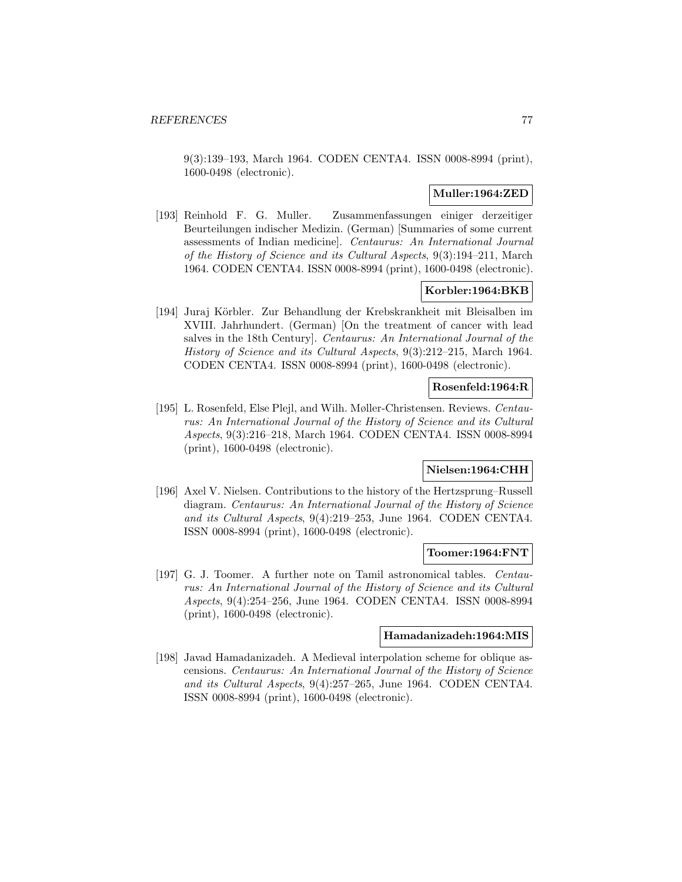9(3):139–193, March 1964. CODEN CENTA4. ISSN 0008-8994 (print), 1600-0498 (electronic).

**Muller:1964:ZED**

[193] Reinhold F. G. Muller. Zusammenfassungen einiger derzeitiger Beurteilungen indischer Medizin. (German) [Summaries of some current assessments of Indian medicine]. *Centaurus: An International Journal of the History of Science and its Cultural Aspects*, 9(3):194–211, March 1964. CODEN CENTA4. ISSN 0008-8994 (print), 1600-0498 (electronic).

**Korbler:1964:BKB**

[194] Juraj Körbler. Zur Behandlung der Krebskrankheit mit Bleisalben im XVIII. Jahrhundert. (German) [On the treatment of cancer with lead salves in the 18th Century]. *Centaurus: An International Journal of the History of Science and its Cultural Aspects*, 9(3):212–215, March 1964. CODEN CENTA4. ISSN 0008-8994 (print), 1600-0498 (electronic).

**Rosenfeld:1964:R**

[195] L. Rosenfeld, Else Plejl, and Wilh. Møller-Christensen. Reviews. *Centaurus: An International Journal of the History of Science and its Cultural Aspects*, 9(3):216–218, March 1964. CODEN CENTA4. ISSN 0008-8994 (print), 1600-0498 (electronic).

**Nielsen:1964:CHH**

[196] Axel V. Nielsen. Contributions to the history of the Hertzsprung–Russell diagram. *Centaurus: An International Journal of the History of Science and its Cultural Aspects*, 9(4):219–253, June 1964. CODEN CENTA4. ISSN 0008-8994 (print), 1600-0498 (electronic).

**Toomer:1964:FNT**

[197] G. J. Toomer. A further note on Tamil astronomical tables. *Centaurus: An International Journal of the History of Science and its Cultural Aspects*, 9(4):254–256, June 1964. CODEN CENTA4. ISSN 0008-8994 (print), 1600-0498 (electronic).

**Hamadanizadeh:1964:MIS**

[198] Javad Hamadanizadeh. A Medieval interpolation scheme for oblique ascensions. *Centaurus: An International Journal of the History of Science and its Cultural Aspects*, 9(4):257–265, June 1964. CODEN CENTA4. ISSN 0008-8994 (print), 1600-0498 (electronic).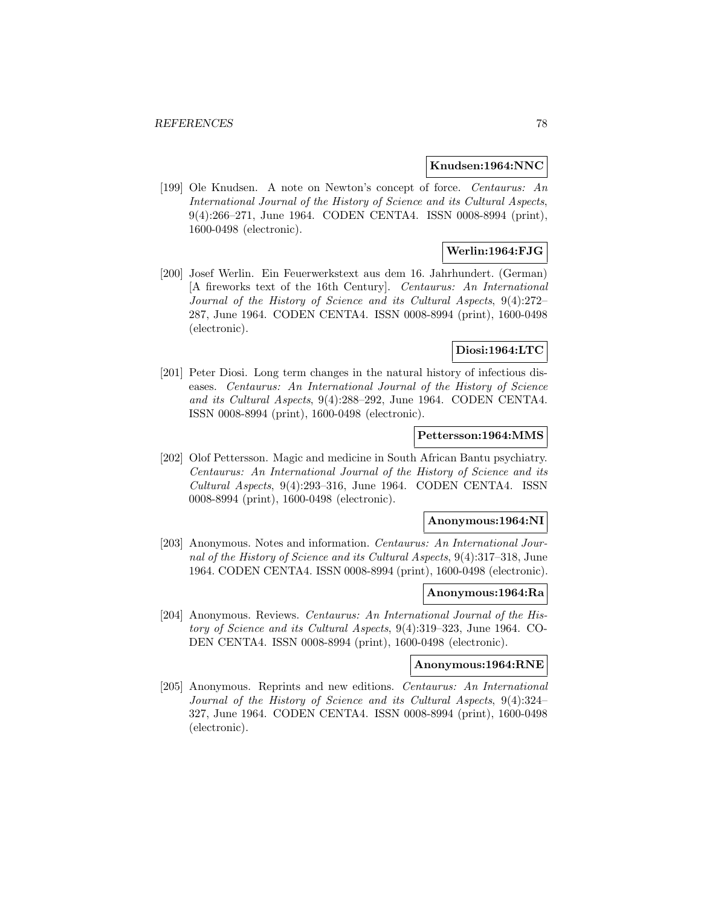**Knudsen:1964:NNC**

[199] Ole Knudsen. A note on Newton's concept of force. *Centaurus: An International Journal of the History of Science and its Cultural Aspects*, 9(4):266–271, June 1964. CODEN CENTA4. ISSN 0008-8994 (print), 1600-0498 (electronic).

**Werlin:1964:FJG**

[200] Josef Werlin. Ein Feuerwerkstext aus dem 16. Jahrhundert. (German) [A fireworks text of the 16th Century]. *Centaurus: An International Journal of the History of Science and its Cultural Aspects*, 9(4):272–287, June 1964. CODEN CENTA4. ISSN 0008-8994 (print), 1600-0498 (electronic).

**Diosi:1964:LTC**

[201] Peter Diosi. Long term changes in the natural history of infectious diseases. *Centaurus: An International Journal of the History of Science and its Cultural Aspects*, 9(4):288–292, June 1964. CODEN CENTA4. ISSN 0008-8994 (print), 1600-0498 (electronic).

**Pettersson:1964:MMS**

[202] Olof Pettersson. Magic and medicine in South African Bantu psychiatry. *Centaurus: An International Journal of the History of Science and its Cultural Aspects*, 9(4):293–316, June 1964. CODEN CENTA4. ISSN 0008-8994 (print), 1600-0498 (electronic).

**Anonymous:1964:NI**

[203] Anonymous. Notes and information. *Centaurus: An International Journal of the History of Science and its Cultural Aspects*, 9(4):317–318, June 1964. CODEN CENTA4. ISSN 0008-8994 (print), 1600-0498 (electronic).

**Anonymous:1964:Ra**

[204] Anonymous. Reviews. *Centaurus: An International Journal of the History of Science and its Cultural Aspects*, 9(4):319–323, June 1964. CODEN CENTA4. ISSN 0008-8994 (print), 1600-0498 (electronic).

**Anonymous:1964:RNE**

[205] Anonymous. Reprints and new editions. *Centaurus: An International Journal of the History of Science and its Cultural Aspects*, 9(4):324–327, June 1964. CODEN CENTA4. ISSN 0008-8994 (print), 1600-0498 (electronic).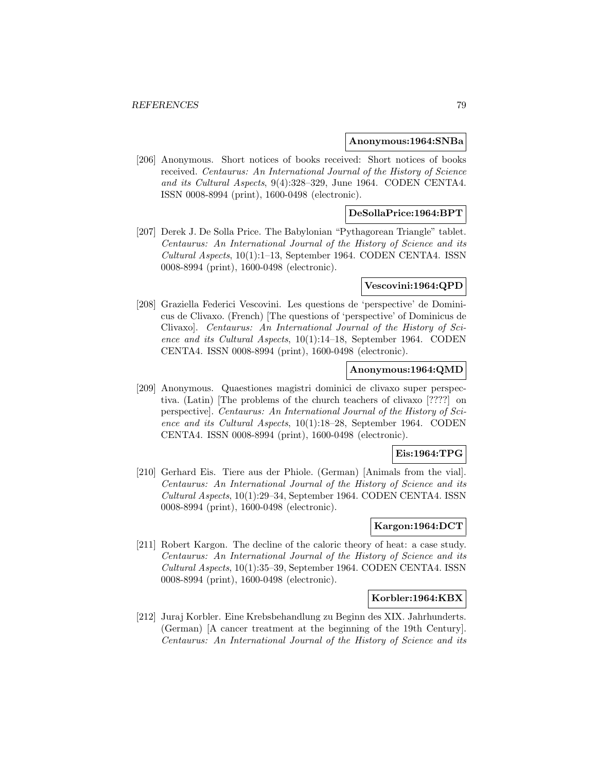**Anonymous:1964:SNBa**

[206] Anonymous. Short notices of books received: Short notices of books received. *Centaurus: An International Journal of the History of Science and its Cultural Aspects*, 9(4):328–329, June 1964. CODEN CENTA4. ISSN 0008-8994 (print), 1600-0498 (electronic).

**DeSollaPrice:1964:BPT**

[207] Derek J. De Solla Price. The Babylonian "Pythagorean Triangle" tablet. *Centaurus: An International Journal of the History of Science and its Cultural Aspects*, 10(1):1–13, September 1964. CODEN CENTA4. ISSN 0008-8994 (print), 1600-0498 (electronic).

**Vescovini:1964:QPD**

[208] Graziella Federici Vescovini. Les questions de 'perspective' de Dominicus de Clivaxo. (French) [The questions of 'perspective' of Dominicus de Clivaxo]. *Centaurus: An International Journal of the History of Science and its Cultural Aspects*, 10(1):14–18, September 1964. CODEN CENTA4. ISSN 0008-8994 (print), 1600-0498 (electronic).

**Anonymous:1964:QMD**

[209] Anonymous. Quaestiones magistri dominici de clivaxo super perspectiva. (Latin) [The problems of the church teachers of clivaxo [????] on perspective]. *Centaurus: An International Journal of the History of Science and its Cultural Aspects*, 10(1):18–28, September 1964. CODEN CENTA4. ISSN 0008-8994 (print), 1600-0498 (electronic).

**Eis:1964:TPG**

[210] Gerhard Eis. Tiere aus der Phiole. (German) [Animals from the vial]. *Centaurus: An International Journal of the History of Science and its Cultural Aspects*, 10(1):29–34, September 1964. CODEN CENTA4. ISSN 0008-8994 (print), 1600-0498 (electronic).

**Kargon:1964:DCT**

[211] Robert Kargon. The decline of the caloric theory of heat: a case study. *Centaurus: An International Journal of the History of Science and its Cultural Aspects*, 10(1):35–39, September 1964. CODEN CENTA4. ISSN 0008-8994 (print), 1600-0498 (electronic).

**Korbler:1964:KBX**

[212] Juraj Korbler. Eine Krebsbehandlung zu Beginn des XIX. Jahrhunderts. (German) [A cancer treatment at the beginning of the 19th Century]. *Centaurus: An International Journal of the History of Science and its*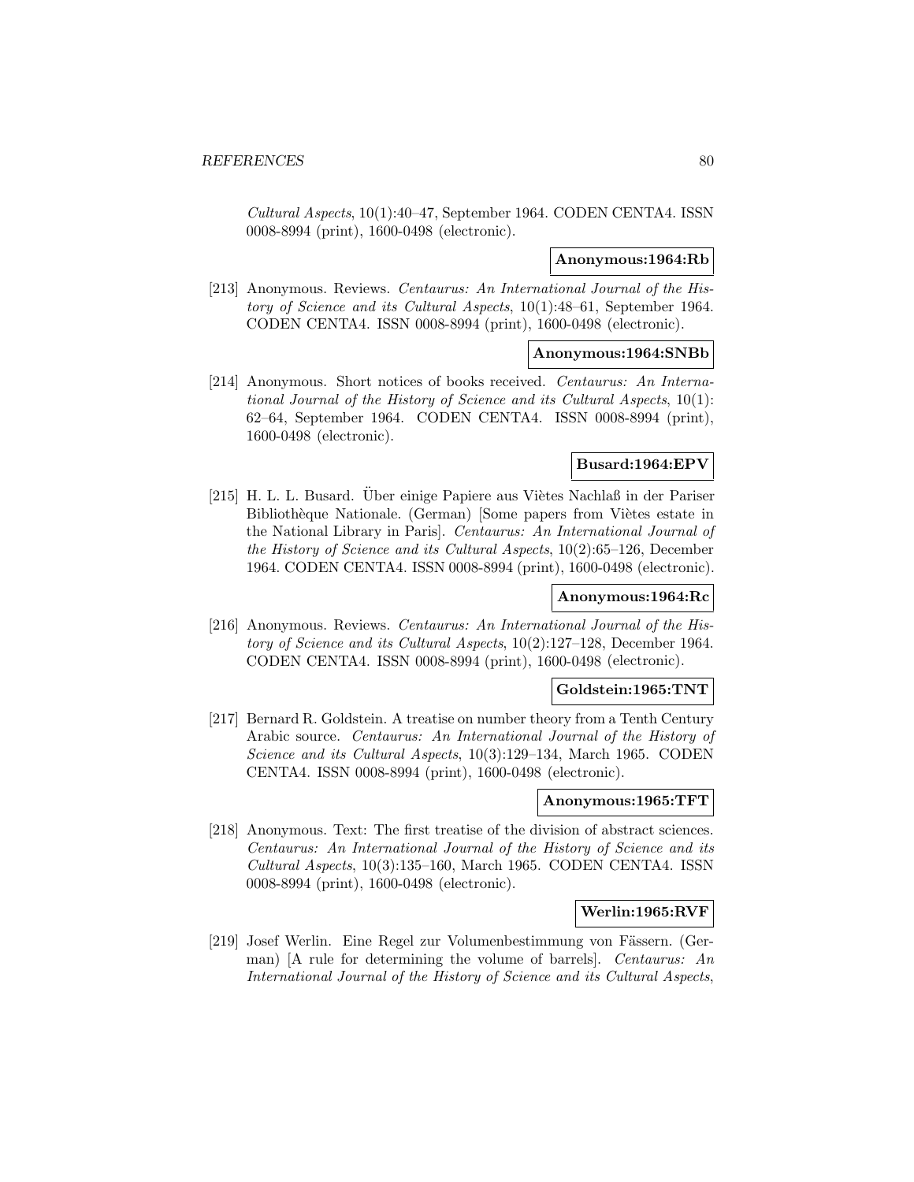*Cultural Aspects*, 10(1):40–47, September 1964. CODEN CENTA4. ISSN 0008-8994 (print), 1600-0498 (electronic).

**Anonymous:1964:Rb**

[213] Anonymous. Reviews. *Centaurus: An International Journal of the History of Science and its Cultural Aspects*, 10(1):48–61, September 1964. CODEN CENTA4. ISSN 0008-8994 (print), 1600-0498 (electronic).

**Anonymous:1964:SNBb**

[214] Anonymous. Short notices of books received. *Centaurus: An International Journal of the History of Science and its Cultural Aspects*, 10(1): 62–64, September 1964. CODEN CENTA4. ISSN 0008-8994 (print), 1600-0498 (electronic).

**Busard:1964:EPV**

[215] H. L. L. Busard. Über einige Papiere aus Viètes Nachlaß in der Pariser Bibliothèque Nationale. (German) [Some papers from Viètes estate in the National Library in Paris]. *Centaurus: An International Journal of the History of Science and its Cultural Aspects*, 10(2):65–126, December 1964. CODEN CENTA4. ISSN 0008-8994 (print), 1600-0498 (electronic).

**Anonymous:1964:Rc**

[216] Anonymous. Reviews. *Centaurus: An International Journal of the History of Science and its Cultural Aspects*, 10(2):127–128, December 1964. CODEN CENTA4. ISSN 0008-8994 (print), 1600-0498 (electronic).

**Goldstein:1965:TNT**

[217] Bernard R. Goldstein. A treatise on number theory from a Tenth Century Arabic source. *Centaurus: An International Journal of the History of Science and its Cultural Aspects*, 10(3):129–134, March 1965. CODEN CENTA4. ISSN 0008-8994 (print), 1600-0498 (electronic).

**Anonymous:1965:TFT**

[218] Anonymous. Text: The first treatise of the division of abstract sciences. *Centaurus: An International Journal of the History of Science and its Cultural Aspects*, 10(3):135–160, March 1965. CODEN CENTA4. ISSN 0008-8994 (print), 1600-0498 (electronic).

**Werlin:1965:RVF**

[219] Josef Werlin. Eine Regel zur Volumenbestimmung von Fässern. (German) [A rule for determining the volume of barrels]. *Centaurus: An International Journal of the History of Science and its Cultural Aspects*,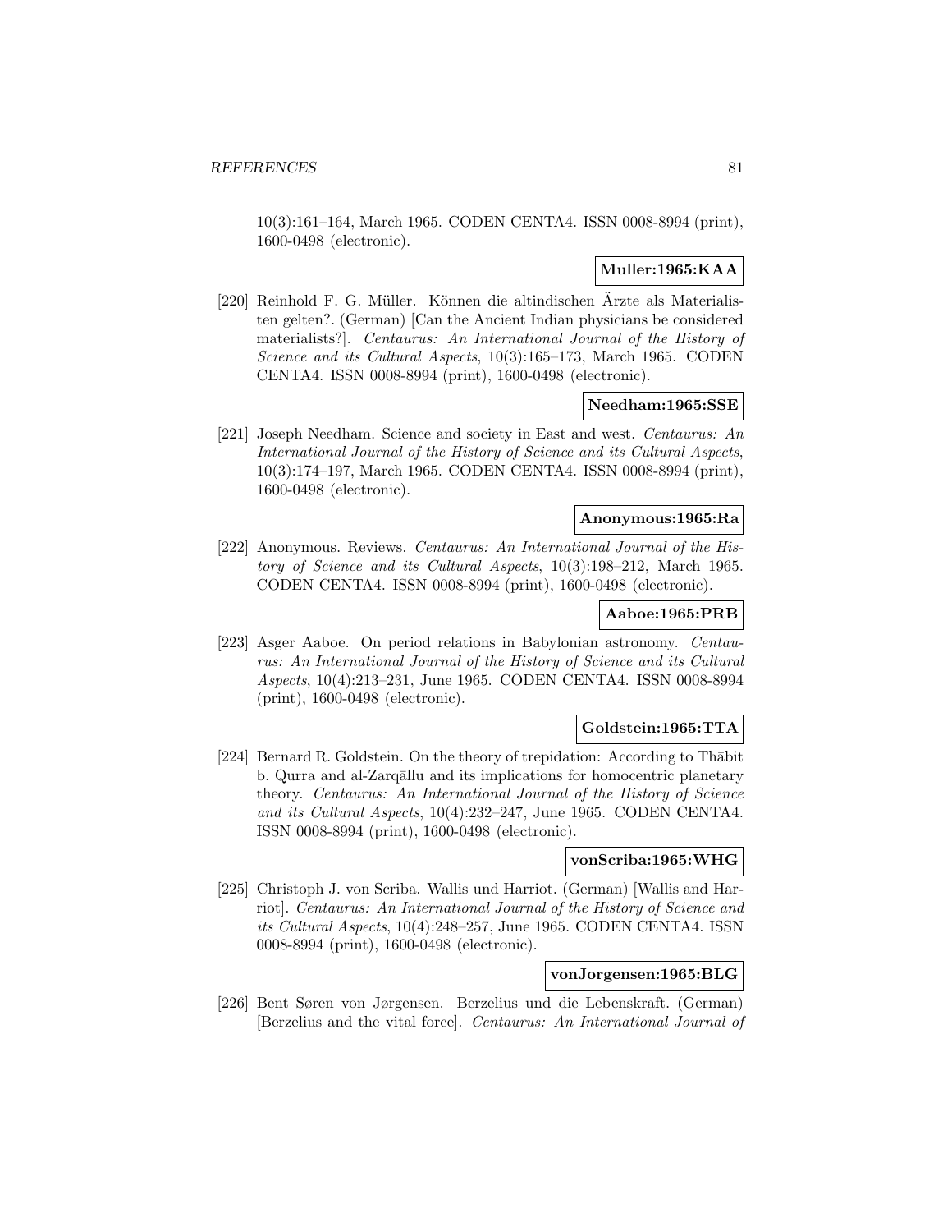10(3):161–164, March 1965. CODEN CENTA4. ISSN 0008-8994 (print), 1600-0498 (electronic).

**Muller:1965:KAA**

[220] Reinhold F. G. Müller. Können die altindischen Ärzte als Materialisten gelten?. (German) [Can the Ancient Indian physicians be considered materialists?]. *Centaurus: An International Journal of the History of Science and its Cultural Aspects*, 10(3):165–173, March 1965. CODEN CENTA4. ISSN 0008-8994 (print), 1600-0498 (electronic).

**Needham:1965:SSE**

[221] Joseph Needham. Science and society in East and west. *Centaurus: An International Journal of the History of Science and its Cultural Aspects*, 10(3):174–197, March 1965. CODEN CENTA4. ISSN 0008-8994 (print), 1600-0498 (electronic).

**Anonymous:1965:Ra**

[222] Anonymous. Reviews. *Centaurus: An International Journal of the History of Science and its Cultural Aspects*, 10(3):198–212, March 1965. CODEN CENTA4. ISSN 0008-8994 (print), 1600-0498 (electronic).

**Aaboe:1965:PRB**

[223] Asger Aaboe. On period relations in Babylonian astronomy. *Centaurus: An International Journal of the History of Science and its Cultural Aspects*, 10(4):213–231, June 1965. CODEN CENTA4. ISSN 0008-8994 (print), 1600-0498 (electronic).

**Goldstein:1965:TTA**

[224] Bernard R. Goldstein. On the theory of trepidation: According to Thābit b. Qurra and al-Zarqāllu and its implications for homocentric planetary theory. *Centaurus: An International Journal of the History of Science and its Cultural Aspects*, 10(4):232–247, June 1965. CODEN CENTA4. ISSN 0008-8994 (print), 1600-0498 (electronic).

**vonScriba:1965:WHG**

[225] Christoph J. von Scriba. Wallis und Harriot. (German) [Wallis and Harriot]. *Centaurus: An International Journal of the History of Science and its Cultural Aspects*, 10(4):248–257, June 1965. CODEN CENTA4. ISSN 0008-8994 (print), 1600-0498 (electronic).

**vonJorgensen:1965:BLG**

[226] Bent Søren von Jørgensen. Berzelius und die Lebenskraft. (German) [Berzelius and the vital force]. *Centaurus: An International Journal of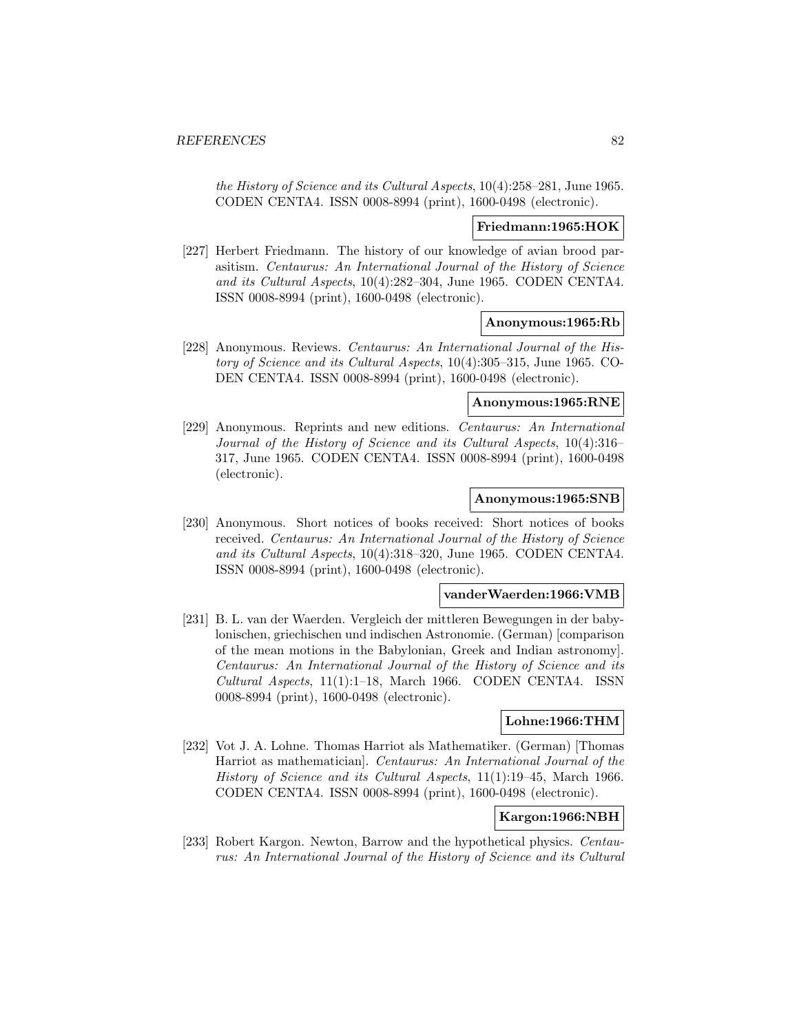*the History of Science and its Cultural Aspects*, 10(4):258–281, June 1965. CODEN CENTA4. ISSN 0008-8994 (print), 1600-0498 (electronic).

**Friedmann:1965:HOK**

[227] Herbert Friedmann. The history of our knowledge of avian brood parasitism. *Centaurus: An International Journal of the History of Science and its Cultural Aspects*, 10(4):282–304, June 1965. CODEN CENTA4. ISSN 0008-8994 (print), 1600-0498 (electronic).

**Anonymous:1965:Rb**

[228] Anonymous. Reviews. *Centaurus: An International Journal of the History of Science and its Cultural Aspects*, 10(4):305–315, June 1965. CODEN CENTA4. ISSN 0008-8994 (print), 1600-0498 (electronic).

**Anonymous:1965:RNE**

[229] Anonymous. Reprints and new editions. *Centaurus: An International Journal of the History of Science and its Cultural Aspects*, 10(4):316–317, June 1965. CODEN CENTA4. ISSN 0008-8994 (print), 1600-0498 (electronic).

**Anonymous:1965:SNB**

[230] Anonymous. Short notices of books received: Short notices of books received. *Centaurus: An International Journal of the History of Science and its Cultural Aspects*, 10(4):318–320, June 1965. CODEN CENTA4. ISSN 0008-8994 (print), 1600-0498 (electronic).

**vanderWaerden:1966:VMB**

[231] B. L. van der Waerden. Vergleich der mittleren Bewegungen in der babylonischen, griechischen und indischen Astronomie. (German) [comparison of the mean motions in the Babylonian, Greek and Indian astronomy]. *Centaurus: An International Journal of the History of Science and its Cultural Aspects*, 11(1):1–18, March 1966. CODEN CENTA4. ISSN 0008-8994 (print), 1600-0498 (electronic).

**Lohne:1966:THM**

[232] Vot J. A. Lohne. Thomas Harriot als Mathematiker. (German) [Thomas Harriot as mathematician]. *Centaurus: An International Journal of the History of Science and its Cultural Aspects*, 11(1):19–45, March 1966. CODEN CENTA4. ISSN 0008-8994 (print), 1600-0498 (electronic).

**Kargon:1966:NBH**

[233] Robert Kargon. Newton, Barrow and the hypothetical physics. *Centaurus: An International Journal of the History of Science and its Cultural*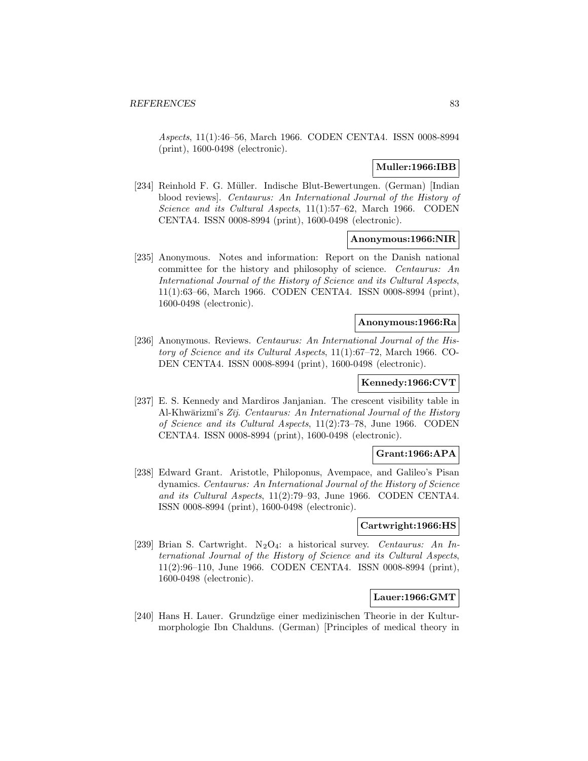*Aspects*, 11(1):46–56, March 1966. CODEN CENTA4. ISSN 0008-8994 (print), 1600-0498 (electronic).

**Muller:1966:IBB**

[234] Reinhold F. G. Müller. Indische Blut-Bewertungen. (German) [Indian blood reviews]. *Centaurus: An International Journal of the History of Science and its Cultural Aspects*, 11(1):57–62, March 1966. CODEN CENTA4. ISSN 0008-8994 (print), 1600-0498 (electronic).

**Anonymous:1966:NIR**

[235] Anonymous. Notes and information: Report on the Danish national committee for the history and philosophy of science. *Centaurus: An International Journal of the History of Science and its Cultural Aspects*, 11(1):63–66, March 1966. CODEN CENTA4. ISSN 0008-8994 (print), 1600-0498 (electronic).

**Anonymous:1966:Ra**

[236] Anonymous. Reviews. *Centaurus: An International Journal of the History of Science and its Cultural Aspects*, 11(1):67–72, March 1966. CODEN CENTA4. ISSN 0008-8994 (print), 1600-0498 (electronic).

**Kennedy:1966:CVT**

[237] E. S. Kennedy and Mardiros Janjanian. The crescent visibility table in Al-Khwārizmī's *Zīj*. *Centaurus: An International Journal of the History of Science and its Cultural Aspects*, 11(2):73–78, June 1966. CODEN CENTA4. ISSN 0008-8994 (print), 1600-0498 (electronic).

**Grant:1966:APA**

[238] Edward Grant. Aristotle, Philoponus, Avempace, and Galileo's Pisan dynamics. *Centaurus: An International Journal of the History of Science and its Cultural Aspects*, 11(2):79–93, June 1966. CODEN CENTA4. ISSN 0008-8994 (print), 1600-0498 (electronic).

**Cartwright:1966:HS**

[239] Brian S. Cartwright. $N_2O_4$: a historical survey. *Centaurus: An International Journal of the History of Science and its Cultural Aspects*, 11(2):96–110, June 1966. CODEN CENTA4. ISSN 0008-8994 (print), 1600-0498 (electronic).

**Lauer:1966:GMT**

[240] Hans H. Lauer. Grundzüge einer medizinischen Theorie in der Kulturmorphologie Ibn Chalduns. (German) [Principles of medical theory in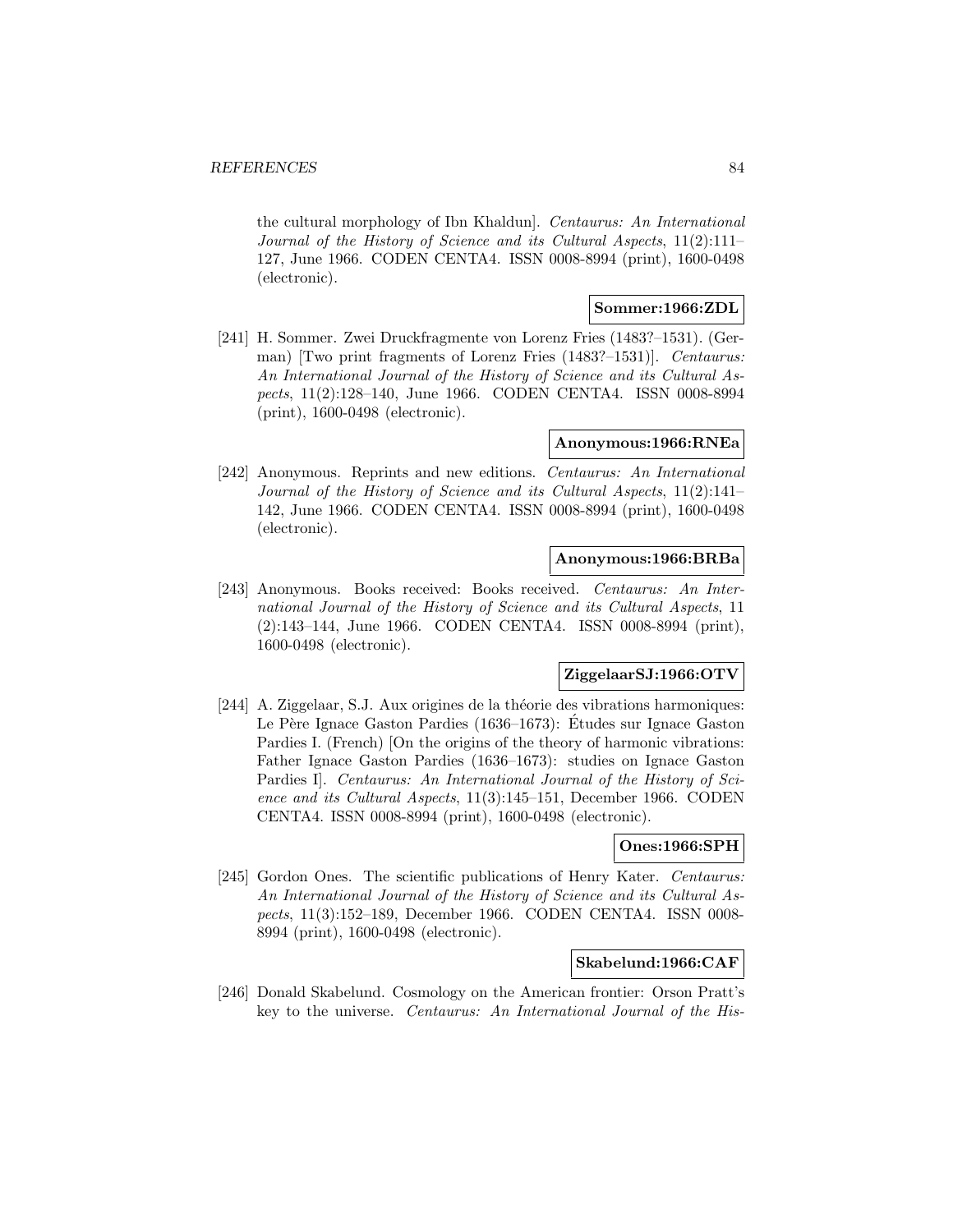the cultural morphology of Ibn Khaldun]. *Centaurus: An International Journal of the History of Science and its Cultural Aspects*, 11(2):111–127, June 1966. CODEN CENTA4. ISSN 0008-8994 (print), 1600-0498 (electronic).

**Sommer:1966:ZDL**

[241] H. Sommer. Zwei Druckfragmente von Lorenz Fries (1483?–1531). (German) [Two print fragments of Lorenz Fries (1483?–1531)]. *Centaurus: An International Journal of the History of Science and its Cultural Aspects*, 11(2):128–140, June 1966. CODEN CENTA4. ISSN 0008-8994 (print), 1600-0498 (electronic).

**Anonymous:1966:RNEa**

[242] Anonymous. Reprints and new editions. *Centaurus: An International Journal of the History of Science and its Cultural Aspects*, 11(2):141–142, June 1966. CODEN CENTA4. ISSN 0008-8994 (print), 1600-0498 (electronic).

**Anonymous:1966:BRBa**

[243] Anonymous. Books received: Books received. *Centaurus: An International Journal of the History of Science and its Cultural Aspects*, 11 (2):143–144, June 1966. CODEN CENTA4. ISSN 0008-8994 (print), 1600-0498 (electronic).

**ZiggelaarSJ:1966:OTV**

[244] A. Ziggelaar, S.J. Aux origines de la théorie des vibrations harmoniques: Le Père Ignace Gaston Pardies (1636–1673): Études sur Ignace Gaston Pardies I. (French) [On the origins of the theory of harmonic vibrations: Father Ignace Gaston Pardies (1636–1673): studies on Ignace Gaston Pardies I]. *Centaurus: An International Journal of the History of Science and its Cultural Aspects*, 11(3):145–151, December 1966. CODEN CENTA4. ISSN 0008-8994 (print), 1600-0498 (electronic).

**Ones:1966:SPH**

[245] Gordon Ones. The scientific publications of Henry Kater. *Centaurus: An International Journal of the History of Science and its Cultural Aspects*, 11(3):152–189, December 1966. CODEN CENTA4. ISSN 0008-8994 (print), 1600-0498 (electronic).

**Skabelund:1966:CAF**

[246] Donald Skabelund. Cosmology on the American frontier: Orson Pratt's key to the universe. *Centaurus: An International Journal of the His-*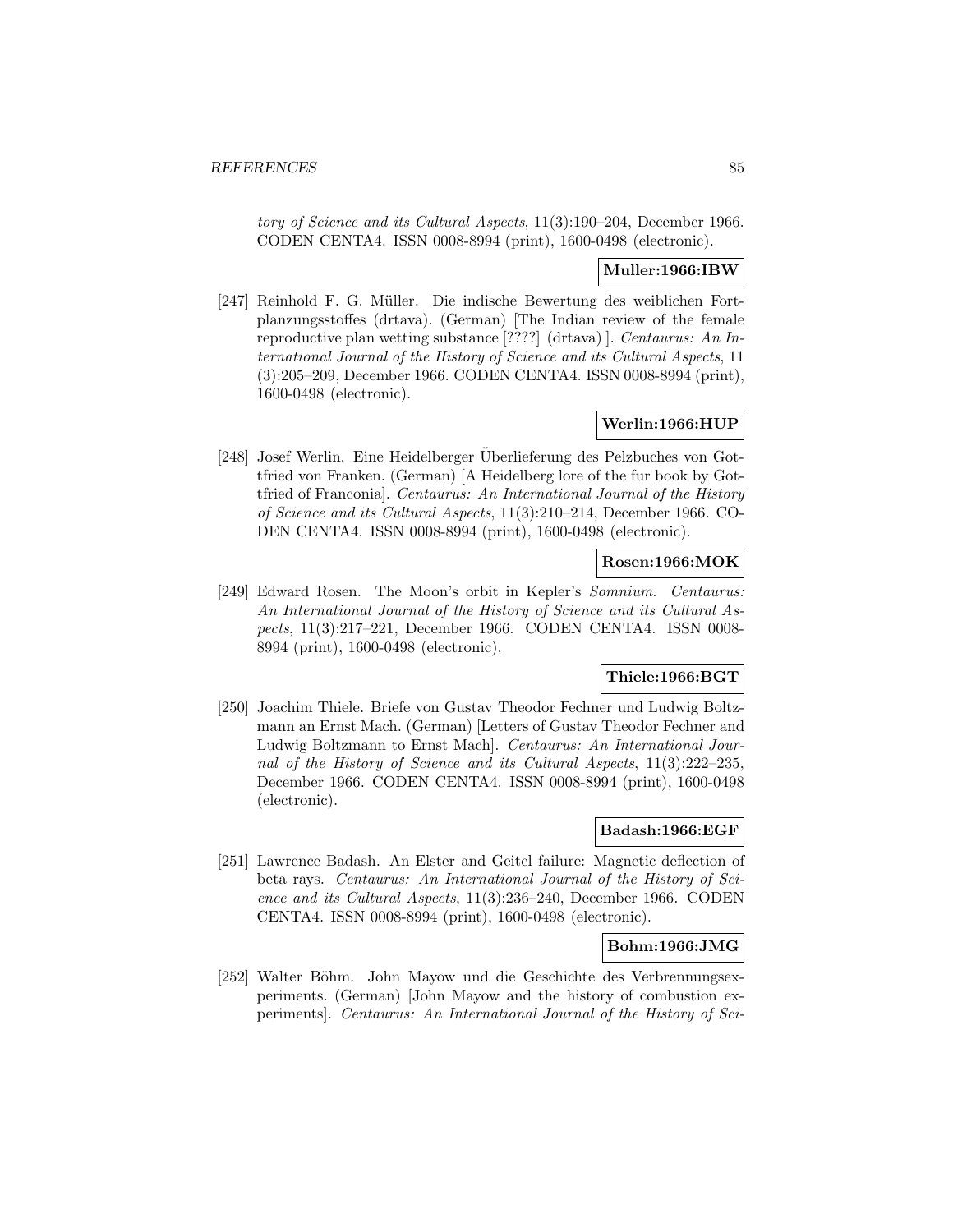*tory of Science and its Cultural Aspects*, 11(3):190–204, December 1966. CODEN CENTA4. ISSN 0008-8994 (print), 1600-0498 (electronic).

**Muller:1966:IBW**

[247] Reinhold F. G. Müller. Die indische Bewertung des weiblichen Fortplanzungsstoffes (drtava). (German) [The Indian review of the female reproductive plan wetting substance [????] (drtava) ]. *Centaurus: An International Journal of the History of Science and its Cultural Aspects*, 11 (3):205–209, December 1966. CODEN CENTA4. ISSN 0008-8994 (print), 1600-0498 (electronic).

**Werlin:1966:HUP**

[248] Josef Werlin. Eine Heidelberger Überlieferung des Pelzbuches von Gottfried von Franken. (German) [A Heidelberg lore of the fur book by Gottfried of Franconia]. *Centaurus: An International Journal of the History of Science and its Cultural Aspects*, 11(3):210–214, December 1966. CODEN CENTA4. ISSN 0008-8994 (print), 1600-0498 (electronic).

**Rosen:1966:MOK**

[249] Edward Rosen. The Moon's orbit in Kepler's *Somnium*. *Centaurus: An International Journal of the History of Science and its Cultural Aspects*, 11(3):217–221, December 1966. CODEN CENTA4. ISSN 0008-8994 (print), 1600-0498 (electronic).

**Thiele:1966:BGT**

[250] Joachim Thiele. Briefe von Gustav Theodor Fechner und Ludwig Boltzmann an Ernst Mach. (German) [Letters of Gustav Theodor Fechner and Ludwig Boltzmann to Ernst Mach]. *Centaurus: An International Journal of the History of Science and its Cultural Aspects*, 11(3):222–235, December 1966. CODEN CENTA4. ISSN 0008-8994 (print), 1600-0498 (electronic).

**Badash:1966:EGF**

[251] Lawrence Badash. An Elster and Geitel failure: Magnetic deflection of beta rays. *Centaurus: An International Journal of the History of Science and its Cultural Aspects*, 11(3):236–240, December 1966. CODEN CENTA4. ISSN 0008-8994 (print), 1600-0498 (electronic).

**Bohm:1966:JMG**

[252] Walter Böhm. John Mayow und die Geschichte des Verbrennungsexperiments. (German) [John Mayow and the history of combustion experiments]. *Centaurus: An International Journal of the History of Sci-*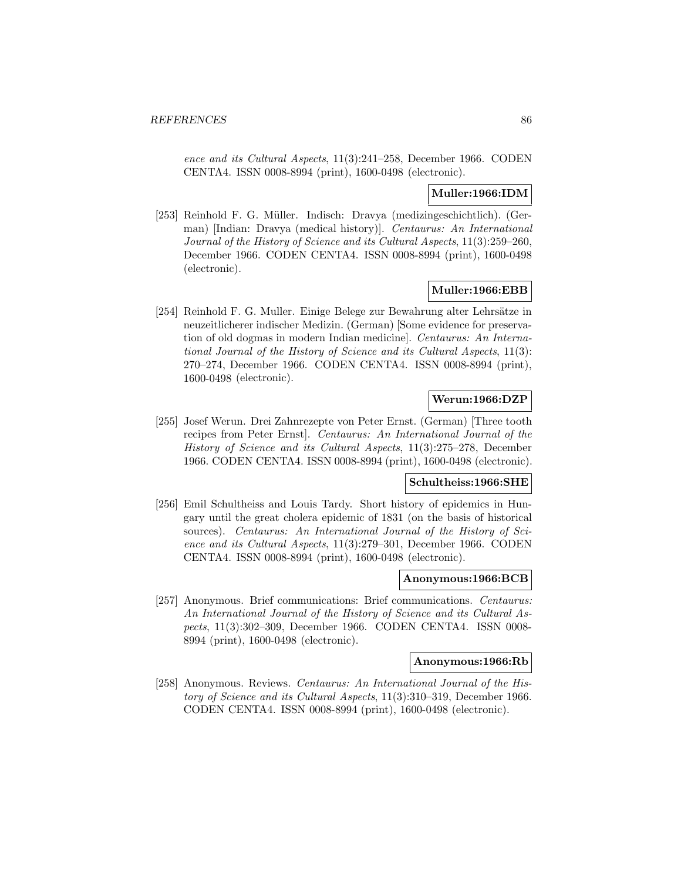*ence and its Cultural Aspects*, 11(3):241–258, December 1966. CODEN CENTA4. ISSN 0008-8994 (print), 1600-0498 (electronic).

**Muller:1966:IDM**

[253] Reinhold F. G. Müller. Indisch: Dravya (medizingeschichtlich). (German) [Indian: Dravya (medical history)]. *Centaurus: An International Journal of the History of Science and its Cultural Aspects*, 11(3):259–260, December 1966. CODEN CENTA4. ISSN 0008-8994 (print), 1600-0498 (electronic).

**Muller:1966:EBB**

[254] Reinhold F. G. Muller. Einige Belege zur Bewahrung alter Lehrsätze in neuzeitlicherer indischer Medizin. (German) [Some evidence for preservation of old dogmas in modern Indian medicine]. *Centaurus: An International Journal of the History of Science and its Cultural Aspects*, 11(3): 270–274, December 1966. CODEN CENTA4. ISSN 0008-8994 (print), 1600-0498 (electronic).

**Werun:1966:DZP**

[255] Josef Werun. Drei Zahnrezepte von Peter Ernst. (German) [Three tooth recipes from Peter Ernst]. *Centaurus: An International Journal of the History of Science and its Cultural Aspects*, 11(3):275–278, December 1966. CODEN CENTA4. ISSN 0008-8994 (print), 1600-0498 (electronic).

**Schultheiss:1966:SHE**

[256] Emil Schultheiss and Louis Tardy. Short history of epidemics in Hungary until the great cholera epidemic of 1831 (on the basis of historical sources). *Centaurus: An International Journal of the History of Science and its Cultural Aspects*, 11(3):279–301, December 1966. CODEN CENTA4. ISSN 0008-8994 (print), 1600-0498 (electronic).

**Anonymous:1966:BCB**

[257] Anonymous. Brief communications: Brief communications. *Centaurus: An International Journal of the History of Science and its Cultural Aspects*, 11(3):302–309, December 1966. CODEN CENTA4. ISSN 0008-8994 (print), 1600-0498 (electronic).

**Anonymous:1966:Rb**

[258] Anonymous. Reviews. *Centaurus: An International Journal of the History of Science and its Cultural Aspects*, 11(3):310–319, December 1966. CODEN CENTA4. ISSN 0008-8994 (print), 1600-0498 (electronic).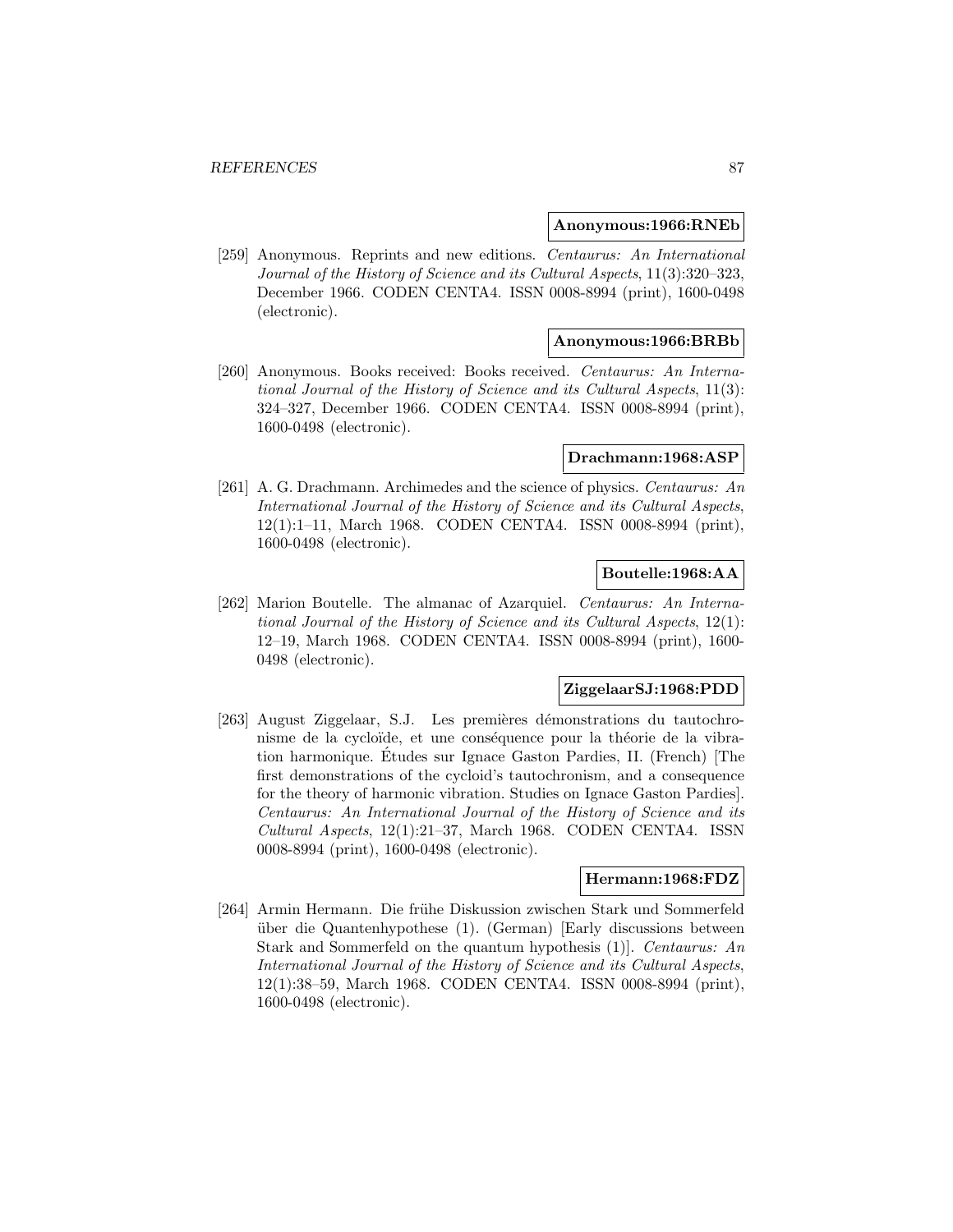**Anonymous:1966:RNEb**

[259] Anonymous. Reprints and new editions. *Centaurus: An International Journal of the History of Science and its Cultural Aspects*, 11(3):320–323, December 1966. CODEN CENTA4. ISSN 0008-8994 (print), 1600-0498 (electronic).

**Anonymous:1966:BRBb**

[260] Anonymous. Books received: Books received. *Centaurus: An International Journal of the History of Science and its Cultural Aspects*, 11(3): 324–327, December 1966. CODEN CENTA4. ISSN 0008-8994 (print), 1600-0498 (electronic).

**Drachmann:1968:ASP**

[261] A. G. Drachmann. Archimedes and the science of physics. *Centaurus: An International Journal of the History of Science and its Cultural Aspects*, 12(1):1–11, March 1968. CODEN CENTA4. ISSN 0008-8994 (print), 1600-0498 (electronic).

**Boutelle:1968:AA**

[262] Marion Boutelle. The almanac of Azarquiel. *Centaurus: An International Journal of the History of Science and its Cultural Aspects*, 12(1): 12–19, March 1968. CODEN CENTA4. ISSN 0008-8994 (print), 1600-0498 (electronic).

**ZiggelaarSJ:1968:PDD**

[263] August Ziggelaar, S.J. Les premières démonstrations du tautochronisme de la cycloïde, et une conséquence pour la théorie de la vibration harmonique. Études sur Ignace Gaston Pardies, II. (French) [The first demonstrations of the cycloid's tautochronism, and a consequence for the theory of harmonic vibration. Studies on Ignace Gaston Pardies]. *Centaurus: An International Journal of the History of Science and its Cultural Aspects*, 12(1):21–37, March 1968. CODEN CENTA4. ISSN 0008-8994 (print), 1600-0498 (electronic).

**Hermann:1968:FDZ**

[264] Armin Hermann. Die frühe Diskussion zwischen Stark und Sommerfeld über die Quantenhypothese (1). (German) [Early discussions between Stark and Sommerfeld on the quantum hypothesis (1)]. *Centaurus: An International Journal of the History of Science and its Cultural Aspects*, 12(1):38–59, March 1968. CODEN CENTA4. ISSN 0008-8994 (print), 1600-0498 (electronic).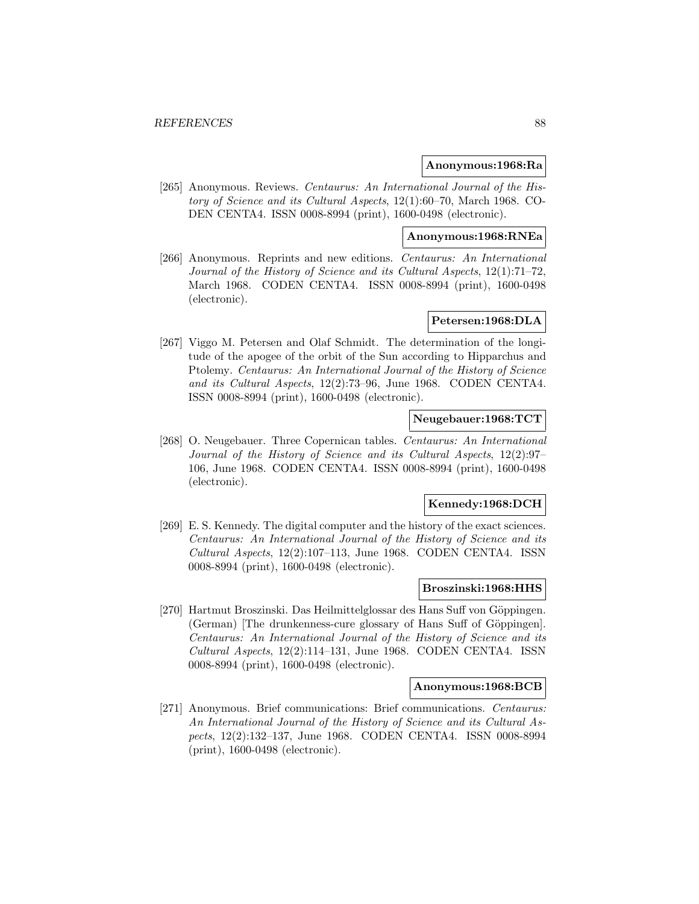**Anonymous:1968:Ra**

[265] Anonymous. Reviews. *Centaurus: An International Journal of the History of Science and its Cultural Aspects*, 12(1):60–70, March 1968. CODEN CENTA4. ISSN 0008-8994 (print), 1600-0498 (electronic).

**Anonymous:1968:RNEa**

[266] Anonymous. Reprints and new editions. *Centaurus: An International Journal of the History of Science and its Cultural Aspects*, 12(1):71–72, March 1968. CODEN CENTA4. ISSN 0008-8994 (print), 1600-0498 (electronic).

**Petersen:1968:DLA**

[267] Viggo M. Petersen and Olaf Schmidt. The determination of the longitude of the apogee of the orbit of the Sun according to Hipparchus and Ptolemy. *Centaurus: An International Journal of the History of Science and its Cultural Aspects*, 12(2):73–96, June 1968. CODEN CENTA4. ISSN 0008-8994 (print), 1600-0498 (electronic).

**Neugebauer:1968:TCT**

[268] O. Neugebauer. Three Copernican tables. *Centaurus: An International Journal of the History of Science and its Cultural Aspects*, 12(2):97–106, June 1968. CODEN CENTA4. ISSN 0008-8994 (print), 1600-0498 (electronic).

**Kennedy:1968:DCH**

[269] E. S. Kennedy. The digital computer and the history of the exact sciences. *Centaurus: An International Journal of the History of Science and its Cultural Aspects*, 12(2):107–113, June 1968. CODEN CENTA4. ISSN 0008-8994 (print), 1600-0498 (electronic).

**Broszinski:1968:HHS**

[270] Hartmut Broszinski. Das Heilmittelglossar des Hans Suff von Göppingen. (German) [The drunkenness-cure glossary of Hans Suff of Göppingen]. *Centaurus: An International Journal of the History of Science and its Cultural Aspects*, 12(2):114–131, June 1968. CODEN CENTA4. ISSN 0008-8994 (print), 1600-0498 (electronic).

**Anonymous:1968:BCB**

[271] Anonymous. Brief communications: Brief communications. *Centaurus: An International Journal of the History of Science and its Cultural Aspects*, 12(2):132–137, June 1968. CODEN CENTA4. ISSN 0008-8994 (print), 1600-0498 (electronic).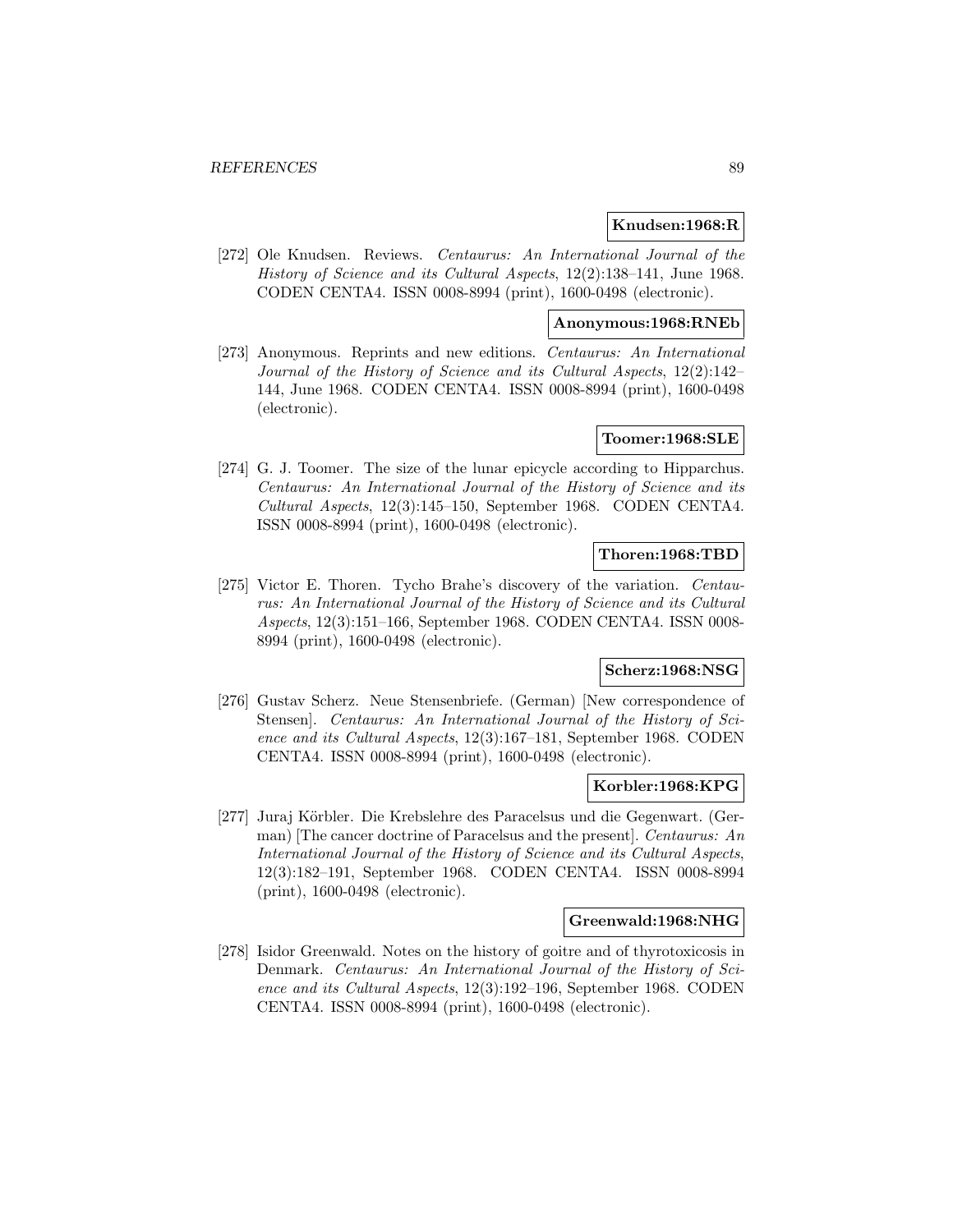**Knudsen:1968:R**

[272] Ole Knudsen. Reviews. *Centaurus: An International Journal of the History of Science and its Cultural Aspects*, 12(2):138–141, June 1968. CODEN CENTA4. ISSN 0008-8994 (print), 1600-0498 (electronic).

**Anonymous:1968:RNEb**

[273] Anonymous. Reprints and new editions. *Centaurus: An International Journal of the History of Science and its Cultural Aspects*, 12(2):142–144, June 1968. CODEN CENTA4. ISSN 0008-8994 (print), 1600-0498 (electronic).

**Toomer:1968:SLE**

[274] G. J. Toomer. The size of the lunar epicycle according to Hipparchus. *Centaurus: An International Journal of the History of Science and its Cultural Aspects*, 12(3):145–150, September 1968. CODEN CENTA4. ISSN 0008-8994 (print), 1600-0498 (electronic).

**Thoren:1968:TBD**

[275] Victor E. Thoren. Tycho Brahe's discovery of the variation. *Centaurus: An International Journal of the History of Science and its Cultural Aspects*, 12(3):151–166, September 1968. CODEN CENTA4. ISSN 0008-8994 (print), 1600-0498 (electronic).

**Scherz:1968:NSG**

[276] Gustav Scherz. Neue Stensenbriefe. (German) [New correspondence of Stensen]. *Centaurus: An International Journal of the History of Science and its Cultural Aspects*, 12(3):167–181, September 1968. CODEN CENTA4. ISSN 0008-8994 (print), 1600-0498 (electronic).

**Korbler:1968:KPG**

[277] Juraj Körbler. Die Krebslehre des Paracelsus und die Gegenwart. (German) [The cancer doctrine of Paracelsus and the present]. *Centaurus: An International Journal of the History of Science and its Cultural Aspects*, 12(3):182–191, September 1968. CODEN CENTA4. ISSN 0008-8994 (print), 1600-0498 (electronic).

**Greenwald:1968:NHG**

[278] Isidor Greenwald. Notes on the history of goitre and of thyrotoxicosis in Denmark. *Centaurus: An International Journal of the History of Science and its Cultural Aspects*, 12(3):192–196, September 1968. CODEN CENTA4. ISSN 0008-8994 (print), 1600-0498 (electronic).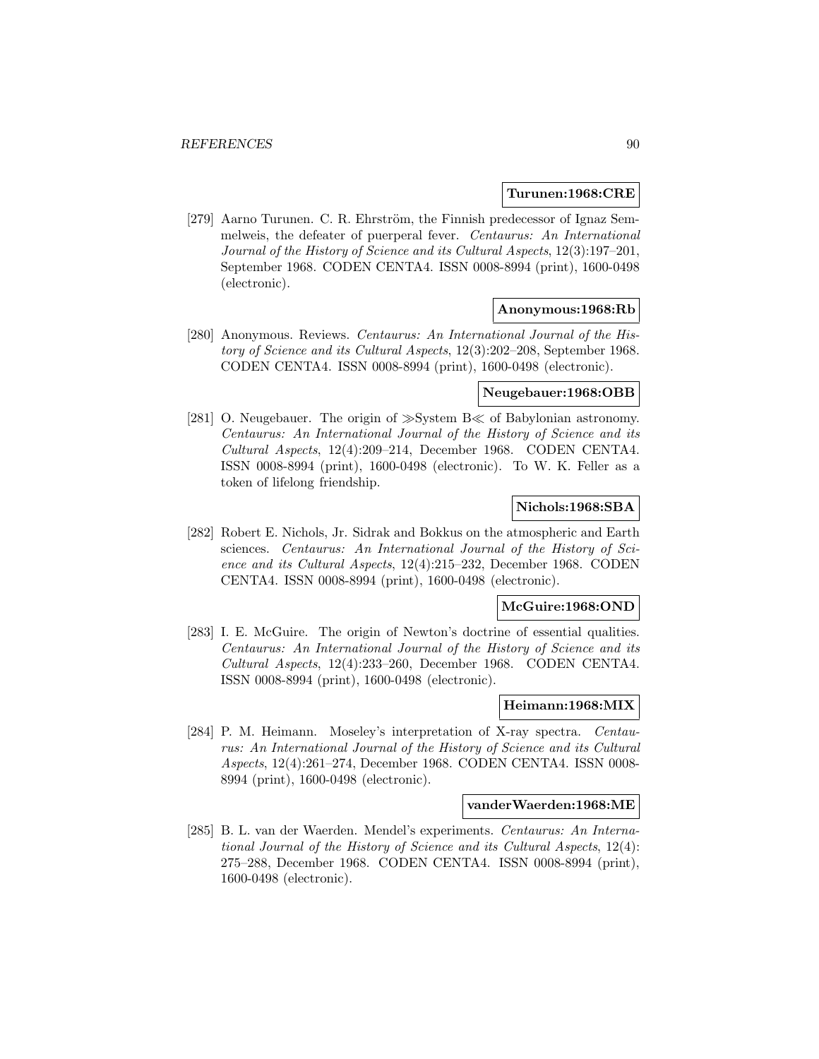**Turunen:1968:CRE**

[279] Aarno Turunen. C. R. Ehrström, the Finnish predecessor of Ignaz Semmelweis, the defeater of puerperal fever. *Centaurus: An International Journal of the History of Science and its Cultural Aspects*, 12(3):197–201, September 1968. CODEN CENTA4. ISSN 0008-8994 (print), 1600-0498 (electronic).

**Anonymous:1968:Rb**

[280] Anonymous. Reviews. *Centaurus: An International Journal of the History of Science and its Cultural Aspects*, 12(3):202–208, September 1968. CODEN CENTA4. ISSN 0008-8994 (print), 1600-0498 (electronic).

**Neugebauer:1968:OBB**

[281] O. Neugebauer. The origin of ≫System B≪ of Babylonian astronomy. *Centaurus: An International Journal of the History of Science and its Cultural Aspects*, 12(4):209–214, December 1968. CODEN CENTA4. ISSN 0008-8994 (print), 1600-0498 (electronic). To W. K. Feller as a token of lifelong friendship.

**Nichols:1968:SBA**

[282] Robert E. Nichols, Jr. Sidrak and Bokkus on the atmospheric and Earth sciences. *Centaurus: An International Journal of the History of Science and its Cultural Aspects*, 12(4):215–232, December 1968. CODEN CENTA4. ISSN 0008-8994 (print), 1600-0498 (electronic).

**McGuire:1968:OND**

[283] I. E. McGuire. The origin of Newton's doctrine of essential qualities. *Centaurus: An International Journal of the History of Science and its Cultural Aspects*, 12(4):233–260, December 1968. CODEN CENTA4. ISSN 0008-8994 (print), 1600-0498 (electronic).

**Heimann:1968:MIX**

[284] P. M. Heimann. Moseley's interpretation of X-ray spectra. *Centaurus: An International Journal of the History of Science and its Cultural Aspects*, 12(4):261–274, December 1968. CODEN CENTA4. ISSN 0008-8994 (print), 1600-0498 (electronic).

**vanderWaerden:1968:ME**

[285] B. L. van der Waerden. Mendel's experiments. *Centaurus: An International Journal of the History of Science and its Cultural Aspects*, 12(4): 275–288, December 1968. CODEN CENTA4. ISSN 0008-8994 (print), 1600-0498 (electronic).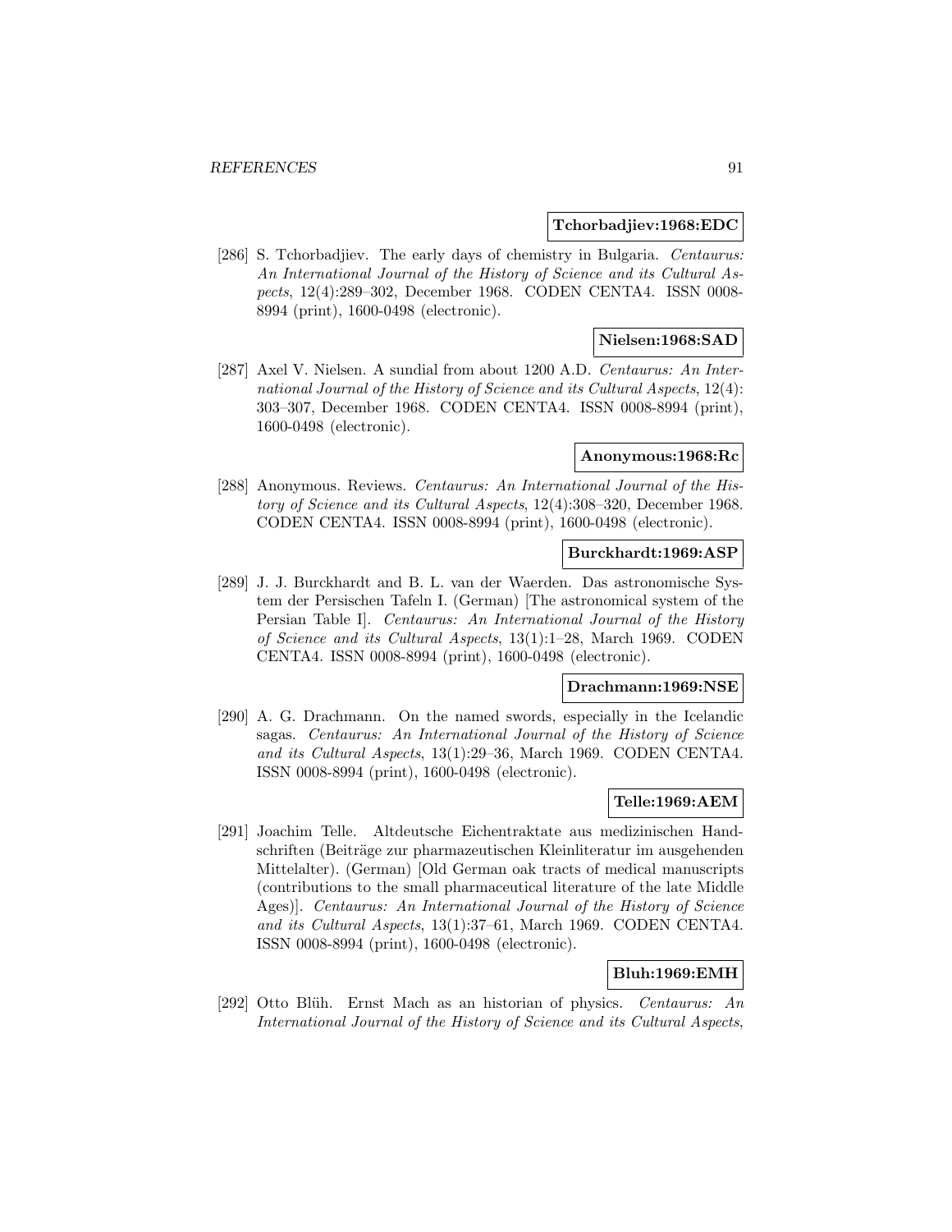**Tchorbadjiev:1968:EDC**

[286] S. Tchorbadjiev. The early days of chemistry in Bulgaria. *Centaurus: An International Journal of the History of Science and its Cultural Aspects*, 12(4):289–302, December 1968. CODEN CENTA4. ISSN 0008-8994 (print), 1600-0498 (electronic).

**Nielsen:1968:SAD**

[287] Axel V. Nielsen. A sundial from about 1200 A.D. *Centaurus: An International Journal of the History of Science and its Cultural Aspects*, 12(4): 303–307, December 1968. CODEN CENTA4. ISSN 0008-8994 (print), 1600-0498 (electronic).

**Anonymous:1968:Rc**

[288] Anonymous. Reviews. *Centaurus: An International Journal of the History of Science and its Cultural Aspects*, 12(4):308–320, December 1968. CODEN CENTA4. ISSN 0008-8994 (print), 1600-0498 (electronic).

**Burckhardt:1969:ASP**

[289] J. J. Burckhardt and B. L. van der Waerden. Das astronomische System der Persischen Tafeln I. (German) [The astronomical system of the Persian Table I]. *Centaurus: An International Journal of the History of Science and its Cultural Aspects*, 13(1):1–28, March 1969. CODEN CENTA4. ISSN 0008-8994 (print), 1600-0498 (electronic).

**Drachmann:1969:NSE**

[290] A. G. Drachmann. On the named swords, especially in the Icelandic sagas. *Centaurus: An International Journal of the History of Science and its Cultural Aspects*, 13(1):29–36, March 1969. CODEN CENTA4. ISSN 0008-8994 (print), 1600-0498 (electronic).

**Telle:1969:AEM**

[291] Joachim Telle. Altdeutsche Eichentraktate aus medizinischen Handschriften (Beiträge zur pharmazeutischen Kleinliteratur im ausgehenden Mittelalter). (German) [Old German oak tracts of medical manuscripts (contributions to the small pharmaceutical literature of the late Middle Ages)]. *Centaurus: An International Journal of the History of Science and its Cultural Aspects*, 13(1):37–61, March 1969. CODEN CENTA4. ISSN 0008-8994 (print), 1600-0498 (electronic).

**Bluh:1969:EMH**

[292] Otto Blüh. Ernst Mach as an historian of physics. *Centaurus: An International Journal of the History of Science and its Cultural Aspects*,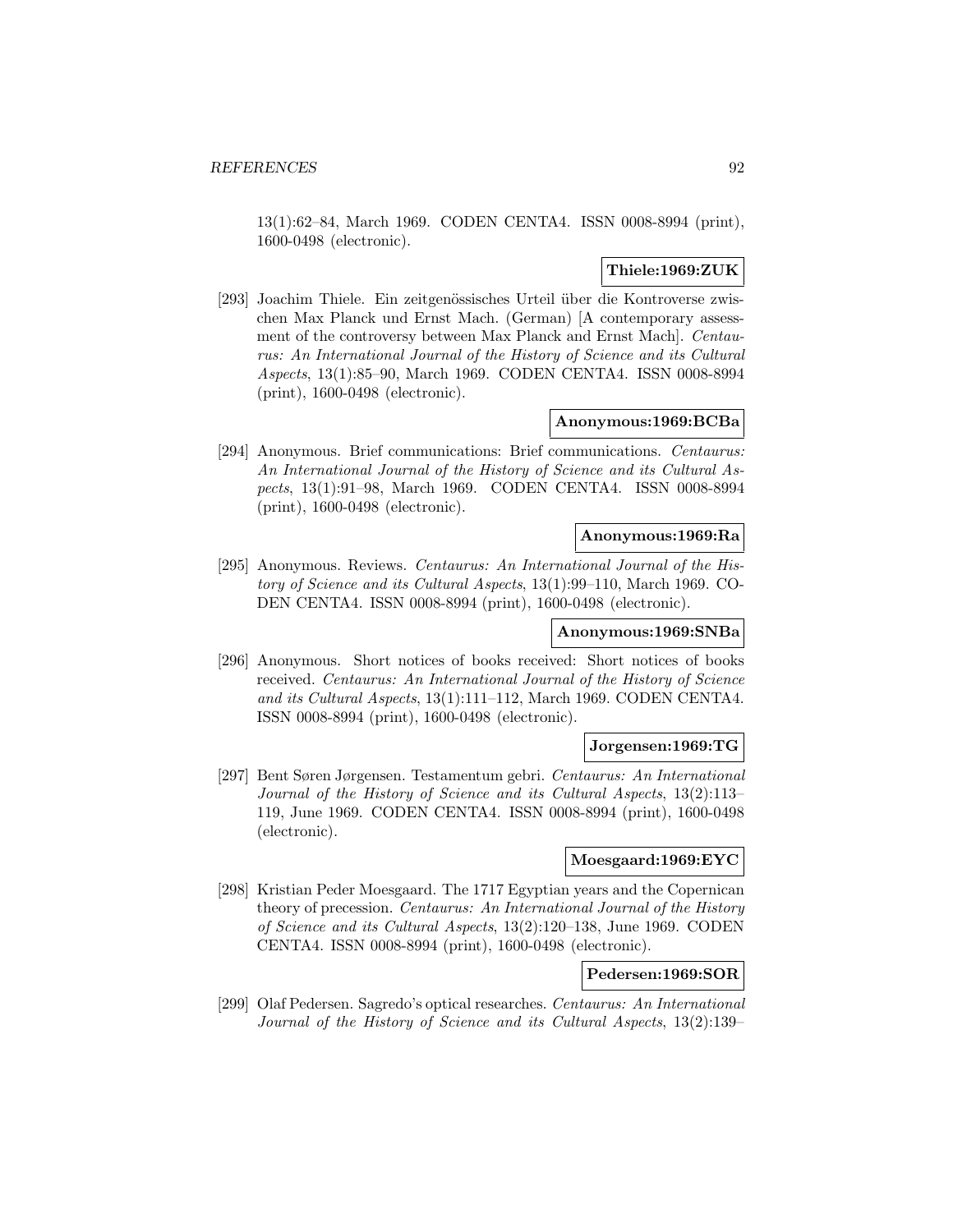13(1):62–84, March 1969. CODEN CENTA4. ISSN 0008-8994 (print), 1600-0498 (electronic).

**Thiele:1969:ZUK**

[293] Joachim Thiele. Ein zeitgenössisches Urteil über die Kontroverse zwischen Max Planck und Ernst Mach. (German) [A contemporary assessment of the controversy between Max Planck and Ernst Mach]. *Centaurus: An International Journal of the History of Science and its Cultural Aspects*, 13(1):85–90, March 1969. CODEN CENTA4. ISSN 0008-8994 (print), 1600-0498 (electronic).

**Anonymous:1969:BCBa**

[294] Anonymous. Brief communications: Brief communications. *Centaurus: An International Journal of the History of Science and its Cultural Aspects*, 13(1):91–98, March 1969. CODEN CENTA4. ISSN 0008-8994 (print), 1600-0498 (electronic).

**Anonymous:1969:Ra**

[295] Anonymous. Reviews. *Centaurus: An International Journal of the History of Science and its Cultural Aspects*, 13(1):99–110, March 1969. CODEN CENTA4. ISSN 0008-8994 (print), 1600-0498 (electronic).

**Anonymous:1969:SNBa**

[296] Anonymous. Short notices of books received: Short notices of books received. *Centaurus: An International Journal of the History of Science and its Cultural Aspects*, 13(1):111–112, March 1969. CODEN CENTA4. ISSN 0008-8994 (print), 1600-0498 (electronic).

**Jorgensen:1969:TG**

[297] Bent Søren Jørgensen. Testamentum gebri. *Centaurus: An International Journal of the History of Science and its Cultural Aspects*, 13(2):113–119, June 1969. CODEN CENTA4. ISSN 0008-8994 (print), 1600-0498 (electronic).

**Moesgaard:1969:EYC**

[298] Kristian Peder Moesgaard. The 1717 Egyptian years and the Copernican theory of precession. *Centaurus: An International Journal of the History of Science and its Cultural Aspects*, 13(2):120–138, June 1969. CODEN CENTA4. ISSN 0008-8994 (print), 1600-0498 (electronic).

**Pedersen:1969:SOR**

[299] Olaf Pedersen. Sagredo's optical researches. *Centaurus: An International Journal of the History of Science and its Cultural Aspects*, 13(2):139–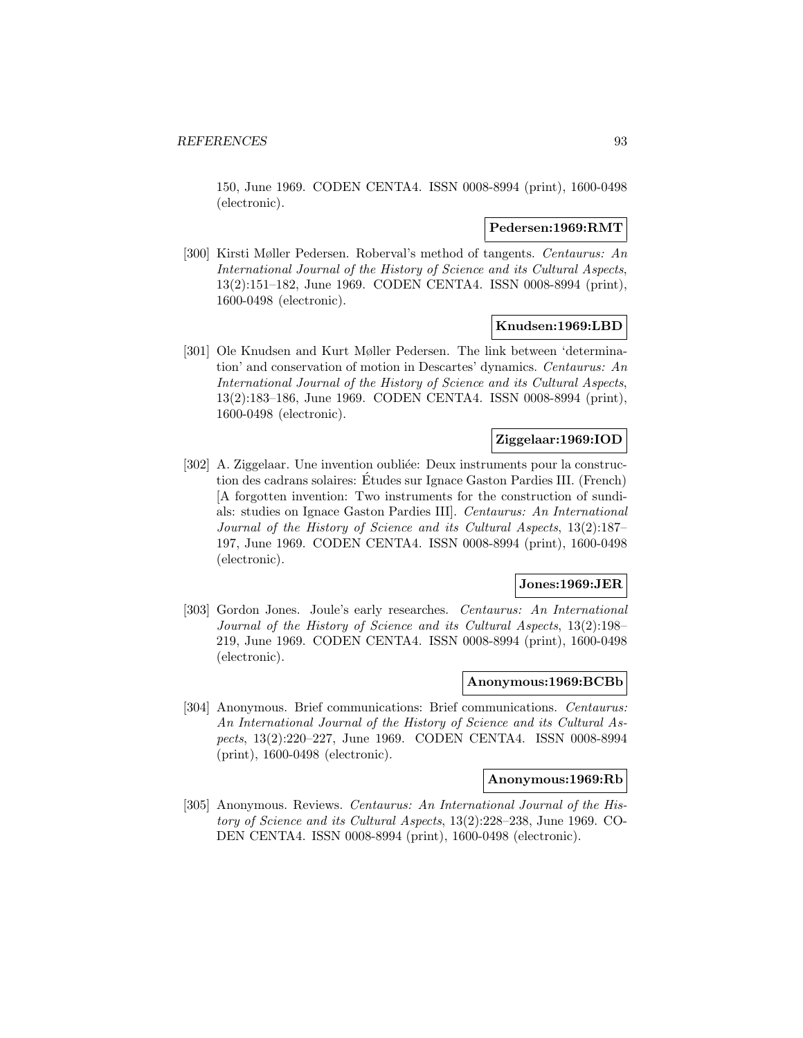150, June 1969. CODEN CENTA4. ISSN 0008-8994 (print), 1600-0498 (electronic).

**Pedersen:1969:RMT**

[300] Kirsti Møller Pedersen. Roberval's method of tangents. *Centaurus: An International Journal of the History of Science and its Cultural Aspects*, 13(2):151–182, June 1969. CODEN CENTA4. ISSN 0008-8994 (print), 1600-0498 (electronic).

**Knudsen:1969:LBD**

[301] Ole Knudsen and Kurt Møller Pedersen. The link between 'determination' and conservation of motion in Descartes' dynamics. *Centaurus: An International Journal of the History of Science and its Cultural Aspects*, 13(2):183–186, June 1969. CODEN CENTA4. ISSN 0008-8994 (print), 1600-0498 (electronic).

**Ziggelaar:1969:IOD**

[302] A. Ziggelaar. Une invention oubliée: Deux instruments pour la construction des cadrans solaires: Études sur Ignace Gaston Pardies III. (French) [A forgotten invention: Two instruments for the construction of sundials: studies on Ignace Gaston Pardies III]. *Centaurus: An International Journal of the History of Science and its Cultural Aspects*, 13(2):187–197, June 1969. CODEN CENTA4. ISSN 0008-8994 (print), 1600-0498 (electronic).

**Jones:1969:JER**

[303] Gordon Jones. Joule's early researches. *Centaurus: An International Journal of the History of Science and its Cultural Aspects*, 13(2):198–219, June 1969. CODEN CENTA4. ISSN 0008-8994 (print), 1600-0498 (electronic).

**Anonymous:1969:BCBb**

[304] Anonymous. Brief communications: Brief communications. *Centaurus: An International Journal of the History of Science and its Cultural Aspects*, 13(2):220–227, June 1969. CODEN CENTA4. ISSN 0008-8994 (print), 1600-0498 (electronic).

**Anonymous:1969:Rb**

[305] Anonymous. Reviews. *Centaurus: An International Journal of the History of Science and its Cultural Aspects*, 13(2):228–238, June 1969. CODEN CENTA4. ISSN 0008-8994 (print), 1600-0498 (electronic).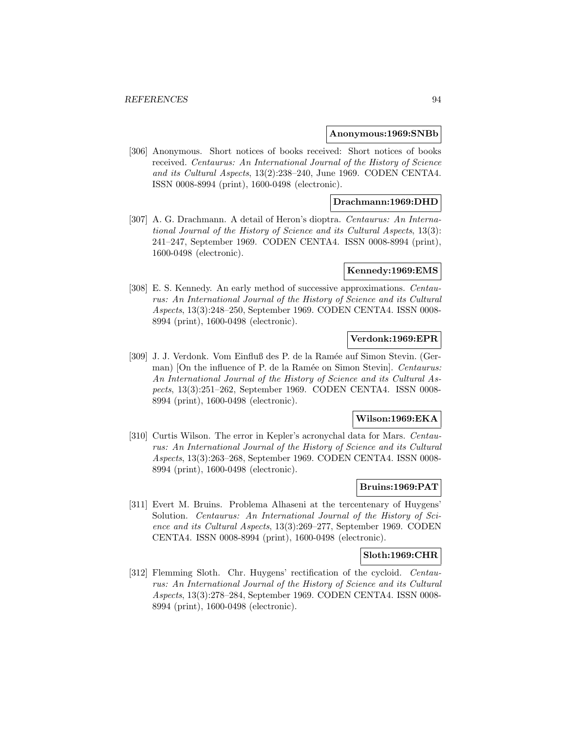**Anonymous:1969:SNBb**

[306] Anonymous. Short notices of books received: Short notices of books received. *Centaurus: An International Journal of the History of Science and its Cultural Aspects*, 13(2):238–240, June 1969. CODEN CENTA4. ISSN 0008-8994 (print), 1600-0498 (electronic).

**Drachmann:1969:DHD**

[307] A. G. Drachmann. A detail of Heron's dioptra. *Centaurus: An International Journal of the History of Science and its Cultural Aspects*, 13(3): 241–247, September 1969. CODEN CENTA4. ISSN 0008-8994 (print), 1600-0498 (electronic).

**Kennedy:1969:EMS**

[308] E. S. Kennedy. An early method of successive approximations. *Centaurus: An International Journal of the History of Science and its Cultural Aspects*, 13(3):248–250, September 1969. CODEN CENTA4. ISSN 0008-8994 (print), 1600-0498 (electronic).

**Verdonk:1969:EPR**

[309] J. J. Verdonk. Vom Einfluß des P. de la Ramée auf Simon Stevin. (German) [On the influence of P. de la Ramée on Simon Stevin]. *Centaurus: An International Journal of the History of Science and its Cultural Aspects*, 13(3):251–262, September 1969. CODEN CENTA4. ISSN 0008-8994 (print), 1600-0498 (electronic).

**Wilson:1969:EKA**

[310] Curtis Wilson. The error in Kepler's acronychal data for Mars. *Centaurus: An International Journal of the History of Science and its Cultural Aspects*, 13(3):263–268, September 1969. CODEN CENTA4. ISSN 0008-8994 (print), 1600-0498 (electronic).

**Bruins:1969:PAT**

[311] Evert M. Bruins. Problema Alhaseni at the tercentenary of Huygens' Solution. *Centaurus: An International Journal of the History of Science and its Cultural Aspects*, 13(3):269–277, September 1969. CODEN CENTA4. ISSN 0008-8994 (print), 1600-0498 (electronic).

**Sloth:1969:CHR**

[312] Flemming Sloth. Chr. Huygens' rectification of the cycloid. *Centaurus: An International Journal of the History of Science and its Cultural Aspects*, 13(3):278–284, September 1969. CODEN CENTA4. ISSN 0008-8994 (print), 1600-0498 (electronic).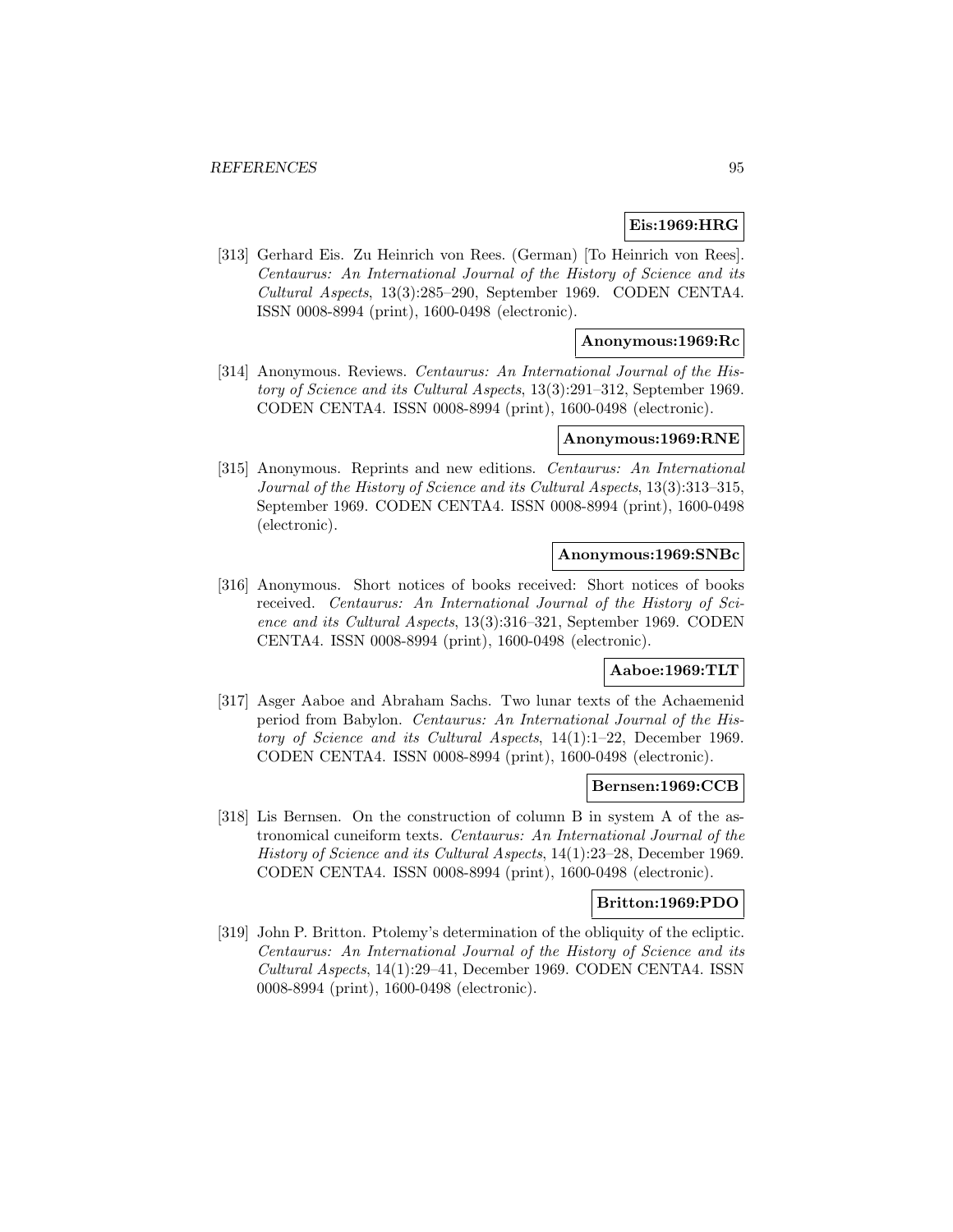**Eis:1969:HRG**

[313] Gerhard Eis. Zu Heinrich von Rees. (German) [To Heinrich von Rees]. *Centaurus: An International Journal of the History of Science and its Cultural Aspects*, 13(3):285–290, September 1969. CODEN CENTA4. ISSN 0008-8994 (print), 1600-0498 (electronic).

**Anonymous:1969:Rc**

[314] Anonymous. Reviews. *Centaurus: An International Journal of the History of Science and its Cultural Aspects*, 13(3):291–312, September 1969. CODEN CENTA4. ISSN 0008-8994 (print), 1600-0498 (electronic).

**Anonymous:1969:RNE**

[315] Anonymous. Reprints and new editions. *Centaurus: An International Journal of the History of Science and its Cultural Aspects*, 13(3):313–315, September 1969. CODEN CENTA4. ISSN 0008-8994 (print), 1600-0498 (electronic).

**Anonymous:1969:SNBc**

[316] Anonymous. Short notices of books received: Short notices of books received. *Centaurus: An International Journal of the History of Science and its Cultural Aspects*, 13(3):316–321, September 1969. CODEN CENTA4. ISSN 0008-8994 (print), 1600-0498 (electronic).

**Aaboe:1969:TLT**

[317] Asger Aaboe and Abraham Sachs. Two lunar texts of the Achaemenid period from Babylon. *Centaurus: An International Journal of the History of Science and its Cultural Aspects*, 14(1):1–22, December 1969. CODEN CENTA4. ISSN 0008-8994 (print), 1600-0498 (electronic).

**Bernsen:1969:CCB**

[318] Lis Bernsen. On the construction of column B in system A of the astronomical cuneiform texts. *Centaurus: An International Journal of the History of Science and its Cultural Aspects*, 14(1):23–28, December 1969. CODEN CENTA4. ISSN 0008-8994 (print), 1600-0498 (electronic).

**Britton:1969:PDO**

[319] John P. Britton. Ptolemy's determination of the obliquity of the ecliptic. *Centaurus: An International Journal of the History of Science and its Cultural Aspects*, 14(1):29–41, December 1969. CODEN CENTA4. ISSN 0008-8994 (print), 1600-0498 (electronic).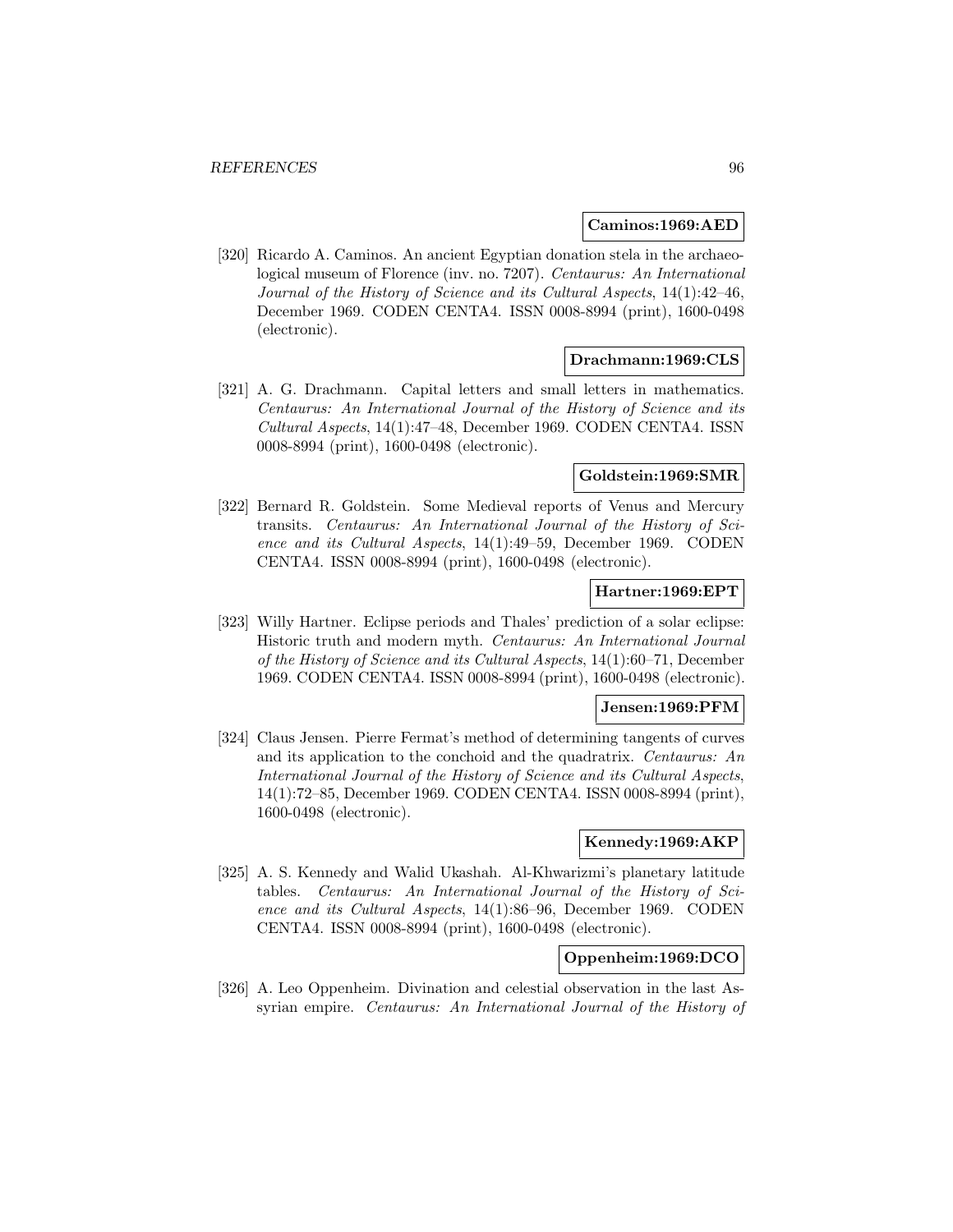**Caminos:1969:AED**

[320] Ricardo A. Caminos. An ancient Egyptian donation stela in the archaeological museum of Florence (inv. no. 7207). *Centaurus: An International Journal of the History of Science and its Cultural Aspects*, 14(1):42–46, December 1969. CODEN CENTA4. ISSN 0008-8994 (print), 1600-0498 (electronic).

**Drachmann:1969:CLS**

[321] A. G. Drachmann. Capital letters and small letters in mathematics. *Centaurus: An International Journal of the History of Science and its Cultural Aspects*, 14(1):47–48, December 1969. CODEN CENTA4. ISSN 0008-8994 (print), 1600-0498 (electronic).

**Goldstein:1969:SMR**

[322] Bernard R. Goldstein. Some Medieval reports of Venus and Mercury transits. *Centaurus: An International Journal of the History of Science and its Cultural Aspects*, 14(1):49–59, December 1969. CODEN CENTA4. ISSN 0008-8994 (print), 1600-0498 (electronic).

**Hartner:1969:EPT**

[323] Willy Hartner. Eclipse periods and Thales' prediction of a solar eclipse: Historic truth and modern myth. *Centaurus: An International Journal of the History of Science and its Cultural Aspects*, 14(1):60–71, December 1969. CODEN CENTA4. ISSN 0008-8994 (print), 1600-0498 (electronic).

**Jensen:1969:PFM**

[324] Claus Jensen. Pierre Fermat's method of determining tangents of curves and its application to the conchoid and the quadratrix. *Centaurus: An International Journal of the History of Science and its Cultural Aspects*, 14(1):72–85, December 1969. CODEN CENTA4. ISSN 0008-8994 (print), 1600-0498 (electronic).

**Kennedy:1969:AKP**

[325] A. S. Kennedy and Walid Ukashah. Al-Khwarizmi's planetary latitude tables. *Centaurus: An International Journal of the History of Science and its Cultural Aspects*, 14(1):86–96, December 1969. CODEN CENTA4. ISSN 0008-8994 (print), 1600-0498 (electronic).

**Oppenheim:1969:DCO**

[326] A. Leo Oppenheim. Divination and celestial observation in the last Assyrian empire. *Centaurus: An International Journal of the History of*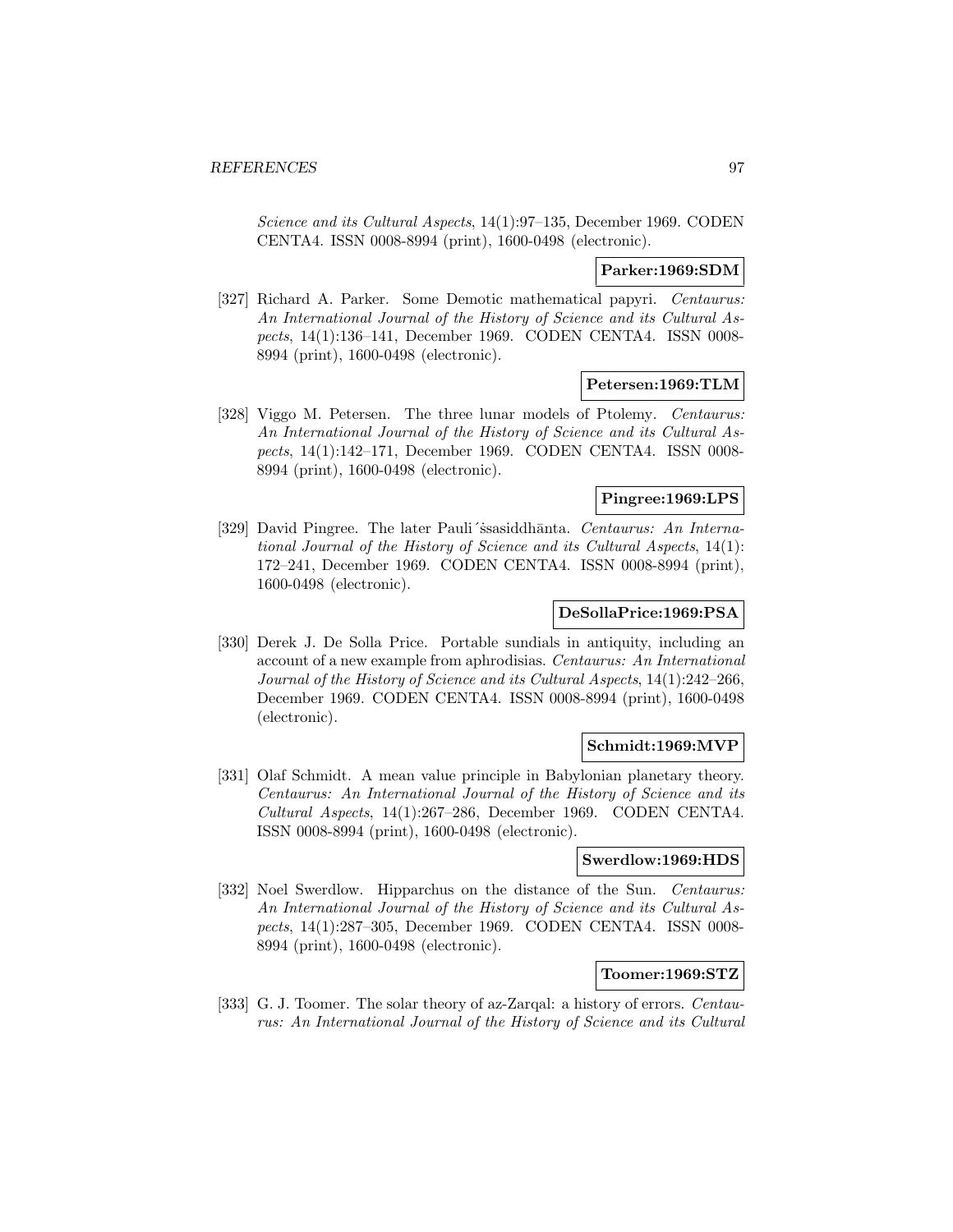*Science and its Cultural Aspects*, 14(1):97–135, December 1969. CODEN CENTA4. ISSN 0008-8994 (print), 1600-0498 (electronic).

**Parker:1969:SDM**

[327] Richard A. Parker. Some Demotic mathematical papyri. *Centaurus: An International Journal of the History of Science and its Cultural Aspects*, 14(1):136–141, December 1969. CODEN CENTA4. ISSN 0008-8994 (print), 1600-0498 (electronic).

**Petersen:1969:TLM**

[328] Viggo M. Petersen. The three lunar models of Ptolemy. *Centaurus: An International Journal of the History of Science and its Cultural Aspects*, 14(1):142–171, December 1969. CODEN CENTA4. ISSN 0008-8994 (print), 1600-0498 (electronic).

**Pingree:1969:LPS**

[329] David Pingree. The later Pauli´ssasiddhānta. *Centaurus: An International Journal of the History of Science and its Cultural Aspects*, 14(1): 172–241, December 1969. CODEN CENTA4. ISSN 0008-8994 (print), 1600-0498 (electronic).

**DeSollaPrice:1969:PSA**

[330] Derek J. De Solla Price. Portable sundials in antiquity, including an account of a new example from aphrodisias. *Centaurus: An International Journal of the History of Science and its Cultural Aspects*, 14(1):242–266, December 1969. CODEN CENTA4. ISSN 0008-8994 (print), 1600-0498 (electronic).

**Schmidt:1969:MVP**

[331] Olaf Schmidt. A mean value principle in Babylonian planetary theory. *Centaurus: An International Journal of the History of Science and its Cultural Aspects*, 14(1):267–286, December 1969. CODEN CENTA4. ISSN 0008-8994 (print), 1600-0498 (electronic).

**Swerdlow:1969:HDS**

[332] Noel Swerdlow. Hipparchus on the distance of the Sun. *Centaurus: An International Journal of the History of Science and its Cultural Aspects*, 14(1):287–305, December 1969. CODEN CENTA4. ISSN 0008-8994 (print), 1600-0498 (electronic).

**Toomer:1969:STZ**

[333] G. J. Toomer. The solar theory of az-Zarqal: a history of errors. *Centaurus: An International Journal of the History of Science and its Cultural*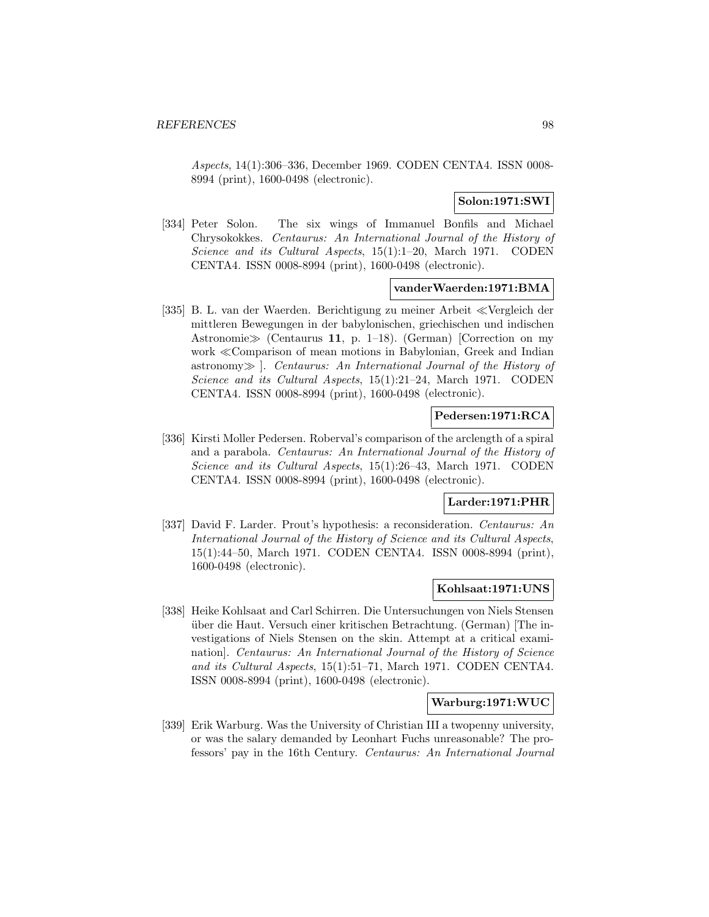*Aspects*, 14(1):306–336, December 1969. CODEN CENTA4. ISSN 0008-8994 (print), 1600-0498 (electronic).

**Solon:1971:SWI**

[334] Peter Solon. The six wings of Immanuel Bonfils and Michael Chrysokokkes. *Centaurus: An International Journal of the History of Science and its Cultural Aspects*, 15(1):1–20, March 1971. CODEN CENTA4. ISSN 0008-8994 (print), 1600-0498 (electronic).

**vanderWaerden:1971:BMA**

[335] B. L. van der Waerden. Berichtigung zu meiner Arbeit ≪Vergleich der mittleren Bewegungen in der babylonischen, griechischen und indischen Astronomie≫ (Centaurus **11**, p. 1–18). (German) [Correction on my work ≪Comparison of mean motions in Babylonian, Greek and Indian astronomy≫ ]. *Centaurus: An International Journal of the History of Science and its Cultural Aspects*, 15(1):21–24, March 1971. CODEN CENTA4. ISSN 0008-8994 (print), 1600-0498 (electronic).

**Pedersen:1971:RCA**

[336] Kirsti Moller Pedersen. Roberval's comparison of the arclength of a spiral and a parabola. *Centaurus: An International Journal of the History of Science and its Cultural Aspects*, 15(1):26–43, March 1971. CODEN CENTA4. ISSN 0008-8994 (print), 1600-0498 (electronic).

**Larder:1971:PHR**

[337] David F. Larder. Prout's hypothesis: a reconsideration. *Centaurus: An International Journal of the History of Science and its Cultural Aspects*, 15(1):44–50, March 1971. CODEN CENTA4. ISSN 0008-8994 (print), 1600-0498 (electronic).

**Kohlsaat:1971:UNS**

[338] Heike Kohlsaat and Carl Schirren. Die Untersuchungen von Niels Stensen über die Haut. Versuch einer kritischen Betrachtung. (German) [The investigations of Niels Stensen on the skin. Attempt at a critical examination]. *Centaurus: An International Journal of the History of Science and its Cultural Aspects*, 15(1):51–71, March 1971. CODEN CENTA4. ISSN 0008-8994 (print), 1600-0498 (electronic).

**Warburg:1971:WUC**

[339] Erik Warburg. Was the University of Christian III a twopenny university, or was the salary demanded by Leonhart Fuchs unreasonable? The professors' pay in the 16th Century. *Centaurus: An International Journal*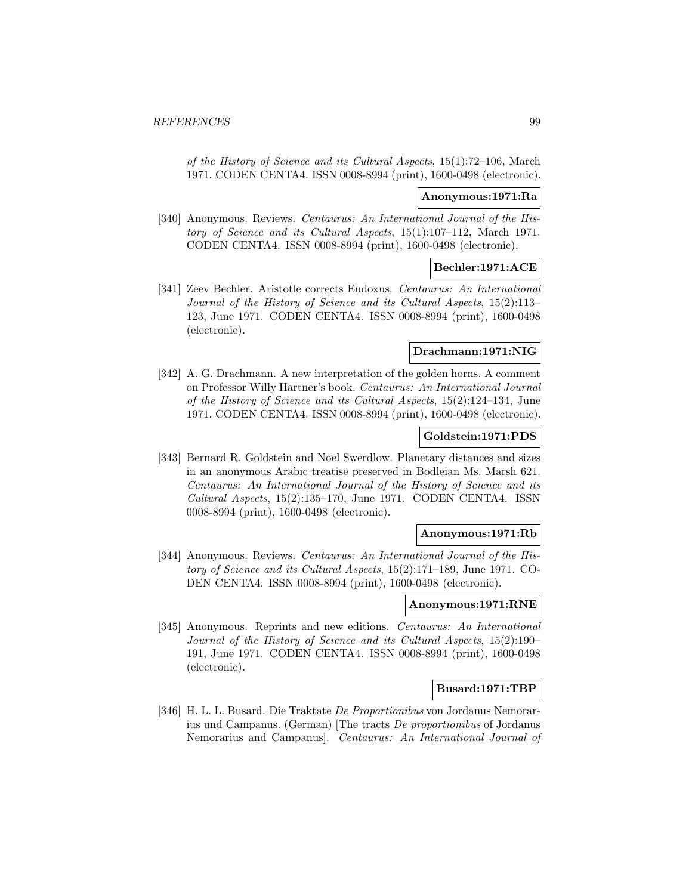of the History of Science and its Cultural Aspects*, 15(1):72–106, March 1971. CODEN CENTA4. ISSN 0008-8994 (print), 1600-0498 (electronic).

**Anonymous:1971:Ra**

[340] Anonymous. Reviews. *Centaurus: An International Journal of the History of Science and its Cultural Aspects*, 15(1):107–112, March 1971. CODEN CENTA4. ISSN 0008-8994 (print), 1600-0498 (electronic).

**Bechler:1971:ACE**

[341] Zeev Bechler. Aristotle corrects Eudoxus. *Centaurus: An International Journal of the History of Science and its Cultural Aspects*, 15(2):113–123, June 1971. CODEN CENTA4. ISSN 0008-8994 (print), 1600-0498 (electronic).

**Drachmann:1971:NIG**

[342] A. G. Drachmann. A new interpretation of the golden horns. A comment on Professor Willy Hartner's book. *Centaurus: An International Journal of the History of Science and its Cultural Aspects*, 15(2):124–134, June 1971. CODEN CENTA4. ISSN 0008-8994 (print), 1600-0498 (electronic).

**Goldstein:1971:PDS**

[343] Bernard R. Goldstein and Noel Swerdlow. Planetary distances and sizes in an anonymous Arabic treatise preserved in Bodleian Ms. Marsh 621. *Centaurus: An International Journal of the History of Science and its Cultural Aspects*, 15(2):135–170, June 1971. CODEN CENTA4. ISSN 0008-8994 (print), 1600-0498 (electronic).

**Anonymous:1971:Rb**

[344] Anonymous. Reviews. *Centaurus: An International Journal of the History of Science and its Cultural Aspects*, 15(2):171–189, June 1971. CODEN CENTA4. ISSN 0008-8994 (print), 1600-0498 (electronic).

**Anonymous:1971:RNE**

[345] Anonymous. Reprints and new editions. *Centaurus: An International Journal of the History of Science and its Cultural Aspects*, 15(2):190–191, June 1971. CODEN CENTA4. ISSN 0008-8994 (print), 1600-0498 (electronic).

**Busard:1971:TBP**

[346] H. L. L. Busard. Die Traktate *De Proportionibus* von Jordanus Nemorarius und Campanus. (German) [The tracts *De proportionibus* of Jordanus Nemorarius and Campanus]. *Centaurus: An International Journal of*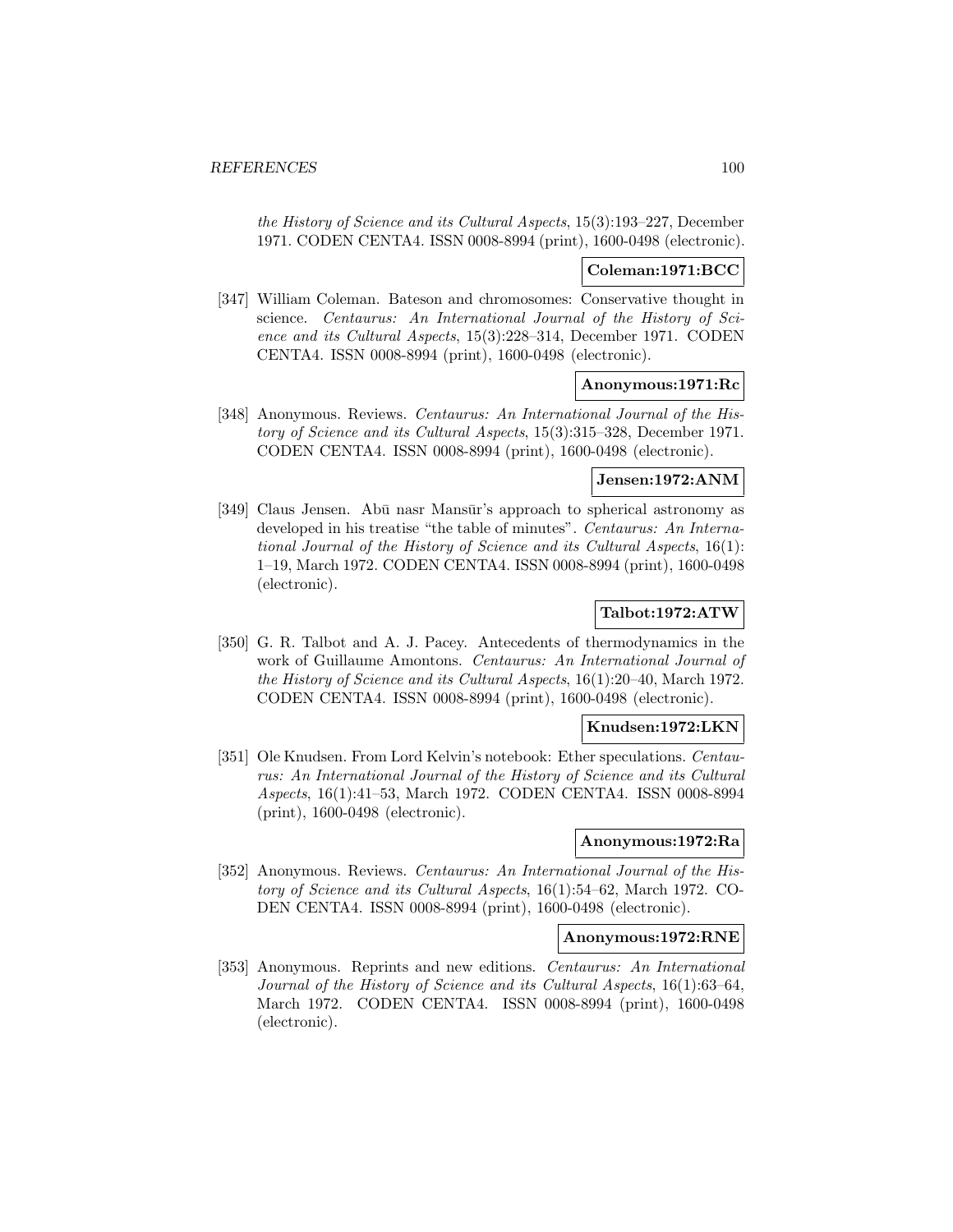*the History of Science and its Cultural Aspects*, 15(3):193–227, December 1971. CODEN CENTA4. ISSN 0008-8994 (print), 1600-0498 (electronic).

**Coleman:1971:BCC**

[347] William Coleman. Bateson and chromosomes: Conservative thought in science. *Centaurus: An International Journal of the History of Science and its Cultural Aspects*, 15(3):228–314, December 1971. CODEN CENTA4. ISSN 0008-8994 (print), 1600-0498 (electronic).

**Anonymous:1971:Rc**

[348] Anonymous. Reviews. *Centaurus: An International Journal of the History of Science and its Cultural Aspects*, 15(3):315–328, December 1971. CODEN CENTA4. ISSN 0008-8994 (print), 1600-0498 (electronic).

**Jensen:1972:ANM**

[349] Claus Jensen. Abū nasr Mansūr's approach to spherical astronomy as developed in his treatise "the table of minutes". *Centaurus: An International Journal of the History of Science and its Cultural Aspects*, 16(1): 1–19, March 1972. CODEN CENTA4. ISSN 0008-8994 (print), 1600-0498 (electronic).

**Talbot:1972:ATW**

[350] G. R. Talbot and A. J. Pacey. Antecedents of thermodynamics in the work of Guillaume Amontons. *Centaurus: An International Journal of the History of Science and its Cultural Aspects*, 16(1):20–40, March 1972. CODEN CENTA4. ISSN 0008-8994 (print), 1600-0498 (electronic).

**Knudsen:1972:LKN**

[351] Ole Knudsen. From Lord Kelvin's notebook: Ether speculations. *Centaurus: An International Journal of the History of Science and its Cultural Aspects*, 16(1):41–53, March 1972. CODEN CENTA4. ISSN 0008-8994 (print), 1600-0498 (electronic).

**Anonymous:1972:Ra**

[352] Anonymous. Reviews. *Centaurus: An International Journal of the History of Science and its Cultural Aspects*, 16(1):54–62, March 1972. CODEN CENTA4. ISSN 0008-8994 (print), 1600-0498 (electronic).

**Anonymous:1972:RNE**

[353] Anonymous. Reprints and new editions. *Centaurus: An International Journal of the History of Science and its Cultural Aspects*, 16(1):63–64, March 1972. CODEN CENTA4. ISSN 0008-8994 (print), 1600-0498 (electronic).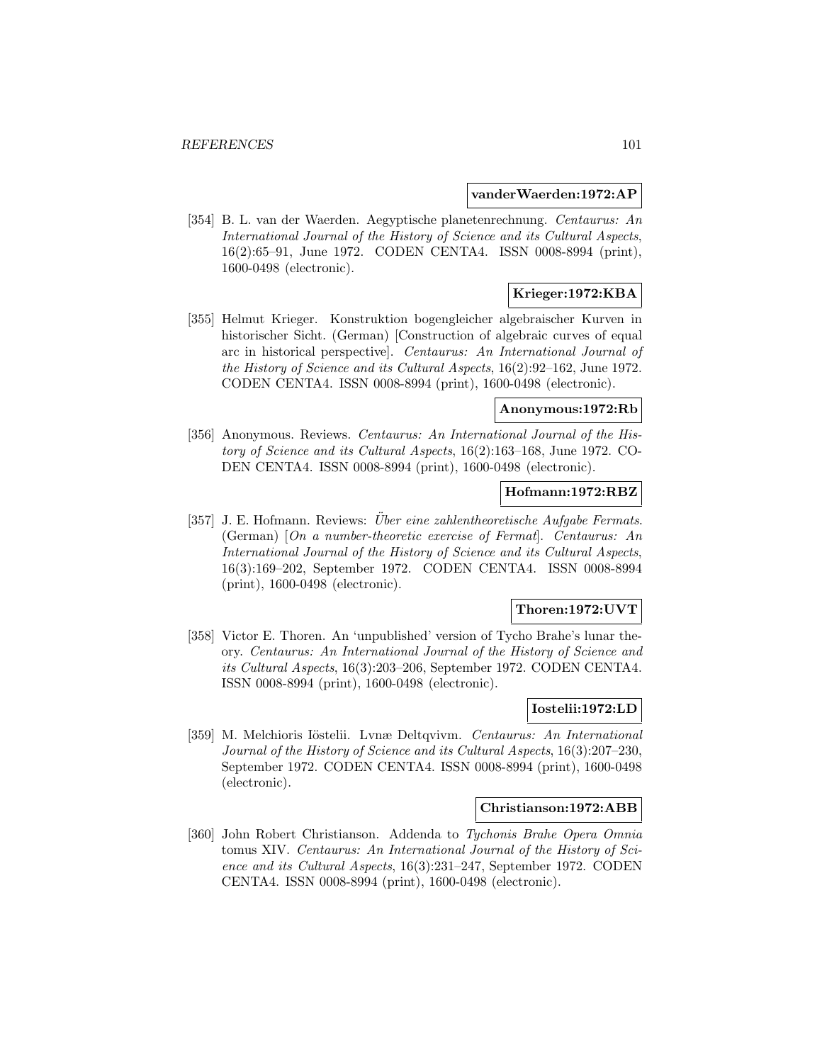**vanderWaerden:1972:AP**

[354] B. L. van der Waerden. Aegyptische planetenrechnung. *Centaurus: An International Journal of the History of Science and its Cultural Aspects*, 16(2):65–91, June 1972. CODEN CENTA4. ISSN 0008-8994 (print), 1600-0498 (electronic).

**Krieger:1972:KBA**

[355] Helmut Krieger. Konstruktion bogengleicher algebraischer Kurven in historischer Sicht. (German) [Construction of algebraic curves of equal arc in historical perspective]. *Centaurus: An International Journal of the History of Science and its Cultural Aspects*, 16(2):92–162, June 1972. CODEN CENTA4. ISSN 0008-8994 (print), 1600-0498 (electronic).

**Anonymous:1972:Rb**

[356] Anonymous. Reviews. *Centaurus: An International Journal of the History of Science and its Cultural Aspects*, 16(2):163–168, June 1972. CODEN CENTA4. ISSN 0008-8994 (print), 1600-0498 (electronic).

**Hofmann:1972:RBZ**

[357] J. E. Hofmann. Reviews: *Über eine zahlentheoretische Aufgabe Fermats*. (German) [*On a number-theoretic exercise of Fermat*]. *Centaurus: An International Journal of the History of Science and its Cultural Aspects*, 16(3):169–202, September 1972. CODEN CENTA4. ISSN 0008-8994 (print), 1600-0498 (electronic).

**Thoren:1972:UVT**

[358] Victor E. Thoren. An 'unpublished' version of Tycho Brahe's lunar theory. *Centaurus: An International Journal of the History of Science and its Cultural Aspects*, 16(3):203–206, September 1972. CODEN CENTA4. ISSN 0008-8994 (print), 1600-0498 (electronic).

**Iostelii:1972:LD**

[359] M. Melchioris Iöstelii. Lvnæ Deltqvivm. *Centaurus: An International Journal of the History of Science and its Cultural Aspects*, 16(3):207–230, September 1972. CODEN CENTA4. ISSN 0008-8994 (print), 1600-0498 (electronic).

**Christianson:1972:ABB**

[360] John Robert Christianson. Addenda to *Tychonis Brahe Opera Omnia* tomus XIV. *Centaurus: An International Journal of the History of Science and its Cultural Aspects*, 16(3):231–247, September 1972. CODEN CENTA4. ISSN 0008-8994 (print), 1600-0498 (electronic).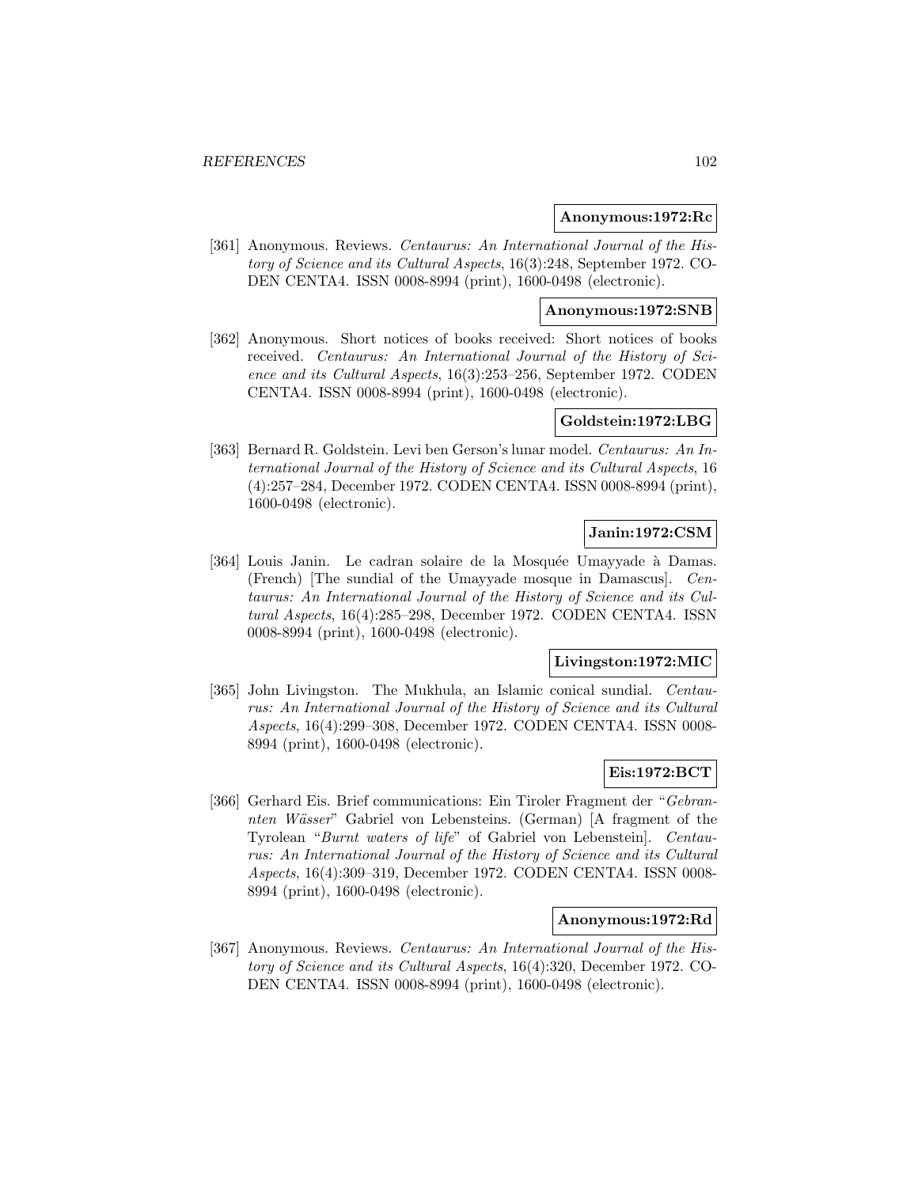**Anonymous:1972:Rc**

[361] Anonymous. Reviews. *Centaurus: An International Journal of the History of Science and its Cultural Aspects*, 16(3):248, September 1972. CODEN CENTA4. ISSN 0008-8994 (print), 1600-0498 (electronic).

**Anonymous:1972:SNB**

[362] Anonymous. Short notices of books received: Short notices of books received. *Centaurus: An International Journal of the History of Science and its Cultural Aspects*, 16(3):253–256, September 1972. CODEN CENTA4. ISSN 0008-8994 (print), 1600-0498 (electronic).

**Goldstein:1972:LBG**

[363] Bernard R. Goldstein. Levi ben Gerson's lunar model. *Centaurus: An International Journal of the History of Science and its Cultural Aspects*, 16 (4):257–284, December 1972. CODEN CENTA4. ISSN 0008-8994 (print), 1600-0498 (electronic).

**Janin:1972:CSM**

[364] Louis Janin. Le cadran solaire de la Mosquée Umayyade à Damas. (French) [The sundial of the Umayyade mosque in Damascus]. *Centaurus: An International Journal of the History of Science and its Cultural Aspects*, 16(4):285–298, December 1972. CODEN CENTA4. ISSN 0008-8994 (print), 1600-0498 (electronic).

**Livingston:1972:MIC**

[365] John Livingston. The Mukhula, an Islamic conical sundial. *Centaurus: An International Journal of the History of Science and its Cultural Aspects*, 16(4):299–308, December 1972. CODEN CENTA4. ISSN 0008-8994 (print), 1600-0498 (electronic).

**Eis:1972:BCT**

[366] Gerhard Eis. Brief communications: Ein Tiroler Fragment der "*Gebrannten Wässer*" Gabriel von Lebensteins. (German) [A fragment of the Tyrolean "*Burnt waters of life*" of Gabriel von Lebenstein]. *Centaurus: An International Journal of the History of Science and its Cultural Aspects*, 16(4):309–319, December 1972. CODEN CENTA4. ISSN 0008-8994 (print), 1600-0498 (electronic).

**Anonymous:1972:Rd**

[367] Anonymous. Reviews. *Centaurus: An International Journal of the History of Science and its Cultural Aspects*, 16(4):320, December 1972. CODEN CENTA4. ISSN 0008-8994 (print), 1600-0498 (electronic).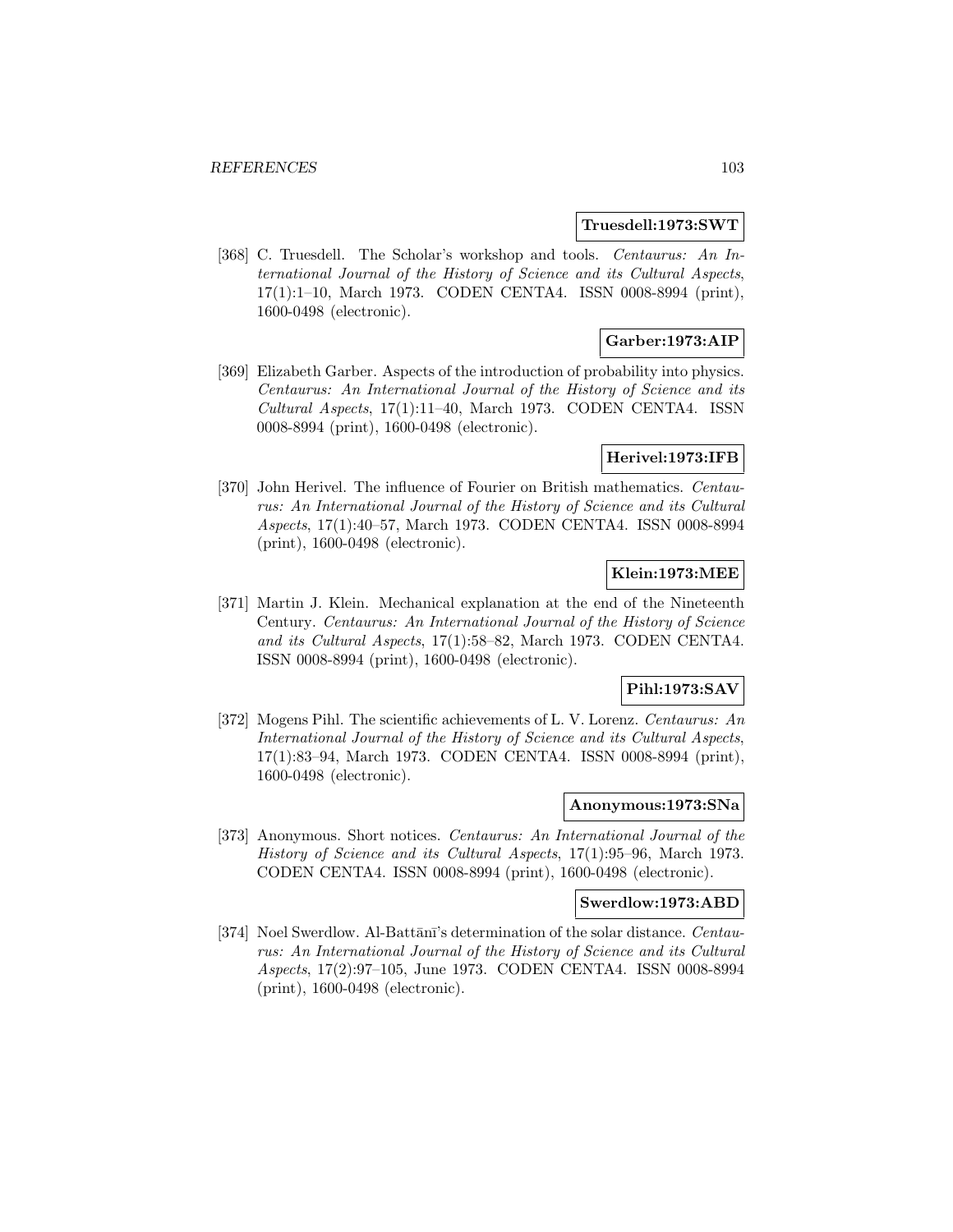**Truesdell:1973:SWT**

[368] C. Truesdell. The Scholar's workshop and tools. *Centaurus: An International Journal of the History of Science and its Cultural Aspects*, 17(1):1–10, March 1973. CODEN CENTA4. ISSN 0008-8994 (print), 1600-0498 (electronic).

**Garber:1973:AIP**

[369] Elizabeth Garber. Aspects of the introduction of probability into physics. *Centaurus: An International Journal of the History of Science and its Cultural Aspects*, 17(1):11–40, March 1973. CODEN CENTA4. ISSN 0008-8994 (print), 1600-0498 (electronic).

**Herivel:1973:IFB**

[370] John Herivel. The influence of Fourier on British mathematics. *Centaurus: An International Journal of the History of Science and its Cultural Aspects*, 17(1):40–57, March 1973. CODEN CENTA4. ISSN 0008-8994 (print), 1600-0498 (electronic).

**Klein:1973:MEE**

[371] Martin J. Klein. Mechanical explanation at the end of the Nineteenth Century. *Centaurus: An International Journal of the History of Science and its Cultural Aspects*, 17(1):58–82, March 1973. CODEN CENTA4. ISSN 0008-8994 (print), 1600-0498 (electronic).

**Pihl:1973:SAV**

[372] Mogens Pihl. The scientific achievements of L. V. Lorenz. *Centaurus: An International Journal of the History of Science and its Cultural Aspects*, 17(1):83–94, March 1973. CODEN CENTA4. ISSN 0008-8994 (print), 1600-0498 (electronic).

**Anonymous:1973:SNa**

[373] Anonymous. Short notices. *Centaurus: An International Journal of the History of Science and its Cultural Aspects*, 17(1):95–96, March 1973. CODEN CENTA4. ISSN 0008-8994 (print), 1600-0498 (electronic).

**Swerdlow:1973:ABD**

[374] Noel Swerdlow. Al-Battānī's determination of the solar distance. *Centaurus: An International Journal of the History of Science and its Cultural Aspects*, 17(2):97–105, June 1973. CODEN CENTA4. ISSN 0008-8994 (print), 1600-0498 (electronic).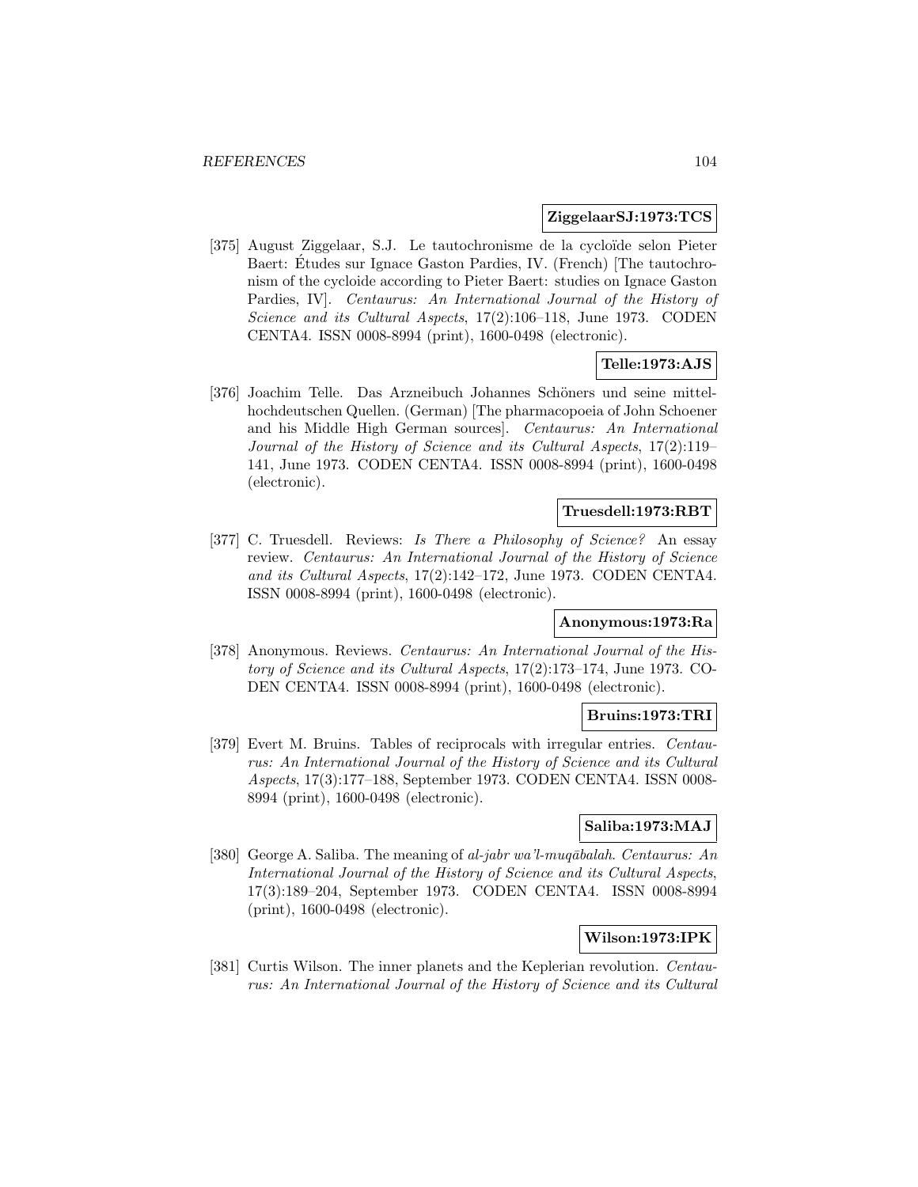**ZiggelaarSJ:1973:TCS**

[375] August Ziggelaar, S.J. Le tautochronisme de la cycloïde selon Pieter Baert: Études sur Ignace Gaston Pardies, IV. (French) [The tautochronism of the cycloide according to Pieter Baert: studies on Ignace Gaston Pardies, IV]. *Centaurus: An International Journal of the History of Science and its Cultural Aspects*, 17(2):106–118, June 1973. CODEN CENTA4. ISSN 0008-8994 (print), 1600-0498 (electronic).

**Telle:1973:AJS**

[376] Joachim Telle. Das Arzneibuch Johannes Schöners und seine mittelhochdeutschen Quellen. (German) [The pharmacopoeia of John Schoener and his Middle High German sources]. *Centaurus: An International Journal of the History of Science and its Cultural Aspects*, 17(2):119–141, June 1973. CODEN CENTA4. ISSN 0008-8994 (print), 1600-0498 (electronic).

**Truesdell:1973:RBT**

[377] C. Truesdell. Reviews: *Is There a Philosophy of Science?* An essay review. *Centaurus: An International Journal of the History of Science and its Cultural Aspects*, 17(2):142–172, June 1973. CODEN CENTA4. ISSN 0008-8994 (print), 1600-0498 (electronic).

**Anonymous:1973:Ra**

[378] Anonymous. Reviews. *Centaurus: An International Journal of the History of Science and its Cultural Aspects*, 17(2):173–174, June 1973. CODEN CENTA4. ISSN 0008-8994 (print), 1600-0498 (electronic).

**Bruins:1973:TRI**

[379] Evert M. Bruins. Tables of reciprocals with irregular entries. *Centaurus: An International Journal of the History of Science and its Cultural Aspects*, 17(3):177–188, September 1973. CODEN CENTA4. ISSN 0008-8994 (print), 1600-0498 (electronic).

**Saliba:1973:MAJ**

[380] George A. Saliba. The meaning of *al-jabr wa'l-muqābalah*. *Centaurus: An International Journal of the History of Science and its Cultural Aspects*, 17(3):189–204, September 1973. CODEN CENTA4. ISSN 0008-8994 (print), 1600-0498 (electronic).

**Wilson:1973:IPK**

[381] Curtis Wilson. The inner planets and the Keplerian revolution. *Centaurus: An International Journal of the History of Science and its Cultural*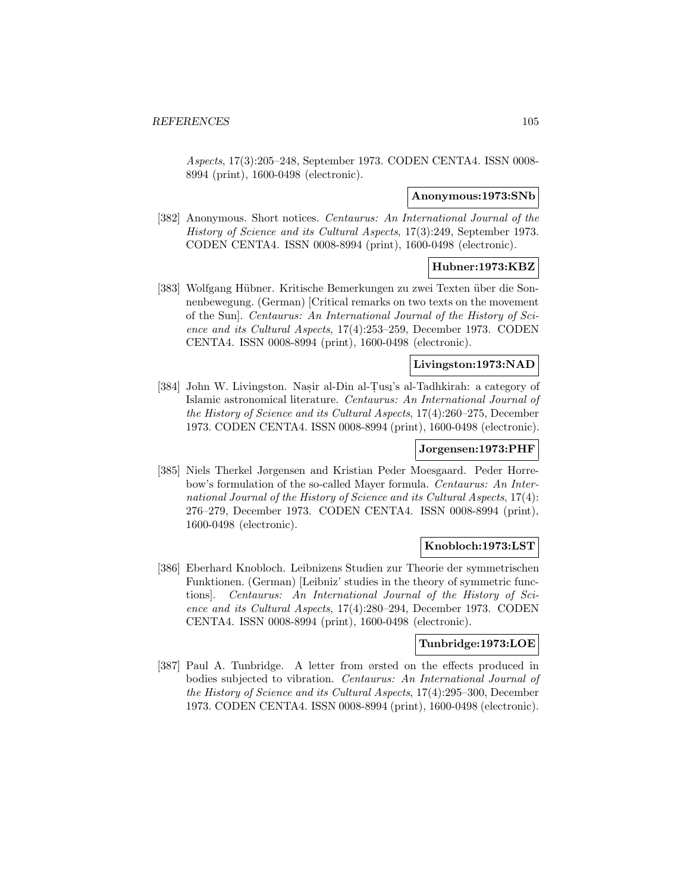*Aspects*, 17(3):205–248, September 1973. CODEN CENTA4. ISSN 0008-8994 (print), 1600-0498 (electronic).

**Anonymous:1973:SNb**

[382] Anonymous. Short notices. *Centaurus: An International Journal of the History of Science and its Cultural Aspects*, 17(3):249, September 1973. CODEN CENTA4. ISSN 0008-8994 (print), 1600-0498 (electronic).

**Hubner:1973:KBZ**

[383] Wolfgang Hübner. Kritische Bemerkungen zu zwei Texten über die Sonnenbewegung. (German) [Critical remarks on two texts on the movement of the Sun]. *Centaurus: An International Journal of the History of Science and its Cultural Aspects*, 17(4):253–259, December 1973. CODEN CENTA4. ISSN 0008-8994 (print), 1600-0498 (electronic).

**Livingston:1973:NAD**

[384] John W. Livingston. Naṣir al-Din al-Ṭusı's al-Tadhkirah: a category of Islamic astronomical literature. *Centaurus: An International Journal of the History of Science and its Cultural Aspects*, 17(4):260–275, December 1973. CODEN CENTA4. ISSN 0008-8994 (print), 1600-0498 (electronic).

**Jorgensen:1973:PHF**

[385] Niels Therkel Jørgensen and Kristian Peder Moesgaard. Peder Horrebow's formulation of the so-called Mayer formula. *Centaurus: An International Journal of the History of Science and its Cultural Aspects*, 17(4): 276–279, December 1973. CODEN CENTA4. ISSN 0008-8994 (print), 1600-0498 (electronic).

**Knobloch:1973:LST**

[386] Eberhard Knobloch. Leibnizens Studien zur Theorie der symmetrischen Funktionen. (German) [Leibniz' studies in the theory of symmetric functions]. *Centaurus: An International Journal of the History of Science and its Cultural Aspects*, 17(4):280–294, December 1973. CODEN CENTA4. ISSN 0008-8994 (print), 1600-0498 (electronic).

**Tunbridge:1973:LOE**

[387] Paul A. Tunbridge. A letter from ørsted on the effects produced in bodies subjected to vibration. *Centaurus: An International Journal of the History of Science and its Cultural Aspects*, 17(4):295–300, December 1973. CODEN CENTA4. ISSN 0008-8994 (print), 1600-0498 (electronic).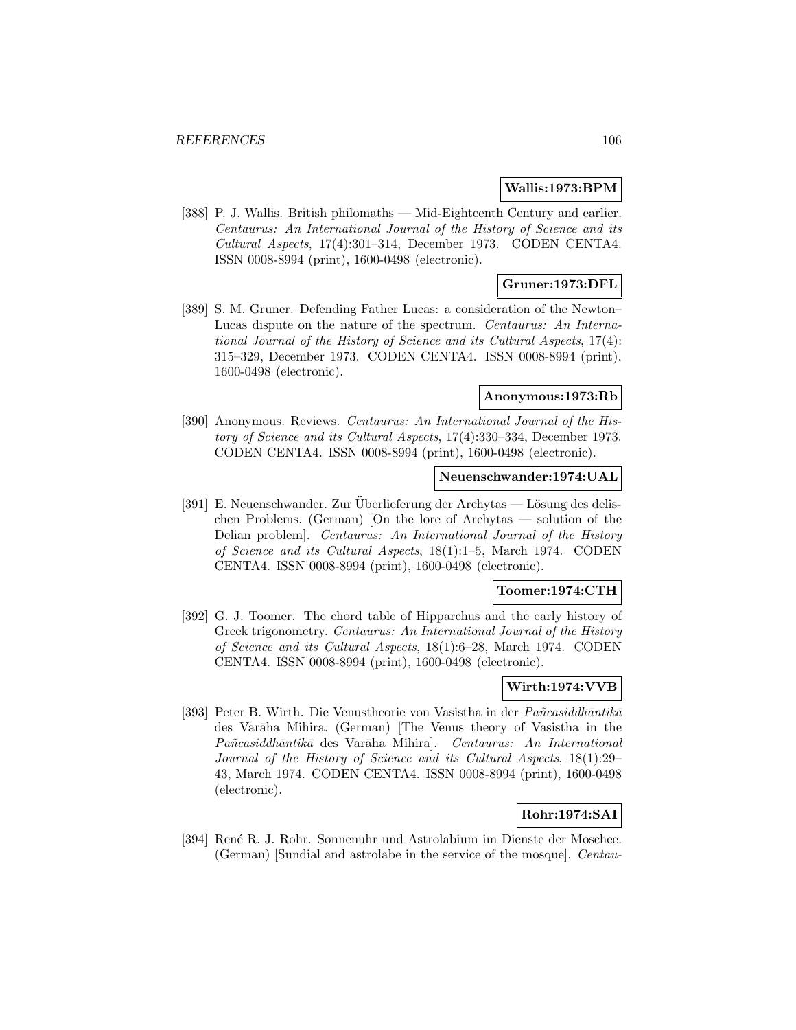**Wallis:1973:BPM**

[388] P. J. Wallis. British philomaths — Mid-Eighteenth Century and earlier. *Centaurus: An International Journal of the History of Science and its Cultural Aspects*, 17(4):301–314, December 1973. CODEN CENTA4. ISSN 0008-8994 (print), 1600-0498 (electronic).

**Gruner:1973:DFL**

[389] S. M. Gruner. Defending Father Lucas: a consideration of the Newton–Lucas dispute on the nature of the spectrum. *Centaurus: An International Journal of the History of Science and its Cultural Aspects*, 17(4): 315–329, December 1973. CODEN CENTA4. ISSN 0008-8994 (print), 1600-0498 (electronic).

**Anonymous:1973:Rb**

[390] Anonymous. Reviews. *Centaurus: An International Journal of the History of Science and its Cultural Aspects*, 17(4):330–334, December 1973. CODEN CENTA4. ISSN 0008-8994 (print), 1600-0498 (electronic).

**Neuenschwander:1974:UAL**

[391] E. Neuenschwander. Zur Überlieferung der Archytas — Lösung des delischen Problems. (German) [On the lore of Archytas — solution of the Delian problem]. *Centaurus: An International Journal of the History of Science and its Cultural Aspects*, 18(1):1–5, March 1974. CODEN CENTA4. ISSN 0008-8994 (print), 1600-0498 (electronic).

**Toomer:1974:CTH**

[392] G. J. Toomer. The chord table of Hipparchus and the early history of Greek trigonometry. *Centaurus: An International Journal of the History of Science and its Cultural Aspects*, 18(1):6–28, March 1974. CODEN CENTA4. ISSN 0008-8994 (print), 1600-0498 (electronic).

**Wirth:1974:VVB**

[393] Peter B. Wirth. Die Venustheorie von Vasistha in der *Pañcasiddhāntikā* des Varāha Mihira. (German) [The Venus theory of Vasistha in the *Pañcasiddhāntikā* des Varāha Mihira]. *Centaurus: An International Journal of the History of Science and its Cultural Aspects*, 18(1):29–43, March 1974. CODEN CENTA4. ISSN 0008-8994 (print), 1600-0498 (electronic).

**Rohr:1974:SAI**

[394] René R. J. Rohr. Sonnenuhr und Astrolabium im Dienste der Moschee. (German) [Sundial and astrolabe in the service of the mosque]. *Centau-*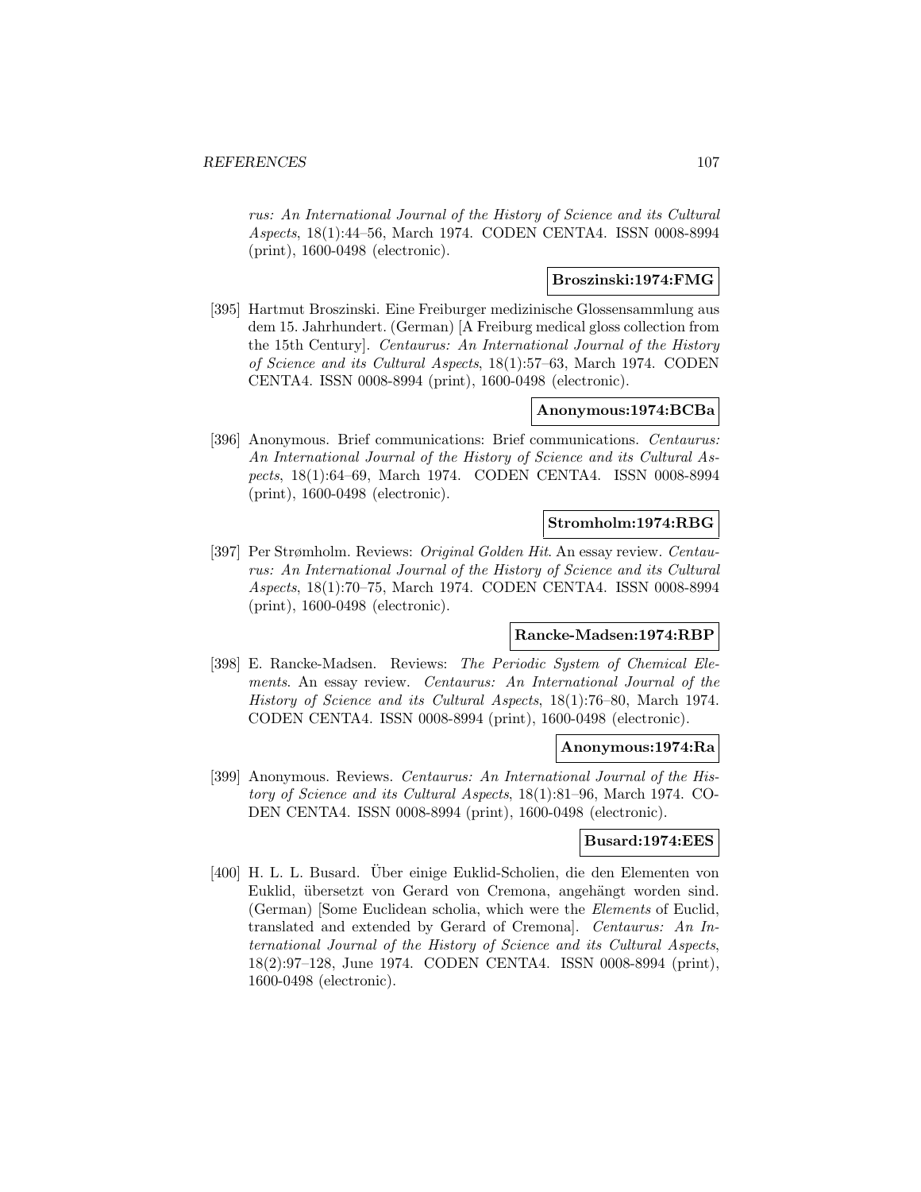rus: An International Journal of the History of Science and its Cultural Aspects*, 18(1):44–56, March 1974. CODEN CENTA4. ISSN 0008-8994 (print), 1600-0498 (electronic).

**Broszinski:1974:FMG**

[395] Hartmut Broszinski. Eine Freiburger medizinische Glossensammlung aus dem 15. Jahrhundert. (German) [A Freiburg medical gloss collection from the 15th Century]. *Centaurus: An International Journal of the History of Science and its Cultural Aspects*, 18(1):57–63, March 1974. CODEN CENTA4. ISSN 0008-8994 (print), 1600-0498 (electronic).

**Anonymous:1974:BCBa**

[396] Anonymous. Brief communications: Brief communications. *Centaurus: An International Journal of the History of Science and its Cultural Aspects*, 18(1):64–69, March 1974. CODEN CENTA4. ISSN 0008-8994 (print), 1600-0498 (electronic).

**Stromholm:1974:RBG**

[397] Per Strømholm. Reviews: *Original Golden Hit*. An essay review. *Centaurus: An International Journal of the History of Science and its Cultural Aspects*, 18(1):70–75, March 1974. CODEN CENTA4. ISSN 0008-8994 (print), 1600-0498 (electronic).

**Rancke-Madsen:1974:RBP**

[398] E. Rancke-Madsen. Reviews: *The Periodic System of Chemical Elements*. An essay review. *Centaurus: An International Journal of the History of Science and its Cultural Aspects*, 18(1):76–80, March 1974. CODEN CENTA4. ISSN 0008-8994 (print), 1600-0498 (electronic).

**Anonymous:1974:Ra**

[399] Anonymous. Reviews. *Centaurus: An International Journal of the History of Science and its Cultural Aspects*, 18(1):81–96, March 1974. CODEN CENTA4. ISSN 0008-8994 (print), 1600-0498 (electronic).

**Busard:1974:EES**

[400] H. L. L. Busard. Über einige Euklid-Scholien, die den Elementen von Euklid, übersetzt von Gerard von Cremona, angehängt worden sind. (German) [Some Euclidean scholia, which were the *Elements* of Euclid, translated and extended by Gerard of Cremona]. *Centaurus: An International Journal of the History of Science and its Cultural Aspects*, 18(2):97–128, June 1974. CODEN CENTA4. ISSN 0008-8994 (print), 1600-0498 (electronic).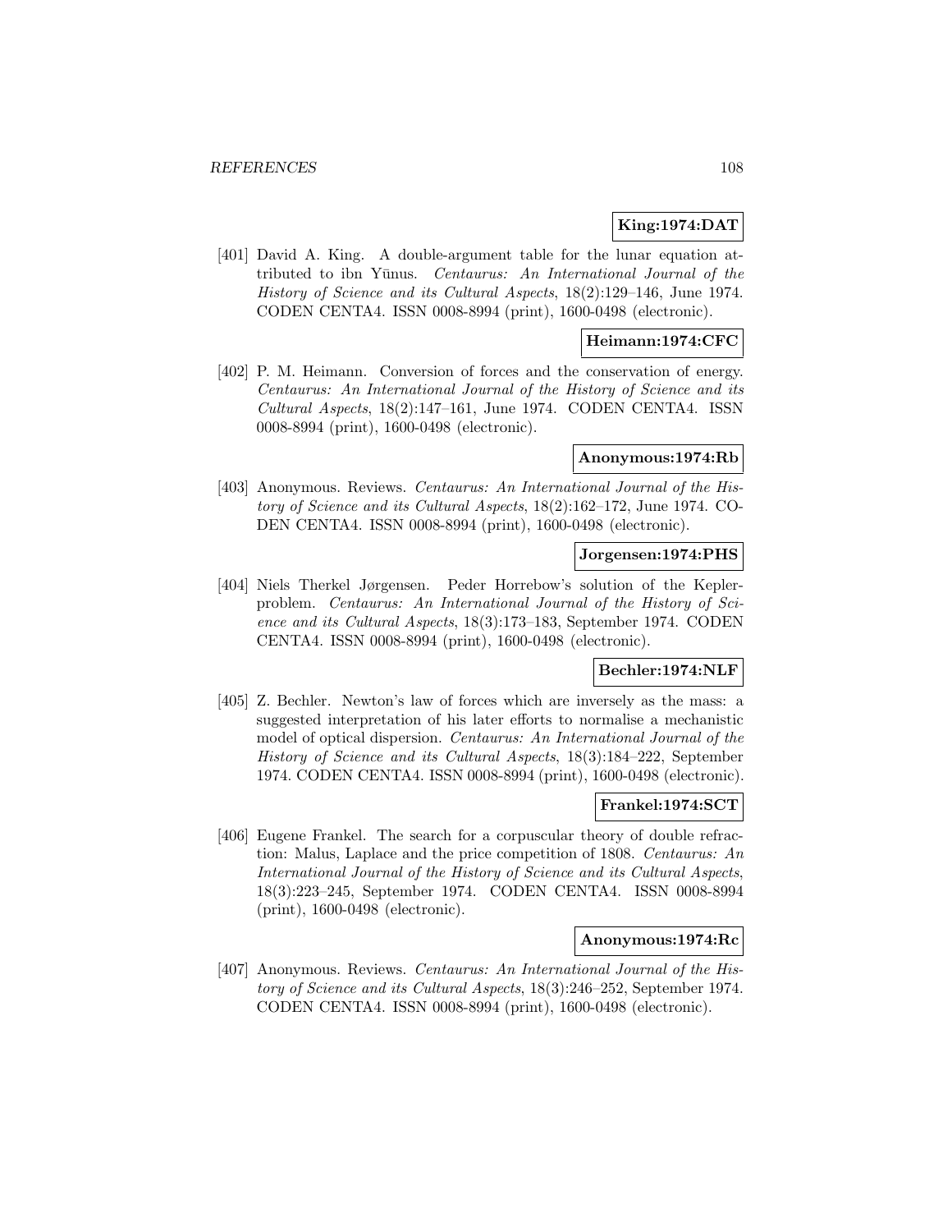**King:1974:DAT**

[401] David A. King. A double-argument table for the lunar equation attributed to ibn Yūnus. *Centaurus: An International Journal of the History of Science and its Cultural Aspects*, 18(2):129–146, June 1974. CODEN CENTA4. ISSN 0008-8994 (print), 1600-0498 (electronic).

**Heimann:1974:CFC**

[402] P. M. Heimann. Conversion of forces and the conservation of energy. *Centaurus: An International Journal of the History of Science and its Cultural Aspects*, 18(2):147–161, June 1974. CODEN CENTA4. ISSN 0008-8994 (print), 1600-0498 (electronic).

**Anonymous:1974:Rb**

[403] Anonymous. Reviews. *Centaurus: An International Journal of the History of Science and its Cultural Aspects*, 18(2):162–172, June 1974. CODEN CENTA4. ISSN 0008-8994 (print), 1600-0498 (electronic).

**Jorgensen:1974:PHS**

[404] Niels Therkel Jørgensen. Peder Horrebow's solution of the Kepler-problem. *Centaurus: An International Journal of the History of Science and its Cultural Aspects*, 18(3):173–183, September 1974. CODEN CENTA4. ISSN 0008-8994 (print), 1600-0498 (electronic).

**Bechler:1974:NLF**

[405] Z. Bechler. Newton's law of forces which are inversely as the mass: a suggested interpretation of his later efforts to normalise a mechanistic model of optical dispersion. *Centaurus: An International Journal of the History of Science and its Cultural Aspects*, 18(3):184–222, September 1974. CODEN CENTA4. ISSN 0008-8994 (print), 1600-0498 (electronic).

**Frankel:1974:SCT**

[406] Eugene Frankel. The search for a corpuscular theory of double refraction: Malus, Laplace and the price competition of 1808. *Centaurus: An International Journal of the History of Science and its Cultural Aspects*, 18(3):223–245, September 1974. CODEN CENTA4. ISSN 0008-8994 (print), 1600-0498 (electronic).

**Anonymous:1974:Rc**

[407] Anonymous. Reviews. *Centaurus: An International Journal of the History of Science and its Cultural Aspects*, 18(3):246–252, September 1974. CODEN CENTA4. ISSN 0008-8994 (print), 1600-0498 (electronic).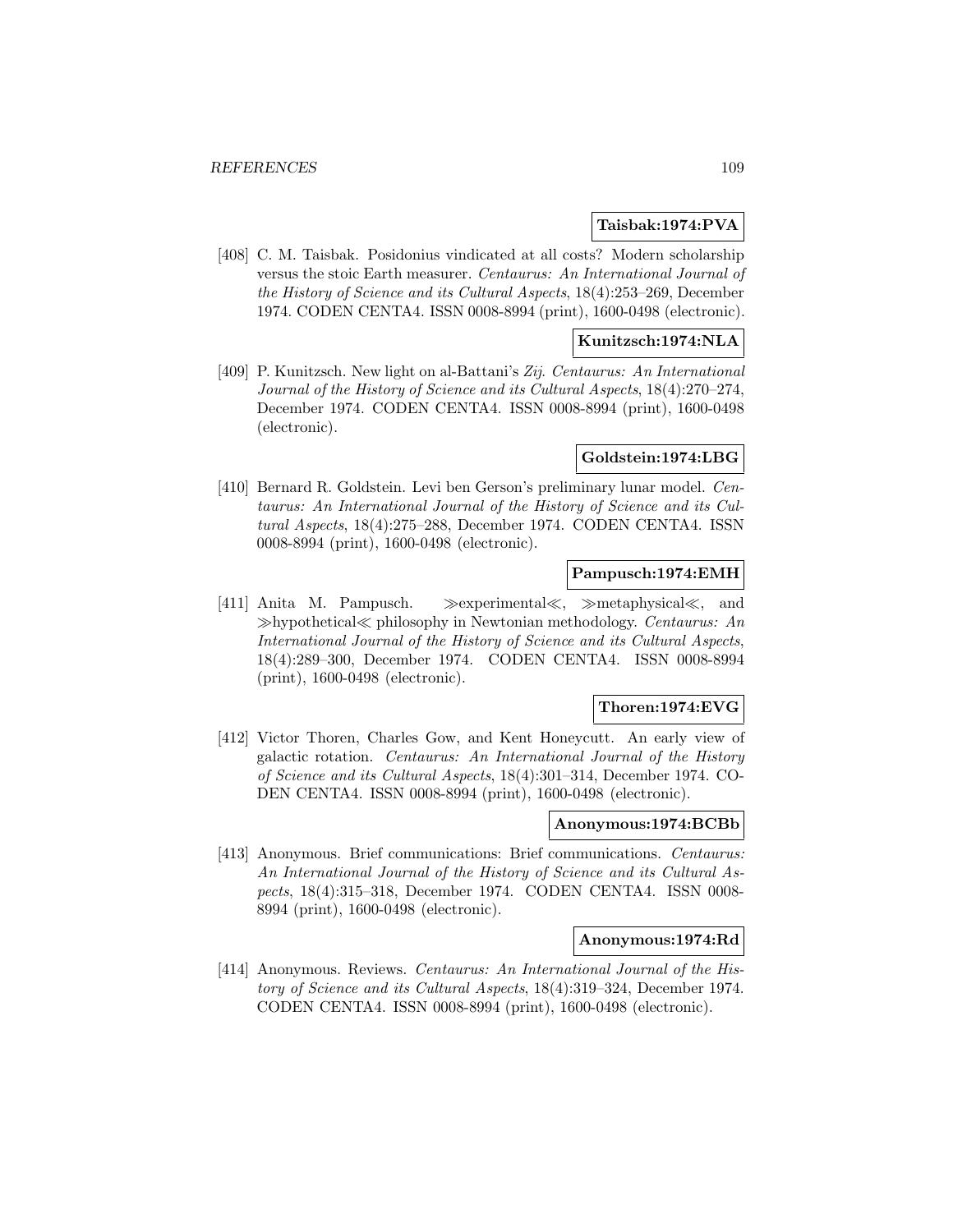**Taisbak:1974:PVA**

[408] C. M. Taisbak. Posidonius vindicated at all costs? Modern scholarship versus the stoic Earth measurer. *Centaurus: An International Journal of the History of Science and its Cultural Aspects*, 18(4):253–269, December 1974. CODEN CENTA4. ISSN 0008-8994 (print), 1600-0498 (electronic).

**Kunitzsch:1974:NLA**

[409] P. Kunitzsch. New light on al-Battani's *Zij*. *Centaurus: An International Journal of the History of Science and its Cultural Aspects*, 18(4):270–274, December 1974. CODEN CENTA4. ISSN 0008-8994 (print), 1600-0498 (electronic).

**Goldstein:1974:LBG**

[410] Bernard R. Goldstein. Levi ben Gerson's preliminary lunar model. *Centaurus: An International Journal of the History of Science and its Cultural Aspects*, 18(4):275–288, December 1974. CODEN CENTA4. ISSN 0008-8994 (print), 1600-0498 (electronic).

**Pampusch:1974:EMH**

[411] Anita M. Pampusch. ≫experimental≪, ≫metaphysical≪, and ≫hypothetical≪ philosophy in Newtonian methodology. *Centaurus: An International Journal of the History of Science and its Cultural Aspects*, 18(4):289–300, December 1974. CODEN CENTA4. ISSN 0008-8994 (print), 1600-0498 (electronic).

**Thoren:1974:EVG**

[412] Victor Thoren, Charles Gow, and Kent Honeycutt. An early view of galactic rotation. *Centaurus: An International Journal of the History of Science and its Cultural Aspects*, 18(4):301–314, December 1974. CODEN CENTA4. ISSN 0008-8994 (print), 1600-0498 (electronic).

**Anonymous:1974:BCBb**

[413] Anonymous. Brief communications: Brief communications. *Centaurus: An International Journal of the History of Science and its Cultural Aspects*, 18(4):315–318, December 1974. CODEN CENTA4. ISSN 0008-8994 (print), 1600-0498 (electronic).

**Anonymous:1974:Rd**

[414] Anonymous. Reviews. *Centaurus: An International Journal of the History of Science and its Cultural Aspects*, 18(4):319–324, December 1974. CODEN CENTA4. ISSN 0008-8994 (print), 1600-0498 (electronic).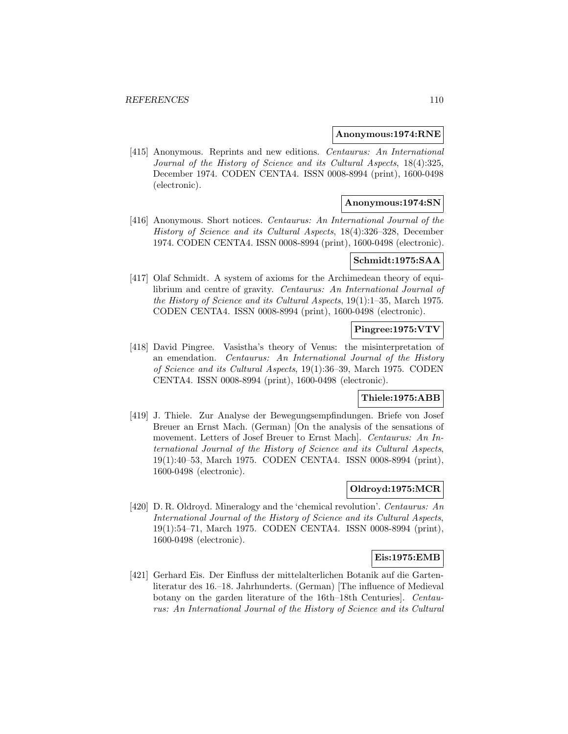**Anonymous:1974:RNE**

[415] Anonymous. Reprints and new editions. *Centaurus: An International Journal of the History of Science and its Cultural Aspects*, 18(4):325, December 1974. CODEN CENTA4. ISSN 0008-8994 (print), 1600-0498 (electronic).

**Anonymous:1974:SN**

[416] Anonymous. Short notices. *Centaurus: An International Journal of the History of Science and its Cultural Aspects*, 18(4):326–328, December 1974. CODEN CENTA4. ISSN 0008-8994 (print), 1600-0498 (electronic).

**Schmidt:1975:SAA**

[417] Olaf Schmidt. A system of axioms for the Archimedean theory of equilibrium and centre of gravity. *Centaurus: An International Journal of the History of Science and its Cultural Aspects*, 19(1):1–35, March 1975. CODEN CENTA4. ISSN 0008-8994 (print), 1600-0498 (electronic).

**Pingree:1975:VTV**

[418] David Pingree. Vasistha's theory of Venus: the misinterpretation of an emendation. *Centaurus: An International Journal of the History of Science and its Cultural Aspects*, 19(1):36–39, March 1975. CODEN CENTA4. ISSN 0008-8994 (print), 1600-0498 (electronic).

**Thiele:1975:ABB**

[419] J. Thiele. Zur Analyse der Bewegungsempfindungen. Briefe von Josef Breuer an Ernst Mach. (German) [On the analysis of the sensations of movement. Letters of Josef Breuer to Ernst Mach]. *Centaurus: An International Journal of the History of Science and its Cultural Aspects*, 19(1):40–53, March 1975. CODEN CENTA4. ISSN 0008-8994 (print), 1600-0498 (electronic).

**Oldroyd:1975:MCR**

[420] D. R. Oldroyd. Mineralogy and the 'chemical revolution'. *Centaurus: An International Journal of the History of Science and its Cultural Aspects*, 19(1):54–71, March 1975. CODEN CENTA4. ISSN 0008-8994 (print), 1600-0498 (electronic).

**Eis:1975:EMB**

[421] Gerhard Eis. Der Einfluss der mittelalterlichen Botanik auf die Gartenliteratur des 16.–18. Jahrhunderts. (German) [The influence of Medieval botany on the garden literature of the 16th–18th Centuries]. *Centaurus: An International Journal of the History of Science and its Cultural*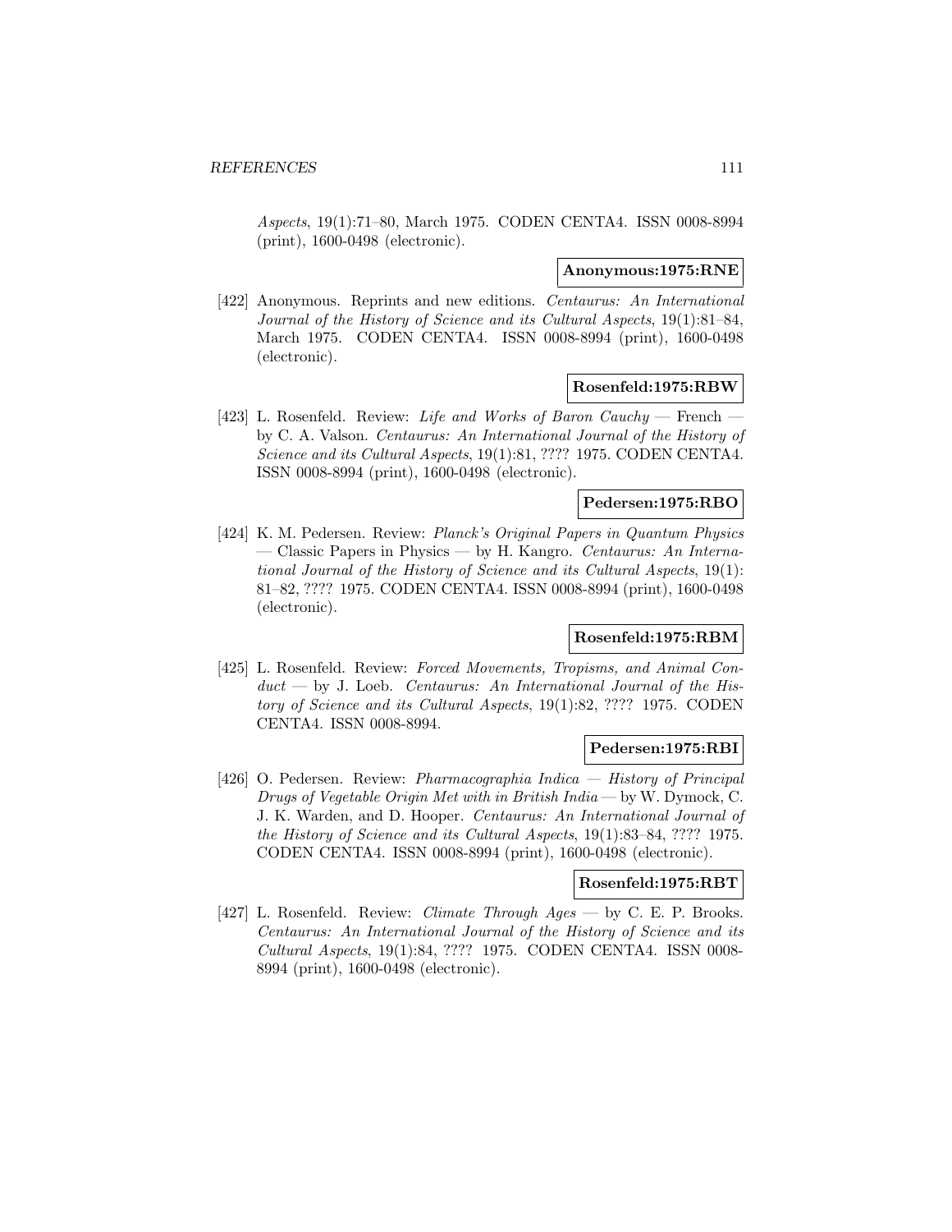*Aspects*, 19(1):71–80, March 1975. CODEN CENTA4. ISSN 0008-8994 (print), 1600-0498 (electronic).

**Anonymous:1975:RNE**

[422] Anonymous. Reprints and new editions. *Centaurus: An International Journal of the History of Science and its Cultural Aspects*, 19(1):81–84, March 1975. CODEN CENTA4. ISSN 0008-8994 (print), 1600-0498 (electronic).

**Rosenfeld:1975:RBW**

[423] L. Rosenfeld. Review: *Life and Works of Baron Cauchy* — French — by C. A. Valson. *Centaurus: An International Journal of the History of Science and its Cultural Aspects*, 19(1):81, ???? 1975. CODEN CENTA4. ISSN 0008-8994 (print), 1600-0498 (electronic).

**Pedersen:1975:RBO**

[424] K. M. Pedersen. Review: *Planck's Original Papers in Quantum Physics* — Classic Papers in Physics — by H. Kangro. *Centaurus: An International Journal of the History of Science and its Cultural Aspects*, 19(1): 81–82, ???? 1975. CODEN CENTA4. ISSN 0008-8994 (print), 1600-0498 (electronic).

**Rosenfeld:1975:RBM**

[425] L. Rosenfeld. Review: *Forced Movements, Tropisms, and Animal Conduct* — by J. Loeb. *Centaurus: An International Journal of the History of Science and its Cultural Aspects*, 19(1):82, ???? 1975. CODEN CENTA4. ISSN 0008-8994.

**Pedersen:1975:RBI**

[426] O. Pedersen. Review: *Pharmacographia Indica — History of Principal Drugs of Vegetable Origin Met with in British India* — by W. Dymock, C. J. K. Warden, and D. Hooper. *Centaurus: An International Journal of the History of Science and its Cultural Aspects*, 19(1):83–84, ???? 1975. CODEN CENTA4. ISSN 0008-8994 (print), 1600-0498 (electronic).

**Rosenfeld:1975:RBT**

[427] L. Rosenfeld. Review: *Climate Through Ages* — by C. E. P. Brooks. *Centaurus: An International Journal of the History of Science and its Cultural Aspects*, 19(1):84, ???? 1975. CODEN CENTA4. ISSN 0008-8994 (print), 1600-0498 (electronic).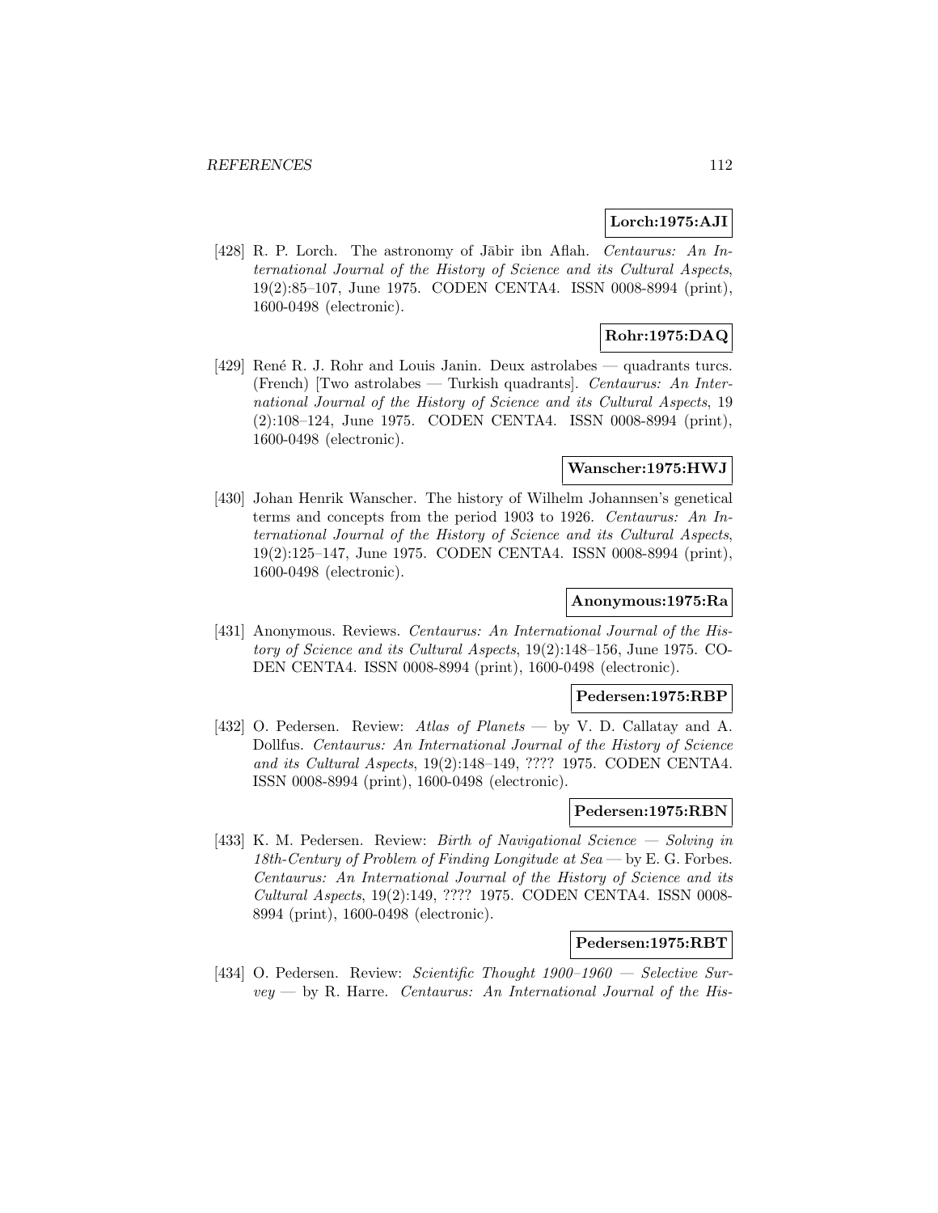**Lorch:1975:AJI**

[428] R. P. Lorch. The astronomy of Jābir ibn Aflah. *Centaurus: An International Journal of the History of Science and its Cultural Aspects*, 19(2):85–107, June 1975. CODEN CENTA4. ISSN 0008-8994 (print), 1600-0498 (electronic).

**Rohr:1975:DAQ**

[429] René R. J. Rohr and Louis Janin. Deux astrolabes — quadrants turcs. (French) [Two astrolabes — Turkish quadrants]. *Centaurus: An International Journal of the History of Science and its Cultural Aspects*, 19 (2):108–124, June 1975. CODEN CENTA4. ISSN 0008-8994 (print), 1600-0498 (electronic).

**Wanscher:1975:HWJ**

[430] Johan Henrik Wanscher. The history of Wilhelm Johannsen's genetical terms and concepts from the period 1903 to 1926. *Centaurus: An International Journal of the History of Science and its Cultural Aspects*, 19(2):125–147, June 1975. CODEN CENTA4. ISSN 0008-8994 (print), 1600-0498 (electronic).

**Anonymous:1975:Ra**

[431] Anonymous. Reviews. *Centaurus: An International Journal of the History of Science and its Cultural Aspects*, 19(2):148–156, June 1975. CODEN CENTA4. ISSN 0008-8994 (print), 1600-0498 (electronic).

**Pedersen:1975:RBP**

[432] O. Pedersen. Review: *Atlas of Planets* — by V. D. Callatay and A. Dollfus. *Centaurus: An International Journal of the History of Science and its Cultural Aspects*, 19(2):148–149, ???? 1975. CODEN CENTA4. ISSN 0008-8994 (print), 1600-0498 (electronic).

**Pedersen:1975:RBN**

[433] K. M. Pedersen. Review: *Birth of Navigational Science — Solving in 18th-Century of Problem of Finding Longitude at Sea* — by E. G. Forbes. *Centaurus: An International Journal of the History of Science and its Cultural Aspects*, 19(2):149, ???? 1975. CODEN CENTA4. ISSN 0008-8994 (print), 1600-0498 (electronic).

**Pedersen:1975:RBT**

[434] O. Pedersen. Review: *Scientific Thought 1900–1960 — Selective Survey* — by R. Harre. *Centaurus: An International Journal of the His-*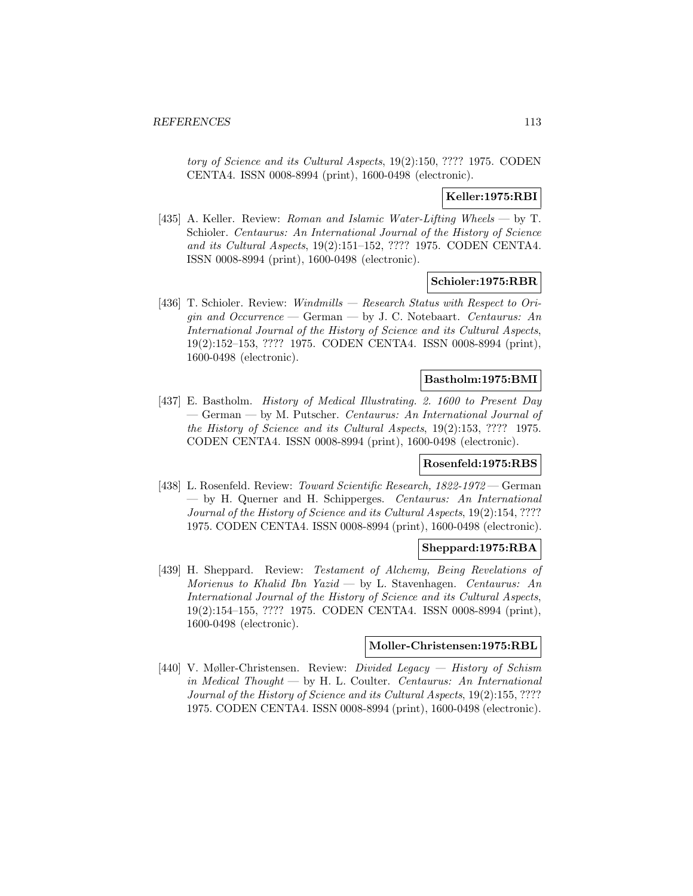*tory of Science and its Cultural Aspects*, 19(2):150, ???? 1975. CODEN CENTA4. ISSN 0008-8994 (print), 1600-0498 (electronic).

**Keller:1975:RBI**

[435] A. Keller. Review: *Roman and Islamic Water-Lifting Wheels* — by T. Schioler. *Centaurus: An International Journal of the History of Science and its Cultural Aspects*, 19(2):151–152, ???? 1975. CODEN CENTA4. ISSN 0008-8994 (print), 1600-0498 (electronic).

**Schioler:1975:RBR**

[436] T. Schioler. Review: *Windmills — Research Status with Respect to Origin and Occurrence* — German — by J. C. Notebaart. *Centaurus: An International Journal of the History of Science and its Cultural Aspects*, 19(2):152–153, ???? 1975. CODEN CENTA4. ISSN 0008-8994 (print), 1600-0498 (electronic).

**Bastholm:1975:BMI**

[437] E. Bastholm. *History of Medical Illustrating. 2. 1600 to Present Day* — German — by M. Putscher. *Centaurus: An International Journal of the History of Science and its Cultural Aspects*, 19(2):153, ???? 1975. CODEN CENTA4. ISSN 0008-8994 (print), 1600-0498 (electronic).

**Rosenfeld:1975:RBS**

[438] L. Rosenfeld. Review: *Toward Scientific Research, 1822-1972* — German — by H. Querner and H. Schipperges. *Centaurus: An International Journal of the History of Science and its Cultural Aspects*, 19(2):154, ???? 1975. CODEN CENTA4. ISSN 0008-8994 (print), 1600-0498 (electronic).

**Sheppard:1975:RBA**

[439] H. Sheppard. Review: *Testament of Alchemy, Being Revelations of Morienus to Khalid Ibn Yazid* — by L. Stavenhagen. *Centaurus: An International Journal of the History of Science and its Cultural Aspects*, 19(2):154–155, ???? 1975. CODEN CENTA4. ISSN 0008-8994 (print), 1600-0498 (electronic).

**Moller-Christensen:1975:RBL**

[440] V. Møller-Christensen. Review: *Divided Legacy — History of Schism in Medical Thought* — by H. L. Coulter. *Centaurus: An International Journal of the History of Science and its Cultural Aspects*, 19(2):155, ???? 1975. CODEN CENTA4. ISSN 0008-8994 (print), 1600-0498 (electronic).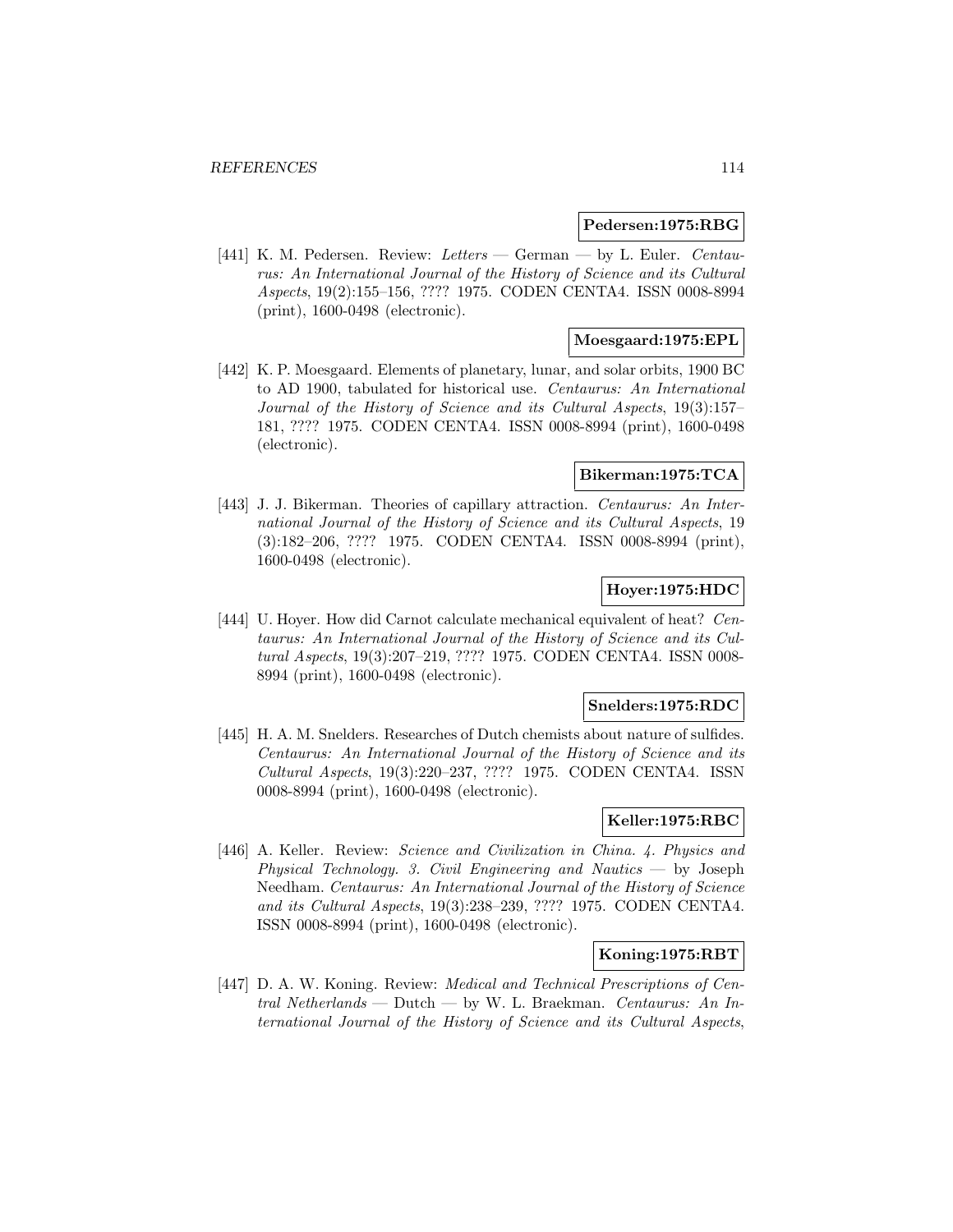**Pedersen:1975:RBG**

[441] K. M. Pedersen. Review: *Letters* — German — by L. Euler. *Centaurus: An International Journal of the History of Science and its Cultural Aspects*, 19(2):155–156, ???? 1975. CODEN CENTA4. ISSN 0008-8994 (print), 1600-0498 (electronic).

**Moesgaard:1975:EPL**

[442] K. P. Moesgaard. Elements of planetary, lunar, and solar orbits, 1900 BC to AD 1900, tabulated for historical use. *Centaurus: An International Journal of the History of Science and its Cultural Aspects*, 19(3):157–181, ???? 1975. CODEN CENTA4. ISSN 0008-8994 (print), 1600-0498 (electronic).

**Bikerman:1975:TCA**

[443] J. J. Bikerman. Theories of capillary attraction. *Centaurus: An International Journal of the History of Science and its Cultural Aspects*, 19 (3):182–206, ???? 1975. CODEN CENTA4. ISSN 0008-8994 (print), 1600-0498 (electronic).

**Hoyer:1975:HDC**

[444] U. Hoyer. How did Carnot calculate mechanical equivalent of heat? *Centaurus: An International Journal of the History of Science and its Cultural Aspects*, 19(3):207–219, ???? 1975. CODEN CENTA4. ISSN 0008-8994 (print), 1600-0498 (electronic).

**Snelders:1975:RDC**

[445] H. A. M. Snelders. Researches of Dutch chemists about nature of sulfides. *Centaurus: An International Journal of the History of Science and its Cultural Aspects*, 19(3):220–237, ???? 1975. CODEN CENTA4. ISSN 0008-8994 (print), 1600-0498 (electronic).

**Keller:1975:RBC**

[446] A. Keller. Review: *Science and Civilization in China. 4. Physics and Physical Technology. 3. Civil Engineering and Nautics* — by Joseph Needham. *Centaurus: An International Journal of the History of Science and its Cultural Aspects*, 19(3):238–239, ???? 1975. CODEN CENTA4. ISSN 0008-8994 (print), 1600-0498 (electronic).

**Koning:1975:RBT**

[447] D. A. W. Koning. Review: *Medical and Technical Prescriptions of Central Netherlands* — Dutch — by W. L. Braekman. *Centaurus: An International Journal of the History of Science and its Cultural Aspects*,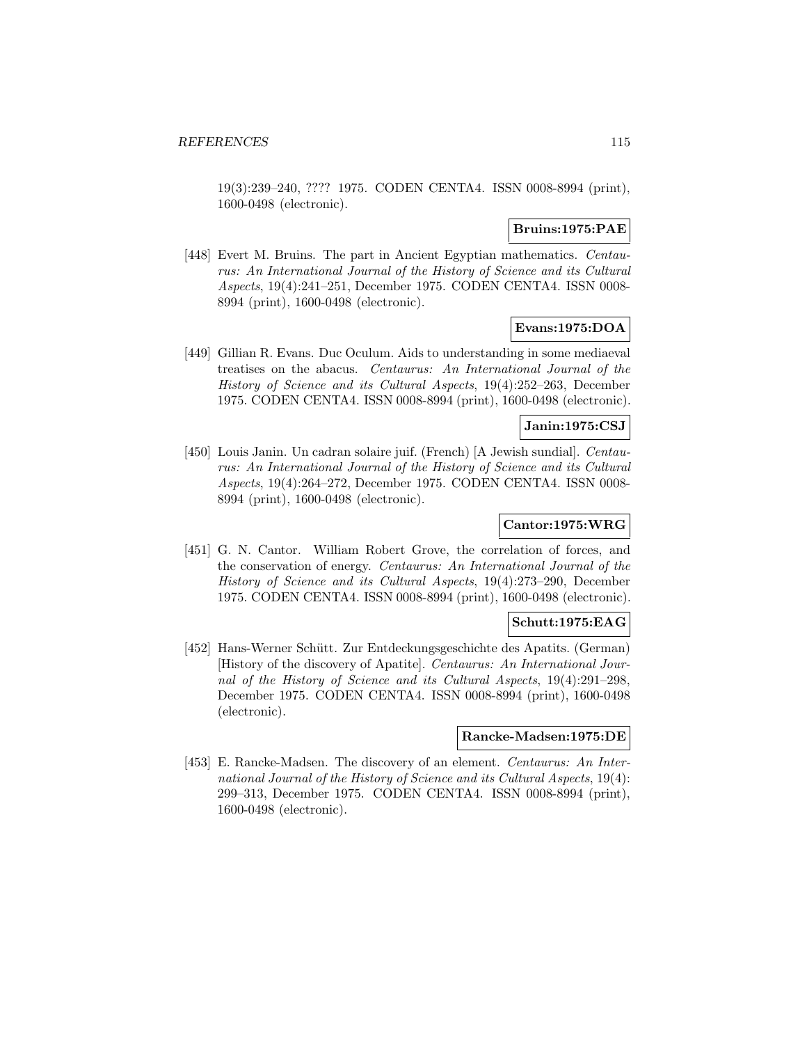19(3):239–240, ???? 1975. CODEN CENTA4. ISSN 0008-8994 (print), 1600-0498 (electronic).

**Bruins:1975:PAE**

[448] Evert M. Bruins. The part in Ancient Egyptian mathematics. *Centaurus: An International Journal of the History of Science and its Cultural Aspects*, 19(4):241–251, December 1975. CODEN CENTA4. ISSN 0008-8994 (print), 1600-0498 (electronic).

**Evans:1975:DOA**

[449] Gillian R. Evans. Duc Oculum. Aids to understanding in some mediaeval treatises on the abacus. *Centaurus: An International Journal of the History of Science and its Cultural Aspects*, 19(4):252–263, December 1975. CODEN CENTA4. ISSN 0008-8994 (print), 1600-0498 (electronic).

**Janin:1975:CSJ**

[450] Louis Janin. Un cadran solaire juif. (French) [A Jewish sundial]. *Centaurus: An International Journal of the History of Science and its Cultural Aspects*, 19(4):264–272, December 1975. CODEN CENTA4. ISSN 0008-8994 (print), 1600-0498 (electronic).

**Cantor:1975:WRG**

[451] G. N. Cantor. William Robert Grove, the correlation of forces, and the conservation of energy. *Centaurus: An International Journal of the History of Science and its Cultural Aspects*, 19(4):273–290, December 1975. CODEN CENTA4. ISSN 0008-8994 (print), 1600-0498 (electronic).

**Schutt:1975:EAG**

[452] Hans-Werner Schütt. Zur Entdeckungsgeschichte des Apatits. (German) [History of the discovery of Apatite]. *Centaurus: An International Journal of the History of Science and its Cultural Aspects*, 19(4):291–298, December 1975. CODEN CENTA4. ISSN 0008-8994 (print), 1600-0498 (electronic).

**Rancke-Madsen:1975:DE**

[453] E. Rancke-Madsen. The discovery of an element. *Centaurus: An International Journal of the History of Science and its Cultural Aspects*, 19(4): 299–313, December 1975. CODEN CENTA4. ISSN 0008-8994 (print), 1600-0498 (electronic).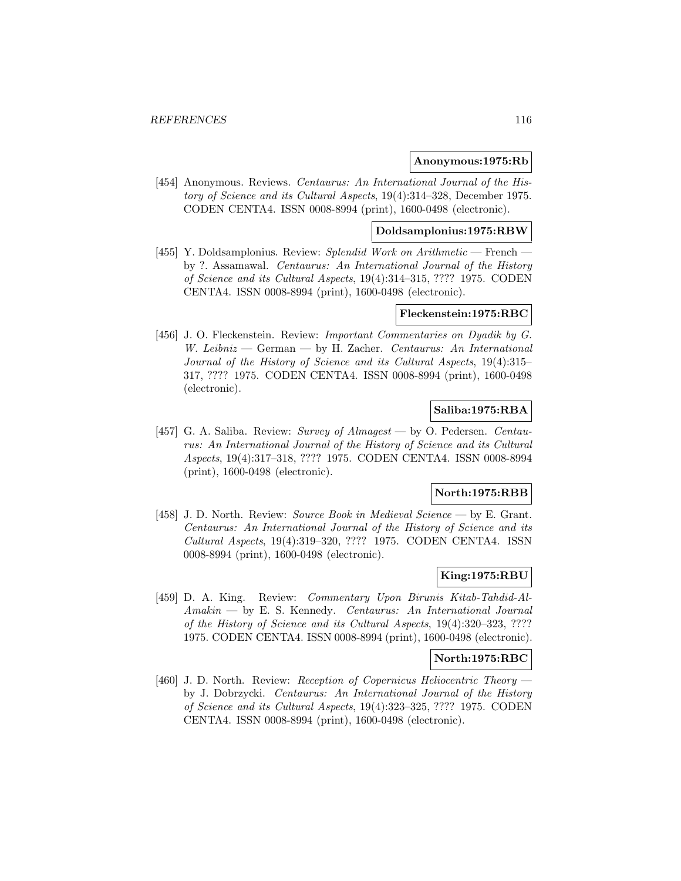**Anonymous:1975:Rb**

[454] Anonymous. Reviews. *Centaurus: An International Journal of the History of Science and its Cultural Aspects*, 19(4):314–328, December 1975. CODEN CENTA4. ISSN 0008-8994 (print), 1600-0498 (electronic).

**Doldsamplonius:1975:RBW**

[455] Y. Doldsamplonius. Review: *Splendid Work on Arithmetic* — French — by ?. Assamawal. *Centaurus: An International Journal of the History of Science and its Cultural Aspects*, 19(4):314–315, ???? 1975. CODEN CENTA4. ISSN 0008-8994 (print), 1600-0498 (electronic).

**Fleckenstein:1975:RBC**

[456] J. O. Fleckenstein. Review: *Important Commentaries on Dyadik by G. W. Leibniz* — German — by H. Zacher. *Centaurus: An International Journal of the History of Science and its Cultural Aspects*, 19(4):315–317, ???? 1975. CODEN CENTA4. ISSN 0008-8994 (print), 1600-0498 (electronic).

**Saliba:1975:RBA**

[457] G. A. Saliba. Review: *Survey of Almagest* — by O. Pedersen. *Centaurus: An International Journal of the History of Science and its Cultural Aspects*, 19(4):317–318, ???? 1975. CODEN CENTA4. ISSN 0008-8994 (print), 1600-0498 (electronic).

**North:1975:RBB**

[458] J. D. North. Review: *Source Book in Medieval Science* — by E. Grant. *Centaurus: An International Journal of the History of Science and its Cultural Aspects*, 19(4):319–320, ???? 1975. CODEN CENTA4. ISSN 0008-8994 (print), 1600-0498 (electronic).

**King:1975:RBU**

[459] D. A. King. Review: *Commentary Upon Birunis Kitab-Tahdid-Al-Amakin* — by E. S. Kennedy. *Centaurus: An International Journal of the History of Science and its Cultural Aspects*, 19(4):320–323, ???? 1975. CODEN CENTA4. ISSN 0008-8994 (print), 1600-0498 (electronic).

**North:1975:RBC**

[460] J. D. North. Review: *Reception of Copernicus Heliocentric Theory* — by J. Dobrzycki. *Centaurus: An International Journal of the History of Science and its Cultural Aspects*, 19(4):323–325, ???? 1975. CODEN CENTA4. ISSN 0008-8994 (print), 1600-0498 (electronic).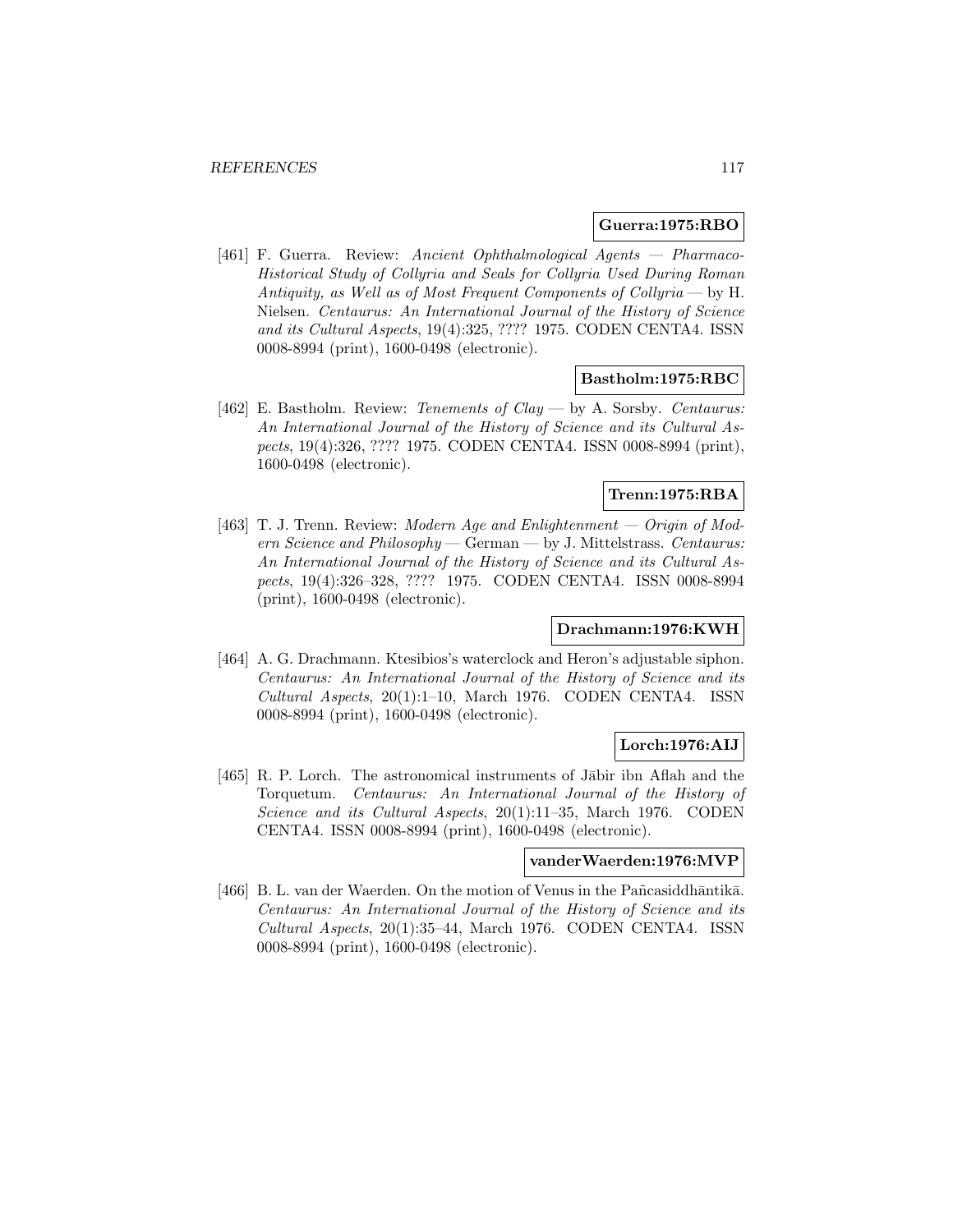**Guerra:1975:RBO**

[461] F. Guerra. Review: *Ancient Ophthalmological Agents — Pharmaco-Historical Study of Collyria and Seals for Collyria Used During Roman Antiquity, as Well as of Most Frequent Components of Collyria* — by H. Nielsen. *Centaurus: An International Journal of the History of Science and its Cultural Aspects*, 19(4):325, ???? 1975. CODEN CENTA4. ISSN 0008-8994 (print), 1600-0498 (electronic).

**Bastholm:1975:RBC**

[462] E. Bastholm. Review: *Tenements of Clay* — by A. Sorsby. *Centaurus: An International Journal of the History of Science and its Cultural Aspects*, 19(4):326, ???? 1975. CODEN CENTA4. ISSN 0008-8994 (print), 1600-0498 (electronic).

**Trenn:1975:RBA**

[463] T. J. Trenn. Review: *Modern Age and Enlightenment — Origin of Modern Science and Philosophy* — German — by J. Mittelstrass. *Centaurus: An International Journal of the History of Science and its Cultural Aspects*, 19(4):326–328, ???? 1975. CODEN CENTA4. ISSN 0008-8994 (print), 1600-0498 (electronic).

**Drachmann:1976:KWH**

[464] A. G. Drachmann. Ktesibios's waterclock and Heron's adjustable siphon. *Centaurus: An International Journal of the History of Science and its Cultural Aspects*, 20(1):1–10, March 1976. CODEN CENTA4. ISSN 0008-8994 (print), 1600-0498 (electronic).

**Lorch:1976:AIJ**

[465] R. P. Lorch. The astronomical instruments of Jābir ibn Aflah and the Torquetum. *Centaurus: An International Journal of the History of Science and its Cultural Aspects*, 20(1):11–35, March 1976. CODEN CENTA4. ISSN 0008-8994 (print), 1600-0498 (electronic).

**vanderWaerden:1976:MVP**

[466] B. L. van der Waerden. On the motion of Venus in the Pañcasiddhāntikā. *Centaurus: An International Journal of the History of Science and its Cultural Aspects*, 20(1):35–44, March 1976. CODEN CENTA4. ISSN 0008-8994 (print), 1600-0498 (electronic).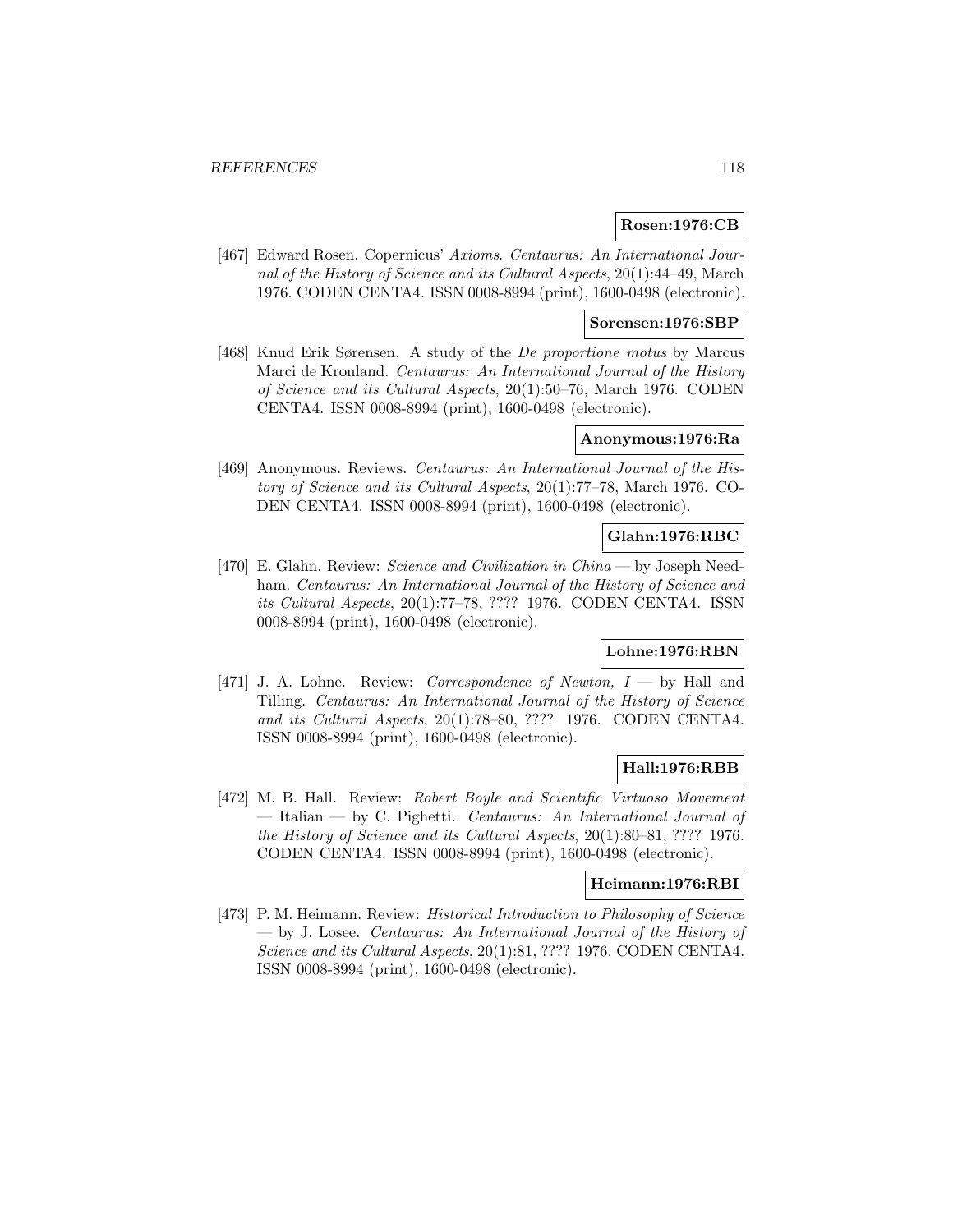**Rosen:1976:CB**

[467] Edward Rosen. Copernicus' *Axioms*. *Centaurus: An International Journal of the History of Science and its Cultural Aspects*, 20(1):44–49, March 1976. CODEN CENTA4. ISSN 0008-8994 (print), 1600-0498 (electronic).

**Sorensen:1976:SBP**

[468] Knud Erik Sørensen. A study of the *De proportione motus* by Marcus Marci de Kronland. *Centaurus: An International Journal of the History of Science and its Cultural Aspects*, 20(1):50–76, March 1976. CODEN CENTA4. ISSN 0008-8994 (print), 1600-0498 (electronic).

**Anonymous:1976:Ra**

[469] Anonymous. Reviews. *Centaurus: An International Journal of the History of Science and its Cultural Aspects*, 20(1):77–78, March 1976. CODEN CENTA4. ISSN 0008-8994 (print), 1600-0498 (electronic).

**Glahn:1976:RBC**

[470] E. Glahn. Review: *Science and Civilization in China* — by Joseph Needham. *Centaurus: An International Journal of the History of Science and its Cultural Aspects*, 20(1):77–78, ???? 1976. CODEN CENTA4. ISSN 0008-8994 (print), 1600-0498 (electronic).

**Lohne:1976:RBN**

[471] J. A. Lohne. Review: *Correspondence of Newton, I* — by Hall and Tilling. *Centaurus: An International Journal of the History of Science and its Cultural Aspects*, 20(1):78–80, ???? 1976. CODEN CENTA4. ISSN 0008-8994 (print), 1600-0498 (electronic).

**Hall:1976:RBB**

[472] M. B. Hall. Review: *Robert Boyle and Scientific Virtuoso Movement* — Italian — by C. Pighetti. *Centaurus: An International Journal of the History of Science and its Cultural Aspects*, 20(1):80–81, ???? 1976. CODEN CENTA4. ISSN 0008-8994 (print), 1600-0498 (electronic).

**Heimann:1976:RBI**

[473] P. M. Heimann. Review: *Historical Introduction to Philosophy of Science* — by J. Losee. *Centaurus: An International Journal of the History of Science and its Cultural Aspects*, 20(1):81, ???? 1976. CODEN CENTA4. ISSN 0008-8994 (print), 1600-0498 (electronic).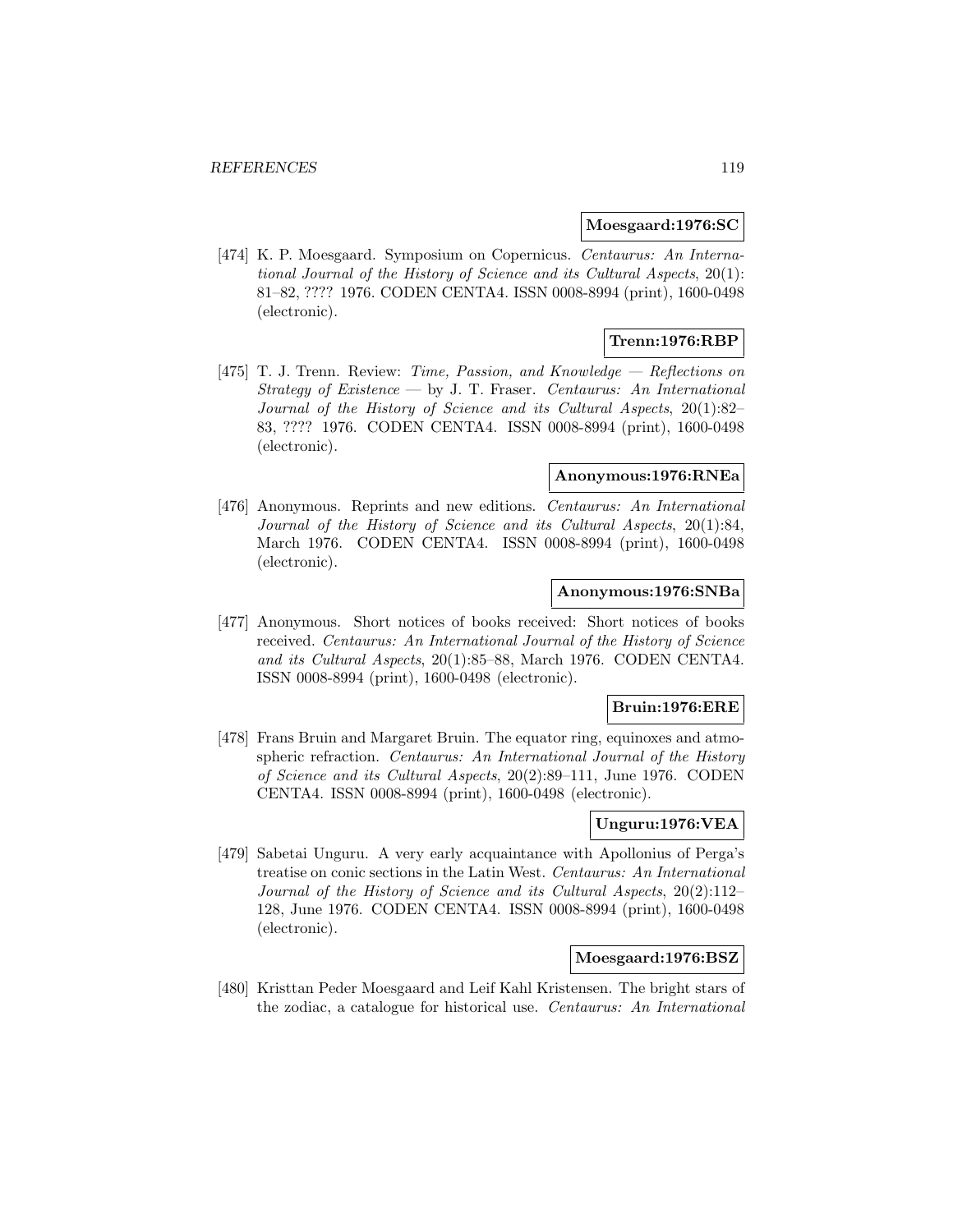**Moesgaard:1976:SC**

[474] K. P. Moesgaard. Symposium on Copernicus. *Centaurus: An International Journal of the History of Science and its Cultural Aspects*, 20(1): 81–82, ???? 1976. CODEN CENTA4. ISSN 0008-8994 (print), 1600-0498 (electronic).

**Trenn:1976:RBP**

[475] T. J. Trenn. Review: *Time, Passion, and Knowledge — Reflections on Strategy of Existence* — by J. T. Fraser. *Centaurus: An International Journal of the History of Science and its Cultural Aspects*, 20(1):82–83, ???? 1976. CODEN CENTA4. ISSN 0008-8994 (print), 1600-0498 (electronic).

**Anonymous:1976:RNEa**

[476] Anonymous. Reprints and new editions. *Centaurus: An International Journal of the History of Science and its Cultural Aspects*, 20(1):84, March 1976. CODEN CENTA4. ISSN 0008-8994 (print), 1600-0498 (electronic).

**Anonymous:1976:SNBa**

[477] Anonymous. Short notices of books received: Short notices of books received. *Centaurus: An International Journal of the History of Science and its Cultural Aspects*, 20(1):85–88, March 1976. CODEN CENTA4. ISSN 0008-8994 (print), 1600-0498 (electronic).

**Bruin:1976:ERE**

[478] Frans Bruin and Margaret Bruin. The equator ring, equinoxes and atmospheric refraction. *Centaurus: An International Journal of the History of Science and its Cultural Aspects*, 20(2):89–111, June 1976. CODEN CENTA4. ISSN 0008-8994 (print), 1600-0498 (electronic).

**Unguru:1976:VEA**

[479] Sabetai Unguru. A very early acquaintance with Apollonius of Perga's treatise on conic sections in the Latin West. *Centaurus: An International Journal of the History of Science and its Cultural Aspects*, 20(2):112–128, June 1976. CODEN CENTA4. ISSN 0008-8994 (print), 1600-0498 (electronic).

**Moesgaard:1976:BSZ**

[480] Kristtan Peder Moesgaard and Leif Kahl Kristensen. The bright stars of the zodiac, a catalogue for historical use. *Centaurus: An International*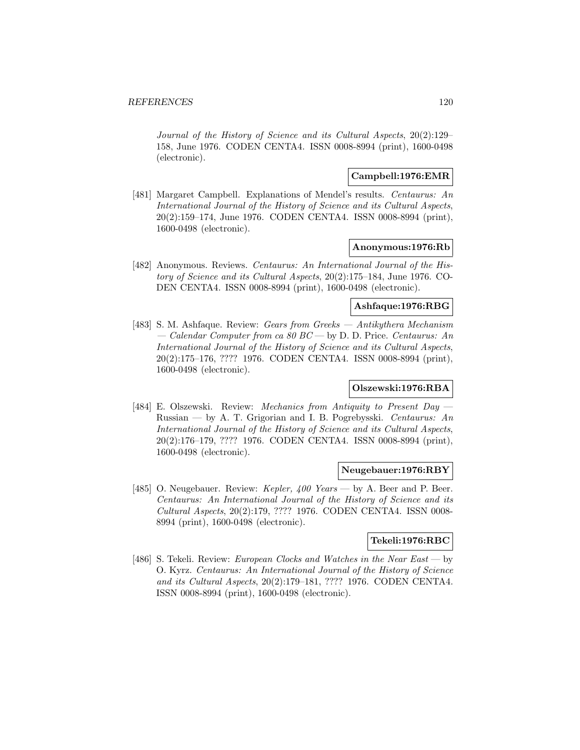*Journal of the History of Science and its Cultural Aspects*, 20(2):129–158, June 1976. CODEN CENTA4. ISSN 0008-8994 (print), 1600-0498 (electronic).

**Campbell:1976:EMR**

[481] Margaret Campbell. Explanations of Mendel's results. *Centaurus: An International Journal of the History of Science and its Cultural Aspects*, 20(2):159–174, June 1976. CODEN CENTA4. ISSN 0008-8994 (print), 1600-0498 (electronic).

**Anonymous:1976:Rb**

[482] Anonymous. Reviews. *Centaurus: An International Journal of the History of Science and its Cultural Aspects*, 20(2):175–184, June 1976. CODEN CENTA4. ISSN 0008-8994 (print), 1600-0498 (electronic).

**Ashfaque:1976:RBG**

[483] S. M. Ashfaque. Review: *Gears from Greeks — Antikythera Mechanism — Calendar Computer from ca 80 BC* — by D. D. Price. *Centaurus: An International Journal of the History of Science and its Cultural Aspects*, 20(2):175–176, ???? 1976. CODEN CENTA4. ISSN 0008-8994 (print), 1600-0498 (electronic).

**Olszewski:1976:RBA**

[484] E. Olszewski. Review: *Mechanics from Antiquity to Present Day* — Russian — by A. T. Grigorian and I. B. Pogrebysski. *Centaurus: An International Journal of the History of Science and its Cultural Aspects*, 20(2):176–179, ???? 1976. CODEN CENTA4. ISSN 0008-8994 (print), 1600-0498 (electronic).

**Neugebauer:1976:RBY**

[485] O. Neugebauer. Review: *Kepler, 400 Years* — by A. Beer and P. Beer. *Centaurus: An International Journal of the History of Science and its Cultural Aspects*, 20(2):179, ???? 1976. CODEN CENTA4. ISSN 0008-8994 (print), 1600-0498 (electronic).

**Tekeli:1976:RBC**

[486] S. Tekeli. Review: *European Clocks and Watches in the Near East* — by O. Kyrz. *Centaurus: An International Journal of the History of Science and its Cultural Aspects*, 20(2):179–181, ???? 1976. CODEN CENTA4. ISSN 0008-8994 (print), 1600-0498 (electronic).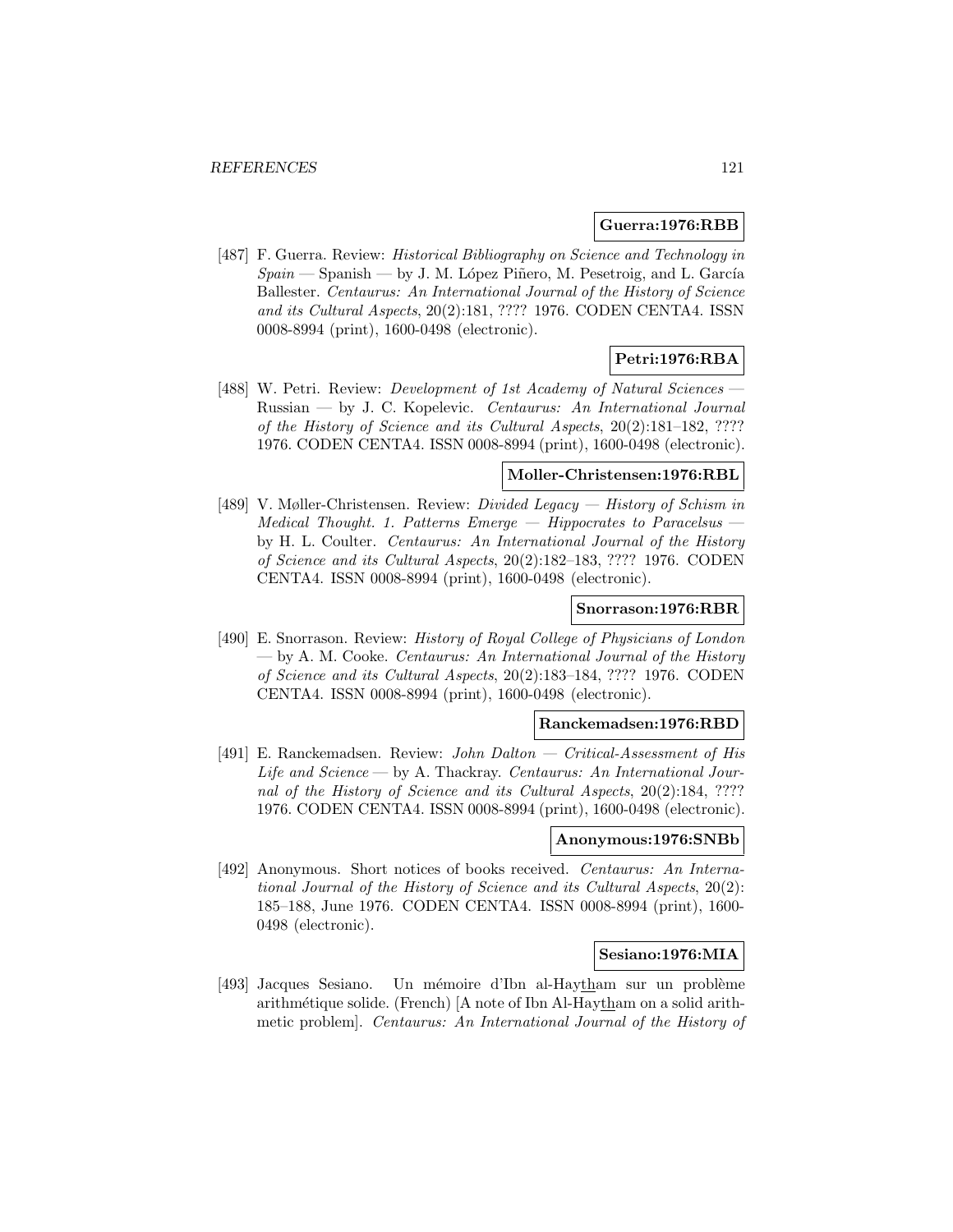**Guerra:1976:RBB**

[487] F. Guerra. Review: *Historical Bibliography on Science and Technology in Spain* — Spanish — by J. M. López Piñero, M. Pesetroig, and L. García Ballester. *Centaurus: An International Journal of the History of Science and its Cultural Aspects*, 20(2):181, ???? 1976. CODEN CENTA4. ISSN 0008-8994 (print), 1600-0498 (electronic).

**Petri:1976:RBA**

[488] W. Petri. Review: *Development of 1st Academy of Natural Sciences* — Russian — by J. C. Kopelevic. *Centaurus: An International Journal of the History of Science and its Cultural Aspects*, 20(2):181–182, ???? 1976. CODEN CENTA4. ISSN 0008-8994 (print), 1600-0498 (electronic).

**Moller-Christensen:1976:RBL**

[489] V. Møller-Christensen. Review: *Divided Legacy — History of Schism in Medical Thought. 1. Patterns Emerge — Hippocrates to Paracelsus* — by H. L. Coulter. *Centaurus: An International Journal of the History of Science and its Cultural Aspects*, 20(2):182–183, ???? 1976. CODEN CENTA4. ISSN 0008-8994 (print), 1600-0498 (electronic).

**Snorrason:1976:RBR**

[490] E. Snorrason. Review: *History of Royal College of Physicians of London* — by A. M. Cooke. *Centaurus: An International Journal of the History of Science and its Cultural Aspects*, 20(2):183–184, ???? 1976. CODEN CENTA4. ISSN 0008-8994 (print), 1600-0498 (electronic).

**Ranckemadsen:1976:RBD**

[491] E. Ranckemadsen. Review: *John Dalton — Critical-Assessment of His Life and Science* — by A. Thackray. *Centaurus: An International Journal of the History of Science and its Cultural Aspects*, 20(2):184, ???? 1976. CODEN CENTA4. ISSN 0008-8994 (print), 1600-0498 (electronic).

**Anonymous:1976:SNBb**

[492] Anonymous. Short notices of books received. *Centaurus: An International Journal of the History of Science and its Cultural Aspects*, 20(2): 185–188, June 1976. CODEN CENTA4. ISSN 0008-8994 (print), 1600-0498 (electronic).

**Sesiano:1976:MIA**

[493] Jacques Sesiano. Un mémoire d'Ibn al-Haytham sur un problème arithmétique solide. (French) [A note of Ibn Al-Haytham on a solid arithmetic problem]. *Centaurus: An International Journal of the History of*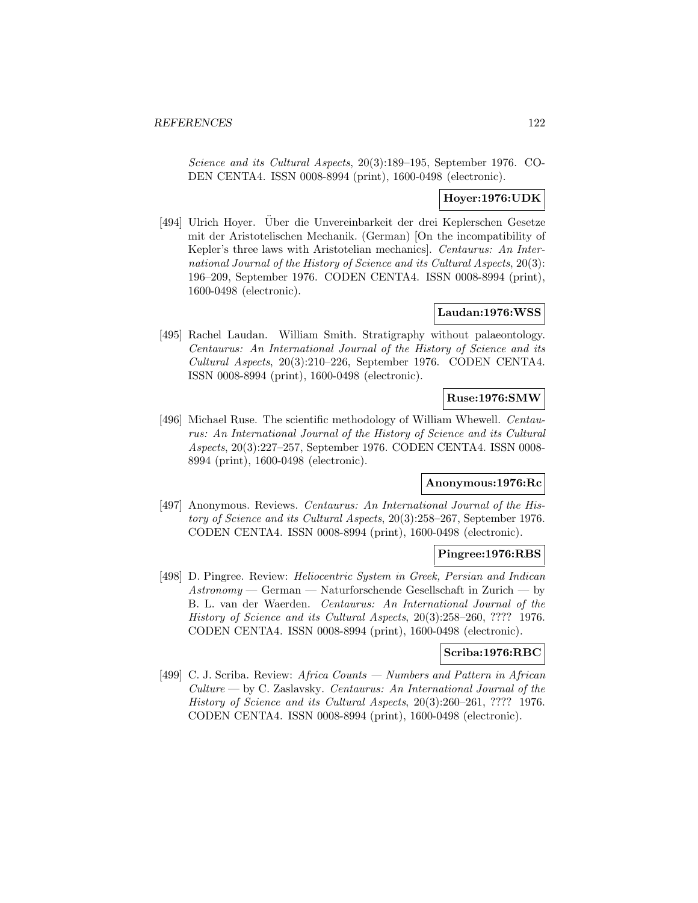*Science and its Cultural Aspects*, 20(3):189–195, September 1976. CODEN CENTA4. ISSN 0008-8994 (print), 1600-0498 (electronic).

**Hoyer:1976:UDK**

[494] Ulrich Hoyer. Über die Unvereinbarkeit der drei Keplerschen Gesetze mit der Aristotelischen Mechanik. (German) [On the incompatibility of Kepler's three laws with Aristotelian mechanics]. *Centaurus: An International Journal of the History of Science and its Cultural Aspects*, 20(3): 196–209, September 1976. CODEN CENTA4. ISSN 0008-8994 (print), 1600-0498 (electronic).

**Laudan:1976:WSS**

[495] Rachel Laudan. William Smith. Stratigraphy without palaeontology. *Centaurus: An International Journal of the History of Science and its Cultural Aspects*, 20(3):210–226, September 1976. CODEN CENTA4. ISSN 0008-8994 (print), 1600-0498 (electronic).

**Ruse:1976:SMW**

[496] Michael Ruse. The scientific methodology of William Whewell. *Centaurus: An International Journal of the History of Science and its Cultural Aspects*, 20(3):227–257, September 1976. CODEN CENTA4. ISSN 0008-8994 (print), 1600-0498 (electronic).

**Anonymous:1976:Rc**

[497] Anonymous. Reviews. *Centaurus: An International Journal of the History of Science and its Cultural Aspects*, 20(3):258–267, September 1976. CODEN CENTA4. ISSN 0008-8994 (print), 1600-0498 (electronic).

**Pingree:1976:RBS**

[498] D. Pingree. Review: *Heliocentric System in Greek, Persian and Indican Astronomy* — German — Naturforschende Gesellschaft in Zurich — by B. L. van der Waerden. *Centaurus: An International Journal of the History of Science and its Cultural Aspects*, 20(3):258–260, ???? 1976. CODEN CENTA4. ISSN 0008-8994 (print), 1600-0498 (electronic).

**Scriba:1976:RBC**

[499] C. J. Scriba. Review: *Africa Counts — Numbers and Pattern in African Culture* — by C. Zaslavsky. *Centaurus: An International Journal of the History of Science and its Cultural Aspects*, 20(3):260–261, ???? 1976. CODEN CENTA4. ISSN 0008-8994 (print), 1600-0498 (electronic).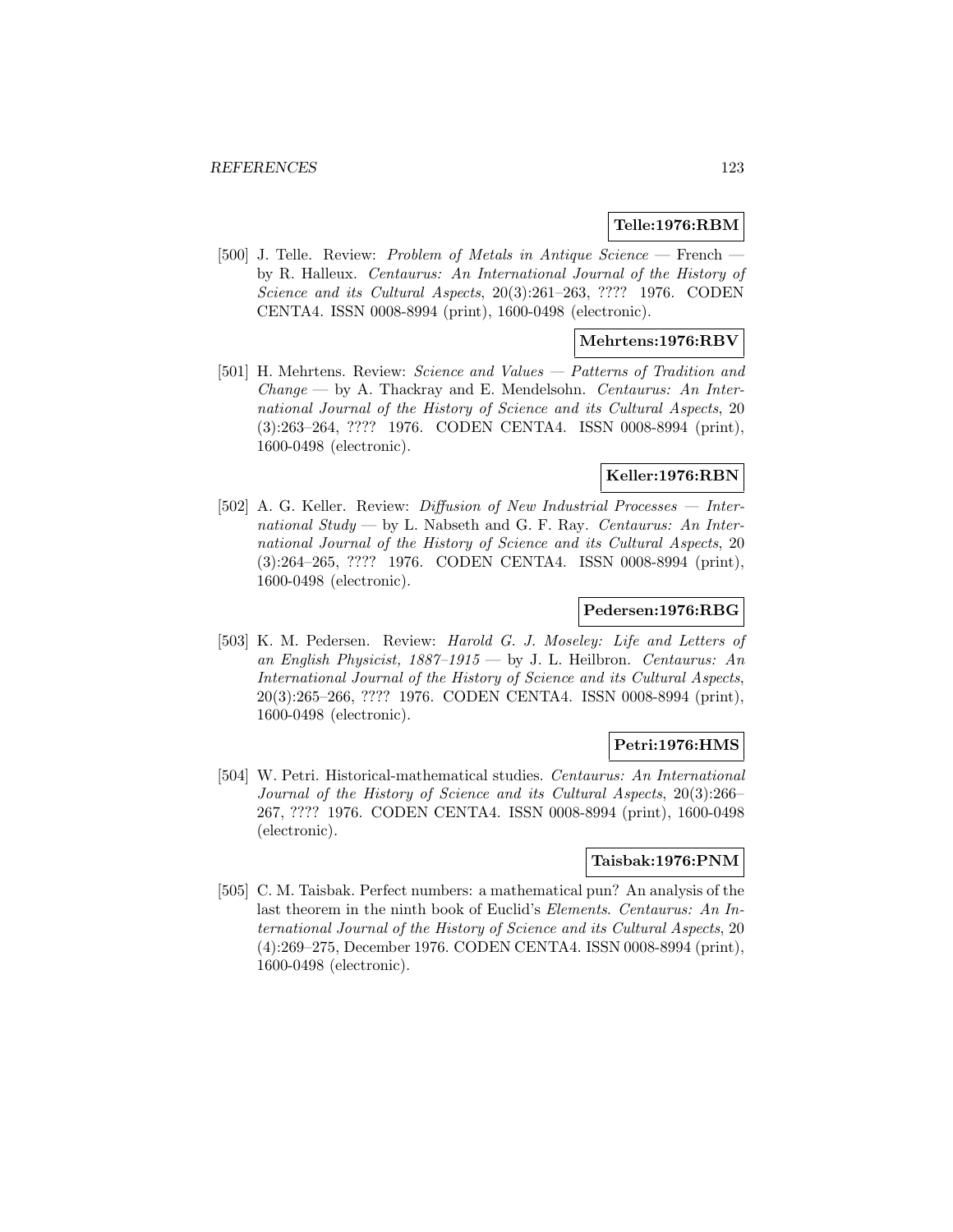**Telle:1976:RBM**

[500] J. Telle. Review: *Problem of Metals in Antique Science* — French — by R. Halleux. *Centaurus: An International Journal of the History of Science and its Cultural Aspects*, 20(3):261–263, ???? 1976. CODEN CENTA4. ISSN 0008-8994 (print), 1600-0498 (electronic).

**Mehrtens:1976:RBV**

[501] H. Mehrtens. Review: *Science and Values — Patterns of Tradition and Change* — by A. Thackray and E. Mendelsohn. *Centaurus: An International Journal of the History of Science and its Cultural Aspects*, 20 (3):263–264, ???? 1976. CODEN CENTA4. ISSN 0008-8994 (print), 1600-0498 (electronic).

**Keller:1976:RBN**

[502] A. G. Keller. Review: *Diffusion of New Industrial Processes — International Study* — by L. Nabseth and G. F. Ray. *Centaurus: An International Journal of the History of Science and its Cultural Aspects*, 20 (3):264–265, ???? 1976. CODEN CENTA4. ISSN 0008-8994 (print), 1600-0498 (electronic).

**Pedersen:1976:RBG**

[503] K. M. Pedersen. Review: *Harold G. J. Moseley: Life and Letters of an English Physicist, 1887–1915* — by J. L. Heilbron. *Centaurus: An International Journal of the History of Science and its Cultural Aspects*, 20(3):265–266, ???? 1976. CODEN CENTA4. ISSN 0008-8994 (print), 1600-0498 (electronic).

**Petri:1976:HMS**

[504] W. Petri. Historical-mathematical studies. *Centaurus: An International Journal of the History of Science and its Cultural Aspects*, 20(3):266–267, ???? 1976. CODEN CENTA4. ISSN 0008-8994 (print), 1600-0498 (electronic).

**Taisbak:1976:PNM**

[505] C. M. Taisbak. Perfect numbers: a mathematical pun? An analysis of the last theorem in the ninth book of Euclid's *Elements*. *Centaurus: An International Journal of the History of Science and its Cultural Aspects*, 20 (4):269–275, December 1976. CODEN CENTA4. ISSN 0008-8994 (print), 1600-0498 (electronic).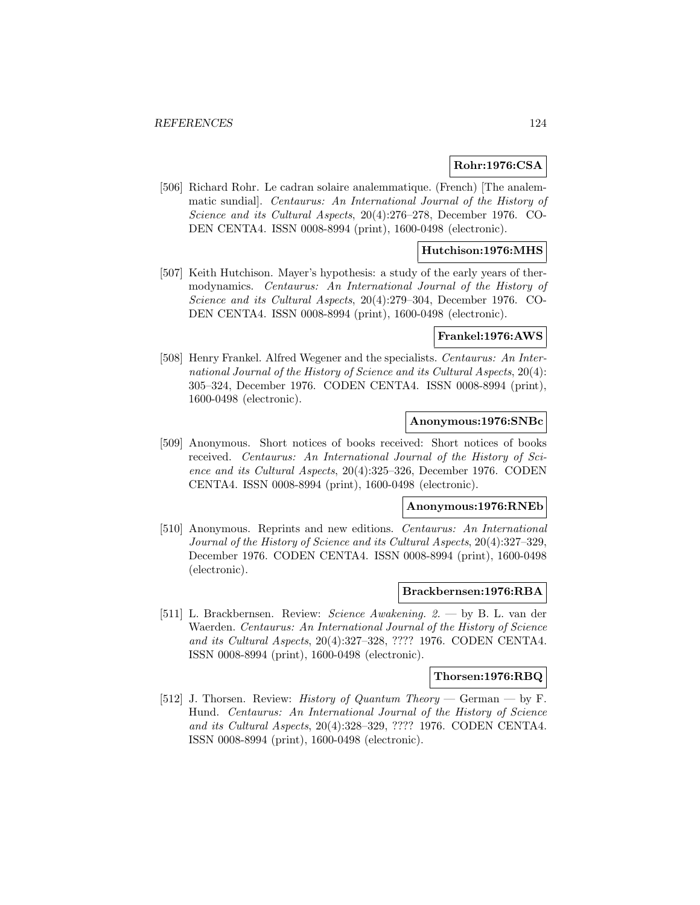**Rohr:1976:CSA**

[506] Richard Rohr. Le cadran solaire analemmatique. (French) [The analemmatic sundial]. *Centaurus: An International Journal of the History of Science and its Cultural Aspects*, 20(4):276–278, December 1976. CODEN CENTA4. ISSN 0008-8994 (print), 1600-0498 (electronic).

**Hutchison:1976:MHS**

[507] Keith Hutchison. Mayer's hypothesis: a study of the early years of thermodynamics. *Centaurus: An International Journal of the History of Science and its Cultural Aspects*, 20(4):279–304, December 1976. CODEN CENTA4. ISSN 0008-8994 (print), 1600-0498 (electronic).

**Frankel:1976:AWS**

[508] Henry Frankel. Alfred Wegener and the specialists. *Centaurus: An International Journal of the History of Science and its Cultural Aspects*, 20(4): 305–324, December 1976. CODEN CENTA4. ISSN 0008-8994 (print), 1600-0498 (electronic).

**Anonymous:1976:SNBc**

[509] Anonymous. Short notices of books received: Short notices of books received. *Centaurus: An International Journal of the History of Science and its Cultural Aspects*, 20(4):325–326, December 1976. CODEN CENTA4. ISSN 0008-8994 (print), 1600-0498 (electronic).

**Anonymous:1976:RNEb**

[510] Anonymous. Reprints and new editions. *Centaurus: An International Journal of the History of Science and its Cultural Aspects*, 20(4):327–329, December 1976. CODEN CENTA4. ISSN 0008-8994 (print), 1600-0498 (electronic).

**Brackbernsen:1976:RBA**

[511] L. Brackbernsen. Review: *Science Awakening. 2.* — by B. L. van der Waerden. *Centaurus: An International Journal of the History of Science and its Cultural Aspects*, 20(4):327–328, ???? 1976. CODEN CENTA4. ISSN 0008-8994 (print), 1600-0498 (electronic).

**Thorsen:1976:RBQ**

[512] J. Thorsen. Review: *History of Quantum Theory* — German — by F. Hund. *Centaurus: An International Journal of the History of Science and its Cultural Aspects*, 20(4):328–329, ???? 1976. CODEN CENTA4. ISSN 0008-8994 (print), 1600-0498 (electronic).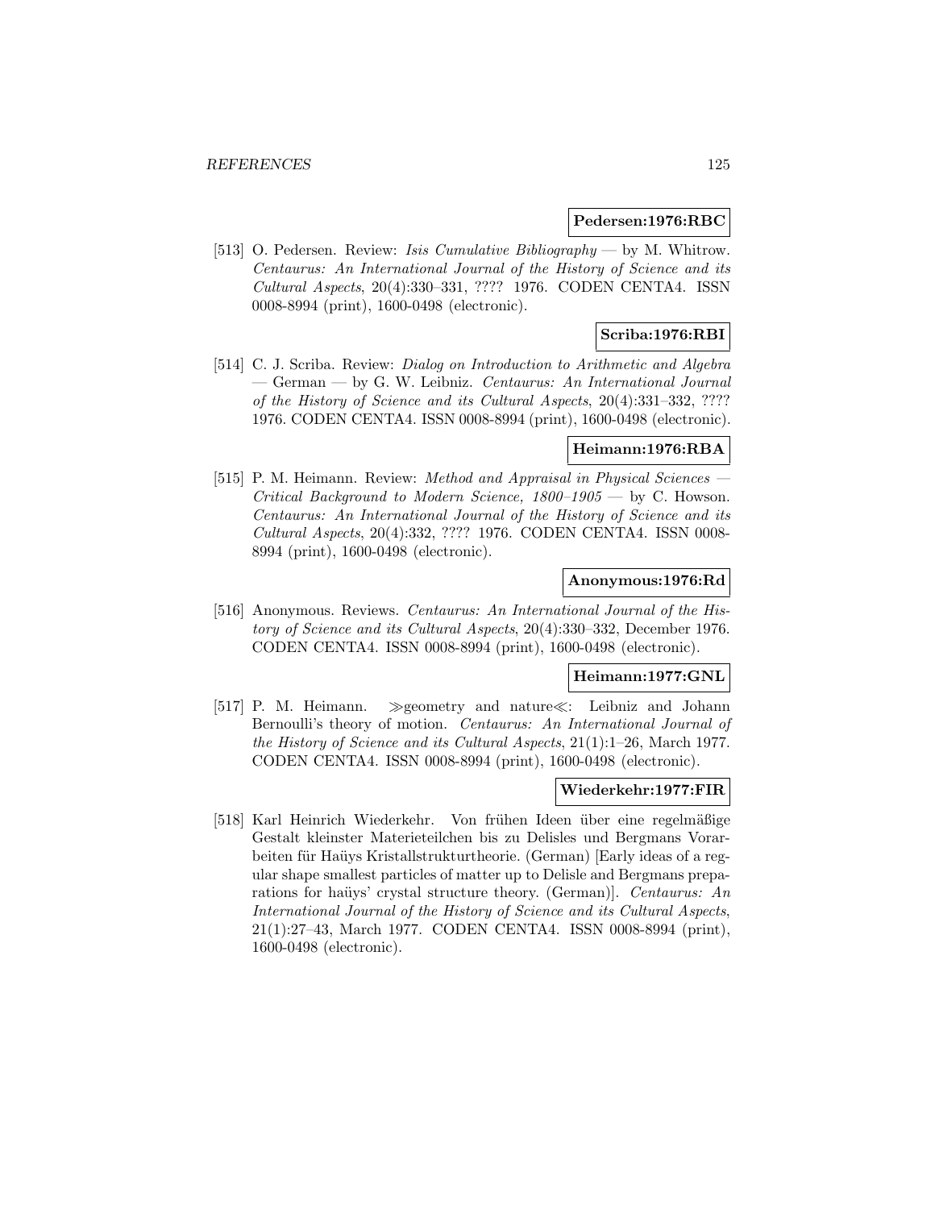**Pedersen:1976:RBC**

[513] O. Pedersen. Review: *Isis Cumulative Bibliography* — by M. Whitrow. *Centaurus: An International Journal of the History of Science and its Cultural Aspects*, 20(4):330–331, ???? 1976. CODEN CENTA4. ISSN 0008-8994 (print), 1600-0498 (electronic).

**Scriba:1976:RBI**

[514] C. J. Scriba. Review: *Dialog on Introduction to Arithmetic and Algebra* — German — by G. W. Leibniz. *Centaurus: An International Journal of the History of Science and its Cultural Aspects*, 20(4):331–332, ???? 1976. CODEN CENTA4. ISSN 0008-8994 (print), 1600-0498 (electronic).

**Heimann:1976:RBA**

[515] P. M. Heimann. Review: *Method and Appraisal in Physical Sciences — Critical Background to Modern Science, 1800–1905* — by C. Howson. *Centaurus: An International Journal of the History of Science and its Cultural Aspects*, 20(4):332, ???? 1976. CODEN CENTA4. ISSN 0008-8994 (print), 1600-0498 (electronic).

**Anonymous:1976:Rd**

[516] Anonymous. Reviews. *Centaurus: An International Journal of the History of Science and its Cultural Aspects*, 20(4):330–332, December 1976. CODEN CENTA4. ISSN 0008-8994 (print), 1600-0498 (electronic).

**Heimann:1977:GNL**

[517] P. M. Heimann. ≫geometry and nature≪: Leibniz and Johann Bernoulli's theory of motion. *Centaurus: An International Journal of the History of Science and its Cultural Aspects*, 21(1):1–26, March 1977. CODEN CENTA4. ISSN 0008-8994 (print), 1600-0498 (electronic).

**Wiederkehr:1977:FIR**

[518] Karl Heinrich Wiederkehr. Von frühen Ideen über eine regelmäßige Gestalt kleinster Materieteilchen bis zu Delisles und Bergmans Vorarbeiten für Haüys Kristallstrukturtheorie. (German) [Early ideas of a regular shape smallest particles of matter up to Delisle and Bergmans preparations for haüys' crystal structure theory. (German)]. *Centaurus: An International Journal of the History of Science and its Cultural Aspects*, 21(1):27–43, March 1977. CODEN CENTA4. ISSN 0008-8994 (print), 1600-0498 (electronic).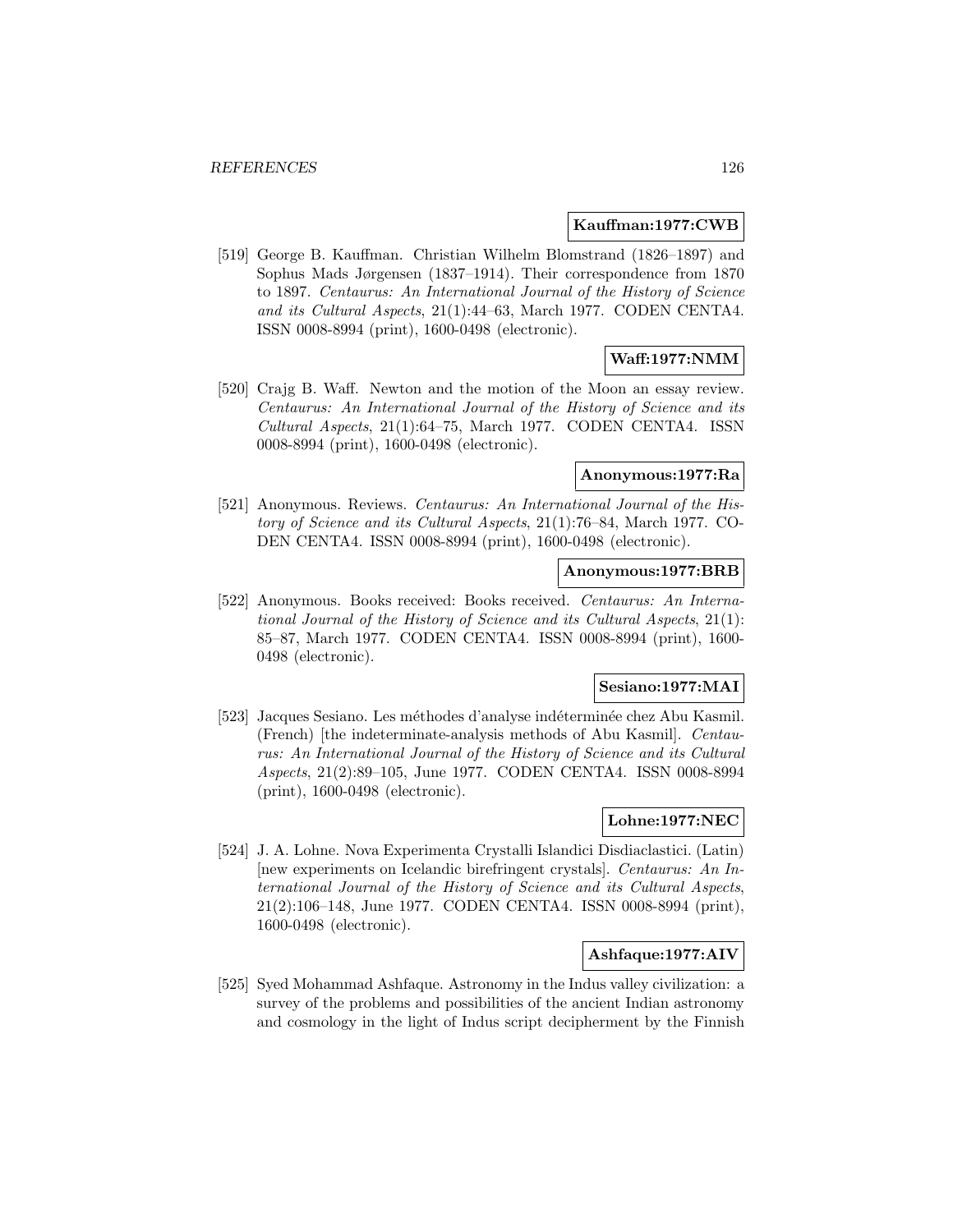**Kauffman:1977:CWB**

[519] George B. Kauffman. Christian Wilhelm Blomstrand (1826–1897) and Sophus Mads Jørgensen (1837–1914). Their correspondence from 1870 to 1897. *Centaurus: An International Journal of the History of Science and its Cultural Aspects*, 21(1):44–63, March 1977. CODEN CENTA4. ISSN 0008-8994 (print), 1600-0498 (electronic).

**Waff:1977:NMM**

[520] Crajg B. Waff. Newton and the motion of the Moon an essay review. *Centaurus: An International Journal of the History of Science and its Cultural Aspects*, 21(1):64–75, March 1977. CODEN CENTA4. ISSN 0008-8994 (print), 1600-0498 (electronic).

**Anonymous:1977:Ra**

[521] Anonymous. Reviews. *Centaurus: An International Journal of the History of Science and its Cultural Aspects*, 21(1):76–84, March 1977. CODEN CENTA4. ISSN 0008-8994 (print), 1600-0498 (electronic).

**Anonymous:1977:BRB**

[522] Anonymous. Books received: Books received. *Centaurus: An International Journal of the History of Science and its Cultural Aspects*, 21(1): 85–87, March 1977. CODEN CENTA4. ISSN 0008-8994 (print), 1600-0498 (electronic).

**Sesiano:1977:MAI**

[523] Jacques Sesiano. Les méthodes d'analyse indéterminée chez Abu Kasmil. (French) [the indeterminate-analysis methods of Abu Kasmil]. *Centaurus: An International Journal of the History of Science and its Cultural Aspects*, 21(2):89–105, June 1977. CODEN CENTA4. ISSN 0008-8994 (print), 1600-0498 (electronic).

**Lohne:1977:NEC**

[524] J. A. Lohne. Nova Experimenta Crystalli Islandici Disdiaclastici. (Latin) [new experiments on Icelandic birefringent crystals]. *Centaurus: An International Journal of the History of Science and its Cultural Aspects*, 21(2):106–148, June 1977. CODEN CENTA4. ISSN 0008-8994 (print), 1600-0498 (electronic).

**Ashfaque:1977:AIV**

[525] Syed Mohammad Ashfaque. Astronomy in the Indus valley civilization: a survey of the problems and possibilities of the ancient Indian astronomy and cosmology in the light of Indus script decipherment by the Finnish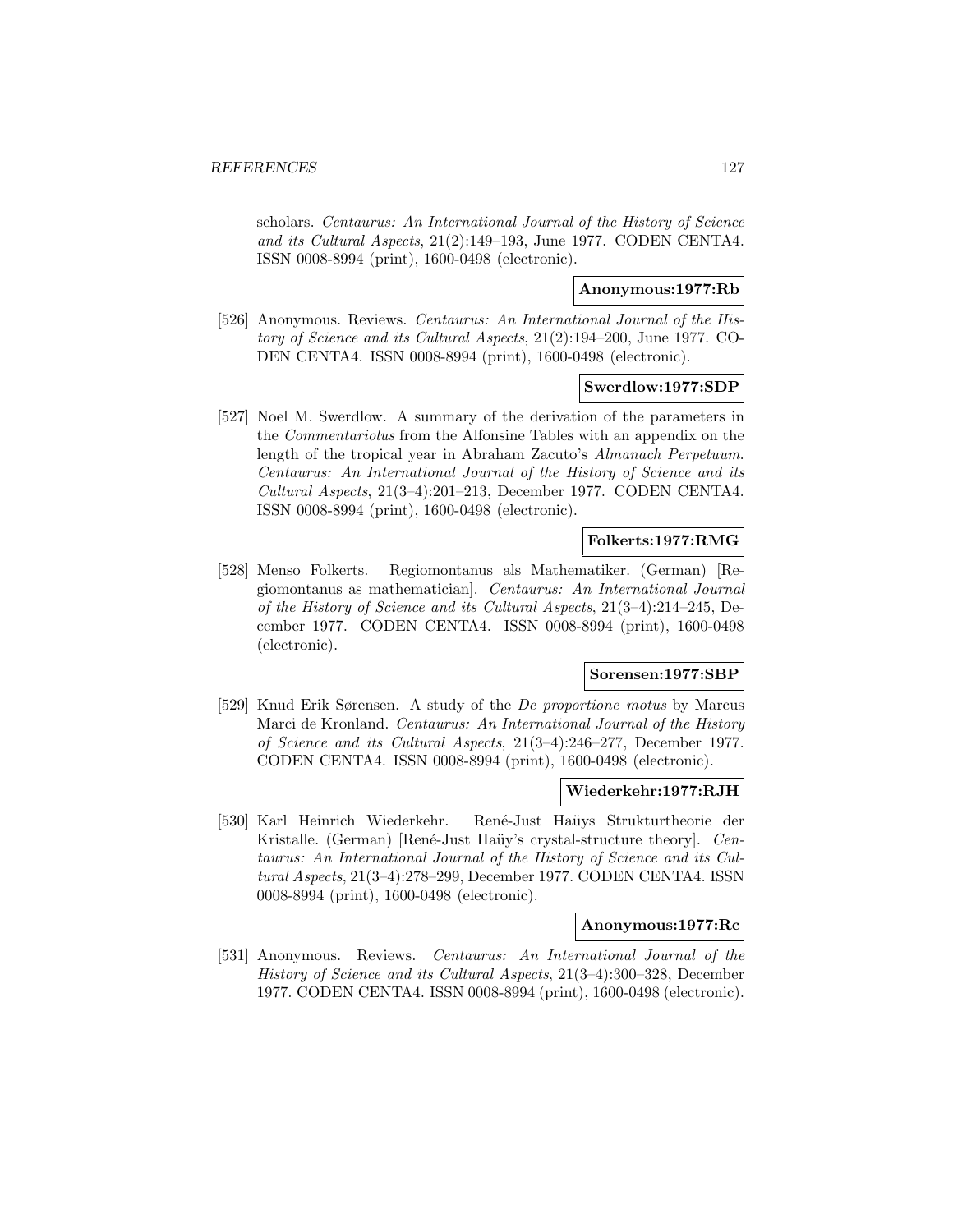scholars. *Centaurus: An International Journal of the History of Science and its Cultural Aspects*, 21(2):149–193, June 1977. CODEN CENTA4. ISSN 0008-8994 (print), 1600-0498 (electronic).

**Anonymous:1977:Rb**

[526] Anonymous. Reviews. *Centaurus: An International Journal of the History of Science and its Cultural Aspects*, 21(2):194–200, June 1977. CODEN CENTA4. ISSN 0008-8994 (print), 1600-0498 (electronic).

**Swerdlow:1977:SDP**

[527] Noel M. Swerdlow. A summary of the derivation of the parameters in the *Commentariolus* from the Alfonsine Tables with an appendix on the length of the tropical year in Abraham Zacuto's *Almanach Perpetuum*. *Centaurus: An International Journal of the History of Science and its Cultural Aspects*, 21(3–4):201–213, December 1977. CODEN CENTA4. ISSN 0008-8994 (print), 1600-0498 (electronic).

**Folkerts:1977:RMG**

[528] Menso Folkerts. Regiomontanus als Mathematiker. (German) [Regiomontanus as mathematician]. *Centaurus: An International Journal of the History of Science and its Cultural Aspects*, 21(3–4):214–245, December 1977. CODEN CENTA4. ISSN 0008-8994 (print), 1600-0498 (electronic).

**Sorensen:1977:SBP**

[529] Knud Erik Sørensen. A study of the *De proportione motus* by Marcus Marci de Kronland. *Centaurus: An International Journal of the History of Science and its Cultural Aspects*, 21(3–4):246–277, December 1977. CODEN CENTA4. ISSN 0008-8994 (print), 1600-0498 (electronic).

**Wiederkehr:1977:RJH**

[530] Karl Heinrich Wiederkehr. René-Just Haüys Strukturtheorie der Kristalle. (German) [René-Just Haüy's crystal-structure theory]. *Centaurus: An International Journal of the History of Science and its Cultural Aspects*, 21(3–4):278–299, December 1977. CODEN CENTA4. ISSN 0008-8994 (print), 1600-0498 (electronic).

**Anonymous:1977:Rc**

[531] Anonymous. Reviews. *Centaurus: An International Journal of the History of Science and its Cultural Aspects*, 21(3–4):300–328, December 1977. CODEN CENTA4. ISSN 0008-8994 (print), 1600-0498 (electronic).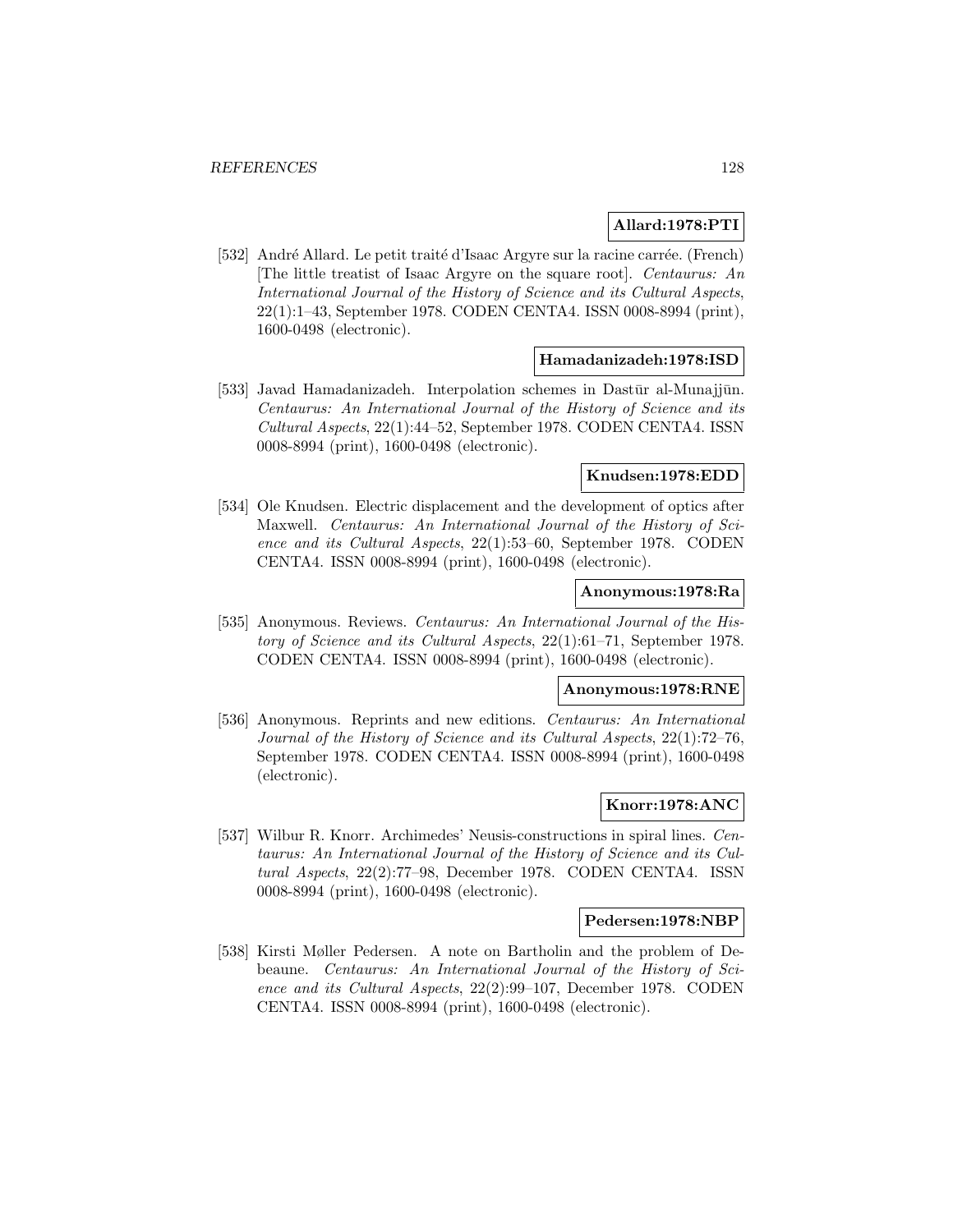**Allard:1978:PTI**

[532] André Allard. Le petit traité d'Isaac Argyre sur la racine carrée. (French) [The little treatist of Isaac Argyre on the square root]. *Centaurus: An International Journal of the History of Science and its Cultural Aspects*, 22(1):1–43, September 1978. CODEN CENTA4. ISSN 0008-8994 (print), 1600-0498 (electronic).

**Hamadanizadeh:1978:ISD**

[533] Javad Hamadanizadeh. Interpolation schemes in Dastūr al-Munajjūn. *Centaurus: An International Journal of the History of Science and its Cultural Aspects*, 22(1):44–52, September 1978. CODEN CENTA4. ISSN 0008-8994 (print), 1600-0498 (electronic).

**Knudsen:1978:EDD**

[534] Ole Knudsen. Electric displacement and the development of optics after Maxwell. *Centaurus: An International Journal of the History of Science and its Cultural Aspects*, 22(1):53–60, September 1978. CODEN CENTA4. ISSN 0008-8994 (print), 1600-0498 (electronic).

**Anonymous:1978:Ra**

[535] Anonymous. Reviews. *Centaurus: An International Journal of the History of Science and its Cultural Aspects*, 22(1):61–71, September 1978. CODEN CENTA4. ISSN 0008-8994 (print), 1600-0498 (electronic).

**Anonymous:1978:RNE**

[536] Anonymous. Reprints and new editions. *Centaurus: An International Journal of the History of Science and its Cultural Aspects*, 22(1):72–76, September 1978. CODEN CENTA4. ISSN 0008-8994 (print), 1600-0498 (electronic).

**Knorr:1978:ANC**

[537] Wilbur R. Knorr. Archimedes' Neusis-constructions in spiral lines. *Centaurus: An International Journal of the History of Science and its Cultural Aspects*, 22(2):77–98, December 1978. CODEN CENTA4. ISSN 0008-8994 (print), 1600-0498 (electronic).

**Pedersen:1978:NBP**

[538] Kirsti Møller Pedersen. A note on Bartholin and the problem of Debeaune. *Centaurus: An International Journal of the History of Science and its Cultural Aspects*, 22(2):99–107, December 1978. CODEN CENTA4. ISSN 0008-8994 (print), 1600-0498 (electronic).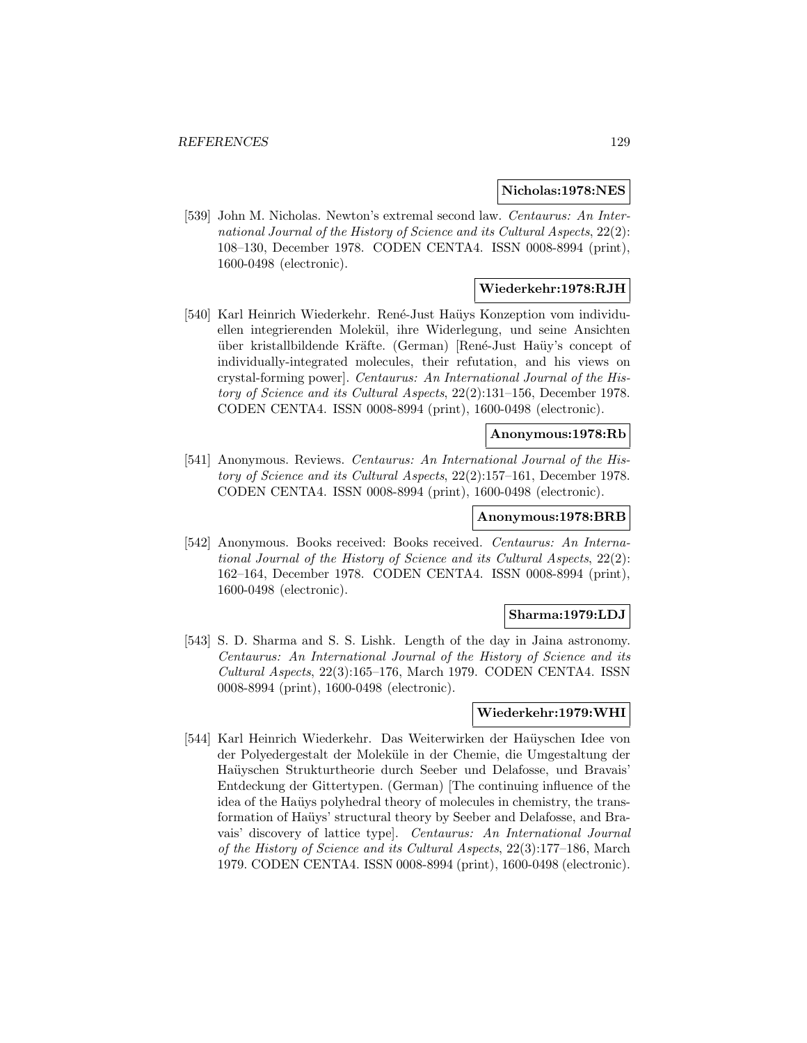**Nicholas:1978:NES**

[539] John M. Nicholas. Newton's extremal second law. *Centaurus: An International Journal of the History of Science and its Cultural Aspects*, 22(2): 108–130, December 1978. CODEN CENTA4. ISSN 0008-8994 (print), 1600-0498 (electronic).

**Wiederkehr:1978:RJH**

[540] Karl Heinrich Wiederkehr. René-Just Haüys Konzeption vom individuellen integrierenden Molekül, ihre Widerlegung, und seine Ansichten über kristallbildende Kräfte. (German) [René-Just Haüy's concept of individually-integrated molecules, their refutation, and his views on crystal-forming power]. *Centaurus: An International Journal of the History of Science and its Cultural Aspects*, 22(2):131–156, December 1978. CODEN CENTA4. ISSN 0008-8994 (print), 1600-0498 (electronic).

**Anonymous:1978:Rb**

[541] Anonymous. Reviews. *Centaurus: An International Journal of the History of Science and its Cultural Aspects*, 22(2):157–161, December 1978. CODEN CENTA4. ISSN 0008-8994 (print), 1600-0498 (electronic).

**Anonymous:1978:BRB**

[542] Anonymous. Books received: Books received. *Centaurus: An International Journal of the History of Science and its Cultural Aspects*, 22(2): 162–164, December 1978. CODEN CENTA4. ISSN 0008-8994 (print), 1600-0498 (electronic).

**Sharma:1979:LDJ**

[543] S. D. Sharma and S. S. Lishk. Length of the day in Jaina astronomy. *Centaurus: An International Journal of the History of Science and its Cultural Aspects*, 22(3):165–176, March 1979. CODEN CENTA4. ISSN 0008-8994 (print), 1600-0498 (electronic).

**Wiederkehr:1979:WHI**

[544] Karl Heinrich Wiederkehr. Das Weiterwirken der Haüyschen Idee von der Polyedergestalt der Moleküle in der Chemie, die Umgestaltung der Haüyschen Strukturtheorie durch Seeber und Delafosse, und Bravais' Entdeckung der Gittertypen. (German) [The continuing influence of the idea of the Haüys polyhedral theory of molecules in chemistry, the transformation of Haüys' structural theory by Seeber and Delafosse, and Bravais' discovery of lattice type]. *Centaurus: An International Journal of the History of Science and its Cultural Aspects*, 22(3):177–186, March 1979. CODEN CENTA4. ISSN 0008-8994 (print), 1600-0498 (electronic).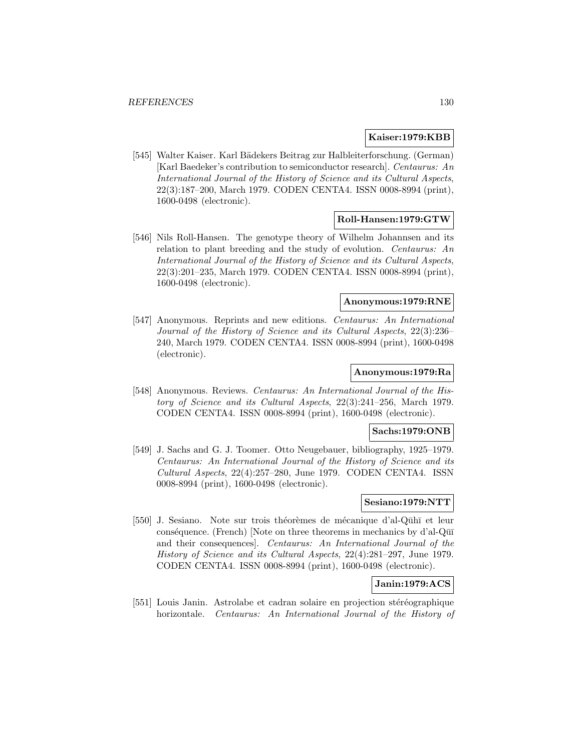**Kaiser:1979:KBB**

[545] Walter Kaiser. Karl Bädekers Beitrag zur Halbleiterforschung. (German) [Karl Baedeker's contribution to semiconductor research]. *Centaurus: An International Journal of the History of Science and its Cultural Aspects*, 22(3):187–200, March 1979. CODEN CENTA4. ISSN 0008-8994 (print), 1600-0498 (electronic).

**Roll-Hansen:1979:GTW**

[546] Nils Roll-Hansen. The genotype theory of Wilhelm Johannsen and its relation to plant breeding and the study of evolution. *Centaurus: An International Journal of the History of Science and its Cultural Aspects*, 22(3):201–235, March 1979. CODEN CENTA4. ISSN 0008-8994 (print), 1600-0498 (electronic).

**Anonymous:1979:RNE**

[547] Anonymous. Reprints and new editions. *Centaurus: An International Journal of the History of Science and its Cultural Aspects*, 22(3):236–240, March 1979. CODEN CENTA4. ISSN 0008-8994 (print), 1600-0498 (electronic).

**Anonymous:1979:Ra**

[548] Anonymous. Reviews. *Centaurus: An International Journal of the History of Science and its Cultural Aspects*, 22(3):241–256, March 1979. CODEN CENTA4. ISSN 0008-8994 (print), 1600-0498 (electronic).

**Sachs:1979:ONB**

[549] J. Sachs and G. J. Toomer. Otto Neugebauer, bibliography, 1925–1979. *Centaurus: An International Journal of the History of Science and its Cultural Aspects*, 22(4):257–280, June 1979. CODEN CENTA4. ISSN 0008-8994 (print), 1600-0498 (electronic).

**Sesiano:1979:NTT**

[550] J. Sesiano. Note sur trois théorèmes de mécanique d'al-Qūhī et leur conséquence. (French) [Note on three theorems in mechanics by d'al-Qūī and their consequences]. *Centaurus: An International Journal of the History of Science and its Cultural Aspects*, 22(4):281–297, June 1979. CODEN CENTA4. ISSN 0008-8994 (print), 1600-0498 (electronic).

**Janin:1979:ACS**

[551] Louis Janin. Astrolabe et cadran solaire en projection stéréographique horizontale. *Centaurus: An International Journal of the History of*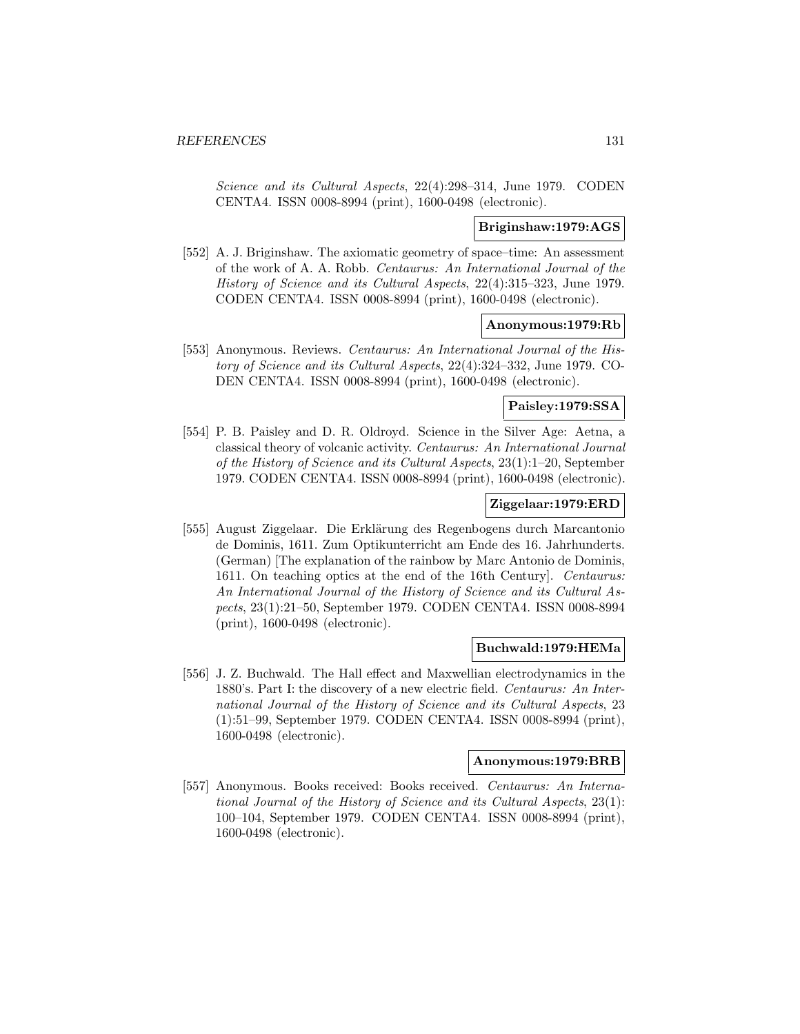*Science and its Cultural Aspects*, 22(4):298–314, June 1979. CODEN CENTA4. ISSN 0008-8994 (print), 1600-0498 (electronic).

**Briginshaw:1979:AGS**

[552] A. J. Briginshaw. The axiomatic geometry of space–time: An assessment of the work of A. A. Robb. *Centaurus: An International Journal of the History of Science and its Cultural Aspects*, 22(4):315–323, June 1979. CODEN CENTA4. ISSN 0008-8994 (print), 1600-0498 (electronic).

**Anonymous:1979:Rb**

[553] Anonymous. Reviews. *Centaurus: An International Journal of the History of Science and its Cultural Aspects*, 22(4):324–332, June 1979. CODEN CENTA4. ISSN 0008-8994 (print), 1600-0498 (electronic).

**Paisley:1979:SSA**

[554] P. B. Paisley and D. R. Oldroyd. Science in the Silver Age: Aetna, a classical theory of volcanic activity. *Centaurus: An International Journal of the History of Science and its Cultural Aspects*, 23(1):1–20, September 1979. CODEN CENTA4. ISSN 0008-8994 (print), 1600-0498 (electronic).

**Ziggelaar:1979:ERD**

[555] August Ziggelaar. Die Erklärung des Regenbogens durch Marcantonio de Dominis, 1611. Zum Optikunterricht am Ende des 16. Jahrhunderts. (German) [The explanation of the rainbow by Marc Antonio de Dominis, 1611. On teaching optics at the end of the 16th Century]. *Centaurus: An International Journal of the History of Science and its Cultural Aspects*, 23(1):21–50, September 1979. CODEN CENTA4. ISSN 0008-8994 (print), 1600-0498 (electronic).

**Buchwald:1979:HEMa**

[556] J. Z. Buchwald. The Hall effect and Maxwellian electrodynamics in the 1880's. Part I: the discovery of a new electric field. *Centaurus: An International Journal of the History of Science and its Cultural Aspects*, 23 (1):51–99, September 1979. CODEN CENTA4. ISSN 0008-8994 (print), 1600-0498 (electronic).

**Anonymous:1979:BRB**

[557] Anonymous. Books received: Books received. *Centaurus: An International Journal of the History of Science and its Cultural Aspects*, 23(1): 100–104, September 1979. CODEN CENTA4. ISSN 0008-8994 (print), 1600-0498 (electronic).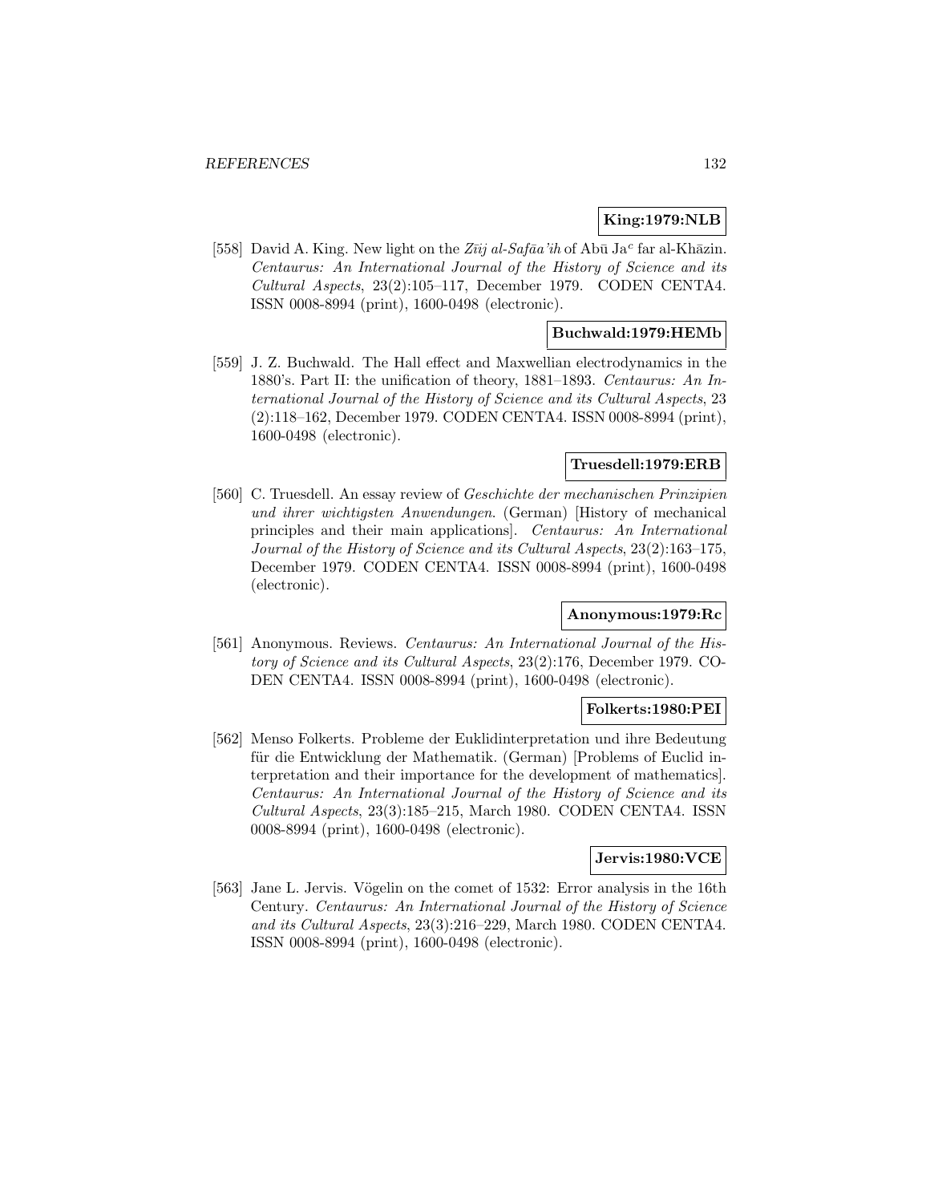**King:1979:NLB**

[558] David A. King. New light on the *Zīj al-Safāa'ih* of Abū Ja$^c$ far al-Khāzin. *Centaurus: An International Journal of the History of Science and its Cultural Aspects*, 23(2):105–117, December 1979. CODEN CENTA4. ISSN 0008-8994 (print), 1600-0498 (electronic).

**Buchwald:1979:HEMb**

[559] J. Z. Buchwald. The Hall effect and Maxwellian electrodynamics in the 1880's. Part II: the unification of theory, 1881–1893. *Centaurus: An International Journal of the History of Science and its Cultural Aspects*, 23 (2):118–162, December 1979. CODEN CENTA4. ISSN 0008-8994 (print), 1600-0498 (electronic).

**Truesdell:1979:ERB**

[560] C. Truesdell. An essay review of *Geschichte der mechanischen Prinzipien und ihrer wichtigsten Anwendungen*. (German) [History of mechanical principles and their main applications]. *Centaurus: An International Journal of the History of Science and its Cultural Aspects*, 23(2):163–175, December 1979. CODEN CENTA4. ISSN 0008-8994 (print), 1600-0498 (electronic).

**Anonymous:1979:Rc**

[561] Anonymous. Reviews. *Centaurus: An International Journal of the History of Science and its Cultural Aspects*, 23(2):176, December 1979. CODEN CENTA4. ISSN 0008-8994 (print), 1600-0498 (electronic).

**Folkerts:1980:PEI**

[562] Menso Folkerts. Probleme der Euklidinterpretation und ihre Bedeutung für die Entwicklung der Mathematik. (German) [Problems of Euclid interpretation and their importance for the development of mathematics]. *Centaurus: An International Journal of the History of Science and its Cultural Aspects*, 23(3):185–215, March 1980. CODEN CENTA4. ISSN 0008-8994 (print), 1600-0498 (electronic).

**Jervis:1980:VCE**

[563] Jane L. Jervis. Vögelin on the comet of 1532: Error analysis in the 16th Century. *Centaurus: An International Journal of the History of Science and its Cultural Aspects*, 23(3):216–229, March 1980. CODEN CENTA4. ISSN 0008-8994 (print), 1600-0498 (electronic).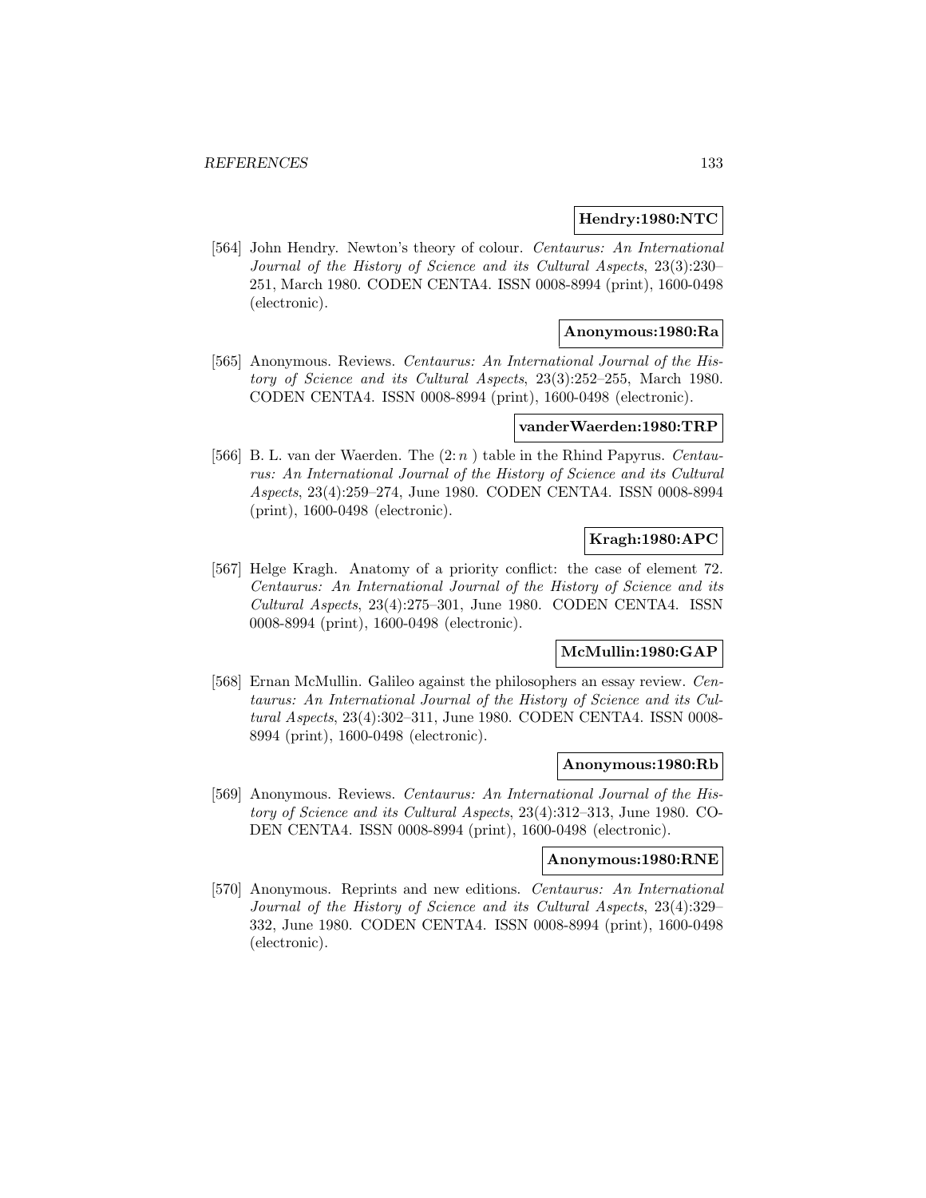**Hendry:1980:NTC**

[564] John Hendry. Newton's theory of colour. *Centaurus: An International Journal of the History of Science and its Cultural Aspects*, 23(3):230–251, March 1980. CODEN CENTA4. ISSN 0008-8994 (print), 1600-0498 (electronic).

**Anonymous:1980:Ra**

[565] Anonymous. Reviews. *Centaurus: An International Journal of the History of Science and its Cultural Aspects*, 23(3):252–255, March 1980. CODEN CENTA4. ISSN 0008-8994 (print), 1600-0498 (electronic).

**vanderWaerden:1980:TRP**

[566] B. L. van der Waerden. The $(2{:}\,n\,)$ table in the Rhind Papyrus. *Centaurus: An International Journal of the History of Science and its Cultural Aspects*, 23(4):259–274, June 1980. CODEN CENTA4. ISSN 0008-8994 (print), 1600-0498 (electronic).

**Kragh:1980:APC**

[567] Helge Kragh. Anatomy of a priority conflict: the case of element 72. *Centaurus: An International Journal of the History of Science and its Cultural Aspects*, 23(4):275–301, June 1980. CODEN CENTA4. ISSN 0008-8994 (print), 1600-0498 (electronic).

**McMullin:1980:GAP**

[568] Ernan McMullin. Galileo against the philosophers an essay review. *Centaurus: An International Journal of the History of Science and its Cultural Aspects*, 23(4):302–311, June 1980. CODEN CENTA4. ISSN 0008-8994 (print), 1600-0498 (electronic).

**Anonymous:1980:Rb**

[569] Anonymous. Reviews. *Centaurus: An International Journal of the History of Science and its Cultural Aspects*, 23(4):312–313, June 1980. CODEN CENTA4. ISSN 0008-8994 (print), 1600-0498 (electronic).

**Anonymous:1980:RNE**

[570] Anonymous. Reprints and new editions. *Centaurus: An International Journal of the History of Science and its Cultural Aspects*, 23(4):329–332, June 1980. CODEN CENTA4. ISSN 0008-8994 (print), 1600-0498 (electronic).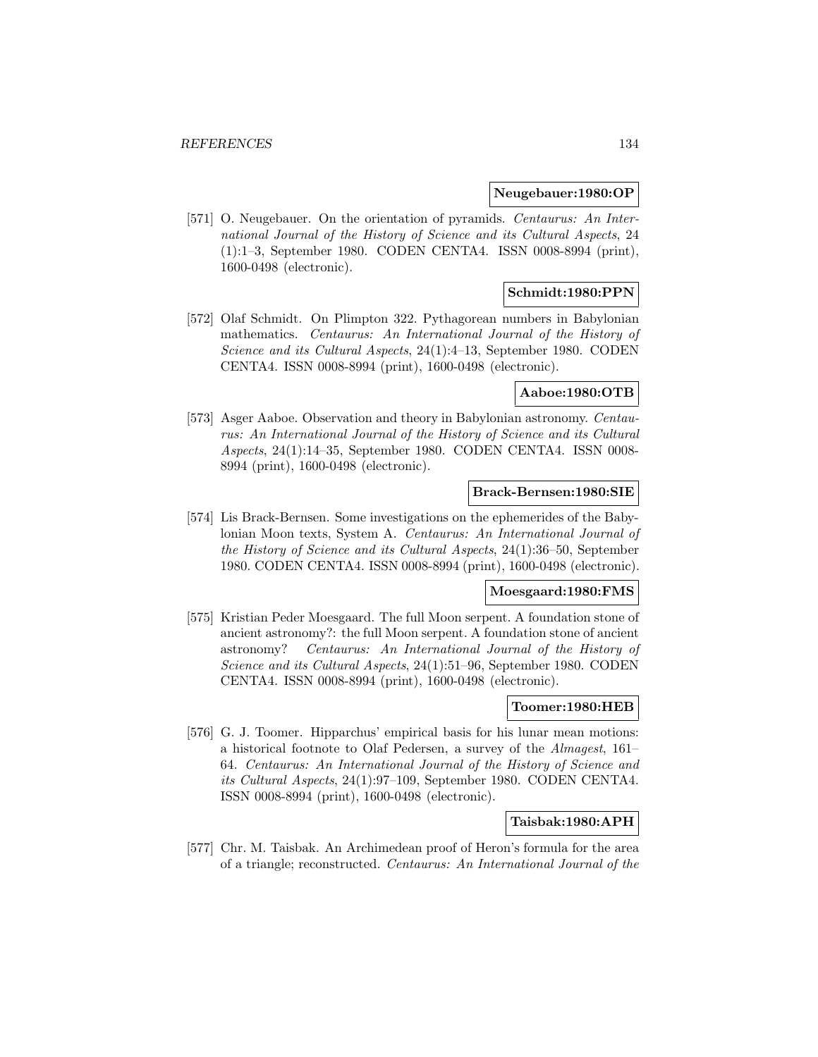**Neugebauer:1980:OP**

[571] O. Neugebauer. On the orientation of pyramids. *Centaurus: An International Journal of the History of Science and its Cultural Aspects*, 24 (1):1–3, September 1980. CODEN CENTA4. ISSN 0008-8994 (print), 1600-0498 (electronic).

**Schmidt:1980:PPN**

[572] Olaf Schmidt. On Plimpton 322. Pythagorean numbers in Babylonian mathematics. *Centaurus: An International Journal of the History of Science and its Cultural Aspects*, 24(1):4–13, September 1980. CODEN CENTA4. ISSN 0008-8994 (print), 1600-0498 (electronic).

**Aaboe:1980:OTB**

[573] Asger Aaboe. Observation and theory in Babylonian astronomy. *Centaurus: An International Journal of the History of Science and its Cultural Aspects*, 24(1):14–35, September 1980. CODEN CENTA4. ISSN 0008-8994 (print), 1600-0498 (electronic).

**Brack-Bernsen:1980:SIE**

[574] Lis Brack-Bernsen. Some investigations on the ephemerides of the Babylonian Moon texts, System A. *Centaurus: An International Journal of the History of Science and its Cultural Aspects*, 24(1):36–50, September 1980. CODEN CENTA4. ISSN 0008-8994 (print), 1600-0498 (electronic).

**Moesgaard:1980:FMS**

[575] Kristian Peder Moesgaard. The full Moon serpent. A foundation stone of ancient astronomy?: the full Moon serpent. A foundation stone of ancient astronomy? *Centaurus: An International Journal of the History of Science and its Cultural Aspects*, 24(1):51–96, September 1980. CODEN CENTA4. ISSN 0008-8994 (print), 1600-0498 (electronic).

**Toomer:1980:HEB**

[576] G. J. Toomer. Hipparchus' empirical basis for his lunar mean motions: a historical footnote to Olaf Pedersen, a survey of the *Almagest*, 161–64. *Centaurus: An International Journal of the History of Science and its Cultural Aspects*, 24(1):97–109, September 1980. CODEN CENTA4. ISSN 0008-8994 (print), 1600-0498 (electronic).

**Taisbak:1980:APH**

[577] Chr. M. Taisbak. An Archimedean proof of Heron's formula for the area of a triangle; reconstructed. *Centaurus: An International Journal of the*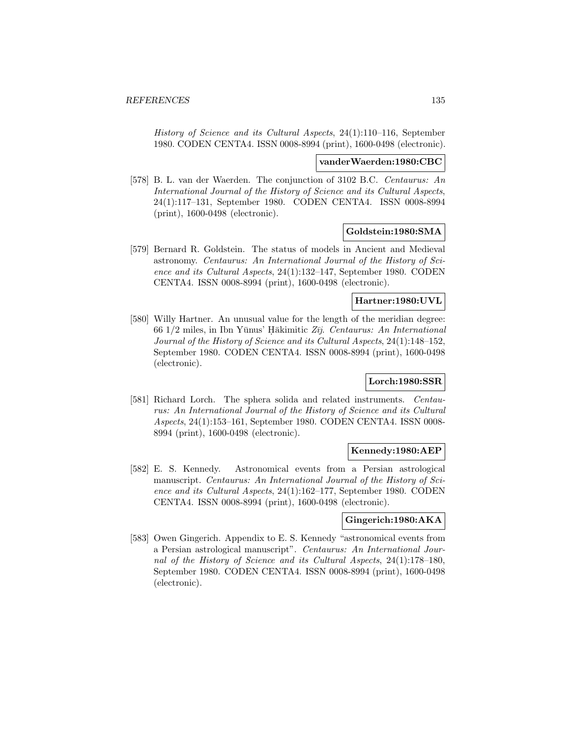*History of Science and its Cultural Aspects*, 24(1):110–116, September 1980. CODEN CENTA4. ISSN 0008-8994 (print), 1600-0498 (electronic).

**vanderWaerden:1980:CBC**

[578] B. L. van der Waerden. The conjunction of 3102 B.C. *Centaurus: An International Journal of the History of Science and its Cultural Aspects*, 24(1):117–131, September 1980. CODEN CENTA4. ISSN 0008-8994 (print), 1600-0498 (electronic).

**Goldstein:1980:SMA**

[579] Bernard R. Goldstein. The status of models in Ancient and Medieval astronomy. *Centaurus: An International Journal of the History of Science and its Cultural Aspects*, 24(1):132–147, September 1980. CODEN CENTA4. ISSN 0008-8994 (print), 1600-0498 (electronic).

**Hartner:1980:UVL**

[580] Willy Hartner. An unusual value for the length of the meridian degree: 66 1/2 miles, in Ibn Yūnus' Ḥākimitic *Zīj*. *Centaurus: An International Journal of the History of Science and its Cultural Aspects*, 24(1):148–152, September 1980. CODEN CENTA4. ISSN 0008-8994 (print), 1600-0498 (electronic).

**Lorch:1980:SSR**

[581] Richard Lorch. The sphera solida and related instruments. *Centaurus: An International Journal of the History of Science and its Cultural Aspects*, 24(1):153–161, September 1980. CODEN CENTA4. ISSN 0008-8994 (print), 1600-0498 (electronic).

**Kennedy:1980:AEP**

[582] E. S. Kennedy. Astronomical events from a Persian astrological manuscript. *Centaurus: An International Journal of the History of Science and its Cultural Aspects*, 24(1):162–177, September 1980. CODEN CENTA4. ISSN 0008-8994 (print), 1600-0498 (electronic).

**Gingerich:1980:AKA**

[583] Owen Gingerich. Appendix to E. S. Kennedy "astronomical events from a Persian astrological manuscript". *Centaurus: An International Journal of the History of Science and its Cultural Aspects*, 24(1):178–180, September 1980. CODEN CENTA4. ISSN 0008-8994 (print), 1600-0498 (electronic).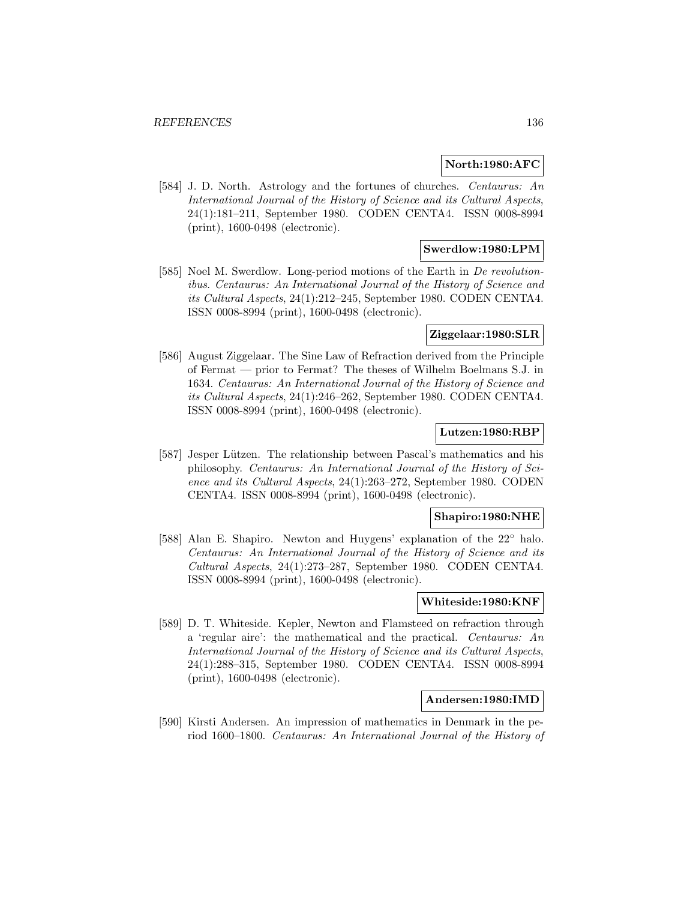**North:1980:AFC**

[584] J. D. North. Astrology and the fortunes of churches. *Centaurus: An International Journal of the History of Science and its Cultural Aspects*, 24(1):181–211, September 1980. CODEN CENTA4. ISSN 0008-8994 (print), 1600-0498 (electronic).

**Swerdlow:1980:LPM**

[585] Noel M. Swerdlow. Long-period motions of the Earth in *De revolutionibus*. *Centaurus: An International Journal of the History of Science and its Cultural Aspects*, 24(1):212–245, September 1980. CODEN CENTA4. ISSN 0008-8994 (print), 1600-0498 (electronic).

**Ziggelaar:1980:SLR**

[586] August Ziggelaar. The Sine Law of Refraction derived from the Principle of Fermat — prior to Fermat? The theses of Wilhelm Boelmans S.J. in 1634. *Centaurus: An International Journal of the History of Science and its Cultural Aspects*, 24(1):246–262, September 1980. CODEN CENTA4. ISSN 0008-8994 (print), 1600-0498 (electronic).

**Lutzen:1980:RBP**

[587] Jesper Lützen. The relationship between Pascal's mathematics and his philosophy. *Centaurus: An International Journal of the History of Science and its Cultural Aspects*, 24(1):263–272, September 1980. CODEN CENTA4. ISSN 0008-8994 (print), 1600-0498 (electronic).

**Shapiro:1980:NHE**

[588] Alan E. Shapiro. Newton and Huygens' explanation of the 22° halo. *Centaurus: An International Journal of the History of Science and its Cultural Aspects*, 24(1):273–287, September 1980. CODEN CENTA4. ISSN 0008-8994 (print), 1600-0498 (electronic).

**Whiteside:1980:KNF**

[589] D. T. Whiteside. Kepler, Newton and Flamsteed on refraction through a 'regular aire': the mathematical and the practical. *Centaurus: An International Journal of the History of Science and its Cultural Aspects*, 24(1):288–315, September 1980. CODEN CENTA4. ISSN 0008-8994 (print), 1600-0498 (electronic).

**Andersen:1980:IMD**

[590] Kirsti Andersen. An impression of mathematics in Denmark in the period 1600–1800. *Centaurus: An International Journal of the History of*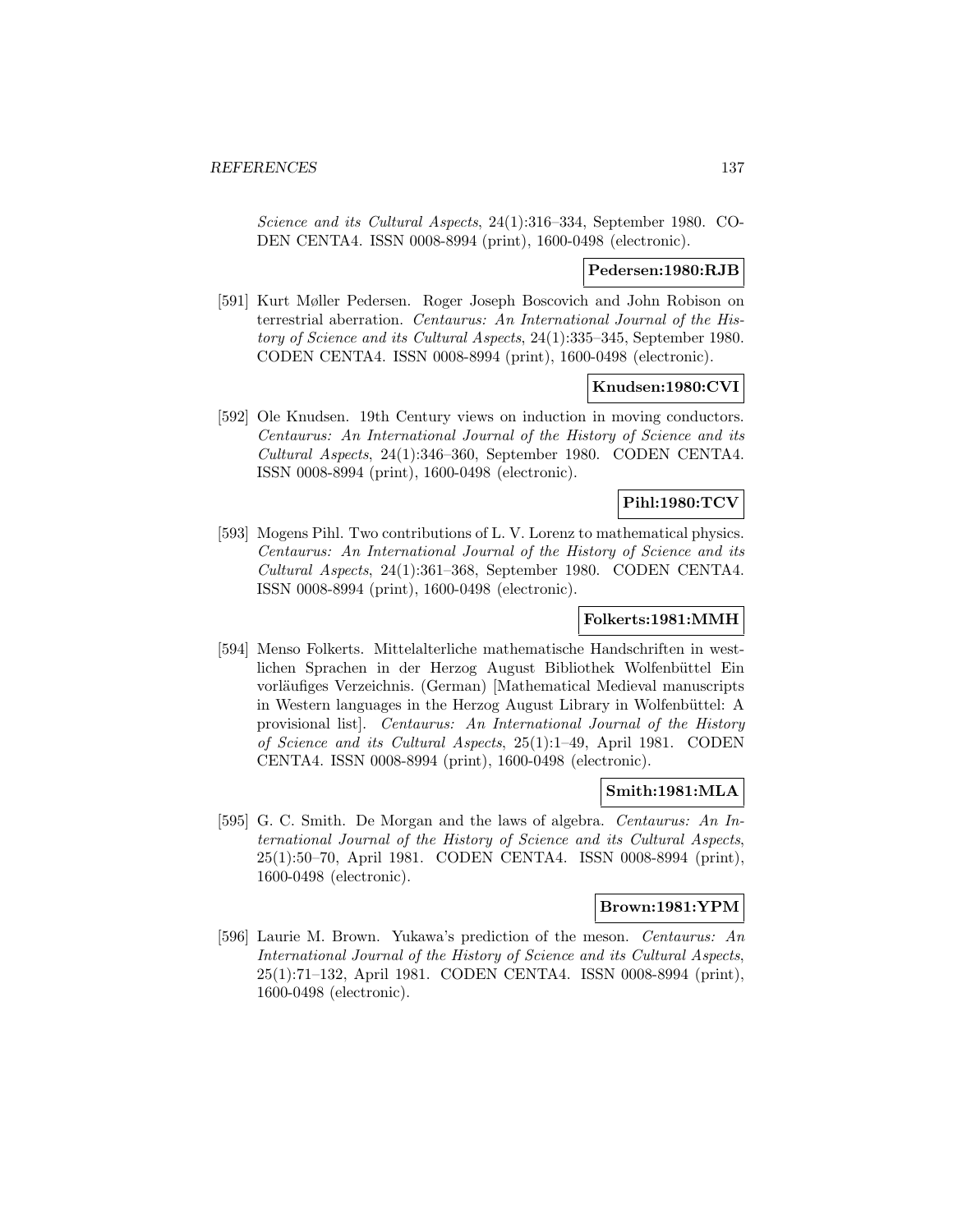*Science and its Cultural Aspects*, 24(1):316–334, September 1980. CODEN CENTA4. ISSN 0008-8994 (print), 1600-0498 (electronic).

**Pedersen:1980:RJB**

[591] Kurt Møller Pedersen. Roger Joseph Boscovich and John Robison on terrestrial aberration. *Centaurus: An International Journal of the History of Science and its Cultural Aspects*, 24(1):335–345, September 1980. CODEN CENTA4. ISSN 0008-8994 (print), 1600-0498 (electronic).

**Knudsen:1980:CVI**

[592] Ole Knudsen. 19th Century views on induction in moving conductors. *Centaurus: An International Journal of the History of Science and its Cultural Aspects*, 24(1):346–360, September 1980. CODEN CENTA4. ISSN 0008-8994 (print), 1600-0498 (electronic).

**Pihl:1980:TCV**

[593] Mogens Pihl. Two contributions of L. V. Lorenz to mathematical physics. *Centaurus: An International Journal of the History of Science and its Cultural Aspects*, 24(1):361–368, September 1980. CODEN CENTA4. ISSN 0008-8994 (print), 1600-0498 (electronic).

**Folkerts:1981:MMH**

[594] Menso Folkerts. Mittelalterliche mathematische Handschriften in westlichen Sprachen in der Herzog August Bibliothek Wolfenbüttel Ein vorläufiges Verzeichnis. (German) [Mathematical Medieval manuscripts in Western languages in the Herzog August Library in Wolfenbüttel: A provisional list]. *Centaurus: An International Journal of the History of Science and its Cultural Aspects*, 25(1):1–49, April 1981. CODEN CENTA4. ISSN 0008-8994 (print), 1600-0498 (electronic).

**Smith:1981:MLA**

[595] G. C. Smith. De Morgan and the laws of algebra. *Centaurus: An International Journal of the History of Science and its Cultural Aspects*, 25(1):50–70, April 1981. CODEN CENTA4. ISSN 0008-8994 (print), 1600-0498 (electronic).

**Brown:1981:YPM**

[596] Laurie M. Brown. Yukawa's prediction of the meson. *Centaurus: An International Journal of the History of Science and its Cultural Aspects*, 25(1):71–132, April 1981. CODEN CENTA4. ISSN 0008-8994 (print), 1600-0498 (electronic).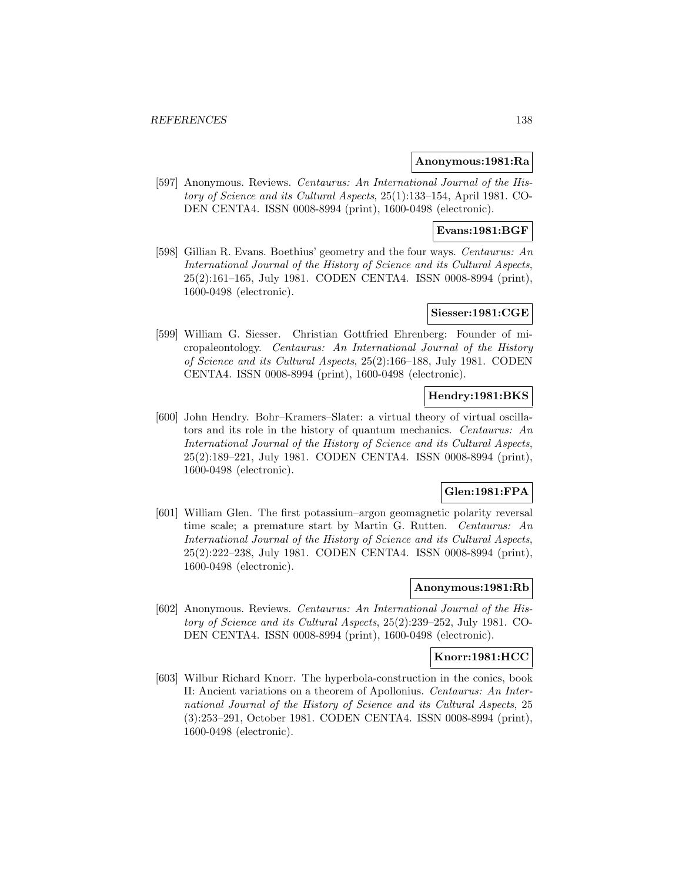**Anonymous:1981:Ra**

[597] Anonymous. Reviews. *Centaurus: An International Journal of the History of Science and its Cultural Aspects*, 25(1):133–154, April 1981. CODEN CENTA4. ISSN 0008-8994 (print), 1600-0498 (electronic).

**Evans:1981:BGF**

[598] Gillian R. Evans. Boethius' geometry and the four ways. *Centaurus: An International Journal of the History of Science and its Cultural Aspects*, 25(2):161–165, July 1981. CODEN CENTA4. ISSN 0008-8994 (print), 1600-0498 (electronic).

**Siesser:1981:CGE**

[599] William G. Siesser. Christian Gottfried Ehrenberg: Founder of micropaleontology. *Centaurus: An International Journal of the History of Science and its Cultural Aspects*, 25(2):166–188, July 1981. CODEN CENTA4. ISSN 0008-8994 (print), 1600-0498 (electronic).

**Hendry:1981:BKS**

[600] John Hendry. Bohr–Kramers–Slater: a virtual theory of virtual oscillators and its role in the history of quantum mechanics. *Centaurus: An International Journal of the History of Science and its Cultural Aspects*, 25(2):189–221, July 1981. CODEN CENTA4. ISSN 0008-8994 (print), 1600-0498 (electronic).

**Glen:1981:FPA**

[601] William Glen. The first potassium–argon geomagnetic polarity reversal time scale; a premature start by Martin G. Rutten. *Centaurus: An International Journal of the History of Science and its Cultural Aspects*, 25(2):222–238, July 1981. CODEN CENTA4. ISSN 0008-8994 (print), 1600-0498 (electronic).

**Anonymous:1981:Rb**

[602] Anonymous. Reviews. *Centaurus: An International Journal of the History of Science and its Cultural Aspects*, 25(2):239–252, July 1981. CODEN CENTA4. ISSN 0008-8994 (print), 1600-0498 (electronic).

**Knorr:1981:HCC**

[603] Wilbur Richard Knorr. The hyperbola-construction in the conics, book II: Ancient variations on a theorem of Apollonius. *Centaurus: An International Journal of the History of Science and its Cultural Aspects*, 25 (3):253–291, October 1981. CODEN CENTA4. ISSN 0008-8994 (print), 1600-0498 (electronic).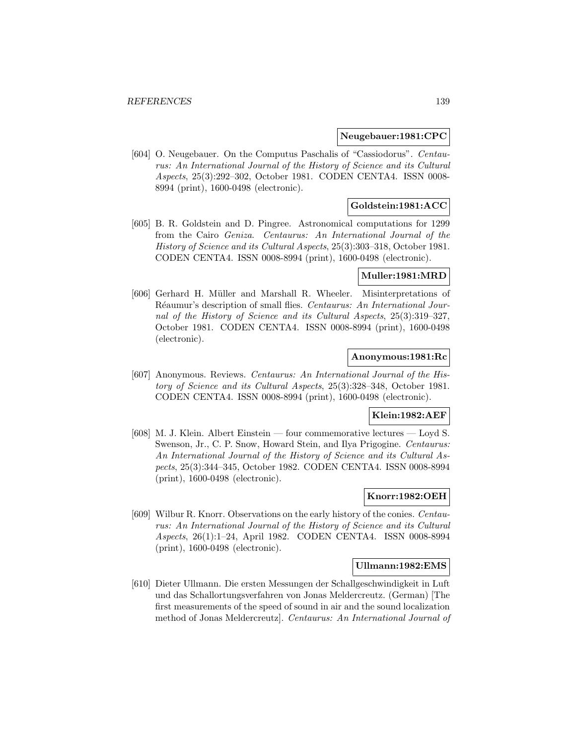**Neugebauer:1981:CPC**

[604] O. Neugebauer. On the Computus Paschalis of “Cassiodorus”. *Centaurus: An International Journal of the History of Science and its Cultural Aspects*, 25(3):292–302, October 1981. CODEN CENTA4. ISSN 0008-8994 (print), 1600-0498 (electronic).

**Goldstein:1981:ACC**

[605] B. R. Goldstein and D. Pingree. Astronomical computations for 1299 from the Cairo *Geniza*. *Centaurus: An International Journal of the History of Science and its Cultural Aspects*, 25(3):303–318, October 1981. CODEN CENTA4. ISSN 0008-8994 (print), 1600-0498 (electronic).

**Muller:1981:MRD**

[606] Gerhard H. Müller and Marshall R. Wheeler. Misinterpretations of Réaumur’s description of small flies. *Centaurus: An International Journal of the History of Science and its Cultural Aspects*, 25(3):319–327, October 1981. CODEN CENTA4. ISSN 0008-8994 (print), 1600-0498 (electronic).

**Anonymous:1981:Rc**

[607] Anonymous. Reviews. *Centaurus: An International Journal of the History of Science and its Cultural Aspects*, 25(3):328–348, October 1981. CODEN CENTA4. ISSN 0008-8994 (print), 1600-0498 (electronic).

**Klein:1982:AEF**

[608] M. J. Klein. Albert Einstein — four commemorative lectures — Loyd S. Swenson, Jr., C. P. Snow, Howard Stein, and Ilya Prigogine. *Centaurus: An International Journal of the History of Science and its Cultural Aspects*, 25(3):344–345, October 1982. CODEN CENTA4. ISSN 0008-8994 (print), 1600-0498 (electronic).

**Knorr:1982:OEH**

[609] Wilbur R. Knorr. Observations on the early history of the conics. *Centaurus: An International Journal of the History of Science and its Cultural Aspects*, 26(1):1–24, April 1982. CODEN CENTA4. ISSN 0008-8994 (print), 1600-0498 (electronic).

**Ullmann:1982:EMS**

[610] Dieter Ullmann. Die ersten Messungen der Schallgeschwindigkeit in Luft und das Schallortungsverfahren von Jonas Meldercreutz. (German) [The first measurements of the speed of sound in air and the sound localization method of Jonas Meldercreutz]. *Centaurus: An International Journal of*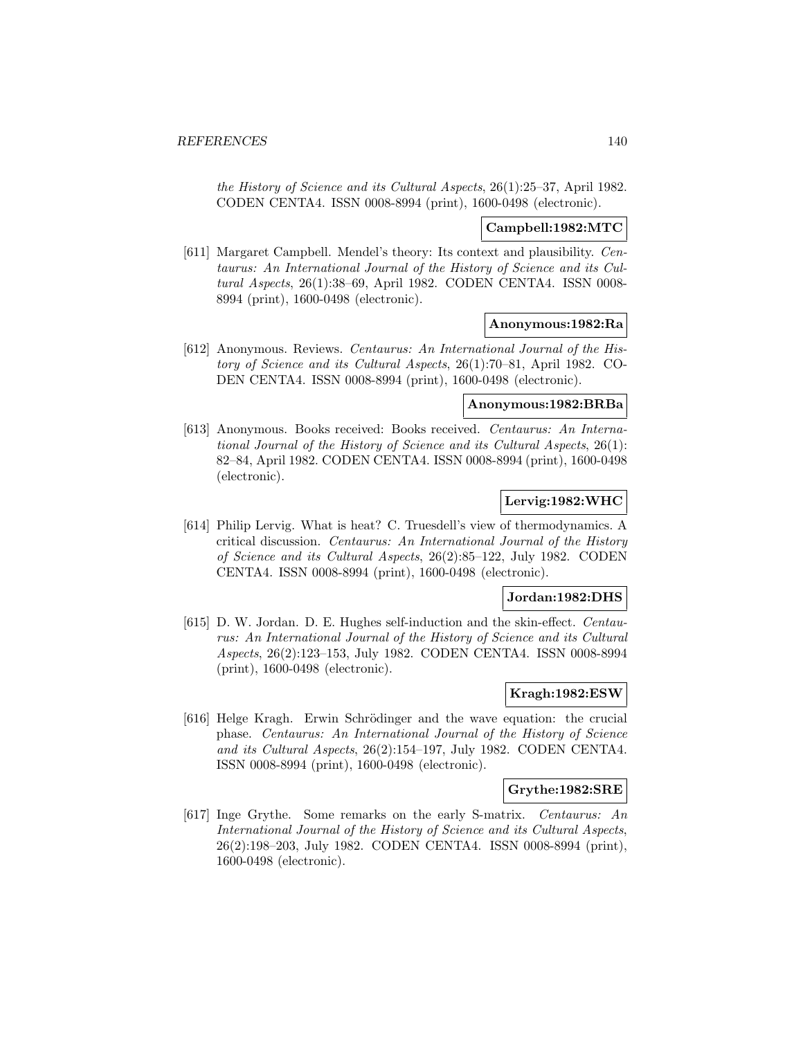*the History of Science and its Cultural Aspects*, 26(1):25–37, April 1982. CODEN CENTA4. ISSN 0008-8994 (print), 1600-0498 (electronic).

**Campbell:1982:MTC**

[611] Margaret Campbell. Mendel's theory: Its context and plausibility. *Centaurus: An International Journal of the History of Science and its Cultural Aspects*, 26(1):38–69, April 1982. CODEN CENTA4. ISSN 0008-8994 (print), 1600-0498 (electronic).

**Anonymous:1982:Ra**

[612] Anonymous. Reviews. *Centaurus: An International Journal of the History of Science and its Cultural Aspects*, 26(1):70–81, April 1982. CODEN CENTA4. ISSN 0008-8994 (print), 1600-0498 (electronic).

**Anonymous:1982:BRBa**

[613] Anonymous. Books received: Books received. *Centaurus: An International Journal of the History of Science and its Cultural Aspects*, 26(1): 82–84, April 1982. CODEN CENTA4. ISSN 0008-8994 (print), 1600-0498 (electronic).

**Lervig:1982:WHC**

[614] Philip Lervig. What is heat? C. Truesdell's view of thermodynamics. A critical discussion. *Centaurus: An International Journal of the History of Science and its Cultural Aspects*, 26(2):85–122, July 1982. CODEN CENTA4. ISSN 0008-8994 (print), 1600-0498 (electronic).

**Jordan:1982:DHS**

[615] D. W. Jordan. D. E. Hughes self-induction and the skin-effect. *Centaurus: An International Journal of the History of Science and its Cultural Aspects*, 26(2):123–153, July 1982. CODEN CENTA4. ISSN 0008-8994 (print), 1600-0498 (electronic).

**Kragh:1982:ESW**

[616] Helge Kragh. Erwin Schrödinger and the wave equation: the crucial phase. *Centaurus: An International Journal of the History of Science and its Cultural Aspects*, 26(2):154–197, July 1982. CODEN CENTA4. ISSN 0008-8994 (print), 1600-0498 (electronic).

**Grythe:1982:SRE**

[617] Inge Grythe. Some remarks on the early S-matrix. *Centaurus: An International Journal of the History of Science and its Cultural Aspects*, 26(2):198–203, July 1982. CODEN CENTA4. ISSN 0008-8994 (print), 1600-0498 (electronic).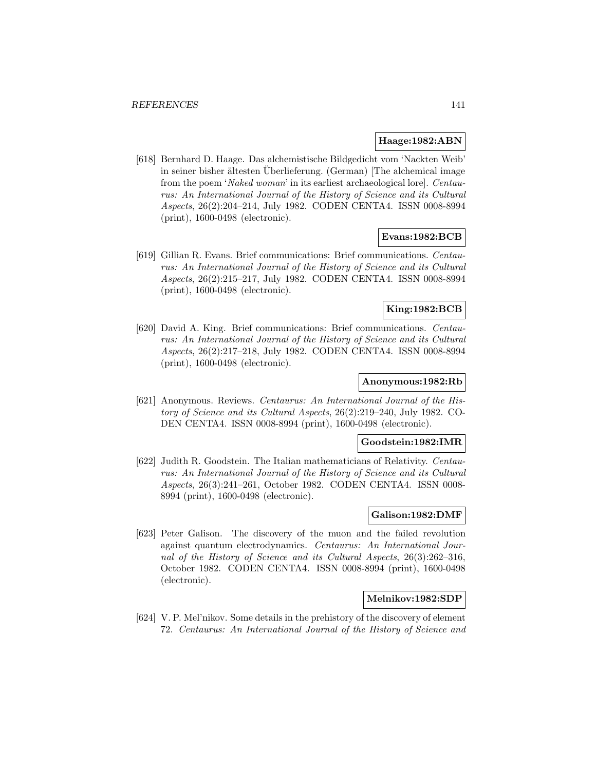**Haage:1982:ABN**

[618] Bernhard D. Haage. Das alchemistische Bildgedicht vom 'Nackten Weib' in seiner bisher ältesten Überlieferung. (German) [The alchemical image from the poem '*Naked woman*' in its earliest archaeological lore]. *Centaurus: An International Journal of the History of Science and its Cultural Aspects*, 26(2):204–214, July 1982. CODEN CENTA4. ISSN 0008-8994 (print), 1600-0498 (electronic).

**Evans:1982:BCB**

[619] Gillian R. Evans. Brief communications: Brief communications. *Centaurus: An International Journal of the History of Science and its Cultural Aspects*, 26(2):215–217, July 1982. CODEN CENTA4. ISSN 0008-8994 (print), 1600-0498 (electronic).

**King:1982:BCB**

[620] David A. King. Brief communications: Brief communications. *Centaurus: An International Journal of the History of Science and its Cultural Aspects*, 26(2):217–218, July 1982. CODEN CENTA4. ISSN 0008-8994 (print), 1600-0498 (electronic).

**Anonymous:1982:Rb**

[621] Anonymous. Reviews. *Centaurus: An International Journal of the History of Science and its Cultural Aspects*, 26(2):219–240, July 1982. CODEN CENTA4. ISSN 0008-8994 (print), 1600-0498 (electronic).

**Goodstein:1982:IMR**

[622] Judith R. Goodstein. The Italian mathematicians of Relativity. *Centaurus: An International Journal of the History of Science and its Cultural Aspects*, 26(3):241–261, October 1982. CODEN CENTA4. ISSN 0008-8994 (print), 1600-0498 (electronic).

**Galison:1982:DMF**

[623] Peter Galison. The discovery of the muon and the failed revolution against quantum electrodynamics. *Centaurus: An International Journal of the History of Science and its Cultural Aspects*, 26(3):262–316, October 1982. CODEN CENTA4. ISSN 0008-8994 (print), 1600-0498 (electronic).

**Melnikov:1982:SDP**

[624] V. P. Mel'nikov. Some details in the prehistory of the discovery of element 72. *Centaurus: An International Journal of the History of Science and*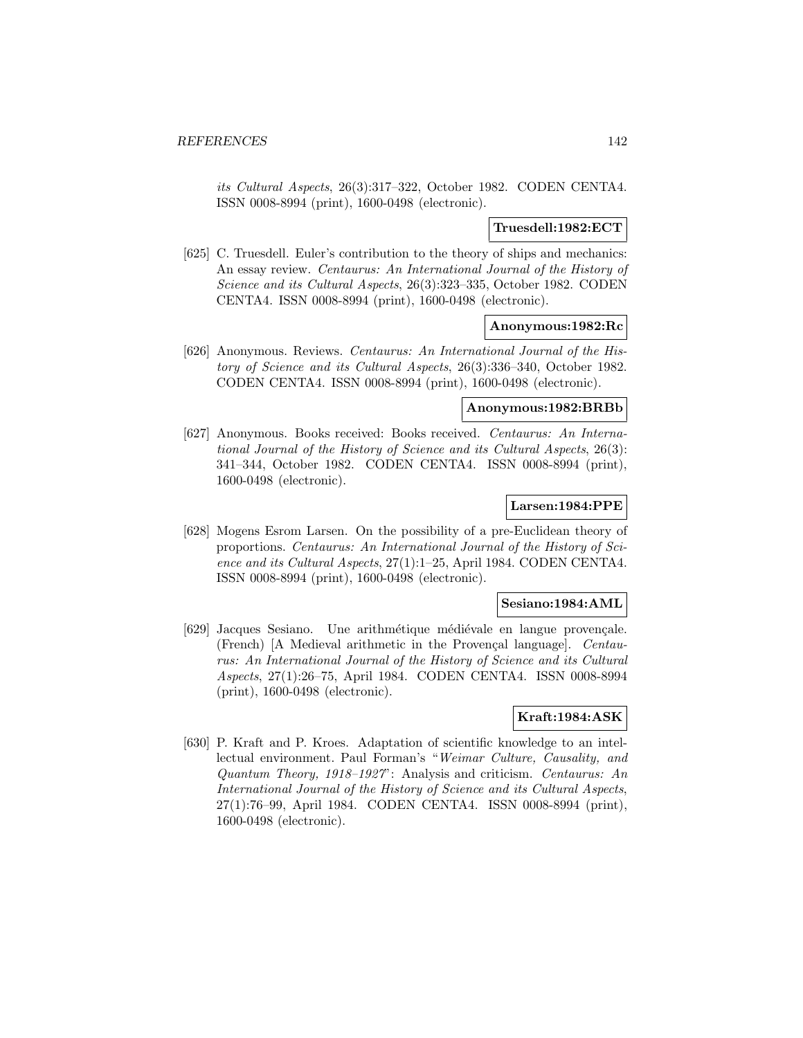*its Cultural Aspects*, 26(3):317–322, October 1982. CODEN CENTA4. ISSN 0008-8994 (print), 1600-0498 (electronic).

**Truesdell:1982:ECT**

[625] C. Truesdell. Euler's contribution to the theory of ships and mechanics: An essay review. *Centaurus: An International Journal of the History of Science and its Cultural Aspects*, 26(3):323–335, October 1982. CODEN CENTA4. ISSN 0008-8994 (print), 1600-0498 (electronic).

**Anonymous:1982:Rc**

[626] Anonymous. Reviews. *Centaurus: An International Journal of the History of Science and its Cultural Aspects*, 26(3):336–340, October 1982. CODEN CENTA4. ISSN 0008-8994 (print), 1600-0498 (electronic).

**Anonymous:1982:BRBb**

[627] Anonymous. Books received: Books received. *Centaurus: An International Journal of the History of Science and its Cultural Aspects*, 26(3): 341–344, October 1982. CODEN CENTA4. ISSN 0008-8994 (print), 1600-0498 (electronic).

**Larsen:1984:PPE**

[628] Mogens Esrom Larsen. On the possibility of a pre-Euclidean theory of proportions. *Centaurus: An International Journal of the History of Science and its Cultural Aspects*, 27(1):1–25, April 1984. CODEN CENTA4. ISSN 0008-8994 (print), 1600-0498 (electronic).

**Sesiano:1984:AML**

[629] Jacques Sesiano. Une arithmétique médiévale en langue provençale. (French) [A Medieval arithmetic in the Provençal language]. *Centaurus: An International Journal of the History of Science and its Cultural Aspects*, 27(1):26–75, April 1984. CODEN CENTA4. ISSN 0008-8994 (print), 1600-0498 (electronic).

**Kraft:1984:ASK**

[630] P. Kraft and P. Kroes. Adaptation of scientific knowledge to an intellectual environment. Paul Forman's "*Weimar Culture, Causality, and Quantum Theory, 1918–1927*": Analysis and criticism. *Centaurus: An International Journal of the History of Science and its Cultural Aspects*, 27(1):76–99, April 1984. CODEN CENTA4. ISSN 0008-8994 (print), 1600-0498 (electronic).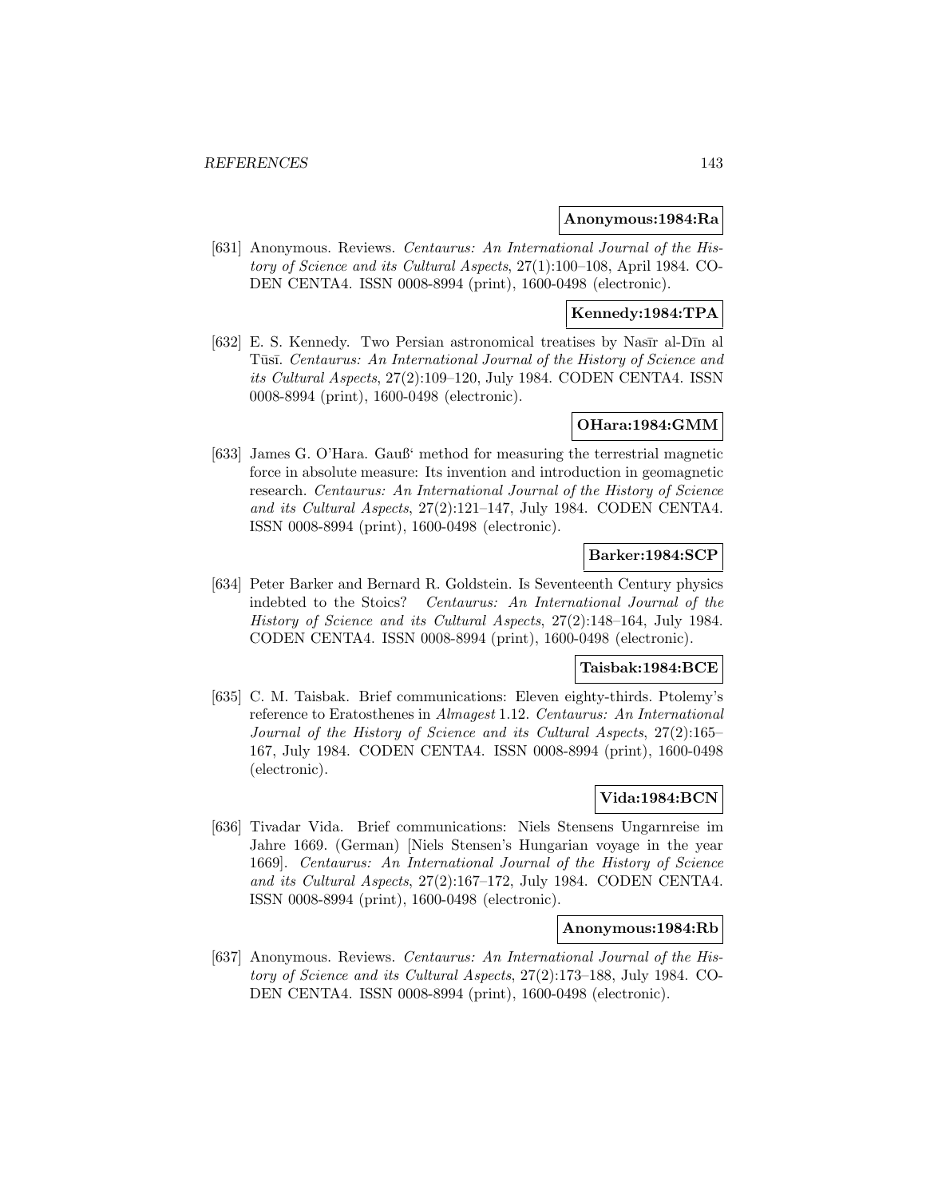**Anonymous:1984:Ra**

[631] Anonymous. Reviews. *Centaurus: An International Journal of the History of Science and its Cultural Aspects*, 27(1):100–108, April 1984. CODEN CENTA4. ISSN 0008-8994 (print), 1600-0498 (electronic).

**Kennedy:1984:TPA**

[632] E. S. Kennedy. Two Persian astronomical treatises by Nasīr al-Dīn al Tūsī. *Centaurus: An International Journal of the History of Science and its Cultural Aspects*, 27(2):109–120, July 1984. CODEN CENTA4. ISSN 0008-8994 (print), 1600-0498 (electronic).

**OHara:1984:GMM**

[633] James G. O'Hara. Gauß' method for measuring the terrestrial magnetic force in absolute measure: Its invention and introduction in geomagnetic research. *Centaurus: An International Journal of the History of Science and its Cultural Aspects*, 27(2):121–147, July 1984. CODEN CENTA4. ISSN 0008-8994 (print), 1600-0498 (electronic).

**Barker:1984:SCP**

[634] Peter Barker and Bernard R. Goldstein. Is Seventeenth Century physics indebted to the Stoics? *Centaurus: An International Journal of the History of Science and its Cultural Aspects*, 27(2):148–164, July 1984. CODEN CENTA4. ISSN 0008-8994 (print), 1600-0498 (electronic).

**Taisbak:1984:BCE**

[635] C. M. Taisbak. Brief communications: Eleven eighty-thirds. Ptolemy's reference to Eratosthenes in *Almagest* 1.12. *Centaurus: An International Journal of the History of Science and its Cultural Aspects*, 27(2):165–167, July 1984. CODEN CENTA4. ISSN 0008-8994 (print), 1600-0498 (electronic).

**Vida:1984:BCN**

[636] Tivadar Vida. Brief communications: Niels Stensens Ungarnreise im Jahre 1669. (German) [Niels Stensen's Hungarian voyage in the year 1669]. *Centaurus: An International Journal of the History of Science and its Cultural Aspects*, 27(2):167–172, July 1984. CODEN CENTA4. ISSN 0008-8994 (print), 1600-0498 (electronic).

**Anonymous:1984:Rb**

[637] Anonymous. Reviews. *Centaurus: An International Journal of the History of Science and its Cultural Aspects*, 27(2):173–188, July 1984. CODEN CENTA4. ISSN 0008-8994 (print), 1600-0498 (electronic).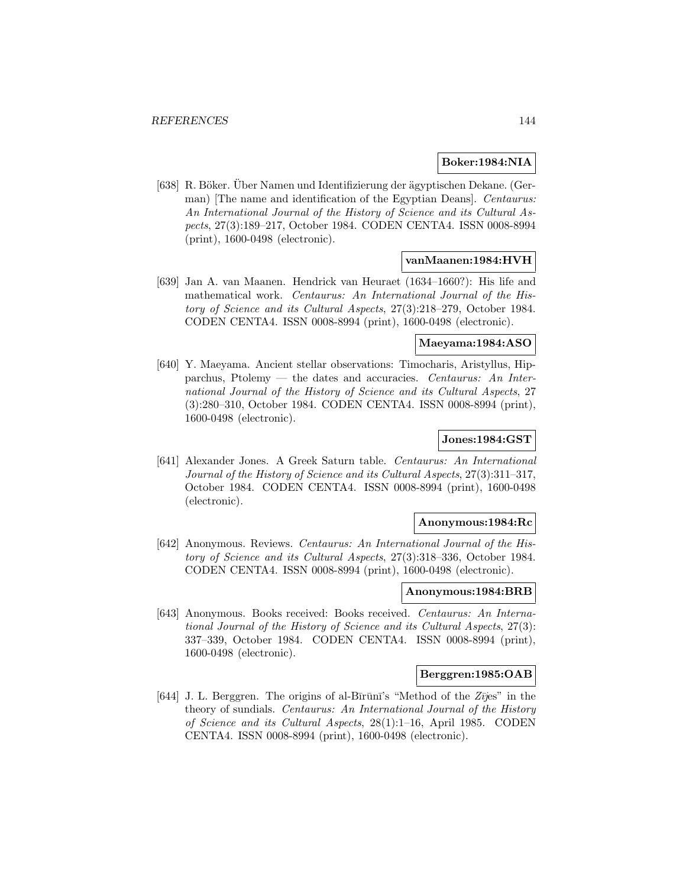**Boker:1984:NIA**

[638] R. Böker. Über Namen und Identifizierung der ägyptischen Dekane. (German) [The name and identification of the Egyptian Deans]. *Centaurus: An International Journal of the History of Science and its Cultural Aspects*, 27(3):189–217, October 1984. CODEN CENTA4. ISSN 0008-8994 (print), 1600-0498 (electronic).

**vanMaanen:1984:HVH**

[639] Jan A. van Maanen. Hendrick van Heuraet (1634–1660?): His life and mathematical work. *Centaurus: An International Journal of the History of Science and its Cultural Aspects*, 27(3):218–279, October 1984. CODEN CENTA4. ISSN 0008-8994 (print), 1600-0498 (electronic).

**Maeyama:1984:ASO**

[640] Y. Maeyama. Ancient stellar observations: Timocharis, Aristyllus, Hipparchus, Ptolemy — the dates and accuracies. *Centaurus: An International Journal of the History of Science and its Cultural Aspects*, 27 (3):280–310, October 1984. CODEN CENTA4. ISSN 0008-8994 (print), 1600-0498 (electronic).

**Jones:1984:GST**

[641] Alexander Jones. A Greek Saturn table. *Centaurus: An International Journal of the History of Science and its Cultural Aspects*, 27(3):311–317, October 1984. CODEN CENTA4. ISSN 0008-8994 (print), 1600-0498 (electronic).

**Anonymous:1984:Rc**

[642] Anonymous. Reviews. *Centaurus: An International Journal of the History of Science and its Cultural Aspects*, 27(3):318–336, October 1984. CODEN CENTA4. ISSN 0008-8994 (print), 1600-0498 (electronic).

**Anonymous:1984:BRB**

[643] Anonymous. Books received: Books received. *Centaurus: An International Journal of the History of Science and its Cultural Aspects*, 27(3): 337–339, October 1984. CODEN CENTA4. ISSN 0008-8994 (print), 1600-0498 (electronic).

**Berggren:1985:OAB**

[644] J. L. Berggren. The origins of al-Bīrūnī's "Method of the *Zījes*" in the theory of sundials. *Centaurus: An International Journal of the History of Science and its Cultural Aspects*, 28(1):1–16, April 1985. CODEN CENTA4. ISSN 0008-8994 (print), 1600-0498 (electronic).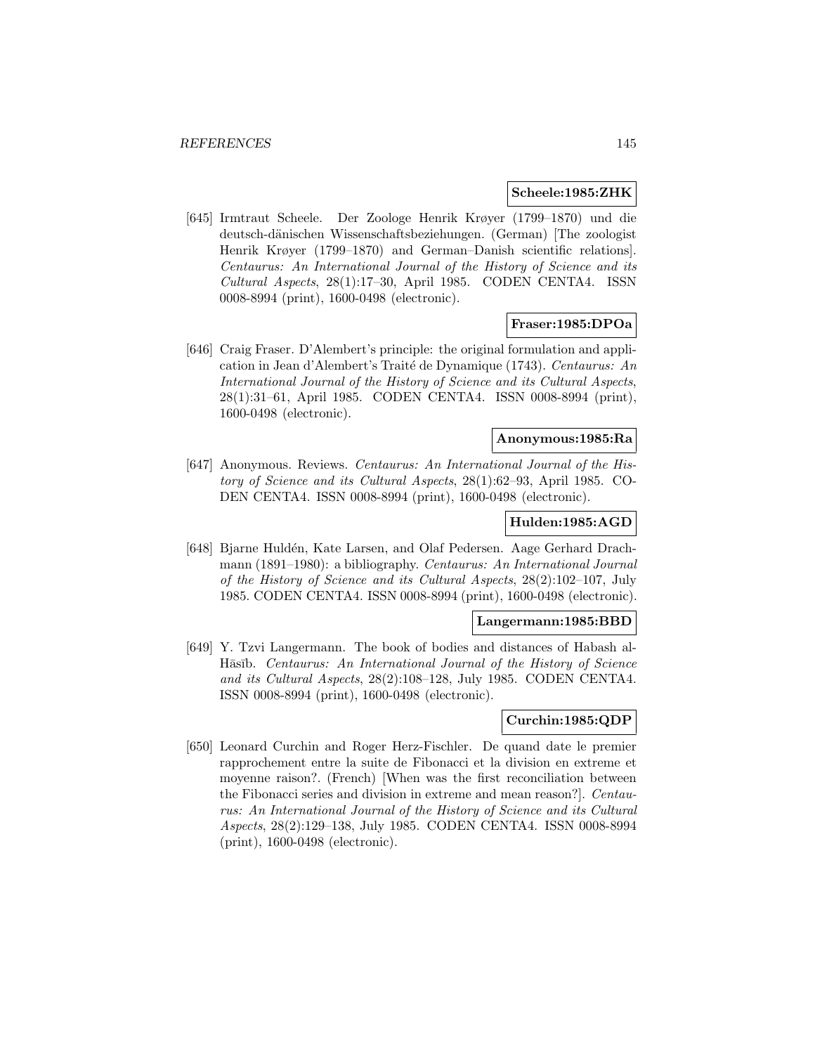**Scheele:1985:ZHK**

[645] Irmtraut Scheele. Der Zoologe Henrik Krøyer (1799–1870) und die deutsch-dänischen Wissenschaftsbeziehungen. (German) [The zoologist Henrik Krøyer (1799–1870) and German–Danish scientific relations]. *Centaurus: An International Journal of the History of Science and its Cultural Aspects*, 28(1):17–30, April 1985. CODEN CENTA4. ISSN 0008-8994 (print), 1600-0498 (electronic).

**Fraser:1985:DPOa**

[646] Craig Fraser. D'Alembert's principle: the original formulation and application in Jean d'Alembert's Traité de Dynamique (1743). *Centaurus: An International Journal of the History of Science and its Cultural Aspects*, 28(1):31–61, April 1985. CODEN CENTA4. ISSN 0008-8994 (print), 1600-0498 (electronic).

**Anonymous:1985:Ra**

[647] Anonymous. Reviews. *Centaurus: An International Journal of the History of Science and its Cultural Aspects*, 28(1):62–93, April 1985. CODEN CENTA4. ISSN 0008-8994 (print), 1600-0498 (electronic).

**Hulden:1985:AGD**

[648] Bjarne Huldén, Kate Larsen, and Olaf Pedersen. Aage Gerhard Drachmann (1891–1980): a bibliography. *Centaurus: An International Journal of the History of Science and its Cultural Aspects*, 28(2):102–107, July 1985. CODEN CENTA4. ISSN 0008-8994 (print), 1600-0498 (electronic).

**Langermann:1985:BBD**

[649] Y. Tzvi Langermann. The book of bodies and distances of Habash al-Hāsīb. *Centaurus: An International Journal of the History of Science and its Cultural Aspects*, 28(2):108–128, July 1985. CODEN CENTA4. ISSN 0008-8994 (print), 1600-0498 (electronic).

**Curchin:1985:QDP**

[650] Leonard Curchin and Roger Herz-Fischler. De quand date le premier rapprochement entre la suite de Fibonacci et la division en extreme et moyenne raison?. (French) [When was the first reconciliation between the Fibonacci series and division in extreme and mean reason?]. *Centaurus: An International Journal of the History of Science and its Cultural Aspects*, 28(2):129–138, July 1985. CODEN CENTA4. ISSN 0008-8994 (print), 1600-0498 (electronic).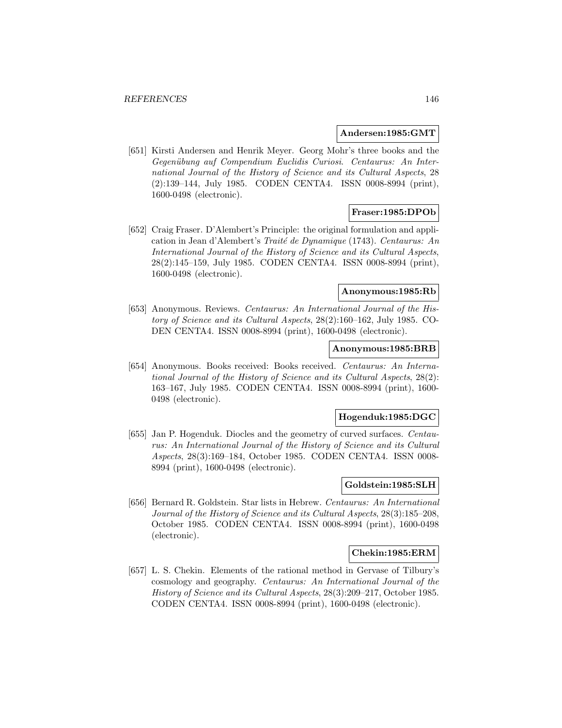**Andersen:1985:GMT**

[651] Kirsti Andersen and Henrik Meyer. Georg Mohr's three books and the *Gegenübung auf Compendium Euclidis Curiosi*. *Centaurus: An International Journal of the History of Science and its Cultural Aspects*, 28 (2):139–144, July 1985. CODEN CENTA4. ISSN 0008-8994 (print), 1600-0498 (electronic).

**Fraser:1985:DPOb**

[652] Craig Fraser. D'Alembert's Principle: the original formulation and application in Jean d'Alembert's *Traité de Dynamique* (1743). *Centaurus: An International Journal of the History of Science and its Cultural Aspects*, 28(2):145–159, July 1985. CODEN CENTA4. ISSN 0008-8994 (print), 1600-0498 (electronic).

**Anonymous:1985:Rb**

[653] Anonymous. Reviews. *Centaurus: An International Journal of the History of Science and its Cultural Aspects*, 28(2):160–162, July 1985. CODEN CENTA4. ISSN 0008-8994 (print), 1600-0498 (electronic).

**Anonymous:1985:BRB**

[654] Anonymous. Books received: Books received. *Centaurus: An International Journal of the History of Science and its Cultural Aspects*, 28(2): 163–167, July 1985. CODEN CENTA4. ISSN 0008-8994 (print), 1600-0498 (electronic).

**Hogenduk:1985:DGC**

[655] Jan P. Hogenduk. Diocles and the geometry of curved surfaces. *Centaurus: An International Journal of the History of Science and its Cultural Aspects*, 28(3):169–184, October 1985. CODEN CENTA4. ISSN 0008-8994 (print), 1600-0498 (electronic).

**Goldstein:1985:SLH**

[656] Bernard R. Goldstein. Star lists in Hebrew. *Centaurus: An International Journal of the History of Science and its Cultural Aspects*, 28(3):185–208, October 1985. CODEN CENTA4. ISSN 0008-8994 (print), 1600-0498 (electronic).

**Chekin:1985:ERM**

[657] L. S. Chekin. Elements of the rational method in Gervase of Tilbury's cosmology and geography. *Centaurus: An International Journal of the History of Science and its Cultural Aspects*, 28(3):209–217, October 1985. CODEN CENTA4. ISSN 0008-8994 (print), 1600-0498 (electronic).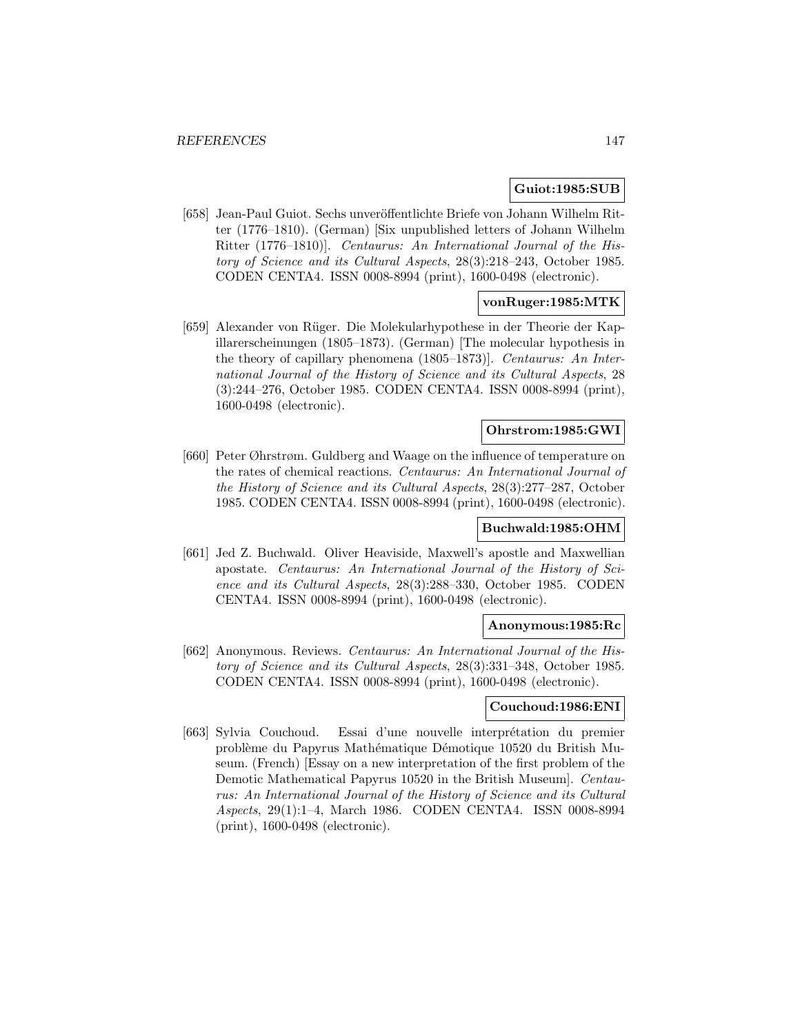**Guiot:1985:SUB**

[658] Jean-Paul Guiot. Sechs unveröffentlichte Briefe von Johann Wilhelm Ritter (1776–1810). (German) [Six unpublished letters of Johann Wilhelm Ritter (1776–1810)]. *Centaurus: An International Journal of the History of Science and its Cultural Aspects*, 28(3):218–243, October 1985. CODEN CENTA4. ISSN 0008-8994 (print), 1600-0498 (electronic).

**vonRuger:1985:MTK**

[659] Alexander von Rüger. Die Molekularhypothese in der Theorie der Kapillarerscheinungen (1805–1873). (German) [The molecular hypothesis in the theory of capillary phenomena (1805–1873)]. *Centaurus: An International Journal of the History of Science and its Cultural Aspects*, 28 (3):244–276, October 1985. CODEN CENTA4. ISSN 0008-8994 (print), 1600-0498 (electronic).

**Ohrstrom:1985:GWI**

[660] Peter Øhrstrøm. Guldberg and Waage on the influence of temperature on the rates of chemical reactions. *Centaurus: An International Journal of the History of Science and its Cultural Aspects*, 28(3):277–287, October 1985. CODEN CENTA4. ISSN 0008-8994 (print), 1600-0498 (electronic).

**Buchwald:1985:OHM**

[661] Jed Z. Buchwald. Oliver Heaviside, Maxwell's apostle and Maxwellian apostate. *Centaurus: An International Journal of the History of Science and its Cultural Aspects*, 28(3):288–330, October 1985. CODEN CENTA4. ISSN 0008-8994 (print), 1600-0498 (electronic).

**Anonymous:1985:Rc**

[662] Anonymous. Reviews. *Centaurus: An International Journal of the History of Science and its Cultural Aspects*, 28(3):331–348, October 1985. CODEN CENTA4. ISSN 0008-8994 (print), 1600-0498 (electronic).

**Couchoud:1986:ENI**

[663] Sylvia Couchoud. Essai d'une nouvelle interprétation du premier problème du Papyrus Mathématique Démotique 10520 du British Museum. (French) [Essay on a new interpretation of the first problem of the Demotic Mathematical Papyrus 10520 in the British Museum]. *Centaurus: An International Journal of the History of Science and its Cultural Aspects*, 29(1):1–4, March 1986. CODEN CENTA4. ISSN 0008-8994 (print), 1600-0498 (electronic).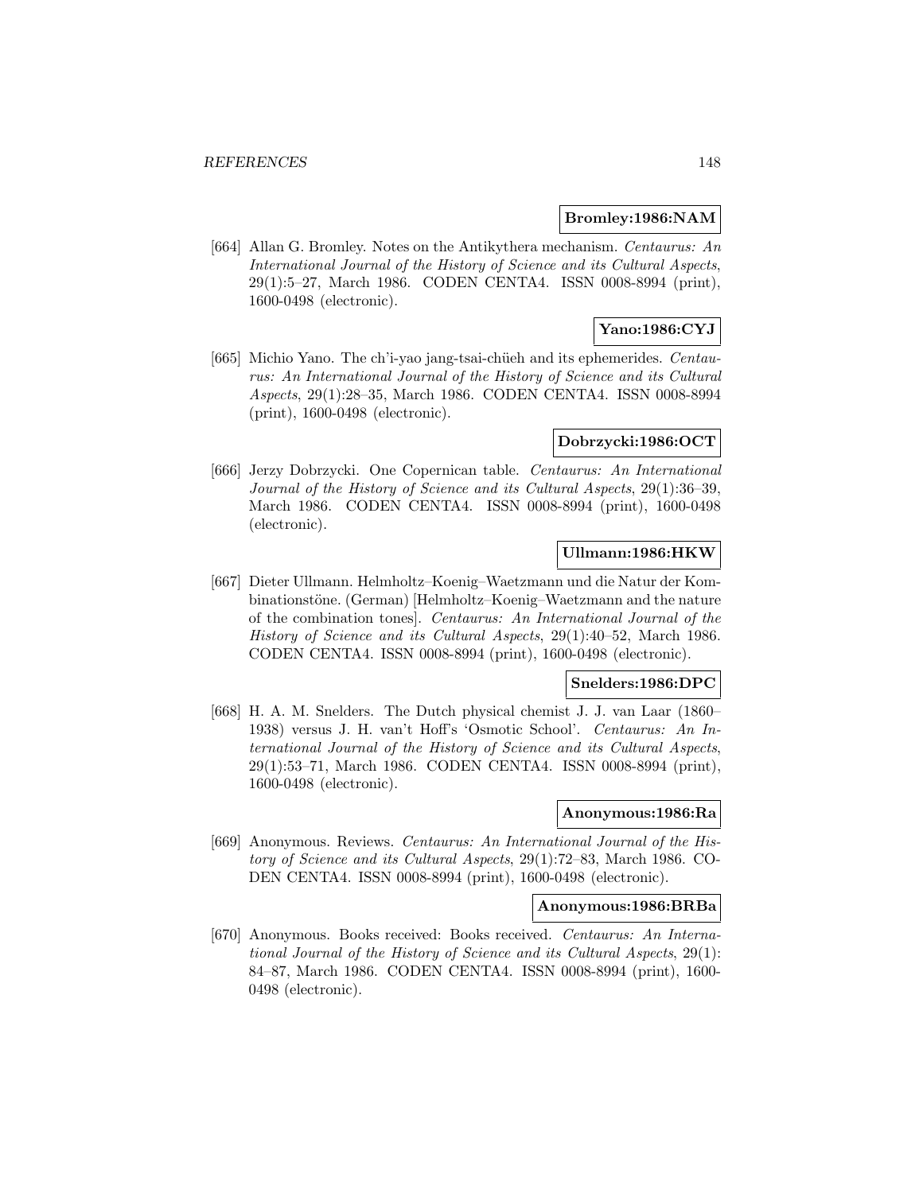**Bromley:1986:NAM**

[664] Allan G. Bromley. Notes on the Antikythera mechanism. *Centaurus: An International Journal of the History of Science and its Cultural Aspects*, 29(1):5–27, March 1986. CODEN CENTA4. ISSN 0008-8994 (print), 1600-0498 (electronic).

**Yano:1986:CYJ**

[665] Michio Yano. The ch'i-yao jang-tsai-chüeh and its ephemerides. *Centaurus: An International Journal of the History of Science and its Cultural Aspects*, 29(1):28–35, March 1986. CODEN CENTA4. ISSN 0008-8994 (print), 1600-0498 (electronic).

**Dobrzycki:1986:OCT**

[666] Jerzy Dobrzycki. One Copernican table. *Centaurus: An International Journal of the History of Science and its Cultural Aspects*, 29(1):36–39, March 1986. CODEN CENTA4. ISSN 0008-8994 (print), 1600-0498 (electronic).

**Ullmann:1986:HKW**

[667] Dieter Ullmann. Helmholtz–Koenig–Waetzmann und die Natur der Kombinationstöne. (German) [Helmholtz–Koenig–Waetzmann and the nature of the combination tones]. *Centaurus: An International Journal of the History of Science and its Cultural Aspects*, 29(1):40–52, March 1986. CODEN CENTA4. ISSN 0008-8994 (print), 1600-0498 (electronic).

**Snelders:1986:DPC**

[668] H. A. M. Snelders. The Dutch physical chemist J. J. van Laar (1860–1938) versus J. H. van't Hoff's 'Osmotic School'. *Centaurus: An International Journal of the History of Science and its Cultural Aspects*, 29(1):53–71, March 1986. CODEN CENTA4. ISSN 0008-8994 (print), 1600-0498 (electronic).

**Anonymous:1986:Ra**

[669] Anonymous. Reviews. *Centaurus: An International Journal of the History of Science and its Cultural Aspects*, 29(1):72–83, March 1986. CODEN CENTA4. ISSN 0008-8994 (print), 1600-0498 (electronic).

**Anonymous:1986:BRBa**

[670] Anonymous. Books received: Books received. *Centaurus: An International Journal of the History of Science and its Cultural Aspects*, 29(1): 84–87, March 1986. CODEN CENTA4. ISSN 0008-8994 (print), 1600-0498 (electronic).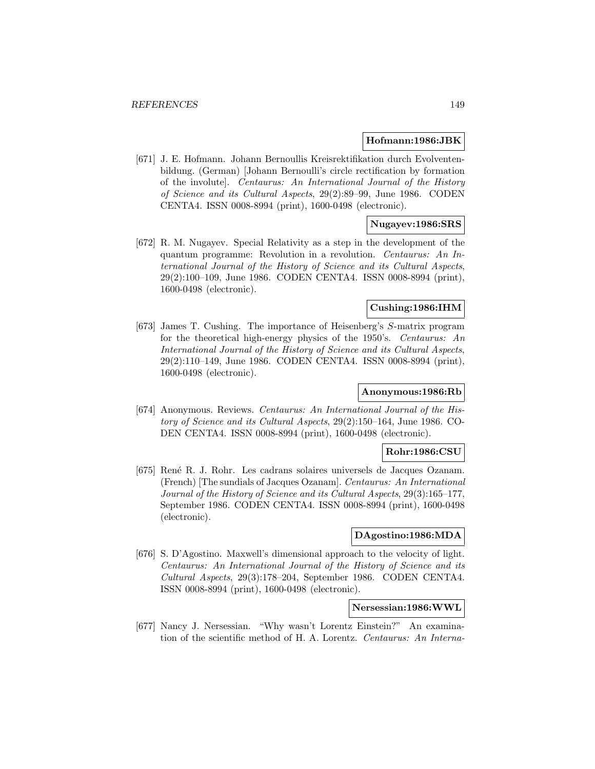**Hofmann:1986:JBK**

[671] J. E. Hofmann. Johann Bernoullis Kreisrektifikation durch Evolventenbildung. (German) [Johann Bernoulli's circle rectification by formation of the involute]. *Centaurus: An International Journal of the History of Science and its Cultural Aspects*, 29(2):89–99, June 1986. CODEN CENTA4. ISSN 0008-8994 (print), 1600-0498 (electronic).

**Nugayev:1986:SRS**

[672] R. M. Nugayev. Special Relativity as a step in the development of the quantum programme: Revolution in a revolution. *Centaurus: An International Journal of the History of Science and its Cultural Aspects*, 29(2):100–109, June 1986. CODEN CENTA4. ISSN 0008-8994 (print), 1600-0498 (electronic).

**Cushing:1986:IHM**

[673] James T. Cushing. The importance of Heisenberg's $S$-matrix program for the theoretical high-energy physics of the 1950's. *Centaurus: An International Journal of the History of Science and its Cultural Aspects*, 29(2):110–149, June 1986. CODEN CENTA4. ISSN 0008-8994 (print), 1600-0498 (electronic).

**Anonymous:1986:Rb**

[674] Anonymous. Reviews. *Centaurus: An International Journal of the History of Science and its Cultural Aspects*, 29(2):150–164, June 1986. CODEN CENTA4. ISSN 0008-8994 (print), 1600-0498 (electronic).

**Rohr:1986:CSU**

[675] René R. J. Rohr. Les cadrans solaires universels de Jacques Ozanam. (French) [The sundials of Jacques Ozanam]. *Centaurus: An International Journal of the History of Science and its Cultural Aspects*, 29(3):165–177, September 1986. CODEN CENTA4. ISSN 0008-8994 (print), 1600-0498 (electronic).

**DAgostino:1986:MDA**

[676] S. D'Agostino. Maxwell's dimensional approach to the velocity of light. *Centaurus: An International Journal of the History of Science and its Cultural Aspects*, 29(3):178–204, September 1986. CODEN CENTA4. ISSN 0008-8994 (print), 1600-0498 (electronic).

**Nersessian:1986:WWL**

[677] Nancy J. Nersessian. "Why wasn't Lorentz Einstein?" An examination of the scientific method of H. A. Lorentz. *Centaurus: An Interna-*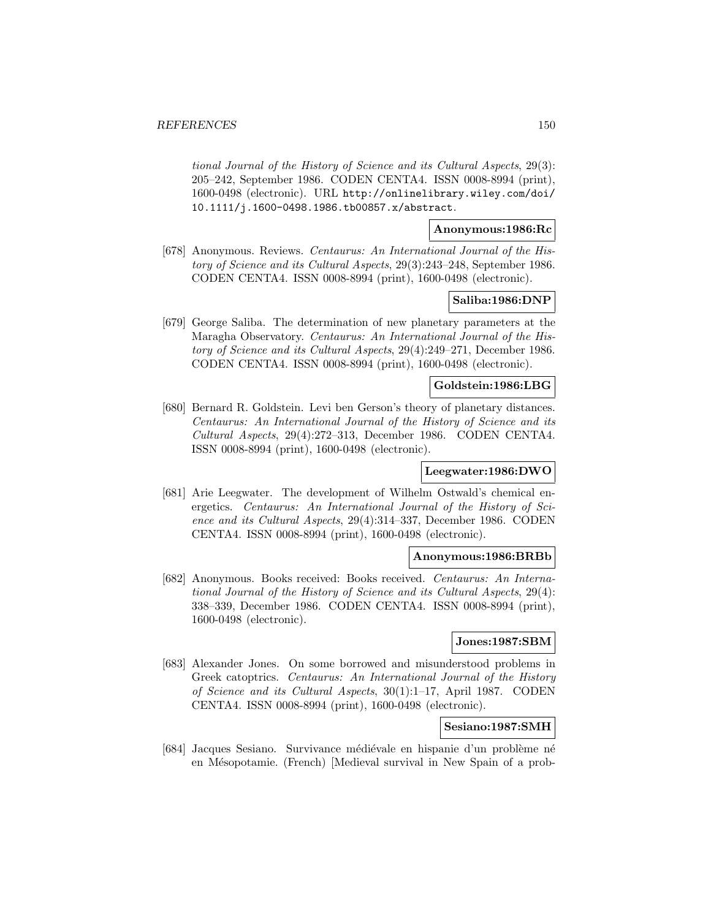*tional Journal of the History of Science and its Cultural Aspects*, 29(3): 205–242, September 1986. CODEN CENTA4. ISSN 0008-8994 (print), 1600-0498 (electronic). URL http://onlinelibrary.wiley.com/doi/10.1111/j.1600-0498.1986.tb00857.x/abstract.

**Anonymous:1986:Rc**

[678] Anonymous. Reviews. *Centaurus: An International Journal of the History of Science and its Cultural Aspects*, 29(3):243–248, September 1986. CODEN CENTA4. ISSN 0008-8994 (print), 1600-0498 (electronic).

**Saliba:1986:DNP**

[679] George Saliba. The determination of new planetary parameters at the Maragha Observatory. *Centaurus: An International Journal of the History of Science and its Cultural Aspects*, 29(4):249–271, December 1986. CODEN CENTA4. ISSN 0008-8994 (print), 1600-0498 (electronic).

**Goldstein:1986:LBG**

[680] Bernard R. Goldstein. Levi ben Gerson's theory of planetary distances. *Centaurus: An International Journal of the History of Science and its Cultural Aspects*, 29(4):272–313, December 1986. CODEN CENTA4. ISSN 0008-8994 (print), 1600-0498 (electronic).

**Leegwater:1986:DWO**

[681] Arie Leegwater. The development of Wilhelm Ostwald's chemical energetics. *Centaurus: An International Journal of the History of Science and its Cultural Aspects*, 29(4):314–337, December 1986. CODEN CENTA4. ISSN 0008-8994 (print), 1600-0498 (electronic).

**Anonymous:1986:BRBb**

[682] Anonymous. Books received: Books received. *Centaurus: An International Journal of the History of Science and its Cultural Aspects*, 29(4): 338–339, December 1986. CODEN CENTA4. ISSN 0008-8994 (print), 1600-0498 (electronic).

**Jones:1987:SBM**

[683] Alexander Jones. On some borrowed and misunderstood problems in Greek catoptrics. *Centaurus: An International Journal of the History of Science and its Cultural Aspects*, 30(1):1–17, April 1987. CODEN CENTA4. ISSN 0008-8994 (print), 1600-0498 (electronic).

**Sesiano:1987:SMH**

[684] Jacques Sesiano. Survivance médiévale en hispanie d'un problème né en Mésopotamie. (French) [Medieval survival in New Spain of a prob-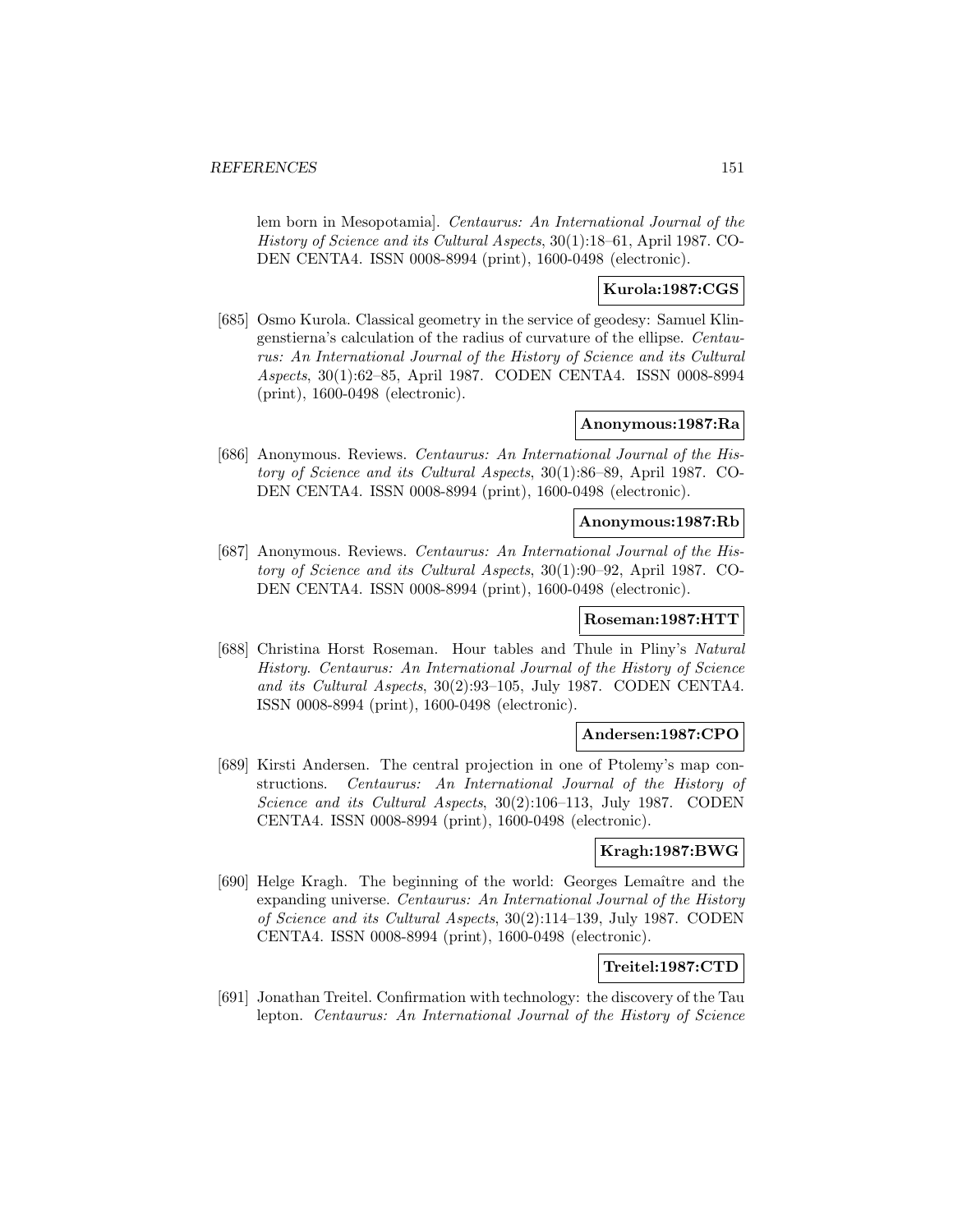lem born in Mesopotamia]. *Centaurus: An International Journal of the History of Science and its Cultural Aspects*, 30(1):18–61, April 1987. CODEN CENTA4. ISSN 0008-8994 (print), 1600-0498 (electronic).

**Kurola:1987:CGS**

[685] Osmo Kurola. Classical geometry in the service of geodesy: Samuel Klingenstierna's calculation of the radius of curvature of the ellipse. *Centaurus: An International Journal of the History of Science and its Cultural Aspects*, 30(1):62–85, April 1987. CODEN CENTA4. ISSN 0008-8994 (print), 1600-0498 (electronic).

**Anonymous:1987:Ra**

[686] Anonymous. Reviews. *Centaurus: An International Journal of the History of Science and its Cultural Aspects*, 30(1):86–89, April 1987. CODEN CENTA4. ISSN 0008-8994 (print), 1600-0498 (electronic).

**Anonymous:1987:Rb**

[687] Anonymous. Reviews. *Centaurus: An International Journal of the History of Science and its Cultural Aspects*, 30(1):90–92, April 1987. CODEN CENTA4. ISSN 0008-8994 (print), 1600-0498 (electronic).

**Roseman:1987:HTT**

[688] Christina Horst Roseman. Hour tables and Thule in Pliny's *Natural History*. *Centaurus: An International Journal of the History of Science and its Cultural Aspects*, 30(2):93–105, July 1987. CODEN CENTA4. ISSN 0008-8994 (print), 1600-0498 (electronic).

**Andersen:1987:CPO**

[689] Kirsti Andersen. The central projection in one of Ptolemy's map constructions. *Centaurus: An International Journal of the History of Science and its Cultural Aspects*, 30(2):106–113, July 1987. CODEN CENTA4. ISSN 0008-8994 (print), 1600-0498 (electronic).

**Kragh:1987:BWG**

[690] Helge Kragh. The beginning of the world: Georges Lemaître and the expanding universe. *Centaurus: An International Journal of the History of Science and its Cultural Aspects*, 30(2):114–139, July 1987. CODEN CENTA4. ISSN 0008-8994 (print), 1600-0498 (electronic).

**Treitel:1987:CTD**

[691] Jonathan Treitel. Confirmation with technology: the discovery of the Tau lepton. *Centaurus: An International Journal of the History of Science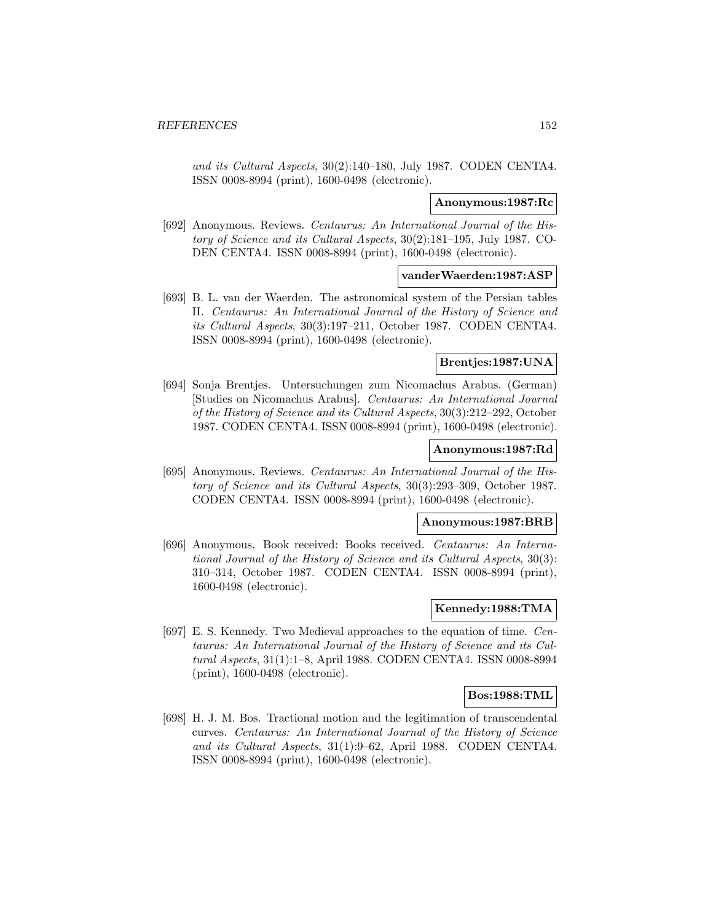*and its Cultural Aspects*, 30(2):140–180, July 1987. CODEN CENTA4. ISSN 0008-8994 (print), 1600-0498 (electronic).

**Anonymous:1987:Rc**

[692] Anonymous. Reviews. *Centaurus: An International Journal of the History of Science and its Cultural Aspects*, 30(2):181–195, July 1987. CODEN CENTA4. ISSN 0008-8994 (print), 1600-0498 (electronic).

**vanderWaerden:1987:ASP**

[693] B. L. van der Waerden. The astronomical system of the Persian tables II. *Centaurus: An International Journal of the History of Science and its Cultural Aspects*, 30(3):197–211, October 1987. CODEN CENTA4. ISSN 0008-8994 (print), 1600-0498 (electronic).

**Brentjes:1987:UNA**

[694] Sonja Brentjes. Untersuchungen zum Nicomachus Arabus. (German) [Studies on Nicomachus Arabus]. *Centaurus: An International Journal of the History of Science and its Cultural Aspects*, 30(3):212–292, October 1987. CODEN CENTA4. ISSN 0008-8994 (print), 1600-0498 (electronic).

**Anonymous:1987:Rd**

[695] Anonymous. Reviews. *Centaurus: An International Journal of the History of Science and its Cultural Aspects*, 30(3):293–309, October 1987. CODEN CENTA4. ISSN 0008-8994 (print), 1600-0498 (electronic).

**Anonymous:1987:BRB**

[696] Anonymous. Book received: Books received. *Centaurus: An International Journal of the History of Science and its Cultural Aspects*, 30(3): 310–314, October 1987. CODEN CENTA4. ISSN 0008-8994 (print), 1600-0498 (electronic).

**Kennedy:1988:TMA**

[697] E. S. Kennedy. Two Medieval approaches to the equation of time. *Centaurus: An International Journal of the History of Science and its Cultural Aspects*, 31(1):1–8, April 1988. CODEN CENTA4. ISSN 0008-8994 (print), 1600-0498 (electronic).

**Bos:1988:TML**

[698] H. J. M. Bos. Tractional motion and the legitimation of transcendental curves. *Centaurus: An International Journal of the History of Science and its Cultural Aspects*, 31(1):9–62, April 1988. CODEN CENTA4. ISSN 0008-8994 (print), 1600-0498 (electronic).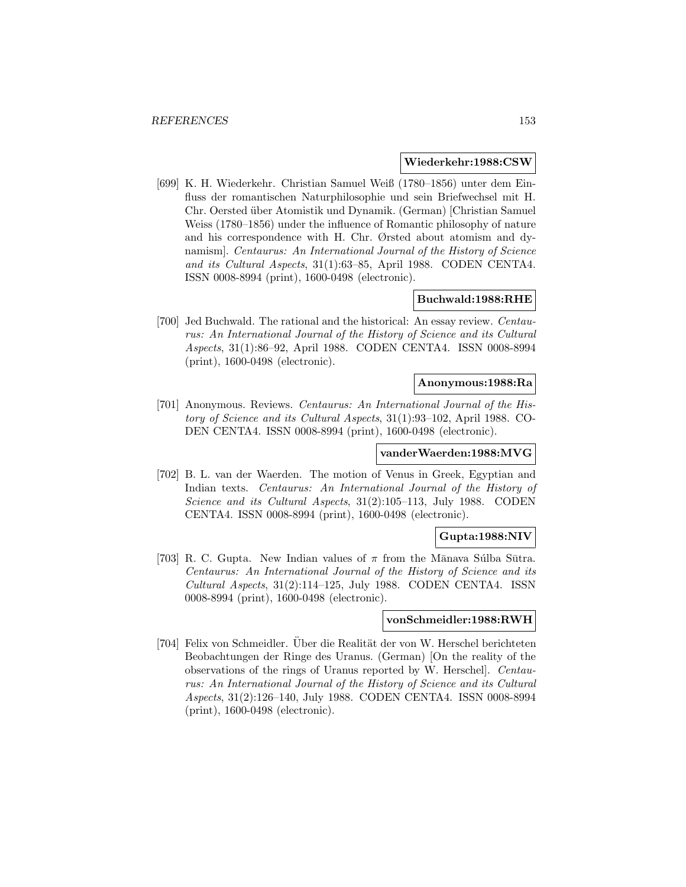**Wiederkehr:1988:CSW**

[699] K. H. Wiederkehr. Christian Samuel Weiß (1780–1856) unter dem Einfluss der romantischen Naturphilosophie und sein Briefwechsel mit H. Chr. Oersted über Atomistik und Dynamik. (German) [Christian Samuel Weiss (1780–1856) under the influence of Romantic philosophy of nature and his correspondence with H. Chr. Ørsted about atomism and dynamism]. *Centaurus: An International Journal of the History of Science and its Cultural Aspects*, 31(1):63–85, April 1988. CODEN CENTA4. ISSN 0008-8994 (print), 1600-0498 (electronic).

**Buchwald:1988:RHE**

[700] Jed Buchwald. The rational and the historical: An essay review. *Centaurus: An International Journal of the History of Science and its Cultural Aspects*, 31(1):86–92, April 1988. CODEN CENTA4. ISSN 0008-8994 (print), 1600-0498 (electronic).

**Anonymous:1988:Ra**

[701] Anonymous. Reviews. *Centaurus: An International Journal of the History of Science and its Cultural Aspects*, 31(1):93–102, April 1988. CODEN CENTA4. ISSN 0008-8994 (print), 1600-0498 (electronic).

**vanderWaerden:1988:MVG**

[702] B. L. van der Waerden. The motion of Venus in Greek, Egyptian and Indian texts. *Centaurus: An International Journal of the History of Science and its Cultural Aspects*, 31(2):105–113, July 1988. CODEN CENTA4. ISSN 0008-8994 (print), 1600-0498 (electronic).

**Gupta:1988:NIV**

[703] R. C. Gupta. New Indian values of $\pi$ from the Mānava Súlba Sūtra. *Centaurus: An International Journal of the History of Science and its Cultural Aspects*, 31(2):114–125, July 1988. CODEN CENTA4. ISSN 0008-8994 (print), 1600-0498 (electronic).

**vonSchmeidler:1988:RWH**

[704] Felix von Schmeidler. Über die Realität der von W. Herschel berichteten Beobachtungen der Ringe des Uranus. (German) [On the reality of the observations of the rings of Uranus reported by W. Herschel]. *Centaurus: An International Journal of the History of Science and its Cultural Aspects*, 31(2):126–140, July 1988. CODEN CENTA4. ISSN 0008-8994 (print), 1600-0498 (electronic).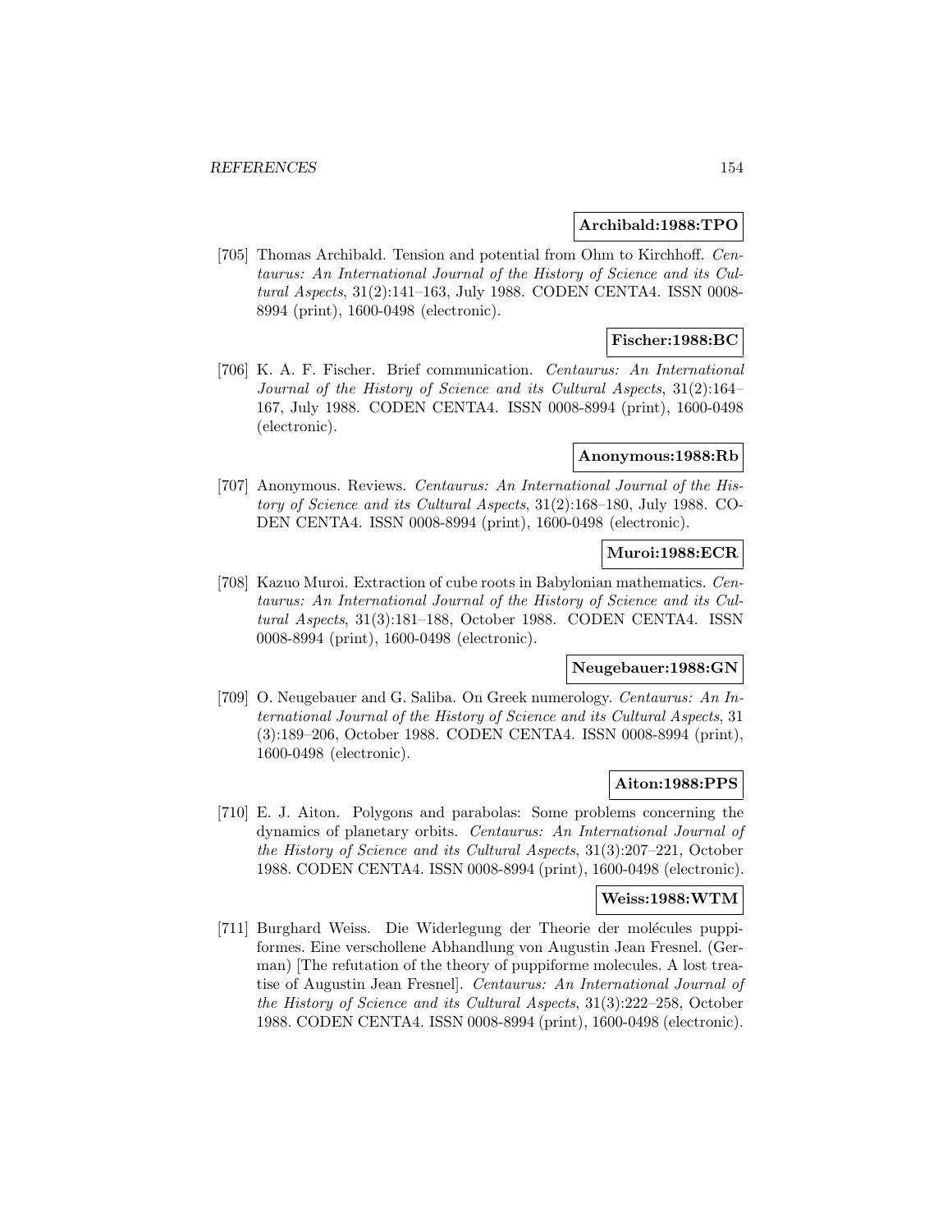**Archibald:1988:TPO**

[705] Thomas Archibald. Tension and potential from Ohm to Kirchhoff. *Centaurus: An International Journal of the History of Science and its Cultural Aspects*, 31(2):141–163, July 1988. CODEN CENTA4. ISSN 0008-8994 (print), 1600-0498 (electronic).

**Fischer:1988:BC**

[706] K. A. F. Fischer. Brief communication. *Centaurus: An International Journal of the History of Science and its Cultural Aspects*, 31(2):164–167, July 1988. CODEN CENTA4. ISSN 0008-8994 (print), 1600-0498 (electronic).

**Anonymous:1988:Rb**

[707] Anonymous. Reviews. *Centaurus: An International Journal of the History of Science and its Cultural Aspects*, 31(2):168–180, July 1988. CODEN CENTA4. ISSN 0008-8994 (print), 1600-0498 (electronic).

**Muroi:1988:ECR**

[708] Kazuo Muroi. Extraction of cube roots in Babylonian mathematics. *Centaurus: An International Journal of the History of Science and its Cultural Aspects*, 31(3):181–188, October 1988. CODEN CENTA4. ISSN 0008-8994 (print), 1600-0498 (electronic).

**Neugebauer:1988:GN**

[709] O. Neugebauer and G. Saliba. On Greek numerology. *Centaurus: An International Journal of the History of Science and its Cultural Aspects*, 31(3):189–206, October 1988. CODEN CENTA4. ISSN 0008-8994 (print), 1600-0498 (electronic).

**Aiton:1988:PPS**

[710] E. J. Aiton. Polygons and parabolas: Some problems concerning the dynamics of planetary orbits. *Centaurus: An International Journal of the History of Science and its Cultural Aspects*, 31(3):207–221, October 1988. CODEN CENTA4. ISSN 0008-8994 (print), 1600-0498 (electronic).

**Weiss:1988:WTM**

[711] Burghard Weiss. Die Widerlegung der Theorie der molécules puppiformes. Eine verschollene Abhandlung von Augustin Jean Fresnel. (German) [The refutation of the theory of puppiforme molecules. A lost treatise of Augustin Jean Fresnel]. *Centaurus: An International Journal of the History of Science and its Cultural Aspects*, 31(3):222–258, October 1988. CODEN CENTA4. ISSN 0008-8994 (print), 1600-0498 (electronic).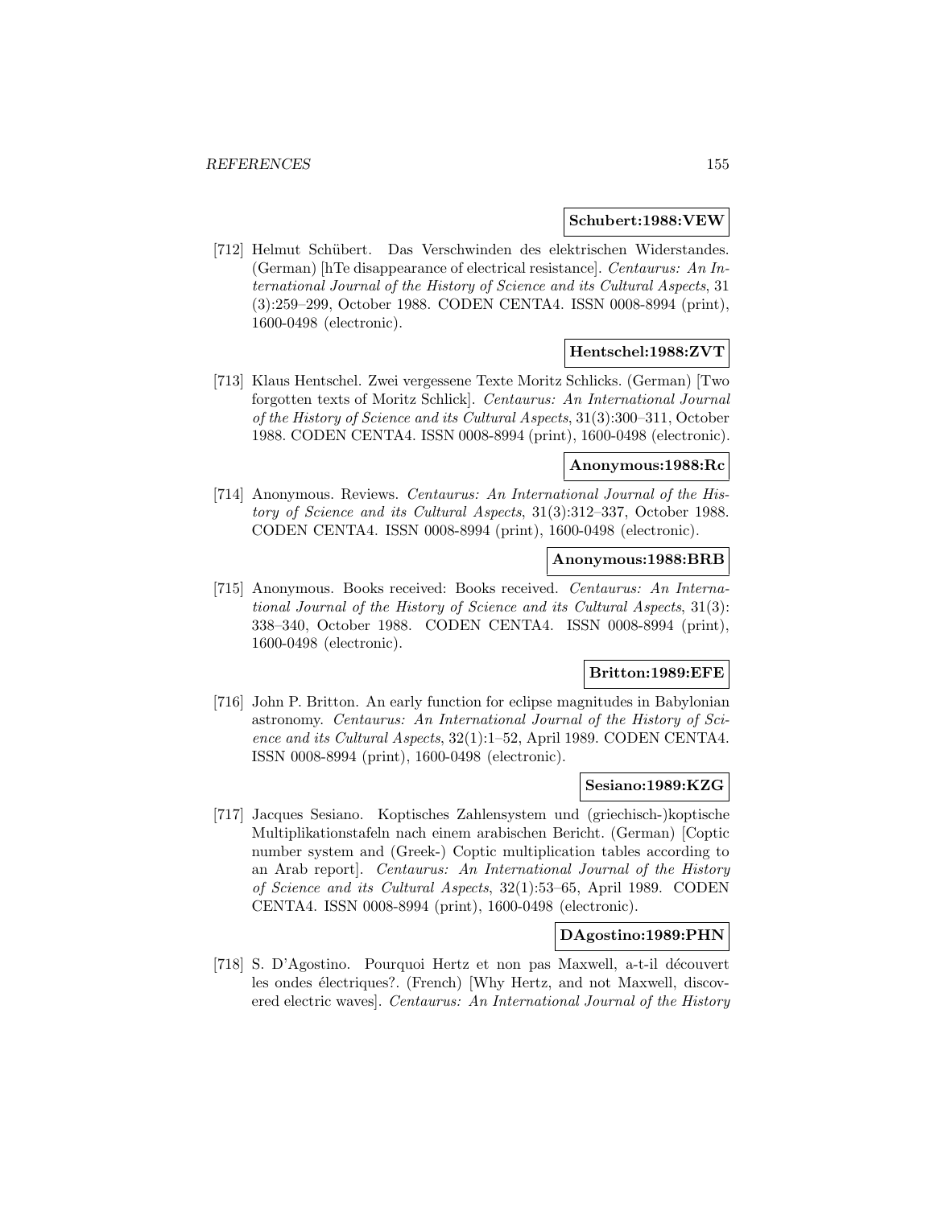**Schubert:1988:VEW**

[712] Helmut Schübert. Das Verschwinden des elektrischen Widerstandes. (German) [hTe disappearance of electrical resistance]. *Centaurus: An International Journal of the History of Science and its Cultural Aspects*, 31 (3):259–299, October 1988. CODEN CENTA4. ISSN 0008-8994 (print), 1600-0498 (electronic).

**Hentschel:1988:ZVT**

[713] Klaus Hentschel. Zwei vergessene Texte Moritz Schlicks. (German) [Two forgotten texts of Moritz Schlick]. *Centaurus: An International Journal of the History of Science and its Cultural Aspects*, 31(3):300–311, October 1988. CODEN CENTA4. ISSN 0008-8994 (print), 1600-0498 (electronic).

**Anonymous:1988:Rc**

[714] Anonymous. Reviews. *Centaurus: An International Journal of the History of Science and its Cultural Aspects*, 31(3):312–337, October 1988. CODEN CENTA4. ISSN 0008-8994 (print), 1600-0498 (electronic).

**Anonymous:1988:BRB**

[715] Anonymous. Books received: Books received. *Centaurus: An International Journal of the History of Science and its Cultural Aspects*, 31(3): 338–340, October 1988. CODEN CENTA4. ISSN 0008-8994 (print), 1600-0498 (electronic).

**Britton:1989:EFE**

[716] John P. Britton. An early function for eclipse magnitudes in Babylonian astronomy. *Centaurus: An International Journal of the History of Science and its Cultural Aspects*, 32(1):1–52, April 1989. CODEN CENTA4. ISSN 0008-8994 (print), 1600-0498 (electronic).

**Sesiano:1989:KZG**

[717] Jacques Sesiano. Koptisches Zahlensystem und (griechisch-)koptische Multiplikationstafeln nach einem arabischen Bericht. (German) [Coptic number system and (Greek-) Coptic multiplication tables according to an Arab report]. *Centaurus: An International Journal of the History of Science and its Cultural Aspects*, 32(1):53–65, April 1989. CODEN CENTA4. ISSN 0008-8994 (print), 1600-0498 (electronic).

**DAgostino:1989:PHN**

[718] S. D'Agostino. Pourquoi Hertz et non pas Maxwell, a-t-il découvert les ondes électriques?. (French) [Why Hertz, and not Maxwell, discovered electric waves]. *Centaurus: An International Journal of the History*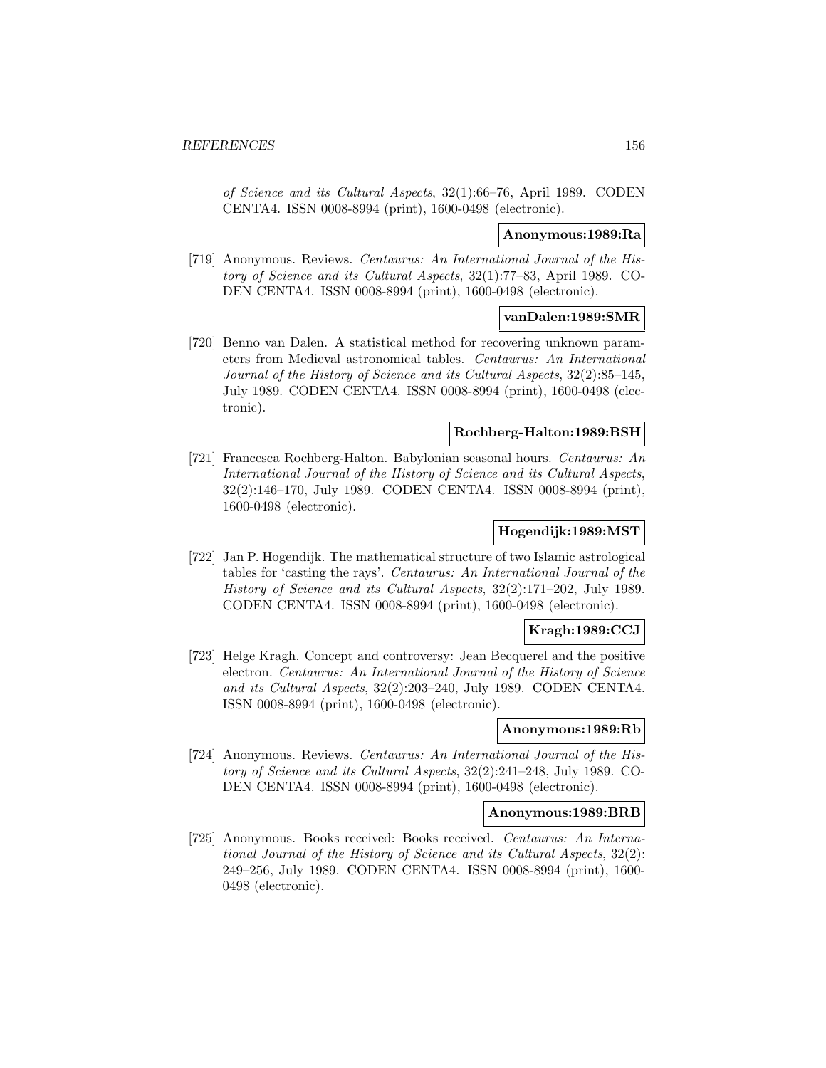*of Science and its Cultural Aspects*, 32(1):66–76, April 1989. CODEN CENTA4. ISSN 0008-8994 (print), 1600-0498 (electronic).

**Anonymous:1989:Ra**

[719] Anonymous. Reviews. *Centaurus: An International Journal of the History of Science and its Cultural Aspects*, 32(1):77–83, April 1989. CODEN CENTA4. ISSN 0008-8994 (print), 1600-0498 (electronic).

**vanDalen:1989:SMR**

[720] Benno van Dalen. A statistical method for recovering unknown parameters from Medieval astronomical tables. *Centaurus: An International Journal of the History of Science and its Cultural Aspects*, 32(2):85–145, July 1989. CODEN CENTA4. ISSN 0008-8994 (print), 1600-0498 (electronic).

**Rochberg-Halton:1989:BSH**

[721] Francesca Rochberg-Halton. Babylonian seasonal hours. *Centaurus: An International Journal of the History of Science and its Cultural Aspects*, 32(2):146–170, July 1989. CODEN CENTA4. ISSN 0008-8994 (print), 1600-0498 (electronic).

**Hogendijk:1989:MST**

[722] Jan P. Hogendijk. The mathematical structure of two Islamic astrological tables for 'casting the rays'. *Centaurus: An International Journal of the History of Science and its Cultural Aspects*, 32(2):171–202, July 1989. CODEN CENTA4. ISSN 0008-8994 (print), 1600-0498 (electronic).

**Kragh:1989:CCJ**

[723] Helge Kragh. Concept and controversy: Jean Becquerel and the positive electron. *Centaurus: An International Journal of the History of Science and its Cultural Aspects*, 32(2):203–240, July 1989. CODEN CENTA4. ISSN 0008-8994 (print), 1600-0498 (electronic).

**Anonymous:1989:Rb**

[724] Anonymous. Reviews. *Centaurus: An International Journal of the History of Science and its Cultural Aspects*, 32(2):241–248, July 1989. CODEN CENTA4. ISSN 0008-8994 (print), 1600-0498 (electronic).

**Anonymous:1989:BRB**

[725] Anonymous. Books received: Books received. *Centaurus: An International Journal of the History of Science and its Cultural Aspects*, 32(2):249–256, July 1989. CODEN CENTA4. ISSN 0008-8994 (print), 1600-0498 (electronic).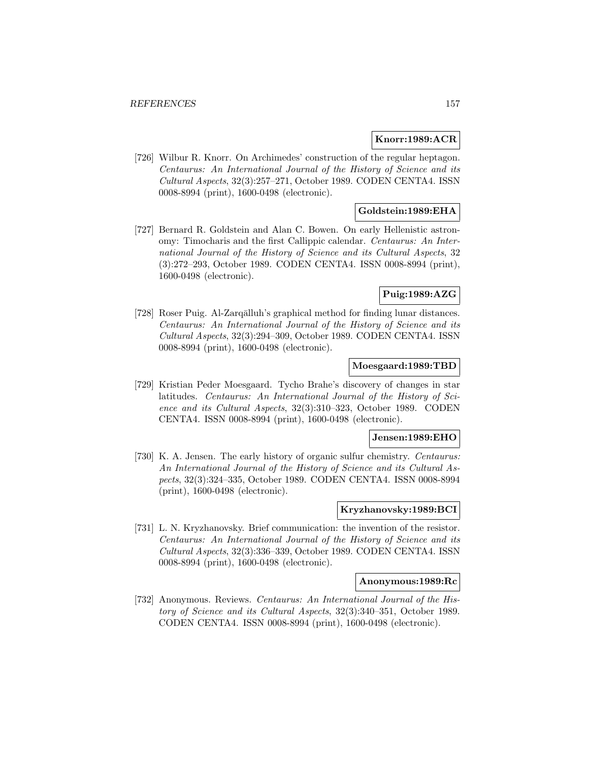**Knorr:1989:ACR**

[726] Wilbur R. Knorr. On Archimedes' construction of the regular heptagon. *Centaurus: An International Journal of the History of Science and its Cultural Aspects*, 32(3):257–271, October 1989. CODEN CENTA4. ISSN 0008-8994 (print), 1600-0498 (electronic).

**Goldstein:1989:EHA**

[727] Bernard R. Goldstein and Alan C. Bowen. On early Hellenistic astronomy: Timocharis and the first Callippic calendar. *Centaurus: An International Journal of the History of Science and its Cultural Aspects*, 32 (3):272–293, October 1989. CODEN CENTA4. ISSN 0008-8994 (print), 1600-0498 (electronic).

**Puig:1989:AZG**

[728] Roser Puig. Al-Zarqālluh's graphical method for finding lunar distances. *Centaurus: An International Journal of the History of Science and its Cultural Aspects*, 32(3):294–309, October 1989. CODEN CENTA4. ISSN 0008-8994 (print), 1600-0498 (electronic).

**Moesgaard:1989:TBD**

[729] Kristian Peder Moesgaard. Tycho Brahe's discovery of changes in star latitudes. *Centaurus: An International Journal of the History of Science and its Cultural Aspects*, 32(3):310–323, October 1989. CODEN CENTA4. ISSN 0008-8994 (print), 1600-0498 (electronic).

**Jensen:1989:EHO**

[730] K. A. Jensen. The early history of organic sulfur chemistry. *Centaurus: An International Journal of the History of Science and its Cultural Aspects*, 32(3):324–335, October 1989. CODEN CENTA4. ISSN 0008-8994 (print), 1600-0498 (electronic).

**Kryzhanovsky:1989:BCI**

[731] L. N. Kryzhanovsky. Brief communication: the invention of the resistor. *Centaurus: An International Journal of the History of Science and its Cultural Aspects*, 32(3):336–339, October 1989. CODEN CENTA4. ISSN 0008-8994 (print), 1600-0498 (electronic).

**Anonymous:1989:Rc**

[732] Anonymous. Reviews. *Centaurus: An International Journal of the History of Science and its Cultural Aspects*, 32(3):340–351, October 1989. CODEN CENTA4. ISSN 0008-8994 (print), 1600-0498 (electronic).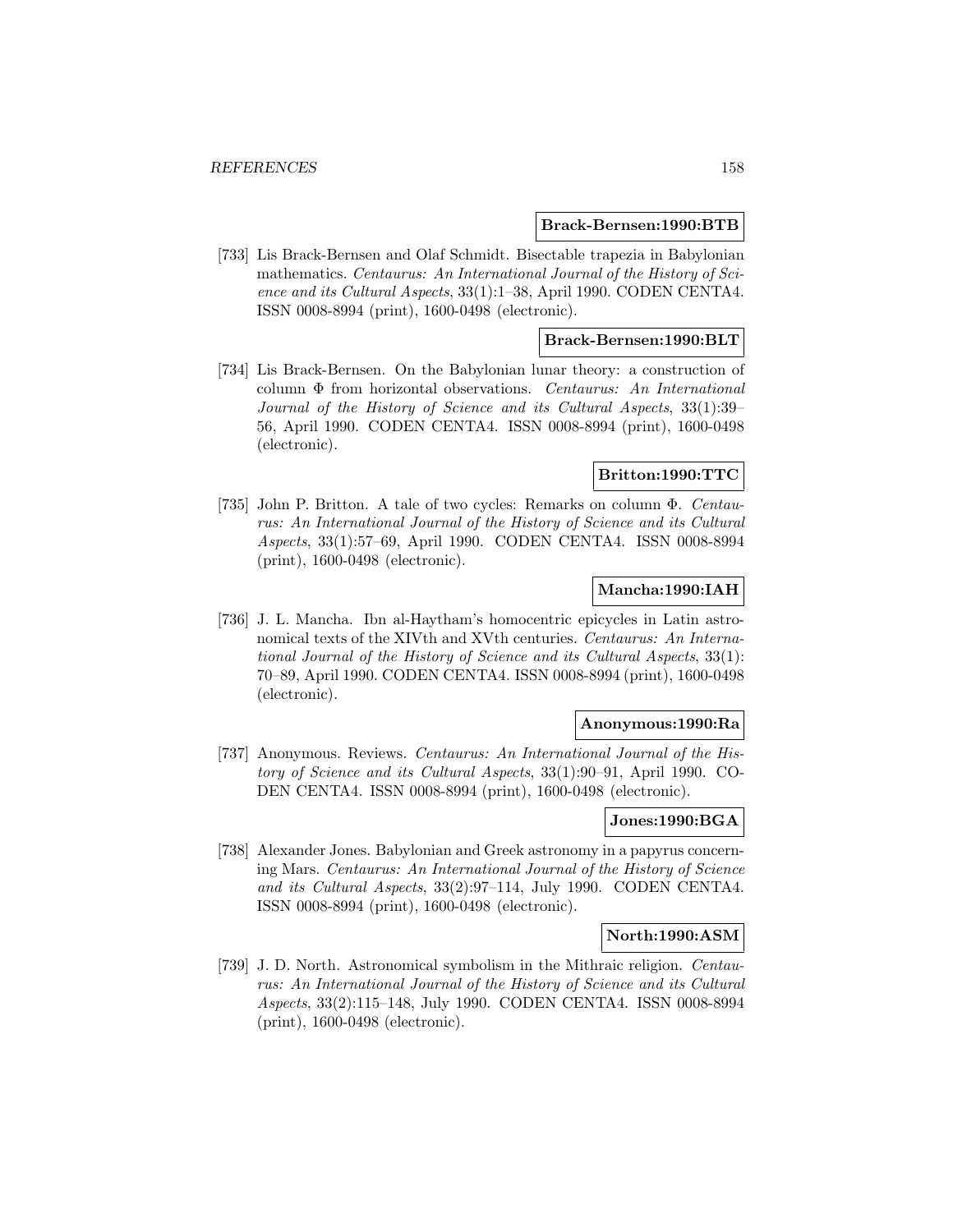**Brack-Bernsen:1990:BTB**

[733] Lis Brack-Bernsen and Olaf Schmidt. Bisectable trapezia in Babylonian mathematics. *Centaurus: An International Journal of the History of Science and its Cultural Aspects*, 33(1):1–38, April 1990. CODEN CENTA4. ISSN 0008-8994 (print), 1600-0498 (electronic).

**Brack-Bernsen:1990:BLT**

[734] Lis Brack-Bernsen. On the Babylonian lunar theory: a construction of column $\Phi$ from horizontal observations. *Centaurus: An International Journal of the History of Science and its Cultural Aspects*, 33(1):39–56, April 1990. CODEN CENTA4. ISSN 0008-8994 (print), 1600-0498 (electronic).

**Britton:1990:TTC**

[735] John P. Britton. A tale of two cycles: Remarks on column $\Phi$. *Centaurus: An International Journal of the History of Science and its Cultural Aspects*, 33(1):57–69, April 1990. CODEN CENTA4. ISSN 0008-8994 (print), 1600-0498 (electronic).

**Mancha:1990:IAH**

[736] J. L. Mancha. Ibn al-Haytham's homocentric epicycles in Latin astronomical texts of the XIVth and XVth centuries. *Centaurus: An International Journal of the History of Science and its Cultural Aspects*, 33(1): 70–89, April 1990. CODEN CENTA4. ISSN 0008-8994 (print), 1600-0498 (electronic).

**Anonymous:1990:Ra**

[737] Anonymous. Reviews. *Centaurus: An International Journal of the History of Science and its Cultural Aspects*, 33(1):90–91, April 1990. CODEN CENTA4. ISSN 0008-8994 (print), 1600-0498 (electronic).

**Jones:1990:BGA**

[738] Alexander Jones. Babylonian and Greek astronomy in a papyrus concerning Mars. *Centaurus: An International Journal of the History of Science and its Cultural Aspects*, 33(2):97–114, July 1990. CODEN CENTA4. ISSN 0008-8994 (print), 1600-0498 (electronic).

**North:1990:ASM**

[739] J. D. North. Astronomical symbolism in the Mithraic religion. *Centaurus: An International Journal of the History of Science and its Cultural Aspects*, 33(2):115–148, July 1990. CODEN CENTA4. ISSN 0008-8994 (print), 1600-0498 (electronic).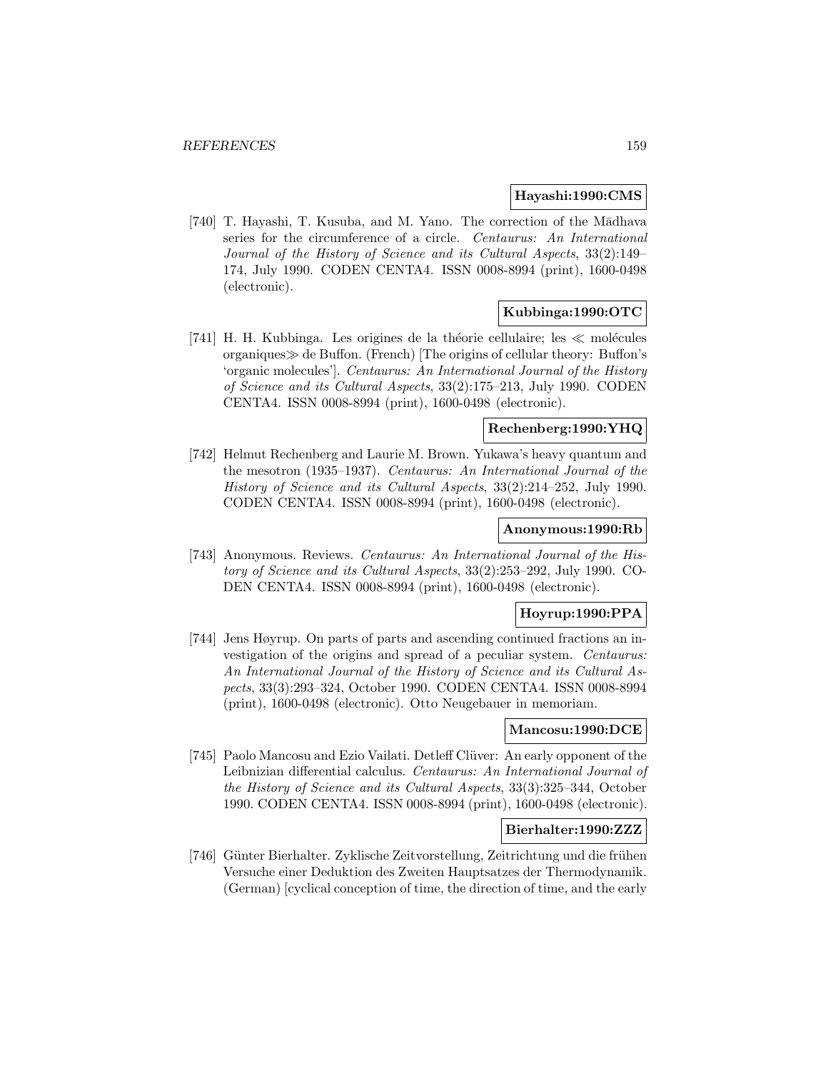**Hayashi:1990:CMS**

[740] T. Hayashi, T. Kusuba, and M. Yano. The correction of the Mādhava series for the circumference of a circle. *Centaurus: An International Journal of the History of Science and its Cultural Aspects*, 33(2):149–174, July 1990. CODEN CENTA4. ISSN 0008-8994 (print), 1600-0498 (electronic).

**Kubbinga:1990:OTC**

[741] H. H. Kubbinga. Les origines de la théorie cellulaire; les ≪ molécules organiques≫ de Buffon. (French) [The origins of cellular theory: Buffon's 'organic molecules']. *Centaurus: An International Journal of the History of Science and its Cultural Aspects*, 33(2):175–213, July 1990. CODEN CENTA4. ISSN 0008-8994 (print), 1600-0498 (electronic).

**Rechenberg:1990:YHQ**

[742] Helmut Rechenberg and Laurie M. Brown. Yukawa's heavy quantum and the mesotron (1935–1937). *Centaurus: An International Journal of the History of Science and its Cultural Aspects*, 33(2):214–252, July 1990. CODEN CENTA4. ISSN 0008-8994 (print), 1600-0498 (electronic).

**Anonymous:1990:Rb**

[743] Anonymous. Reviews. *Centaurus: An International Journal of the History of Science and its Cultural Aspects*, 33(2):253–292, July 1990. CODEN CENTA4. ISSN 0008-8994 (print), 1600-0498 (electronic).

**Hoyrup:1990:PPA**

[744] Jens Høyrup. On parts of parts and ascending continued fractions an investigation of the origins and spread of a peculiar system. *Centaurus: An International Journal of the History of Science and its Cultural Aspects*, 33(3):293–324, October 1990. CODEN CENTA4. ISSN 0008-8994 (print), 1600-0498 (electronic). Otto Neugebauer in memoriam.

**Mancosu:1990:DCE**

[745] Paolo Mancosu and Ezio Vailati. Detleff Clüver: An early opponent of the Leibnizian differential calculus. *Centaurus: An International Journal of the History of Science and its Cultural Aspects*, 33(3):325–344, October 1990. CODEN CENTA4. ISSN 0008-8994 (print), 1600-0498 (electronic).

**Bierhalter:1990:ZZZ**

[746] Günter Bierhalter. Zyklische Zeitvorstellung, Zeitrichtung und die frühen Versuche einer Deduktion des Zweiten Hauptsatzes der Thermodynamik. (German) [cyclical conception of time, the direction of time, and the early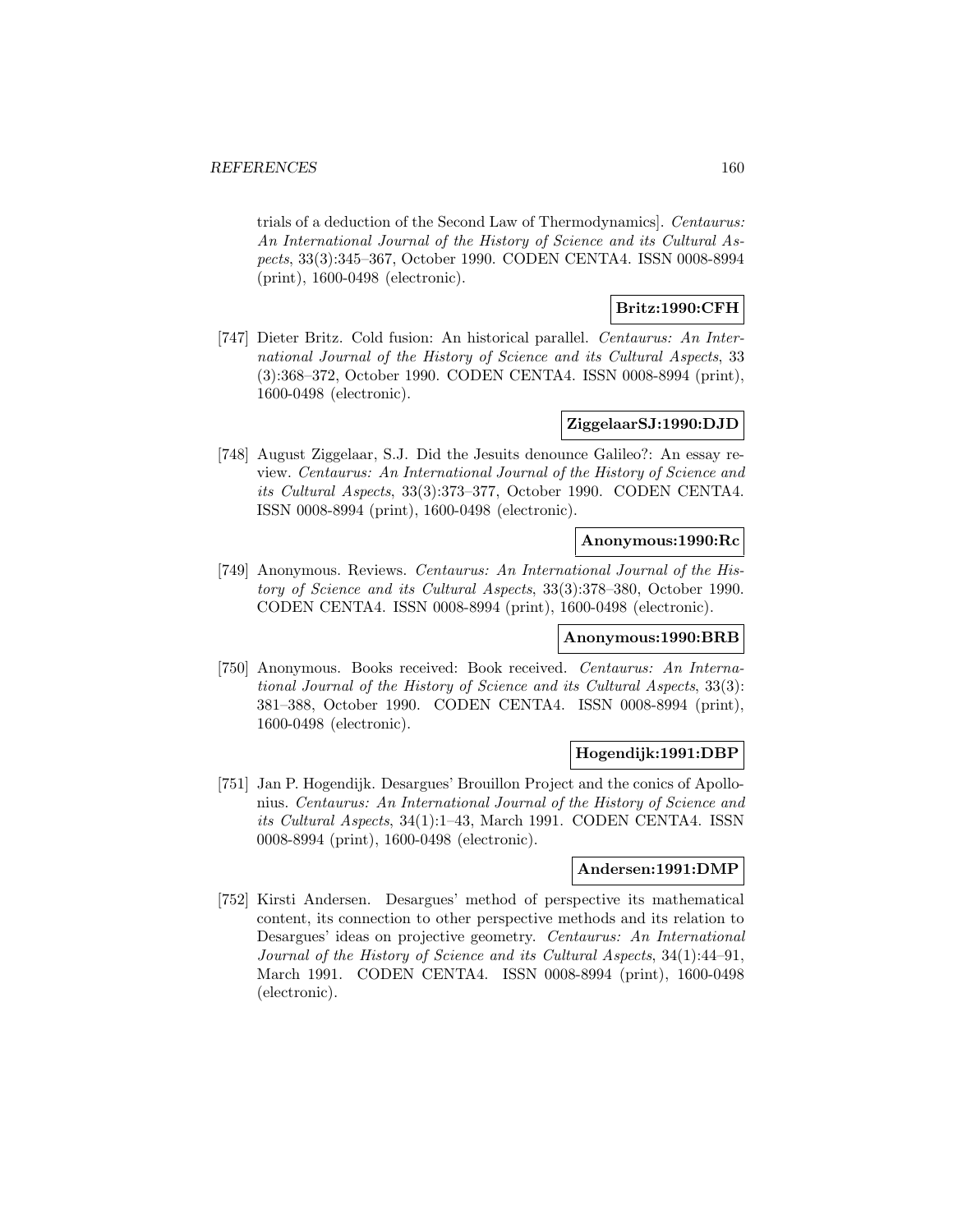trials of a deduction of the Second Law of Thermodynamics]. *Centaurus: An International Journal of the History of Science and its Cultural Aspects*, 33(3):345–367, October 1990. CODEN CENTA4. ISSN 0008-8994 (print), 1600-0498 (electronic).

**Britz:1990:CFH**

[747] Dieter Britz. Cold fusion: An historical parallel. *Centaurus: An International Journal of the History of Science and its Cultural Aspects*, 33 (3):368–372, October 1990. CODEN CENTA4. ISSN 0008-8994 (print), 1600-0498 (electronic).

**ZiggelaarSJ:1990:DJD**

[748] August Ziggelaar, S.J. Did the Jesuits denounce Galileo?: An essay review. *Centaurus: An International Journal of the History of Science and its Cultural Aspects*, 33(3):373–377, October 1990. CODEN CENTA4. ISSN 0008-8994 (print), 1600-0498 (electronic).

**Anonymous:1990:Rc**

[749] Anonymous. Reviews. *Centaurus: An International Journal of the History of Science and its Cultural Aspects*, 33(3):378–380, October 1990. CODEN CENTA4. ISSN 0008-8994 (print), 1600-0498 (electronic).

**Anonymous:1990:BRB**

[750] Anonymous. Books received: Book received. *Centaurus: An International Journal of the History of Science and its Cultural Aspects*, 33(3): 381–388, October 1990. CODEN CENTA4. ISSN 0008-8994 (print), 1600-0498 (electronic).

**Hogendijk:1991:DBP**

[751] Jan P. Hogendijk. Desargues' Brouillon Project and the conics of Apollonius. *Centaurus: An International Journal of the History of Science and its Cultural Aspects*, 34(1):1–43, March 1991. CODEN CENTA4. ISSN 0008-8994 (print), 1600-0498 (electronic).

**Andersen:1991:DMP**

[752] Kirsti Andersen. Desargues' method of perspective its mathematical content, its connection to other perspective methods and its relation to Desargues' ideas on projective geometry. *Centaurus: An International Journal of the History of Science and its Cultural Aspects*, 34(1):44–91, March 1991. CODEN CENTA4. ISSN 0008-8994 (print), 1600-0498 (electronic).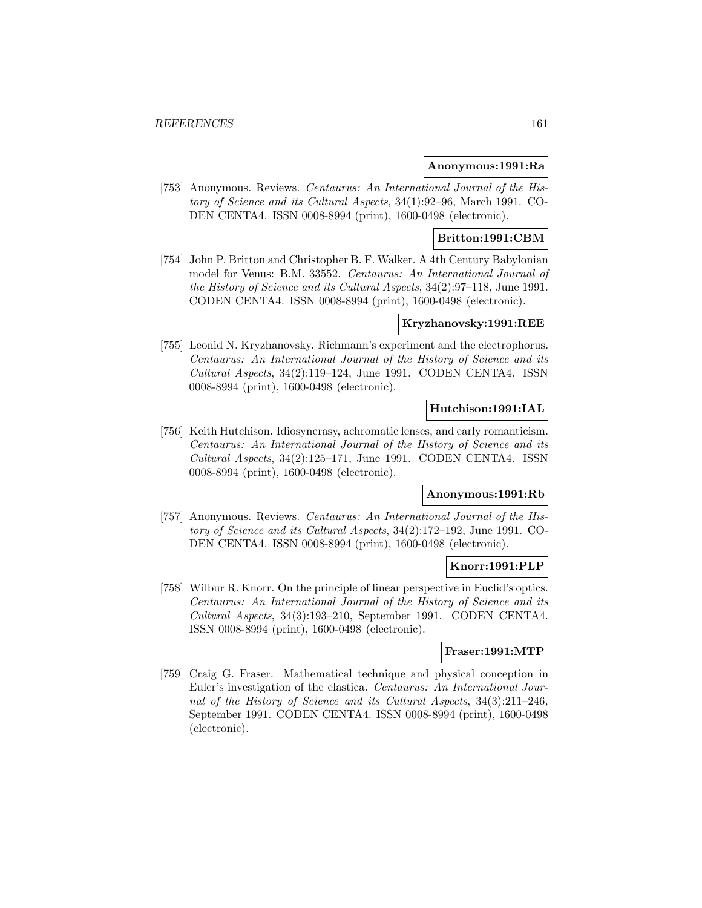**Anonymous:1991:Ra**

[753] Anonymous. Reviews. *Centaurus: An International Journal of the History of Science and its Cultural Aspects*, 34(1):92–96, March 1991. CODEN CENTA4. ISSN 0008-8994 (print), 1600-0498 (electronic).

**Britton:1991:CBM**

[754] John P. Britton and Christopher B. F. Walker. A 4th Century Babylonian model for Venus: B.M. 33552. *Centaurus: An International Journal of the History of Science and its Cultural Aspects*, 34(2):97–118, June 1991. CODEN CENTA4. ISSN 0008-8994 (print), 1600-0498 (electronic).

**Kryzhanovsky:1991:REE**

[755] Leonid N. Kryzhanovsky. Richmann's experiment and the electrophorus. *Centaurus: An International Journal of the History of Science and its Cultural Aspects*, 34(2):119–124, June 1991. CODEN CENTA4. ISSN 0008-8994 (print), 1600-0498 (electronic).

**Hutchison:1991:IAL**

[756] Keith Hutchison. Idiosyncrasy, achromatic lenses, and early romanticism. *Centaurus: An International Journal of the History of Science and its Cultural Aspects*, 34(2):125–171, June 1991. CODEN CENTA4. ISSN 0008-8994 (print), 1600-0498 (electronic).

**Anonymous:1991:Rb**

[757] Anonymous. Reviews. *Centaurus: An International Journal of the History of Science and its Cultural Aspects*, 34(2):172–192, June 1991. CODEN CENTA4. ISSN 0008-8994 (print), 1600-0498 (electronic).

**Knorr:1991:PLP**

[758] Wilbur R. Knorr. On the principle of linear perspective in Euclid's optics. *Centaurus: An International Journal of the History of Science and its Cultural Aspects*, 34(3):193–210, September 1991. CODEN CENTA4. ISSN 0008-8994 (print), 1600-0498 (electronic).

**Fraser:1991:MTP**

[759] Craig G. Fraser. Mathematical technique and physical conception in Euler's investigation of the elastica. *Centaurus: An International Journal of the History of Science and its Cultural Aspects*, 34(3):211–246, September 1991. CODEN CENTA4. ISSN 0008-8994 (print), 1600-0498 (electronic).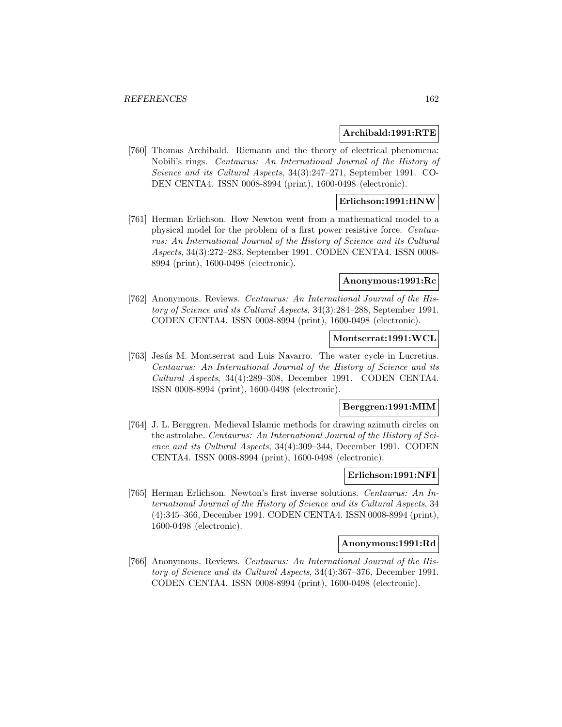**Archibald:1991:RTE**

[760] Thomas Archibald. Riemann and the theory of electrical phenomena: Nobili's rings. *Centaurus: An International Journal of the History of Science and its Cultural Aspects*, 34(3):247–271, September 1991. CODEN CENTA4. ISSN 0008-8994 (print), 1600-0498 (electronic).

**Erlichson:1991:HNW**

[761] Herman Erlichson. How Newton went from a mathematical model to a physical model for the problem of a first power resistive force. *Centaurus: An International Journal of the History of Science and its Cultural Aspects*, 34(3):272–283, September 1991. CODEN CENTA4. ISSN 0008-8994 (print), 1600-0498 (electronic).

**Anonymous:1991:Rc**

[762] Anonymous. Reviews. *Centaurus: An International Journal of the History of Science and its Cultural Aspects*, 34(3):284–288, September 1991. CODEN CENTA4. ISSN 0008-8994 (print), 1600-0498 (electronic).

**Montserrat:1991:WCL**

[763] Jesús M. Montserrat and Luis Navarro. The water cycle in Lucretius. *Centaurus: An International Journal of the History of Science and its Cultural Aspects*, 34(4):289–308, December 1991. CODEN CENTA4. ISSN 0008-8994 (print), 1600-0498 (electronic).

**Berggren:1991:MIM**

[764] J. L. Berggren. Medieval Islamic methods for drawing azimuth circles on the astrolabe. *Centaurus: An International Journal of the History of Science and its Cultural Aspects*, 34(4):309–344, December 1991. CODEN CENTA4. ISSN 0008-8994 (print), 1600-0498 (electronic).

**Erlichson:1991:NFI**

[765] Herman Erlichson. Newton's first inverse solutions. *Centaurus: An International Journal of the History of Science and its Cultural Aspects*, 34 (4):345–366, December 1991. CODEN CENTA4. ISSN 0008-8994 (print), 1600-0498 (electronic).

**Anonymous:1991:Rd**

[766] Anonymous. Reviews. *Centaurus: An International Journal of the History of Science and its Cultural Aspects*, 34(4):367–376, December 1991. CODEN CENTA4. ISSN 0008-8994 (print), 1600-0498 (electronic).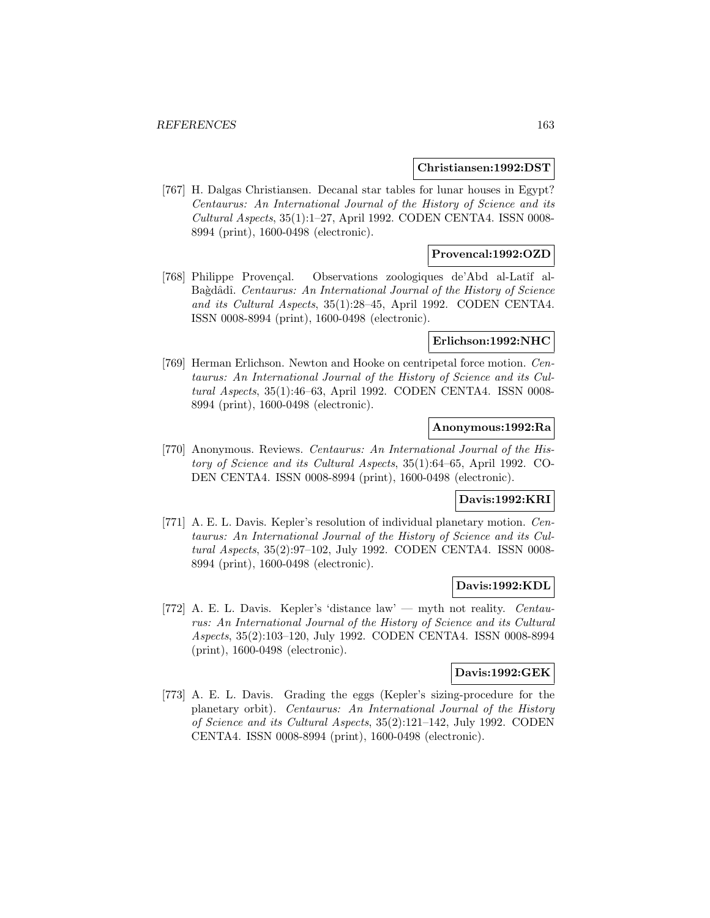**Christiansen:1992:DST**

[767] H. Dalgas Christiansen. Decanal star tables for lunar houses in Egypt? *Centaurus: An International Journal of the History of Science and its Cultural Aspects*, 35(1):1–27, April 1992. CODEN CENTA4. ISSN 0008-8994 (print), 1600-0498 (electronic).

**Provencal:1992:OZD**

[768] Philippe Provençal. Observations zoologiques de'Abd al-Latîf al-Baġdâdî. *Centaurus: An International Journal of the History of Science and its Cultural Aspects*, 35(1):28–45, April 1992. CODEN CENTA4. ISSN 0008-8994 (print), 1600-0498 (electronic).

**Erlichson:1992:NHC**

[769] Herman Erlichson. Newton and Hooke on centripetal force motion. *Centaurus: An International Journal of the History of Science and its Cultural Aspects*, 35(1):46–63, April 1992. CODEN CENTA4. ISSN 0008-8994 (print), 1600-0498 (electronic).

**Anonymous:1992:Ra**

[770] Anonymous. Reviews. *Centaurus: An International Journal of the History of Science and its Cultural Aspects*, 35(1):64–65, April 1992. CODEN CENTA4. ISSN 0008-8994 (print), 1600-0498 (electronic).

**Davis:1992:KRI**

[771] A. E. L. Davis. Kepler's resolution of individual planetary motion. *Centaurus: An International Journal of the History of Science and its Cultural Aspects*, 35(2):97–102, July 1992. CODEN CENTA4. ISSN 0008-8994 (print), 1600-0498 (electronic).

**Davis:1992:KDL**

[772] A. E. L. Davis. Kepler's 'distance law' — myth not reality. *Centaurus: An International Journal of the History of Science and its Cultural Aspects*, 35(2):103–120, July 1992. CODEN CENTA4. ISSN 0008-8994 (print), 1600-0498 (electronic).

**Davis:1992:GEK**

[773] A. E. L. Davis. Grading the eggs (Kepler's sizing-procedure for the planetary orbit). *Centaurus: An International Journal of the History of Science and its Cultural Aspects*, 35(2):121–142, July 1992. CODEN CENTA4. ISSN 0008-8994 (print), 1600-0498 (electronic).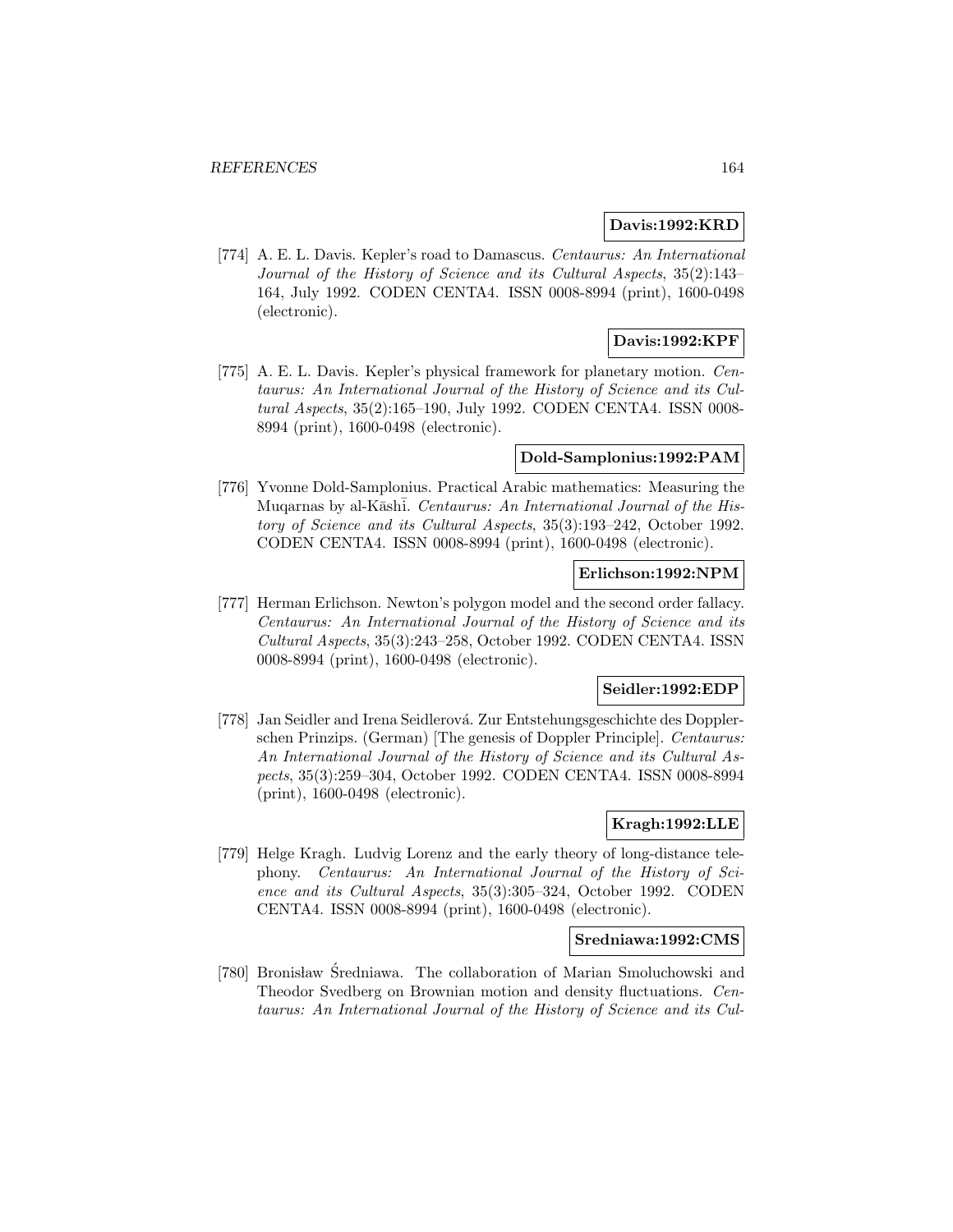**Davis:1992:KRD**

[774] A. E. L. Davis. Kepler's road to Damascus. *Centaurus: An International Journal of the History of Science and its Cultural Aspects*, 35(2):143–164, July 1992. CODEN CENTA4. ISSN 0008-8994 (print), 1600-0498 (electronic).

**Davis:1992:KPF**

[775] A. E. L. Davis. Kepler's physical framework for planetary motion. *Centaurus: An International Journal of the History of Science and its Cultural Aspects*, 35(2):165–190, July 1992. CODEN CENTA4. ISSN 0008-8994 (print), 1600-0498 (electronic).

**Dold-Samplonius:1992:PAM**

[776] Yvonne Dold-Samplonius. Practical Arabic mathematics: Measuring the Muqarnas by al-Kāshī. *Centaurus: An International Journal of the History of Science and its Cultural Aspects*, 35(3):193–242, October 1992. CODEN CENTA4. ISSN 0008-8994 (print), 1600-0498 (electronic).

**Erlichson:1992:NPM**

[777] Herman Erlichson. Newton's polygon model and the second order fallacy. *Centaurus: An International Journal of the History of Science and its Cultural Aspects*, 35(3):243–258, October 1992. CODEN CENTA4. ISSN 0008-8994 (print), 1600-0498 (electronic).

**Seidler:1992:EDP**

[778] Jan Seidler and Irena Seidlerová. Zur Entstehungsgeschichte des Dopplerschen Prinzips. (German) [The genesis of Doppler Principle]. *Centaurus: An International Journal of the History of Science and its Cultural Aspects*, 35(3):259–304, October 1992. CODEN CENTA4. ISSN 0008-8994 (print), 1600-0498 (electronic).

**Kragh:1992:LLE**

[779] Helge Kragh. Ludvig Lorenz and the early theory of long-distance telephony. *Centaurus: An International Journal of the History of Science and its Cultural Aspects*, 35(3):305–324, October 1992. CODEN CENTA4. ISSN 0008-8994 (print), 1600-0498 (electronic).

**Sredniawa:1992:CMS**

[780] Bronisław Średniawa. The collaboration of Marian Smoluchowski and Theodor Svedberg on Brownian motion and density fluctuations. *Centaurus: An International Journal of the History of Science and its Cul-*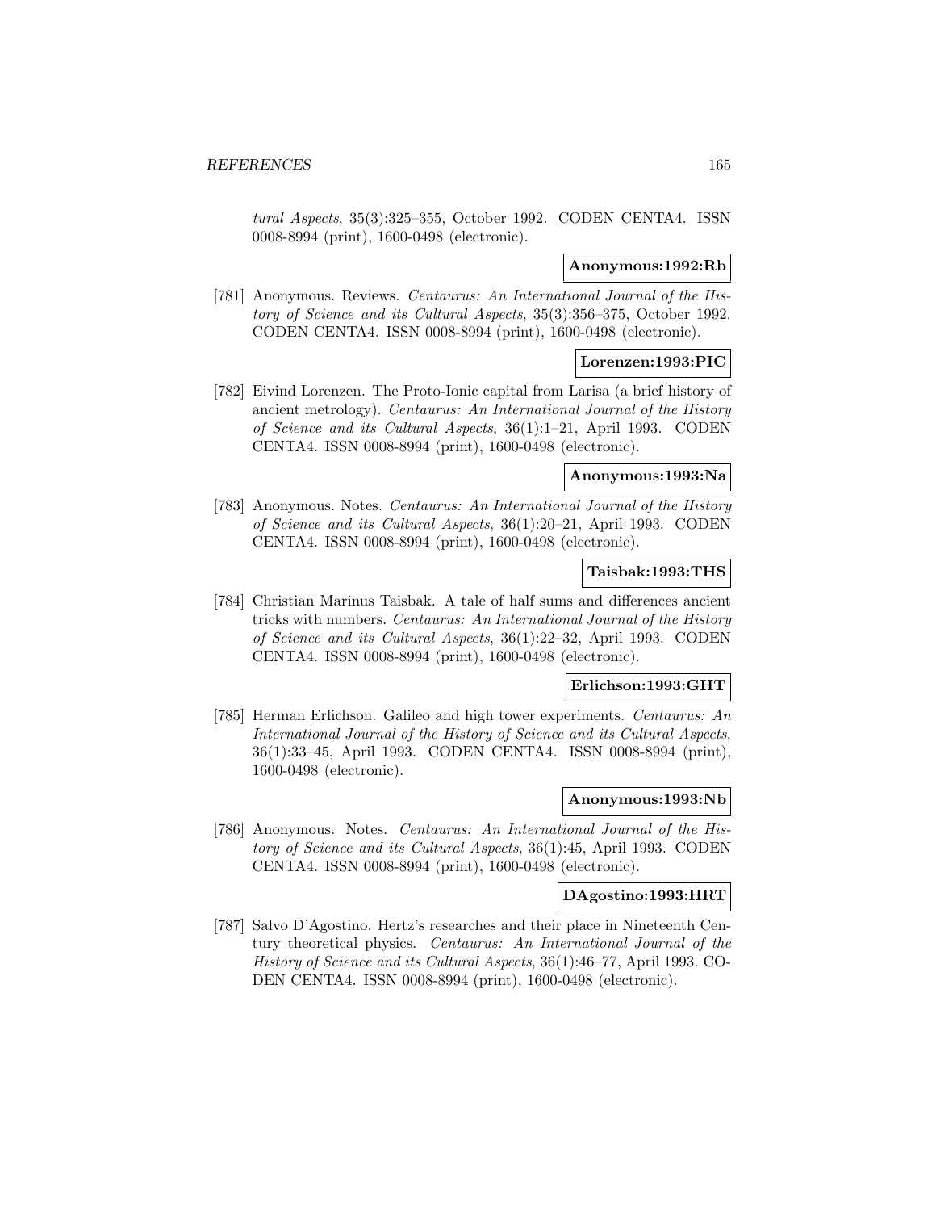*tural Aspects*, 35(3):325–355, October 1992. CODEN CENTA4. ISSN 0008-8994 (print), 1600-0498 (electronic).

**Anonymous:1992:Rb**

[781] Anonymous. Reviews. *Centaurus: An International Journal of the History of Science and its Cultural Aspects*, 35(3):356–375, October 1992. CODEN CENTA4. ISSN 0008-8994 (print), 1600-0498 (electronic).

**Lorenzen:1993:PIC**

[782] Eivind Lorenzen. The Proto-Ionic capital from Larisa (a brief history of ancient metrology). *Centaurus: An International Journal of the History of Science and its Cultural Aspects*, 36(1):1–21, April 1993. CODEN CENTA4. ISSN 0008-8994 (print), 1600-0498 (electronic).

**Anonymous:1993:Na**

[783] Anonymous. Notes. *Centaurus: An International Journal of the History of Science and its Cultural Aspects*, 36(1):20–21, April 1993. CODEN CENTA4. ISSN 0008-8994 (print), 1600-0498 (electronic).

**Taisbak:1993:THS**

[784] Christian Marinus Taisbak. A tale of half sums and differences ancient tricks with numbers. *Centaurus: An International Journal of the History of Science and its Cultural Aspects*, 36(1):22–32, April 1993. CODEN CENTA4. ISSN 0008-8994 (print), 1600-0498 (electronic).

**Erlichson:1993:GHT**

[785] Herman Erlichson. Galileo and high tower experiments. *Centaurus: An International Journal of the History of Science and its Cultural Aspects*, 36(1):33–45, April 1993. CODEN CENTA4. ISSN 0008-8994 (print), 1600-0498 (electronic).

**Anonymous:1993:Nb**

[786] Anonymous. Notes. *Centaurus: An International Journal of the History of Science and its Cultural Aspects*, 36(1):45, April 1993. CODEN CENTA4. ISSN 0008-8994 (print), 1600-0498 (electronic).

**DAgostino:1993:HRT**

[787] Salvo D'Agostino. Hertz's researches and their place in Nineteenth Century theoretical physics. *Centaurus: An International Journal of the History of Science and its Cultural Aspects*, 36(1):46–77, April 1993. CODEN CENTA4. ISSN 0008-8994 (print), 1600-0498 (electronic).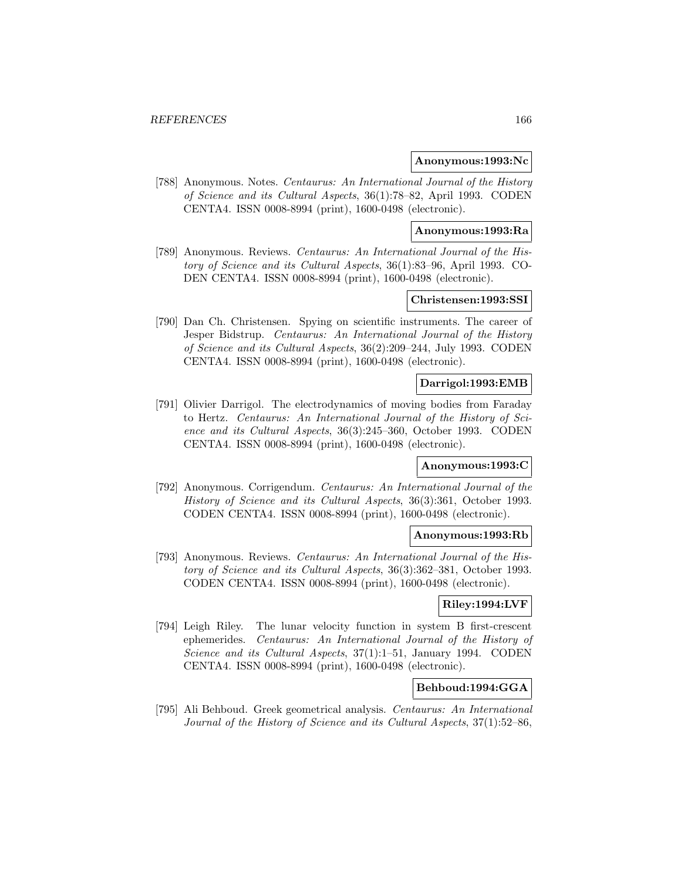**Anonymous:1993:Nc**

[788] Anonymous. Notes. *Centaurus: An International Journal of the History of Science and its Cultural Aspects*, 36(1):78–82, April 1993. CODEN CENTA4. ISSN 0008-8994 (print), 1600-0498 (electronic).

**Anonymous:1993:Ra**

[789] Anonymous. Reviews. *Centaurus: An International Journal of the History of Science and its Cultural Aspects*, 36(1):83–96, April 1993. CODEN CENTA4. ISSN 0008-8994 (print), 1600-0498 (electronic).

**Christensen:1993:SSI**

[790] Dan Ch. Christensen. Spying on scientific instruments. The career of Jesper Bidstrup. *Centaurus: An International Journal of the History of Science and its Cultural Aspects*, 36(2):209–244, July 1993. CODEN CENTA4. ISSN 0008-8994 (print), 1600-0498 (electronic).

**Darrigol:1993:EMB**

[791] Olivier Darrigol. The electrodynamics of moving bodies from Faraday to Hertz. *Centaurus: An International Journal of the History of Science and its Cultural Aspects*, 36(3):245–360, October 1993. CODEN CENTA4. ISSN 0008-8994 (print), 1600-0498 (electronic).

**Anonymous:1993:C**

[792] Anonymous. Corrigendum. *Centaurus: An International Journal of the History of Science and its Cultural Aspects*, 36(3):361, October 1993. CODEN CENTA4. ISSN 0008-8994 (print), 1600-0498 (electronic).

**Anonymous:1993:Rb**

[793] Anonymous. Reviews. *Centaurus: An International Journal of the History of Science and its Cultural Aspects*, 36(3):362–381, October 1993. CODEN CENTA4. ISSN 0008-8994 (print), 1600-0498 (electronic).

**Riley:1994:LVF**

[794] Leigh Riley. The lunar velocity function in system B first-crescent ephemerides. *Centaurus: An International Journal of the History of Science and its Cultural Aspects*, 37(1):1–51, January 1994. CODEN CENTA4. ISSN 0008-8994 (print), 1600-0498 (electronic).

**Behboud:1994:GGA**

[795] Ali Behboud. Greek geometrical analysis. *Centaurus: An International Journal of the History of Science and its Cultural Aspects*, 37(1):52–86,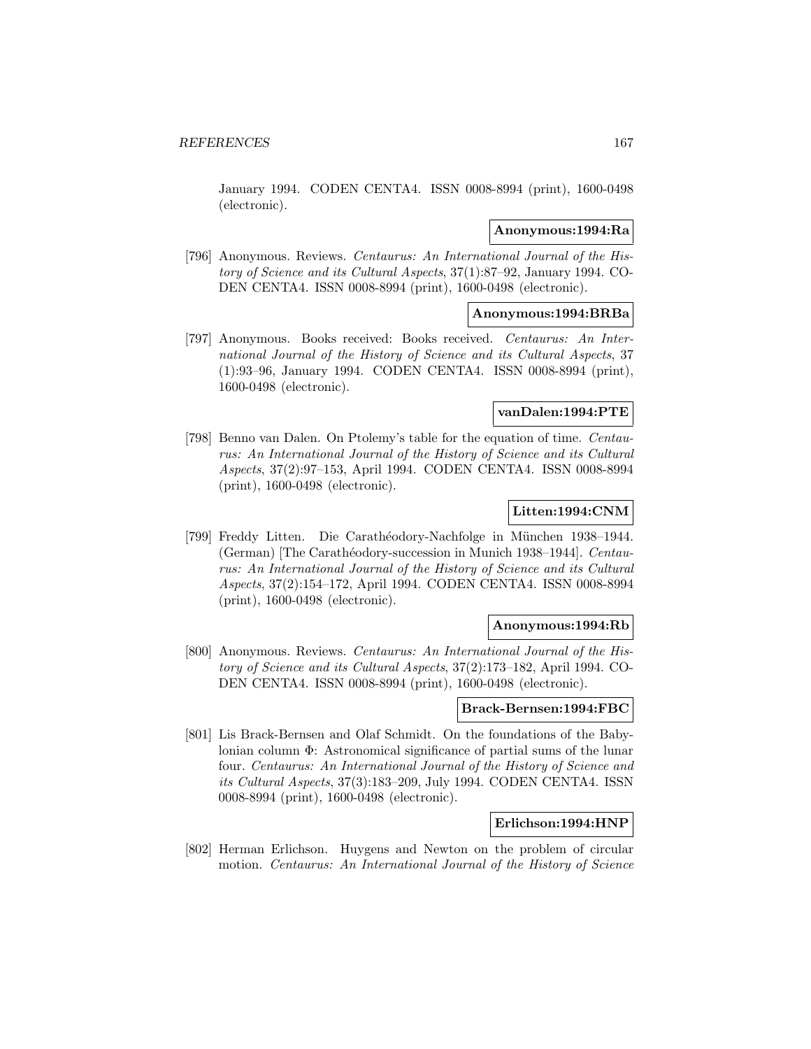January 1994. CODEN CENTA4. ISSN 0008-8994 (print), 1600-0498 (electronic).

**Anonymous:1994:Ra**

[796] Anonymous. Reviews. *Centaurus: An International Journal of the History of Science and its Cultural Aspects*, 37(1):87–92, January 1994. CODEN CENTA4. ISSN 0008-8994 (print), 1600-0498 (electronic).

**Anonymous:1994:BRBa**

[797] Anonymous. Books received: Books received. *Centaurus: An International Journal of the History of Science and its Cultural Aspects*, 37 (1):93–96, January 1994. CODEN CENTA4. ISSN 0008-8994 (print), 1600-0498 (electronic).

**vanDalen:1994:PTE**

[798] Benno van Dalen. On Ptolemy's table for the equation of time. *Centaurus: An International Journal of the History of Science and its Cultural Aspects*, 37(2):97–153, April 1994. CODEN CENTA4. ISSN 0008-8994 (print), 1600-0498 (electronic).

**Litten:1994:CNM**

[799] Freddy Litten. Die Carathéodory-Nachfolge in München 1938–1944. (German) [The Carathéodory-succession in Munich 1938–1944]. *Centaurus: An International Journal of the History of Science and its Cultural Aspects*, 37(2):154–172, April 1994. CODEN CENTA4. ISSN 0008-8994 (print), 1600-0498 (electronic).

**Anonymous:1994:Rb**

[800] Anonymous. Reviews. *Centaurus: An International Journal of the History of Science and its Cultural Aspects*, 37(2):173–182, April 1994. CODEN CENTA4. ISSN 0008-8994 (print), 1600-0498 (electronic).

**Brack-Bernsen:1994:FBC**

[801] Lis Brack-Bernsen and Olaf Schmidt. On the foundations of the Babylonian column $\Phi$: Astronomical significance of partial sums of the lunar four. *Centaurus: An International Journal of the History of Science and its Cultural Aspects*, 37(3):183–209, July 1994. CODEN CENTA4. ISSN 0008-8994 (print), 1600-0498 (electronic).

**Erlichson:1994:HNP**

[802] Herman Erlichson. Huygens and Newton on the problem of circular motion. *Centaurus: An International Journal of the History of Science*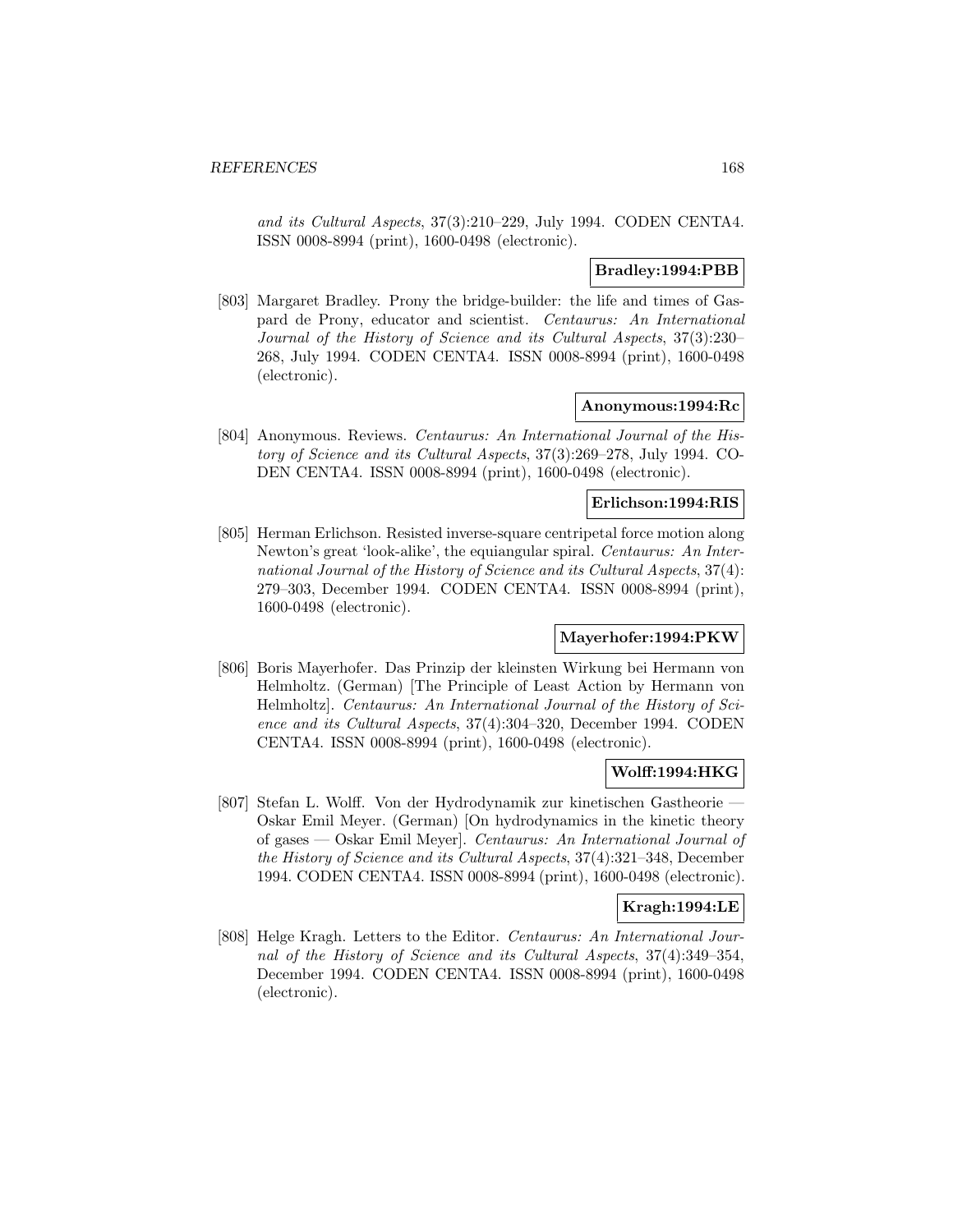*and its Cultural Aspects*, 37(3):210–229, July 1994. CODEN CENTA4. ISSN 0008-8994 (print), 1600-0498 (electronic).

**Bradley:1994:PBB**

[803] Margaret Bradley. Prony the bridge-builder: the life and times of Gaspard de Prony, educator and scientist. *Centaurus: An International Journal of the History of Science and its Cultural Aspects*, 37(3):230–268, July 1994. CODEN CENTA4. ISSN 0008-8994 (print), 1600-0498 (electronic).

**Anonymous:1994:Rc**

[804] Anonymous. Reviews. *Centaurus: An International Journal of the History of Science and its Cultural Aspects*, 37(3):269–278, July 1994. CODEN CENTA4. ISSN 0008-8994 (print), 1600-0498 (electronic).

**Erlichson:1994:RIS**

[805] Herman Erlichson. Resisted inverse-square centripetal force motion along Newton's great 'look-alike', the equiangular spiral. *Centaurus: An International Journal of the History of Science and its Cultural Aspects*, 37(4): 279–303, December 1994. CODEN CENTA4. ISSN 0008-8994 (print), 1600-0498 (electronic).

**Mayerhofer:1994:PKW**

[806] Boris Mayerhofer. Das Prinzip der kleinsten Wirkung bei Hermann von Helmholtz. (German) [The Principle of Least Action by Hermann von Helmholtz]. *Centaurus: An International Journal of the History of Science and its Cultural Aspects*, 37(4):304–320, December 1994. CODEN CENTA4. ISSN 0008-8994 (print), 1600-0498 (electronic).

**Wolff:1994:HKG**

[807] Stefan L. Wolff. Von der Hydrodynamik zur kinetischen Gastheorie — Oskar Emil Meyer. (German) [On hydrodynamics in the kinetic theory of gases — Oskar Emil Meyer]. *Centaurus: An International Journal of the History of Science and its Cultural Aspects*, 37(4):321–348, December 1994. CODEN CENTA4. ISSN 0008-8994 (print), 1600-0498 (electronic).

**Kragh:1994:LE**

[808] Helge Kragh. Letters to the Editor. *Centaurus: An International Journal of the History of Science and its Cultural Aspects*, 37(4):349–354, December 1994. CODEN CENTA4. ISSN 0008-8994 (print), 1600-0498 (electronic).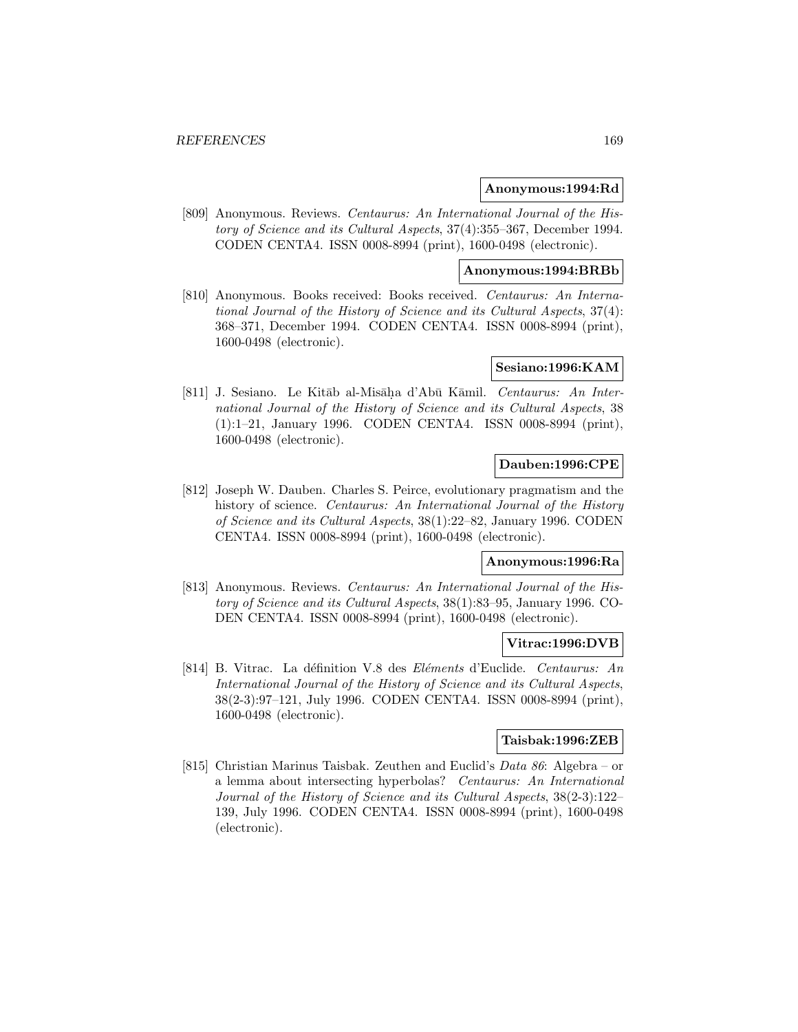**Anonymous:1994:Rd**

[809] Anonymous. Reviews. *Centaurus: An International Journal of the History of Science and its Cultural Aspects*, 37(4):355–367, December 1994. CODEN CENTA4. ISSN 0008-8994 (print), 1600-0498 (electronic).

**Anonymous:1994:BRBb**

[810] Anonymous. Books received: Books received. *Centaurus: An International Journal of the History of Science and its Cultural Aspects*, 37(4): 368–371, December 1994. CODEN CENTA4. ISSN 0008-8994 (print), 1600-0498 (electronic).

**Sesiano:1996:KAM**

[811] J. Sesiano. Le Kitāb al-Misāḥa d'Abū Kāmil. *Centaurus: An International Journal of the History of Science and its Cultural Aspects*, 38 (1):1–21, January 1996. CODEN CENTA4. ISSN 0008-8994 (print), 1600-0498 (electronic).

**Dauben:1996:CPE**

[812] Joseph W. Dauben. Charles S. Peirce, evolutionary pragmatism and the history of science. *Centaurus: An International Journal of the History of Science and its Cultural Aspects*, 38(1):22–82, January 1996. CODEN CENTA4. ISSN 0008-8994 (print), 1600-0498 (electronic).

**Anonymous:1996:Ra**

[813] Anonymous. Reviews. *Centaurus: An International Journal of the History of Science and its Cultural Aspects*, 38(1):83–95, January 1996. CODEN CENTA4. ISSN 0008-8994 (print), 1600-0498 (electronic).

**Vitrac:1996:DVB**

[814] B. Vitrac. La définition V.8 des *Eléments* d'Euclide. *Centaurus: An International Journal of the History of Science and its Cultural Aspects*, 38(2-3):97–121, July 1996. CODEN CENTA4. ISSN 0008-8994 (print), 1600-0498 (electronic).

**Taisbak:1996:ZEB**

[815] Christian Marinus Taisbak. Zeuthen and Euclid's *Data 86*: Algebra – or a lemma about intersecting hyperbolas? *Centaurus: An International Journal of the History of Science and its Cultural Aspects*, 38(2-3):122–139, July 1996. CODEN CENTA4. ISSN 0008-8994 (print), 1600-0498 (electronic).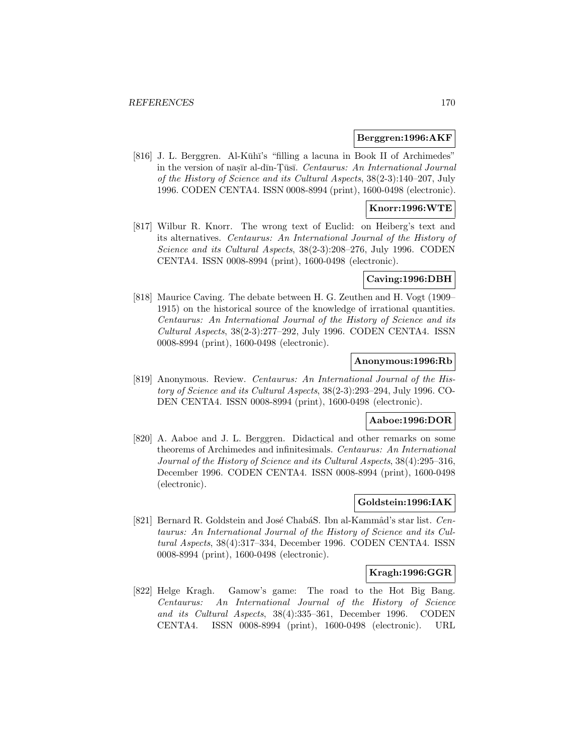**Berggren:1996:AKF**

[816] J. L. Berggren. Al-Kūhī's "filling a lacuna in Book II of Archimedes" in the version of naṣīr al-dīn-Ṭūsī. *Centaurus: An International Journal of the History of Science and its Cultural Aspects*, 38(2-3):140–207, July 1996. CODEN CENTA4. ISSN 0008-8994 (print), 1600-0498 (electronic).

**Knorr:1996:WTE**

[817] Wilbur R. Knorr. The wrong text of Euclid: on Heiberg's text and its alternatives. *Centaurus: An International Journal of the History of Science and its Cultural Aspects*, 38(2-3):208–276, July 1996. CODEN CENTA4. ISSN 0008-8994 (print), 1600-0498 (electronic).

**Caving:1996:DBH**

[818] Maurice Caving. The debate between H. G. Zeuthen and H. Vogt (1909–1915) on the historical source of the knowledge of irrational quantities. *Centaurus: An International Journal of the History of Science and its Cultural Aspects*, 38(2-3):277–292, July 1996. CODEN CENTA4. ISSN 0008-8994 (print), 1600-0498 (electronic).

**Anonymous:1996:Rb**

[819] Anonymous. Review. *Centaurus: An International Journal of the History of Science and its Cultural Aspects*, 38(2-3):293–294, July 1996. CODEN CENTA4. ISSN 0008-8994 (print), 1600-0498 (electronic).

**Aaboe:1996:DOR**

[820] A. Aaboe and J. L. Berggren. Didactical and other remarks on some theorems of Archimedes and infinitesimals. *Centaurus: An International Journal of the History of Science and its Cultural Aspects*, 38(4):295–316, December 1996. CODEN CENTA4. ISSN 0008-8994 (print), 1600-0498 (electronic).

**Goldstein:1996:IAK**

[821] Bernard R. Goldstein and José ChabáS. Ibn al-Kammâd's star list. *Centaurus: An International Journal of the History of Science and its Cultural Aspects*, 38(4):317–334, December 1996. CODEN CENTA4. ISSN 0008-8994 (print), 1600-0498 (electronic).

**Kragh:1996:GGR**

[822] Helge Kragh. Gamow's game: The road to the Hot Big Bang. *Centaurus: An International Journal of the History of Science and its Cultural Aspects*, 38(4):335–361, December 1996. CODEN CENTA4. ISSN 0008-8994 (print), 1600-0498 (electronic). URL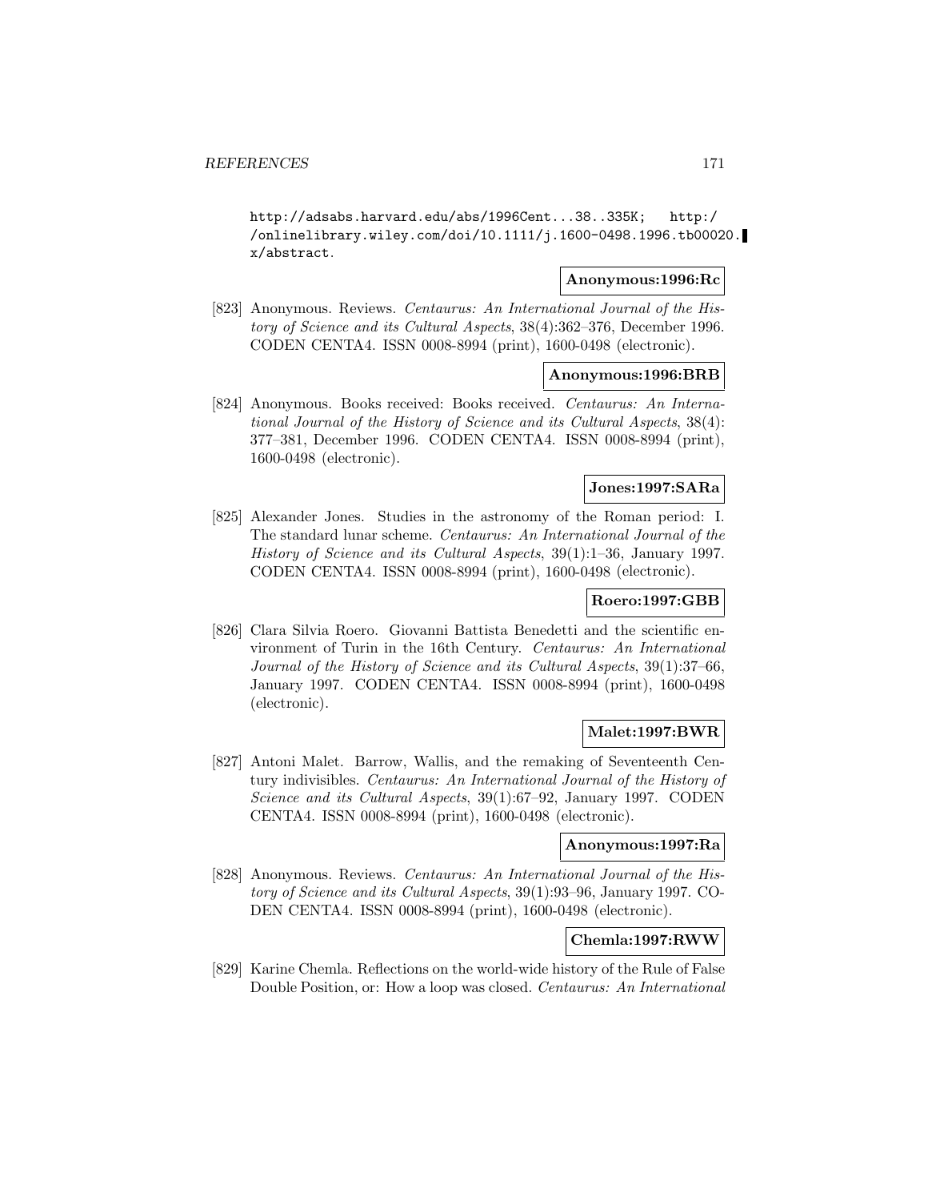http://adsabs.harvard.edu/abs/1996Cent...38..335K; http://onlinelibrary.wiley.com/doi/10.1111/j.1600-0498.1996.tb00020.x/abstract.

**Anonymous:1996:Rc**

[823] Anonymous. Reviews. *Centaurus: An International Journal of the History of Science and its Cultural Aspects*, 38(4):362–376, December 1996. CODEN CENTA4. ISSN 0008-8994 (print), 1600-0498 (electronic).

**Anonymous:1996:BRB**

[824] Anonymous. Books received: Books received. *Centaurus: An International Journal of the History of Science and its Cultural Aspects*, 38(4): 377–381, December 1996. CODEN CENTA4. ISSN 0008-8994 (print), 1600-0498 (electronic).

**Jones:1997:SARa**

[825] Alexander Jones. Studies in the astronomy of the Roman period: I. The standard lunar scheme. *Centaurus: An International Journal of the History of Science and its Cultural Aspects*, 39(1):1–36, January 1997. CODEN CENTA4. ISSN 0008-8994 (print), 1600-0498 (electronic).

**Roero:1997:GBB**

[826] Clara Silvia Roero. Giovanni Battista Benedetti and the scientific environment of Turin in the 16th Century. *Centaurus: An International Journal of the History of Science and its Cultural Aspects*, 39(1):37–66, January 1997. CODEN CENTA4. ISSN 0008-8994 (print), 1600-0498 (electronic).

**Malet:1997:BWR**

[827] Antoni Malet. Barrow, Wallis, and the remaking of Seventeenth Century indivisibles. *Centaurus: An International Journal of the History of Science and its Cultural Aspects*, 39(1):67–92, January 1997. CODEN CENTA4. ISSN 0008-8994 (print), 1600-0498 (electronic).

**Anonymous:1997:Ra**

[828] Anonymous. Reviews. *Centaurus: An International Journal of the History of Science and its Cultural Aspects*, 39(1):93–96, January 1997. CODEN CENTA4. ISSN 0008-8994 (print), 1600-0498 (electronic).

**Chemla:1997:RWW**

[829] Karine Chemla. Reflections on the world-wide history of the Rule of False Double Position, or: How a loop was closed. *Centaurus: An International*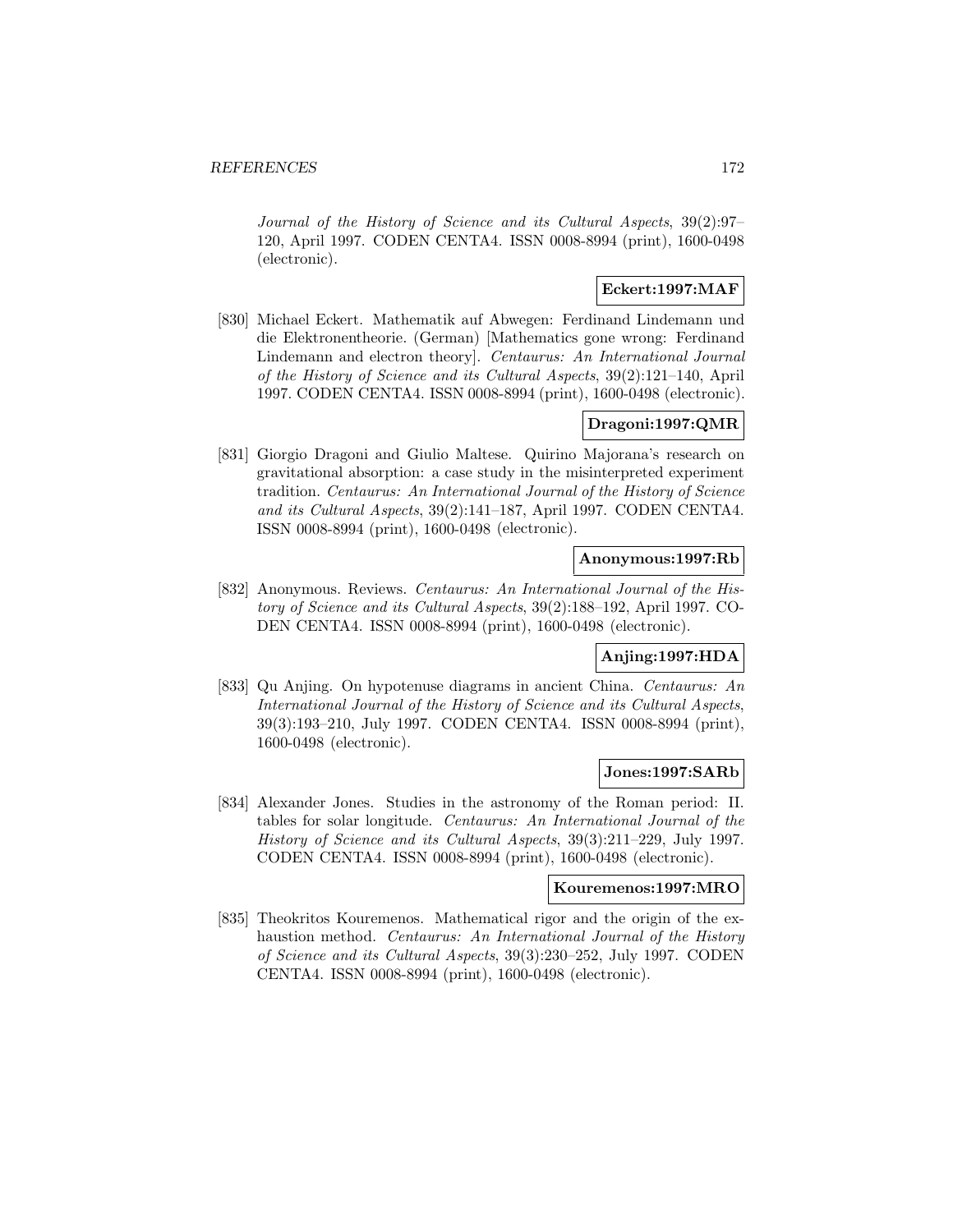*Journal of the History of Science and its Cultural Aspects*, 39(2):97–120, April 1997. CODEN CENTA4. ISSN 0008-8994 (print), 1600-0498 (electronic).

**Eckert:1997:MAF**

[830] Michael Eckert. Mathematik auf Abwegen: Ferdinand Lindemann und die Elektronentheorie. (German) [Mathematics gone wrong: Ferdinand Lindemann and electron theory]. *Centaurus: An International Journal of the History of Science and its Cultural Aspects*, 39(2):121–140, April 1997. CODEN CENTA4. ISSN 0008-8994 (print), 1600-0498 (electronic).

**Dragoni:1997:QMR**

[831] Giorgio Dragoni and Giulio Maltese. Quirino Majorana's research on gravitational absorption: a case study in the misinterpreted experiment tradition. *Centaurus: An International Journal of the History of Science and its Cultural Aspects*, 39(2):141–187, April 1997. CODEN CENTA4. ISSN 0008-8994 (print), 1600-0498 (electronic).

**Anonymous:1997:Rb**

[832] Anonymous. Reviews. *Centaurus: An International Journal of the History of Science and its Cultural Aspects*, 39(2):188–192, April 1997. CODEN CENTA4. ISSN 0008-8994 (print), 1600-0498 (electronic).

**Anjing:1997:HDA**

[833] Qu Anjing. On hypotenuse diagrams in ancient China. *Centaurus: An International Journal of the History of Science and its Cultural Aspects*, 39(3):193–210, July 1997. CODEN CENTA4. ISSN 0008-8994 (print), 1600-0498 (electronic).

**Jones:1997:SARb**

[834] Alexander Jones. Studies in the astronomy of the Roman period: II. tables for solar longitude. *Centaurus: An International Journal of the History of Science and its Cultural Aspects*, 39(3):211–229, July 1997. CODEN CENTA4. ISSN 0008-8994 (print), 1600-0498 (electronic).

**Kouremenos:1997:MRO**

[835] Theokritos Kouremenos. Mathematical rigor and the origin of the exhaustion method. *Centaurus: An International Journal of the History of Science and its Cultural Aspects*, 39(3):230–252, July 1997. CODEN CENTA4. ISSN 0008-8994 (print), 1600-0498 (electronic).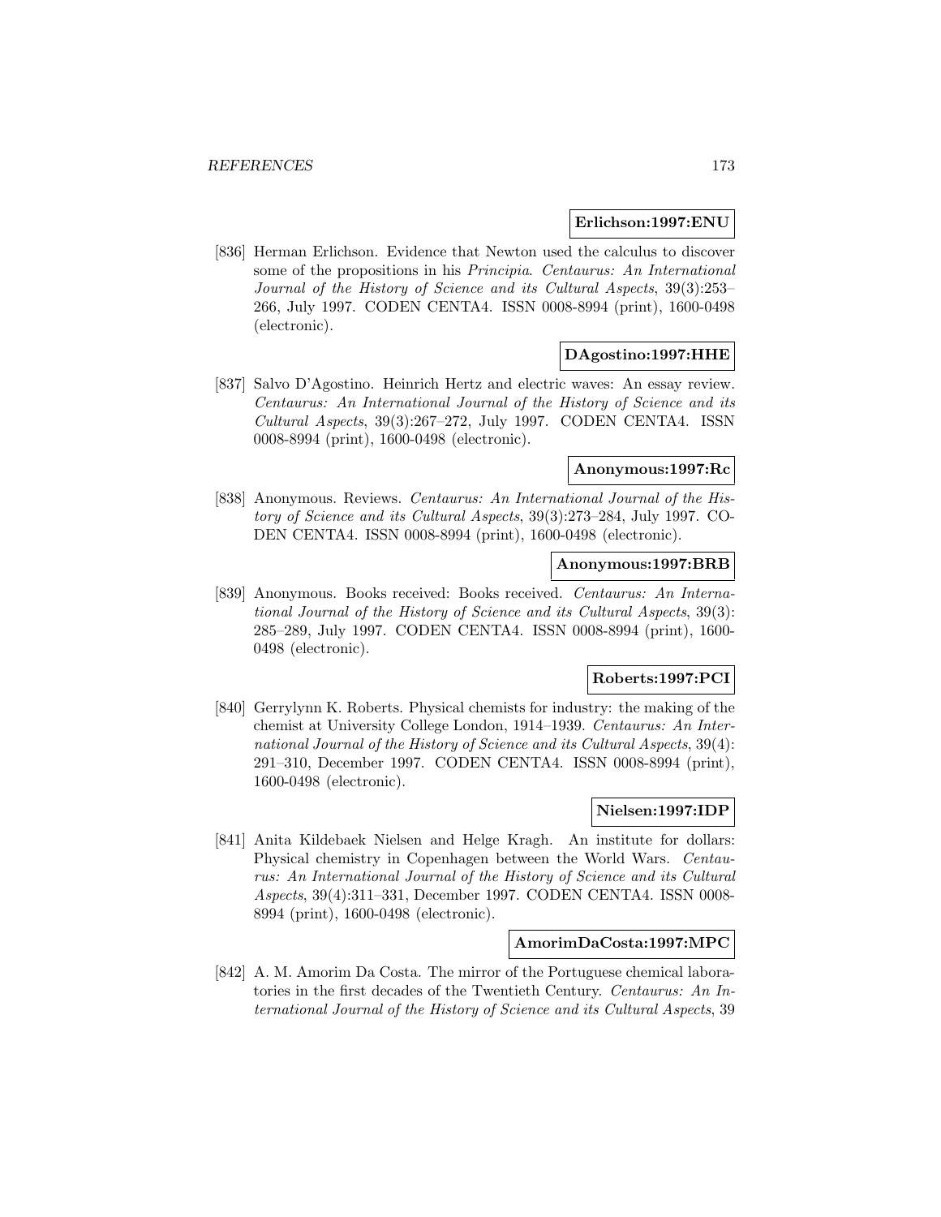**Erlichson:1997:ENU**

[836] Herman Erlichson. Evidence that Newton used the calculus to discover some of the propositions in his *Principia*. *Centaurus: An International Journal of the History of Science and its Cultural Aspects*, 39(3):253–266, July 1997. CODEN CENTA4. ISSN 0008-8994 (print), 1600-0498 (electronic).

**DAgostino:1997:HHE**

[837] Salvo D'Agostino. Heinrich Hertz and electric waves: An essay review. *Centaurus: An International Journal of the History of Science and its Cultural Aspects*, 39(3):267–272, July 1997. CODEN CENTA4. ISSN 0008-8994 (print), 1600-0498 (electronic).

**Anonymous:1997:Rc**

[838] Anonymous. Reviews. *Centaurus: An International Journal of the History of Science and its Cultural Aspects*, 39(3):273–284, July 1997. CODEN CENTA4. ISSN 0008-8994 (print), 1600-0498 (electronic).

**Anonymous:1997:BRB**

[839] Anonymous. Books received: Books received. *Centaurus: An International Journal of the History of Science and its Cultural Aspects*, 39(3): 285–289, July 1997. CODEN CENTA4. ISSN 0008-8994 (print), 1600-0498 (electronic).

**Roberts:1997:PCI**

[840] Gerrylynn K. Roberts. Physical chemists for industry: the making of the chemist at University College London, 1914–1939. *Centaurus: An International Journal of the History of Science and its Cultural Aspects*, 39(4): 291–310, December 1997. CODEN CENTA4. ISSN 0008-8994 (print), 1600-0498 (electronic).

**Nielsen:1997:IDP**

[841] Anita Kildebaek Nielsen and Helge Kragh. An institute for dollars: Physical chemistry in Copenhagen between the World Wars. *Centaurus: An International Journal of the History of Science and its Cultural Aspects*, 39(4):311–331, December 1997. CODEN CENTA4. ISSN 0008-8994 (print), 1600-0498 (electronic).

**AmorimDaCosta:1997:MPC**

[842] A. M. Amorim Da Costa. The mirror of the Portuguese chemical laboratories in the first decades of the Twentieth Century. *Centaurus: An International Journal of the History of Science and its Cultural Aspects*, 39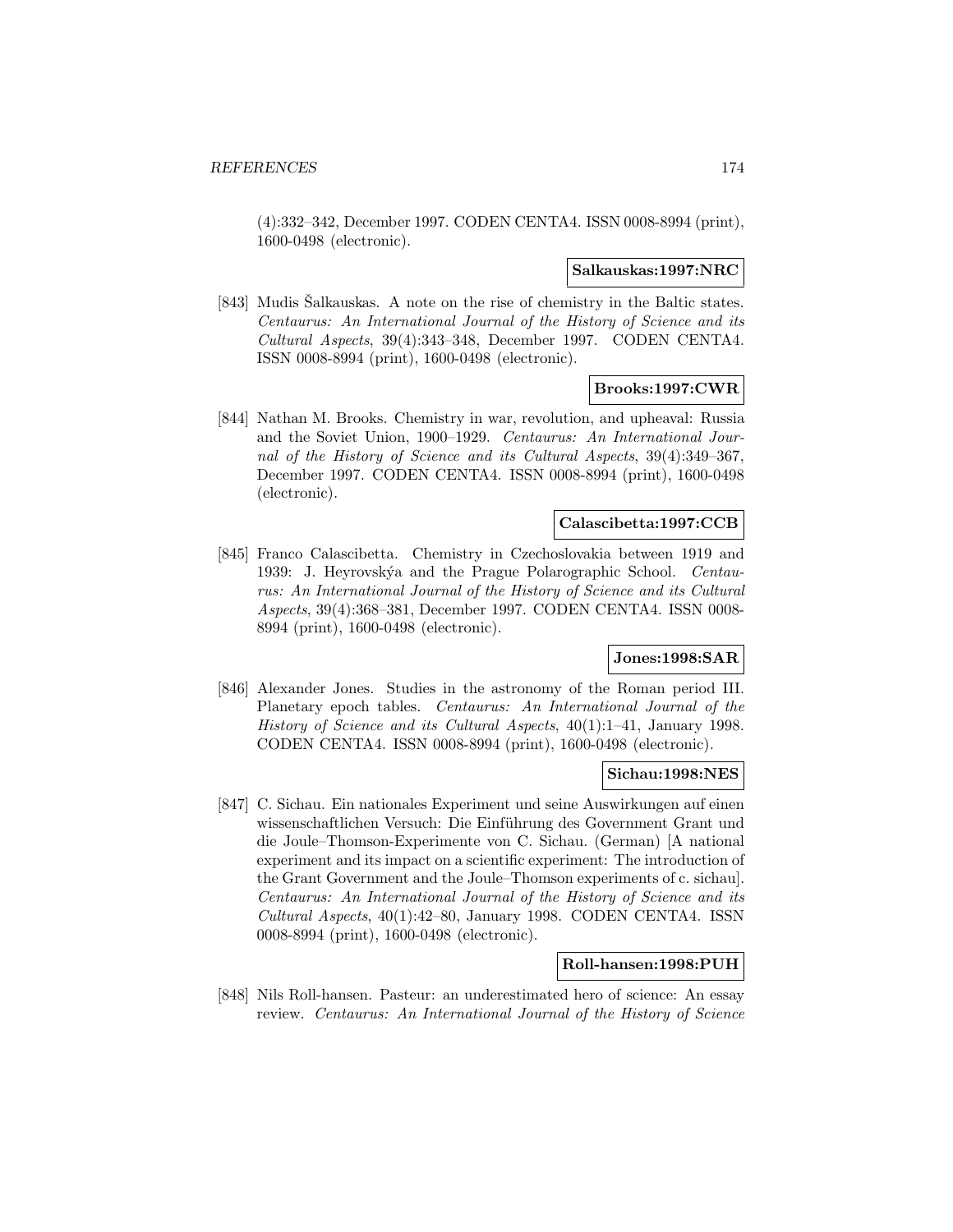(4):332–342, December 1997. CODEN CENTA4. ISSN 0008-8994 (print), 1600-0498 (electronic).

**Salkauskas:1997:NRC**

[843] Mudis Šalkauskas. A note on the rise of chemistry in the Baltic states. *Centaurus: An International Journal of the History of Science and its Cultural Aspects*, 39(4):343–348, December 1997. CODEN CENTA4. ISSN 0008-8994 (print), 1600-0498 (electronic).

**Brooks:1997:CWR**

[844] Nathan M. Brooks. Chemistry in war, revolution, and upheaval: Russia and the Soviet Union, 1900–1929. *Centaurus: An International Journal of the History of Science and its Cultural Aspects*, 39(4):349–367, December 1997. CODEN CENTA4. ISSN 0008-8994 (print), 1600-0498 (electronic).

**Calascibetta:1997:CCB**

[845] Franco Calascibetta. Chemistry in Czechoslovakia between 1919 and 1939: J. Heyrovskýa and the Prague Polarographic School. *Centaurus: An International Journal of the History of Science and its Cultural Aspects*, 39(4):368–381, December 1997. CODEN CENTA4. ISSN 0008-8994 (print), 1600-0498 (electronic).

**Jones:1998:SAR**

[846] Alexander Jones. Studies in the astronomy of the Roman period III. Planetary epoch tables. *Centaurus: An International Journal of the History of Science and its Cultural Aspects*, 40(1):1–41, January 1998. CODEN CENTA4. ISSN 0008-8994 (print), 1600-0498 (electronic).

**Sichau:1998:NES**

[847] C. Sichau. Ein nationales Experiment und seine Auswirkungen auf einen wissenschaftlichen Versuch: Die Einführung des Government Grant und die Joule–Thomson-Experimente von C. Sichau. (German) [A national experiment and its impact on a scientific experiment: The introduction of the Grant Government and the Joule–Thomson experiments of c. sichau]. *Centaurus: An International Journal of the History of Science and its Cultural Aspects*, 40(1):42–80, January 1998. CODEN CENTA4. ISSN 0008-8994 (print), 1600-0498 (electronic).

**Roll-hansen:1998:PUH**

[848] Nils Roll-hansen. Pasteur: an underestimated hero of science: An essay review. *Centaurus: An International Journal of the History of Science*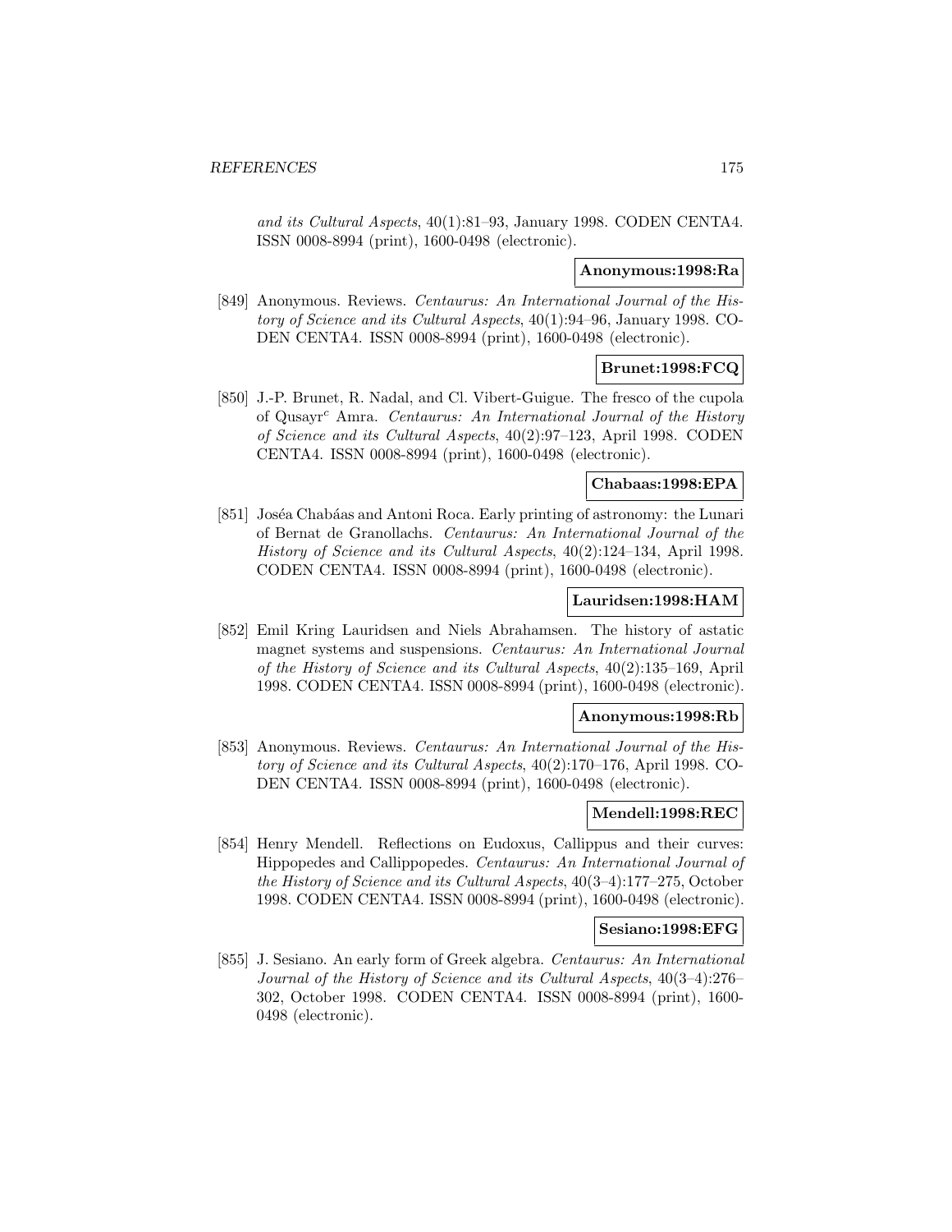*and its Cultural Aspects*, 40(1):81–93, January 1998. CODEN CENTA4. ISSN 0008-8994 (print), 1600-0498 (electronic).

**Anonymous:1998:Ra**

[849] Anonymous. Reviews. *Centaurus: An International Journal of the History of Science and its Cultural Aspects*, 40(1):94–96, January 1998. CODEN CENTA4. ISSN 0008-8994 (print), 1600-0498 (electronic).

**Brunet:1998:FCQ**

[850] J.-P. Brunet, R. Nadal, and Cl. Vibert-Guigue. The fresco of the cupola of Qusayr$^c$ Amra. *Centaurus: An International Journal of the History of Science and its Cultural Aspects*, 40(2):97–123, April 1998. CODEN CENTA4. ISSN 0008-8994 (print), 1600-0498 (electronic).

**Chabaas:1998:EPA**

[851] Joséa Chabáas and Antoni Roca. Early printing of astronomy: the Lunari of Bernat de Granollachs. *Centaurus: An International Journal of the History of Science and its Cultural Aspects*, 40(2):124–134, April 1998. CODEN CENTA4. ISSN 0008-8994 (print), 1600-0498 (electronic).

**Lauridsen:1998:HAM**

[852] Emil Kring Lauridsen and Niels Abrahamsen. The history of astatic magnet systems and suspensions. *Centaurus: An International Journal of the History of Science and its Cultural Aspects*, 40(2):135–169, April 1998. CODEN CENTA4. ISSN 0008-8994 (print), 1600-0498 (electronic).

**Anonymous:1998:Rb**

[853] Anonymous. Reviews. *Centaurus: An International Journal of the History of Science and its Cultural Aspects*, 40(2):170–176, April 1998. CODEN CENTA4. ISSN 0008-8994 (print), 1600-0498 (electronic).

**Mendell:1998:REC**

[854] Henry Mendell. Reflections on Eudoxus, Callippus and their curves: Hippopedes and Callippopedes. *Centaurus: An International Journal of the History of Science and its Cultural Aspects*, 40(3–4):177–275, October 1998. CODEN CENTA4. ISSN 0008-8994 (print), 1600-0498 (electronic).

**Sesiano:1998:EFG**

[855] J. Sesiano. An early form of Greek algebra. *Centaurus: An International Journal of the History of Science and its Cultural Aspects*, 40(3–4):276–302, October 1998. CODEN CENTA4. ISSN 0008-8994 (print), 1600-0498 (electronic).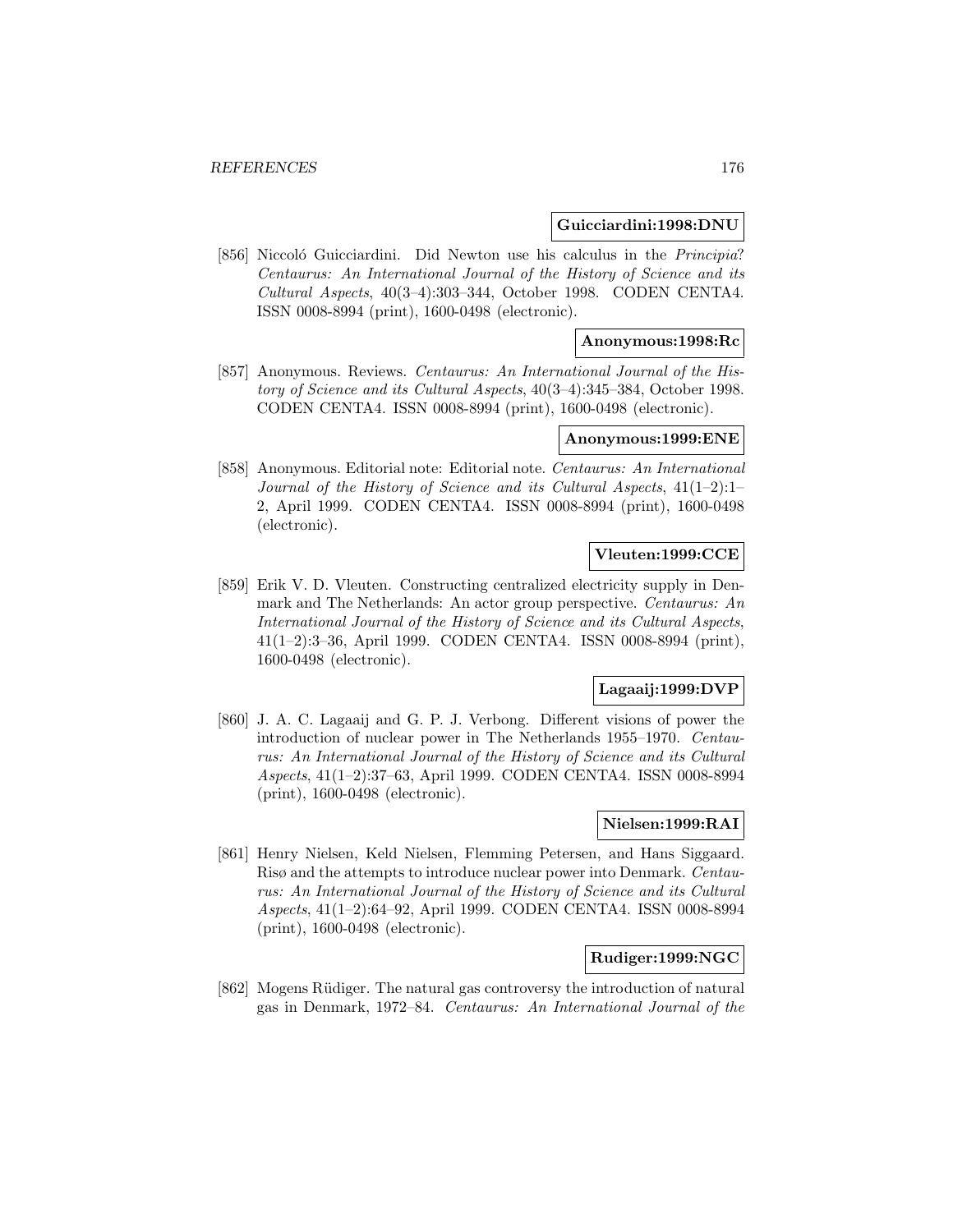**Guicciardini:1998:DNU**

[856] Niccoló Guicciardini. Did Newton use his calculus in the *Principia*? *Centaurus: An International Journal of the History of Science and its Cultural Aspects*, 40(3–4):303–344, October 1998. CODEN CENTA4. ISSN 0008-8994 (print), 1600-0498 (electronic).

**Anonymous:1998:Rc**

[857] Anonymous. Reviews. *Centaurus: An International Journal of the History of Science and its Cultural Aspects*, 40(3–4):345–384, October 1998. CODEN CENTA4. ISSN 0008-8994 (print), 1600-0498 (electronic).

**Anonymous:1999:ENE**

[858] Anonymous. Editorial note: Editorial note. *Centaurus: An International Journal of the History of Science and its Cultural Aspects*, 41(1–2):1–2, April 1999. CODEN CENTA4. ISSN 0008-8994 (print), 1600-0498 (electronic).

**Vleuten:1999:CCE**

[859] Erik V. D. Vleuten. Constructing centralized electricity supply in Denmark and The Netherlands: An actor group perspective. *Centaurus: An International Journal of the History of Science and its Cultural Aspects*, 41(1–2):3–36, April 1999. CODEN CENTA4. ISSN 0008-8994 (print), 1600-0498 (electronic).

**Lagaaij:1999:DVP**

[860] J. A. C. Lagaaij and G. P. J. Verbong. Different visions of power the introduction of nuclear power in The Netherlands 1955–1970. *Centaurus: An International Journal of the History of Science and its Cultural Aspects*, 41(1–2):37–63, April 1999. CODEN CENTA4. ISSN 0008-8994 (print), 1600-0498 (electronic).

**Nielsen:1999:RAI**

[861] Henry Nielsen, Keld Nielsen, Flemming Petersen, and Hans Siggaard. Risø and the attempts to introduce nuclear power into Denmark. *Centaurus: An International Journal of the History of Science and its Cultural Aspects*, 41(1–2):64–92, April 1999. CODEN CENTA4. ISSN 0008-8994 (print), 1600-0498 (electronic).

**Rudiger:1999:NGC**

[862] Mogens Rüdiger. The natural gas controversy the introduction of natural gas in Denmark, 1972–84. *Centaurus: An International Journal of the*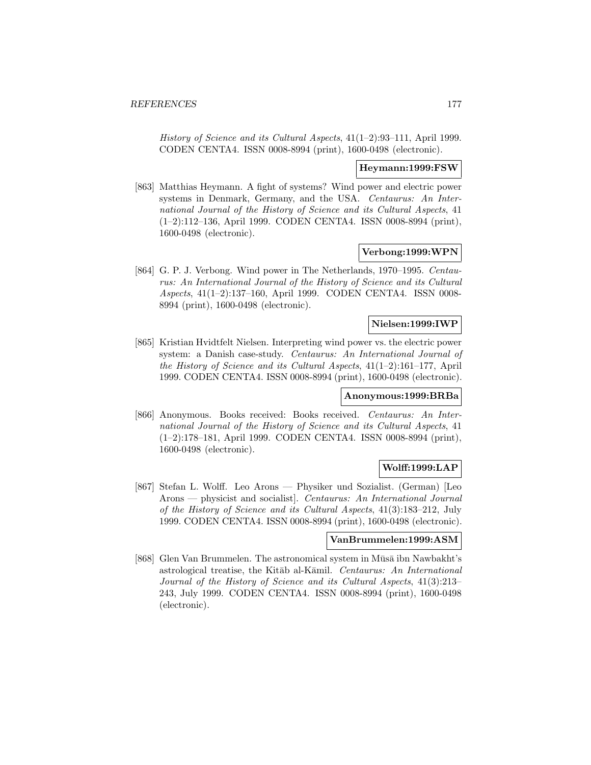*History of Science and its Cultural Aspects*, 41(1–2):93–111, April 1999. CODEN CENTA4. ISSN 0008-8994 (print), 1600-0498 (electronic).

**Heymann:1999:FSW**

[863] Matthias Heymann. A fight of systems? Wind power and electric power systems in Denmark, Germany, and the USA. *Centaurus: An International Journal of the History of Science and its Cultural Aspects*, 41 (1–2):112–136, April 1999. CODEN CENTA4. ISSN 0008-8994 (print), 1600-0498 (electronic).

**Verbong:1999:WPN**

[864] G. P. J. Verbong. Wind power in The Netherlands, 1970–1995. *Centaurus: An International Journal of the History of Science and its Cultural Aspects*, 41(1–2):137–160, April 1999. CODEN CENTA4. ISSN 0008-8994 (print), 1600-0498 (electronic).

**Nielsen:1999:IWP**

[865] Kristian Hvidtfelt Nielsen. Interpreting wind power vs. the electric power system: a Danish case-study. *Centaurus: An International Journal of the History of Science and its Cultural Aspects*, 41(1–2):161–177, April 1999. CODEN CENTA4. ISSN 0008-8994 (print), 1600-0498 (electronic).

**Anonymous:1999:BRBa**

[866] Anonymous. Books received: Books received. *Centaurus: An International Journal of the History of Science and its Cultural Aspects*, 41 (1–2):178–181, April 1999. CODEN CENTA4. ISSN 0008-8994 (print), 1600-0498 (electronic).

**Wolff:1999:LAP**

[867] Stefan L. Wolff. Leo Arons — Physiker und Sozialist. (German) [Leo Arons — physicist and socialist]. *Centaurus: An International Journal of the History of Science and its Cultural Aspects*, 41(3):183–212, July 1999. CODEN CENTA4. ISSN 0008-8994 (print), 1600-0498 (electronic).

**VanBrummelen:1999:ASM**

[868] Glen Van Brummelen. The astronomical system in Mūsā ibn Nawbakht's astrological treatise, the Kitāb al-Kāmil. *Centaurus: An International Journal of the History of Science and its Cultural Aspects*, 41(3):213–243, July 1999. CODEN CENTA4. ISSN 0008-8994 (print), 1600-0498 (electronic).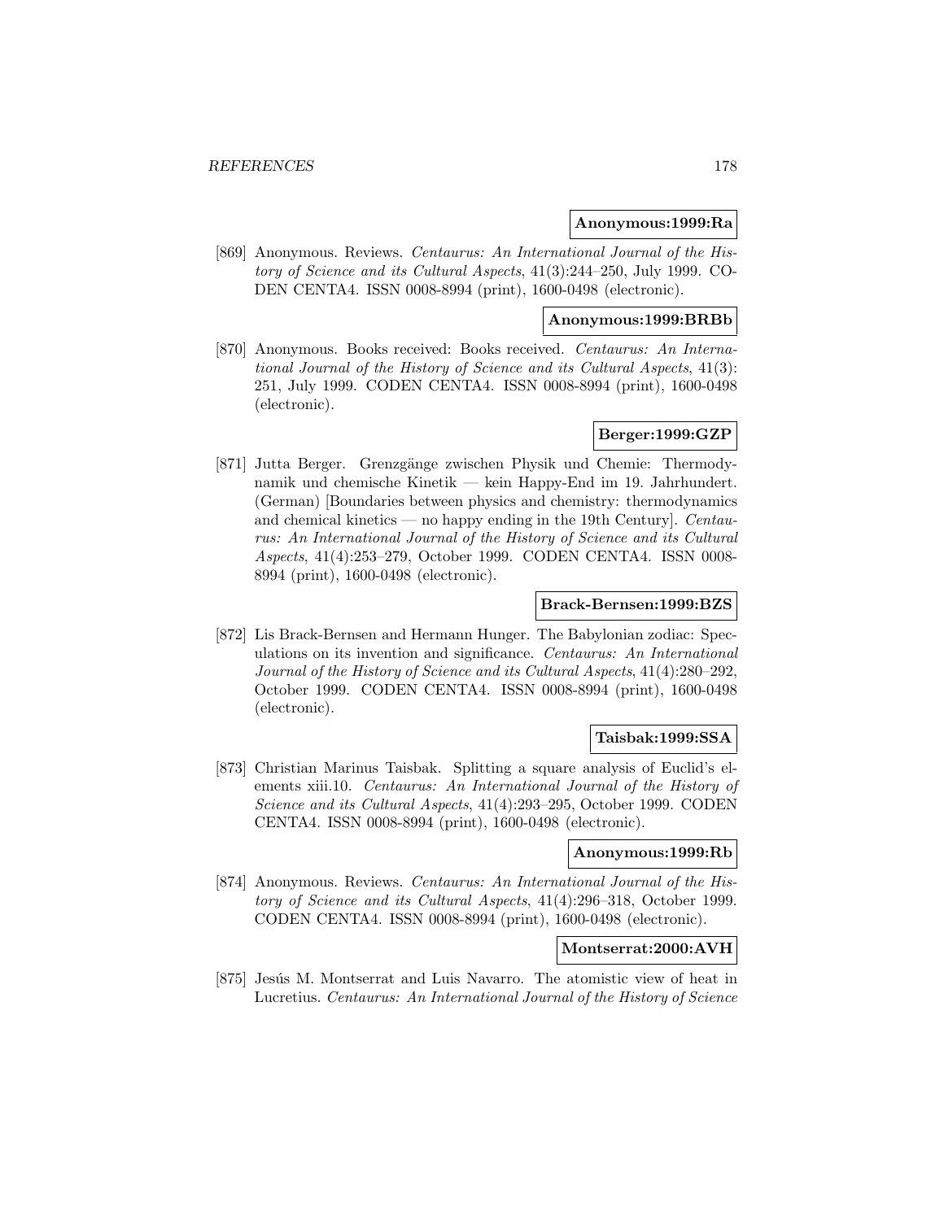**Anonymous:1999:Ra**

[869] Anonymous. Reviews. *Centaurus: An International Journal of the History of Science and its Cultural Aspects*, 41(3):244–250, July 1999. CODEN CENTA4. ISSN 0008-8994 (print), 1600-0498 (electronic).

**Anonymous:1999:BRBb**

[870] Anonymous. Books received: Books received. *Centaurus: An International Journal of the History of Science and its Cultural Aspects*, 41(3): 251, July 1999. CODEN CENTA4. ISSN 0008-8994 (print), 1600-0498 (electronic).

**Berger:1999:GZP**

[871] Jutta Berger. Grenzgänge zwischen Physik und Chemie: Thermodynamik und chemische Kinetik — kein Happy-End im 19. Jahrhundert. (German) [Boundaries between physics and chemistry: thermodynamics and chemical kinetics — no happy ending in the 19th Century]. *Centaurus: An International Journal of the History of Science and its Cultural Aspects*, 41(4):253–279, October 1999. CODEN CENTA4. ISSN 0008-8994 (print), 1600-0498 (electronic).

**Brack-Bernsen:1999:BZS**

[872] Lis Brack-Bernsen and Hermann Hunger. The Babylonian zodiac: Speculations on its invention and significance. *Centaurus: An International Journal of the History of Science and its Cultural Aspects*, 41(4):280–292, October 1999. CODEN CENTA4. ISSN 0008-8994 (print), 1600-0498 (electronic).

**Taisbak:1999:SSA**

[873] Christian Marinus Taisbak. Splitting a square analysis of Euclid's elements xiii.10. *Centaurus: An International Journal of the History of Science and its Cultural Aspects*, 41(4):293–295, October 1999. CODEN CENTA4. ISSN 0008-8994 (print), 1600-0498 (electronic).

**Anonymous:1999:Rb**

[874] Anonymous. Reviews. *Centaurus: An International Journal of the History of Science and its Cultural Aspects*, 41(4):296–318, October 1999. CODEN CENTA4. ISSN 0008-8994 (print), 1600-0498 (electronic).

**Montserrat:2000:AVH**

[875] Jesús M. Montserrat and Luis Navarro. The atomistic view of heat in Lucretius. *Centaurus: An International Journal of the History of Science*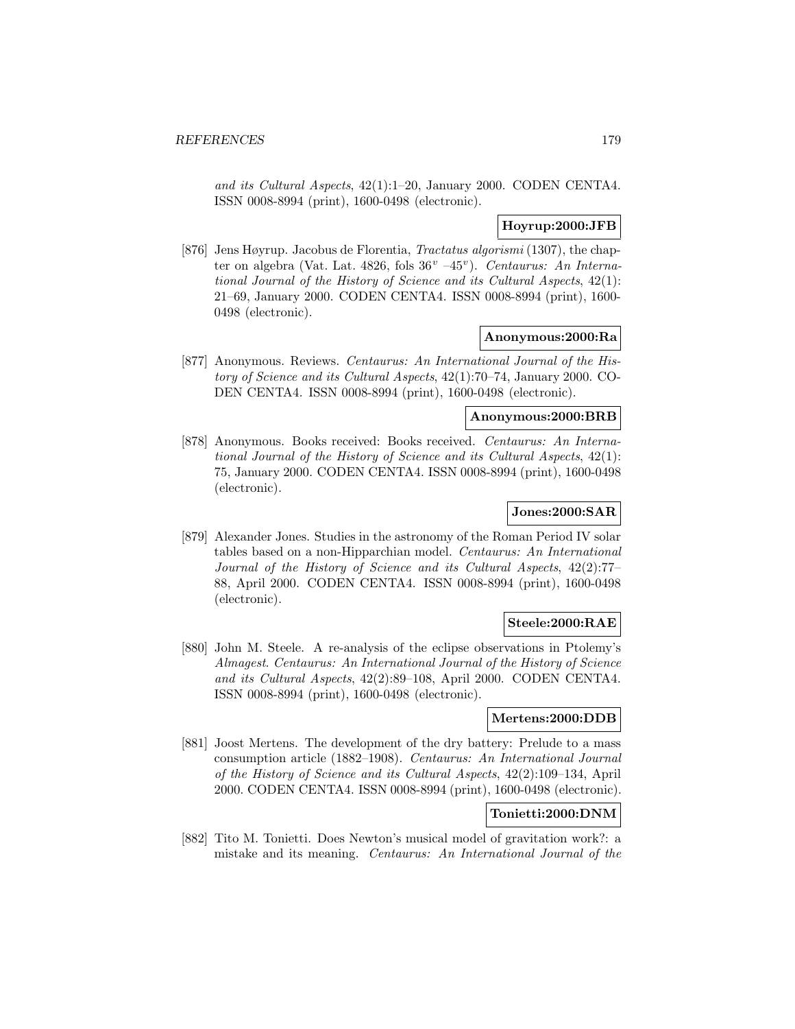*and its Cultural Aspects*, 42(1):1–20, January 2000. CODEN CENTA4. ISSN 0008-8994 (print), 1600-0498 (electronic).

**Hoyrup:2000:JFB**

[876] Jens Høyrup. Jacobus de Florentia, *Tractatus algorismi* (1307), the chapter on algebra (Vat. Lat. 4826, fols $36^v$ –$45^v$). *Centaurus: An International Journal of the History of Science and its Cultural Aspects*, 42(1): 21–69, January 2000. CODEN CENTA4. ISSN 0008-8994 (print), 1600-0498 (electronic).

**Anonymous:2000:Ra**

[877] Anonymous. Reviews. *Centaurus: An International Journal of the History of Science and its Cultural Aspects*, 42(1):70–74, January 2000. CODEN CENTA4. ISSN 0008-8994 (print), 1600-0498 (electronic).

**Anonymous:2000:BRB**

[878] Anonymous. Books received: Books received. *Centaurus: An International Journal of the History of Science and its Cultural Aspects*, 42(1): 75, January 2000. CODEN CENTA4. ISSN 0008-8994 (print), 1600-0498 (electronic).

**Jones:2000:SAR**

[879] Alexander Jones. Studies in the astronomy of the Roman Period IV solar tables based on a non-Hipparchian model. *Centaurus: An International Journal of the History of Science and its Cultural Aspects*, 42(2):77–88, April 2000. CODEN CENTA4. ISSN 0008-8994 (print), 1600-0498 (electronic).

**Steele:2000:RAE**

[880] John M. Steele. A re-analysis of the eclipse observations in Ptolemy's *Almagest*. *Centaurus: An International Journal of the History of Science and its Cultural Aspects*, 42(2):89–108, April 2000. CODEN CENTA4. ISSN 0008-8994 (print), 1600-0498 (electronic).

**Mertens:2000:DDB**

[881] Joost Mertens. The development of the dry battery: Prelude to a mass consumption article (1882–1908). *Centaurus: An International Journal of the History of Science and its Cultural Aspects*, 42(2):109–134, April 2000. CODEN CENTA4. ISSN 0008-8994 (print), 1600-0498 (electronic).

**Tonietti:2000:DNM**

[882] Tito M. Tonietti. Does Newton's musical model of gravitation work?: a mistake and its meaning. *Centaurus: An International Journal of the*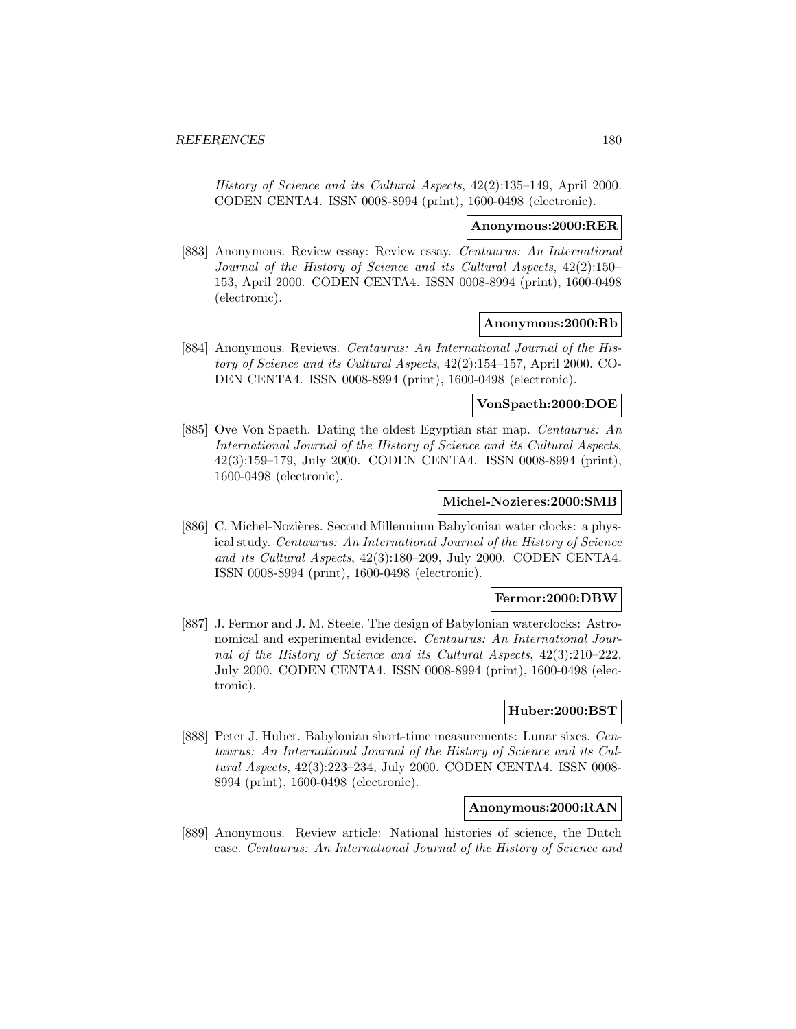*History of Science and its Cultural Aspects*, 42(2):135–149, April 2000. CODEN CENTA4. ISSN 0008-8994 (print), 1600-0498 (electronic).

**Anonymous:2000:RER**

[883] Anonymous. Review essay: Review essay. *Centaurus: An International Journal of the History of Science and its Cultural Aspects*, 42(2):150–153, April 2000. CODEN CENTA4. ISSN 0008-8994 (print), 1600-0498 (electronic).

**Anonymous:2000:Rb**

[884] Anonymous. Reviews. *Centaurus: An International Journal of the History of Science and its Cultural Aspects*, 42(2):154–157, April 2000. CODEN CENTA4. ISSN 0008-8994 (print), 1600-0498 (electronic).

**VonSpaeth:2000:DOE**

[885] Ove Von Spaeth. Dating the oldest Egyptian star map. *Centaurus: An International Journal of the History of Science and its Cultural Aspects*, 42(3):159–179, July 2000. CODEN CENTA4. ISSN 0008-8994 (print), 1600-0498 (electronic).

**Michel-Nozieres:2000:SMB**

[886] C. Michel-Nozières. Second Millennium Babylonian water clocks: a physical study. *Centaurus: An International Journal of the History of Science and its Cultural Aspects*, 42(3):180–209, July 2000. CODEN CENTA4. ISSN 0008-8994 (print), 1600-0498 (electronic).

**Fermor:2000:DBW**

[887] J. Fermor and J. M. Steele. The design of Babylonian waterclocks: Astronomical and experimental evidence. *Centaurus: An International Journal of the History of Science and its Cultural Aspects*, 42(3):210–222, July 2000. CODEN CENTA4. ISSN 0008-8994 (print), 1600-0498 (electronic).

**Huber:2000:BST**

[888] Peter J. Huber. Babylonian short-time measurements: Lunar sixes. *Centaurus: An International Journal of the History of Science and its Cultural Aspects*, 42(3):223–234, July 2000. CODEN CENTA4. ISSN 0008-8994 (print), 1600-0498 (electronic).

**Anonymous:2000:RAN**

[889] Anonymous. Review article: National histories of science, the Dutch case. *Centaurus: An International Journal of the History of Science and*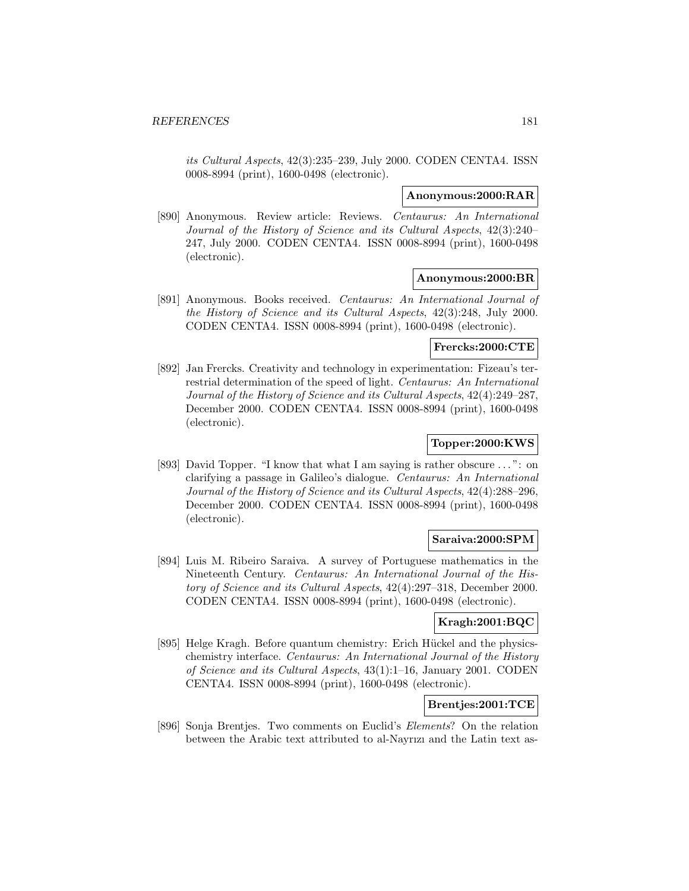*its Cultural Aspects*, 42(3):235–239, July 2000. CODEN CENTA4. ISSN 0008-8994 (print), 1600-0498 (electronic).

**Anonymous:2000:RAR**

[890] Anonymous. Review article: Reviews. *Centaurus: An International Journal of the History of Science and its Cultural Aspects*, 42(3):240–247, July 2000. CODEN CENTA4. ISSN 0008-8994 (print), 1600-0498 (electronic).

**Anonymous:2000:BR**

[891] Anonymous. Books received. *Centaurus: An International Journal of the History of Science and its Cultural Aspects*, 42(3):248, July 2000. CODEN CENTA4. ISSN 0008-8994 (print), 1600-0498 (electronic).

**Frercks:2000:CTE**

[892] Jan Frercks. Creativity and technology in experimentation: Fizeau's terrestrial determination of the speed of light. *Centaurus: An International Journal of the History of Science and its Cultural Aspects*, 42(4):249–287, December 2000. CODEN CENTA4. ISSN 0008-8994 (print), 1600-0498 (electronic).

**Topper:2000:KWS**

[893] David Topper. "I know that what I am saying is rather obscure ...": on clarifying a passage in Galileo's dialogue. *Centaurus: An International Journal of the History of Science and its Cultural Aspects*, 42(4):288–296, December 2000. CODEN CENTA4. ISSN 0008-8994 (print), 1600-0498 (electronic).

**Saraiva:2000:SPM**

[894] Luis M. Ribeiro Saraiva. A survey of Portuguese mathematics in the Nineteenth Century. *Centaurus: An International Journal of the History of Science and its Cultural Aspects*, 42(4):297–318, December 2000. CODEN CENTA4. ISSN 0008-8994 (print), 1600-0498 (electronic).

**Kragh:2001:BQC**

[895] Helge Kragh. Before quantum chemistry: Erich Hückel and the physics-chemistry interface. *Centaurus: An International Journal of the History of Science and its Cultural Aspects*, 43(1):1–16, January 2001. CODEN CENTA4. ISSN 0008-8994 (print), 1600-0498 (electronic).

**Brentjes:2001:TCE**

[896] Sonja Brentjes. Two comments on Euclid's *Elements*? On the relation between the Arabic text attributed to al-Nayrızı and the Latin text as-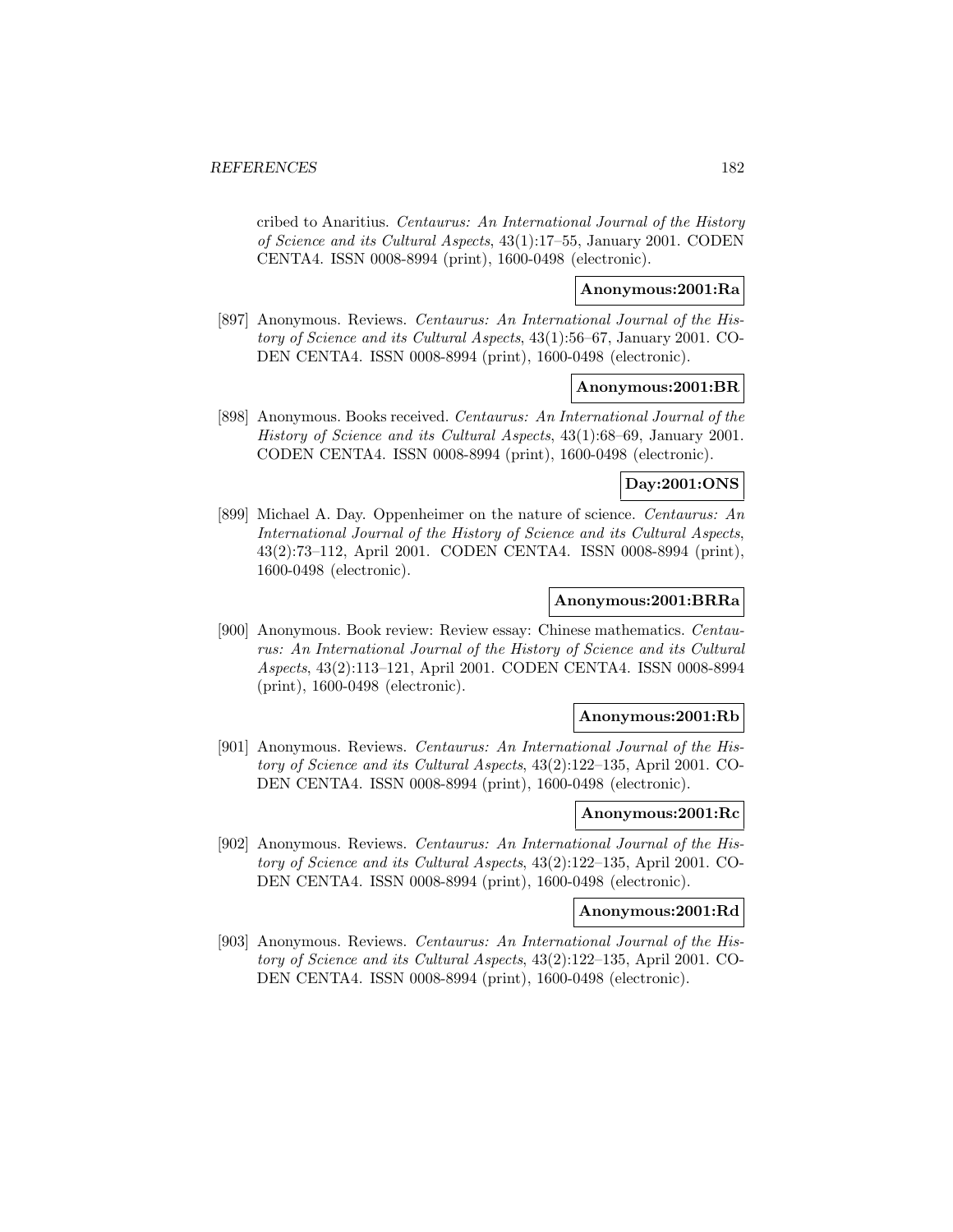cribed to Anaritius. *Centaurus: An International Journal of the History of Science and its Cultural Aspects*, 43(1):17–55, January 2001. CODEN CENTA4. ISSN 0008-8994 (print), 1600-0498 (electronic).

**Anonymous:2001:Ra**

[897] Anonymous. Reviews. *Centaurus: An International Journal of the History of Science and its Cultural Aspects*, 43(1):56–67, January 2001. CODEN CENTA4. ISSN 0008-8994 (print), 1600-0498 (electronic).

**Anonymous:2001:BR**

[898] Anonymous. Books received. *Centaurus: An International Journal of the History of Science and its Cultural Aspects*, 43(1):68–69, January 2001. CODEN CENTA4. ISSN 0008-8994 (print), 1600-0498 (electronic).

**Day:2001:ONS**

[899] Michael A. Day. Oppenheimer on the nature of science. *Centaurus: An International Journal of the History of Science and its Cultural Aspects*, 43(2):73–112, April 2001. CODEN CENTA4. ISSN 0008-8994 (print), 1600-0498 (electronic).

**Anonymous:2001:BRRa**

[900] Anonymous. Book review: Review essay: Chinese mathematics. *Centaurus: An International Journal of the History of Science and its Cultural Aspects*, 43(2):113–121, April 2001. CODEN CENTA4. ISSN 0008-8994 (print), 1600-0498 (electronic).

**Anonymous:2001:Rb**

[901] Anonymous. Reviews. *Centaurus: An International Journal of the History of Science and its Cultural Aspects*, 43(2):122–135, April 2001. CODEN CENTA4. ISSN 0008-8994 (print), 1600-0498 (electronic).

**Anonymous:2001:Rc**

[902] Anonymous. Reviews. *Centaurus: An International Journal of the History of Science and its Cultural Aspects*, 43(2):122–135, April 2001. CODEN CENTA4. ISSN 0008-8994 (print), 1600-0498 (electronic).

**Anonymous:2001:Rd**

[903] Anonymous. Reviews. *Centaurus: An International Journal of the History of Science and its Cultural Aspects*, 43(2):122–135, April 2001. CODEN CENTA4. ISSN 0008-8994 (print), 1600-0498 (electronic).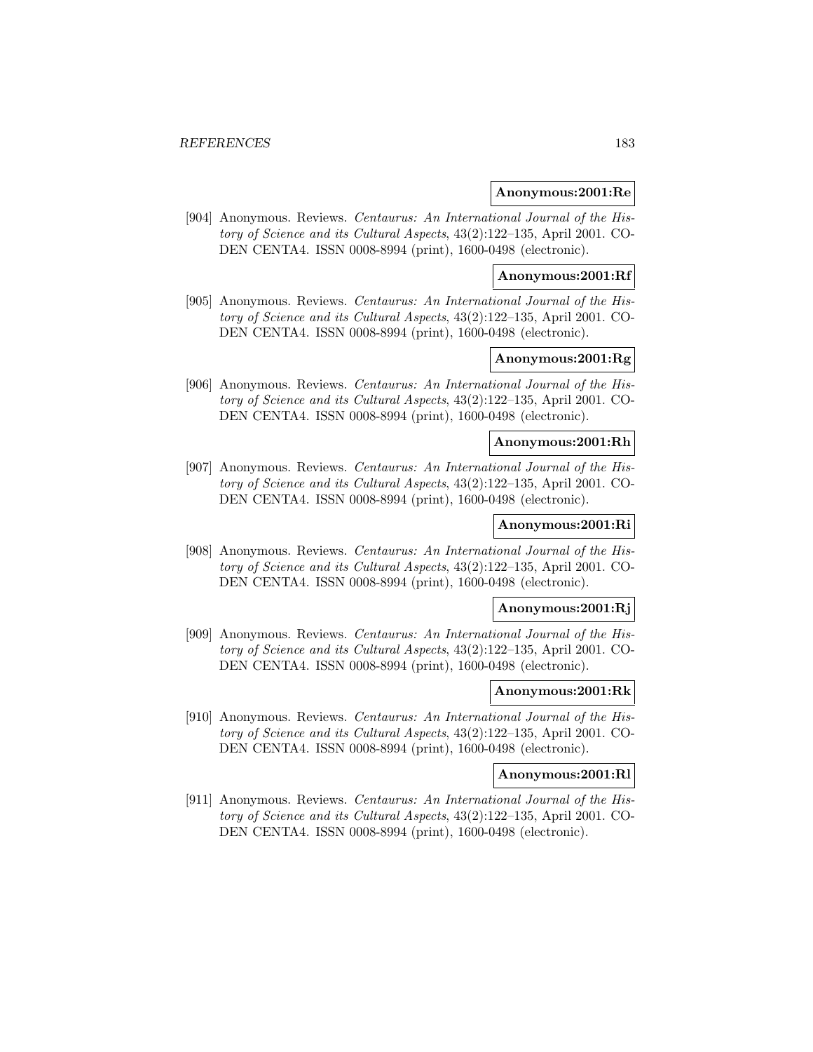**Anonymous:2001:Re**

[904] Anonymous. Reviews. *Centaurus: An International Journal of the History of Science and its Cultural Aspects*, 43(2):122–135, April 2001. CODEN CENTA4. ISSN 0008-8994 (print), 1600-0498 (electronic).

**Anonymous:2001:Rf**

[905] Anonymous. Reviews. *Centaurus: An International Journal of the History of Science and its Cultural Aspects*, 43(2):122–135, April 2001. CODEN CENTA4. ISSN 0008-8994 (print), 1600-0498 (electronic).

**Anonymous:2001:Rg**

[906] Anonymous. Reviews. *Centaurus: An International Journal of the History of Science and its Cultural Aspects*, 43(2):122–135, April 2001. CODEN CENTA4. ISSN 0008-8994 (print), 1600-0498 (electronic).

**Anonymous:2001:Rh**

[907] Anonymous. Reviews. *Centaurus: An International Journal of the History of Science and its Cultural Aspects*, 43(2):122–135, April 2001. CODEN CENTA4. ISSN 0008-8994 (print), 1600-0498 (electronic).

**Anonymous:2001:Ri**

[908] Anonymous. Reviews. *Centaurus: An International Journal of the History of Science and its Cultural Aspects*, 43(2):122–135, April 2001. CODEN CENTA4. ISSN 0008-8994 (print), 1600-0498 (electronic).

**Anonymous:2001:Rj**

[909] Anonymous. Reviews. *Centaurus: An International Journal of the History of Science and its Cultural Aspects*, 43(2):122–135, April 2001. CODEN CENTA4. ISSN 0008-8994 (print), 1600-0498 (electronic).

**Anonymous:2001:Rk**

[910] Anonymous. Reviews. *Centaurus: An International Journal of the History of Science and its Cultural Aspects*, 43(2):122–135, April 2001. CODEN CENTA4. ISSN 0008-8994 (print), 1600-0498 (electronic).

**Anonymous:2001:Rl**

[911] Anonymous. Reviews. *Centaurus: An International Journal of the History of Science and its Cultural Aspects*, 43(2):122–135, April 2001. CODEN CENTA4. ISSN 0008-8994 (print), 1600-0498 (electronic).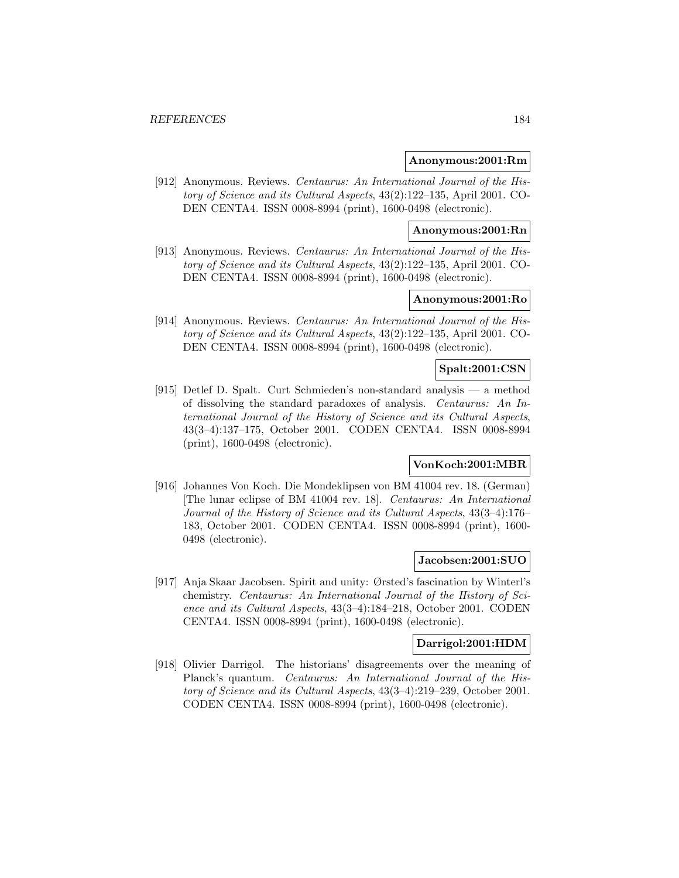**Anonymous:2001:Rm**

[912] Anonymous. Reviews. *Centaurus: An International Journal of the History of Science and its Cultural Aspects*, 43(2):122–135, April 2001. CODEN CENTA4. ISSN 0008-8994 (print), 1600-0498 (electronic).

**Anonymous:2001:Rn**

[913] Anonymous. Reviews. *Centaurus: An International Journal of the History of Science and its Cultural Aspects*, 43(2):122–135, April 2001. CODEN CENTA4. ISSN 0008-8994 (print), 1600-0498 (electronic).

**Anonymous:2001:Ro**

[914] Anonymous. Reviews. *Centaurus: An International Journal of the History of Science and its Cultural Aspects*, 43(2):122–135, April 2001. CODEN CENTA4. ISSN 0008-8994 (print), 1600-0498 (electronic).

**Spalt:2001:CSN**

[915] Detlef D. Spalt. Curt Schmieden's non-standard analysis — a method of dissolving the standard paradoxes of analysis. *Centaurus: An International Journal of the History of Science and its Cultural Aspects*, 43(3–4):137–175, October 2001. CODEN CENTA4. ISSN 0008-8994 (print), 1600-0498 (electronic).

**VonKoch:2001:MBR**

[916] Johannes Von Koch. Die Mondeklipsen von BM 41004 rev. 18. (German) [The lunar eclipse of BM 41004 rev. 18]. *Centaurus: An International Journal of the History of Science and its Cultural Aspects*, 43(3–4):176–183, October 2001. CODEN CENTA4. ISSN 0008-8994 (print), 1600-0498 (electronic).

**Jacobsen:2001:SUO**

[917] Anja Skaar Jacobsen. Spirit and unity: Ørsted's fascination by Winterl's chemistry. *Centaurus: An International Journal of the History of Science and its Cultural Aspects*, 43(3–4):184–218, October 2001. CODEN CENTA4. ISSN 0008-8994 (print), 1600-0498 (electronic).

**Darrigol:2001:HDM**

[918] Olivier Darrigol. The historians' disagreements over the meaning of Planck's quantum. *Centaurus: An International Journal of the History of Science and its Cultural Aspects*, 43(3–4):219–239, October 2001. CODEN CENTA4. ISSN 0008-8994 (print), 1600-0498 (electronic).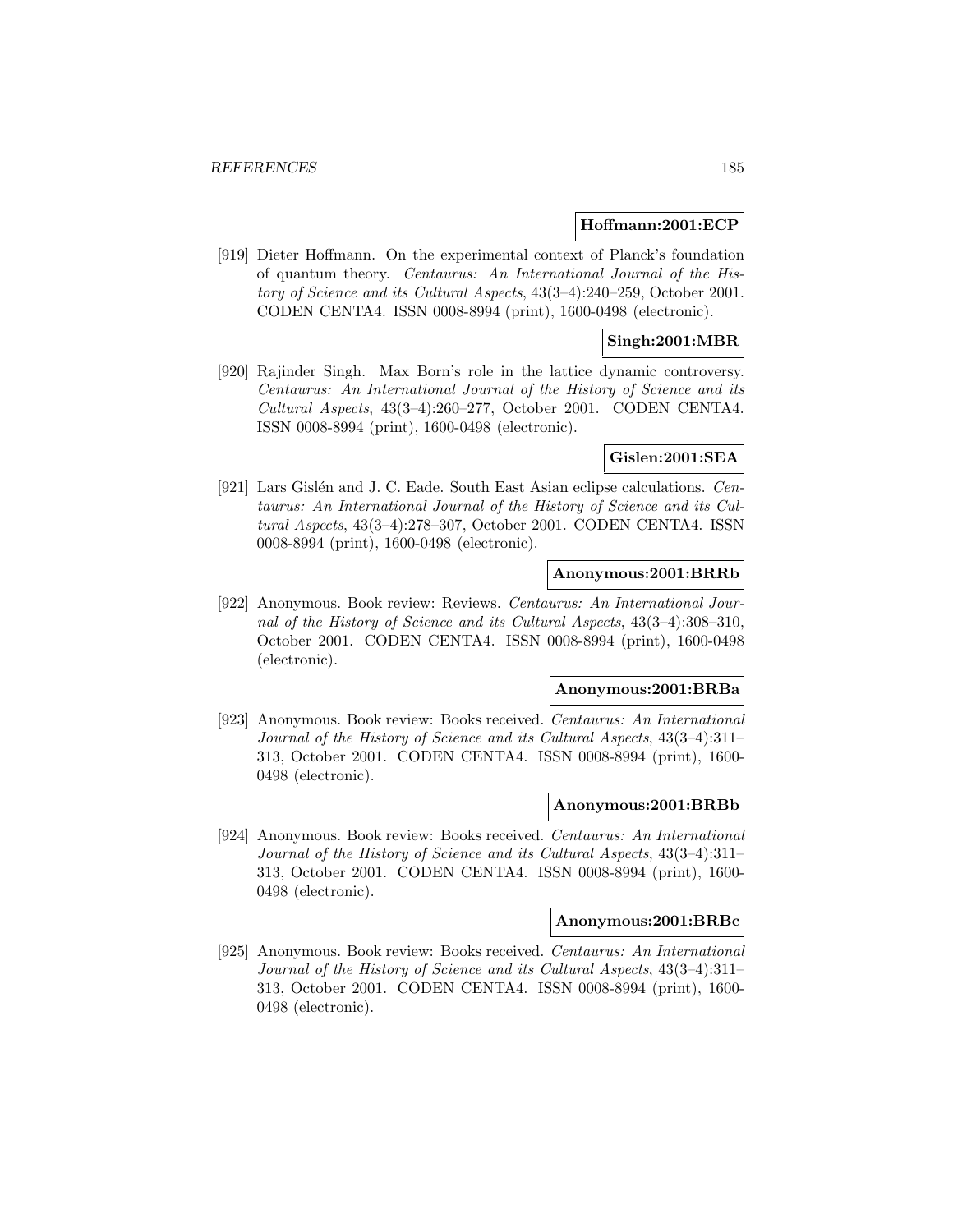**Hoffmann:2001:ECP**

[919] Dieter Hoffmann. On the experimental context of Planck's foundation of quantum theory. *Centaurus: An International Journal of the History of Science and its Cultural Aspects*, 43(3–4):240–259, October 2001. CODEN CENTA4. ISSN 0008-8994 (print), 1600-0498 (electronic).

**Singh:2001:MBR**

[920] Rajinder Singh. Max Born's role in the lattice dynamic controversy. *Centaurus: An International Journal of the History of Science and its Cultural Aspects*, 43(3–4):260–277, October 2001. CODEN CENTA4. ISSN 0008-8994 (print), 1600-0498 (electronic).

**Gislen:2001:SEA**

[921] Lars Gislén and J. C. Eade. South East Asian eclipse calculations. *Centaurus: An International Journal of the History of Science and its Cultural Aspects*, 43(3–4):278–307, October 2001. CODEN CENTA4. ISSN 0008-8994 (print), 1600-0498 (electronic).

**Anonymous:2001:BRRb**

[922] Anonymous. Book review: Reviews. *Centaurus: An International Journal of the History of Science and its Cultural Aspects*, 43(3–4):308–310, October 2001. CODEN CENTA4. ISSN 0008-8994 (print), 1600-0498 (electronic).

**Anonymous:2001:BRBa**

[923] Anonymous. Book review: Books received. *Centaurus: An International Journal of the History of Science and its Cultural Aspects*, 43(3–4):311–313, October 2001. CODEN CENTA4. ISSN 0008-8994 (print), 1600-0498 (electronic).

**Anonymous:2001:BRBb**

[924] Anonymous. Book review: Books received. *Centaurus: An International Journal of the History of Science and its Cultural Aspects*, 43(3–4):311–313, October 2001. CODEN CENTA4. ISSN 0008-8994 (print), 1600-0498 (electronic).

**Anonymous:2001:BRBc**

[925] Anonymous. Book review: Books received. *Centaurus: An International Journal of the History of Science and its Cultural Aspects*, 43(3–4):311–313, October 2001. CODEN CENTA4. ISSN 0008-8994 (print), 1600-0498 (electronic).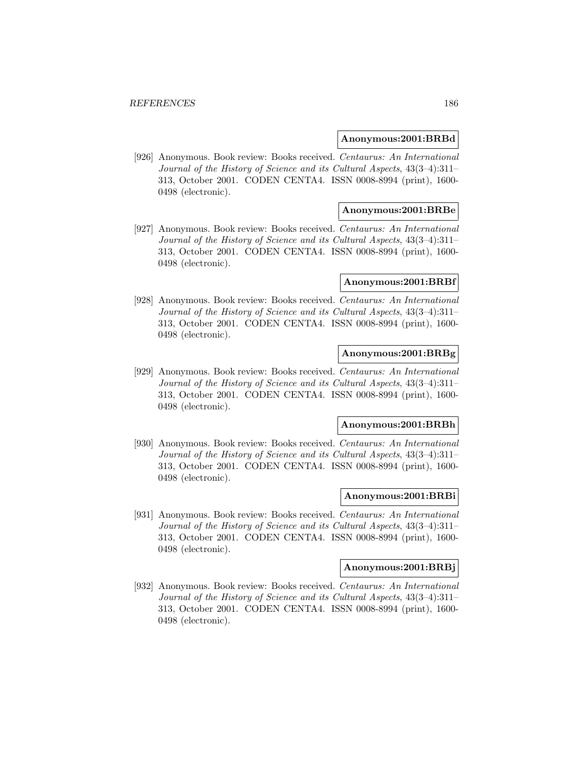**Anonymous:2001:BRBd**

[926] Anonymous. Book review: Books received. *Centaurus: An International Journal of the History of Science and its Cultural Aspects*, 43(3–4):311–313, October 2001. CODEN CENTA4. ISSN 0008-8994 (print), 1600-0498 (electronic).

**Anonymous:2001:BRBe**

[927] Anonymous. Book review: Books received. *Centaurus: An International Journal of the History of Science and its Cultural Aspects*, 43(3–4):311–313, October 2001. CODEN CENTA4. ISSN 0008-8994 (print), 1600-0498 (electronic).

**Anonymous:2001:BRBf**

[928] Anonymous. Book review: Books received. *Centaurus: An International Journal of the History of Science and its Cultural Aspects*, 43(3–4):311–313, October 2001. CODEN CENTA4. ISSN 0008-8994 (print), 1600-0498 (electronic).

**Anonymous:2001:BRBg**

[929] Anonymous. Book review: Books received. *Centaurus: An International Journal of the History of Science and its Cultural Aspects*, 43(3–4):311–313, October 2001. CODEN CENTA4. ISSN 0008-8994 (print), 1600-0498 (electronic).

**Anonymous:2001:BRBh**

[930] Anonymous. Book review: Books received. *Centaurus: An International Journal of the History of Science and its Cultural Aspects*, 43(3–4):311–313, October 2001. CODEN CENTA4. ISSN 0008-8994 (print), 1600-0498 (electronic).

**Anonymous:2001:BRBi**

[931] Anonymous. Book review: Books received. *Centaurus: An International Journal of the History of Science and its Cultural Aspects*, 43(3–4):311–313, October 2001. CODEN CENTA4. ISSN 0008-8994 (print), 1600-0498 (electronic).

**Anonymous:2001:BRBj**

[932] Anonymous. Book review: Books received. *Centaurus: An International Journal of the History of Science and its Cultural Aspects*, 43(3–4):311–313, October 2001. CODEN CENTA4. ISSN 0008-8994 (print), 1600-0498 (electronic).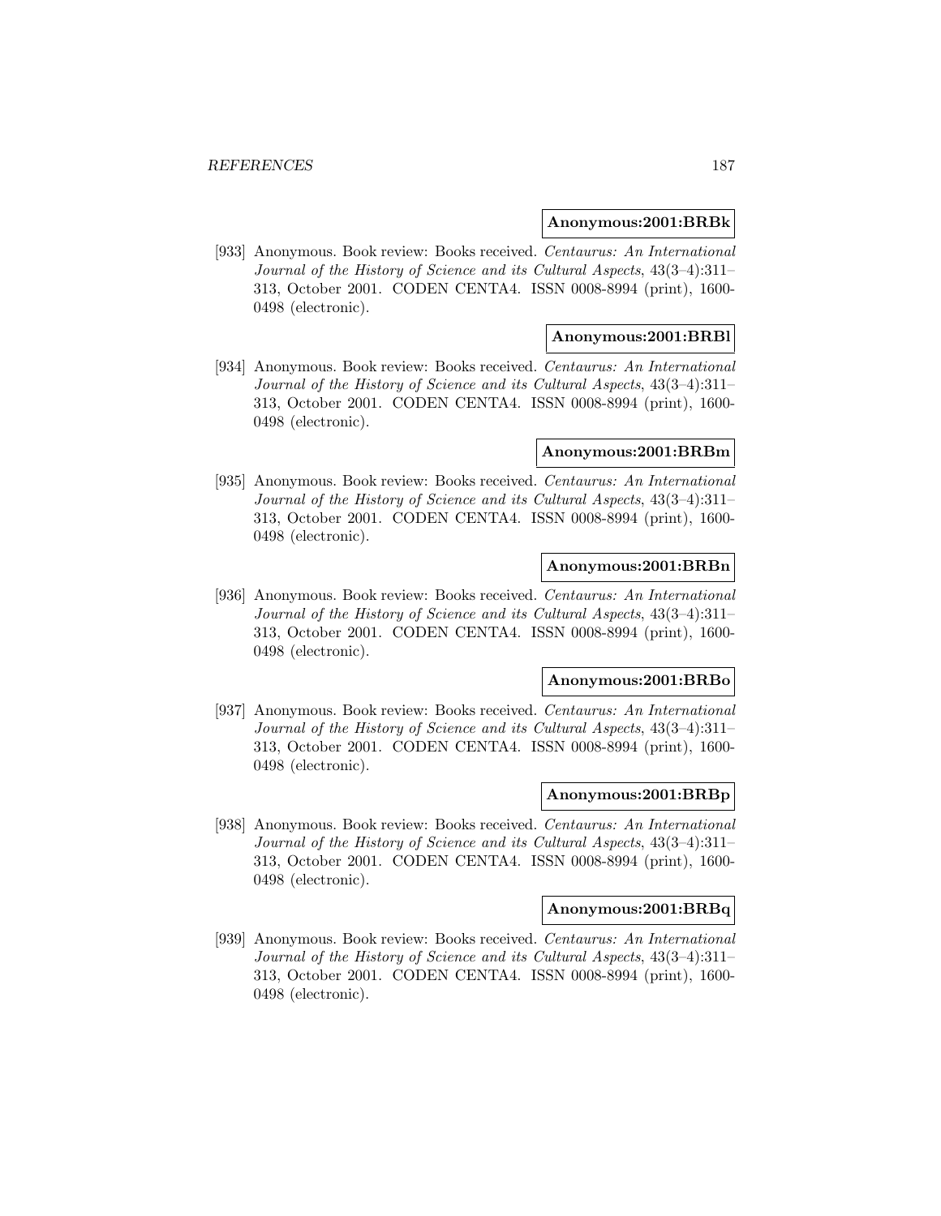**Anonymous:2001:BRBk**

[933] Anonymous. Book review: Books received. *Centaurus: An International Journal of the History of Science and its Cultural Aspects*, 43(3–4):311–313, October 2001. CODEN CENTA4. ISSN 0008-8994 (print), 1600-0498 (electronic).

**Anonymous:2001:BRBl**

[934] Anonymous. Book review: Books received. *Centaurus: An International Journal of the History of Science and its Cultural Aspects*, 43(3–4):311–313, October 2001. CODEN CENTA4. ISSN 0008-8994 (print), 1600-0498 (electronic).

**Anonymous:2001:BRBm**

[935] Anonymous. Book review: Books received. *Centaurus: An International Journal of the History of Science and its Cultural Aspects*, 43(3–4):311–313, October 2001. CODEN CENTA4. ISSN 0008-8994 (print), 1600-0498 (electronic).

**Anonymous:2001:BRBn**

[936] Anonymous. Book review: Books received. *Centaurus: An International Journal of the History of Science and its Cultural Aspects*, 43(3–4):311–313, October 2001. CODEN CENTA4. ISSN 0008-8994 (print), 1600-0498 (electronic).

**Anonymous:2001:BRBo**

[937] Anonymous. Book review: Books received. *Centaurus: An International Journal of the History of Science and its Cultural Aspects*, 43(3–4):311–313, October 2001. CODEN CENTA4. ISSN 0008-8994 (print), 1600-0498 (electronic).

**Anonymous:2001:BRBp**

[938] Anonymous. Book review: Books received. *Centaurus: An International Journal of the History of Science and its Cultural Aspects*, 43(3–4):311–313, October 2001. CODEN CENTA4. ISSN 0008-8994 (print), 1600-0498 (electronic).

**Anonymous:2001:BRBq**

[939] Anonymous. Book review: Books received. *Centaurus: An International Journal of the History of Science and its Cultural Aspects*, 43(3–4):311–313, October 2001. CODEN CENTA4. ISSN 0008-8994 (print), 1600-0498 (electronic).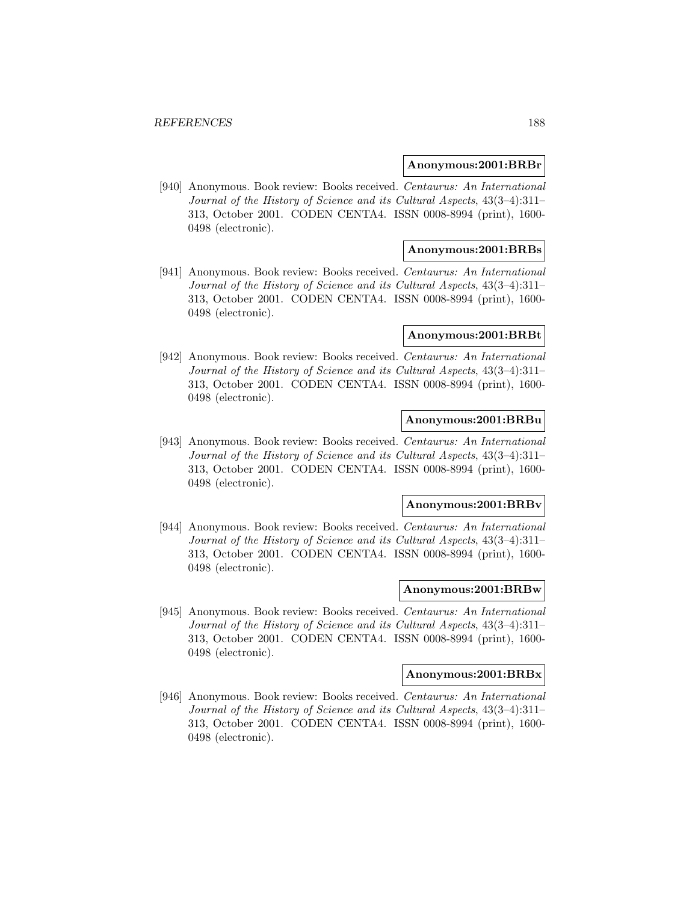**Anonymous:2001:BRBr**

[940] Anonymous. Book review: Books received. *Centaurus: An International Journal of the History of Science and its Cultural Aspects*, 43(3–4):311–313, October 2001. CODEN CENTA4. ISSN 0008-8994 (print), 1600-0498 (electronic).

**Anonymous:2001:BRBs**

[941] Anonymous. Book review: Books received. *Centaurus: An International Journal of the History of Science and its Cultural Aspects*, 43(3–4):311–313, October 2001. CODEN CENTA4. ISSN 0008-8994 (print), 1600-0498 (electronic).

**Anonymous:2001:BRBt**

[942] Anonymous. Book review: Books received. *Centaurus: An International Journal of the History of Science and its Cultural Aspects*, 43(3–4):311–313, October 2001. CODEN CENTA4. ISSN 0008-8994 (print), 1600-0498 (electronic).

**Anonymous:2001:BRBu**

[943] Anonymous. Book review: Books received. *Centaurus: An International Journal of the History of Science and its Cultural Aspects*, 43(3–4):311–313, October 2001. CODEN CENTA4. ISSN 0008-8994 (print), 1600-0498 (electronic).

**Anonymous:2001:BRBv**

[944] Anonymous. Book review: Books received. *Centaurus: An International Journal of the History of Science and its Cultural Aspects*, 43(3–4):311–313, October 2001. CODEN CENTA4. ISSN 0008-8994 (print), 1600-0498 (electronic).

**Anonymous:2001:BRBw**

[945] Anonymous. Book review: Books received. *Centaurus: An International Journal of the History of Science and its Cultural Aspects*, 43(3–4):311–313, October 2001. CODEN CENTA4. ISSN 0008-8994 (print), 1600-0498 (electronic).

**Anonymous:2001:BRBx**

[946] Anonymous. Book review: Books received. *Centaurus: An International Journal of the History of Science and its Cultural Aspects*, 43(3–4):311–313, October 2001. CODEN CENTA4. ISSN 0008-8994 (print), 1600-0498 (electronic).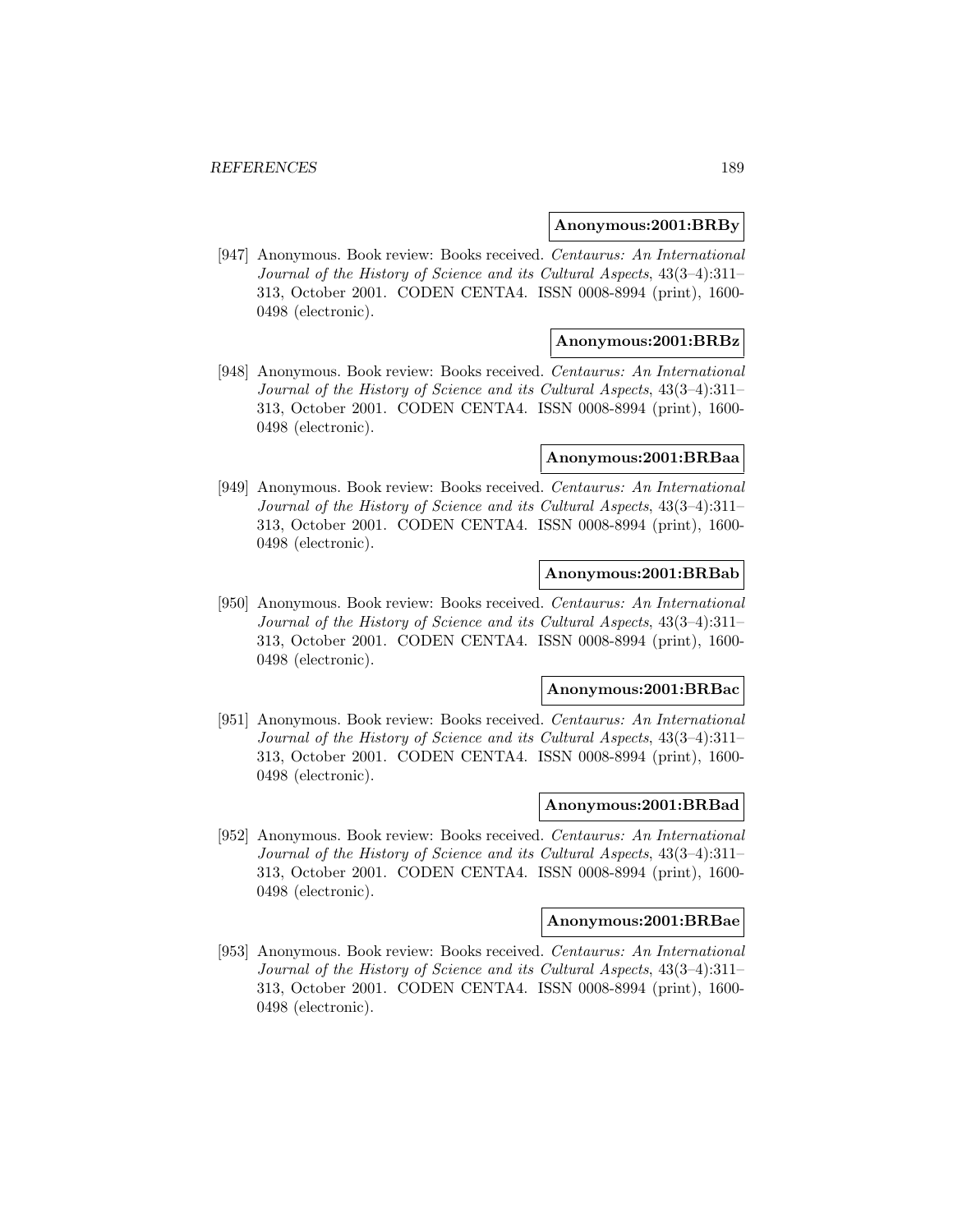**Anonymous:2001:BRBy**

[947] Anonymous. Book review: Books received. *Centaurus: An International Journal of the History of Science and its Cultural Aspects*, 43(3–4):311–313, October 2001. CODEN CENTA4. ISSN 0008-8994 (print), 1600-0498 (electronic).

**Anonymous:2001:BRBz**

[948] Anonymous. Book review: Books received. *Centaurus: An International Journal of the History of Science and its Cultural Aspects*, 43(3–4):311–313, October 2001. CODEN CENTA4. ISSN 0008-8994 (print), 1600-0498 (electronic).

**Anonymous:2001:BRBaa**

[949] Anonymous. Book review: Books received. *Centaurus: An International Journal of the History of Science and its Cultural Aspects*, 43(3–4):311–313, October 2001. CODEN CENTA4. ISSN 0008-8994 (print), 1600-0498 (electronic).

**Anonymous:2001:BRBab**

[950] Anonymous. Book review: Books received. *Centaurus: An International Journal of the History of Science and its Cultural Aspects*, 43(3–4):311–313, October 2001. CODEN CENTA4. ISSN 0008-8994 (print), 1600-0498 (electronic).

**Anonymous:2001:BRBac**

[951] Anonymous. Book review: Books received. *Centaurus: An International Journal of the History of Science and its Cultural Aspects*, 43(3–4):311–313, October 2001. CODEN CENTA4. ISSN 0008-8994 (print), 1600-0498 (electronic).

**Anonymous:2001:BRBad**

[952] Anonymous. Book review: Books received. *Centaurus: An International Journal of the History of Science and its Cultural Aspects*, 43(3–4):311–313, October 2001. CODEN CENTA4. ISSN 0008-8994 (print), 1600-0498 (electronic).

**Anonymous:2001:BRBae**

[953] Anonymous. Book review: Books received. *Centaurus: An International Journal of the History of Science and its Cultural Aspects*, 43(3–4):311–313, October 2001. CODEN CENTA4. ISSN 0008-8994 (print), 1600-0498 (electronic).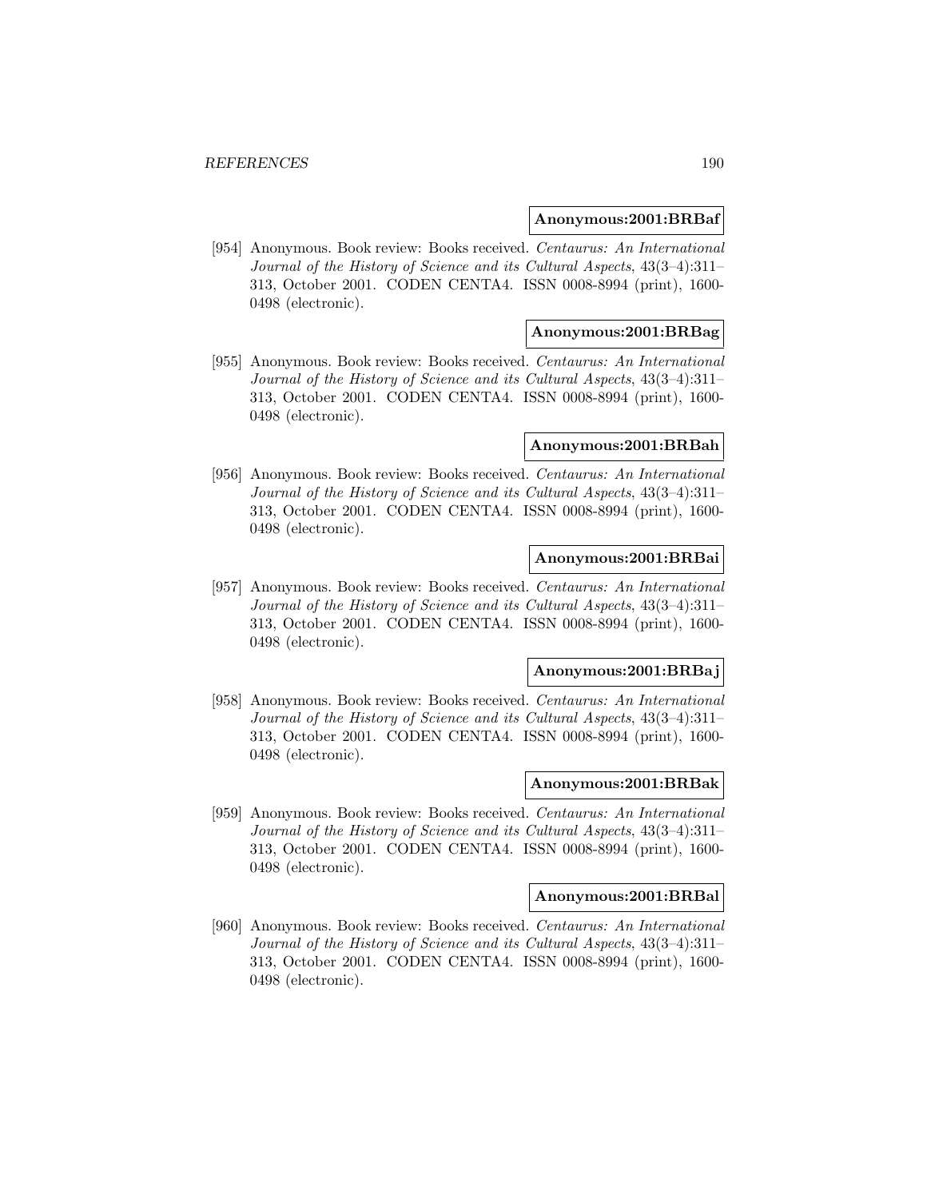**Anonymous:2001:BRBaf**

[954] Anonymous. Book review: Books received. *Centaurus: An International Journal of the History of Science and its Cultural Aspects*, 43(3–4):311–313, October 2001. CODEN CENTA4. ISSN 0008-8994 (print), 1600-0498 (electronic).

**Anonymous:2001:BRBag**

[955] Anonymous. Book review: Books received. *Centaurus: An International Journal of the History of Science and its Cultural Aspects*, 43(3–4):311–313, October 2001. CODEN CENTA4. ISSN 0008-8994 (print), 1600-0498 (electronic).

**Anonymous:2001:BRBah**

[956] Anonymous. Book review: Books received. *Centaurus: An International Journal of the History of Science and its Cultural Aspects*, 43(3–4):311–313, October 2001. CODEN CENTA4. ISSN 0008-8994 (print), 1600-0498 (electronic).

**Anonymous:2001:BRBai**

[957] Anonymous. Book review: Books received. *Centaurus: An International Journal of the History of Science and its Cultural Aspects*, 43(3–4):311–313, October 2001. CODEN CENTA4. ISSN 0008-8994 (print), 1600-0498 (electronic).

**Anonymous:2001:BRBaj**

[958] Anonymous. Book review: Books received. *Centaurus: An International Journal of the History of Science and its Cultural Aspects*, 43(3–4):311–313, October 2001. CODEN CENTA4. ISSN 0008-8994 (print), 1600-0498 (electronic).

**Anonymous:2001:BRBak**

[959] Anonymous. Book review: Books received. *Centaurus: An International Journal of the History of Science and its Cultural Aspects*, 43(3–4):311–313, October 2001. CODEN CENTA4. ISSN 0008-8994 (print), 1600-0498 (electronic).

**Anonymous:2001:BRBal**

[960] Anonymous. Book review: Books received. *Centaurus: An International Journal of the History of Science and its Cultural Aspects*, 43(3–4):311–313, October 2001. CODEN CENTA4. ISSN 0008-8994 (print), 1600-0498 (electronic).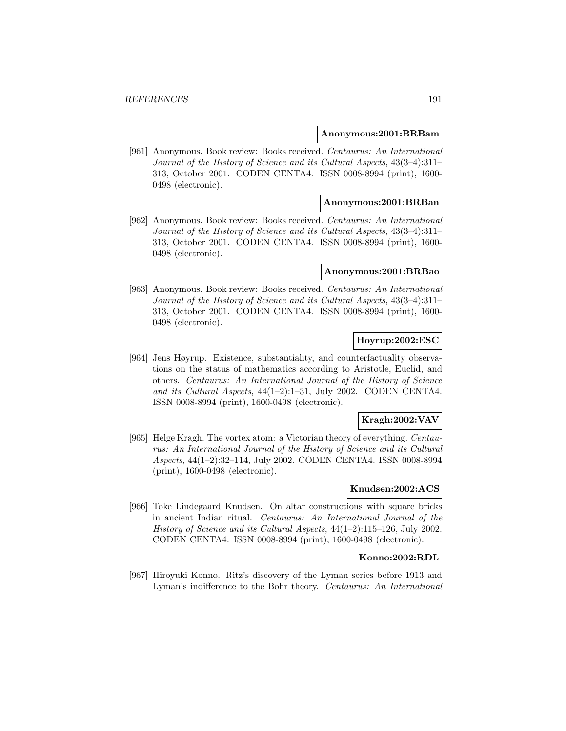**Anonymous:2001:BRBam**

[961] Anonymous. Book review: Books received. *Centaurus: An International Journal of the History of Science and its Cultural Aspects*, 43(3–4):311–313, October 2001. CODEN CENTA4. ISSN 0008-8994 (print), 1600-0498 (electronic).

**Anonymous:2001:BRBan**

[962] Anonymous. Book review: Books received. *Centaurus: An International Journal of the History of Science and its Cultural Aspects*, 43(3–4):311–313, October 2001. CODEN CENTA4. ISSN 0008-8994 (print), 1600-0498 (electronic).

**Anonymous:2001:BRBao**

[963] Anonymous. Book review: Books received. *Centaurus: An International Journal of the History of Science and its Cultural Aspects*, 43(3–4):311–313, October 2001. CODEN CENTA4. ISSN 0008-8994 (print), 1600-0498 (electronic).

**Hoyrup:2002:ESC**

[964] Jens Høyrup. Existence, substantiality, and counterfactuality observations on the status of mathematics according to Aristotle, Euclid, and others. *Centaurus: An International Journal of the History of Science and its Cultural Aspects*, 44(1–2):1–31, July 2002. CODEN CENTA4. ISSN 0008-8994 (print), 1600-0498 (electronic).

**Kragh:2002:VAV**

[965] Helge Kragh. The vortex atom: a Victorian theory of everything. *Centaurus: An International Journal of the History of Science and its Cultural Aspects*, 44(1–2):32–114, July 2002. CODEN CENTA4. ISSN 0008-8994 (print), 1600-0498 (electronic).

**Knudsen:2002:ACS**

[966] Toke Lindegaard Knudsen. On altar constructions with square bricks in ancient Indian ritual. *Centaurus: An International Journal of the History of Science and its Cultural Aspects*, 44(1–2):115–126, July 2002. CODEN CENTA4. ISSN 0008-8994 (print), 1600-0498 (electronic).

**Konno:2002:RDL**

[967] Hiroyuki Konno. Ritz's discovery of the Lyman series before 1913 and Lyman's indifference to the Bohr theory. *Centaurus: An International*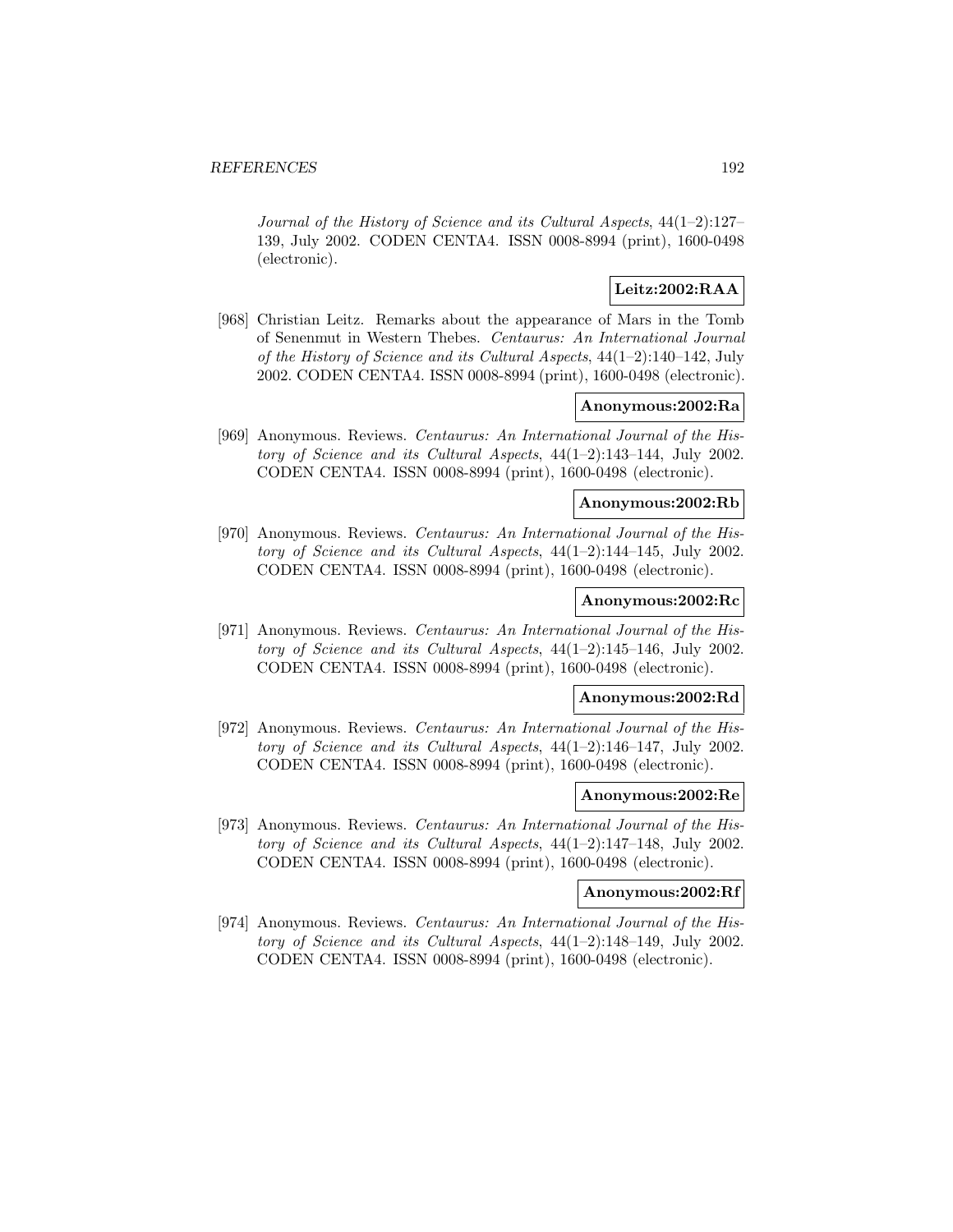*Journal of the History of Science and its Cultural Aspects*, 44(1–2):127–139, July 2002. CODEN CENTA4. ISSN 0008-8994 (print), 1600-0498 (electronic).

**Leitz:2002:RAA**

[968] Christian Leitz. Remarks about the appearance of Mars in the Tomb of Senenmut in Western Thebes. *Centaurus: An International Journal of the History of Science and its Cultural Aspects*, 44(1–2):140–142, July 2002. CODEN CENTA4. ISSN 0008-8994 (print), 1600-0498 (electronic).

**Anonymous:2002:Ra**

[969] Anonymous. Reviews. *Centaurus: An International Journal of the History of Science and its Cultural Aspects*, 44(1–2):143–144, July 2002. CODEN CENTA4. ISSN 0008-8994 (print), 1600-0498 (electronic).

**Anonymous:2002:Rb**

[970] Anonymous. Reviews. *Centaurus: An International Journal of the History of Science and its Cultural Aspects*, 44(1–2):144–145, July 2002. CODEN CENTA4. ISSN 0008-8994 (print), 1600-0498 (electronic).

**Anonymous:2002:Rc**

[971] Anonymous. Reviews. *Centaurus: An International Journal of the History of Science and its Cultural Aspects*, 44(1–2):145–146, July 2002. CODEN CENTA4. ISSN 0008-8994 (print), 1600-0498 (electronic).

**Anonymous:2002:Rd**

[972] Anonymous. Reviews. *Centaurus: An International Journal of the History of Science and its Cultural Aspects*, 44(1–2):146–147, July 2002. CODEN CENTA4. ISSN 0008-8994 (print), 1600-0498 (electronic).

**Anonymous:2002:Re**

[973] Anonymous. Reviews. *Centaurus: An International Journal of the History of Science and its Cultural Aspects*, 44(1–2):147–148, July 2002. CODEN CENTA4. ISSN 0008-8994 (print), 1600-0498 (electronic).

**Anonymous:2002:Rf**

[974] Anonymous. Reviews. *Centaurus: An International Journal of the History of Science and its Cultural Aspects*, 44(1–2):148–149, July 2002. CODEN CENTA4. ISSN 0008-8994 (print), 1600-0498 (electronic).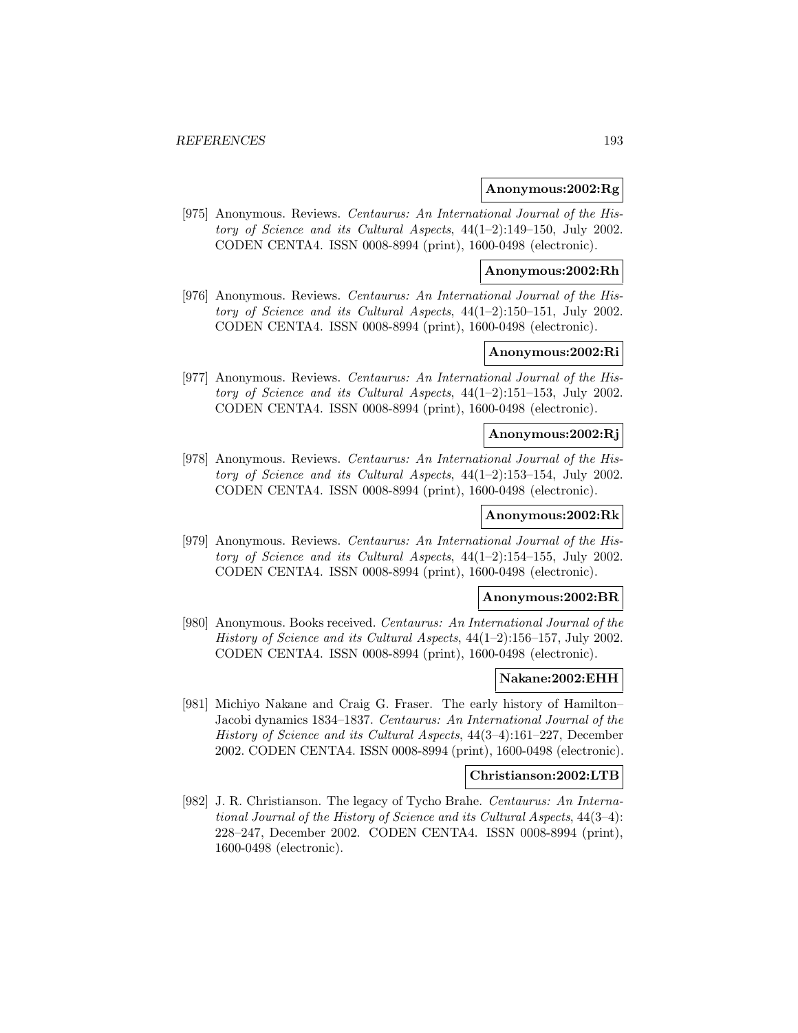**Anonymous:2002:Rg**

[975] Anonymous. Reviews. *Centaurus: An International Journal of the History of Science and its Cultural Aspects*, 44(1–2):149–150, July 2002. CODEN CENTA4. ISSN 0008-8994 (print), 1600-0498 (electronic).

**Anonymous:2002:Rh**

[976] Anonymous. Reviews. *Centaurus: An International Journal of the History of Science and its Cultural Aspects*, 44(1–2):150–151, July 2002. CODEN CENTA4. ISSN 0008-8994 (print), 1600-0498 (electronic).

**Anonymous:2002:Ri**

[977] Anonymous. Reviews. *Centaurus: An International Journal of the History of Science and its Cultural Aspects*, 44(1–2):151–153, July 2002. CODEN CENTA4. ISSN 0008-8994 (print), 1600-0498 (electronic).

**Anonymous:2002:Rj**

[978] Anonymous. Reviews. *Centaurus: An International Journal of the History of Science and its Cultural Aspects*, 44(1–2):153–154, July 2002. CODEN CENTA4. ISSN 0008-8994 (print), 1600-0498 (electronic).

**Anonymous:2002:Rk**

[979] Anonymous. Reviews. *Centaurus: An International Journal of the History of Science and its Cultural Aspects*, 44(1–2):154–155, July 2002. CODEN CENTA4. ISSN 0008-8994 (print), 1600-0498 (electronic).

**Anonymous:2002:BR**

[980] Anonymous. Books received. *Centaurus: An International Journal of the History of Science and its Cultural Aspects*, 44(1–2):156–157, July 2002. CODEN CENTA4. ISSN 0008-8994 (print), 1600-0498 (electronic).

**Nakane:2002:EHH**

[981] Michiyo Nakane and Craig G. Fraser. The early history of Hamilton–Jacobi dynamics 1834–1837. *Centaurus: An International Journal of the History of Science and its Cultural Aspects*, 44(3–4):161–227, December 2002. CODEN CENTA4. ISSN 0008-8994 (print), 1600-0498 (electronic).

**Christianson:2002:LTB**

[982] J. R. Christianson. The legacy of Tycho Brahe. *Centaurus: An International Journal of the History of Science and its Cultural Aspects*, 44(3–4): 228–247, December 2002. CODEN CENTA4. ISSN 0008-8994 (print), 1600-0498 (electronic).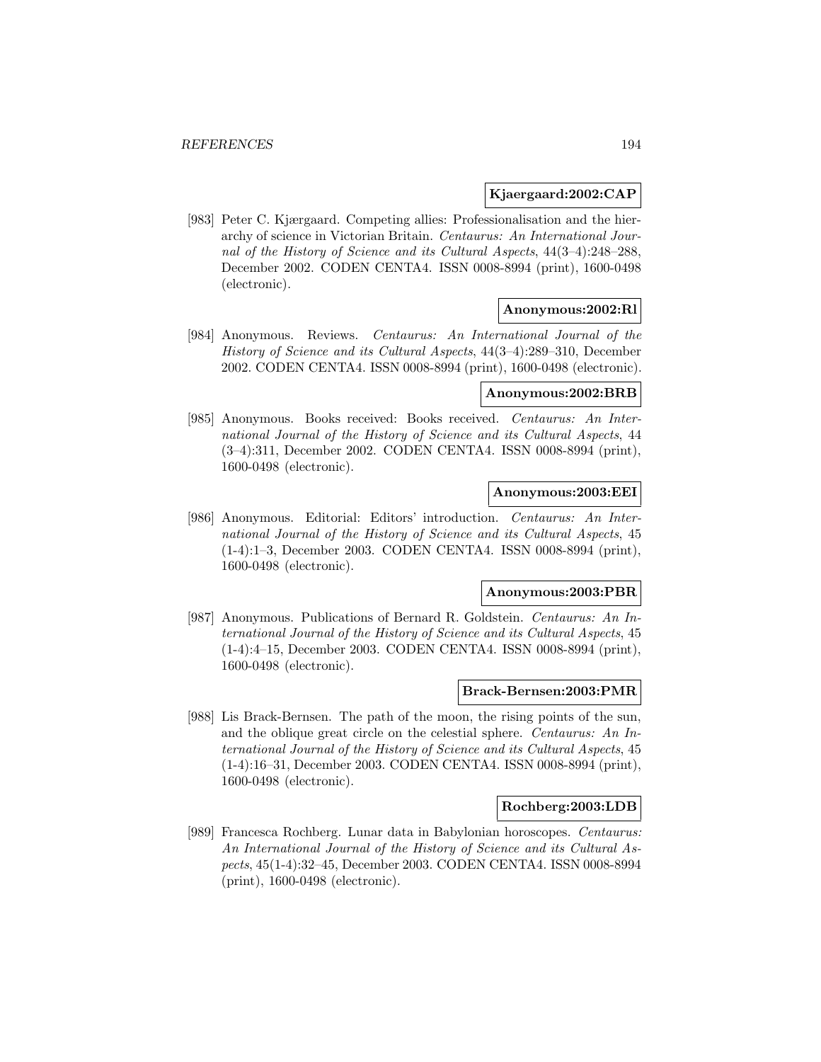**Kjaergaard:2002:CAP**

[983] Peter C. Kjærgaard. Competing allies: Professionalisation and the hierarchy of science in Victorian Britain. *Centaurus: An International Journal of the History of Science and its Cultural Aspects*, 44(3–4):248–288, December 2002. CODEN CENTA4. ISSN 0008-8994 (print), 1600-0498 (electronic).

**Anonymous:2002:Rl**

[984] Anonymous. Reviews. *Centaurus: An International Journal of the History of Science and its Cultural Aspects*, 44(3–4):289–310, December 2002. CODEN CENTA4. ISSN 0008-8994 (print), 1600-0498 (electronic).

**Anonymous:2002:BRB**

[985] Anonymous. Books received: Books received. *Centaurus: An International Journal of the History of Science and its Cultural Aspects*, 44 (3–4):311, December 2002. CODEN CENTA4. ISSN 0008-8994 (print), 1600-0498 (electronic).

**Anonymous:2003:EEI**

[986] Anonymous. Editorial: Editors' introduction. *Centaurus: An International Journal of the History of Science and its Cultural Aspects*, 45 (1-4):1–3, December 2003. CODEN CENTA4. ISSN 0008-8994 (print), 1600-0498 (electronic).

**Anonymous:2003:PBR**

[987] Anonymous. Publications of Bernard R. Goldstein. *Centaurus: An International Journal of the History of Science and its Cultural Aspects*, 45 (1-4):4–15, December 2003. CODEN CENTA4. ISSN 0008-8994 (print), 1600-0498 (electronic).

**Brack-Bernsen:2003:PMR**

[988] Lis Brack-Bernsen. The path of the moon, the rising points of the sun, and the oblique great circle on the celestial sphere. *Centaurus: An International Journal of the History of Science and its Cultural Aspects*, 45 (1-4):16–31, December 2003. CODEN CENTA4. ISSN 0008-8994 (print), 1600-0498 (electronic).

**Rochberg:2003:LDB**

[989] Francesca Rochberg. Lunar data in Babylonian horoscopes. *Centaurus: An International Journal of the History of Science and its Cultural Aspects*, 45(1-4):32–45, December 2003. CODEN CENTA4. ISSN 0008-8994 (print), 1600-0498 (electronic).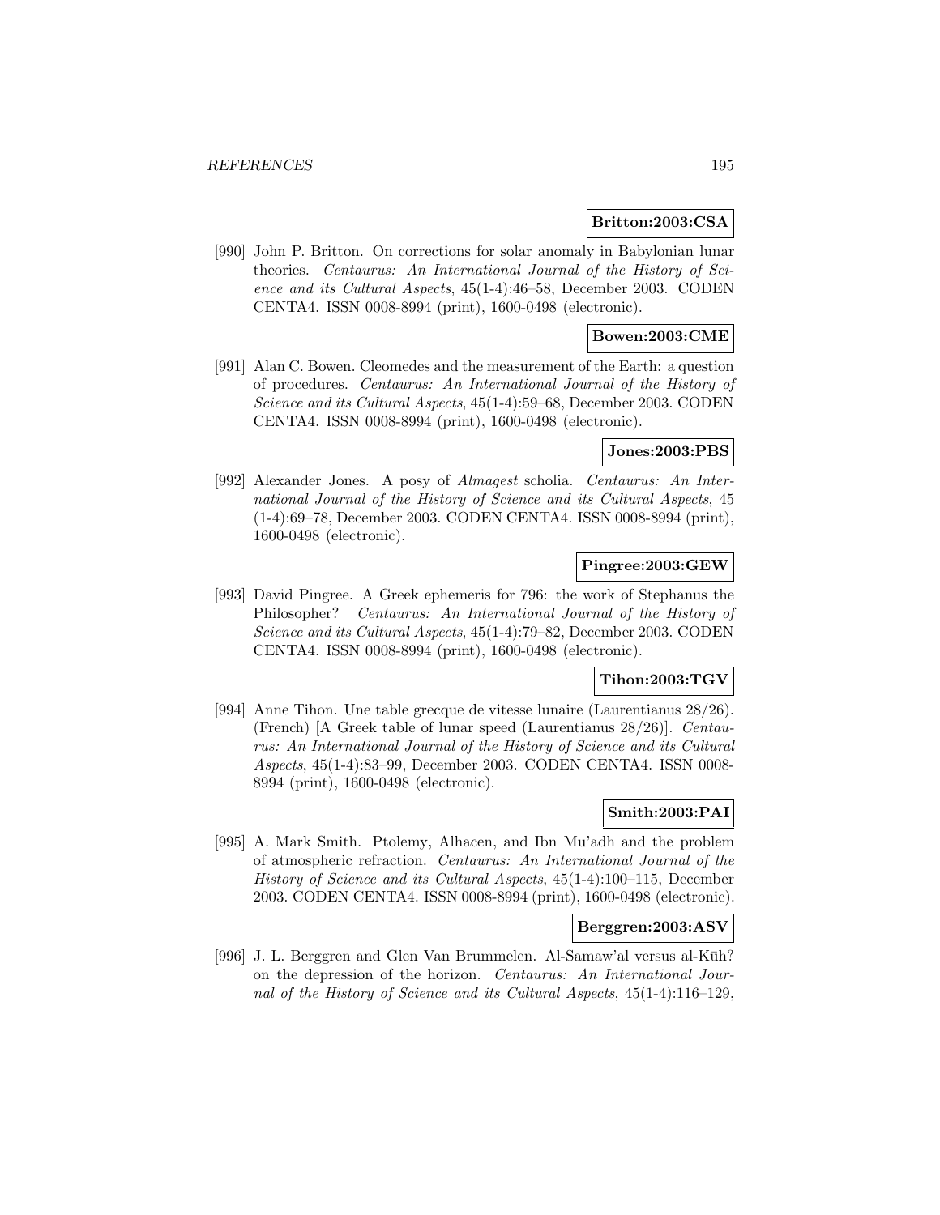**Britton:2003:CSA**

[990] John P. Britton. On corrections for solar anomaly in Babylonian lunar theories. *Centaurus: An International Journal of the History of Science and its Cultural Aspects*, 45(1-4):46–58, December 2003. CODEN CENTA4. ISSN 0008-8994 (print), 1600-0498 (electronic).

**Bowen:2003:CME**

[991] Alan C. Bowen. Cleomedes and the measurement of the Earth: a question of procedures. *Centaurus: An International Journal of the History of Science and its Cultural Aspects*, 45(1-4):59–68, December 2003. CODEN CENTA4. ISSN 0008-8994 (print), 1600-0498 (electronic).

**Jones:2003:PBS**

[992] Alexander Jones. A posy of *Almagest* scholia. *Centaurus: An International Journal of the History of Science and its Cultural Aspects*, 45 (1-4):69–78, December 2003. CODEN CENTA4. ISSN 0008-8994 (print), 1600-0498 (electronic).

**Pingree:2003:GEW**

[993] David Pingree. A Greek ephemeris for 796: the work of Stephanus the Philosopher? *Centaurus: An International Journal of the History of Science and its Cultural Aspects*, 45(1-4):79–82, December 2003. CODEN CENTA4. ISSN 0008-8994 (print), 1600-0498 (electronic).

**Tihon:2003:TGV**

[994] Anne Tihon. Une table grecque de vitesse lunaire (Laurentianus 28/26). (French) [A Greek table of lunar speed (Laurentianus 28/26)]. *Centaurus: An International Journal of the History of Science and its Cultural Aspects*, 45(1-4):83–99, December 2003. CODEN CENTA4. ISSN 0008-8994 (print), 1600-0498 (electronic).

**Smith:2003:PAI**

[995] A. Mark Smith. Ptolemy, Alhacen, and Ibn Mu'adh and the problem of atmospheric refraction. *Centaurus: An International Journal of the History of Science and its Cultural Aspects*, 45(1-4):100–115, December 2003. CODEN CENTA4. ISSN 0008-8994 (print), 1600-0498 (electronic).

**Berggren:2003:ASV**

[996] J. L. Berggren and Glen Van Brummelen. Al-Samaw'al versus al-Kūh? on the depression of the horizon. *Centaurus: An International Journal of the History of Science and its Cultural Aspects*, 45(1-4):116–129,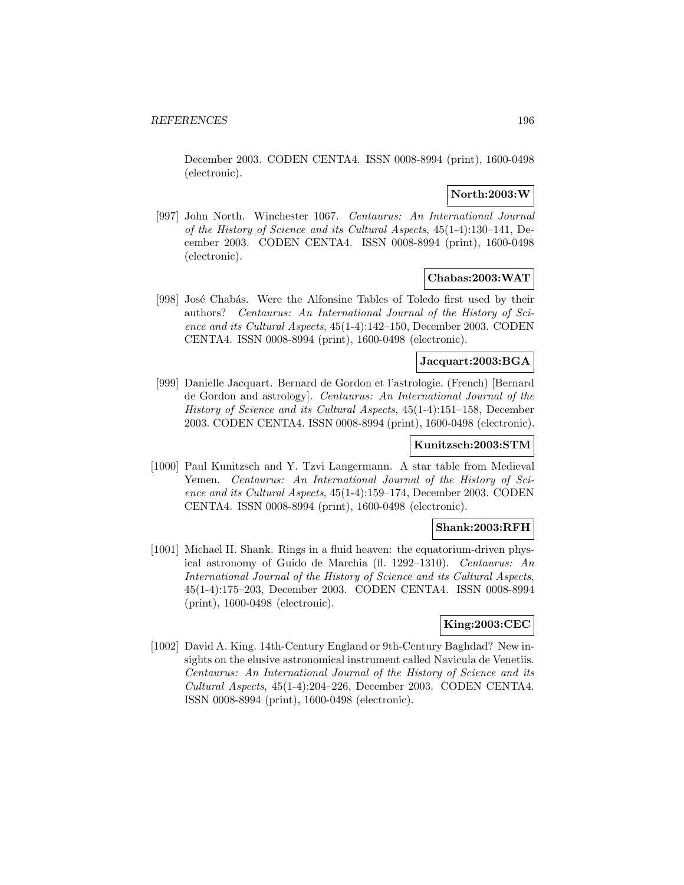December 2003. CODEN CENTA4. ISSN 0008-8994 (print), 1600-0498 (electronic).

**North:2003:W**

[997] John North. Winchester 1067. *Centaurus: An International Journal of the History of Science and its Cultural Aspects*, 45(1-4):130–141, December 2003. CODEN CENTA4. ISSN 0008-8994 (print), 1600-0498 (electronic).

**Chabas:2003:WAT**

[998] José Chabás. Were the Alfonsine Tables of Toledo first used by their authors? *Centaurus: An International Journal of the History of Science and its Cultural Aspects*, 45(1-4):142–150, December 2003. CODEN CENTA4. ISSN 0008-8994 (print), 1600-0498 (electronic).

**Jacquart:2003:BGA**

[999] Danielle Jacquart. Bernard de Gordon et l'astrologie. (French) [Bernard de Gordon and astrology]. *Centaurus: An International Journal of the History of Science and its Cultural Aspects*, 45(1-4):151–158, December 2003. CODEN CENTA4. ISSN 0008-8994 (print), 1600-0498 (electronic).

**Kunitzsch:2003:STM**

[1000] Paul Kunitzsch and Y. Tzvi Langermann. A star table from Medieval Yemen. *Centaurus: An International Journal of the History of Science and its Cultural Aspects*, 45(1-4):159–174, December 2003. CODEN CENTA4. ISSN 0008-8994 (print), 1600-0498 (electronic).

**Shank:2003:RFH**

[1001] Michael H. Shank. Rings in a fluid heaven: the equatorium-driven physical astronomy of Guido de Marchia (fl. 1292–1310). *Centaurus: An International Journal of the History of Science and its Cultural Aspects*, 45(1-4):175–203, December 2003. CODEN CENTA4. ISSN 0008-8994 (print), 1600-0498 (electronic).

**King:2003:CEC**

[1002] David A. King. 14th-Century England or 9th-Century Baghdad? New insights on the elusive astronomical instrument called Navicula de Venetiis. *Centaurus: An International Journal of the History of Science and its Cultural Aspects*, 45(1-4):204–226, December 2003. CODEN CENTA4. ISSN 0008-8994 (print), 1600-0498 (electronic).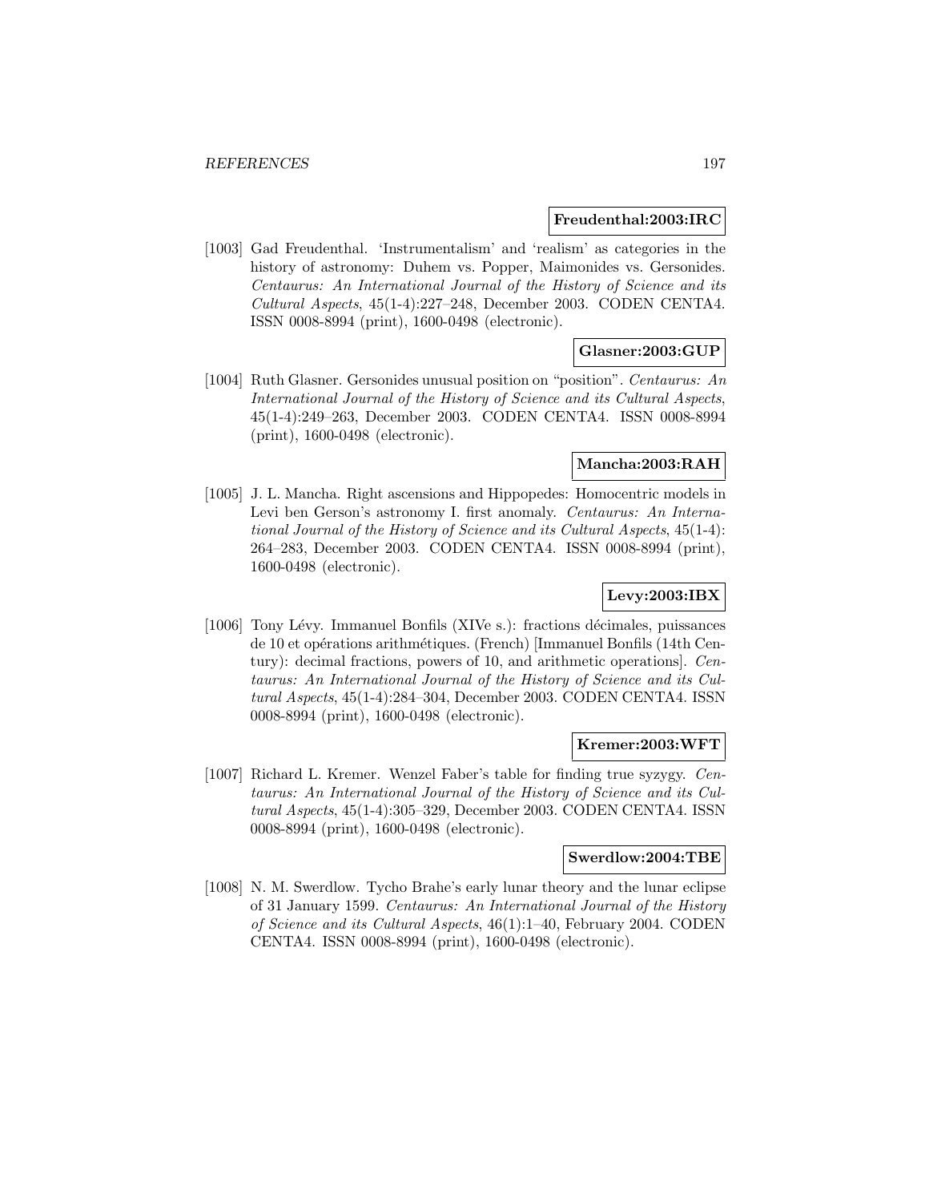**Freudenthal:2003:IRC**

[1003] Gad Freudenthal. 'Instrumentalism' and 'realism' as categories in the history of astronomy: Duhem vs. Popper, Maimonides vs. Gersonides. *Centaurus: An International Journal of the History of Science and its Cultural Aspects*, 45(1-4):227–248, December 2003. CODEN CENTA4. ISSN 0008-8994 (print), 1600-0498 (electronic).

**Glasner:2003:GUP**

[1004] Ruth Glasner. Gersonides unusual position on "position". *Centaurus: An International Journal of the History of Science and its Cultural Aspects*, 45(1-4):249–263, December 2003. CODEN CENTA4. ISSN 0008-8994 (print), 1600-0498 (electronic).

**Mancha:2003:RAH**

[1005] J. L. Mancha. Right ascensions and Hippopedes: Homocentric models in Levi ben Gerson's astronomy I. first anomaly. *Centaurus: An International Journal of the History of Science and its Cultural Aspects*, 45(1-4): 264–283, December 2003. CODEN CENTA4. ISSN 0008-8994 (print), 1600-0498 (electronic).

**Levy:2003:IBX**

[1006] Tony Lévy. Immanuel Bonfils (XIVe s.): fractions décimales, puissances de 10 et opérations arithmétiques. (French) [Immanuel Bonfils (14th Century): decimal fractions, powers of 10, and arithmetic operations]. *Centaurus: An International Journal of the History of Science and its Cultural Aspects*, 45(1-4):284–304, December 2003. CODEN CENTA4. ISSN 0008-8994 (print), 1600-0498 (electronic).

**Kremer:2003:WFT**

[1007] Richard L. Kremer. Wenzel Faber's table for finding true syzygy. *Centaurus: An International Journal of the History of Science and its Cultural Aspects*, 45(1-4):305–329, December 2003. CODEN CENTA4. ISSN 0008-8994 (print), 1600-0498 (electronic).

**Swerdlow:2004:TBE**

[1008] N. M. Swerdlow. Tycho Brahe's early lunar theory and the lunar eclipse of 31 January 1599. *Centaurus: An International Journal of the History of Science and its Cultural Aspects*, 46(1):1–40, February 2004. CODEN CENTA4. ISSN 0008-8994 (print), 1600-0498 (electronic).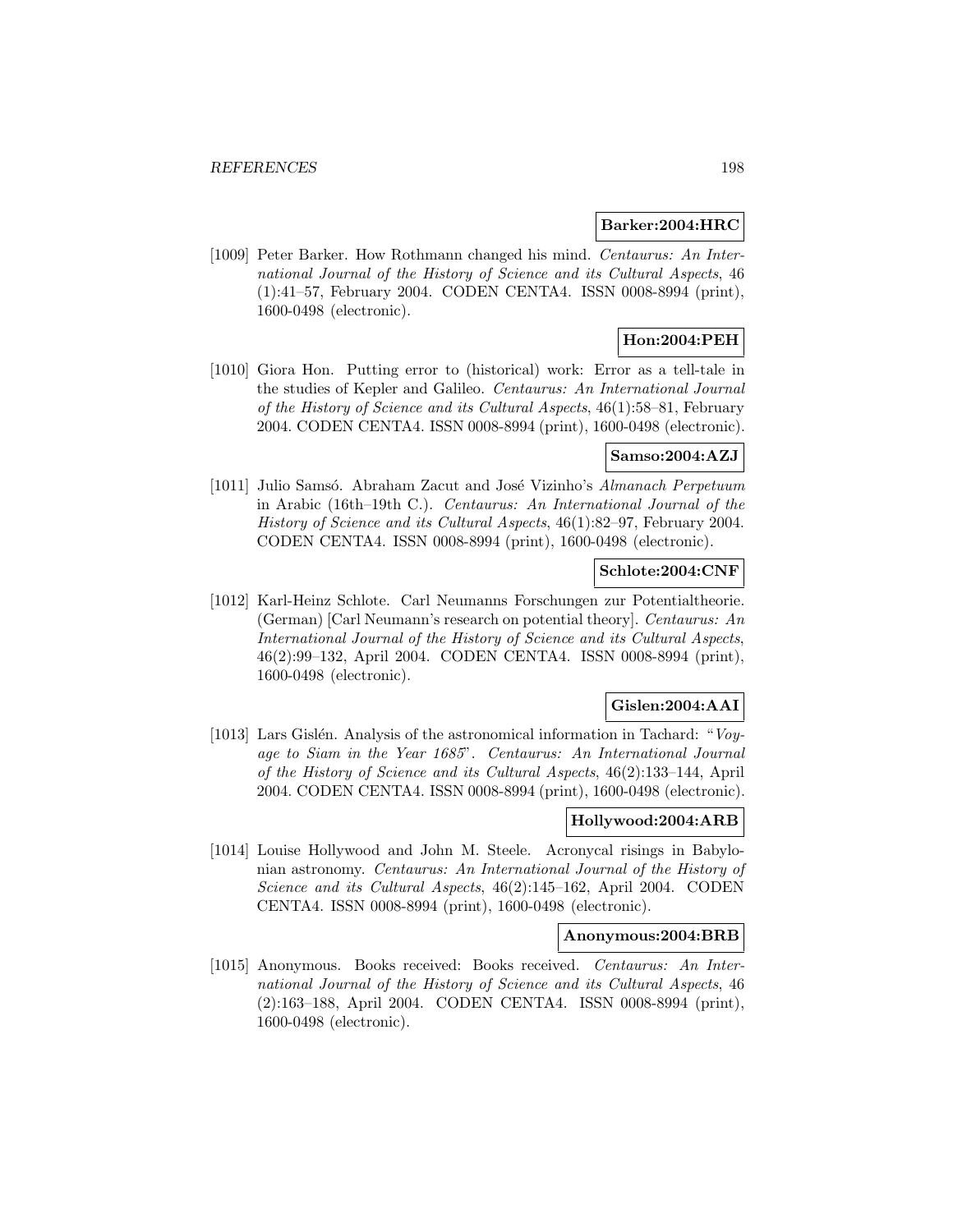**Barker:2004:HRC**

[1009] Peter Barker. How Rothmann changed his mind. *Centaurus: An International Journal of the History of Science and its Cultural Aspects*, 46 (1):41–57, February 2004. CODEN CENTA4. ISSN 0008-8994 (print), 1600-0498 (electronic).

**Hon:2004:PEH**

[1010] Giora Hon. Putting error to (historical) work: Error as a tell-tale in the studies of Kepler and Galileo. *Centaurus: An International Journal of the History of Science and its Cultural Aspects*, 46(1):58–81, February 2004. CODEN CENTA4. ISSN 0008-8994 (print), 1600-0498 (electronic).

**Samso:2004:AZJ**

[1011] Julio Samsó. Abraham Zacut and José Vizinho's *Almanach Perpetuum* in Arabic (16th–19th C.). *Centaurus: An International Journal of the History of Science and its Cultural Aspects*, 46(1):82–97, February 2004. CODEN CENTA4. ISSN 0008-8994 (print), 1600-0498 (electronic).

**Schlote:2004:CNF**

[1012] Karl-Heinz Schlote. Carl Neumanns Forschungen zur Potentialtheorie. (German) [Carl Neumann's research on potential theory]. *Centaurus: An International Journal of the History of Science and its Cultural Aspects*, 46(2):99–132, April 2004. CODEN CENTA4. ISSN 0008-8994 (print), 1600-0498 (electronic).

**Gislen:2004:AAI**

[1013] Lars Gislén. Analysis of the astronomical information in Tachard: "*Voyage to Siam in the Year 1685*". *Centaurus: An International Journal of the History of Science and its Cultural Aspects*, 46(2):133–144, April 2004. CODEN CENTA4. ISSN 0008-8994 (print), 1600-0498 (electronic).

**Hollywood:2004:ARB**

[1014] Louise Hollywood and John M. Steele. Acronycal risings in Babylonian astronomy. *Centaurus: An International Journal of the History of Science and its Cultural Aspects*, 46(2):145–162, April 2004. CODEN CENTA4. ISSN 0008-8994 (print), 1600-0498 (electronic).

**Anonymous:2004:BRB**

[1015] Anonymous. Books received: Books received. *Centaurus: An International Journal of the History of Science and its Cultural Aspects*, 46 (2):163–188, April 2004. CODEN CENTA4. ISSN 0008-8994 (print), 1600-0498 (electronic).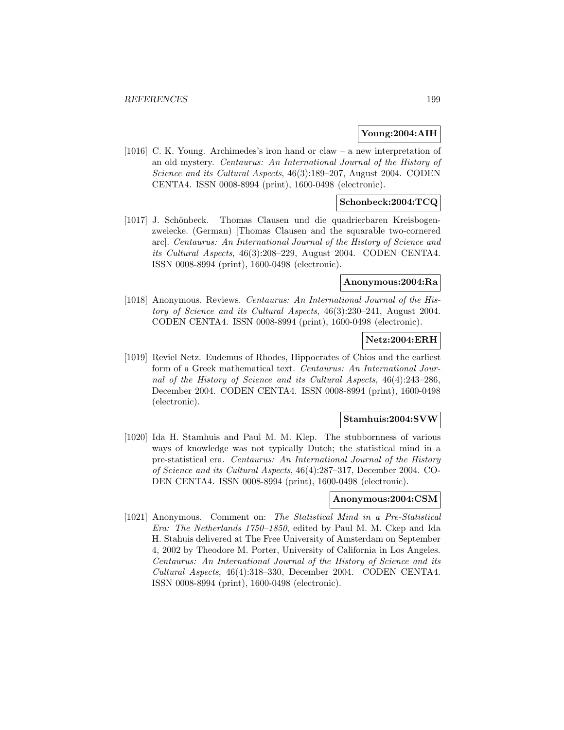**Young:2004:AIH**

[1016] C. K. Young. Archimedes's iron hand or claw – a new interpretation of an old mystery. *Centaurus: An International Journal of the History of Science and its Cultural Aspects*, 46(3):189–207, August 2004. CODEN CENTA4. ISSN 0008-8994 (print), 1600-0498 (electronic).

**Schonbeck:2004:TCQ**

[1017] J. Schönbeck. Thomas Clausen und die quadrierbaren Kreisbogenzweiecke. (German) [Thomas Clausen and the squarable two-cornered arc]. *Centaurus: An International Journal of the History of Science and its Cultural Aspects*, 46(3):208–229, August 2004. CODEN CENTA4. ISSN 0008-8994 (print), 1600-0498 (electronic).

**Anonymous:2004:Ra**

[1018] Anonymous. Reviews. *Centaurus: An International Journal of the History of Science and its Cultural Aspects*, 46(3):230–241, August 2004. CODEN CENTA4. ISSN 0008-8994 (print), 1600-0498 (electronic).

**Netz:2004:ERH**

[1019] Reviel Netz. Eudemus of Rhodes, Hippocrates of Chios and the earliest form of a Greek mathematical text. *Centaurus: An International Journal of the History of Science and its Cultural Aspects*, 46(4):243–286, December 2004. CODEN CENTA4. ISSN 0008-8994 (print), 1600-0498 (electronic).

**Stamhuis:2004:SVW**

[1020] Ida H. Stamhuis and Paul M. M. Klep. The stubbornness of various ways of knowledge was not typically Dutch; the statistical mind in a pre-statistical era. *Centaurus: An International Journal of the History of Science and its Cultural Aspects*, 46(4):287–317, December 2004. CODEN CENTA4. ISSN 0008-8994 (print), 1600-0498 (electronic).

**Anonymous:2004:CSM**

[1021] Anonymous. Comment on: *The Statistical Mind in a Pre-Statistical Era: The Netherlands 1750–1850*, edited by Paul M. M. Ckep and Ida H. Stahuis delivered at The Free University of Amsterdam on September 4, 2002 by Theodore M. Porter, University of California in Los Angeles. *Centaurus: An International Journal of the History of Science and its Cultural Aspects*, 46(4):318–330, December 2004. CODEN CENTA4. ISSN 0008-8994 (print), 1600-0498 (electronic).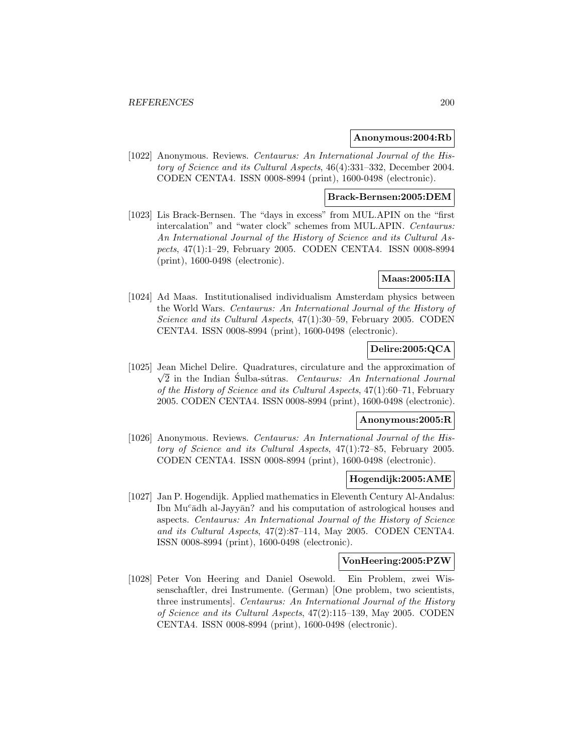**Anonymous:2004:Rb**

[1022] Anonymous. Reviews. *Centaurus: An International Journal of the History of Science and its Cultural Aspects*, 46(4):331–332, December 2004. CODEN CENTA4. ISSN 0008-8994 (print), 1600-0498 (electronic).

**Brack-Bernsen:2005:DEM**

[1023] Lis Brack-Bernsen. The "days in excess" from MUL.APIN on the "first intercalation" and "water clock" schemes from MUL.APIN. *Centaurus: An International Journal of the History of Science and its Cultural Aspects*, 47(1):1–29, February 2005. CODEN CENTA4. ISSN 0008-8994 (print), 1600-0498 (electronic).

**Maas:2005:IIA**

[1024] Ad Maas. Institutionalised individualism Amsterdam physics between the World Wars. *Centaurus: An International Journal of the History of Science and its Cultural Aspects*, 47(1):30–59, February 2005. CODEN CENTA4. ISSN 0008-8994 (print), 1600-0498 (electronic).

**Delire:2005:QCA**

[1025] Jean Michel Delire. Quadratures, circulature and the approximation of $\sqrt{2}$ in the Indian Śulba-sútras. *Centaurus: An International Journal of the History of Science and its Cultural Aspects*, 47(1):60–71, February 2005. CODEN CENTA4. ISSN 0008-8994 (print), 1600-0498 (electronic).

**Anonymous:2005:R**

[1026] Anonymous. Reviews. *Centaurus: An International Journal of the History of Science and its Cultural Aspects*, 47(1):72–85, February 2005. CODEN CENTA4. ISSN 0008-8994 (print), 1600-0498 (electronic).

**Hogendijk:2005:AME**

[1027] Jan P. Hogendijk. Applied mathematics in Eleventh Century Al-Andalus: Ibn Mu$^c$ādh al-Jayyān? and his computation of astrological houses and aspects. *Centaurus: An International Journal of the History of Science and its Cultural Aspects*, 47(2):87–114, May 2005. CODEN CENTA4. ISSN 0008-8994 (print), 1600-0498 (electronic).

**VonHeering:2005:PZW**

[1028] Peter Von Heering and Daniel Osewold. Ein Problem, zwei Wissenschaftler, drei Instrumente. (German) [One problem, two scientists, three instruments]. *Centaurus: An International Journal of the History of Science and its Cultural Aspects*, 47(2):115–139, May 2005. CODEN CENTA4. ISSN 0008-8994 (print), 1600-0498 (electronic).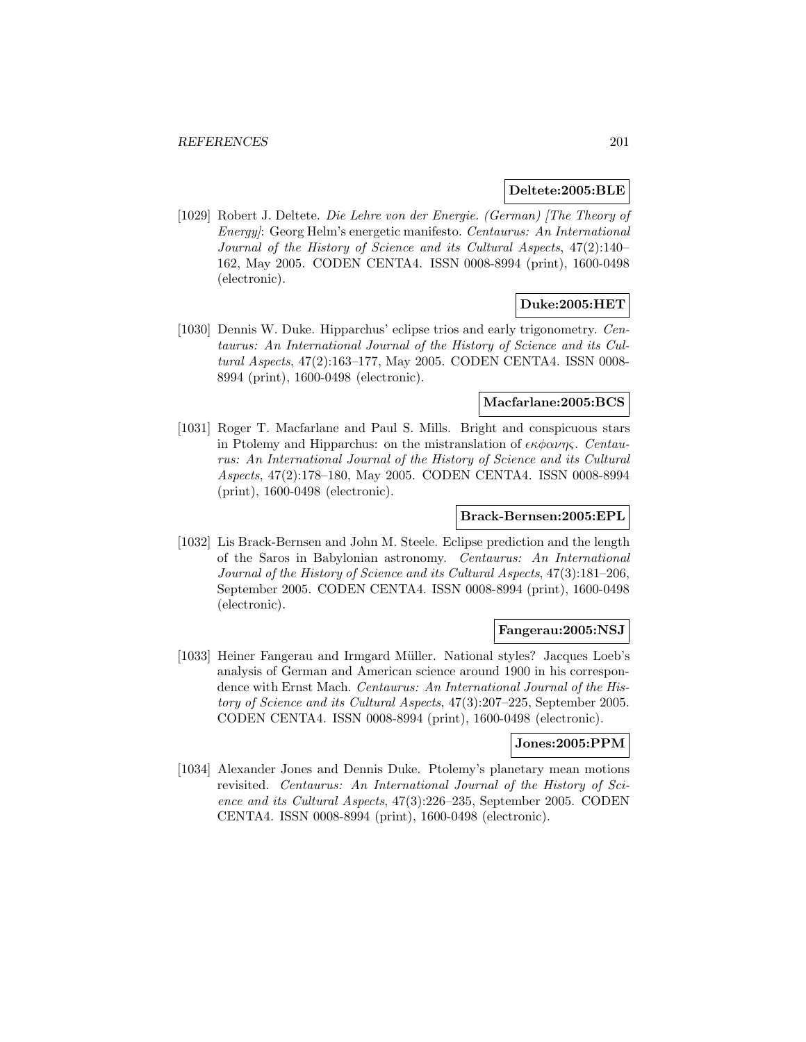**Deltete:2005:BLE**

[1029] Robert J. Deltete. *Die Lehre von der Energie. (German) [The Theory of Energy]*: Georg Helm's energetic manifesto. *Centaurus: An International Journal of the History of Science and its Cultural Aspects*, 47(2):140–162, May 2005. CODEN CENTA4. ISSN 0008-8994 (print), 1600-0498 (electronic).

**Duke:2005:HET**

[1030] Dennis W. Duke. Hipparchus' eclipse trios and early trigonometry. *Centaurus: An International Journal of the History of Science and its Cultural Aspects*, 47(2):163–177, May 2005. CODEN CENTA4. ISSN 0008-8994 (print), 1600-0498 (electronic).

**Macfarlane:2005:BCS**

[1031] Roger T. Macfarlane and Paul S. Mills. Bright and conspicuous stars in Ptolemy and Hipparchus: on the mistranslation of $\epsilon\kappa\phi\alpha\nu\eta\varsigma$. *Centaurus: An International Journal of the History of Science and its Cultural Aspects*, 47(2):178–180, May 2005. CODEN CENTA4. ISSN 0008-8994 (print), 1600-0498 (electronic).

**Brack-Bernsen:2005:EPL**

[1032] Lis Brack-Bernsen and John M. Steele. Eclipse prediction and the length of the Saros in Babylonian astronomy. *Centaurus: An International Journal of the History of Science and its Cultural Aspects*, 47(3):181–206, September 2005. CODEN CENTA4. ISSN 0008-8994 (print), 1600-0498 (electronic).

**Fangerau:2005:NSJ**

[1033] Heiner Fangerau and Irmgard Müller. National styles? Jacques Loeb's analysis of German and American science around 1900 in his correspondence with Ernst Mach. *Centaurus: An International Journal of the History of Science and its Cultural Aspects*, 47(3):207–225, September 2005. CODEN CENTA4. ISSN 0008-8994 (print), 1600-0498 (electronic).

**Jones:2005:PPM**

[1034] Alexander Jones and Dennis Duke. Ptolemy's planetary mean motions revisited. *Centaurus: An International Journal of the History of Science and its Cultural Aspects*, 47(3):226–235, September 2005. CODEN CENTA4. ISSN 0008-8994 (print), 1600-0498 (electronic).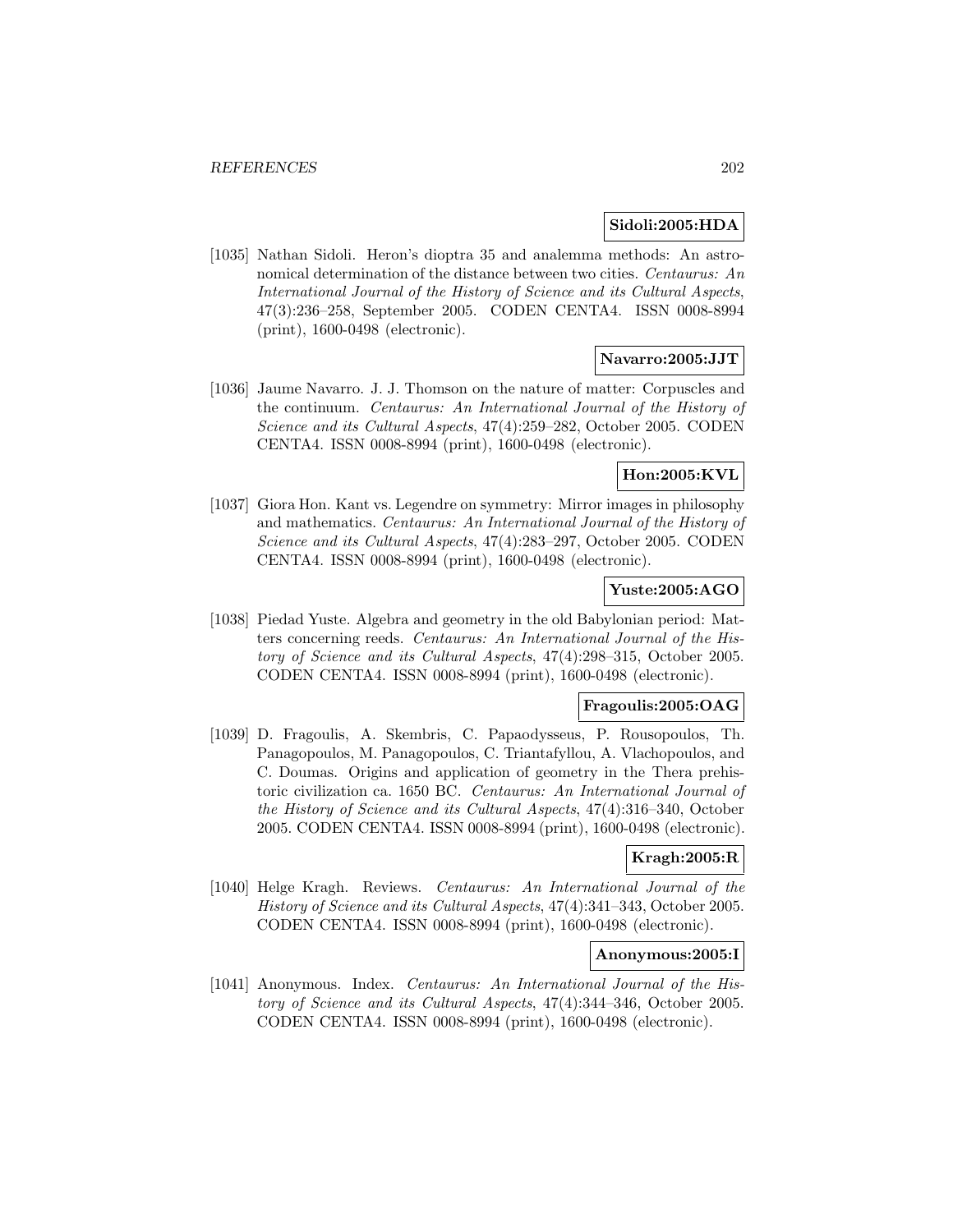**Sidoli:2005:HDA**

[1035] Nathan Sidoli. Heron's dioptra 35 and analemma methods: An astronomical determination of the distance between two cities. *Centaurus: An International Journal of the History of Science and its Cultural Aspects*, 47(3):236–258, September 2005. CODEN CENTA4. ISSN 0008-8994 (print), 1600-0498 (electronic).

**Navarro:2005:JJT**

[1036] Jaume Navarro. J. J. Thomson on the nature of matter: Corpuscles and the continuum. *Centaurus: An International Journal of the History of Science and its Cultural Aspects*, 47(4):259–282, October 2005. CODEN CENTA4. ISSN 0008-8994 (print), 1600-0498 (electronic).

**Hon:2005:KVL**

[1037] Giora Hon. Kant vs. Legendre on symmetry: Mirror images in philosophy and mathematics. *Centaurus: An International Journal of the History of Science and its Cultural Aspects*, 47(4):283–297, October 2005. CODEN CENTA4. ISSN 0008-8994 (print), 1600-0498 (electronic).

**Yuste:2005:AGO**

[1038] Piedad Yuste. Algebra and geometry in the old Babylonian period: Matters concerning reeds. *Centaurus: An International Journal of the History of Science and its Cultural Aspects*, 47(4):298–315, October 2005. CODEN CENTA4. ISSN 0008-8994 (print), 1600-0498 (electronic).

**Fragoulis:2005:OAG**

[1039] D. Fragoulis, A. Skembris, C. Papaodysseus, P. Rousopoulos, Th. Panagopoulos, M. Panagopoulos, C. Triantafyllou, A. Vlachopoulos, and C. Doumas. Origins and application of geometry in the Thera prehistoric civilization ca. 1650 BC. *Centaurus: An International Journal of the History of Science and its Cultural Aspects*, 47(4):316–340, October 2005. CODEN CENTA4. ISSN 0008-8994 (print), 1600-0498 (electronic).

**Kragh:2005:R**

[1040] Helge Kragh. Reviews. *Centaurus: An International Journal of the History of Science and its Cultural Aspects*, 47(4):341–343, October 2005. CODEN CENTA4. ISSN 0008-8994 (print), 1600-0498 (electronic).

**Anonymous:2005:I**

[1041] Anonymous. Index. *Centaurus: An International Journal of the History of Science and its Cultural Aspects*, 47(4):344–346, October 2005. CODEN CENTA4. ISSN 0008-8994 (print), 1600-0498 (electronic).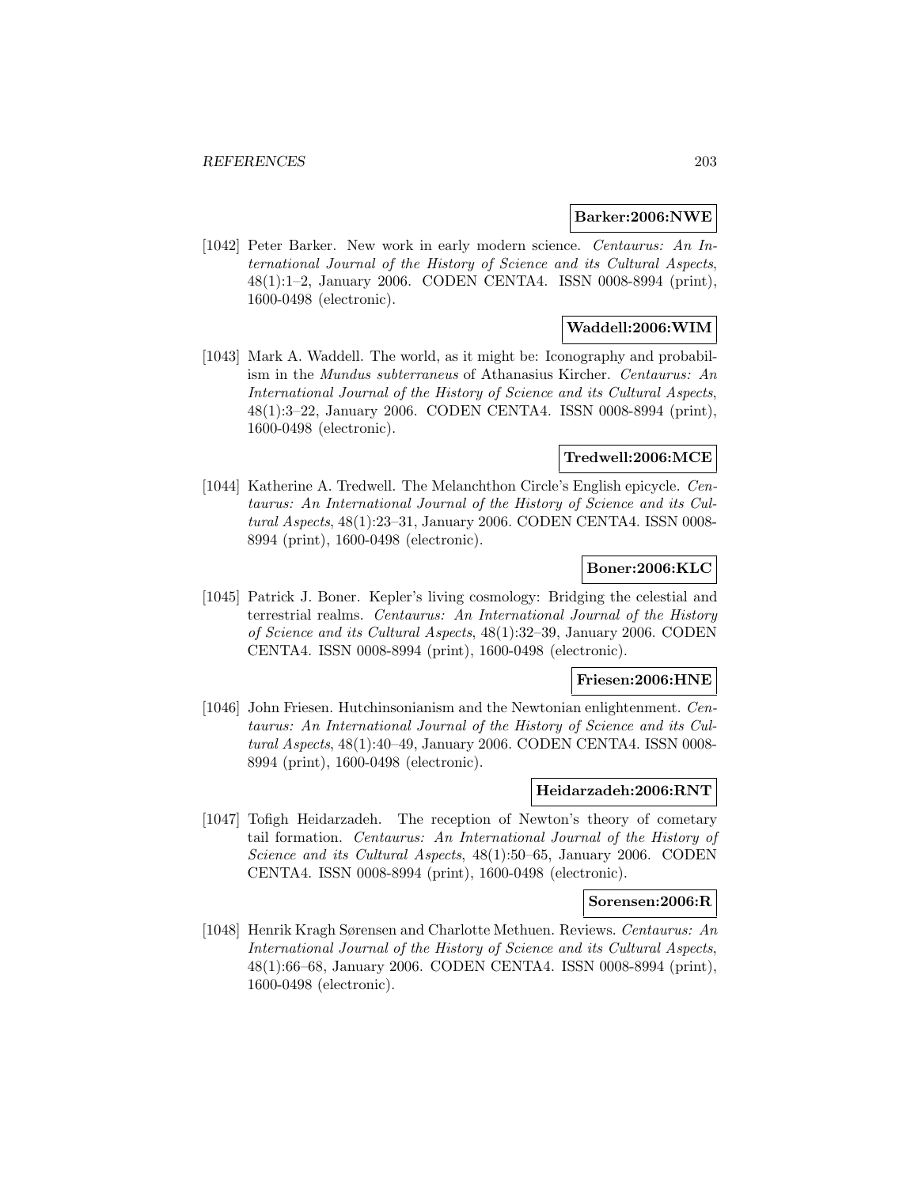**Barker:2006:NWE**

[1042] Peter Barker. New work in early modern science. *Centaurus: An International Journal of the History of Science and its Cultural Aspects*, 48(1):1–2, January 2006. CODEN CENTA4. ISSN 0008-8994 (print), 1600-0498 (electronic).

**Waddell:2006:WIM**

[1043] Mark A. Waddell. The world, as it might be: Iconography and probabilism in the *Mundus subterraneus* of Athanasius Kircher. *Centaurus: An International Journal of the History of Science and its Cultural Aspects*, 48(1):3–22, January 2006. CODEN CENTA4. ISSN 0008-8994 (print), 1600-0498 (electronic).

**Tredwell:2006:MCE**

[1044] Katherine A. Tredwell. The Melanchthon Circle's English epicycle. *Centaurus: An International Journal of the History of Science and its Cultural Aspects*, 48(1):23–31, January 2006. CODEN CENTA4. ISSN 0008-8994 (print), 1600-0498 (electronic).

**Boner:2006:KLC**

[1045] Patrick J. Boner. Kepler's living cosmology: Bridging the celestial and terrestrial realms. *Centaurus: An International Journal of the History of Science and its Cultural Aspects*, 48(1):32–39, January 2006. CODEN CENTA4. ISSN 0008-8994 (print), 1600-0498 (electronic).

**Friesen:2006:HNE**

[1046] John Friesen. Hutchinsonianism and the Newtonian enlightenment. *Centaurus: An International Journal of the History of Science and its Cultural Aspects*, 48(1):40–49, January 2006. CODEN CENTA4. ISSN 0008-8994 (print), 1600-0498 (electronic).

**Heidarzadeh:2006:RNT**

[1047] Tofigh Heidarzadeh. The reception of Newton's theory of cometary tail formation. *Centaurus: An International Journal of the History of Science and its Cultural Aspects*, 48(1):50–65, January 2006. CODEN CENTA4. ISSN 0008-8994 (print), 1600-0498 (electronic).

**Sorensen:2006:R**

[1048] Henrik Kragh Sørensen and Charlotte Methuen. Reviews. *Centaurus: An International Journal of the History of Science and its Cultural Aspects*, 48(1):66–68, January 2006. CODEN CENTA4. ISSN 0008-8994 (print), 1600-0498 (electronic).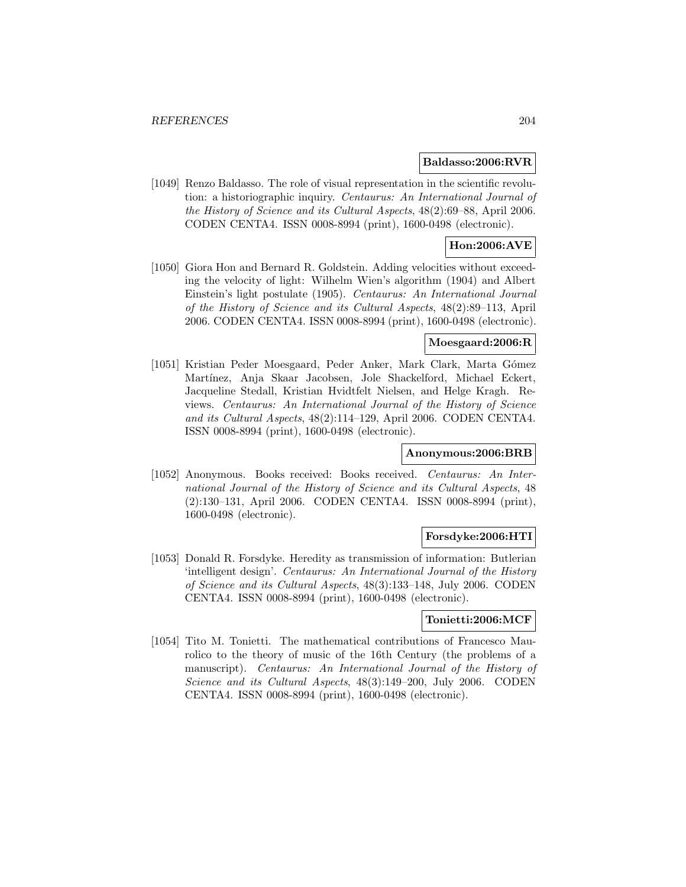**Baldasso:2006:RVR**

[1049] Renzo Baldasso. The role of visual representation in the scientific revolution: a historiographic inquiry. *Centaurus: An International Journal of the History of Science and its Cultural Aspects*, 48(2):69–88, April 2006. CODEN CENTA4. ISSN 0008-8994 (print), 1600-0498 (electronic).

**Hon:2006:AVE**

[1050] Giora Hon and Bernard R. Goldstein. Adding velocities without exceeding the velocity of light: Wilhelm Wien's algorithm (1904) and Albert Einstein's light postulate (1905). *Centaurus: An International Journal of the History of Science and its Cultural Aspects*, 48(2):89–113, April 2006. CODEN CENTA4. ISSN 0008-8994 (print), 1600-0498 (electronic).

**Moesgaard:2006:R**

[1051] Kristian Peder Moesgaard, Peder Anker, Mark Clark, Marta Gómez Martínez, Anja Skaar Jacobsen, Jole Shackelford, Michael Eckert, Jacqueline Stedall, Kristian Hvidtfelt Nielsen, and Helge Kragh. Reviews. *Centaurus: An International Journal of the History of Science and its Cultural Aspects*, 48(2):114–129, April 2006. CODEN CENTA4. ISSN 0008-8994 (print), 1600-0498 (electronic).

**Anonymous:2006:BRB**

[1052] Anonymous. Books received: Books received. *Centaurus: An International Journal of the History of Science and its Cultural Aspects*, 48 (2):130–131, April 2006. CODEN CENTA4. ISSN 0008-8994 (print), 1600-0498 (electronic).

**Forsdyke:2006:HTI**

[1053] Donald R. Forsdyke. Heredity as transmission of information: Butlerian 'intelligent design'. *Centaurus: An International Journal of the History of Science and its Cultural Aspects*, 48(3):133–148, July 2006. CODEN CENTA4. ISSN 0008-8994 (print), 1600-0498 (electronic).

**Tonietti:2006:MCF**

[1054] Tito M. Tonietti. The mathematical contributions of Francesco Maurolico to the theory of music of the 16th Century (the problems of a manuscript). *Centaurus: An International Journal of the History of Science and its Cultural Aspects*, 48(3):149–200, July 2006. CODEN CENTA4. ISSN 0008-8994 (print), 1600-0498 (electronic).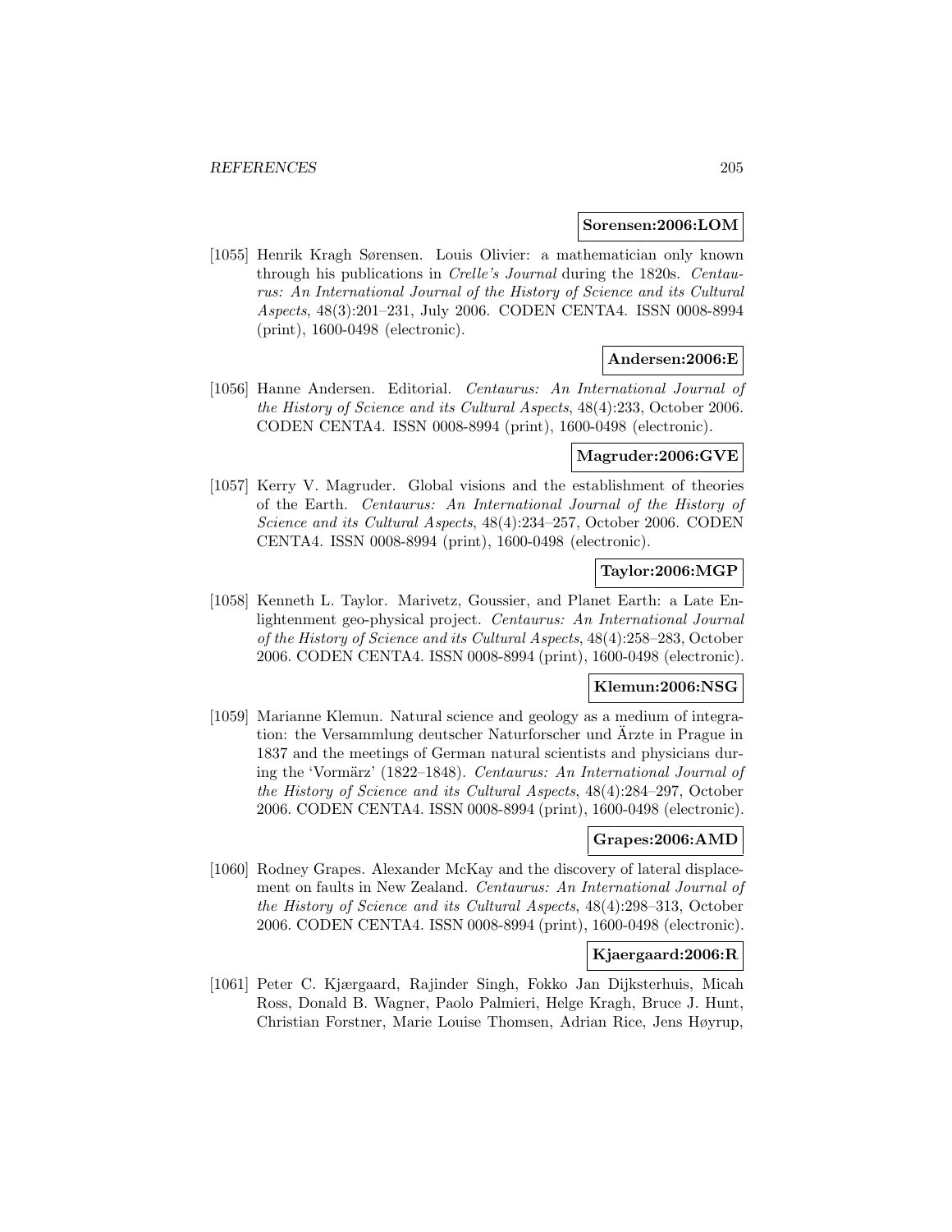**Sorensen:2006:LOM**

[1055] Henrik Kragh Sørensen. Louis Olivier: a mathematician only known through his publications in *Crelle's Journal* during the 1820s. *Centaurus: An International Journal of the History of Science and its Cultural Aspects*, 48(3):201–231, July 2006. CODEN CENTA4. ISSN 0008-8994 (print), 1600-0498 (electronic).

**Andersen:2006:E**

[1056] Hanne Andersen. Editorial. *Centaurus: An International Journal of the History of Science and its Cultural Aspects*, 48(4):233, October 2006. CODEN CENTA4. ISSN 0008-8994 (print), 1600-0498 (electronic).

**Magruder:2006:GVE**

[1057] Kerry V. Magruder. Global visions and the establishment of theories of the Earth. *Centaurus: An International Journal of the History of Science and its Cultural Aspects*, 48(4):234–257, October 2006. CODEN CENTA4. ISSN 0008-8994 (print), 1600-0498 (electronic).

**Taylor:2006:MGP**

[1058] Kenneth L. Taylor. Marivetz, Goussier, and Planet Earth: a Late Enlightenment geo-physical project. *Centaurus: An International Journal of the History of Science and its Cultural Aspects*, 48(4):258–283, October 2006. CODEN CENTA4. ISSN 0008-8994 (print), 1600-0498 (electronic).

**Klemun:2006:NSG**

[1059] Marianne Klemun. Natural science and geology as a medium of integration: the Versammlung deutscher Naturforscher und Ärzte in Prague in 1837 and the meetings of German natural scientists and physicians during the 'Vormärz' (1822–1848). *Centaurus: An International Journal of the History of Science and its Cultural Aspects*, 48(4):284–297, October 2006. CODEN CENTA4. ISSN 0008-8994 (print), 1600-0498 (electronic).

**Grapes:2006:AMD**

[1060] Rodney Grapes. Alexander McKay and the discovery of lateral displacement on faults in New Zealand. *Centaurus: An International Journal of the History of Science and its Cultural Aspects*, 48(4):298–313, October 2006. CODEN CENTA4. ISSN 0008-8994 (print), 1600-0498 (electronic).

**Kjaergaard:2006:R**

[1061] Peter C. Kjærgaard, Rajinder Singh, Fokko Jan Dijksterhuis, Micah Ross, Donald B. Wagner, Paolo Palmieri, Helge Kragh, Bruce J. Hunt, Christian Forstner, Marie Louise Thomsen, Adrian Rice, Jens Høyrup,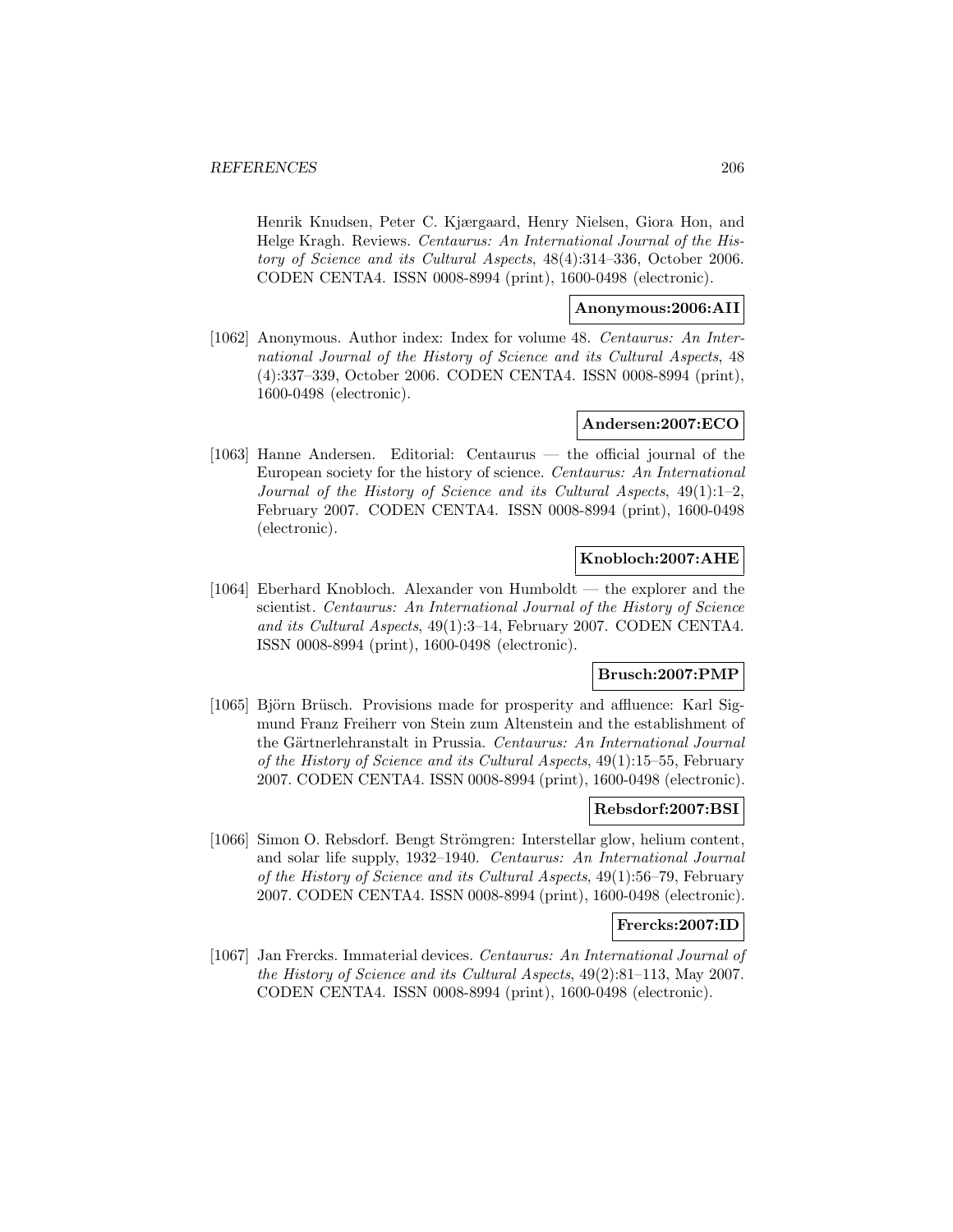Henrik Knudsen, Peter C. Kjærgaard, Henry Nielsen, Giora Hon, and Helge Kragh. Reviews. *Centaurus: An International Journal of the History of Science and its Cultural Aspects*, 48(4):314–336, October 2006. CODEN CENTA4. ISSN 0008-8994 (print), 1600-0498 (electronic).

**Anonymous:2006:AII**

[1062] Anonymous. Author index: Index for volume 48. *Centaurus: An International Journal of the History of Science and its Cultural Aspects*, 48 (4):337–339, October 2006. CODEN CENTA4. ISSN 0008-8994 (print), 1600-0498 (electronic).

**Andersen:2007:ECO**

[1063] Hanne Andersen. Editorial: Centaurus — the official journal of the European society for the history of science. *Centaurus: An International Journal of the History of Science and its Cultural Aspects*, 49(1):1–2, February 2007. CODEN CENTA4. ISSN 0008-8994 (print), 1600-0498 (electronic).

**Knobloch:2007:AHE**

[1064] Eberhard Knobloch. Alexander von Humboldt — the explorer and the scientist. *Centaurus: An International Journal of the History of Science and its Cultural Aspects*, 49(1):3–14, February 2007. CODEN CENTA4. ISSN 0008-8994 (print), 1600-0498 (electronic).

**Brusch:2007:PMP**

[1065] Björn Brüsch. Provisions made for prosperity and affluence: Karl Sigmund Franz Freiherr von Stein zum Altenstein and the establishment of the Gärtnerlehranstalt in Prussia. *Centaurus: An International Journal of the History of Science and its Cultural Aspects*, 49(1):15–55, February 2007. CODEN CENTA4. ISSN 0008-8994 (print), 1600-0498 (electronic).

**Rebsdorf:2007:BSI**

[1066] Simon O. Rebsdorf. Bengt Strömgren: Interstellar glow, helium content, and solar life supply, 1932–1940. *Centaurus: An International Journal of the History of Science and its Cultural Aspects*, 49(1):56–79, February 2007. CODEN CENTA4. ISSN 0008-8994 (print), 1600-0498 (electronic).

**Frercks:2007:ID**

[1067] Jan Frercks. Immaterial devices. *Centaurus: An International Journal of the History of Science and its Cultural Aspects*, 49(2):81–113, May 2007. CODEN CENTA4. ISSN 0008-8994 (print), 1600-0498 (electronic).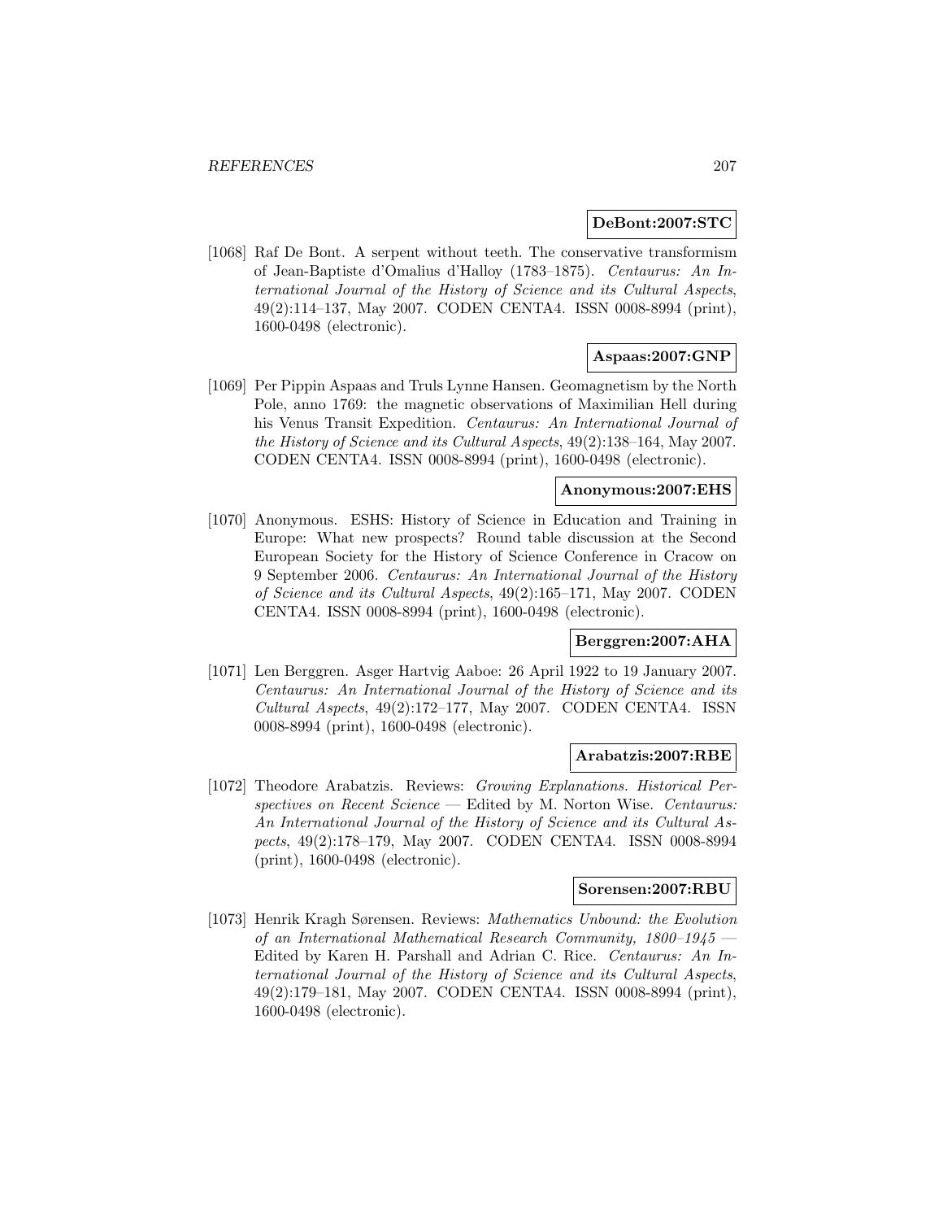**DeBont:2007:STC**

[1068] Raf De Bont. A serpent without teeth. The conservative transformism of Jean-Baptiste d'Omalius d'Halloy (1783–1875). *Centaurus: An International Journal of the History of Science and its Cultural Aspects*, 49(2):114–137, May 2007. CODEN CENTA4. ISSN 0008-8994 (print), 1600-0498 (electronic).

**Aspaas:2007:GNP**

[1069] Per Pippin Aspaas and Truls Lynne Hansen. Geomagnetism by the North Pole, anno 1769: the magnetic observations of Maximilian Hell during his Venus Transit Expedition. *Centaurus: An International Journal of the History of Science and its Cultural Aspects*, 49(2):138–164, May 2007. CODEN CENTA4. ISSN 0008-8994 (print), 1600-0498 (electronic).

**Anonymous:2007:EHS**

[1070] Anonymous. ESHS: History of Science in Education and Training in Europe: What new prospects? Round table discussion at the Second European Society for the History of Science Conference in Cracow on 9 September 2006. *Centaurus: An International Journal of the History of Science and its Cultural Aspects*, 49(2):165–171, May 2007. CODEN CENTA4. ISSN 0008-8994 (print), 1600-0498 (electronic).

**Berggren:2007:AHA**

[1071] Len Berggren. Asger Hartvig Aaboe: 26 April 1922 to 19 January 2007. *Centaurus: An International Journal of the History of Science and its Cultural Aspects*, 49(2):172–177, May 2007. CODEN CENTA4. ISSN 0008-8994 (print), 1600-0498 (electronic).

**Arabatzis:2007:RBE**

[1072] Theodore Arabatzis. Reviews: *Growing Explanations. Historical Perspectives on Recent Science* — Edited by M. Norton Wise. *Centaurus: An International Journal of the History of Science and its Cultural Aspects*, 49(2):178–179, May 2007. CODEN CENTA4. ISSN 0008-8994 (print), 1600-0498 (electronic).

**Sorensen:2007:RBU**

[1073] Henrik Kragh Sørensen. Reviews: *Mathematics Unbound: the Evolution of an International Mathematical Research Community, 1800–1945* — Edited by Karen H. Parshall and Adrian C. Rice. *Centaurus: An International Journal of the History of Science and its Cultural Aspects*, 49(2):179–181, May 2007. CODEN CENTA4. ISSN 0008-8994 (print), 1600-0498 (electronic).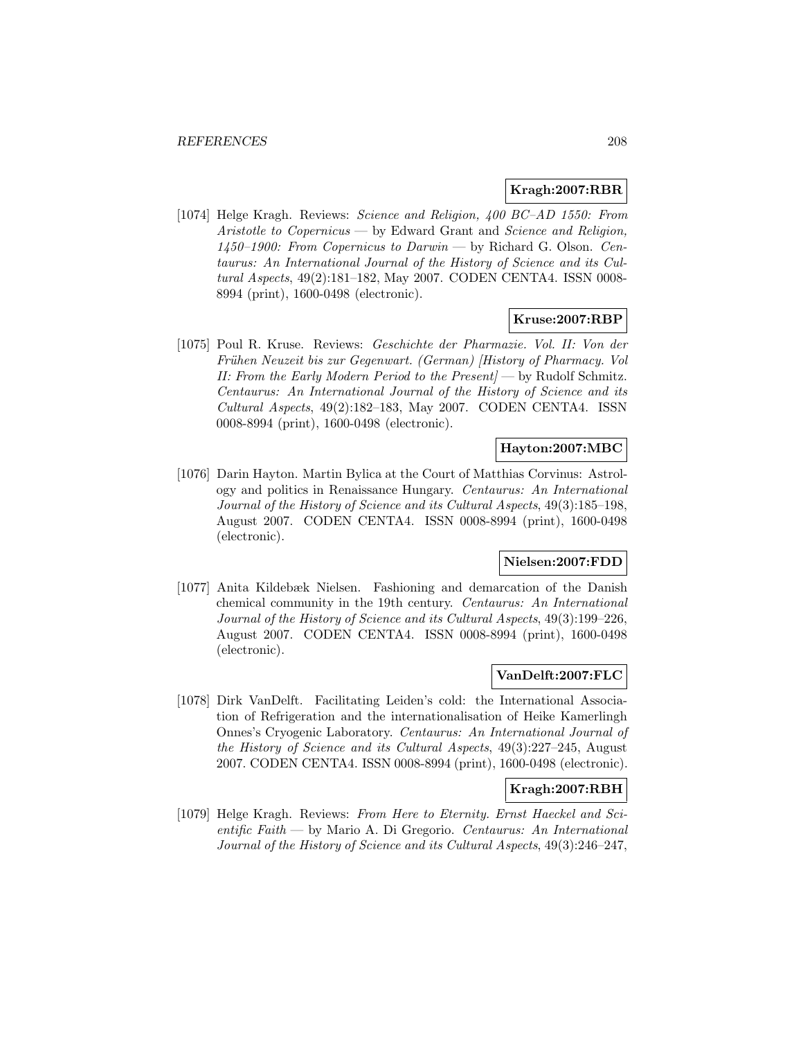**Kragh:2007:RBR**

[1074] Helge Kragh. Reviews: *Science and Religion, 400 BC–AD 1550: From Aristotle to Copernicus* — by Edward Grant and *Science and Religion, 1450–1900: From Copernicus to Darwin* — by Richard G. Olson. *Centaurus: An International Journal of the History of Science and its Cultural Aspects*, 49(2):181–182, May 2007. CODEN CENTA4. ISSN 0008-8994 (print), 1600-0498 (electronic).

**Kruse:2007:RBP**

[1075] Poul R. Kruse. Reviews: *Geschichte der Pharmazie. Vol. II: Von der Frühen Neuzeit bis zur Gegenwart. (German) [History of Pharmacy. Vol II: From the Early Modern Period to the Present]* — by Rudolf Schmitz. *Centaurus: An International Journal of the History of Science and its Cultural Aspects*, 49(2):182–183, May 2007. CODEN CENTA4. ISSN 0008-8994 (print), 1600-0498 (electronic).

**Hayton:2007:MBC**

[1076] Darin Hayton. Martin Bylica at the Court of Matthias Corvinus: Astrology and politics in Renaissance Hungary. *Centaurus: An International Journal of the History of Science and its Cultural Aspects*, 49(3):185–198, August 2007. CODEN CENTA4. ISSN 0008-8994 (print), 1600-0498 (electronic).

**Nielsen:2007:FDD**

[1077] Anita Kildebæk Nielsen. Fashioning and demarcation of the Danish chemical community in the 19th century. *Centaurus: An International Journal of the History of Science and its Cultural Aspects*, 49(3):199–226, August 2007. CODEN CENTA4. ISSN 0008-8994 (print), 1600-0498 (electronic).

**VanDelft:2007:FLC**

[1078] Dirk VanDelft. Facilitating Leiden's cold: the International Association of Refrigeration and the internationalisation of Heike Kamerlingh Onnes's Cryogenic Laboratory. *Centaurus: An International Journal of the History of Science and its Cultural Aspects*, 49(3):227–245, August 2007. CODEN CENTA4. ISSN 0008-8994 (print), 1600-0498 (electronic).

**Kragh:2007:RBH**

[1079] Helge Kragh. Reviews: *From Here to Eternity. Ernst Haeckel and Scientific Faith* — by Mario A. Di Gregorio. *Centaurus: An International Journal of the History of Science and its Cultural Aspects*, 49(3):246–247,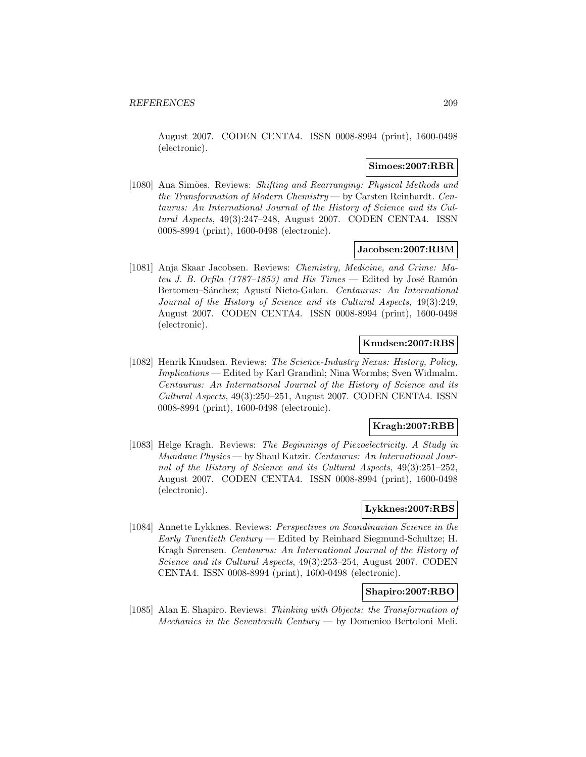August 2007. CODEN CENTA4. ISSN 0008-8994 (print), 1600-0498 (electronic).

**Simoes:2007:RBR**

[1080] Ana Simões. Reviews: *Shifting and Rearranging: Physical Methods and the Transformation of Modern Chemistry* — by Carsten Reinhardt. *Centaurus: An International Journal of the History of Science and its Cultural Aspects*, 49(3):247–248, August 2007. CODEN CENTA4. ISSN 0008-8994 (print), 1600-0498 (electronic).

**Jacobsen:2007:RBM**

[1081] Anja Skaar Jacobsen. Reviews: *Chemistry, Medicine, and Crime: Mateu J. B. Orfila (1787–1853) and His Times* — Edited by José Ramón Bertomeu–Sánchez; Agustí Nieto-Galan. *Centaurus: An International Journal of the History of Science and its Cultural Aspects*, 49(3):249, August 2007. CODEN CENTA4. ISSN 0008-8994 (print), 1600-0498 (electronic).

**Knudsen:2007:RBS**

[1082] Henrik Knudsen. Reviews: *The Science-Industry Nexus: History, Policy, Implications* — Edited by Karl Grandinl; Nina Wormbs; Sven Widmalm. *Centaurus: An International Journal of the History of Science and its Cultural Aspects*, 49(3):250–251, August 2007. CODEN CENTA4. ISSN 0008-8994 (print), 1600-0498 (electronic).

**Kragh:2007:RBB**

[1083] Helge Kragh. Reviews: *The Beginnings of Piezoelectricity. A Study in Mundane Physics* — by Shaul Katzir. *Centaurus: An International Journal of the History of Science and its Cultural Aspects*, 49(3):251–252, August 2007. CODEN CENTA4. ISSN 0008-8994 (print), 1600-0498 (electronic).

**Lykknes:2007:RBS**

[1084] Annette Lykknes. Reviews: *Perspectives on Scandinavian Science in the Early Twentieth Century* — Edited by Reinhard Siegmund-Schultze; H. Kragh Sørensen. *Centaurus: An International Journal of the History of Science and its Cultural Aspects*, 49(3):253–254, August 2007. CODEN CENTA4. ISSN 0008-8994 (print), 1600-0498 (electronic).

**Shapiro:2007:RBO**

[1085] Alan E. Shapiro. Reviews: *Thinking with Objects: the Transformation of Mechanics in the Seventeenth Century* — by Domenico Bertoloni Meli.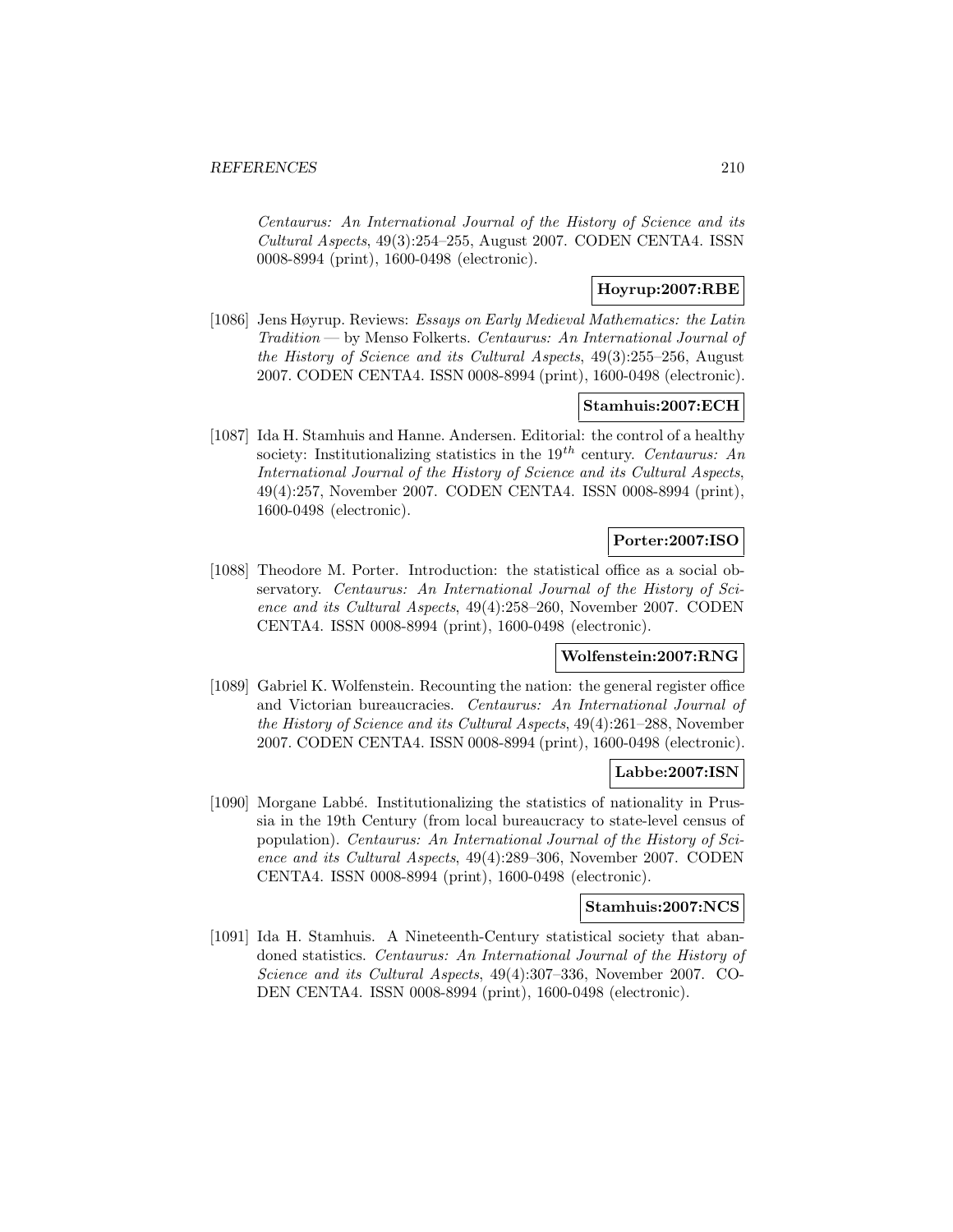*Centaurus: An International Journal of the History of Science and its Cultural Aspects*, 49(3):254–255, August 2007. CODEN CENTA4. ISSN 0008-8994 (print), 1600-0498 (electronic).

**Hoyrup:2007:RBE**

[1086] Jens Høyrup. Reviews: *Essays on Early Medieval Mathematics: the Latin Tradition* — by Menso Folkerts. *Centaurus: An International Journal of the History of Science and its Cultural Aspects*, 49(3):255–256, August 2007. CODEN CENTA4. ISSN 0008-8994 (print), 1600-0498 (electronic).

**Stamhuis:2007:ECH**

[1087] Ida H. Stamhuis and Hanne. Andersen. Editorial: the control of a healthy society: Institutionalizing statistics in the $19^{th}$ century. *Centaurus: An International Journal of the History of Science and its Cultural Aspects*, 49(4):257, November 2007. CODEN CENTA4. ISSN 0008-8994 (print), 1600-0498 (electronic).

**Porter:2007:ISO**

[1088] Theodore M. Porter. Introduction: the statistical office as a social observatory. *Centaurus: An International Journal of the History of Science and its Cultural Aspects*, 49(4):258–260, November 2007. CODEN CENTA4. ISSN 0008-8994 (print), 1600-0498 (electronic).

**Wolfenstein:2007:RNG**

[1089] Gabriel K. Wolfenstein. Recounting the nation: the general register office and Victorian bureaucracies. *Centaurus: An International Journal of the History of Science and its Cultural Aspects*, 49(4):261–288, November 2007. CODEN CENTA4. ISSN 0008-8994 (print), 1600-0498 (electronic).

**Labbe:2007:ISN**

[1090] Morgane Labbé. Institutionalizing the statistics of nationality in Prussia in the 19th Century (from local bureaucracy to state-level census of population). *Centaurus: An International Journal of the History of Science and its Cultural Aspects*, 49(4):289–306, November 2007. CODEN CENTA4. ISSN 0008-8994 (print), 1600-0498 (electronic).

**Stamhuis:2007:NCS**

[1091] Ida H. Stamhuis. A Nineteenth-Century statistical society that abandoned statistics. *Centaurus: An International Journal of the History of Science and its Cultural Aspects*, 49(4):307–336, November 2007. CODEN CENTA4. ISSN 0008-8994 (print), 1600-0498 (electronic).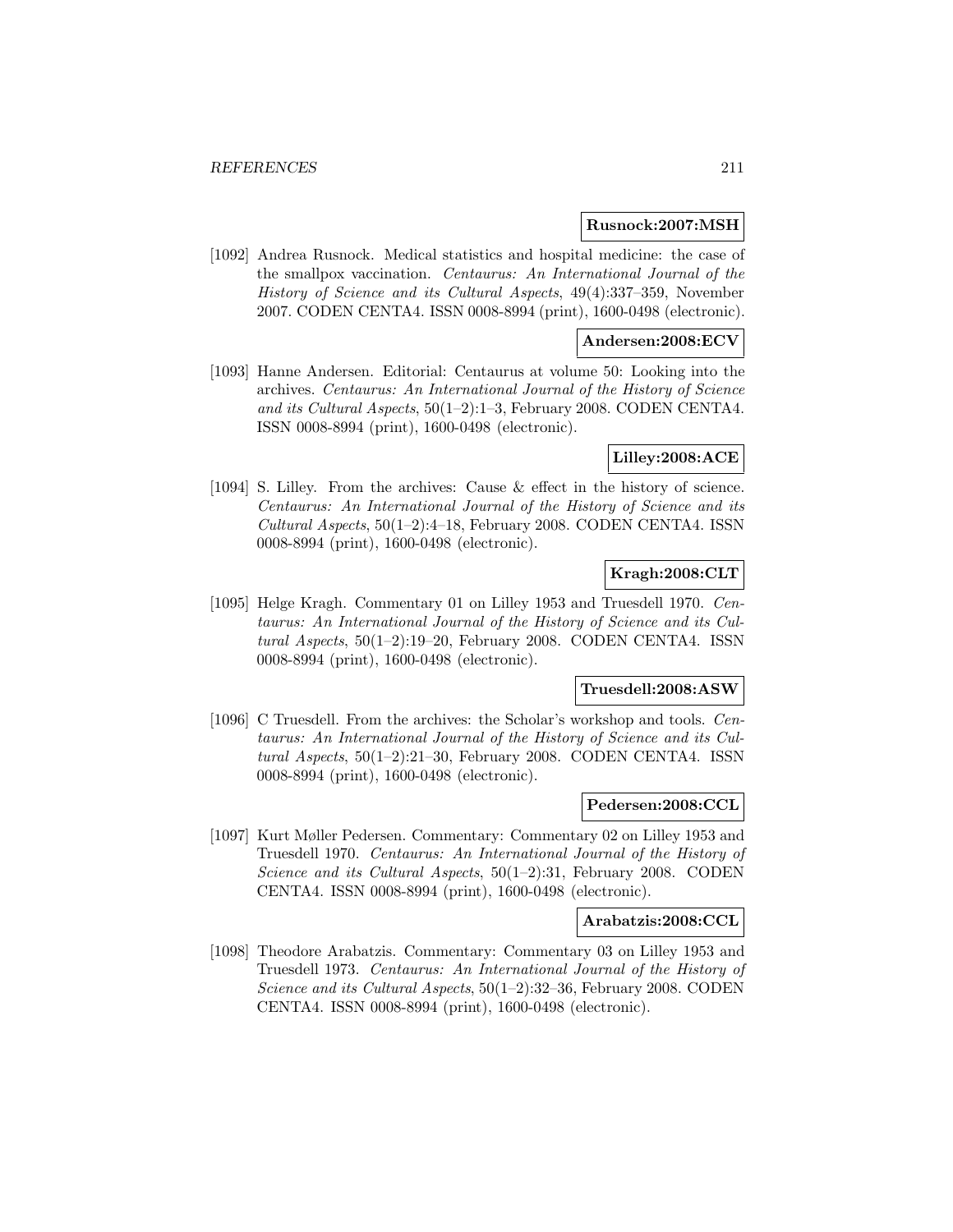**Rusnock:2007:MSH**

[1092] Andrea Rusnock. Medical statistics and hospital medicine: the case of the smallpox vaccination. *Centaurus: An International Journal of the History of Science and its Cultural Aspects*, 49(4):337–359, November 2007. CODEN CENTA4. ISSN 0008-8994 (print), 1600-0498 (electronic).

**Andersen:2008:ECV**

[1093] Hanne Andersen. Editorial: Centaurus at volume 50: Looking into the archives. *Centaurus: An International Journal of the History of Science and its Cultural Aspects*, 50(1–2):1–3, February 2008. CODEN CENTA4. ISSN 0008-8994 (print), 1600-0498 (electronic).

**Lilley:2008:ACE**

[1094] S. Lilley. From the archives: Cause & effect in the history of science. *Centaurus: An International Journal of the History of Science and its Cultural Aspects*, 50(1–2):4–18, February 2008. CODEN CENTA4. ISSN 0008-8994 (print), 1600-0498 (electronic).

**Kragh:2008:CLT**

[1095] Helge Kragh. Commentary 01 on Lilley 1953 and Truesdell 1970. *Centaurus: An International Journal of the History of Science and its Cultural Aspects*, 50(1–2):19–20, February 2008. CODEN CENTA4. ISSN 0008-8994 (print), 1600-0498 (electronic).

**Truesdell:2008:ASW**

[1096] C Truesdell. From the archives: the Scholar's workshop and tools. *Centaurus: An International Journal of the History of Science and its Cultural Aspects*, 50(1–2):21–30, February 2008. CODEN CENTA4. ISSN 0008-8994 (print), 1600-0498 (electronic).

**Pedersen:2008:CCL**

[1097] Kurt Møller Pedersen. Commentary: Commentary 02 on Lilley 1953 and Truesdell 1970. *Centaurus: An International Journal of the History of Science and its Cultural Aspects*, 50(1–2):31, February 2008. CODEN CENTA4. ISSN 0008-8994 (print), 1600-0498 (electronic).

**Arabatzis:2008:CCL**

[1098] Theodore Arabatzis. Commentary: Commentary 03 on Lilley 1953 and Truesdell 1973. *Centaurus: An International Journal of the History of Science and its Cultural Aspects*, 50(1–2):32–36, February 2008. CODEN CENTA4. ISSN 0008-8994 (print), 1600-0498 (electronic).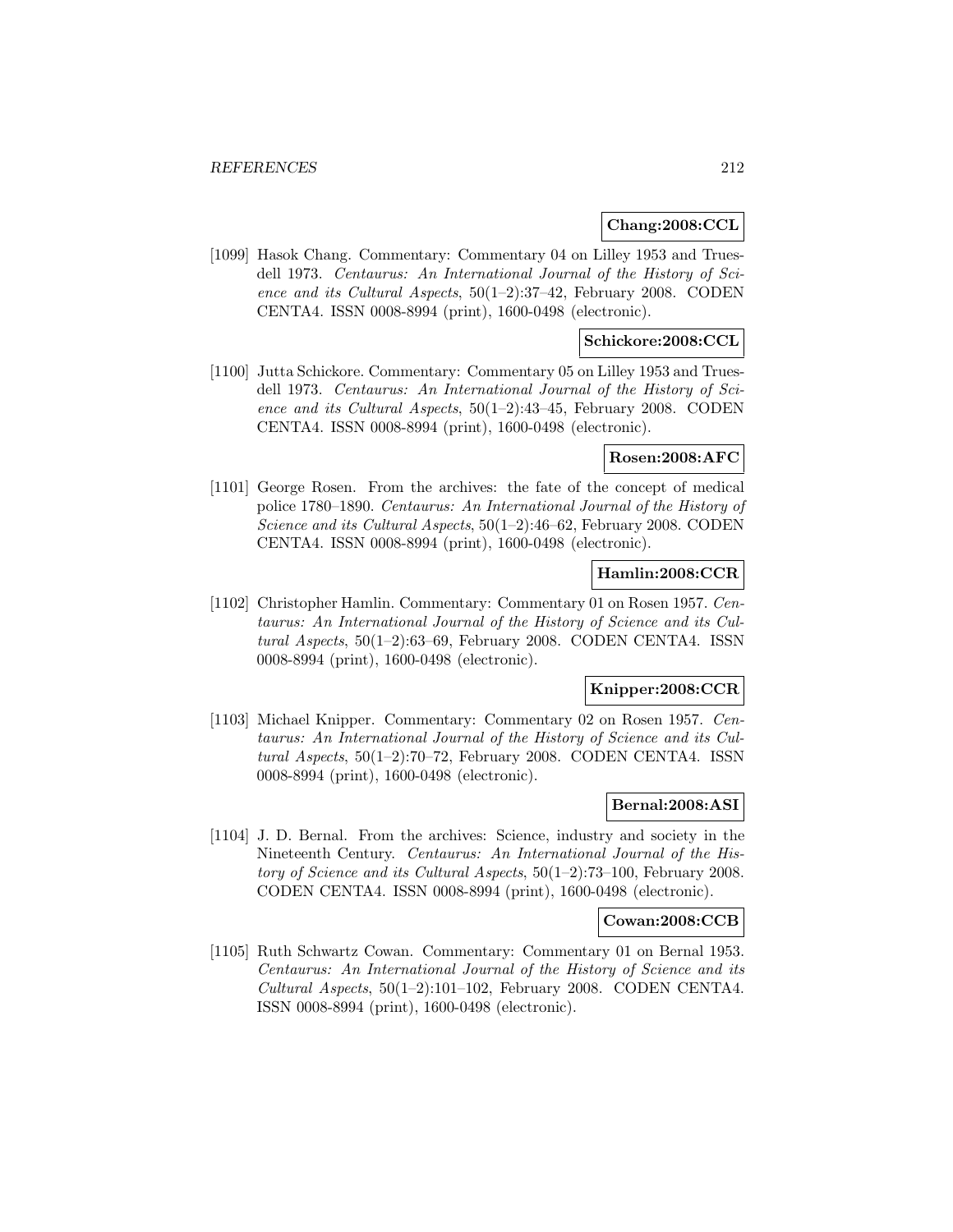**Chang:2008:CCL**

[1099] Hasok Chang. Commentary: Commentary 04 on Lilley 1953 and Truesdell 1973. *Centaurus: An International Journal of the History of Science and its Cultural Aspects*, 50(1–2):37–42, February 2008. CODEN CENTA4. ISSN 0008-8994 (print), 1600-0498 (electronic).

**Schickore:2008:CCL**

[1100] Jutta Schickore. Commentary: Commentary 05 on Lilley 1953 and Truesdell 1973. *Centaurus: An International Journal of the History of Science and its Cultural Aspects*, 50(1–2):43–45, February 2008. CODEN CENTA4. ISSN 0008-8994 (print), 1600-0498 (electronic).

**Rosen:2008:AFC**

[1101] George Rosen. From the archives: the fate of the concept of medical police 1780–1890. *Centaurus: An International Journal of the History of Science and its Cultural Aspects*, 50(1–2):46–62, February 2008. CODEN CENTA4. ISSN 0008-8994 (print), 1600-0498 (electronic).

**Hamlin:2008:CCR**

[1102] Christopher Hamlin. Commentary: Commentary 01 on Rosen 1957. *Centaurus: An International Journal of the History of Science and its Cultural Aspects*, 50(1–2):63–69, February 2008. CODEN CENTA4. ISSN 0008-8994 (print), 1600-0498 (electronic).

**Knipper:2008:CCR**

[1103] Michael Knipper. Commentary: Commentary 02 on Rosen 1957. *Centaurus: An International Journal of the History of Science and its Cultural Aspects*, 50(1–2):70–72, February 2008. CODEN CENTA4. ISSN 0008-8994 (print), 1600-0498 (electronic).

**Bernal:2008:ASI**

[1104] J. D. Bernal. From the archives: Science, industry and society in the Nineteenth Century. *Centaurus: An International Journal of the History of Science and its Cultural Aspects*, 50(1–2):73–100, February 2008. CODEN CENTA4. ISSN 0008-8994 (print), 1600-0498 (electronic).

**Cowan:2008:CCB**

[1105] Ruth Schwartz Cowan. Commentary: Commentary 01 on Bernal 1953. *Centaurus: An International Journal of the History of Science and its Cultural Aspects*, 50(1–2):101–102, February 2008. CODEN CENTA4. ISSN 0008-8994 (print), 1600-0498 (electronic).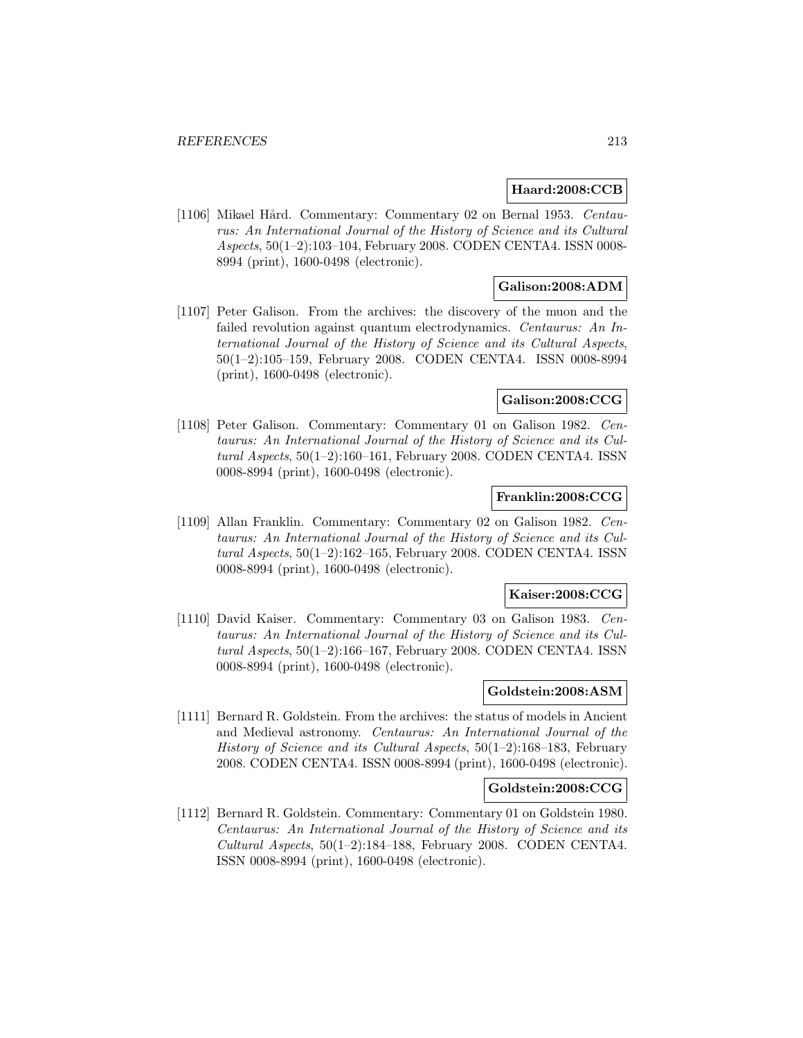**Haard:2008:CCB**

[1106] Mikael Hård. Commentary: Commentary 02 on Bernal 1953. *Centaurus: An International Journal of the History of Science and its Cultural Aspects*, 50(1–2):103–104, February 2008. CODEN CENTA4. ISSN 0008-8994 (print), 1600-0498 (electronic).

**Galison:2008:ADM**

[1107] Peter Galison. From the archives: the discovery of the muon and the failed revolution against quantum electrodynamics. *Centaurus: An International Journal of the History of Science and its Cultural Aspects*, 50(1–2):105–159, February 2008. CODEN CENTA4. ISSN 0008-8994 (print), 1600-0498 (electronic).

**Galison:2008:CCG**

[1108] Peter Galison. Commentary: Commentary 01 on Galison 1982. *Centaurus: An International Journal of the History of Science and its Cultural Aspects*, 50(1–2):160–161, February 2008. CODEN CENTA4. ISSN 0008-8994 (print), 1600-0498 (electronic).

**Franklin:2008:CCG**

[1109] Allan Franklin. Commentary: Commentary 02 on Galison 1982. *Centaurus: An International Journal of the History of Science and its Cultural Aspects*, 50(1–2):162–165, February 2008. CODEN CENTA4. ISSN 0008-8994 (print), 1600-0498 (electronic).

**Kaiser:2008:CCG**

[1110] David Kaiser. Commentary: Commentary 03 on Galison 1983. *Centaurus: An International Journal of the History of Science and its Cultural Aspects*, 50(1–2):166–167, February 2008. CODEN CENTA4. ISSN 0008-8994 (print), 1600-0498 (electronic).

**Goldstein:2008:ASM**

[1111] Bernard R. Goldstein. From the archives: the status of models in Ancient and Medieval astronomy. *Centaurus: An International Journal of the History of Science and its Cultural Aspects*, 50(1–2):168–183, February 2008. CODEN CENTA4. ISSN 0008-8994 (print), 1600-0498 (electronic).

**Goldstein:2008:CCG**

[1112] Bernard R. Goldstein. Commentary: Commentary 01 on Goldstein 1980. *Centaurus: An International Journal of the History of Science and its Cultural Aspects*, 50(1–2):184–188, February 2008. CODEN CENTA4. ISSN 0008-8994 (print), 1600-0498 (electronic).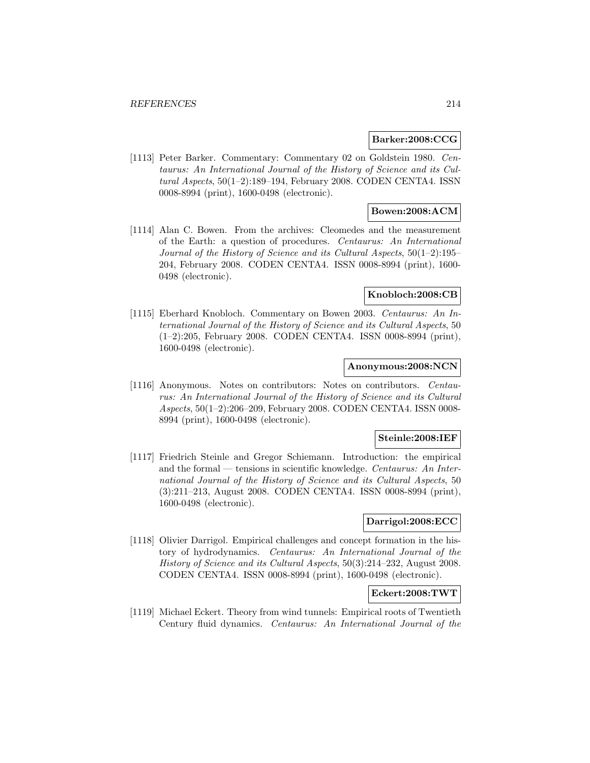**Barker:2008:CCG**

[1113] Peter Barker. Commentary: Commentary 02 on Goldstein 1980. *Centaurus: An International Journal of the History of Science and its Cultural Aspects*, 50(1–2):189–194, February 2008. CODEN CENTA4. ISSN 0008-8994 (print), 1600-0498 (electronic).

**Bowen:2008:ACM**

[1114] Alan C. Bowen. From the archives: Cleomedes and the measurement of the Earth: a question of procedures. *Centaurus: An International Journal of the History of Science and its Cultural Aspects*, 50(1–2):195–204, February 2008. CODEN CENTA4. ISSN 0008-8994 (print), 1600-0498 (electronic).

**Knobloch:2008:CB**

[1115] Eberhard Knobloch. Commentary on Bowen 2003. *Centaurus: An International Journal of the History of Science and its Cultural Aspects*, 50 (1–2):205, February 2008. CODEN CENTA4. ISSN 0008-8994 (print), 1600-0498 (electronic).

**Anonymous:2008:NCN**

[1116] Anonymous. Notes on contributors: Notes on contributors. *Centaurus: An International Journal of the History of Science and its Cultural Aspects*, 50(1–2):206–209, February 2008. CODEN CENTA4. ISSN 0008-8994 (print), 1600-0498 (electronic).

**Steinle:2008:IEF**

[1117] Friedrich Steinle and Gregor Schiemann. Introduction: the empirical and the formal — tensions in scientific knowledge. *Centaurus: An International Journal of the History of Science and its Cultural Aspects*, 50 (3):211–213, August 2008. CODEN CENTA4. ISSN 0008-8994 (print), 1600-0498 (electronic).

**Darrigol:2008:ECC**

[1118] Olivier Darrigol. Empirical challenges and concept formation in the history of hydrodynamics. *Centaurus: An International Journal of the History of Science and its Cultural Aspects*, 50(3):214–232, August 2008. CODEN CENTA4. ISSN 0008-8994 (print), 1600-0498 (electronic).

**Eckert:2008:TWT**

[1119] Michael Eckert. Theory from wind tunnels: Empirical roots of Twentieth Century fluid dynamics. *Centaurus: An International Journal of the*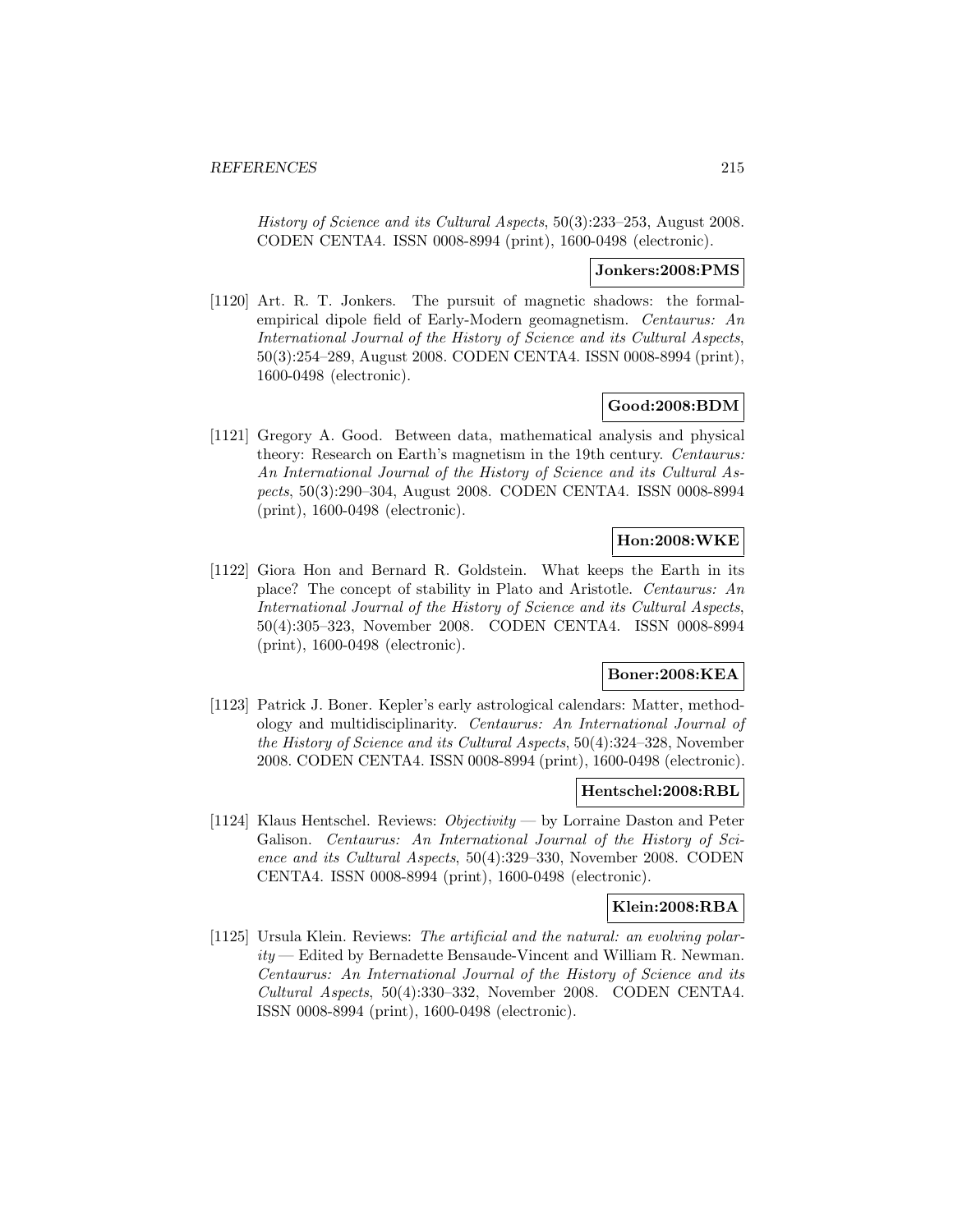*History of Science and its Cultural Aspects*, 50(3):233–253, August 2008. CODEN CENTA4. ISSN 0008-8994 (print), 1600-0498 (electronic).

**Jonkers:2008:PMS**

[1120] Art. R. T. Jonkers. The pursuit of magnetic shadows: the formal-empirical dipole field of Early-Modern geomagnetism. *Centaurus: An International Journal of the History of Science and its Cultural Aspects*, 50(3):254–289, August 2008. CODEN CENTA4. ISSN 0008-8994 (print), 1600-0498 (electronic).

**Good:2008:BDM**

[1121] Gregory A. Good. Between data, mathematical analysis and physical theory: Research on Earth's magnetism in the 19th century. *Centaurus: An International Journal of the History of Science and its Cultural Aspects*, 50(3):290–304, August 2008. CODEN CENTA4. ISSN 0008-8994 (print), 1600-0498 (electronic).

**Hon:2008:WKE**

[1122] Giora Hon and Bernard R. Goldstein. What keeps the Earth in its place? The concept of stability in Plato and Aristotle. *Centaurus: An International Journal of the History of Science and its Cultural Aspects*, 50(4):305–323, November 2008. CODEN CENTA4. ISSN 0008-8994 (print), 1600-0498 (electronic).

**Boner:2008:KEA**

[1123] Patrick J. Boner. Kepler's early astrological calendars: Matter, methodology and multidisciplinarity. *Centaurus: An International Journal of the History of Science and its Cultural Aspects*, 50(4):324–328, November 2008. CODEN CENTA4. ISSN 0008-8994 (print), 1600-0498 (electronic).

**Hentschel:2008:RBL**

[1124] Klaus Hentschel. Reviews: *Objectivity* — by Lorraine Daston and Peter Galison. *Centaurus: An International Journal of the History of Science and its Cultural Aspects*, 50(4):329–330, November 2008. CODEN CENTA4. ISSN 0008-8994 (print), 1600-0498 (electronic).

**Klein:2008:RBA**

[1125] Ursula Klein. Reviews: *The artificial and the natural: an evolving polarity* — Edited by Bernadette Bensaude-Vincent and William R. Newman. *Centaurus: An International Journal of the History of Science and its Cultural Aspects*, 50(4):330–332, November 2008. CODEN CENTA4. ISSN 0008-8994 (print), 1600-0498 (electronic).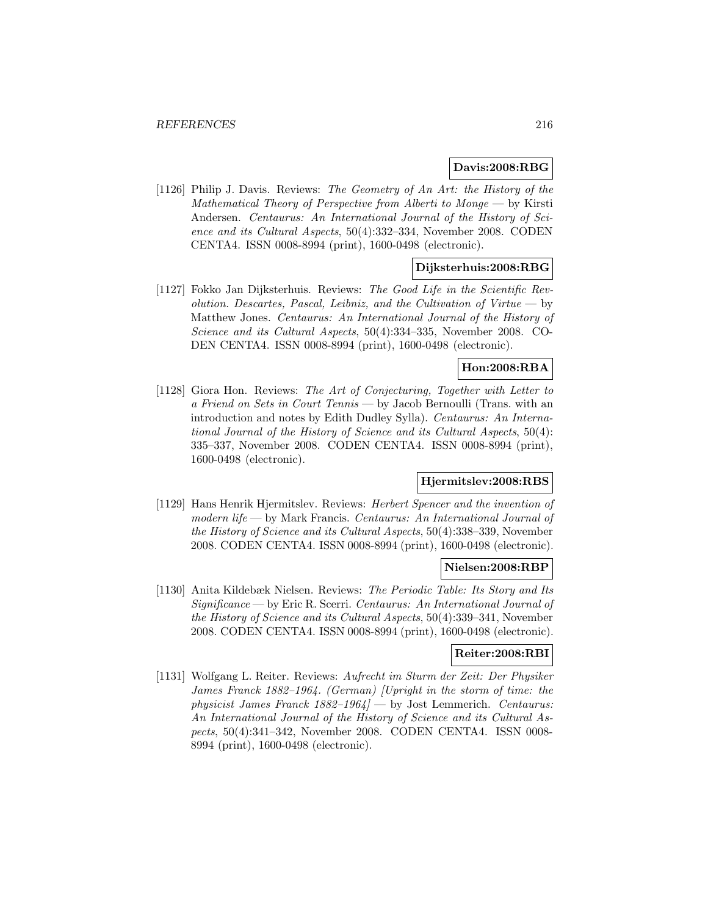**Davis:2008:RBG**

[1126] Philip J. Davis. Reviews: *The Geometry of An Art: the History of the Mathematical Theory of Perspective from Alberti to Monge* — by Kirsti Andersen. *Centaurus: An International Journal of the History of Science and its Cultural Aspects*, 50(4):332–334, November 2008. CODEN CENTA4. ISSN 0008-8994 (print), 1600-0498 (electronic).

**Dijksterhuis:2008:RBG**

[1127] Fokko Jan Dijksterhuis. Reviews: *The Good Life in the Scientific Revolution. Descartes, Pascal, Leibniz, and the Cultivation of Virtue* — by Matthew Jones. *Centaurus: An International Journal of the History of Science and its Cultural Aspects*, 50(4):334–335, November 2008. CODEN CENTA4. ISSN 0008-8994 (print), 1600-0498 (electronic).

**Hon:2008:RBA**

[1128] Giora Hon. Reviews: *The Art of Conjecturing, Together with Letter to a Friend on Sets in Court Tennis* — by Jacob Bernoulli (Trans. with an introduction and notes by Edith Dudley Sylla). *Centaurus: An International Journal of the History of Science and its Cultural Aspects*, 50(4): 335–337, November 2008. CODEN CENTA4. ISSN 0008-8994 (print), 1600-0498 (electronic).

**Hjermitslev:2008:RBS**

[1129] Hans Henrik Hjermitslev. Reviews: *Herbert Spencer and the invention of modern life* — by Mark Francis. *Centaurus: An International Journal of the History of Science and its Cultural Aspects*, 50(4):338–339, November 2008. CODEN CENTA4. ISSN 0008-8994 (print), 1600-0498 (electronic).

**Nielsen:2008:RBP**

[1130] Anita Kildebæk Nielsen. Reviews: *The Periodic Table: Its Story and Its Significance* — by Eric R. Scerri. *Centaurus: An International Journal of the History of Science and its Cultural Aspects*, 50(4):339–341, November 2008. CODEN CENTA4. ISSN 0008-8994 (print), 1600-0498 (electronic).

**Reiter:2008:RBI**

[1131] Wolfgang L. Reiter. Reviews: *Aufrecht im Sturm der Zeit: Der Physiker James Franck 1882–1964. (German) [Upright in the storm of time: the physicist James Franck 1882–1964]* — by Jost Lemmerich. *Centaurus: An International Journal of the History of Science and its Cultural Aspects*, 50(4):341–342, November 2008. CODEN CENTA4. ISSN 0008-8994 (print), 1600-0498 (electronic).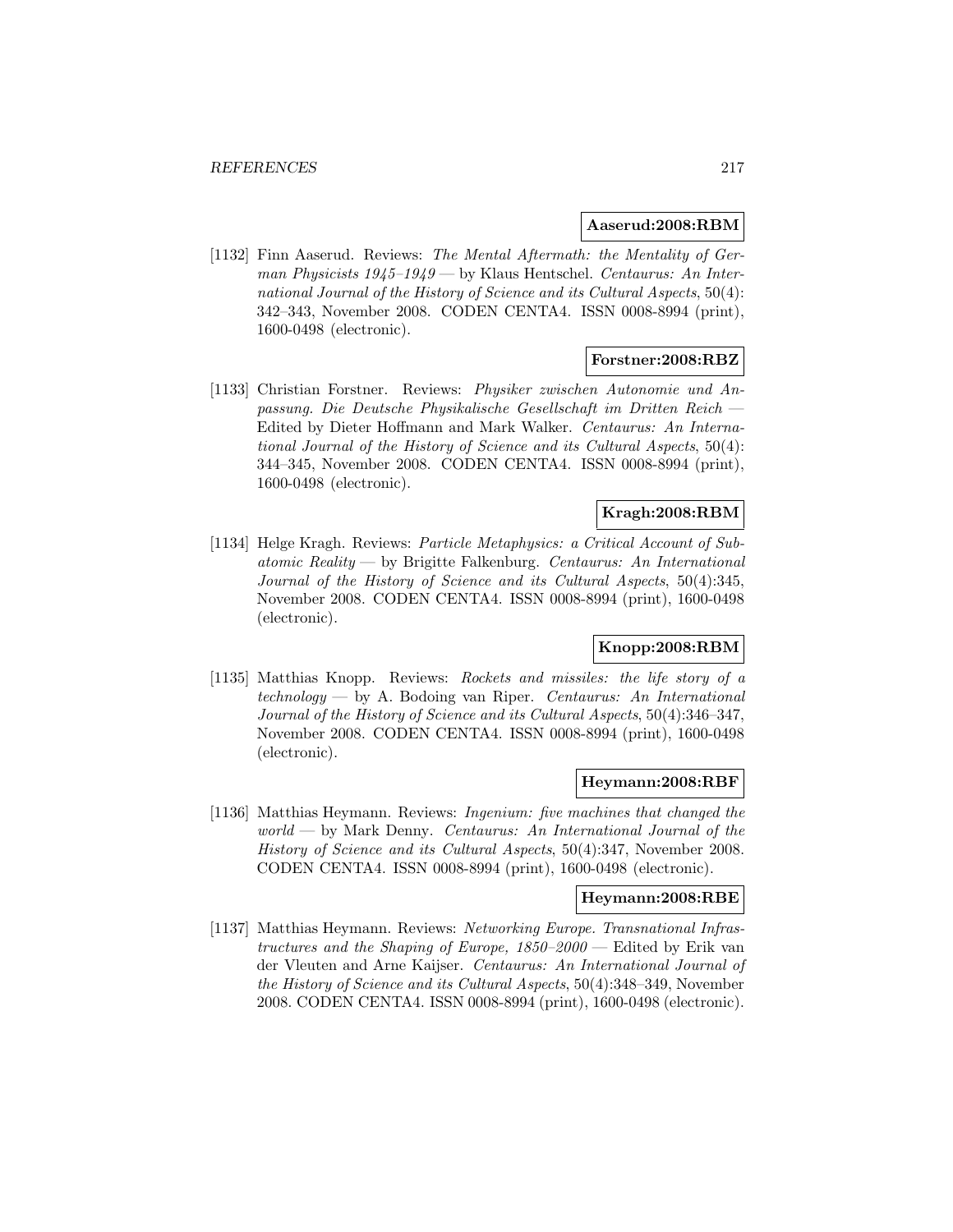**Aaserud:2008:RBM**

[1132] Finn Aaserud. Reviews: *The Mental Aftermath: the Mentality of German Physicists 1945–1949* — by Klaus Hentschel. *Centaurus: An International Journal of the History of Science and its Cultural Aspects*, 50(4): 342–343, November 2008. CODEN CENTA4. ISSN 0008-8994 (print), 1600-0498 (electronic).

**Forstner:2008:RBZ**

[1133] Christian Forstner. Reviews: *Physiker zwischen Autonomie und Anpassung. Die Deutsche Physikalische Gesellschaft im Dritten Reich* — Edited by Dieter Hoffmann and Mark Walker. *Centaurus: An International Journal of the History of Science and its Cultural Aspects*, 50(4): 344–345, November 2008. CODEN CENTA4. ISSN 0008-8994 (print), 1600-0498 (electronic).

**Kragh:2008:RBM**

[1134] Helge Kragh. Reviews: *Particle Metaphysics: a Critical Account of Subatomic Reality* — by Brigitte Falkenburg. *Centaurus: An International Journal of the History of Science and its Cultural Aspects*, 50(4):345, November 2008. CODEN CENTA4. ISSN 0008-8994 (print), 1600-0498 (electronic).

**Knopp:2008:RBM**

[1135] Matthias Knopp. Reviews: *Rockets and missiles: the life story of a technology* — by A. Bodoing van Riper. *Centaurus: An International Journal of the History of Science and its Cultural Aspects*, 50(4):346–347, November 2008. CODEN CENTA4. ISSN 0008-8994 (print), 1600-0498 (electronic).

**Heymann:2008:RBF**

[1136] Matthias Heymann. Reviews: *Ingenium: five machines that changed the world* — by Mark Denny. *Centaurus: An International Journal of the History of Science and its Cultural Aspects*, 50(4):347, November 2008. CODEN CENTA4. ISSN 0008-8994 (print), 1600-0498 (electronic).

**Heymann:2008:RBE**

[1137] Matthias Heymann. Reviews: *Networking Europe. Transnational Infrastructures and the Shaping of Europe, 1850–2000* — Edited by Erik van der Vleuten and Arne Kaijser. *Centaurus: An International Journal of the History of Science and its Cultural Aspects*, 50(4):348–349, November 2008. CODEN CENTA4. ISSN 0008-8994 (print), 1600-0498 (electronic).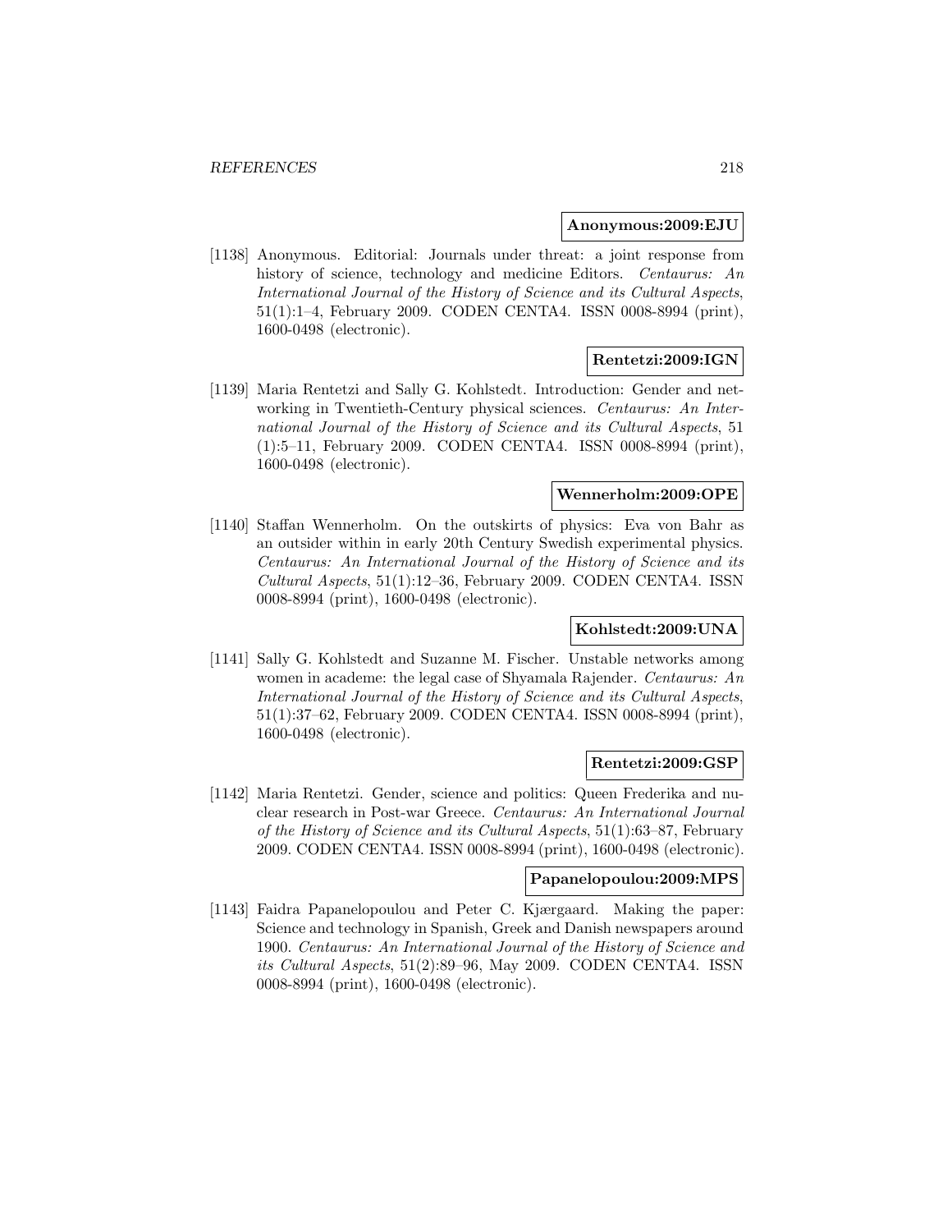**Anonymous:2009:EJU**

[1138] Anonymous. Editorial: Journals under threat: a joint response from history of science, technology and medicine Editors. *Centaurus: An International Journal of the History of Science and its Cultural Aspects*, 51(1):1–4, February 2009. CODEN CENTA4. ISSN 0008-8994 (print), 1600-0498 (electronic).

**Rentetzi:2009:IGN**

[1139] Maria Rentetzi and Sally G. Kohlstedt. Introduction: Gender and networking in Twentieth-Century physical sciences. *Centaurus: An International Journal of the History of Science and its Cultural Aspects*, 51 (1):5–11, February 2009. CODEN CENTA4. ISSN 0008-8994 (print), 1600-0498 (electronic).

**Wennerholm:2009:OPE**

[1140] Staffan Wennerholm. On the outskirts of physics: Eva von Bahr as an outsider within in early 20th Century Swedish experimental physics. *Centaurus: An International Journal of the History of Science and its Cultural Aspects*, 51(1):12–36, February 2009. CODEN CENTA4. ISSN 0008-8994 (print), 1600-0498 (electronic).

**Kohlstedt:2009:UNA**

[1141] Sally G. Kohlstedt and Suzanne M. Fischer. Unstable networks among women in academe: the legal case of Shyamala Rajender. *Centaurus: An International Journal of the History of Science and its Cultural Aspects*, 51(1):37–62, February 2009. CODEN CENTA4. ISSN 0008-8994 (print), 1600-0498 (electronic).

**Rentetzi:2009:GSP**

[1142] Maria Rentetzi. Gender, science and politics: Queen Frederika and nuclear research in Post-war Greece. *Centaurus: An International Journal of the History of Science and its Cultural Aspects*, 51(1):63–87, February 2009. CODEN CENTA4. ISSN 0008-8994 (print), 1600-0498 (electronic).

**Papanelopoulou:2009:MPS**

[1143] Faidra Papanelopoulou and Peter C. Kjærgaard. Making the paper: Science and technology in Spanish, Greek and Danish newspapers around 1900. *Centaurus: An International Journal of the History of Science and its Cultural Aspects*, 51(2):89–96, May 2009. CODEN CENTA4. ISSN 0008-8994 (print), 1600-0498 (electronic).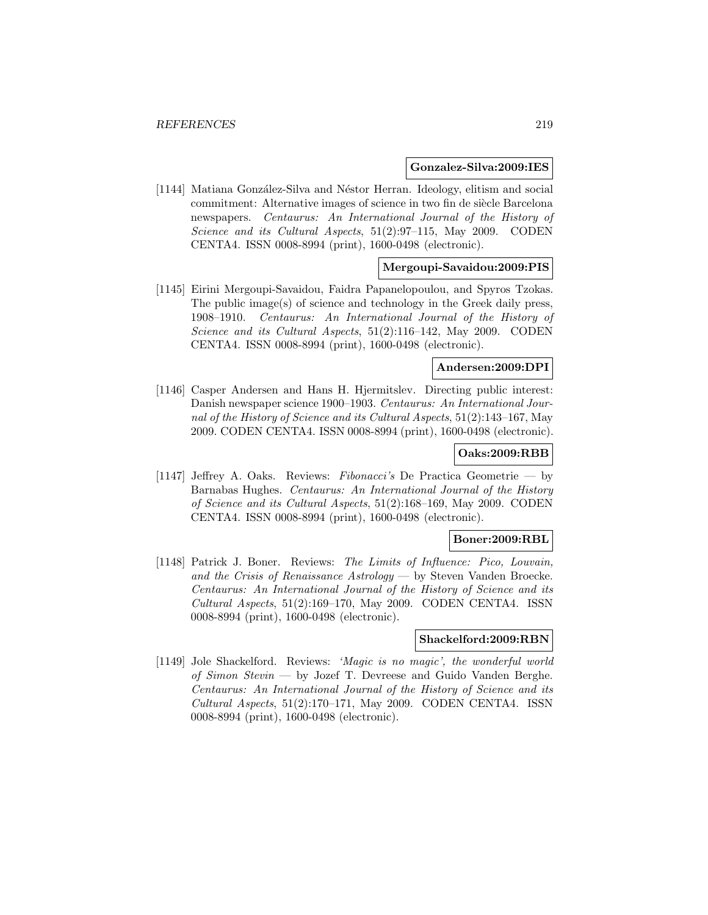**Gonzalez-Silva:2009:IES**

[1144] Matiana González-Silva and Néstor Herran. Ideology, elitism and social commitment: Alternative images of science in two fin de siècle Barcelona newspapers. *Centaurus: An International Journal of the History of Science and its Cultural Aspects*, 51(2):97–115, May 2009. CODEN CENTA4. ISSN 0008-8994 (print), 1600-0498 (electronic).

**Mergoupi-Savaidou:2009:PIS**

[1145] Eirini Mergoupi-Savaidou, Faidra Papanelopoulou, and Spyros Tzokas. The public image(s) of science and technology in the Greek daily press, 1908–1910. *Centaurus: An International Journal of the History of Science and its Cultural Aspects*, 51(2):116–142, May 2009. CODEN CENTA4. ISSN 0008-8994 (print), 1600-0498 (electronic).

**Andersen:2009:DPI**

[1146] Casper Andersen and Hans H. Hjermitslev. Directing public interest: Danish newspaper science 1900–1903. *Centaurus: An International Journal of the History of Science and its Cultural Aspects*, 51(2):143–167, May 2009. CODEN CENTA4. ISSN 0008-8994 (print), 1600-0498 (electronic).

**Oaks:2009:RBB**

[1147] Jeffrey A. Oaks. Reviews: *Fibonacci's* De Practica Geometrie — by Barnabas Hughes. *Centaurus: An International Journal of the History of Science and its Cultural Aspects*, 51(2):168–169, May 2009. CODEN CENTA4. ISSN 0008-8994 (print), 1600-0498 (electronic).

**Boner:2009:RBL**

[1148] Patrick J. Boner. Reviews: *The Limits of Influence: Pico, Louvain, and the Crisis of Renaissance Astrology* — by Steven Vanden Broecke. *Centaurus: An International Journal of the History of Science and its Cultural Aspects*, 51(2):169–170, May 2009. CODEN CENTA4. ISSN 0008-8994 (print), 1600-0498 (electronic).

**Shackelford:2009:RBN**

[1149] Jole Shackelford. Reviews: *'Magic is no magic', the wonderful world of Simon Stevin* — by Jozef T. Devreese and Guido Vanden Berghe. *Centaurus: An International Journal of the History of Science and its Cultural Aspects*, 51(2):170–171, May 2009. CODEN CENTA4. ISSN 0008-8994 (print), 1600-0498 (electronic).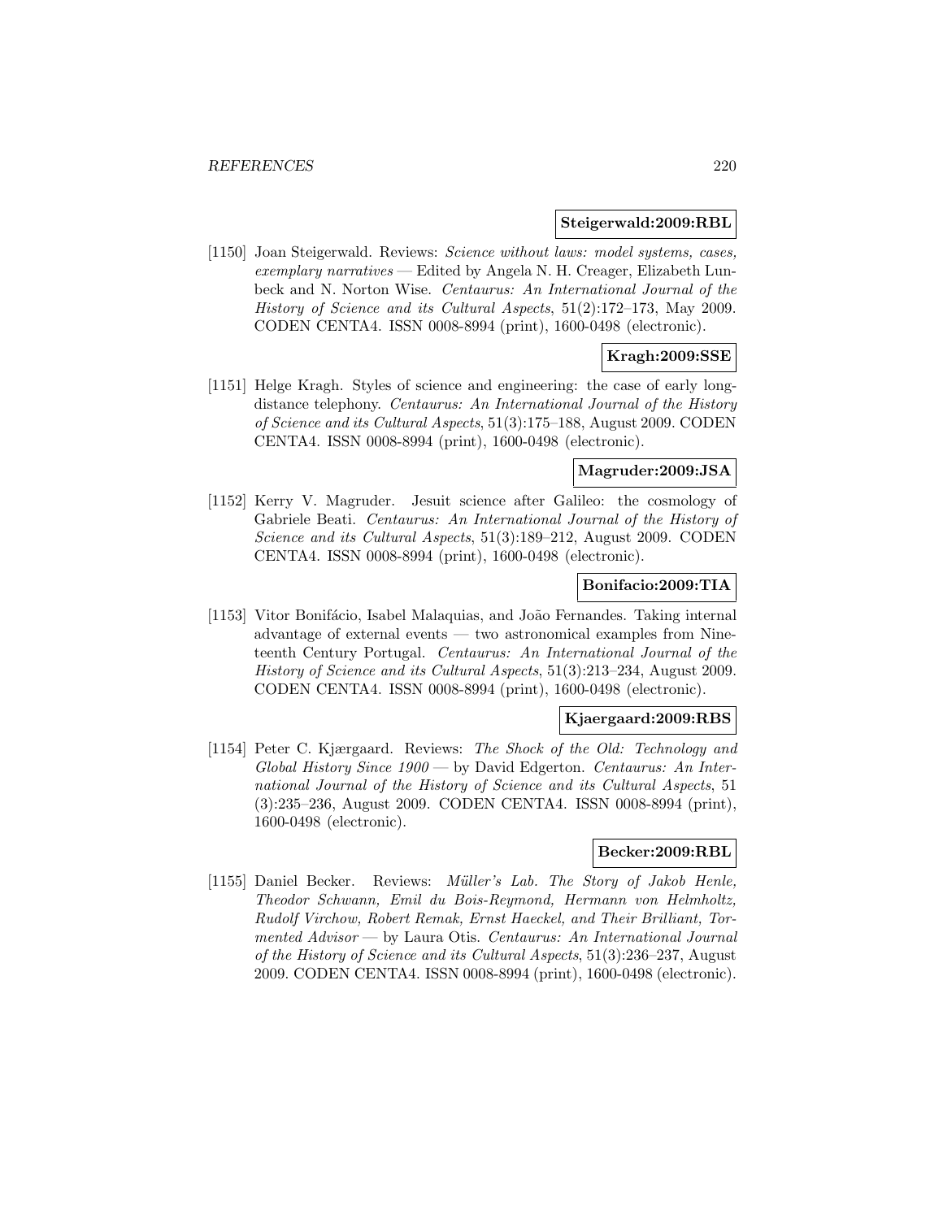**Steigerwald:2009:RBL**

[1150] Joan Steigerwald. Reviews: *Science without laws: model systems, cases, exemplary narratives* — Edited by Angela N. H. Creager, Elizabeth Lunbeck and N. Norton Wise. *Centaurus: An International Journal of the History of Science and its Cultural Aspects*, 51(2):172–173, May 2009. CODEN CENTA4. ISSN 0008-8994 (print), 1600-0498 (electronic).

**Kragh:2009:SSE**

[1151] Helge Kragh. Styles of science and engineering: the case of early long-distance telephony. *Centaurus: An International Journal of the History of Science and its Cultural Aspects*, 51(3):175–188, August 2009. CODEN CENTA4. ISSN 0008-8994 (print), 1600-0498 (electronic).

**Magruder:2009:JSA**

[1152] Kerry V. Magruder. Jesuit science after Galileo: the cosmology of Gabriele Beati. *Centaurus: An International Journal of the History of Science and its Cultural Aspects*, 51(3):189–212, August 2009. CODEN CENTA4. ISSN 0008-8994 (print), 1600-0498 (electronic).

**Bonifacio:2009:TIA**

[1153] Vitor Bonifácio, Isabel Malaquias, and João Fernandes. Taking internal advantage of external events — two astronomical examples from Nineteenth Century Portugal. *Centaurus: An International Journal of the History of Science and its Cultural Aspects*, 51(3):213–234, August 2009. CODEN CENTA4. ISSN 0008-8994 (print), 1600-0498 (electronic).

**Kjaergaard:2009:RBS**

[1154] Peter C. Kjærgaard. Reviews: *The Shock of the Old: Technology and Global History Since 1900* — by David Edgerton. *Centaurus: An International Journal of the History of Science and its Cultural Aspects*, 51 (3):235–236, August 2009. CODEN CENTA4. ISSN 0008-8994 (print), 1600-0498 (electronic).

**Becker:2009:RBL**

[1155] Daniel Becker. Reviews: *Müller's Lab. The Story of Jakob Henle, Theodor Schwann, Emil du Bois-Reymond, Hermann von Helmholtz, Rudolf Virchow, Robert Remak, Ernst Haeckel, and Their Brilliant, Tormented Advisor* — by Laura Otis. *Centaurus: An International Journal of the History of Science and its Cultural Aspects*, 51(3):236–237, August 2009. CODEN CENTA4. ISSN 0008-8994 (print), 1600-0498 (electronic).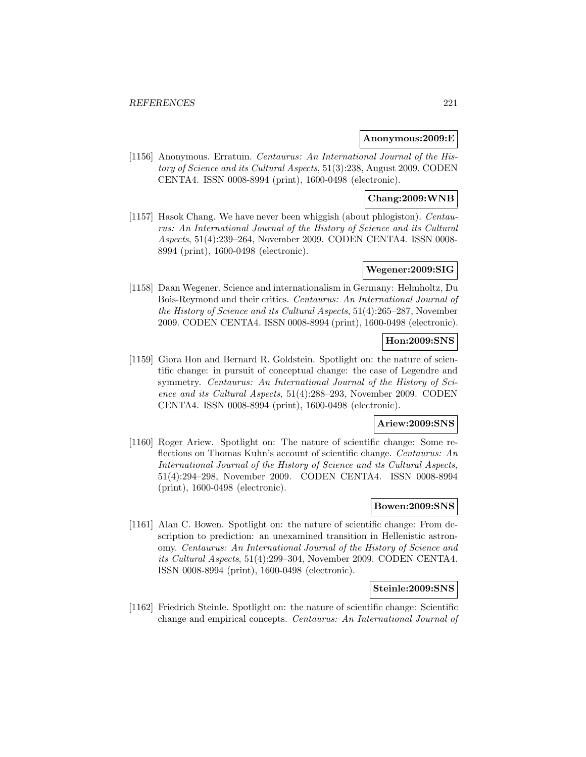**Anonymous:2009:E**

[1156] Anonymous. Erratum. *Centaurus: An International Journal of the History of Science and its Cultural Aspects*, 51(3):238, August 2009. CODEN CENTA4. ISSN 0008-8994 (print), 1600-0498 (electronic).

**Chang:2009:WNB**

[1157] Hasok Chang. We have never been whiggish (about phlogiston). *Centaurus: An International Journal of the History of Science and its Cultural Aspects*, 51(4):239–264, November 2009. CODEN CENTA4. ISSN 0008-8994 (print), 1600-0498 (electronic).

**Wegener:2009:SIG**

[1158] Daan Wegener. Science and internationalism in Germany: Helmholtz, Du Bois-Reymond and their critics. *Centaurus: An International Journal of the History of Science and its Cultural Aspects*, 51(4):265–287, November 2009. CODEN CENTA4. ISSN 0008-8994 (print), 1600-0498 (electronic).

**Hon:2009:SNS**

[1159] Giora Hon and Bernard R. Goldstein. Spotlight on: the nature of scientific change: in pursuit of conceptual change: the case of Legendre and symmetry. *Centaurus: An International Journal of the History of Science and its Cultural Aspects*, 51(4):288–293, November 2009. CODEN CENTA4. ISSN 0008-8994 (print), 1600-0498 (electronic).

**Ariew:2009:SNS**

[1160] Roger Ariew. Spotlight on: The nature of scientific change: Some reflections on Thomas Kuhn's account of scientific change. *Centaurus: An International Journal of the History of Science and its Cultural Aspects*, 51(4):294–298, November 2009. CODEN CENTA4. ISSN 0008-8994 (print), 1600-0498 (electronic).

**Bowen:2009:SNS**

[1161] Alan C. Bowen. Spotlight on: the nature of scientific change: From description to prediction: an unexamined transition in Hellenistic astronomy. *Centaurus: An International Journal of the History of Science and its Cultural Aspects*, 51(4):299–304, November 2009. CODEN CENTA4. ISSN 0008-8994 (print), 1600-0498 (electronic).

**Steinle:2009:SNS**

[1162] Friedrich Steinle. Spotlight on: the nature of scientific change: Scientific change and empirical concepts. *Centaurus: An International Journal of*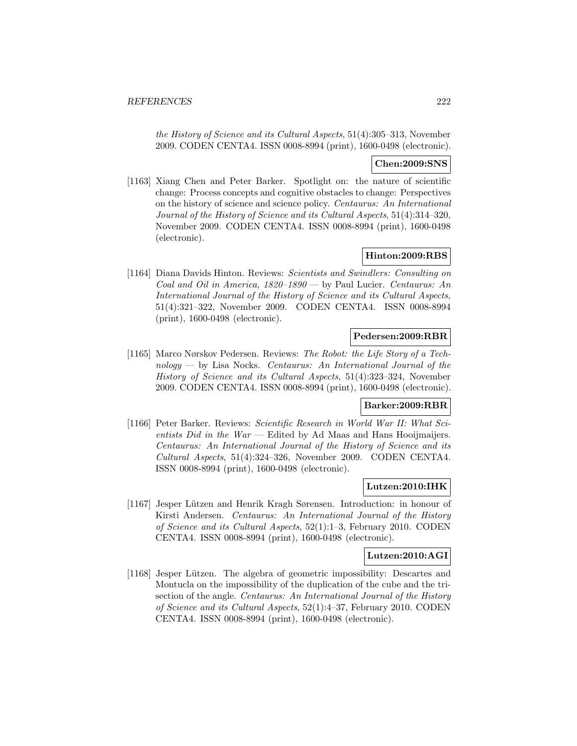*the History of Science and its Cultural Aspects*, 51(4):305–313, November 2009. CODEN CENTA4. ISSN 0008-8994 (print), 1600-0498 (electronic).

**Chen:2009:SNS**

[1163] Xiang Chen and Peter Barker. Spotlight on: the nature of scientific change: Process concepts and cognitive obstacles to change: Perspectives on the history of science and science policy. *Centaurus: An International Journal of the History of Science and its Cultural Aspects*, 51(4):314–320, November 2009. CODEN CENTA4. ISSN 0008-8994 (print), 1600-0498 (electronic).

**Hinton:2009:RBS**

[1164] Diana Davids Hinton. Reviews: *Scientists and Swindlers: Consulting on Coal and Oil in America, 1820–1890* — by Paul Lucier. *Centaurus: An International Journal of the History of Science and its Cultural Aspects*, 51(4):321–322, November 2009. CODEN CENTA4. ISSN 0008-8994 (print), 1600-0498 (electronic).

**Pedersen:2009:RBR**

[1165] Marco Nørskov Pedersen. Reviews: *The Robot: the Life Story of a Technology* — by Lisa Nocks. *Centaurus: An International Journal of the History of Science and its Cultural Aspects*, 51(4):323–324, November 2009. CODEN CENTA4. ISSN 0008-8994 (print), 1600-0498 (electronic).

**Barker:2009:RBR**

[1166] Peter Barker. Reviews: *Scientific Research in World War II: What Scientists Did in the War* — Edited by Ad Maas and Hans Hooijmaijers. *Centaurus: An International Journal of the History of Science and its Cultural Aspects*, 51(4):324–326, November 2009. CODEN CENTA4. ISSN 0008-8994 (print), 1600-0498 (electronic).

**Lutzen:2010:IHK**

[1167] Jesper Lützen and Henrik Kragh Sørensen. Introduction: in honour of Kirsti Andersen. *Centaurus: An International Journal of the History of Science and its Cultural Aspects*, 52(1):1–3, February 2010. CODEN CENTA4. ISSN 0008-8994 (print), 1600-0498 (electronic).

**Lutzen:2010:AGI**

[1168] Jesper Lützen. The algebra of geometric impossibility: Descartes and Montucla on the impossibility of the duplication of the cube and the trisection of the angle. *Centaurus: An International Journal of the History of Science and its Cultural Aspects*, 52(1):4–37, February 2010. CODEN CENTA4. ISSN 0008-8994 (print), 1600-0498 (electronic).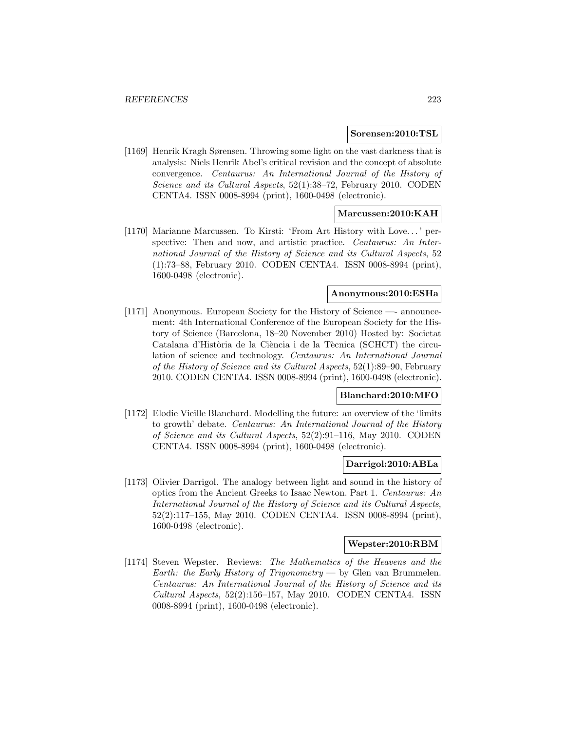**Sorensen:2010:TSL**

[1169] Henrik Kragh Sørensen. Throwing some light on the vast darkness that is analysis: Niels Henrik Abel's critical revision and the concept of absolute convergence. *Centaurus: An International Journal of the History of Science and its Cultural Aspects*, 52(1):38–72, February 2010. CODEN CENTA4. ISSN 0008-8994 (print), 1600-0498 (electronic).

**Marcussen:2010:KAH**

[1170] Marianne Marcussen. To Kirsti: 'From Art History with Love...' perspective: Then and now, and artistic practice. *Centaurus: An International Journal of the History of Science and its Cultural Aspects*, 52 (1):73–88, February 2010. CODEN CENTA4. ISSN 0008-8994 (print), 1600-0498 (electronic).

**Anonymous:2010:ESHa**

[1171] Anonymous. European Society for the History of Science —- announcement: 4th International Conference of the European Society for the History of Science (Barcelona, 18–20 November 2010) Hosted by: Societat Catalana d'Història de la Ciència i de la Tècnica (SCHCT) the circulation of science and technology. *Centaurus: An International Journal of the History of Science and its Cultural Aspects*, 52(1):89–90, February 2010. CODEN CENTA4. ISSN 0008-8994 (print), 1600-0498 (electronic).

**Blanchard:2010:MFO**

[1172] Elodie Vieille Blanchard. Modelling the future: an overview of the 'limits to growth' debate. *Centaurus: An International Journal of the History of Science and its Cultural Aspects*, 52(2):91–116, May 2010. CODEN CENTA4. ISSN 0008-8994 (print), 1600-0498 (electronic).

**Darrigol:2010:ABLa**

[1173] Olivier Darrigol. The analogy between light and sound in the history of optics from the Ancient Greeks to Isaac Newton. Part 1. *Centaurus: An International Journal of the History of Science and its Cultural Aspects*, 52(2):117–155, May 2010. CODEN CENTA4. ISSN 0008-8994 (print), 1600-0498 (electronic).

**Wepster:2010:RBM**

[1174] Steven Wepster. Reviews: *The Mathematics of the Heavens and the Earth: the Early History of Trigonometry* — by Glen van Brummelen. *Centaurus: An International Journal of the History of Science and its Cultural Aspects*, 52(2):156–157, May 2010. CODEN CENTA4. ISSN 0008-8994 (print), 1600-0498 (electronic).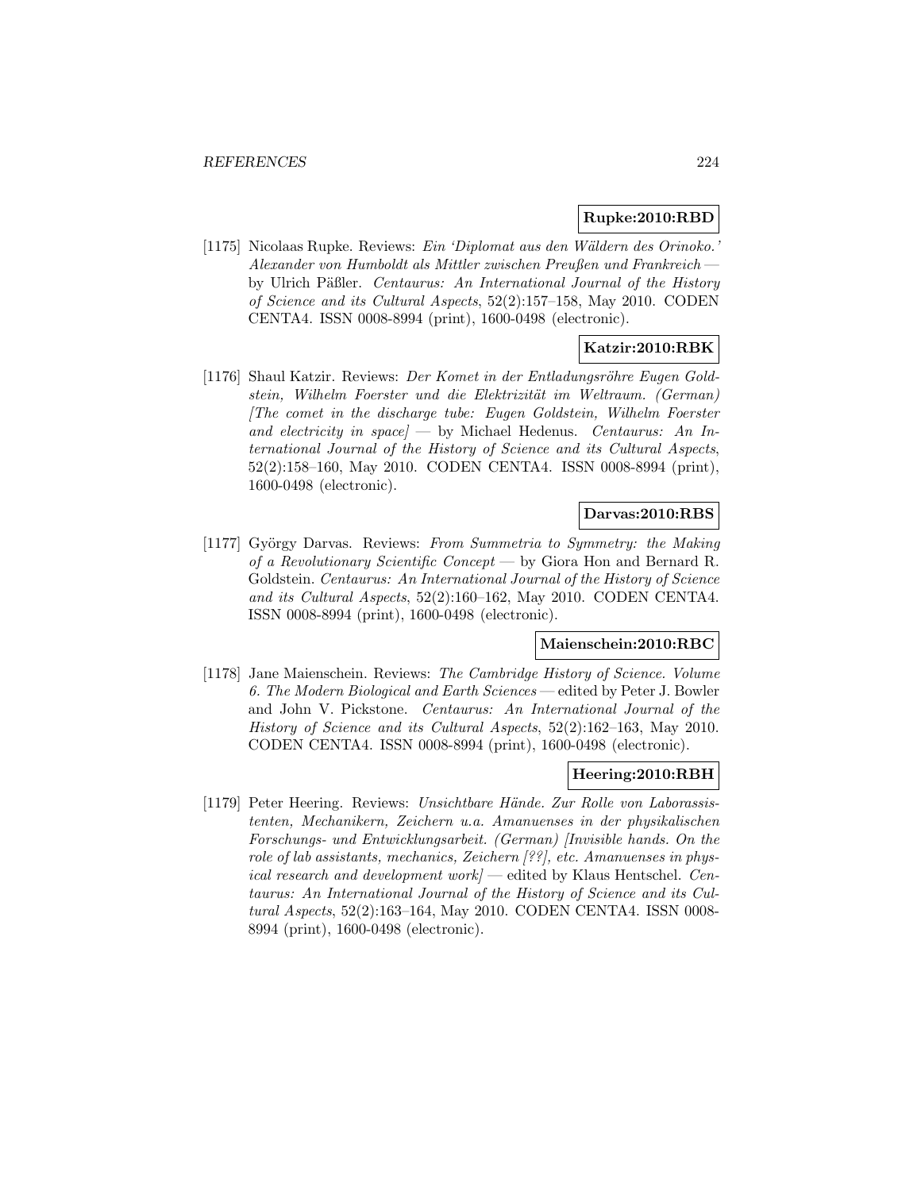**Rupke:2010:RBD**

[1175] Nicolaas Rupke. Reviews: *Ein 'Diplomat aus den Wäldern des Orinoko.' Alexander von Humboldt als Mittler zwischen Preußen und Frankreich* — by Ulrich Päßler. *Centaurus: An International Journal of the History of Science and its Cultural Aspects*, 52(2):157–158, May 2010. CODEN CENTA4. ISSN 0008-8994 (print), 1600-0498 (electronic).

**Katzir:2010:RBK**

[1176] Shaul Katzir. Reviews: *Der Komet in der Entladungsröhre Eugen Goldstein, Wilhelm Foerster und die Elektrizität im Weltraum. (German) [The comet in the discharge tube: Eugen Goldstein, Wilhelm Foerster and electricity in space]* — by Michael Hedenus. *Centaurus: An International Journal of the History of Science and its Cultural Aspects*, 52(2):158–160, May 2010. CODEN CENTA4. ISSN 0008-8994 (print), 1600-0498 (electronic).

**Darvas:2010:RBS**

[1177] György Darvas. Reviews: *From Summetria to Symmetry: the Making of a Revolutionary Scientific Concept* — by Giora Hon and Bernard R. Goldstein. *Centaurus: An International Journal of the History of Science and its Cultural Aspects*, 52(2):160–162, May 2010. CODEN CENTA4. ISSN 0008-8994 (print), 1600-0498 (electronic).

**Maienschein:2010:RBC**

[1178] Jane Maienschein. Reviews: *The Cambridge History of Science. Volume 6. The Modern Biological and Earth Sciences* — edited by Peter J. Bowler and John V. Pickstone. *Centaurus: An International Journal of the History of Science and its Cultural Aspects*, 52(2):162–163, May 2010. CODEN CENTA4. ISSN 0008-8994 (print), 1600-0498 (electronic).

**Heering:2010:RBH**

[1179] Peter Heering. Reviews: *Unsichtbare Hände. Zur Rolle von Laborassistenten, Mechanikern, Zeichern u.a. Amanuenses in der physikalischen Forschungs- und Entwicklungsarbeit. (German) [Invisible hands. On the role of lab assistants, mechanics, Zeichern [??], etc. Amanuenses in physical research and development work]* — edited by Klaus Hentschel. *Centaurus: An International Journal of the History of Science and its Cultural Aspects*, 52(2):163–164, May 2010. CODEN CENTA4. ISSN 0008-8994 (print), 1600-0498 (electronic).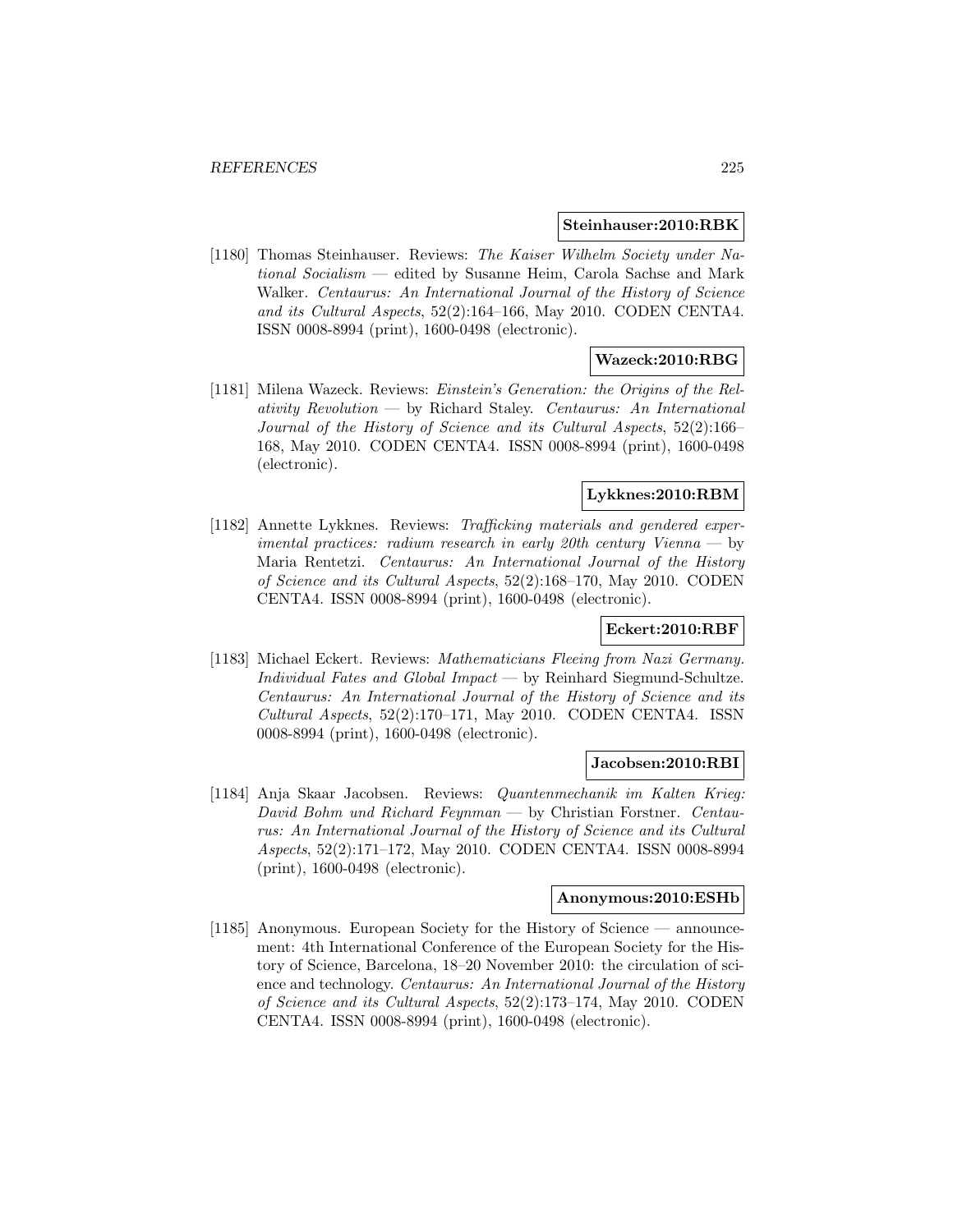**Steinhauser:2010:RBK**

[1180] Thomas Steinhauser. Reviews: *The Kaiser Wilhelm Society under National Socialism* — edited by Susanne Heim, Carola Sachse and Mark Walker. *Centaurus: An International Journal of the History of Science and its Cultural Aspects*, 52(2):164–166, May 2010. CODEN CENTA4. ISSN 0008-8994 (print), 1600-0498 (electronic).

**Wazeck:2010:RBG**

[1181] Milena Wazeck. Reviews: *Einstein's Generation: the Origins of the Relativity Revolution* — by Richard Staley. *Centaurus: An International Journal of the History of Science and its Cultural Aspects*, 52(2):166–168, May 2010. CODEN CENTA4. ISSN 0008-8994 (print), 1600-0498 (electronic).

**Lykknes:2010:RBM**

[1182] Annette Lykknes. Reviews: *Trafficking materials and gendered experimental practices: radium research in early 20th century Vienna* — by Maria Rentetzi. *Centaurus: An International Journal of the History of Science and its Cultural Aspects*, 52(2):168–170, May 2010. CODEN CENTA4. ISSN 0008-8994 (print), 1600-0498 (electronic).

**Eckert:2010:RBF**

[1183] Michael Eckert. Reviews: *Mathematicians Fleeing from Nazi Germany. Individual Fates and Global Impact* — by Reinhard Siegmund-Schultze. *Centaurus: An International Journal of the History of Science and its Cultural Aspects*, 52(2):170–171, May 2010. CODEN CENTA4. ISSN 0008-8994 (print), 1600-0498 (electronic).

**Jacobsen:2010:RBI**

[1184] Anja Skaar Jacobsen. Reviews: *Quantenmechanik im Kalten Krieg: David Bohm und Richard Feynman* — by Christian Forstner. *Centaurus: An International Journal of the History of Science and its Cultural Aspects*, 52(2):171–172, May 2010. CODEN CENTA4. ISSN 0008-8994 (print), 1600-0498 (electronic).

**Anonymous:2010:ESHb**

[1185] Anonymous. European Society for the History of Science — announcement: 4th International Conference of the European Society for the History of Science, Barcelona, 18–20 November 2010: the circulation of science and technology. *Centaurus: An International Journal of the History of Science and its Cultural Aspects*, 52(2):173–174, May 2010. CODEN CENTA4. ISSN 0008-8994 (print), 1600-0498 (electronic).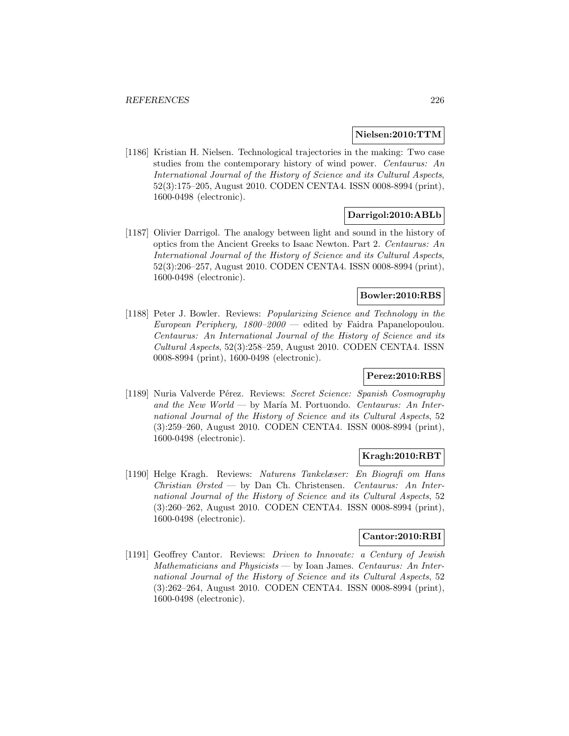**Nielsen:2010:TTM**

[1186] Kristian H. Nielsen. Technological trajectories in the making: Two case studies from the contemporary history of wind power. *Centaurus: An International Journal of the History of Science and its Cultural Aspects*, 52(3):175–205, August 2010. CODEN CENTA4. ISSN 0008-8994 (print), 1600-0498 (electronic).

**Darrigol:2010:ABLb**

[1187] Olivier Darrigol. The analogy between light and sound in the history of optics from the Ancient Greeks to Isaac Newton. Part 2. *Centaurus: An International Journal of the History of Science and its Cultural Aspects*, 52(3):206–257, August 2010. CODEN CENTA4. ISSN 0008-8994 (print), 1600-0498 (electronic).

**Bowler:2010:RBS**

[1188] Peter J. Bowler. Reviews: *Popularizing Science and Technology in the European Periphery, 1800–2000* — edited by Faidra Papanelopoulou. *Centaurus: An International Journal of the History of Science and its Cultural Aspects*, 52(3):258–259, August 2010. CODEN CENTA4. ISSN 0008-8994 (print), 1600-0498 (electronic).

**Perez:2010:RBS**

[1189] Nuria Valverde Pérez. Reviews: *Secret Science: Spanish Cosmography and the New World* — by María M. Portuondo. *Centaurus: An International Journal of the History of Science and its Cultural Aspects*, 52 (3):259–260, August 2010. CODEN CENTA4. ISSN 0008-8994 (print), 1600-0498 (electronic).

**Kragh:2010:RBT**

[1190] Helge Kragh. Reviews: *Naturens Tankelæser: En Biografi om Hans Christian Ørsted* — by Dan Ch. Christensen. *Centaurus: An International Journal of the History of Science and its Cultural Aspects*, 52 (3):260–262, August 2010. CODEN CENTA4. ISSN 0008-8994 (print), 1600-0498 (electronic).

**Cantor:2010:RBI**

[1191] Geoffrey Cantor. Reviews: *Driven to Innovate: a Century of Jewish Mathematicians and Physicists* — by Ioan James. *Centaurus: An International Journal of the History of Science and its Cultural Aspects*, 52 (3):262–264, August 2010. CODEN CENTA4. ISSN 0008-8994 (print), 1600-0498 (electronic).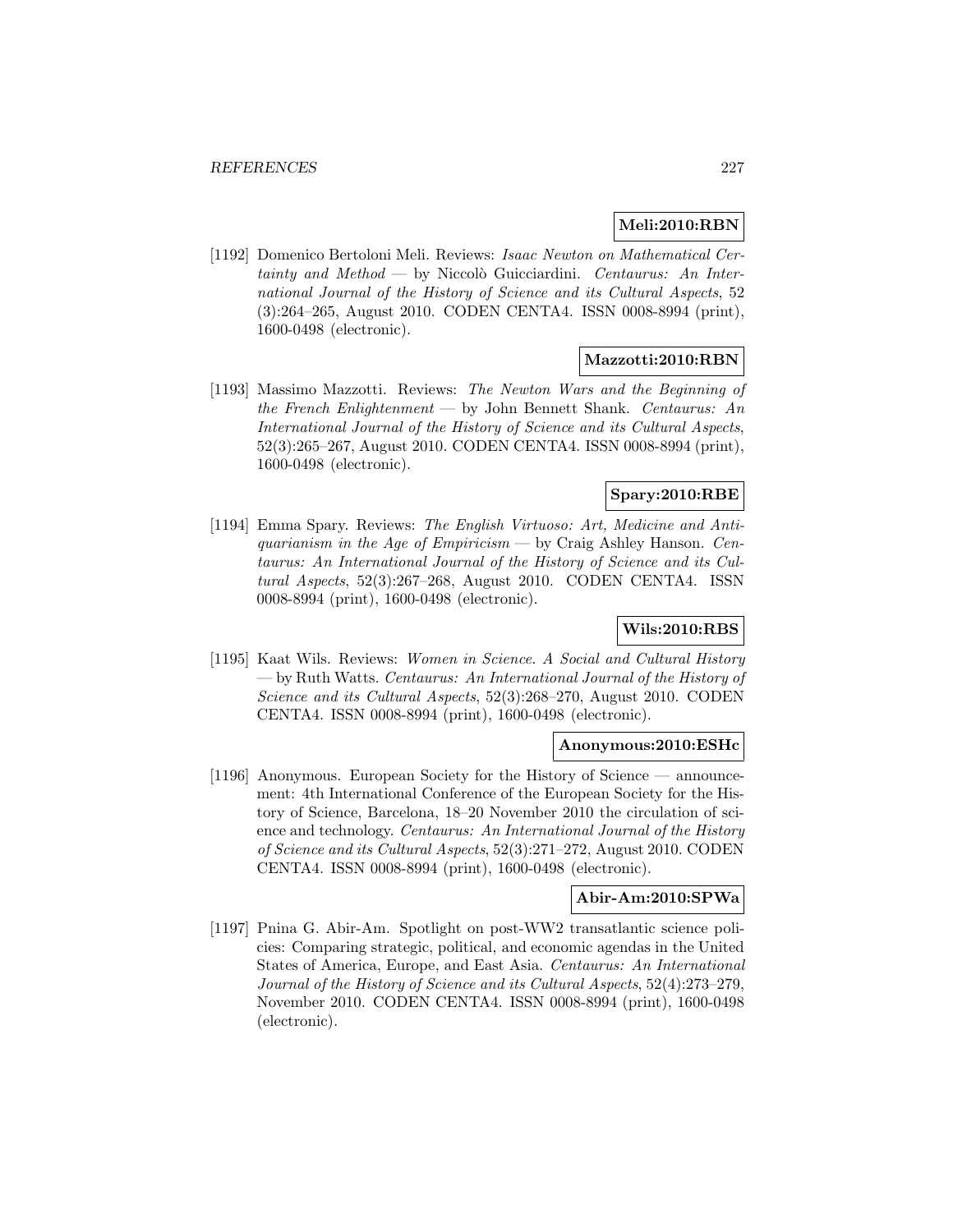**Meli:2010:RBN**

[1192] Domenico Bertoloni Meli. Reviews: *Isaac Newton on Mathematical Certainty and Method* — by Niccolò Guicciardini. *Centaurus: An International Journal of the History of Science and its Cultural Aspects*, 52 (3):264–265, August 2010. CODEN CENTA4. ISSN 0008-8994 (print), 1600-0498 (electronic).

**Mazzotti:2010:RBN**

[1193] Massimo Mazzotti. Reviews: *The Newton Wars and the Beginning of the French Enlightenment* — by John Bennett Shank. *Centaurus: An International Journal of the History of Science and its Cultural Aspects*, 52(3):265–267, August 2010. CODEN CENTA4. ISSN 0008-8994 (print), 1600-0498 (electronic).

**Spary:2010:RBE**

[1194] Emma Spary. Reviews: *The English Virtuoso: Art, Medicine and Antiquarianism in the Age of Empiricism* — by Craig Ashley Hanson. *Centaurus: An International Journal of the History of Science and its Cultural Aspects*, 52(3):267–268, August 2010. CODEN CENTA4. ISSN 0008-8994 (print), 1600-0498 (electronic).

**Wils:2010:RBS**

[1195] Kaat Wils. Reviews: *Women in Science. A Social and Cultural History* — by Ruth Watts. *Centaurus: An International Journal of the History of Science and its Cultural Aspects*, 52(3):268–270, August 2010. CODEN CENTA4. ISSN 0008-8994 (print), 1600-0498 (electronic).

**Anonymous:2010:ESHc**

[1196] Anonymous. European Society for the History of Science — announcement: 4th International Conference of the European Society for the History of Science, Barcelona, 18–20 November 2010 the circulation of science and technology. *Centaurus: An International Journal of the History of Science and its Cultural Aspects*, 52(3):271–272, August 2010. CODEN CENTA4. ISSN 0008-8994 (print), 1600-0498 (electronic).

**Abir-Am:2010:SPWa**

[1197] Pnina G. Abir-Am. Spotlight on post-WW2 transatlantic science policies: Comparing strategic, political, and economic agendas in the United States of America, Europe, and East Asia. *Centaurus: An International Journal of the History of Science and its Cultural Aspects*, 52(4):273–279, November 2010. CODEN CENTA4. ISSN 0008-8994 (print), 1600-0498 (electronic).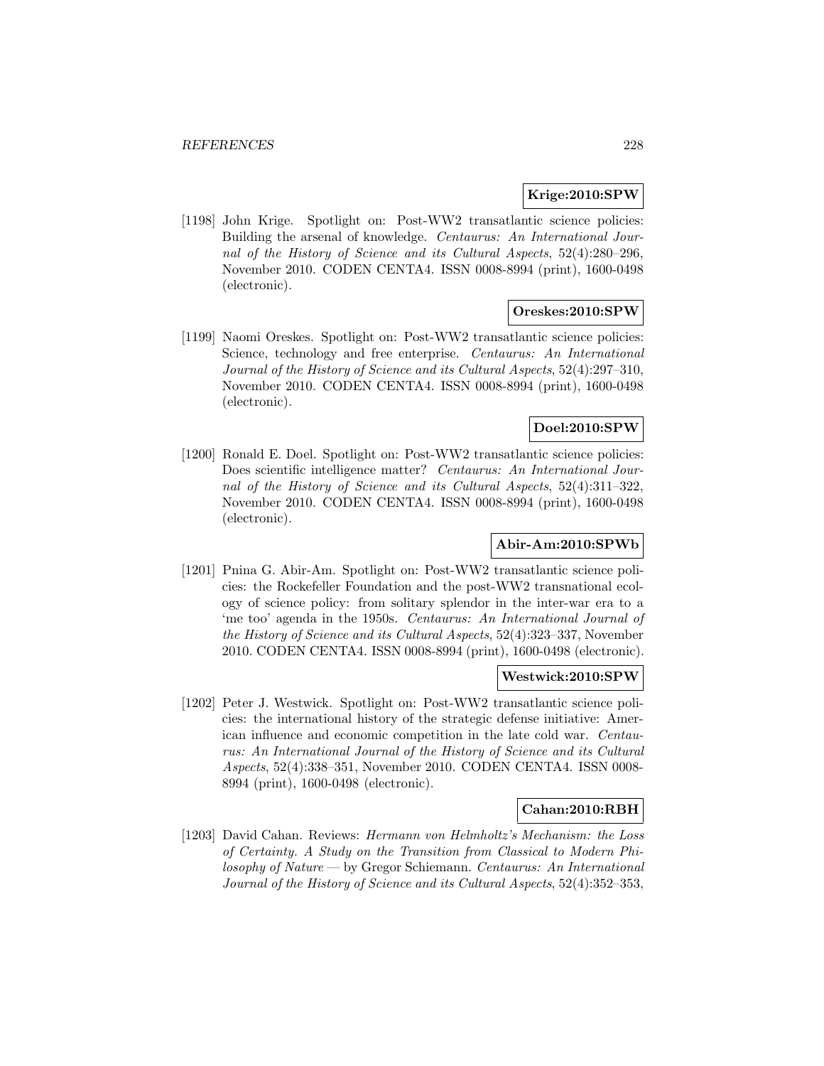**Krige:2010:SPW**

[1198] John Krige. Spotlight on: Post-WW2 transatlantic science policies: Building the arsenal of knowledge. *Centaurus: An International Journal of the History of Science and its Cultural Aspects*, 52(4):280–296, November 2010. CODEN CENTA4. ISSN 0008-8994 (print), 1600-0498 (electronic).

**Oreskes:2010:SPW**

[1199] Naomi Oreskes. Spotlight on: Post-WW2 transatlantic science policies: Science, technology and free enterprise. *Centaurus: An International Journal of the History of Science and its Cultural Aspects*, 52(4):297–310, November 2010. CODEN CENTA4. ISSN 0008-8994 (print), 1600-0498 (electronic).

**Doel:2010:SPW**

[1200] Ronald E. Doel. Spotlight on: Post-WW2 transatlantic science policies: Does scientific intelligence matter? *Centaurus: An International Journal of the History of Science and its Cultural Aspects*, 52(4):311–322, November 2010. CODEN CENTA4. ISSN 0008-8994 (print), 1600-0498 (electronic).

**Abir-Am:2010:SPWb**

[1201] Pnina G. Abir-Am. Spotlight on: Post-WW2 transatlantic science policies: the Rockefeller Foundation and the post-WW2 transnational ecology of science policy: from solitary splendor in the inter-war era to a 'me too' agenda in the 1950s. *Centaurus: An International Journal of the History of Science and its Cultural Aspects*, 52(4):323–337, November 2010. CODEN CENTA4. ISSN 0008-8994 (print), 1600-0498 (electronic).

**Westwick:2010:SPW**

[1202] Peter J. Westwick. Spotlight on: Post-WW2 transatlantic science policies: the international history of the strategic defense initiative: American influence and economic competition in the late cold war. *Centaurus: An International Journal of the History of Science and its Cultural Aspects*, 52(4):338–351, November 2010. CODEN CENTA4. ISSN 0008-8994 (print), 1600-0498 (electronic).

**Cahan:2010:RBH**

[1203] David Cahan. Reviews: *Hermann von Helmholtz's Mechanism: the Loss of Certainty. A Study on the Transition from Classical to Modern Philosophy of Nature* — by Gregor Schiemann. *Centaurus: An International Journal of the History of Science and its Cultural Aspects*, 52(4):352–353,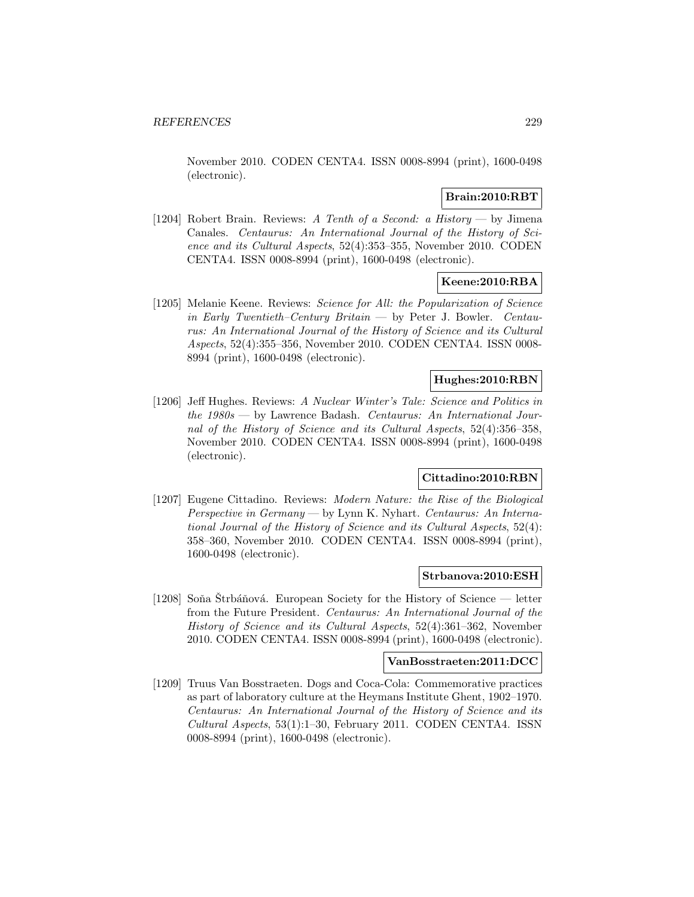November 2010. CODEN CENTA4. ISSN 0008-8994 (print), 1600-0498 (electronic).

**Brain:2010:RBT**

[1204] Robert Brain. Reviews: *A Tenth of a Second: a History* — by Jimena Canales. *Centaurus: An International Journal of the History of Science and its Cultural Aspects*, 52(4):353–355, November 2010. CODEN CENTA4. ISSN 0008-8994 (print), 1600-0498 (electronic).

**Keene:2010:RBA**

[1205] Melanie Keene. Reviews: *Science for All: the Popularization of Science in Early Twentieth–Century Britain* — by Peter J. Bowler. *Centaurus: An International Journal of the History of Science and its Cultural Aspects*, 52(4):355–356, November 2010. CODEN CENTA4. ISSN 0008-8994 (print), 1600-0498 (electronic).

**Hughes:2010:RBN**

[1206] Jeff Hughes. Reviews: *A Nuclear Winter's Tale: Science and Politics in the 1980s* — by Lawrence Badash. *Centaurus: An International Journal of the History of Science and its Cultural Aspects*, 52(4):356–358, November 2010. CODEN CENTA4. ISSN 0008-8994 (print), 1600-0498 (electronic).

**Cittadino:2010:RBN**

[1207] Eugene Cittadino. Reviews: *Modern Nature: the Rise of the Biological Perspective in Germany* — by Lynn K. Nyhart. *Centaurus: An International Journal of the History of Science and its Cultural Aspects*, 52(4): 358–360, November 2010. CODEN CENTA4. ISSN 0008-8994 (print), 1600-0498 (electronic).

**Strbanova:2010:ESH**

[1208] Soňa Štrbáňová. European Society for the History of Science — letter from the Future President. *Centaurus: An International Journal of the History of Science and its Cultural Aspects*, 52(4):361–362, November 2010. CODEN CENTA4. ISSN 0008-8994 (print), 1600-0498 (electronic).

**VanBosstraeten:2011:DCC**

[1209] Truus Van Bosstraeten. Dogs and Coca-Cola: Commemorative practices as part of laboratory culture at the Heymans Institute Ghent, 1902–1970. *Centaurus: An International Journal of the History of Science and its Cultural Aspects*, 53(1):1–30, February 2011. CODEN CENTA4. ISSN 0008-8994 (print), 1600-0498 (electronic).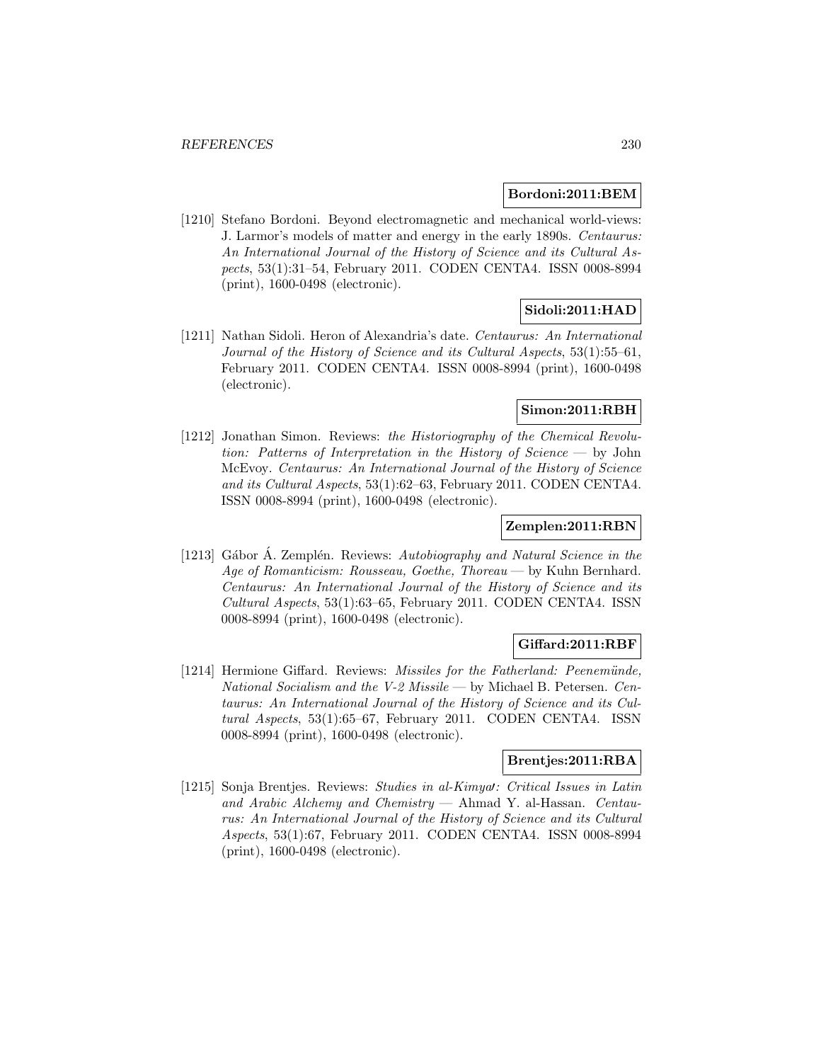**Bordoni:2011:BEM**

[1210] Stefano Bordoni. Beyond electromagnetic and mechanical world-views: J. Larmor's models of matter and energy in the early 1890s. *Centaurus: An International Journal of the History of Science and its Cultural Aspects*, 53(1):31–54, February 2011. CODEN CENTA4. ISSN 0008-8994 (print), 1600-0498 (electronic).

**Sidoli:2011:HAD**

[1211] Nathan Sidoli. Heron of Alexandria's date. *Centaurus: An International Journal of the History of Science and its Cultural Aspects*, 53(1):55–61, February 2011. CODEN CENTA4. ISSN 0008-8994 (print), 1600-0498 (electronic).

**Simon:2011:RBH**

[1212] Jonathan Simon. Reviews: *the Historiography of the Chemical Revolution: Patterns of Interpretation in the History of Science* — by John McEvoy. *Centaurus: An International Journal of the History of Science and its Cultural Aspects*, 53(1):62–63, February 2011. CODEN CENTA4. ISSN 0008-8994 (print), 1600-0498 (electronic).

**Zemplen:2011:RBN**

[1213] Gábor Á. Zemplén. Reviews: *Autobiography and Natural Science in the Age of Romanticism: Rousseau, Goethe, Thoreau* — by Kuhn Bernhard. *Centaurus: An International Journal of the History of Science and its Cultural Aspects*, 53(1):63–65, February 2011. CODEN CENTA4. ISSN 0008-8994 (print), 1600-0498 (electronic).

**Giffard:2011:RBF**

[1214] Hermione Giffard. Reviews: *Missiles for the Fatherland: Peenemünde, National Socialism and the V-2 Missile* — by Michael B. Petersen. *Centaurus: An International Journal of the History of Science and its Cultural Aspects*, 53(1):65–67, February 2011. CODEN CENTA4. ISSN 0008-8994 (print), 1600-0498 (electronic).

**Brentjes:2011:RBA**

[1215] Sonja Brentjes. Reviews: *Studies in al-Kimya*ʾ*: Critical Issues in Latin and Arabic Alchemy and Chemistry* — Ahmad Y. al-Hassan. *Centaurus: An International Journal of the History of Science and its Cultural Aspects*, 53(1):67, February 2011. CODEN CENTA4. ISSN 0008-8994 (print), 1600-0498 (electronic).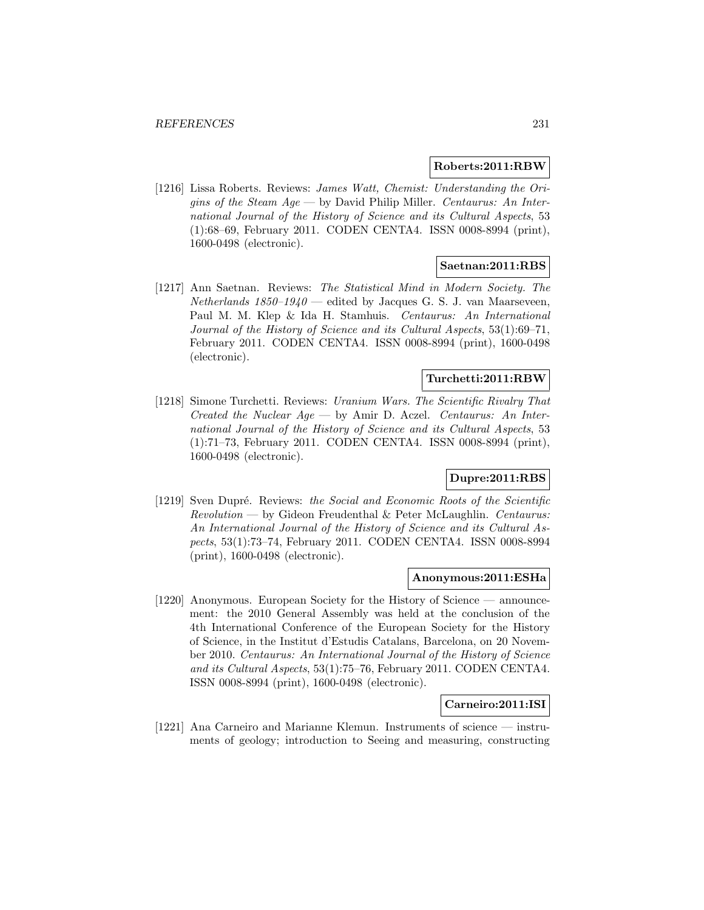**Roberts:2011:RBW**

[1216] Lissa Roberts. Reviews: *James Watt, Chemist: Understanding the Origins of the Steam Age* — by David Philip Miller. *Centaurus: An International Journal of the History of Science and its Cultural Aspects*, 53 (1):68–69, February 2011. CODEN CENTA4. ISSN 0008-8994 (print), 1600-0498 (electronic).

**Saetnan:2011:RBS**

[1217] Ann Saetnan. Reviews: *The Statistical Mind in Modern Society. The Netherlands 1850–1940* — edited by Jacques G. S. J. van Maarseveen, Paul M. M. Klep & Ida H. Stamhuis. *Centaurus: An International Journal of the History of Science and its Cultural Aspects*, 53(1):69–71, February 2011. CODEN CENTA4. ISSN 0008-8994 (print), 1600-0498 (electronic).

**Turchetti:2011:RBW**

[1218] Simone Turchetti. Reviews: *Uranium Wars. The Scientific Rivalry That Created the Nuclear Age* — by Amir D. Aczel. *Centaurus: An International Journal of the History of Science and its Cultural Aspects*, 53 (1):71–73, February 2011. CODEN CENTA4. ISSN 0008-8994 (print), 1600-0498 (electronic).

**Dupre:2011:RBS**

[1219] Sven Dupré. Reviews: *the Social and Economic Roots of the Scientific Revolution* — by Gideon Freudenthal & Peter McLaughlin. *Centaurus: An International Journal of the History of Science and its Cultural Aspects*, 53(1):73–74, February 2011. CODEN CENTA4. ISSN 0008-8994 (print), 1600-0498 (electronic).

**Anonymous:2011:ESHa**

[1220] Anonymous. European Society for the History of Science — announcement: the 2010 General Assembly was held at the conclusion of the 4th International Conference of the European Society for the History of Science, in the Institut d'Estudis Catalans, Barcelona, on 20 November 2010. *Centaurus: An International Journal of the History of Science and its Cultural Aspects*, 53(1):75–76, February 2011. CODEN CENTA4. ISSN 0008-8994 (print), 1600-0498 (electronic).

**Carneiro:2011:ISI**

[1221] Ana Carneiro and Marianne Klemun. Instruments of science — instruments of geology; introduction to Seeing and measuring, constructing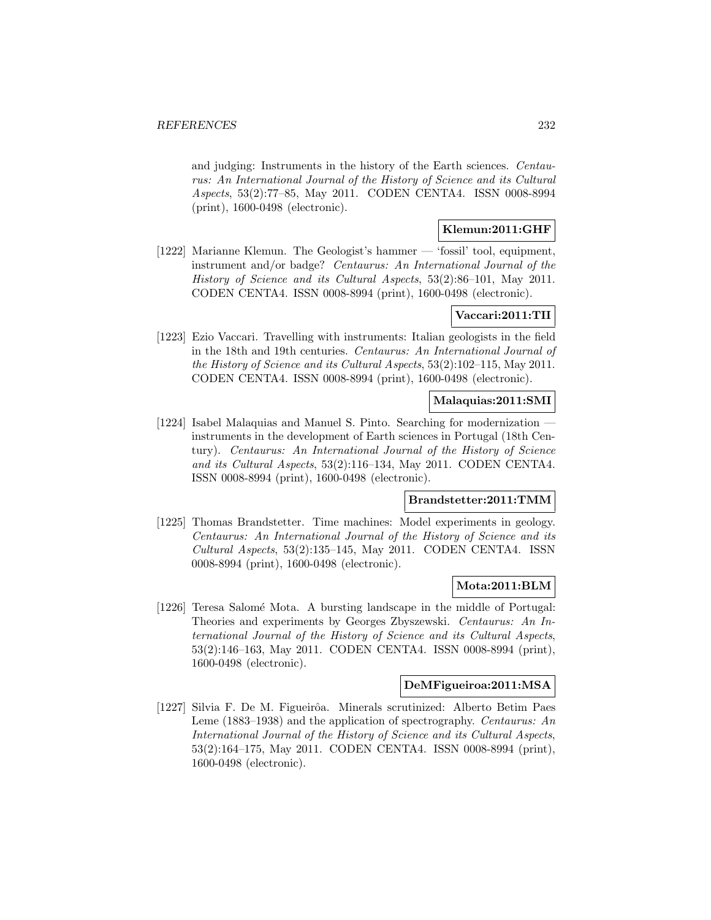and judging: Instruments in the history of the Earth sciences. *Centaurus: An International Journal of the History of Science and its Cultural Aspects*, 53(2):77–85, May 2011. CODEN CENTA4. ISSN 0008-8994 (print), 1600-0498 (electronic).

**Klemun:2011:GHF**

[1222] Marianne Klemun. The Geologist's hammer — 'fossil' tool, equipment, instrument and/or badge? *Centaurus: An International Journal of the History of Science and its Cultural Aspects*, 53(2):86–101, May 2011. CODEN CENTA4. ISSN 0008-8994 (print), 1600-0498 (electronic).

**Vaccari:2011:TII**

[1223] Ezio Vaccari. Travelling with instruments: Italian geologists in the field in the 18th and 19th centuries. *Centaurus: An International Journal of the History of Science and its Cultural Aspects*, 53(2):102–115, May 2011. CODEN CENTA4. ISSN 0008-8994 (print), 1600-0498 (electronic).

**Malaquias:2011:SMI**

[1224] Isabel Malaquias and Manuel S. Pinto. Searching for modernization — instruments in the development of Earth sciences in Portugal (18th Century). *Centaurus: An International Journal of the History of Science and its Cultural Aspects*, 53(2):116–134, May 2011. CODEN CENTA4. ISSN 0008-8994 (print), 1600-0498 (electronic).

**Brandstetter:2011:TMM**

[1225] Thomas Brandstetter. Time machines: Model experiments in geology. *Centaurus: An International Journal of the History of Science and its Cultural Aspects*, 53(2):135–145, May 2011. CODEN CENTA4. ISSN 0008-8994 (print), 1600-0498 (electronic).

**Mota:2011:BLM**

[1226] Teresa Salomé Mota. A bursting landscape in the middle of Portugal: Theories and experiments by Georges Zbyszewski. *Centaurus: An International Journal of the History of Science and its Cultural Aspects*, 53(2):146–163, May 2011. CODEN CENTA4. ISSN 0008-8994 (print), 1600-0498 (electronic).

**DeMFigueiroa:2011:MSA**

[1227] Silvia F. De M. Figueirôa. Minerals scrutinized: Alberto Betim Paes Leme (1883–1938) and the application of spectrography. *Centaurus: An International Journal of the History of Science and its Cultural Aspects*, 53(2):164–175, May 2011. CODEN CENTA4. ISSN 0008-8994 (print), 1600-0498 (electronic).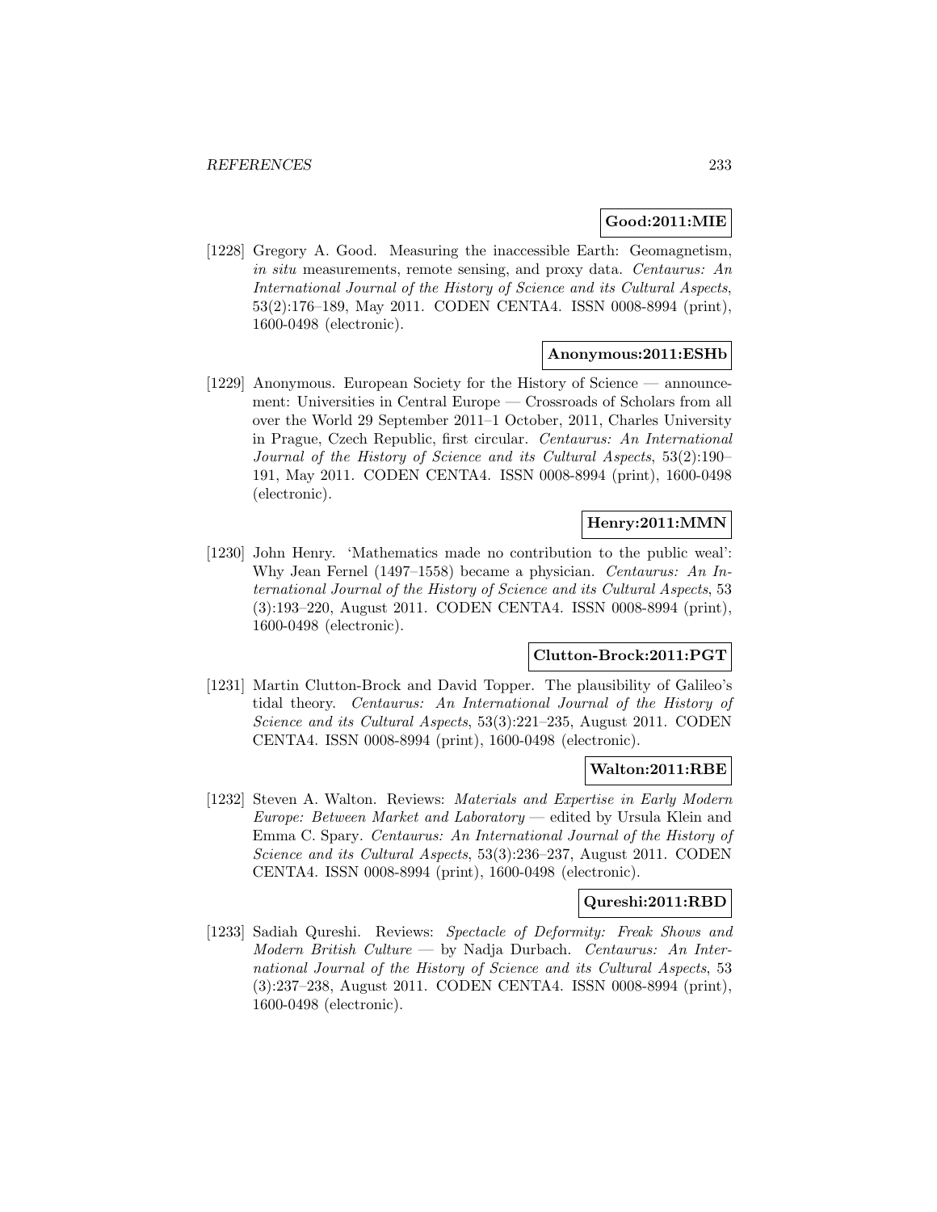**Good:2011:MIE**

[1228] Gregory A. Good. Measuring the inaccessible Earth: Geomagnetism, *in situ* measurements, remote sensing, and proxy data. *Centaurus: An International Journal of the History of Science and its Cultural Aspects*, 53(2):176–189, May 2011. CODEN CENTA4. ISSN 0008-8994 (print), 1600-0498 (electronic).

**Anonymous:2011:ESHb**

[1229] Anonymous. European Society for the History of Science — announcement: Universities in Central Europe — Crossroads of Scholars from all over the World 29 September 2011–1 October, 2011, Charles University in Prague, Czech Republic, first circular. *Centaurus: An International Journal of the History of Science and its Cultural Aspects*, 53(2):190–191, May 2011. CODEN CENTA4. ISSN 0008-8994 (print), 1600-0498 (electronic).

**Henry:2011:MMN**

[1230] John Henry. 'Mathematics made no contribution to the public weal': Why Jean Fernel (1497–1558) became a physician. *Centaurus: An International Journal of the History of Science and its Cultural Aspects*, 53 (3):193–220, August 2011. CODEN CENTA4. ISSN 0008-8994 (print), 1600-0498 (electronic).

**Clutton-Brock:2011:PGT**

[1231] Martin Clutton-Brock and David Topper. The plausibility of Galileo's tidal theory. *Centaurus: An International Journal of the History of Science and its Cultural Aspects*, 53(3):221–235, August 2011. CODEN CENTA4. ISSN 0008-8994 (print), 1600-0498 (electronic).

**Walton:2011:RBE**

[1232] Steven A. Walton. Reviews: *Materials and Expertise in Early Modern Europe: Between Market and Laboratory* — edited by Ursula Klein and Emma C. Spary. *Centaurus: An International Journal of the History of Science and its Cultural Aspects*, 53(3):236–237, August 2011. CODEN CENTA4. ISSN 0008-8994 (print), 1600-0498 (electronic).

**Qureshi:2011:RBD**

[1233] Sadiah Qureshi. Reviews: *Spectacle of Deformity: Freak Shows and Modern British Culture* — by Nadja Durbach. *Centaurus: An International Journal of the History of Science and its Cultural Aspects*, 53 (3):237–238, August 2011. CODEN CENTA4. ISSN 0008-8994 (print), 1600-0498 (electronic).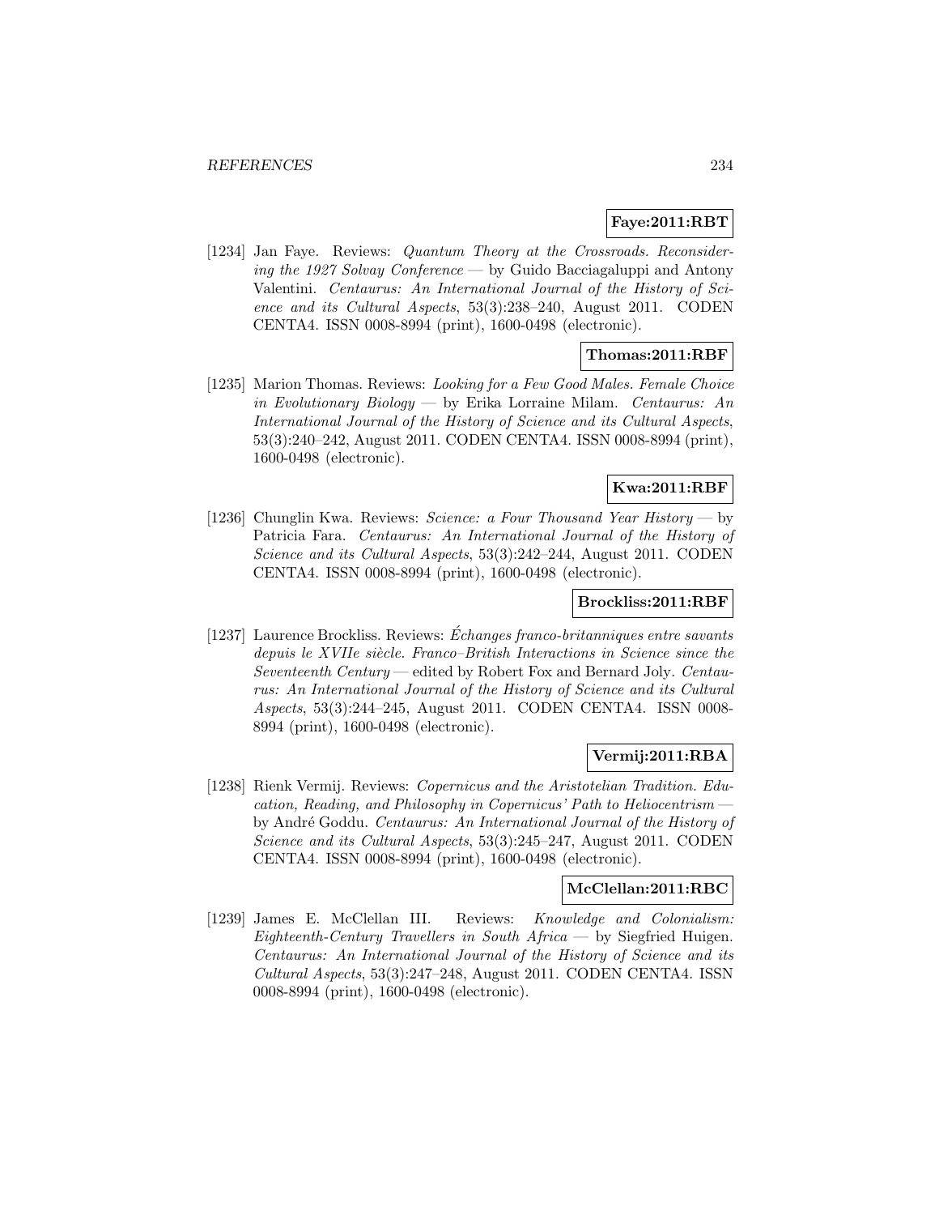**Faye:2011:RBT**

[1234] Jan Faye. Reviews: *Quantum Theory at the Crossroads. Reconsidering the 1927 Solvay Conference* — by Guido Bacciagaluppi and Antony Valentini. *Centaurus: An International Journal of the History of Science and its Cultural Aspects*, 53(3):238–240, August 2011. CODEN CENTA4. ISSN 0008-8994 (print), 1600-0498 (electronic).

**Thomas:2011:RBF**

[1235] Marion Thomas. Reviews: *Looking for a Few Good Males. Female Choice in Evolutionary Biology* — by Erika Lorraine Milam. *Centaurus: An International Journal of the History of Science and its Cultural Aspects*, 53(3):240–242, August 2011. CODEN CENTA4. ISSN 0008-8994 (print), 1600-0498 (electronic).

**Kwa:2011:RBF**

[1236] Chunglin Kwa. Reviews: *Science: a Four Thousand Year History* — by Patricia Fara. *Centaurus: An International Journal of the History of Science and its Cultural Aspects*, 53(3):242–244, August 2011. CODEN CENTA4. ISSN 0008-8994 (print), 1600-0498 (electronic).

**Brockliss:2011:RBF**

[1237] Laurence Brockliss. Reviews: *Échanges franco-britanniques entre savants depuis le XVIIe siècle. Franco–British Interactions in Science since the Seventeenth Century* — edited by Robert Fox and Bernard Joly. *Centaurus: An International Journal of the History of Science and its Cultural Aspects*, 53(3):244–245, August 2011. CODEN CENTA4. ISSN 0008-8994 (print), 1600-0498 (electronic).

**Vermij:2011:RBA**

[1238] Rienk Vermij. Reviews: *Copernicus and the Aristotelian Tradition. Education, Reading, and Philosophy in Copernicus' Path to Heliocentrism* — by André Goddu. *Centaurus: An International Journal of the History of Science and its Cultural Aspects*, 53(3):245–247, August 2011. CODEN CENTA4. ISSN 0008-8994 (print), 1600-0498 (electronic).

**McClellan:2011:RBC**

[1239] James E. McClellan III. Reviews: *Knowledge and Colonialism: Eighteenth-Century Travellers in South Africa* — by Siegfried Huigen. *Centaurus: An International Journal of the History of Science and its Cultural Aspects*, 53(3):247–248, August 2011. CODEN CENTA4. ISSN 0008-8994 (print), 1600-0498 (electronic).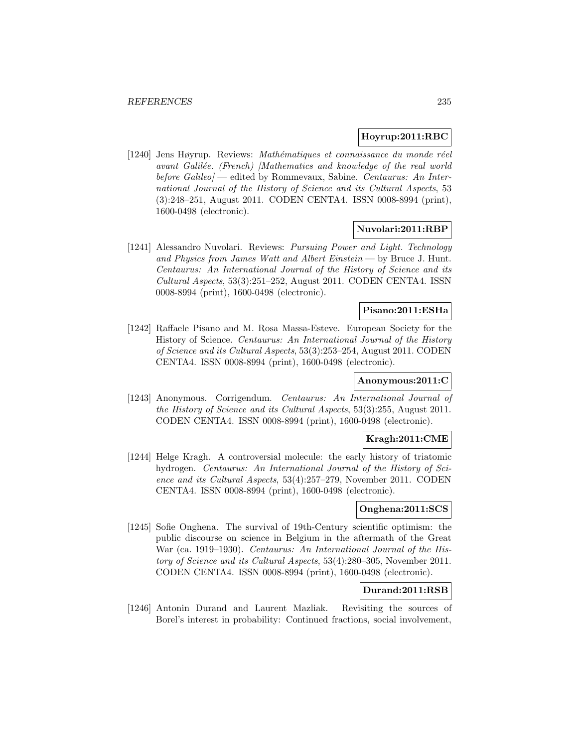**Hoyrup:2011:RBC**

[1240] Jens Høyrup. Reviews: *Mathématiques et connaissance du monde réel avant Galilée. (French) [Mathematics and knowledge of the real world before Galileo]* — edited by Rommevaux, Sabine. *Centaurus: An International Journal of the History of Science and its Cultural Aspects*, 53 (3):248–251, August 2011. CODEN CENTA4. ISSN 0008-8994 (print), 1600-0498 (electronic).

**Nuvolari:2011:RBP**

[1241] Alessandro Nuvolari. Reviews: *Pursuing Power and Light. Technology and Physics from James Watt and Albert Einstein* — by Bruce J. Hunt. *Centaurus: An International Journal of the History of Science and its Cultural Aspects*, 53(3):251–252, August 2011. CODEN CENTA4. ISSN 0008-8994 (print), 1600-0498 (electronic).

**Pisano:2011:ESHa**

[1242] Raffaele Pisano and M. Rosa Massa-Esteve. European Society for the History of Science. *Centaurus: An International Journal of the History of Science and its Cultural Aspects*, 53(3):253–254, August 2011. CODEN CENTA4. ISSN 0008-8994 (print), 1600-0498 (electronic).

**Anonymous:2011:C**

[1243] Anonymous. Corrigendum. *Centaurus: An International Journal of the History of Science and its Cultural Aspects*, 53(3):255, August 2011. CODEN CENTA4. ISSN 0008-8994 (print), 1600-0498 (electronic).

**Kragh:2011:CME**

[1244] Helge Kragh. A controversial molecule: the early history of triatomic hydrogen. *Centaurus: An International Journal of the History of Science and its Cultural Aspects*, 53(4):257–279, November 2011. CODEN CENTA4. ISSN 0008-8994 (print), 1600-0498 (electronic).

**Onghena:2011:SCS**

[1245] Sofie Onghena. The survival of 19th-Century scientific optimism: the public discourse on science in Belgium in the aftermath of the Great War (ca. 1919–1930). *Centaurus: An International Journal of the History of Science and its Cultural Aspects*, 53(4):280–305, November 2011. CODEN CENTA4. ISSN 0008-8994 (print), 1600-0498 (electronic).

**Durand:2011:RSB**

[1246] Antonin Durand and Laurent Mazliak. Revisiting the sources of Borel's interest in probability: Continued fractions, social involvement,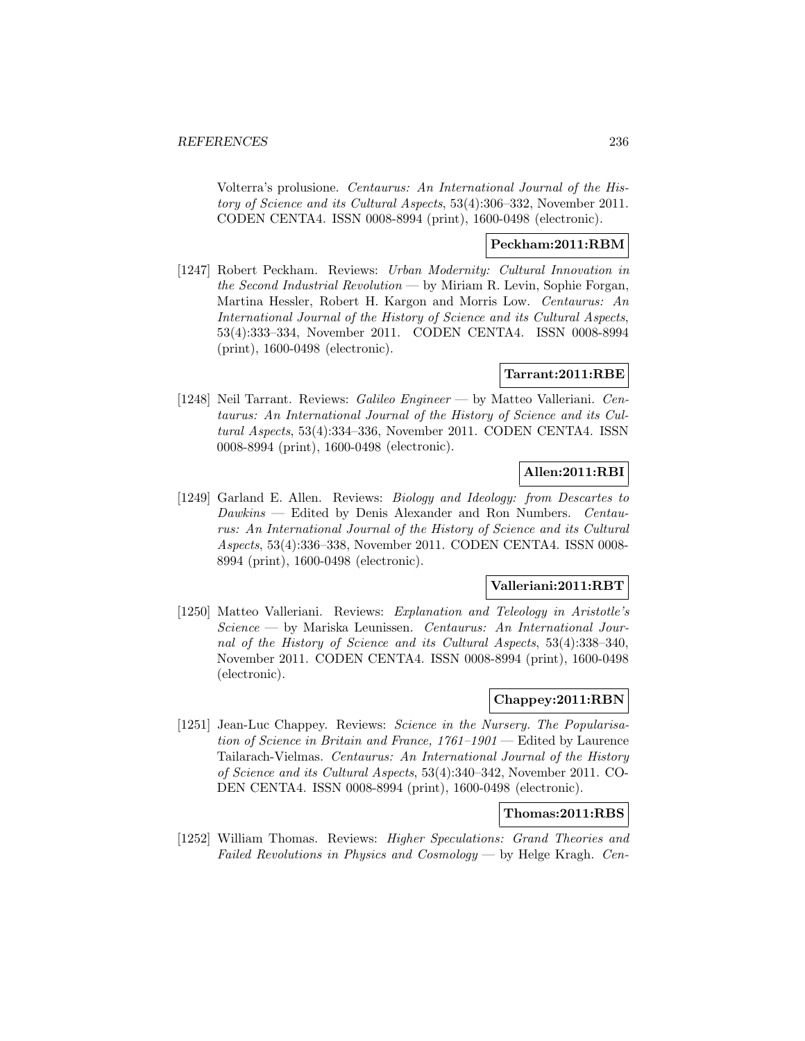Volterra's prolusione. *Centaurus: An International Journal of the History of Science and its Cultural Aspects*, 53(4):306–332, November 2011. CODEN CENTA4. ISSN 0008-8994 (print), 1600-0498 (electronic).

**Peckham:2011:RBM**

[1247] Robert Peckham. Reviews: *Urban Modernity: Cultural Innovation in the Second Industrial Revolution* — by Miriam R. Levin, Sophie Forgan, Martina Hessler, Robert H. Kargon and Morris Low. *Centaurus: An International Journal of the History of Science and its Cultural Aspects*, 53(4):333–334, November 2011. CODEN CENTA4. ISSN 0008-8994 (print), 1600-0498 (electronic).

**Tarrant:2011:RBE**

[1248] Neil Tarrant. Reviews: *Galileo Engineer* — by Matteo Valleriani. *Centaurus: An International Journal of the History of Science and its Cultural Aspects*, 53(4):334–336, November 2011. CODEN CENTA4. ISSN 0008-8994 (print), 1600-0498 (electronic).

**Allen:2011:RBI**

[1249] Garland E. Allen. Reviews: *Biology and Ideology: from Descartes to Dawkins* — Edited by Denis Alexander and Ron Numbers. *Centaurus: An International Journal of the History of Science and its Cultural Aspects*, 53(4):336–338, November 2011. CODEN CENTA4. ISSN 0008-8994 (print), 1600-0498 (electronic).

**Valleriani:2011:RBT**

[1250] Matteo Valleriani. Reviews: *Explanation and Teleology in Aristotle's Science* — by Mariska Leunissen. *Centaurus: An International Journal of the History of Science and its Cultural Aspects*, 53(4):338–340, November 2011. CODEN CENTA4. ISSN 0008-8994 (print), 1600-0498 (electronic).

**Chappey:2011:RBN**

[1251] Jean-Luc Chappey. Reviews: *Science in the Nursery. The Popularisation of Science in Britain and France, 1761–1901* — Edited by Laurence Tailarach-Vielmas. *Centaurus: An International Journal of the History of Science and its Cultural Aspects*, 53(4):340–342, November 2011. CODEN CENTA4. ISSN 0008-8994 (print), 1600-0498 (electronic).

**Thomas:2011:RBS**

[1252] William Thomas. Reviews: *Higher Speculations: Grand Theories and Failed Revolutions in Physics and Cosmology* — by Helge Kragh. *Cen-*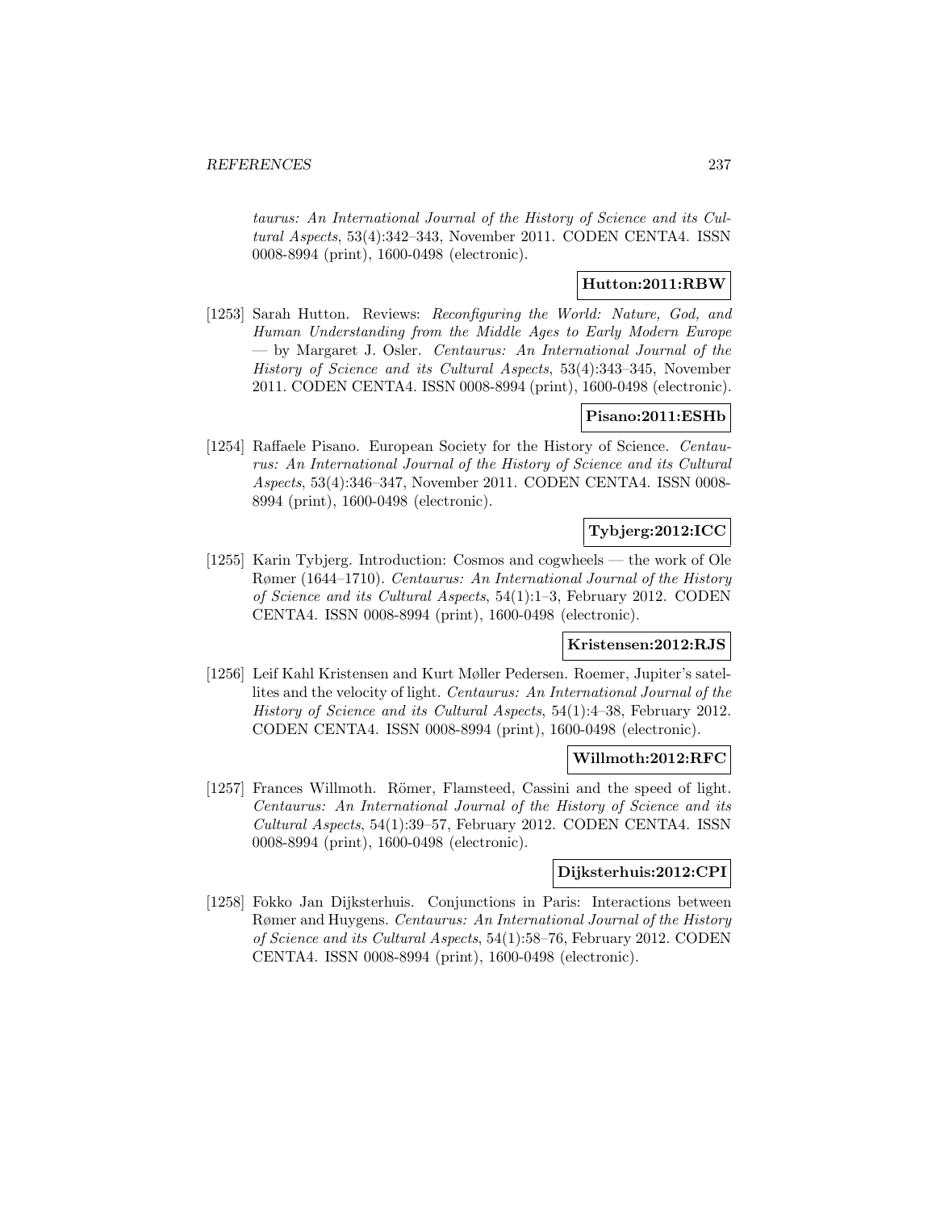*taurus: An International Journal of the History of Science and its Cultural Aspects*, 53(4):342–343, November 2011. CODEN CENTA4. ISSN 0008-8994 (print), 1600-0498 (electronic).

**Hutton:2011:RBW**

[1253] Sarah Hutton. Reviews: *Reconfiguring the World: Nature, God, and Human Understanding from the Middle Ages to Early Modern Europe* — by Margaret J. Osler. *Centaurus: An International Journal of the History of Science and its Cultural Aspects*, 53(4):343–345, November 2011. CODEN CENTA4. ISSN 0008-8994 (print), 1600-0498 (electronic).

**Pisano:2011:ESHb**

[1254] Raffaele Pisano. European Society for the History of Science. *Centaurus: An International Journal of the History of Science and its Cultural Aspects*, 53(4):346–347, November 2011. CODEN CENTA4. ISSN 0008-8994 (print), 1600-0498 (electronic).

**Tybjerg:2012:ICC**

[1255] Karin Tybjerg. Introduction: Cosmos and cogwheels — the work of Ole Rømer (1644–1710). *Centaurus: An International Journal of the History of Science and its Cultural Aspects*, 54(1):1–3, February 2012. CODEN CENTA4. ISSN 0008-8994 (print), 1600-0498 (electronic).

**Kristensen:2012:RJS**

[1256] Leif Kahl Kristensen and Kurt Møller Pedersen. Roemer, Jupiter's satellites and the velocity of light. *Centaurus: An International Journal of the History of Science and its Cultural Aspects*, 54(1):4–38, February 2012. CODEN CENTA4. ISSN 0008-8994 (print), 1600-0498 (electronic).

**Willmoth:2012:RFC**

[1257] Frances Willmoth. Römer, Flamsteed, Cassini and the speed of light. *Centaurus: An International Journal of the History of Science and its Cultural Aspects*, 54(1):39–57, February 2012. CODEN CENTA4. ISSN 0008-8994 (print), 1600-0498 (electronic).

**Dijksterhuis:2012:CPI**

[1258] Fokko Jan Dijksterhuis. Conjunctions in Paris: Interactions between Rømer and Huygens. *Centaurus: An International Journal of the History of Science and its Cultural Aspects*, 54(1):58–76, February 2012. CODEN CENTA4. ISSN 0008-8994 (print), 1600-0498 (electronic).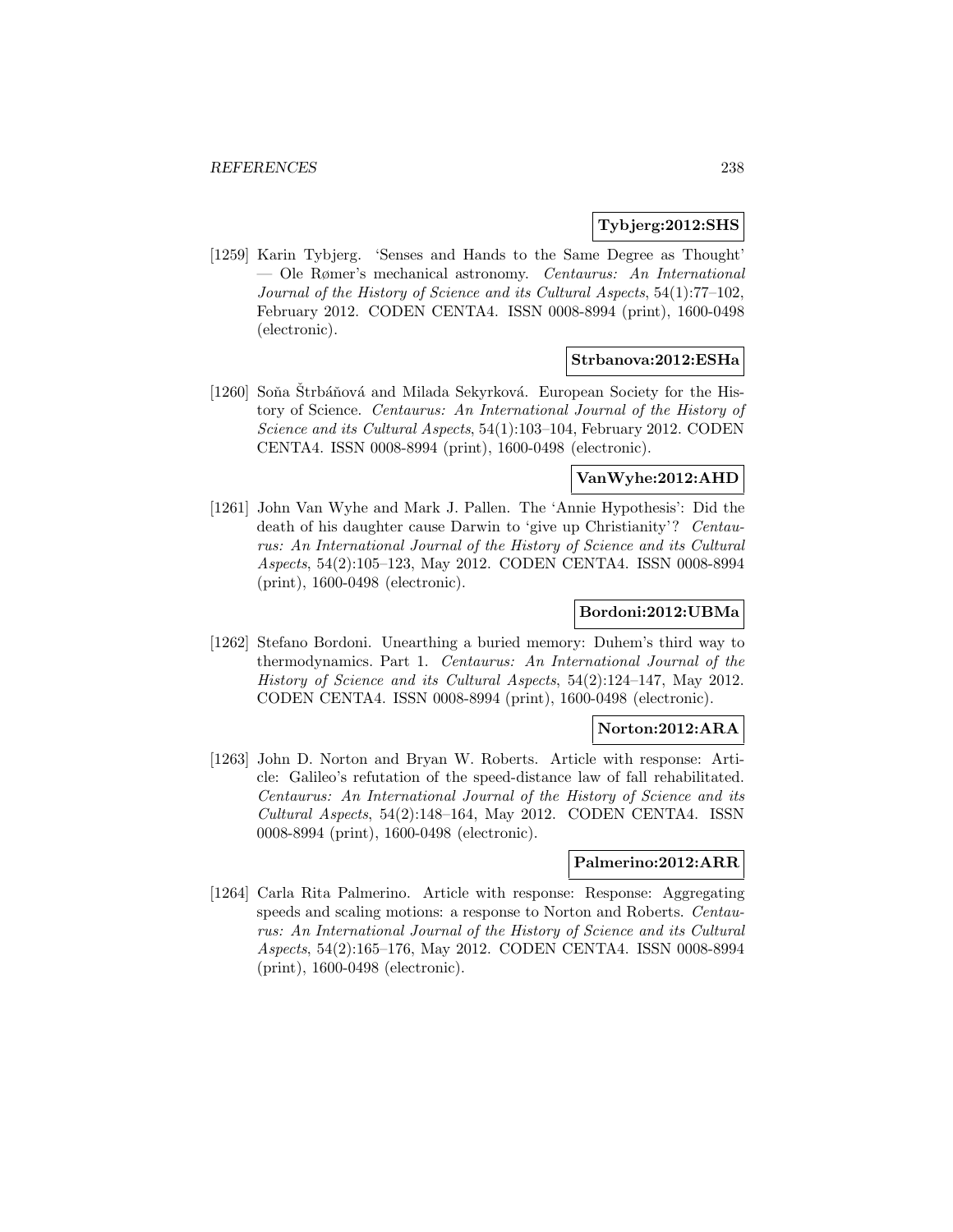**Tybjerg:2012:SHS**

[1259] Karin Tybjerg. 'Senses and Hands to the Same Degree as Thought' — Ole Rømer's mechanical astronomy. *Centaurus: An International Journal of the History of Science and its Cultural Aspects*, 54(1):77–102, February 2012. CODEN CENTA4. ISSN 0008-8994 (print), 1600-0498 (electronic).

**Strbanova:2012:ESHa**

[1260] Soňa Štrbáňová and Milada Sekyrková. European Society for the History of Science. *Centaurus: An International Journal of the History of Science and its Cultural Aspects*, 54(1):103–104, February 2012. CODEN CENTA4. ISSN 0008-8994 (print), 1600-0498 (electronic).

**VanWyhe:2012:AHD**

[1261] John Van Wyhe and Mark J. Pallen. The 'Annie Hypothesis': Did the death of his daughter cause Darwin to 'give up Christianity'? *Centaurus: An International Journal of the History of Science and its Cultural Aspects*, 54(2):105–123, May 2012. CODEN CENTA4. ISSN 0008-8994 (print), 1600-0498 (electronic).

**Bordoni:2012:UBMa**

[1262] Stefano Bordoni. Unearthing a buried memory: Duhem's third way to thermodynamics. Part 1. *Centaurus: An International Journal of the History of Science and its Cultural Aspects*, 54(2):124–147, May 2012. CODEN CENTA4. ISSN 0008-8994 (print), 1600-0498 (electronic).

**Norton:2012:ARA**

[1263] John D. Norton and Bryan W. Roberts. Article with response: Article: Galileo's refutation of the speed-distance law of fall rehabilitated. *Centaurus: An International Journal of the History of Science and its Cultural Aspects*, 54(2):148–164, May 2012. CODEN CENTA4. ISSN 0008-8994 (print), 1600-0498 (electronic).

**Palmerino:2012:ARR**

[1264] Carla Rita Palmerino. Article with response: Response: Aggregating speeds and scaling motions: a response to Norton and Roberts. *Centaurus: An International Journal of the History of Science and its Cultural Aspects*, 54(2):165–176, May 2012. CODEN CENTA4. ISSN 0008-8994 (print), 1600-0498 (electronic).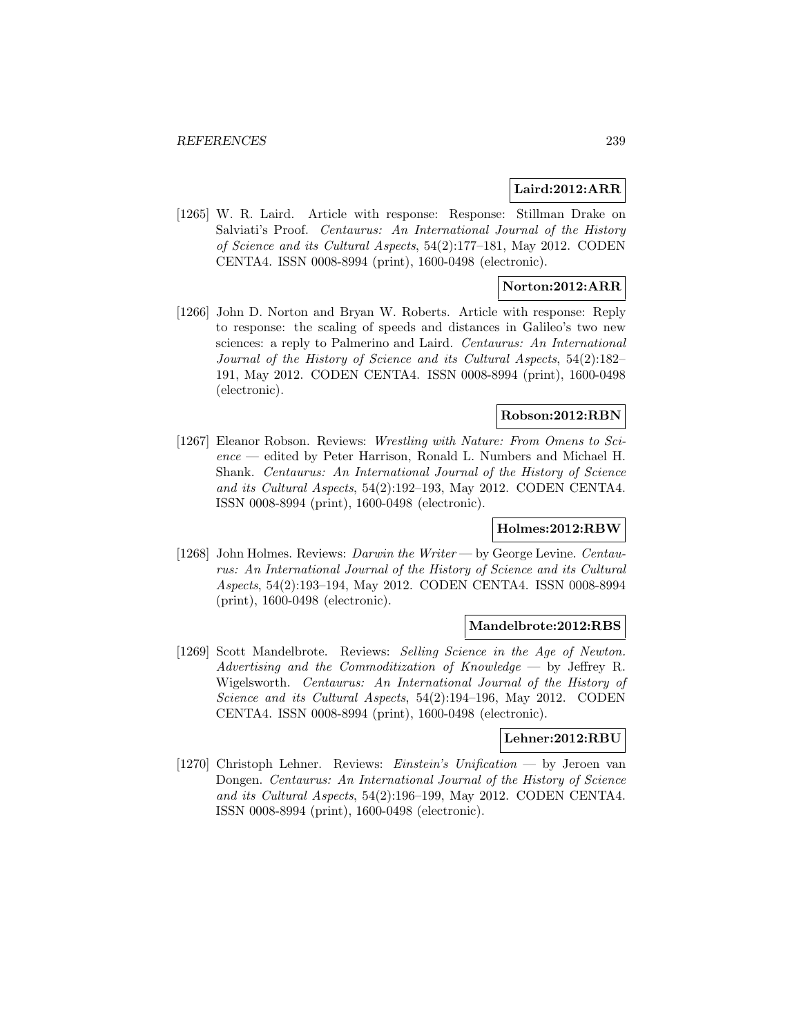**Laird:2012:ARR**

[1265] W. R. Laird. Article with response: Response: Stillman Drake on Salviati's Proof. *Centaurus: An International Journal of the History of Science and its Cultural Aspects*, 54(2):177–181, May 2012. CODEN CENTA4. ISSN 0008-8994 (print), 1600-0498 (electronic).

**Norton:2012:ARR**

[1266] John D. Norton and Bryan W. Roberts. Article with response: Reply to response: the scaling of speeds and distances in Galileo's two new sciences: a reply to Palmerino and Laird. *Centaurus: An International Journal of the History of Science and its Cultural Aspects*, 54(2):182–191, May 2012. CODEN CENTA4. ISSN 0008-8994 (print), 1600-0498 (electronic).

**Robson:2012:RBN**

[1267] Eleanor Robson. Reviews: *Wrestling with Nature: From Omens to Science* — edited by Peter Harrison, Ronald L. Numbers and Michael H. Shank. *Centaurus: An International Journal of the History of Science and its Cultural Aspects*, 54(2):192–193, May 2012. CODEN CENTA4. ISSN 0008-8994 (print), 1600-0498 (electronic).

**Holmes:2012:RBW**

[1268] John Holmes. Reviews: *Darwin the Writer* — by George Levine. *Centaurus: An International Journal of the History of Science and its Cultural Aspects*, 54(2):193–194, May 2012. CODEN CENTA4. ISSN 0008-8994 (print), 1600-0498 (electronic).

**Mandelbrote:2012:RBS**

[1269] Scott Mandelbrote. Reviews: *Selling Science in the Age of Newton. Advertising and the Commoditization of Knowledge* — by Jeffrey R. Wigelsworth. *Centaurus: An International Journal of the History of Science and its Cultural Aspects*, 54(2):194–196, May 2012. CODEN CENTA4. ISSN 0008-8994 (print), 1600-0498 (electronic).

**Lehner:2012:RBU**

[1270] Christoph Lehner. Reviews: *Einstein's Unification* — by Jeroen van Dongen. *Centaurus: An International Journal of the History of Science and its Cultural Aspects*, 54(2):196–199, May 2012. CODEN CENTA4. ISSN 0008-8994 (print), 1600-0498 (electronic).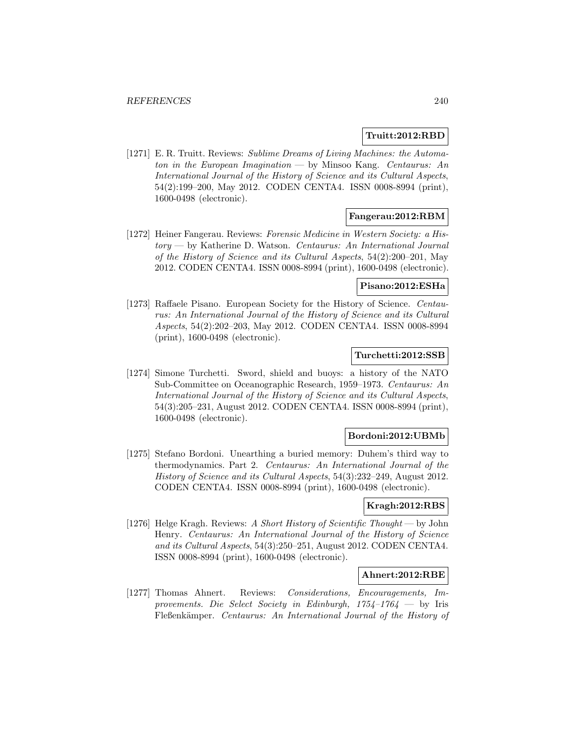**Truitt:2012:RBD**

[1271] E. R. Truitt. Reviews: *Sublime Dreams of Living Machines: the Automaton in the European Imagination* — by Minsoo Kang. *Centaurus: An International Journal of the History of Science and its Cultural Aspects*, 54(2):199–200, May 2012. CODEN CENTA4. ISSN 0008-8994 (print), 1600-0498 (electronic).

**Fangerau:2012:RBM**

[1272] Heiner Fangerau. Reviews: *Forensic Medicine in Western Society: a History* — by Katherine D. Watson. *Centaurus: An International Journal of the History of Science and its Cultural Aspects*, 54(2):200–201, May 2012. CODEN CENTA4. ISSN 0008-8994 (print), 1600-0498 (electronic).

**Pisano:2012:ESHa**

[1273] Raffaele Pisano. European Society for the History of Science. *Centaurus: An International Journal of the History of Science and its Cultural Aspects*, 54(2):202–203, May 2012. CODEN CENTA4. ISSN 0008-8994 (print), 1600-0498 (electronic).

**Turchetti:2012:SSB**

[1274] Simone Turchetti. Sword, shield and buoys: a history of the NATO Sub-Committee on Oceanographic Research, 1959–1973. *Centaurus: An International Journal of the History of Science and its Cultural Aspects*, 54(3):205–231, August 2012. CODEN CENTA4. ISSN 0008-8994 (print), 1600-0498 (electronic).

**Bordoni:2012:UBMb**

[1275] Stefano Bordoni. Unearthing a buried memory: Duhem's third way to thermodynamics. Part 2. *Centaurus: An International Journal of the History of Science and its Cultural Aspects*, 54(3):232–249, August 2012. CODEN CENTA4. ISSN 0008-8994 (print), 1600-0498 (electronic).

**Kragh:2012:RBS**

[1276] Helge Kragh. Reviews: *A Short History of Scientific Thought* — by John Henry. *Centaurus: An International Journal of the History of Science and its Cultural Aspects*, 54(3):250–251, August 2012. CODEN CENTA4. ISSN 0008-8994 (print), 1600-0498 (electronic).

**Ahnert:2012:RBE**

[1277] Thomas Ahnert. Reviews: *Considerations, Encouragements, Improvements. Die Select Society in Edinburgh, 1754–1764* — by Iris Fleßenkämper. *Centaurus: An International Journal of the History of*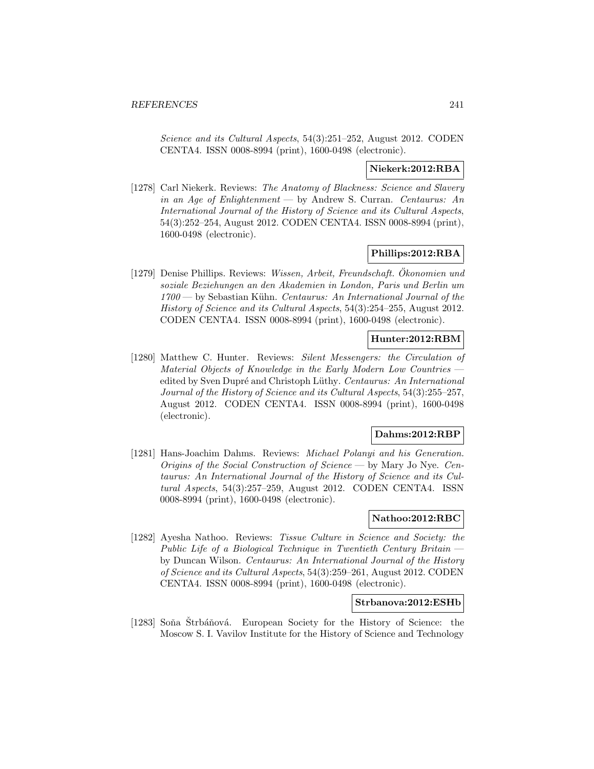*Science and its Cultural Aspects*, 54(3):251–252, August 2012. CODEN CENTA4. ISSN 0008-8994 (print), 1600-0498 (electronic).

**Niekerk:2012:RBA**

[1278] Carl Niekerk. Reviews: *The Anatomy of Blackness: Science and Slavery in an Age of Enlightenment* — by Andrew S. Curran. *Centaurus: An International Journal of the History of Science and its Cultural Aspects*, 54(3):252–254, August 2012. CODEN CENTA4. ISSN 0008-8994 (print), 1600-0498 (electronic).

**Phillips:2012:RBA**

[1279] Denise Phillips. Reviews: *Wissen, Arbeit, Freundschaft. Ökonomien und soziale Beziehungen an den Akademien in London, Paris und Berlin um 1700* — by Sebastian Kühn. *Centaurus: An International Journal of the History of Science and its Cultural Aspects*, 54(3):254–255, August 2012. CODEN CENTA4. ISSN 0008-8994 (print), 1600-0498 (electronic).

**Hunter:2012:RBM**

[1280] Matthew C. Hunter. Reviews: *Silent Messengers: the Circulation of Material Objects of Knowledge in the Early Modern Low Countries* — edited by Sven Dupré and Christoph Lüthy. *Centaurus: An International Journal of the History of Science and its Cultural Aspects*, 54(3):255–257, August 2012. CODEN CENTA4. ISSN 0008-8994 (print), 1600-0498 (electronic).

**Dahms:2012:RBP**

[1281] Hans-Joachim Dahms. Reviews: *Michael Polanyi and his Generation. Origins of the Social Construction of Science* — by Mary Jo Nye. *Centaurus: An International Journal of the History of Science and its Cultural Aspects*, 54(3):257–259, August 2012. CODEN CENTA4. ISSN 0008-8994 (print), 1600-0498 (electronic).

**Nathoo:2012:RBC**

[1282] Ayesha Nathoo. Reviews: *Tissue Culture in Science and Society: the Public Life of a Biological Technique in Twentieth Century Britain* — by Duncan Wilson. *Centaurus: An International Journal of the History of Science and its Cultural Aspects*, 54(3):259–261, August 2012. CODEN CENTA4. ISSN 0008-8994 (print), 1600-0498 (electronic).

**Strbanova:2012:ESHb**

[1283] Soňa Štrbáňová. European Society for the History of Science: the Moscow S. I. Vavilov Institute for the History of Science and Technology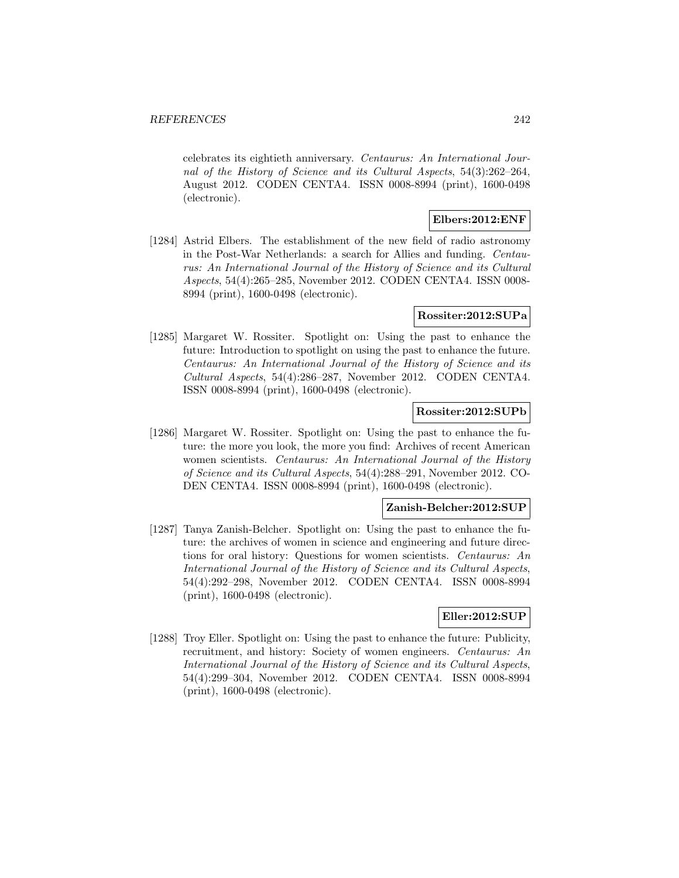celebrates its eightieth anniversary. *Centaurus: An International Journal of the History of Science and its Cultural Aspects*, 54(3):262–264, August 2012. CODEN CENTA4. ISSN 0008-8994 (print), 1600-0498 (electronic).

**Elbers:2012:ENF**

[1284] Astrid Elbers. The establishment of the new field of radio astronomy in the Post-War Netherlands: a search for Allies and funding. *Centaurus: An International Journal of the History of Science and its Cultural Aspects*, 54(4):265–285, November 2012. CODEN CENTA4. ISSN 0008-8994 (print), 1600-0498 (electronic).

**Rossiter:2012:SUPa**

[1285] Margaret W. Rossiter. Spotlight on: Using the past to enhance the future: Introduction to spotlight on using the past to enhance the future. *Centaurus: An International Journal of the History of Science and its Cultural Aspects*, 54(4):286–287, November 2012. CODEN CENTA4. ISSN 0008-8994 (print), 1600-0498 (electronic).

**Rossiter:2012:SUPb**

[1286] Margaret W. Rossiter. Spotlight on: Using the past to enhance the future: the more you look, the more you find: Archives of recent American women scientists. *Centaurus: An International Journal of the History of Science and its Cultural Aspects*, 54(4):288–291, November 2012. CODEN CENTA4. ISSN 0008-8994 (print), 1600-0498 (electronic).

**Zanish-Belcher:2012:SUP**

[1287] Tanya Zanish-Belcher. Spotlight on: Using the past to enhance the future: the archives of women in science and engineering and future directions for oral history: Questions for women scientists. *Centaurus: An International Journal of the History of Science and its Cultural Aspects*, 54(4):292–298, November 2012. CODEN CENTA4. ISSN 0008-8994 (print), 1600-0498 (electronic).

**Eller:2012:SUP**

[1288] Troy Eller. Spotlight on: Using the past to enhance the future: Publicity, recruitment, and history: Society of women engineers. *Centaurus: An International Journal of the History of Science and its Cultural Aspects*, 54(4):299–304, November 2012. CODEN CENTA4. ISSN 0008-8994 (print), 1600-0498 (electronic).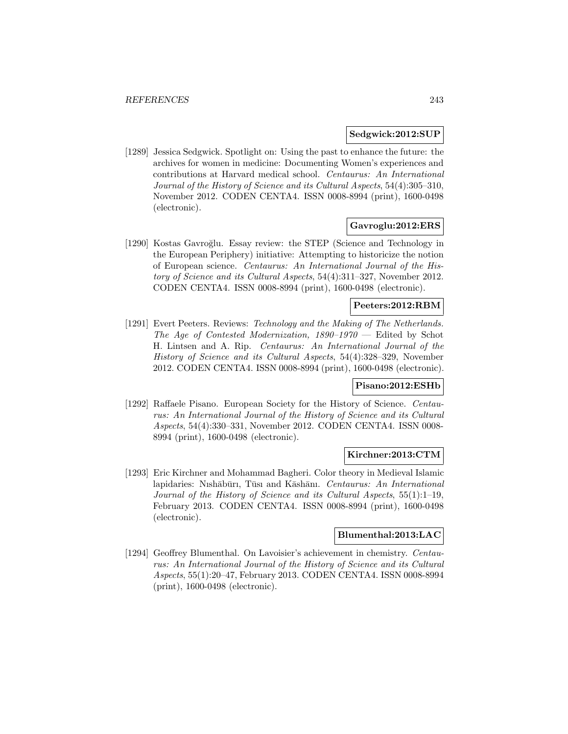**Sedgwick:2012:SUP**

[1289] Jessica Sedgwick. Spotlight on: Using the past to enhance the future: the archives for women in medicine: Documenting Women's experiences and contributions at Harvard medical school. *Centaurus: An International Journal of the History of Science and its Cultural Aspects*, 54(4):305–310, November 2012. CODEN CENTA4. ISSN 0008-8994 (print), 1600-0498 (electronic).

**Gavroglu:2012:ERS**

[1290] Kostas Gavroğlu. Essay review: the STEP (Science and Technology in the European Periphery) initiative: Attempting to historicize the notion of European science. *Centaurus: An International Journal of the History of Science and its Cultural Aspects*, 54(4):311–327, November 2012. CODEN CENTA4. ISSN 0008-8994 (print), 1600-0498 (electronic).

**Peeters:2012:RBM**

[1291] Evert Peeters. Reviews: *Technology and the Making of The Netherlands. The Age of Contested Modernization, 1890–1970* — Edited by Schot H. Lintsen and A. Rip. *Centaurus: An International Journal of the History of Science and its Cultural Aspects*, 54(4):328–329, November 2012. CODEN CENTA4. ISSN 0008-8994 (print), 1600-0498 (electronic).

**Pisano:2012:ESHb**

[1292] Raffaele Pisano. European Society for the History of Science. *Centaurus: An International Journal of the History of Science and its Cultural Aspects*, 54(4):330–331, November 2012. CODEN CENTA4. ISSN 0008-8994 (print), 1600-0498 (electronic).

**Kirchner:2013:CTM**

[1293] Eric Kirchner and Mohammad Bagheri. Color theory in Medieval Islamic lapidaries: Nıshābūrı, Tūsı and Kāshānı. *Centaurus: An International Journal of the History of Science and its Cultural Aspects*, 55(1):1–19, February 2013. CODEN CENTA4. ISSN 0008-8994 (print), 1600-0498 (electronic).

**Blumenthal:2013:LAC**

[1294] Geoffrey Blumenthal. On Lavoisier's achievement in chemistry. *Centaurus: An International Journal of the History of Science and its Cultural Aspects*, 55(1):20–47, February 2013. CODEN CENTA4. ISSN 0008-8994 (print), 1600-0498 (electronic).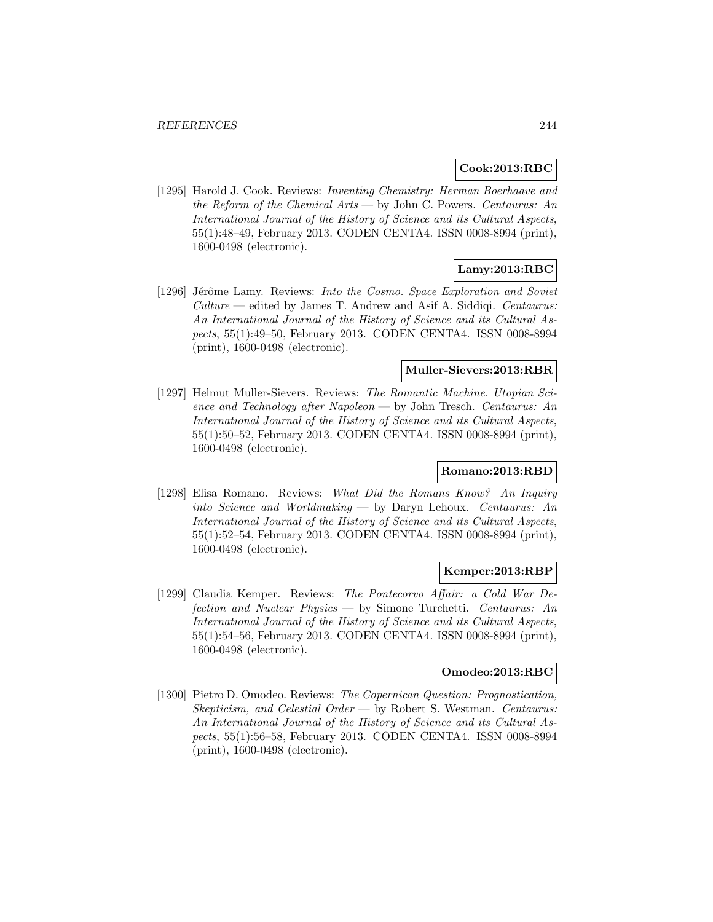**Cook:2013:RBC**

[1295] Harold J. Cook. Reviews: *Inventing Chemistry: Herman Boerhaave and the Reform of the Chemical Arts* — by John C. Powers. *Centaurus: An International Journal of the History of Science and its Cultural Aspects*, 55(1):48–49, February 2013. CODEN CENTA4. ISSN 0008-8994 (print), 1600-0498 (electronic).

**Lamy:2013:RBC**

[1296] Jérôme Lamy. Reviews: *Into the Cosmo. Space Exploration and Soviet Culture* — edited by James T. Andrew and Asif A. Siddiqi. *Centaurus: An International Journal of the History of Science and its Cultural Aspects*, 55(1):49–50, February 2013. CODEN CENTA4. ISSN 0008-8994 (print), 1600-0498 (electronic).

**Muller-Sievers:2013:RBR**

[1297] Helmut Muller-Sievers. Reviews: *The Romantic Machine. Utopian Science and Technology after Napoleon* — by John Tresch. *Centaurus: An International Journal of the History of Science and its Cultural Aspects*, 55(1):50–52, February 2013. CODEN CENTA4. ISSN 0008-8994 (print), 1600-0498 (electronic).

**Romano:2013:RBD**

[1298] Elisa Romano. Reviews: *What Did the Romans Know? An Inquiry into Science and Worldmaking* — by Daryn Lehoux. *Centaurus: An International Journal of the History of Science and its Cultural Aspects*, 55(1):52–54, February 2013. CODEN CENTA4. ISSN 0008-8994 (print), 1600-0498 (electronic).

**Kemper:2013:RBP**

[1299] Claudia Kemper. Reviews: *The Pontecorvo Affair: a Cold War Defection and Nuclear Physics* — by Simone Turchetti. *Centaurus: An International Journal of the History of Science and its Cultural Aspects*, 55(1):54–56, February 2013. CODEN CENTA4. ISSN 0008-8994 (print), 1600-0498 (electronic).

**Omodeo:2013:RBC**

[1300] Pietro D. Omodeo. Reviews: *The Copernican Question: Prognostication, Skepticism, and Celestial Order* — by Robert S. Westman. *Centaurus: An International Journal of the History of Science and its Cultural Aspects*, 55(1):56–58, February 2013. CODEN CENTA4. ISSN 0008-8994 (print), 1600-0498 (electronic).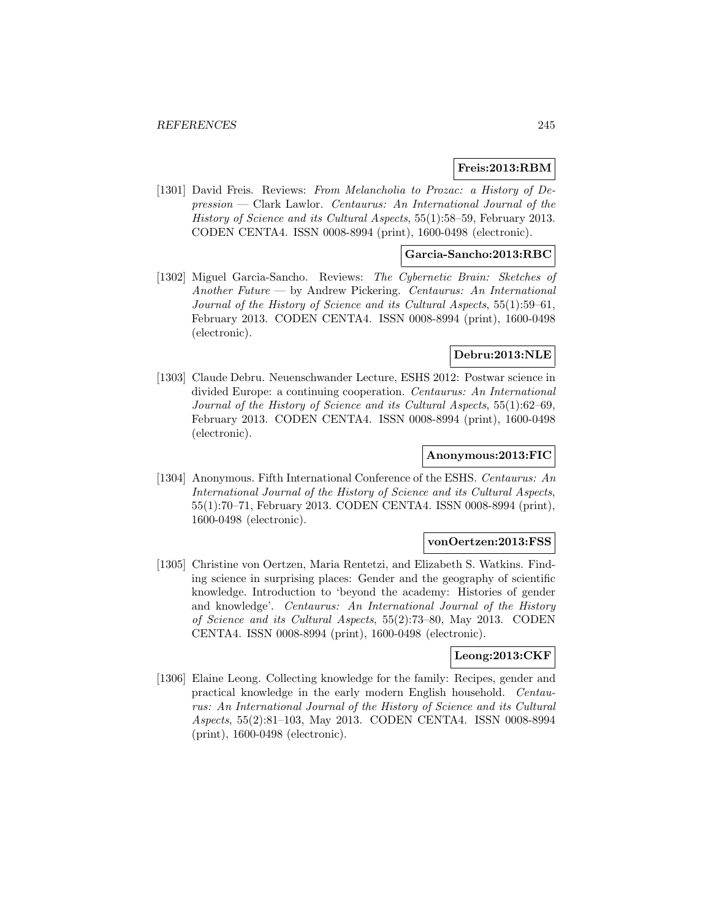**Freis:2013:RBM**

[1301] David Freis. Reviews: *From Melancholia to Prozac: a History of Depression* — Clark Lawlor. *Centaurus: An International Journal of the History of Science and its Cultural Aspects*, 55(1):58–59, February 2013. CODEN CENTA4. ISSN 0008-8994 (print), 1600-0498 (electronic).

**Garcia-Sancho:2013:RBC**

[1302] Miguel Garcia-Sancho. Reviews: *The Cybernetic Brain: Sketches of Another Future* — by Andrew Pickering. *Centaurus: An International Journal of the History of Science and its Cultural Aspects*, 55(1):59–61, February 2013. CODEN CENTA4. ISSN 0008-8994 (print), 1600-0498 (electronic).

**Debru:2013:NLE**

[1303] Claude Debru. Neuenschwander Lecture, ESHS 2012: Postwar science in divided Europe: a continuing cooperation. *Centaurus: An International Journal of the History of Science and its Cultural Aspects*, 55(1):62–69, February 2013. CODEN CENTA4. ISSN 0008-8994 (print), 1600-0498 (electronic).

**Anonymous:2013:FIC**

[1304] Anonymous. Fifth International Conference of the ESHS. *Centaurus: An International Journal of the History of Science and its Cultural Aspects*, 55(1):70–71, February 2013. CODEN CENTA4. ISSN 0008-8994 (print), 1600-0498 (electronic).

**vonOertzen:2013:FSS**

[1305] Christine von Oertzen, Maria Rentetzi, and Elizabeth S. Watkins. Finding science in surprising places: Gender and the geography of scientific knowledge. Introduction to 'beyond the academy: Histories of gender and knowledge'. *Centaurus: An International Journal of the History of Science and its Cultural Aspects*, 55(2):73–80, May 2013. CODEN CENTA4. ISSN 0008-8994 (print), 1600-0498 (electronic).

**Leong:2013:CKF**

[1306] Elaine Leong. Collecting knowledge for the family: Recipes, gender and practical knowledge in the early modern English household. *Centaurus: An International Journal of the History of Science and its Cultural Aspects*, 55(2):81–103, May 2013. CODEN CENTA4. ISSN 0008-8994 (print), 1600-0498 (electronic).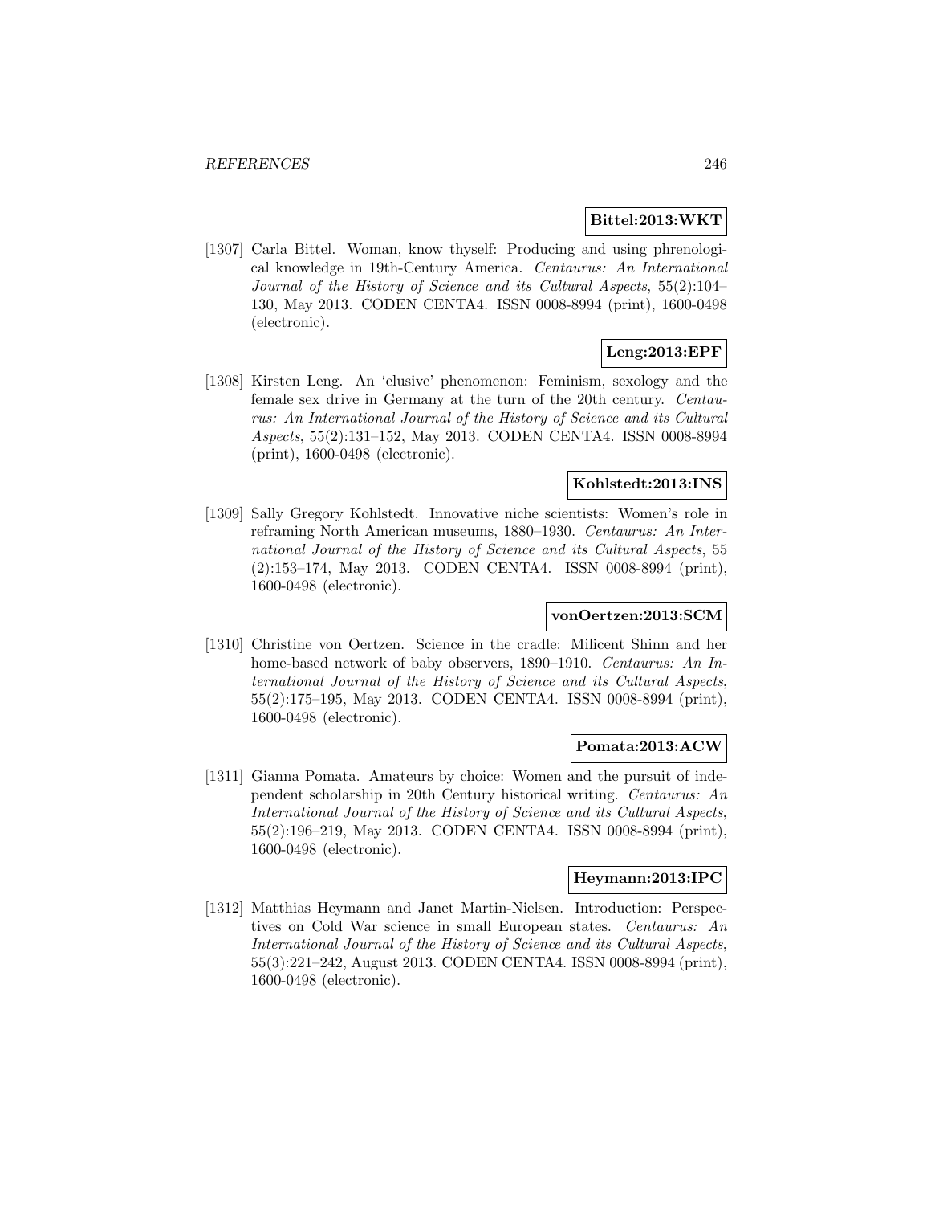**Bittel:2013:WKT**

[1307] Carla Bittel. Woman, know thyself: Producing and using phrenological knowledge in 19th-Century America. *Centaurus: An International Journal of the History of Science and its Cultural Aspects*, 55(2):104–130, May 2013. CODEN CENTA4. ISSN 0008-8994 (print), 1600-0498 (electronic).

**Leng:2013:EPF**

[1308] Kirsten Leng. An 'elusive' phenomenon: Feminism, sexology and the female sex drive in Germany at the turn of the 20th century. *Centaurus: An International Journal of the History of Science and its Cultural Aspects*, 55(2):131–152, May 2013. CODEN CENTA4. ISSN 0008-8994 (print), 1600-0498 (electronic).

**Kohlstedt:2013:INS**

[1309] Sally Gregory Kohlstedt. Innovative niche scientists: Women's role in reframing North American museums, 1880–1930. *Centaurus: An International Journal of the History of Science and its Cultural Aspects*, 55 (2):153–174, May 2013. CODEN CENTA4. ISSN 0008-8994 (print), 1600-0498 (electronic).

**vonOertzen:2013:SCM**

[1310] Christine von Oertzen. Science in the cradle: Milicent Shinn and her home-based network of baby observers, 1890–1910. *Centaurus: An International Journal of the History of Science and its Cultural Aspects*, 55(2):175–195, May 2013. CODEN CENTA4. ISSN 0008-8994 (print), 1600-0498 (electronic).

**Pomata:2013:ACW**

[1311] Gianna Pomata. Amateurs by choice: Women and the pursuit of independent scholarship in 20th Century historical writing. *Centaurus: An International Journal of the History of Science and its Cultural Aspects*, 55(2):196–219, May 2013. CODEN CENTA4. ISSN 0008-8994 (print), 1600-0498 (electronic).

**Heymann:2013:IPC**

[1312] Matthias Heymann and Janet Martin-Nielsen. Introduction: Perspectives on Cold War science in small European states. *Centaurus: An International Journal of the History of Science and its Cultural Aspects*, 55(3):221–242, August 2013. CODEN CENTA4. ISSN 0008-8994 (print), 1600-0498 (electronic).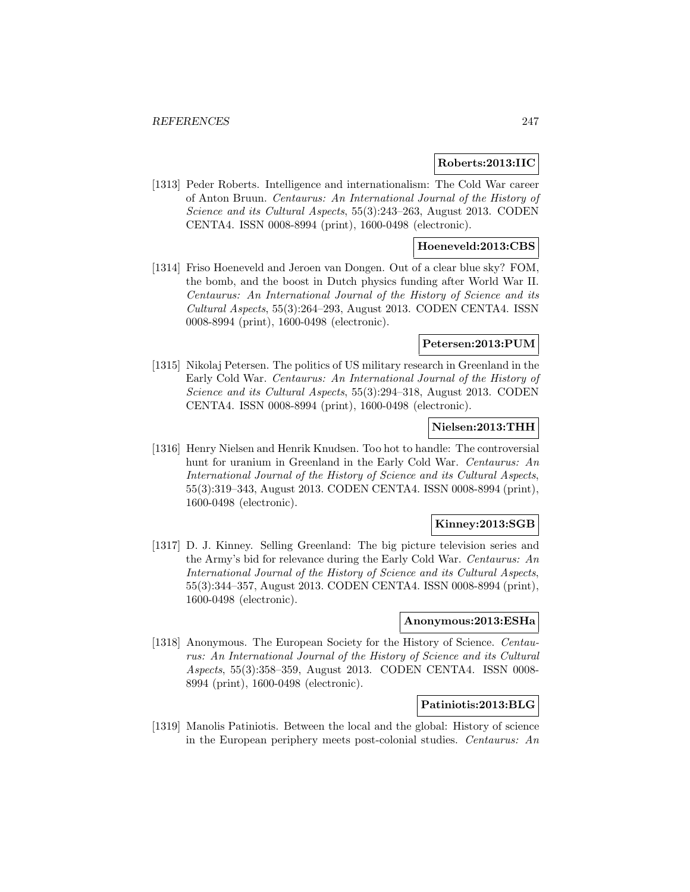**Roberts:2013:IIC**

[1313] Peder Roberts. Intelligence and internationalism: The Cold War career of Anton Bruun. *Centaurus: An International Journal of the History of Science and its Cultural Aspects*, 55(3):243–263, August 2013. CODEN CENTA4. ISSN 0008-8994 (print), 1600-0498 (electronic).

**Hoeneveld:2013:CBS**

[1314] Friso Hoeneveld and Jeroen van Dongen. Out of a clear blue sky? FOM, the bomb, and the boost in Dutch physics funding after World War II. *Centaurus: An International Journal of the History of Science and its Cultural Aspects*, 55(3):264–293, August 2013. CODEN CENTA4. ISSN 0008-8994 (print), 1600-0498 (electronic).

**Petersen:2013:PUM**

[1315] Nikolaj Petersen. The politics of US military research in Greenland in the Early Cold War. *Centaurus: An International Journal of the History of Science and its Cultural Aspects*, 55(3):294–318, August 2013. CODEN CENTA4. ISSN 0008-8994 (print), 1600-0498 (electronic).

**Nielsen:2013:THH**

[1316] Henry Nielsen and Henrik Knudsen. Too hot to handle: The controversial hunt for uranium in Greenland in the Early Cold War. *Centaurus: An International Journal of the History of Science and its Cultural Aspects*, 55(3):319–343, August 2013. CODEN CENTA4. ISSN 0008-8994 (print), 1600-0498 (electronic).

**Kinney:2013:SGB**

[1317] D. J. Kinney. Selling Greenland: The big picture television series and the Army's bid for relevance during the Early Cold War. *Centaurus: An International Journal of the History of Science and its Cultural Aspects*, 55(3):344–357, August 2013. CODEN CENTA4. ISSN 0008-8994 (print), 1600-0498 (electronic).

**Anonymous:2013:ESHa**

[1318] Anonymous. The European Society for the History of Science. *Centaurus: An International Journal of the History of Science and its Cultural Aspects*, 55(3):358–359, August 2013. CODEN CENTA4. ISSN 0008-8994 (print), 1600-0498 (electronic).

**Patiniotis:2013:BLG**

[1319] Manolis Patiniotis. Between the local and the global: History of science in the European periphery meets post-colonial studies. *Centaurus: An*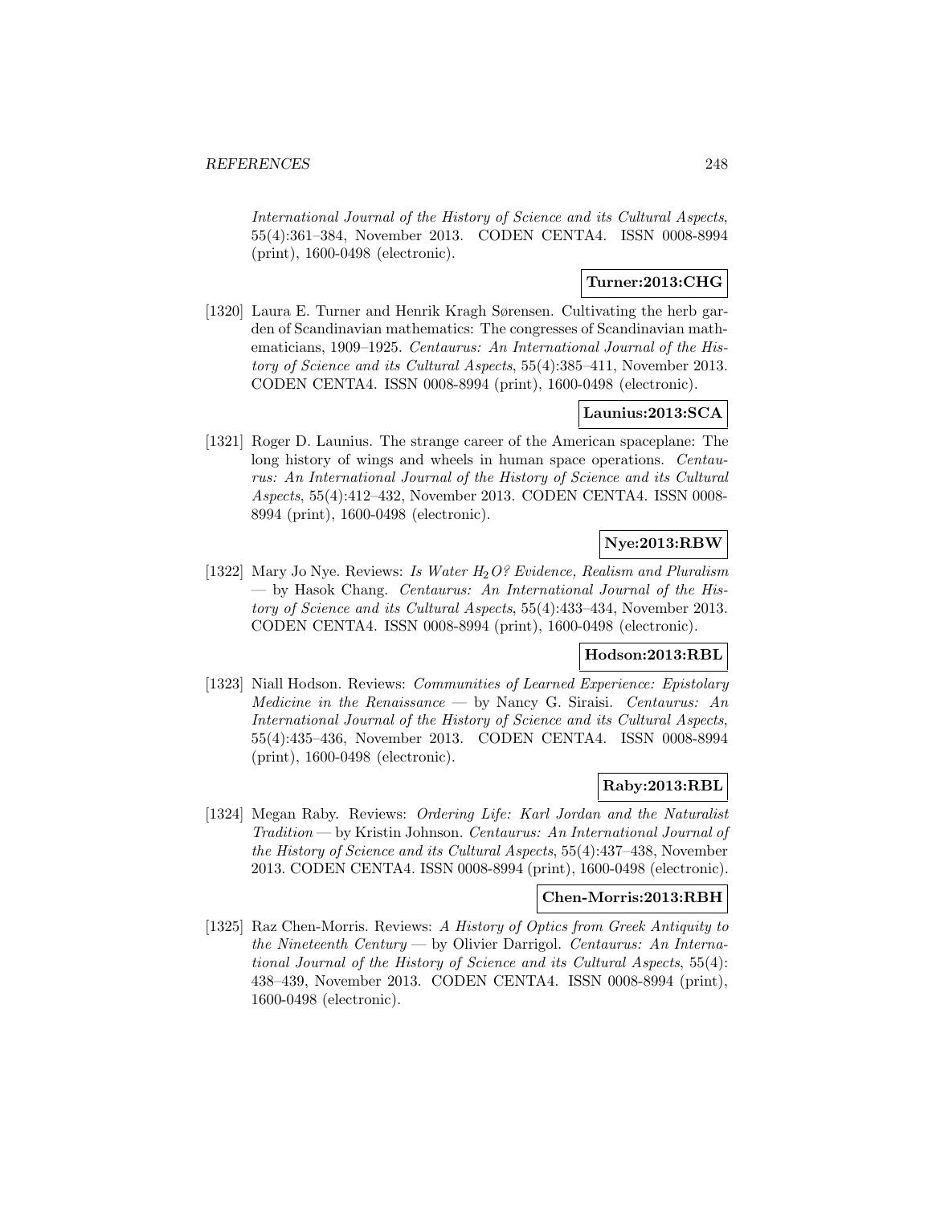International Journal of the History of Science and its Cultural Aspects*, 55(4):361–384, November 2013. CODEN CENTA4. ISSN 0008-8994 (print), 1600-0498 (electronic).

**Turner:2013:CHG**

[1320] Laura E. Turner and Henrik Kragh Sørensen. Cultivating the herb garden of Scandinavian mathematics: The congresses of Scandinavian mathematicians, 1909–1925. *Centaurus: An International Journal of the History of Science and its Cultural Aspects*, 55(4):385–411, November 2013. CODEN CENTA4. ISSN 0008-8994 (print), 1600-0498 (electronic).

**Launius:2013:SCA**

[1321] Roger D. Launius. The strange career of the American spaceplane: The long history of wings and wheels in human space operations. *Centaurus: An International Journal of the History of Science and its Cultural Aspects*, 55(4):412–432, November 2013. CODEN CENTA4. ISSN 0008-8994 (print), 1600-0498 (electronic).

**Nye:2013:RBW**

[1322] Mary Jo Nye. Reviews: *Is Water $H_2O$? Evidence, Realism and Pluralism* — by Hasok Chang. *Centaurus: An International Journal of the History of Science and its Cultural Aspects*, 55(4):433–434, November 2013. CODEN CENTA4. ISSN 0008-8994 (print), 1600-0498 (electronic).

**Hodson:2013:RBL**

[1323] Niall Hodson. Reviews: *Communities of Learned Experience: Epistolary Medicine in the Renaissance* — by Nancy G. Siraisi. *Centaurus: An International Journal of the History of Science and its Cultural Aspects*, 55(4):435–436, November 2013. CODEN CENTA4. ISSN 0008-8994 (print), 1600-0498 (electronic).

**Raby:2013:RBL**

[1324] Megan Raby. Reviews: *Ordering Life: Karl Jordan and the Naturalist Tradition* — by Kristin Johnson. *Centaurus: An International Journal of the History of Science and its Cultural Aspects*, 55(4):437–438, November 2013. CODEN CENTA4. ISSN 0008-8994 (print), 1600-0498 (electronic).

**Chen-Morris:2013:RBH**

[1325] Raz Chen-Morris. Reviews: *A History of Optics from Greek Antiquity to the Nineteenth Century* — by Olivier Darrigol. *Centaurus: An International Journal of the History of Science and its Cultural Aspects*, 55(4): 438–439, November 2013. CODEN CENTA4. ISSN 0008-8994 (print), 1600-0498 (electronic).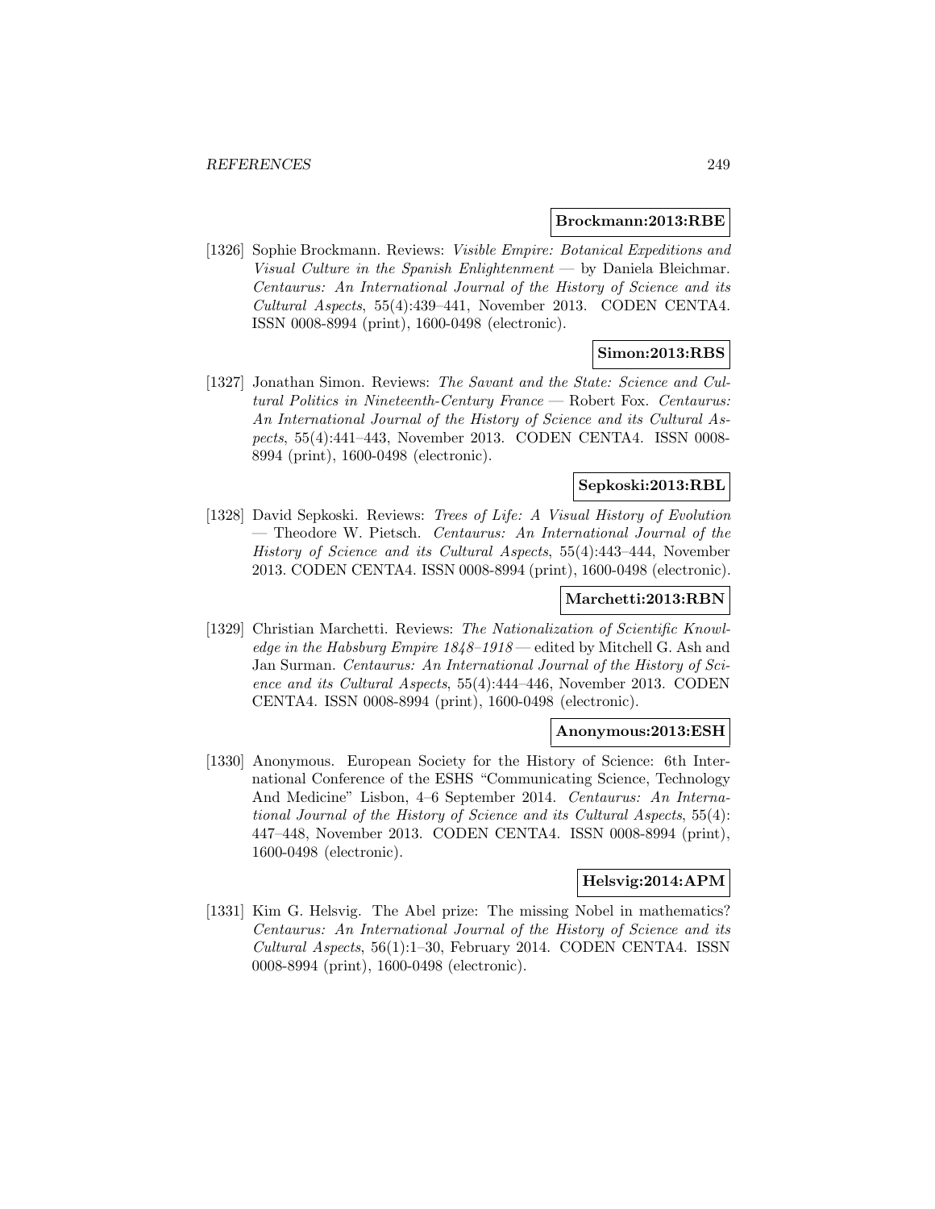**Brockmann:2013:RBE**

[1326] Sophie Brockmann. Reviews: *Visible Empire: Botanical Expeditions and Visual Culture in the Spanish Enlightenment* — by Daniela Bleichmar. *Centaurus: An International Journal of the History of Science and its Cultural Aspects*, 55(4):439–441, November 2013. CODEN CENTA4. ISSN 0008-8994 (print), 1600-0498 (electronic).

**Simon:2013:RBS**

[1327] Jonathan Simon. Reviews: *The Savant and the State: Science and Cultural Politics in Nineteenth-Century France* — Robert Fox. *Centaurus: An International Journal of the History of Science and its Cultural Aspects*, 55(4):441–443, November 2013. CODEN CENTA4. ISSN 0008-8994 (print), 1600-0498 (electronic).

**Sepkoski:2013:RBL**

[1328] David Sepkoski. Reviews: *Trees of Life: A Visual History of Evolution* — Theodore W. Pietsch. *Centaurus: An International Journal of the History of Science and its Cultural Aspects*, 55(4):443–444, November 2013. CODEN CENTA4. ISSN 0008-8994 (print), 1600-0498 (electronic).

**Marchetti:2013:RBN**

[1329] Christian Marchetti. Reviews: *The Nationalization of Scientific Knowledge in the Habsburg Empire 1848–1918* — edited by Mitchell G. Ash and Jan Surman. *Centaurus: An International Journal of the History of Science and its Cultural Aspects*, 55(4):444–446, November 2013. CODEN CENTA4. ISSN 0008-8994 (print), 1600-0498 (electronic).

**Anonymous:2013:ESH**

[1330] Anonymous. European Society for the History of Science: 6th International Conference of the ESHS "Communicating Science, Technology And Medicine" Lisbon, 4–6 September 2014. *Centaurus: An International Journal of the History of Science and its Cultural Aspects*, 55(4): 447–448, November 2013. CODEN CENTA4. ISSN 0008-8994 (print), 1600-0498 (electronic).

**Helsvig:2014:APM**

[1331] Kim G. Helsvig. The Abel prize: The missing Nobel in mathematics? *Centaurus: An International Journal of the History of Science and its Cultural Aspects*, 56(1):1–30, February 2014. CODEN CENTA4. ISSN 0008-8994 (print), 1600-0498 (electronic).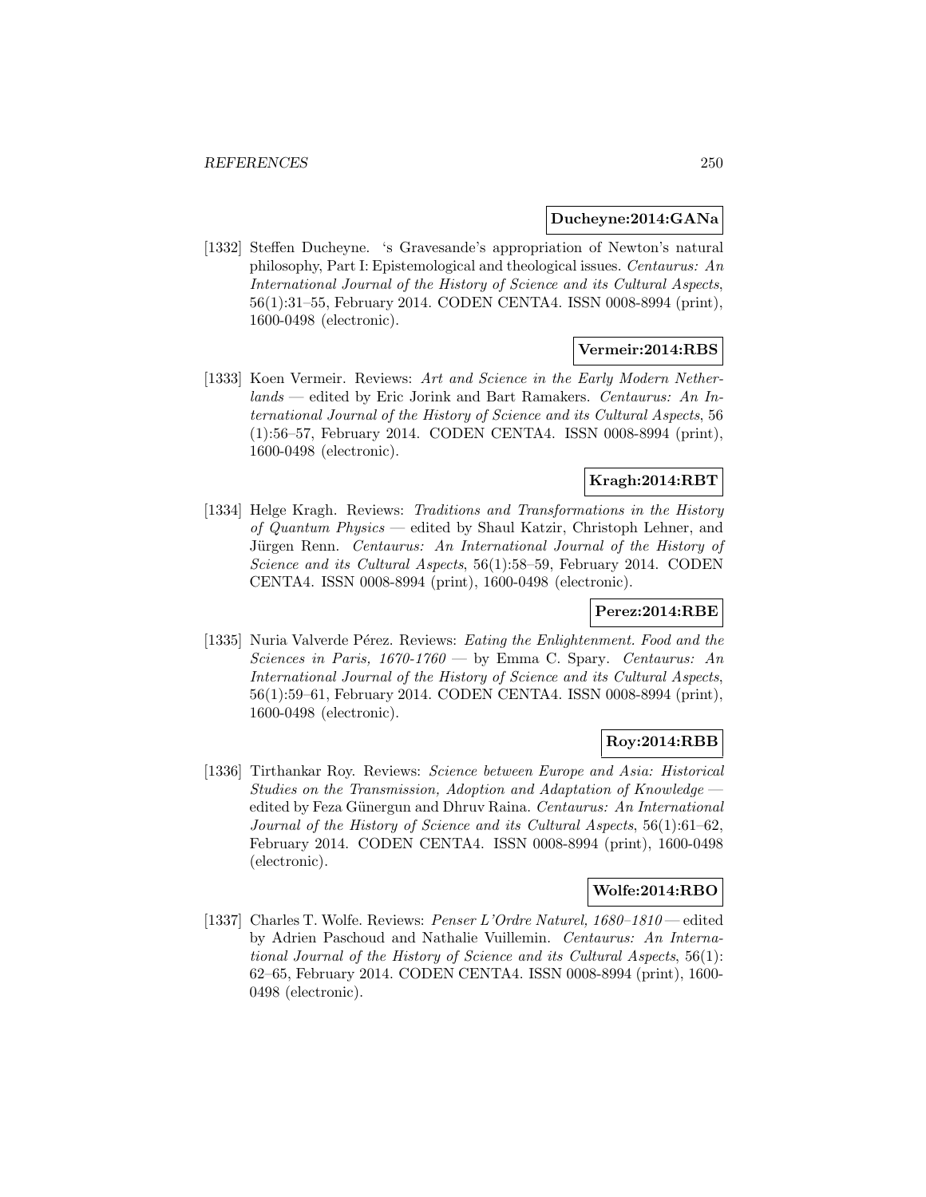**Ducheyne:2014:GANa**

[1332] Steffen Ducheyne. 's Gravesande's appropriation of Newton's natural philosophy, Part I: Epistemological and theological issues. *Centaurus: An International Journal of the History of Science and its Cultural Aspects*, 56(1):31–55, February 2014. CODEN CENTA4. ISSN 0008-8994 (print), 1600-0498 (electronic).

**Vermeir:2014:RBS**

[1333] Koen Vermeir. Reviews: *Art and Science in the Early Modern Netherlands* — edited by Eric Jorink and Bart Ramakers. *Centaurus: An International Journal of the History of Science and its Cultural Aspects*, 56 (1):56–57, February 2014. CODEN CENTA4. ISSN 0008-8994 (print), 1600-0498 (electronic).

**Kragh:2014:RBT**

[1334] Helge Kragh. Reviews: *Traditions and Transformations in the History of Quantum Physics* — edited by Shaul Katzir, Christoph Lehner, and Jürgen Renn. *Centaurus: An International Journal of the History of Science and its Cultural Aspects*, 56(1):58–59, February 2014. CODEN CENTA4. ISSN 0008-8994 (print), 1600-0498 (electronic).

**Perez:2014:RBE**

[1335] Nuria Valverde Pérez. Reviews: *Eating the Enlightenment. Food and the Sciences in Paris, 1670-1760* — by Emma C. Spary. *Centaurus: An International Journal of the History of Science and its Cultural Aspects*, 56(1):59–61, February 2014. CODEN CENTA4. ISSN 0008-8994 (print), 1600-0498 (electronic).

**Roy:2014:RBB**

[1336] Tirthankar Roy. Reviews: *Science between Europe and Asia: Historical Studies on the Transmission, Adoption and Adaptation of Knowledge* — edited by Feza Günergun and Dhruv Raina. *Centaurus: An International Journal of the History of Science and its Cultural Aspects*, 56(1):61–62, February 2014. CODEN CENTA4. ISSN 0008-8994 (print), 1600-0498 (electronic).

**Wolfe:2014:RBO**

[1337] Charles T. Wolfe. Reviews: *Penser L'Ordre Naturel, 1680–1810* — edited by Adrien Paschoud and Nathalie Vuillemin. *Centaurus: An International Journal of the History of Science and its Cultural Aspects*, 56(1): 62–65, February 2014. CODEN CENTA4. ISSN 0008-8994 (print), 1600-0498 (electronic).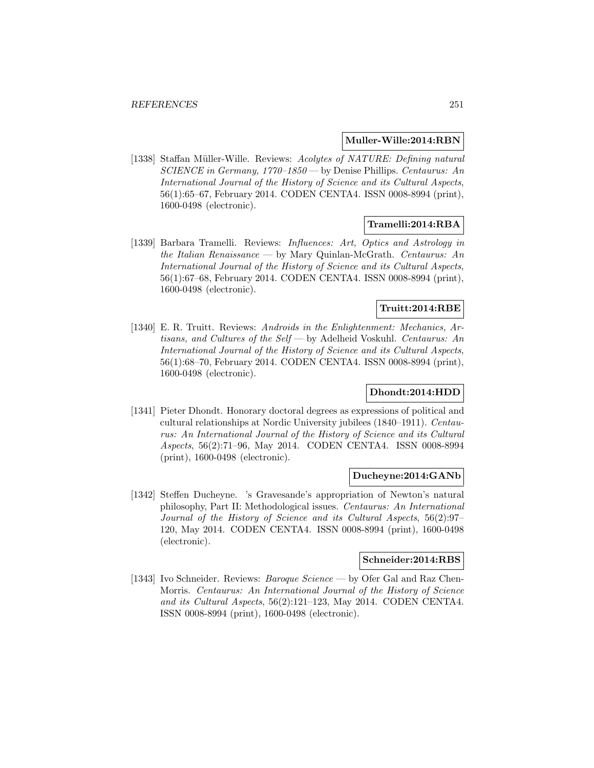**Muller-Wille:2014:RBN**

[1338] Staffan Müller-Wille. Reviews: *Acolytes of NATURE: Defining natural SCIENCE in Germany, 1770–1850* — by Denise Phillips. *Centaurus: An International Journal of the History of Science and its Cultural Aspects*, 56(1):65–67, February 2014. CODEN CENTA4. ISSN 0008-8994 (print), 1600-0498 (electronic).

**Tramelli:2014:RBA**

[1339] Barbara Tramelli. Reviews: *Influences: Art, Optics and Astrology in the Italian Renaissance* — by Mary Quinlan-McGrath. *Centaurus: An International Journal of the History of Science and its Cultural Aspects*, 56(1):67–68, February 2014. CODEN CENTA4. ISSN 0008-8994 (print), 1600-0498 (electronic).

**Truitt:2014:RBE**

[1340] E. R. Truitt. Reviews: *Androids in the Enlightenment: Mechanics, Artisans, and Cultures of the Self* — by Adelheid Voskuhl. *Centaurus: An International Journal of the History of Science and its Cultural Aspects*, 56(1):68–70, February 2014. CODEN CENTA4. ISSN 0008-8994 (print), 1600-0498 (electronic).

**Dhondt:2014:HDD**

[1341] Pieter Dhondt. Honorary doctoral degrees as expressions of political and cultural relationships at Nordic University jubilees (1840–1911). *Centaurus: An International Journal of the History of Science and its Cultural Aspects*, 56(2):71–96, May 2014. CODEN CENTA4. ISSN 0008-8994 (print), 1600-0498 (electronic).

**Ducheyne:2014:GANb**

[1342] Steffen Ducheyne. 's Gravesande's appropriation of Newton's natural philosophy, Part II: Methodological issues. *Centaurus: An International Journal of the History of Science and its Cultural Aspects*, 56(2):97–120, May 2014. CODEN CENTA4. ISSN 0008-8994 (print), 1600-0498 (electronic).

**Schneider:2014:RBS**

[1343] Ivo Schneider. Reviews: *Baroque Science* — by Ofer Gal and Raz Chen-Morris. *Centaurus: An International Journal of the History of Science and its Cultural Aspects*, 56(2):121–123, May 2014. CODEN CENTA4. ISSN 0008-8994 (print), 1600-0498 (electronic).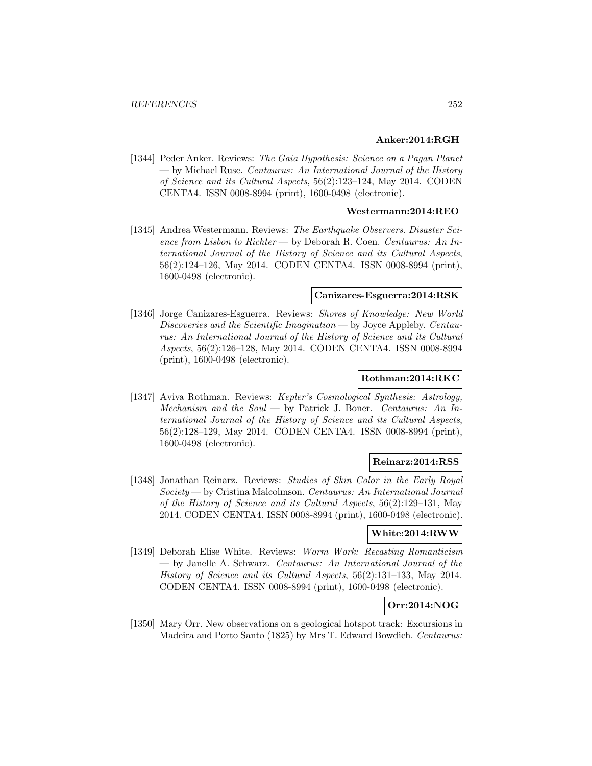**Anker:2014:RGH**

[1344] Peder Anker. Reviews: *The Gaia Hypothesis: Science on a Pagan Planet* — by Michael Ruse. *Centaurus: An International Journal of the History of Science and its Cultural Aspects*, 56(2):123–124, May 2014. CODEN CENTA4. ISSN 0008-8994 (print), 1600-0498 (electronic).

**Westermann:2014:REO**

[1345] Andrea Westermann. Reviews: *The Earthquake Observers. Disaster Science from Lisbon to Richter* — by Deborah R. Coen. *Centaurus: An International Journal of the History of Science and its Cultural Aspects*, 56(2):124–126, May 2014. CODEN CENTA4. ISSN 0008-8994 (print), 1600-0498 (electronic).

**Canizares-Esguerra:2014:RSK**

[1346] Jorge Canizares-Esguerra. Reviews: *Shores of Knowledge: New World Discoveries and the Scientific Imagination* — by Joyce Appleby. *Centaurus: An International Journal of the History of Science and its Cultural Aspects*, 56(2):126–128, May 2014. CODEN CENTA4. ISSN 0008-8994 (print), 1600-0498 (electronic).

**Rothman:2014:RKC**

[1347] Aviva Rothman. Reviews: *Kepler's Cosmological Synthesis: Astrology, Mechanism and the Soul* — by Patrick J. Boner. *Centaurus: An International Journal of the History of Science and its Cultural Aspects*, 56(2):128–129, May 2014. CODEN CENTA4. ISSN 0008-8994 (print), 1600-0498 (electronic).

**Reinarz:2014:RSS**

[1348] Jonathan Reinarz. Reviews: *Studies of Skin Color in the Early Royal Society* — by Cristina Malcolmson. *Centaurus: An International Journal of the History of Science and its Cultural Aspects*, 56(2):129–131, May 2014. CODEN CENTA4. ISSN 0008-8994 (print), 1600-0498 (electronic).

**White:2014:RWW**

[1349] Deborah Elise White. Reviews: *Worm Work: Recasting Romanticism* — by Janelle A. Schwarz. *Centaurus: An International Journal of the History of Science and its Cultural Aspects*, 56(2):131–133, May 2014. CODEN CENTA4. ISSN 0008-8994 (print), 1600-0498 (electronic).

**Orr:2014:NOG**

[1350] Mary Orr. New observations on a geological hotspot track: Excursions in Madeira and Porto Santo (1825) by Mrs T. Edward Bowdich. *Centaurus:*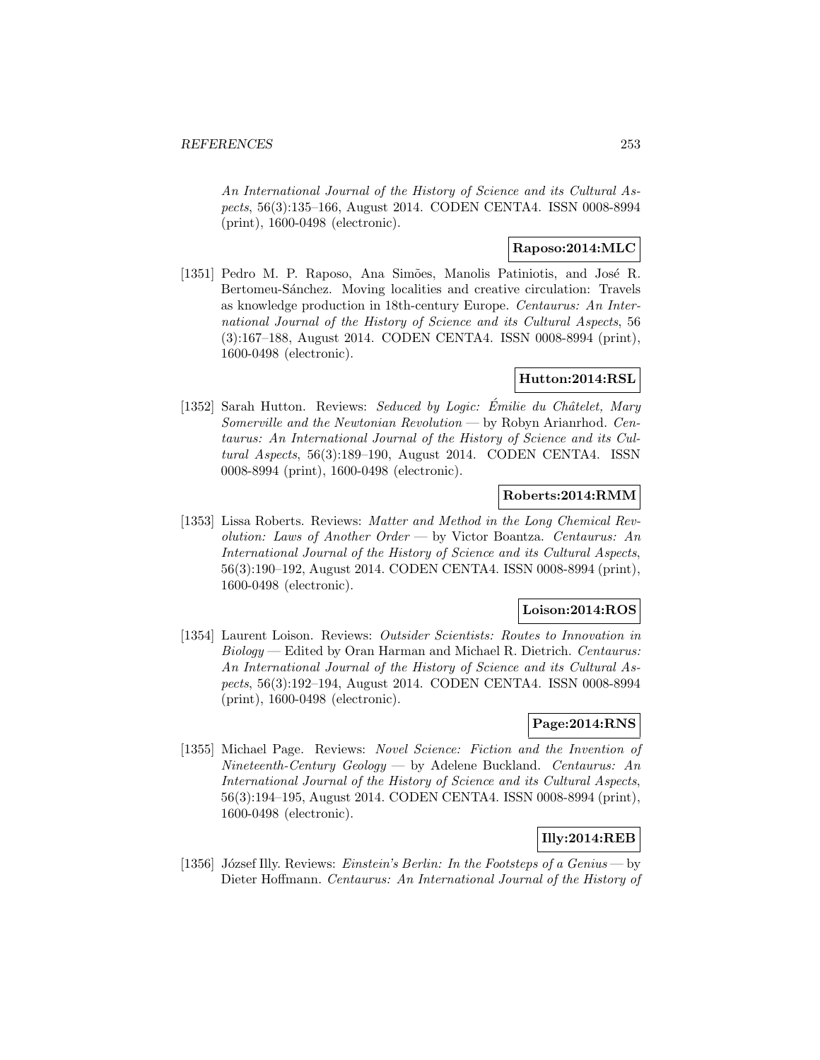An International Journal of the History of Science and its Cultural Aspects, 56(3):135–166, August 2014. CODEN CENTA4. ISSN 0008-8994 (print), 1600-0498 (electronic).

**Raposo:2014:MLC**

[1351] Pedro M. P. Raposo, Ana Simões, Manolis Patiniotis, and José R. Bertomeu-Sánchez. Moving localities and creative circulation: Travels as knowledge production in 18th-century Europe. *Centaurus: An International Journal of the History of Science and its Cultural Aspects*, 56 (3):167–188, August 2014. CODEN CENTA4. ISSN 0008-8994 (print), 1600-0498 (electronic).

**Hutton:2014:RSL**

[1352] Sarah Hutton. Reviews: *Seduced by Logic: Émilie du Châtelet, Mary Somerville and the Newtonian Revolution* — by Robyn Arianrhod. *Centaurus: An International Journal of the History of Science and its Cultural Aspects*, 56(3):189–190, August 2014. CODEN CENTA4. ISSN 0008-8994 (print), 1600-0498 (electronic).

**Roberts:2014:RMM**

[1353] Lissa Roberts. Reviews: *Matter and Method in the Long Chemical Revolution: Laws of Another Order* — by Victor Boantza. *Centaurus: An International Journal of the History of Science and its Cultural Aspects*, 56(3):190–192, August 2014. CODEN CENTA4. ISSN 0008-8994 (print), 1600-0498 (electronic).

**Loison:2014:ROS**

[1354] Laurent Loison. Reviews: *Outsider Scientists: Routes to Innovation in Biology* — Edited by Oran Harman and Michael R. Dietrich. *Centaurus: An International Journal of the History of Science and its Cultural Aspects*, 56(3):192–194, August 2014. CODEN CENTA4. ISSN 0008-8994 (print), 1600-0498 (electronic).

**Page:2014:RNS**

[1355] Michael Page. Reviews: *Novel Science: Fiction and the Invention of Nineteenth-Century Geology* — by Adelene Buckland. *Centaurus: An International Journal of the History of Science and its Cultural Aspects*, 56(3):194–195, August 2014. CODEN CENTA4. ISSN 0008-8994 (print), 1600-0498 (electronic).

**Illy:2014:REB**

[1356] József Illy. Reviews: *Einstein's Berlin: In the Footsteps of a Genius* — by Dieter Hoffmann. *Centaurus: An International Journal of the History of*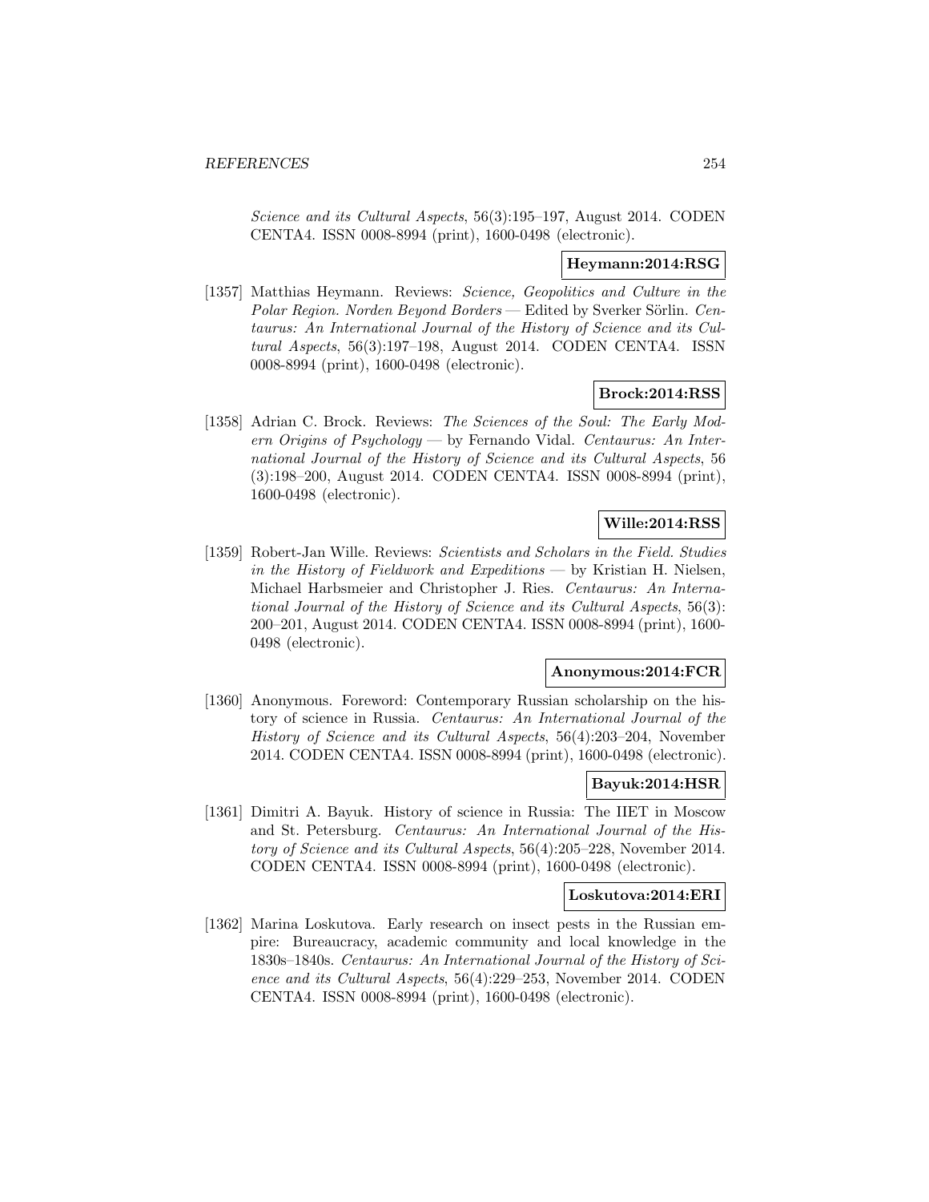*Science and its Cultural Aspects*, 56(3):195–197, August 2014. CODEN CENTA4. ISSN 0008-8994 (print), 1600-0498 (electronic).

**Heymann:2014:RSG**

[1357] Matthias Heymann. Reviews: *Science, Geopolitics and Culture in the Polar Region. Norden Beyond Borders* — Edited by Sverker Sörlin. *Centaurus: An International Journal of the History of Science and its Cultural Aspects*, 56(3):197–198, August 2014. CODEN CENTA4. ISSN 0008-8994 (print), 1600-0498 (electronic).

**Brock:2014:RSS**

[1358] Adrian C. Brock. Reviews: *The Sciences of the Soul: The Early Modern Origins of Psychology* — by Fernando Vidal. *Centaurus: An International Journal of the History of Science and its Cultural Aspects*, 56 (3):198–200, August 2014. CODEN CENTA4. ISSN 0008-8994 (print), 1600-0498 (electronic).

**Wille:2014:RSS**

[1359] Robert-Jan Wille. Reviews: *Scientists and Scholars in the Field. Studies in the History of Fieldwork and Expeditions* — by Kristian H. Nielsen, Michael Harbsmeier and Christopher J. Ries. *Centaurus: An International Journal of the History of Science and its Cultural Aspects*, 56(3): 200–201, August 2014. CODEN CENTA4. ISSN 0008-8994 (print), 1600-0498 (electronic).

**Anonymous:2014:FCR**

[1360] Anonymous. Foreword: Contemporary Russian scholarship on the history of science in Russia. *Centaurus: An International Journal of the History of Science and its Cultural Aspects*, 56(4):203–204, November 2014. CODEN CENTA4. ISSN 0008-8994 (print), 1600-0498 (electronic).

**Bayuk:2014:HSR**

[1361] Dimitri A. Bayuk. History of science in Russia: The IIET in Moscow and St. Petersburg. *Centaurus: An International Journal of the History of Science and its Cultural Aspects*, 56(4):205–228, November 2014. CODEN CENTA4. ISSN 0008-8994 (print), 1600-0498 (electronic).

**Loskutova:2014:ERI**

[1362] Marina Loskutova. Early research on insect pests in the Russian empire: Bureaucracy, academic community and local knowledge in the 1830s–1840s. *Centaurus: An International Journal of the History of Science and its Cultural Aspects*, 56(4):229–253, November 2014. CODEN CENTA4. ISSN 0008-8994 (print), 1600-0498 (electronic).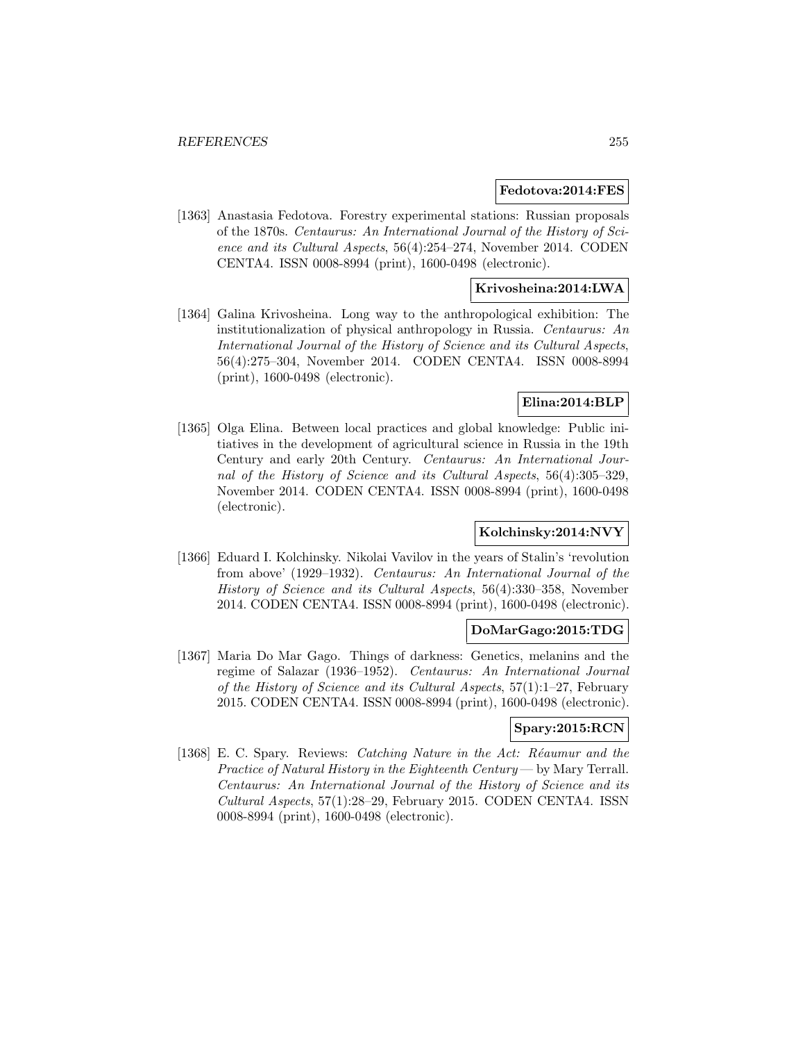**Fedotova:2014:FES**

[1363] Anastasia Fedotova. Forestry experimental stations: Russian proposals of the 1870s. *Centaurus: An International Journal of the History of Science and its Cultural Aspects*, 56(4):254–274, November 2014. CODEN CENTA4. ISSN 0008-8994 (print), 1600-0498 (electronic).

**Krivosheina:2014:LWA**

[1364] Galina Krivosheina. Long way to the anthropological exhibition: The institutionalization of physical anthropology in Russia. *Centaurus: An International Journal of the History of Science and its Cultural Aspects*, 56(4):275–304, November 2014. CODEN CENTA4. ISSN 0008-8994 (print), 1600-0498 (electronic).

**Elina:2014:BLP**

[1365] Olga Elina. Between local practices and global knowledge: Public initiatives in the development of agricultural science in Russia in the 19th Century and early 20th Century. *Centaurus: An International Journal of the History of Science and its Cultural Aspects*, 56(4):305–329, November 2014. CODEN CENTA4. ISSN 0008-8994 (print), 1600-0498 (electronic).

**Kolchinsky:2014:NVY**

[1366] Eduard I. Kolchinsky. Nikolai Vavilov in the years of Stalin's 'revolution from above' (1929–1932). *Centaurus: An International Journal of the History of Science and its Cultural Aspects*, 56(4):330–358, November 2014. CODEN CENTA4. ISSN 0008-8994 (print), 1600-0498 (electronic).

**DoMarGago:2015:TDG**

[1367] Maria Do Mar Gago. Things of darkness: Genetics, melanins and the regime of Salazar (1936–1952). *Centaurus: An International Journal of the History of Science and its Cultural Aspects*, 57(1):1–27, February 2015. CODEN CENTA4. ISSN 0008-8994 (print), 1600-0498 (electronic).

**Spary:2015:RCN**

[1368] E. C. Spary. Reviews: *Catching Nature in the Act: Réaumur and the Practice of Natural History in the Eighteenth Century* — by Mary Terrall. *Centaurus: An International Journal of the History of Science and its Cultural Aspects*, 57(1):28–29, February 2015. CODEN CENTA4. ISSN 0008-8994 (print), 1600-0498 (electronic).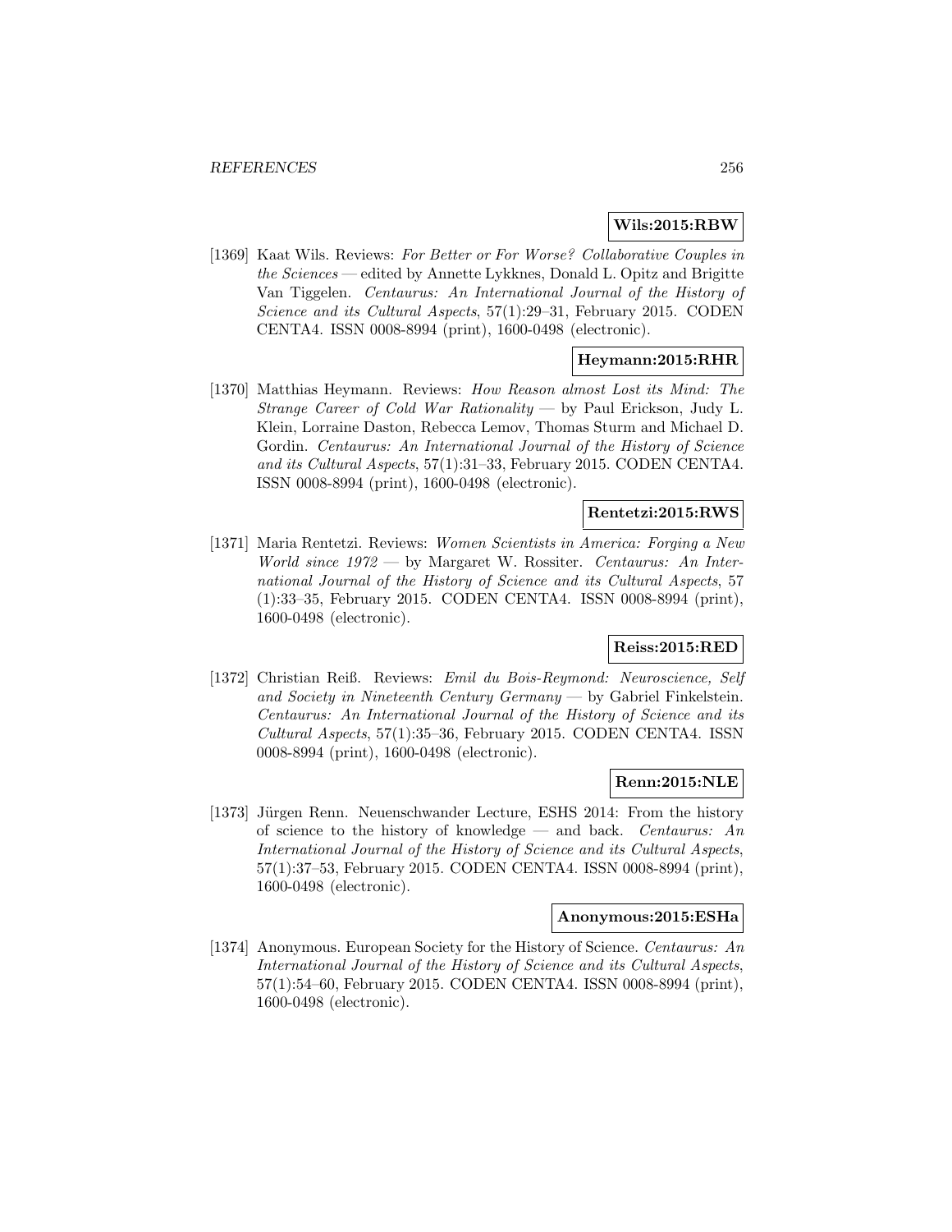**Wils:2015:RBW**

[1369] Kaat Wils. Reviews: *For Better or For Worse? Collaborative Couples in the Sciences* — edited by Annette Lykknes, Donald L. Opitz and Brigitte Van Tiggelen. *Centaurus: An International Journal of the History of Science and its Cultural Aspects*, 57(1):29–31, February 2015. CODEN CENTA4. ISSN 0008-8994 (print), 1600-0498 (electronic).

**Heymann:2015:RHR**

[1370] Matthias Heymann. Reviews: *How Reason almost Lost its Mind: The Strange Career of Cold War Rationality* — by Paul Erickson, Judy L. Klein, Lorraine Daston, Rebecca Lemov, Thomas Sturm and Michael D. Gordin. *Centaurus: An International Journal of the History of Science and its Cultural Aspects*, 57(1):31–33, February 2015. CODEN CENTA4. ISSN 0008-8994 (print), 1600-0498 (electronic).

**Rentetzi:2015:RWS**

[1371] Maria Rentetzi. Reviews: *Women Scientists in America: Forging a New World since 1972* — by Margaret W. Rossiter. *Centaurus: An International Journal of the History of Science and its Cultural Aspects*, 57 (1):33–35, February 2015. CODEN CENTA4. ISSN 0008-8994 (print), 1600-0498 (electronic).

**Reiss:2015:RED**

[1372] Christian Reiß. Reviews: *Emil du Bois-Reymond: Neuroscience, Self and Society in Nineteenth Century Germany* — by Gabriel Finkelstein. *Centaurus: An International Journal of the History of Science and its Cultural Aspects*, 57(1):35–36, February 2015. CODEN CENTA4. ISSN 0008-8994 (print), 1600-0498 (electronic).

**Renn:2015:NLE**

[1373] Jürgen Renn. Neuenschwander Lecture, ESHS 2014: From the history of science to the history of knowledge — and back. *Centaurus: An International Journal of the History of Science and its Cultural Aspects*, 57(1):37–53, February 2015. CODEN CENTA4. ISSN 0008-8994 (print), 1600-0498 (electronic).

**Anonymous:2015:ESHa**

[1374] Anonymous. European Society for the History of Science. *Centaurus: An International Journal of the History of Science and its Cultural Aspects*, 57(1):54–60, February 2015. CODEN CENTA4. ISSN 0008-8994 (print), 1600-0498 (electronic).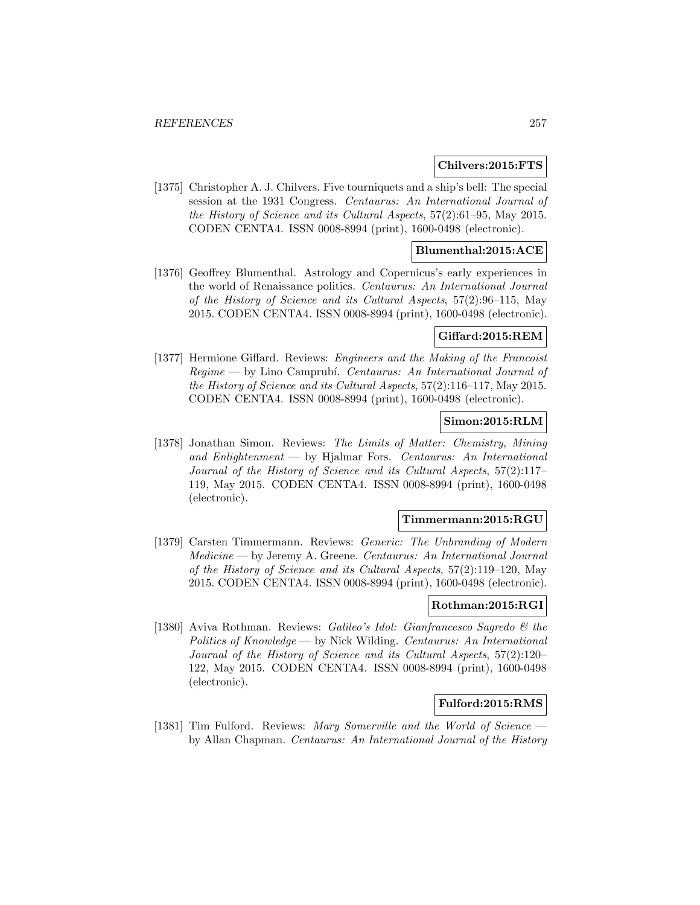**Chilvers:2015:FTS**

[1375] Christopher A. J. Chilvers. Five tourniquets and a ship's bell: The special session at the 1931 Congress. *Centaurus: An International Journal of the History of Science and its Cultural Aspects*, 57(2):61–95, May 2015. CODEN CENTA4. ISSN 0008-8994 (print), 1600-0498 (electronic).

**Blumenthal:2015:ACE**

[1376] Geoffrey Blumenthal. Astrology and Copernicus's early experiences in the world of Renaissance politics. *Centaurus: An International Journal of the History of Science and its Cultural Aspects*, 57(2):96–115, May 2015. CODEN CENTA4. ISSN 0008-8994 (print), 1600-0498 (electronic).

**Giffard:2015:REM**

[1377] Hermione Giffard. Reviews: *Engineers and the Making of the Francoist Regime* — by Lino Camprubí. *Centaurus: An International Journal of the History of Science and its Cultural Aspects*, 57(2):116–117, May 2015. CODEN CENTA4. ISSN 0008-8994 (print), 1600-0498 (electronic).

**Simon:2015:RLM**

[1378] Jonathan Simon. Reviews: *The Limits of Matter: Chemistry, Mining and Enlightenment* — by Hjalmar Fors. *Centaurus: An International Journal of the History of Science and its Cultural Aspects*, 57(2):117–119, May 2015. CODEN CENTA4. ISSN 0008-8994 (print), 1600-0498 (electronic).

**Timmermann:2015:RGU**

[1379] Carsten Timmermann. Reviews: *Generic: The Unbranding of Modern Medicine* — by Jeremy A. Greene. *Centaurus: An International Journal of the History of Science and its Cultural Aspects*, 57(2):119–120, May 2015. CODEN CENTA4. ISSN 0008-8994 (print), 1600-0498 (electronic).

**Rothman:2015:RGI**

[1380] Aviva Rothman. Reviews: *Galileo's Idol: Gianfrancesco Sagredo & the Politics of Knowledge* — by Nick Wilding. *Centaurus: An International Journal of the History of Science and its Cultural Aspects*, 57(2):120–122, May 2015. CODEN CENTA4. ISSN 0008-8994 (print), 1600-0498 (electronic).

**Fulford:2015:RMS**

[1381] Tim Fulford. Reviews: *Mary Somerville and the World of Science* — by Allan Chapman. *Centaurus: An International Journal of the History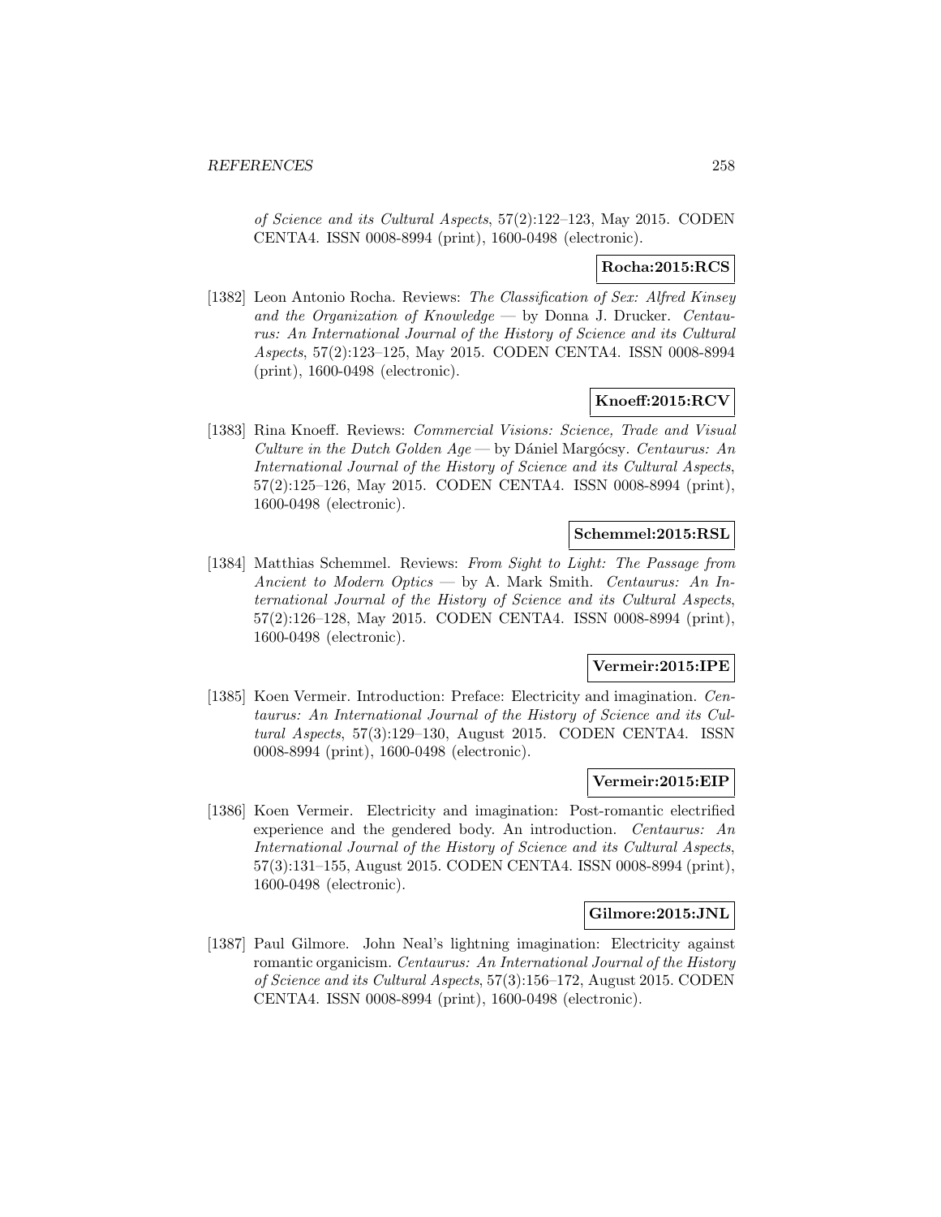*of Science and its Cultural Aspects*, 57(2):122–123, May 2015. CODEN CENTA4. ISSN 0008-8994 (print), 1600-0498 (electronic).

**Rocha:2015:RCS**

[1382] Leon Antonio Rocha. Reviews: *The Classification of Sex: Alfred Kinsey and the Organization of Knowledge* — by Donna J. Drucker. *Centaurus: An International Journal of the History of Science and its Cultural Aspects*, 57(2):123–125, May 2015. CODEN CENTA4. ISSN 0008-8994 (print), 1600-0498 (electronic).

**Knoeff:2015:RCV**

[1383] Rina Knoeff. Reviews: *Commercial Visions: Science, Trade and Visual Culture in the Dutch Golden Age* — by Dániel Margócsy. *Centaurus: An International Journal of the History of Science and its Cultural Aspects*, 57(2):125–126, May 2015. CODEN CENTA4. ISSN 0008-8994 (print), 1600-0498 (electronic).

**Schemmel:2015:RSL**

[1384] Matthias Schemmel. Reviews: *From Sight to Light: The Passage from Ancient to Modern Optics* — by A. Mark Smith. *Centaurus: An International Journal of the History of Science and its Cultural Aspects*, 57(2):126–128, May 2015. CODEN CENTA4. ISSN 0008-8994 (print), 1600-0498 (electronic).

**Vermeir:2015:IPE**

[1385] Koen Vermeir. Introduction: Preface: Electricity and imagination. *Centaurus: An International Journal of the History of Science and its Cultural Aspects*, 57(3):129–130, August 2015. CODEN CENTA4. ISSN 0008-8994 (print), 1600-0498 (electronic).

**Vermeir:2015:EIP**

[1386] Koen Vermeir. Electricity and imagination: Post-romantic electrified experience and the gendered body. An introduction. *Centaurus: An International Journal of the History of Science and its Cultural Aspects*, 57(3):131–155, August 2015. CODEN CENTA4. ISSN 0008-8994 (print), 1600-0498 (electronic).

**Gilmore:2015:JNL**

[1387] Paul Gilmore. John Neal's lightning imagination: Electricity against romantic organicism. *Centaurus: An International Journal of the History of Science and its Cultural Aspects*, 57(3):156–172, August 2015. CODEN CENTA4. ISSN 0008-8994 (print), 1600-0498 (electronic).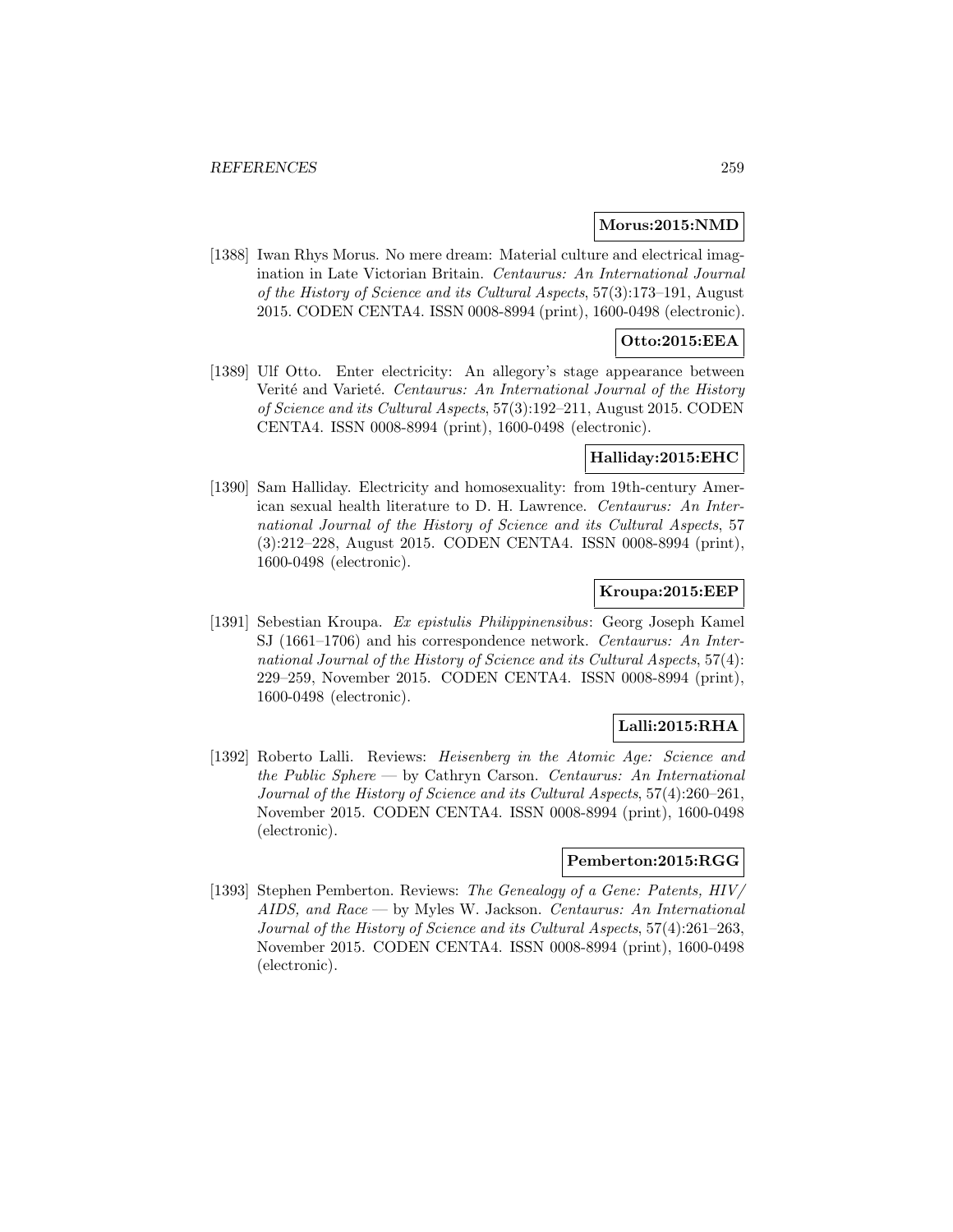**Morus:2015:NMD**

[1388] Iwan Rhys Morus. No mere dream: Material culture and electrical imagination in Late Victorian Britain. *Centaurus: An International Journal of the History of Science and its Cultural Aspects*, 57(3):173–191, August 2015. CODEN CENTA4. ISSN 0008-8994 (print), 1600-0498 (electronic).

**Otto:2015:EEA**

[1389] Ulf Otto. Enter electricity: An allegory's stage appearance between Verité and Varieté. *Centaurus: An International Journal of the History of Science and its Cultural Aspects*, 57(3):192–211, August 2015. CODEN CENTA4. ISSN 0008-8994 (print), 1600-0498 (electronic).

**Halliday:2015:EHC**

[1390] Sam Halliday. Electricity and homosexuality: from 19th-century American sexual health literature to D. H. Lawrence. *Centaurus: An International Journal of the History of Science and its Cultural Aspects*, 57 (3):212–228, August 2015. CODEN CENTA4. ISSN 0008-8994 (print), 1600-0498 (electronic).

**Kroupa:2015:EEP**

[1391] Sebestian Kroupa. *Ex epistulis Philippinensibus*: Georg Joseph Kamel SJ (1661–1706) and his correspondence network. *Centaurus: An International Journal of the History of Science and its Cultural Aspects*, 57(4): 229–259, November 2015. CODEN CENTA4. ISSN 0008-8994 (print), 1600-0498 (electronic).

**Lalli:2015:RHA**

[1392] Roberto Lalli. Reviews: *Heisenberg in the Atomic Age: Science and the Public Sphere* — by Cathryn Carson. *Centaurus: An International Journal of the History of Science and its Cultural Aspects*, 57(4):260–261, November 2015. CODEN CENTA4. ISSN 0008-8994 (print), 1600-0498 (electronic).

**Pemberton:2015:RGG**

[1393] Stephen Pemberton. Reviews: *The Genealogy of a Gene: Patents, HIV/AIDS, and Race* — by Myles W. Jackson. *Centaurus: An International Journal of the History of Science and its Cultural Aspects*, 57(4):261–263, November 2015. CODEN CENTA4. ISSN 0008-8994 (print), 1600-0498 (electronic).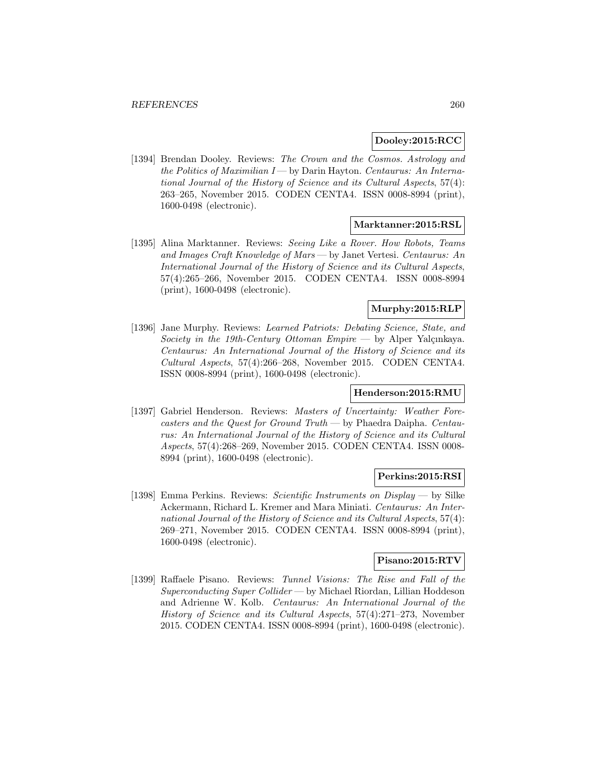**Dooley:2015:RCC**

[1394] Brendan Dooley. Reviews: *The Crown and the Cosmos. Astrology and the Politics of Maximilian I* — by Darin Hayton. *Centaurus: An International Journal of the History of Science and its Cultural Aspects*, 57(4): 263–265, November 2015. CODEN CENTA4. ISSN 0008-8994 (print), 1600-0498 (electronic).

**Marktanner:2015:RSL**

[1395] Alina Marktanner. Reviews: *Seeing Like a Rover. How Robots, Teams and Images Craft Knowledge of Mars* — by Janet Vertesi. *Centaurus: An International Journal of the History of Science and its Cultural Aspects*, 57(4):265–266, November 2015. CODEN CENTA4. ISSN 0008-8994 (print), 1600-0498 (electronic).

**Murphy:2015:RLP**

[1396] Jane Murphy. Reviews: *Learned Patriots: Debating Science, State, and Society in the 19th-Century Ottoman Empire* — by Alper Yalçınkaya. *Centaurus: An International Journal of the History of Science and its Cultural Aspects*, 57(4):266–268, November 2015. CODEN CENTA4. ISSN 0008-8994 (print), 1600-0498 (electronic).

**Henderson:2015:RMU**

[1397] Gabriel Henderson. Reviews: *Masters of Uncertainty: Weather Forecasters and the Quest for Ground Truth* — by Phaedra Daipha. *Centaurus: An International Journal of the History of Science and its Cultural Aspects*, 57(4):268–269, November 2015. CODEN CENTA4. ISSN 0008-8994 (print), 1600-0498 (electronic).

**Perkins:2015:RSI**

[1398] Emma Perkins. Reviews: *Scientific Instruments on Display* — by Silke Ackermann, Richard L. Kremer and Mara Miniati. *Centaurus: An International Journal of the History of Science and its Cultural Aspects*, 57(4): 269–271, November 2015. CODEN CENTA4. ISSN 0008-8994 (print), 1600-0498 (electronic).

**Pisano:2015:RTV**

[1399] Raffaele Pisano. Reviews: *Tunnel Visions: The Rise and Fall of the Superconducting Super Collider* — by Michael Riordan, Lillian Hoddeson and Adrienne W. Kolb. *Centaurus: An International Journal of the History of Science and its Cultural Aspects*, 57(4):271–273, November 2015. CODEN CENTA4. ISSN 0008-8994 (print), 1600-0498 (electronic).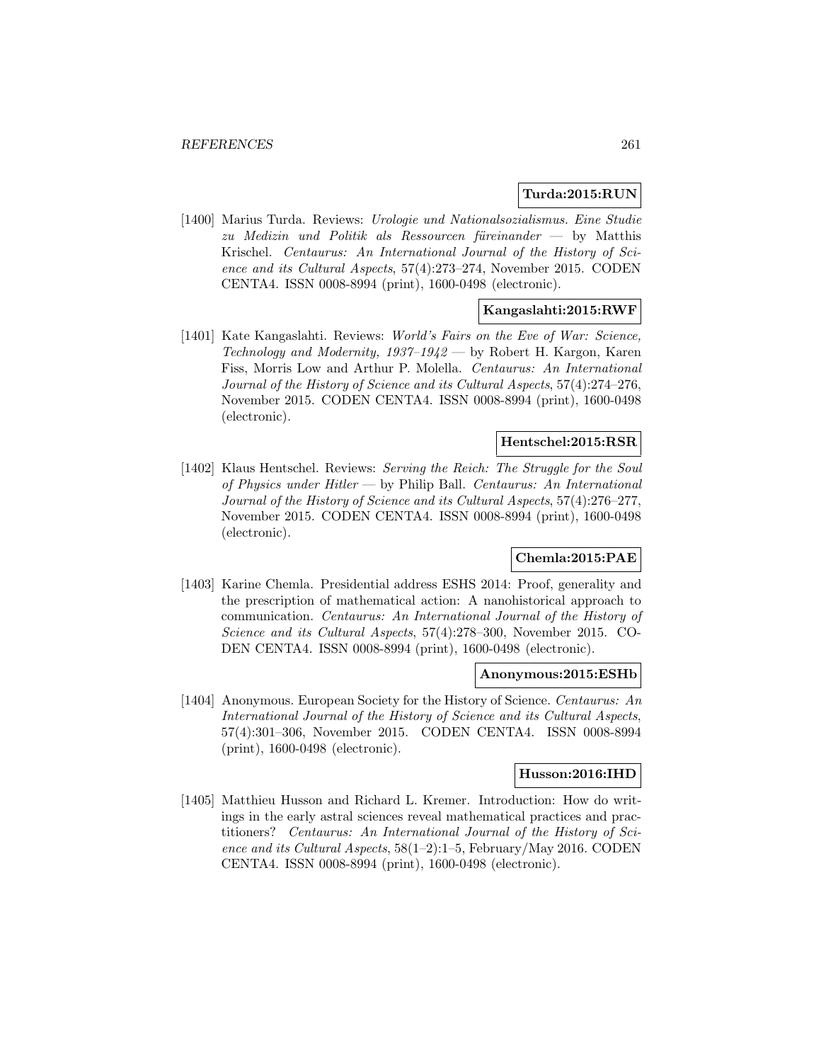**Turda:2015:RUN**

[1400] Marius Turda. Reviews: *Urologie und Nationalsozialismus. Eine Studie zu Medizin und Politik als Ressourcen füreinander* — by Matthis Krischel. *Centaurus: An International Journal of the History of Science and its Cultural Aspects*, 57(4):273–274, November 2015. CODEN CENTA4. ISSN 0008-8994 (print), 1600-0498 (electronic).

**Kangaslahti:2015:RWF**

[1401] Kate Kangaslahti. Reviews: *World's Fairs on the Eve of War: Science, Technology and Modernity, 1937–1942* — by Robert H. Kargon, Karen Fiss, Morris Low and Arthur P. Molella. *Centaurus: An International Journal of the History of Science and its Cultural Aspects*, 57(4):274–276, November 2015. CODEN CENTA4. ISSN 0008-8994 (print), 1600-0498 (electronic).

**Hentschel:2015:RSR**

[1402] Klaus Hentschel. Reviews: *Serving the Reich: The Struggle for the Soul of Physics under Hitler* — by Philip Ball. *Centaurus: An International Journal of the History of Science and its Cultural Aspects*, 57(4):276–277, November 2015. CODEN CENTA4. ISSN 0008-8994 (print), 1600-0498 (electronic).

**Chemla:2015:PAE**

[1403] Karine Chemla. Presidential address ESHS 2014: Proof, generality and the prescription of mathematical action: A nanohistorical approach to communication. *Centaurus: An International Journal of the History of Science and its Cultural Aspects*, 57(4):278–300, November 2015. CODEN CENTA4. ISSN 0008-8994 (print), 1600-0498 (electronic).

**Anonymous:2015:ESHb**

[1404] Anonymous. European Society for the History of Science. *Centaurus: An International Journal of the History of Science and its Cultural Aspects*, 57(4):301–306, November 2015. CODEN CENTA4. ISSN 0008-8994 (print), 1600-0498 (electronic).

**Husson:2016:IHD**

[1405] Matthieu Husson and Richard L. Kremer. Introduction: How do writings in the early astral sciences reveal mathematical practices and practitioners? *Centaurus: An International Journal of the History of Science and its Cultural Aspects*, 58(1–2):1–5, February/May 2016. CODEN CENTA4. ISSN 0008-8994 (print), 1600-0498 (electronic).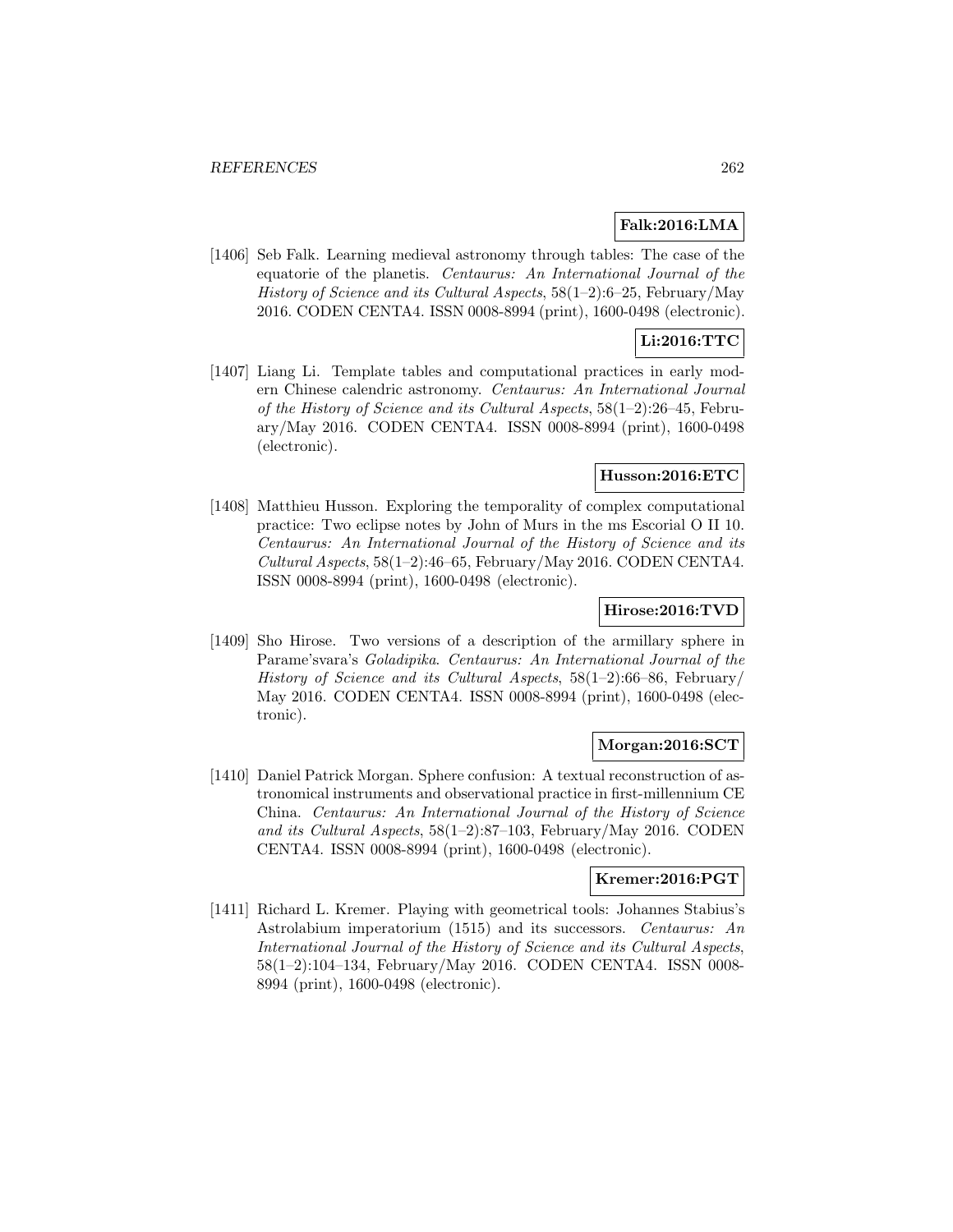**Falk:2016:LMA**

[1406] Seb Falk. Learning medieval astronomy through tables: The case of the equatorie of the planetis. *Centaurus: An International Journal of the History of Science and its Cultural Aspects*, 58(1–2):6–25, February/May 2016. CODEN CENTA4. ISSN 0008-8994 (print), 1600-0498 (electronic).

**Li:2016:TTC**

[1407] Liang Li. Template tables and computational practices in early modern Chinese calendric astronomy. *Centaurus: An International Journal of the History of Science and its Cultural Aspects*, 58(1–2):26–45, February/May 2016. CODEN CENTA4. ISSN 0008-8994 (print), 1600-0498 (electronic).

**Husson:2016:ETC**

[1408] Matthieu Husson. Exploring the temporality of complex computational practice: Two eclipse notes by John of Murs in the ms Escorial O II 10. *Centaurus: An International Journal of the History of Science and its Cultural Aspects*, 58(1–2):46–65, February/May 2016. CODEN CENTA4. ISSN 0008-8994 (print), 1600-0498 (electronic).

**Hirose:2016:TVD**

[1409] Sho Hirose. Two versions of a description of the armillary sphere in Parame'svara's *Goladipika*. *Centaurus: An International Journal of the History of Science and its Cultural Aspects*, 58(1–2):66–86, February/May 2016. CODEN CENTA4. ISSN 0008-8994 (print), 1600-0498 (electronic).

**Morgan:2016:SCT**

[1410] Daniel Patrick Morgan. Sphere confusion: A textual reconstruction of astronomical instruments and observational practice in first-millennium CE China. *Centaurus: An International Journal of the History of Science and its Cultural Aspects*, 58(1–2):87–103, February/May 2016. CODEN CENTA4. ISSN 0008-8994 (print), 1600-0498 (electronic).

**Kremer:2016:PGT**

[1411] Richard L. Kremer. Playing with geometrical tools: Johannes Stabius's Astrolabium imperatorium (1515) and its successors. *Centaurus: An International Journal of the History of Science and its Cultural Aspects*, 58(1–2):104–134, February/May 2016. CODEN CENTA4. ISSN 0008-8994 (print), 1600-0498 (electronic).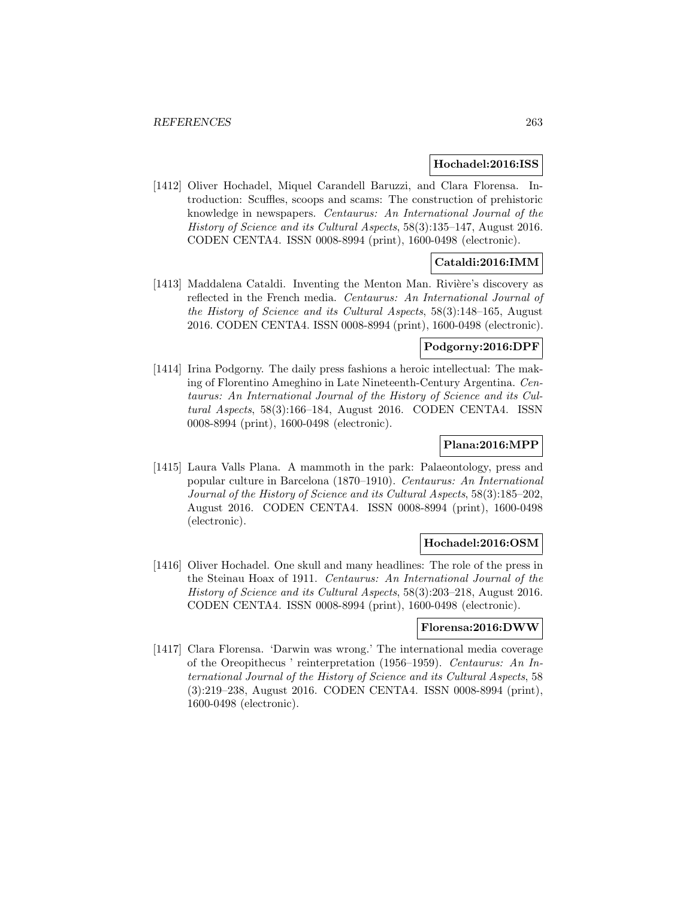**Hochadel:2016:ISS**

[1412] Oliver Hochadel, Miquel Carandell Baruzzi, and Clara Florensa. Introduction: Scuffles, scoops and scams: The construction of prehistoric knowledge in newspapers. *Centaurus: An International Journal of the History of Science and its Cultural Aspects*, 58(3):135–147, August 2016. CODEN CENTA4. ISSN 0008-8994 (print), 1600-0498 (electronic).

**Cataldi:2016:IMM**

[1413] Maddalena Cataldi. Inventing the Menton Man. Rivière's discovery as reflected in the French media. *Centaurus: An International Journal of the History of Science and its Cultural Aspects*, 58(3):148–165, August 2016. CODEN CENTA4. ISSN 0008-8994 (print), 1600-0498 (electronic).

**Podgorny:2016:DPF**

[1414] Irina Podgorny. The daily press fashions a heroic intellectual: The making of Florentino Ameghino in Late Nineteenth-Century Argentina. *Centaurus: An International Journal of the History of Science and its Cultural Aspects*, 58(3):166–184, August 2016. CODEN CENTA4. ISSN 0008-8994 (print), 1600-0498 (electronic).

**Plana:2016:MPP**

[1415] Laura Valls Plana. A mammoth in the park: Palaeontology, press and popular culture in Barcelona (1870–1910). *Centaurus: An International Journal of the History of Science and its Cultural Aspects*, 58(3):185–202, August 2016. CODEN CENTA4. ISSN 0008-8994 (print), 1600-0498 (electronic).

**Hochadel:2016:OSM**

[1416] Oliver Hochadel. One skull and many headlines: The role of the press in the Steinau Hoax of 1911. *Centaurus: An International Journal of the History of Science and its Cultural Aspects*, 58(3):203–218, August 2016. CODEN CENTA4. ISSN 0008-8994 (print), 1600-0498 (electronic).

**Florensa:2016:DWW**

[1417] Clara Florensa. 'Darwin was wrong.' The international media coverage of the Oreopithecus ' reinterpretation (1956–1959). *Centaurus: An International Journal of the History of Science and its Cultural Aspects*, 58 (3):219–238, August 2016. CODEN CENTA4. ISSN 0008-8994 (print), 1600-0498 (electronic).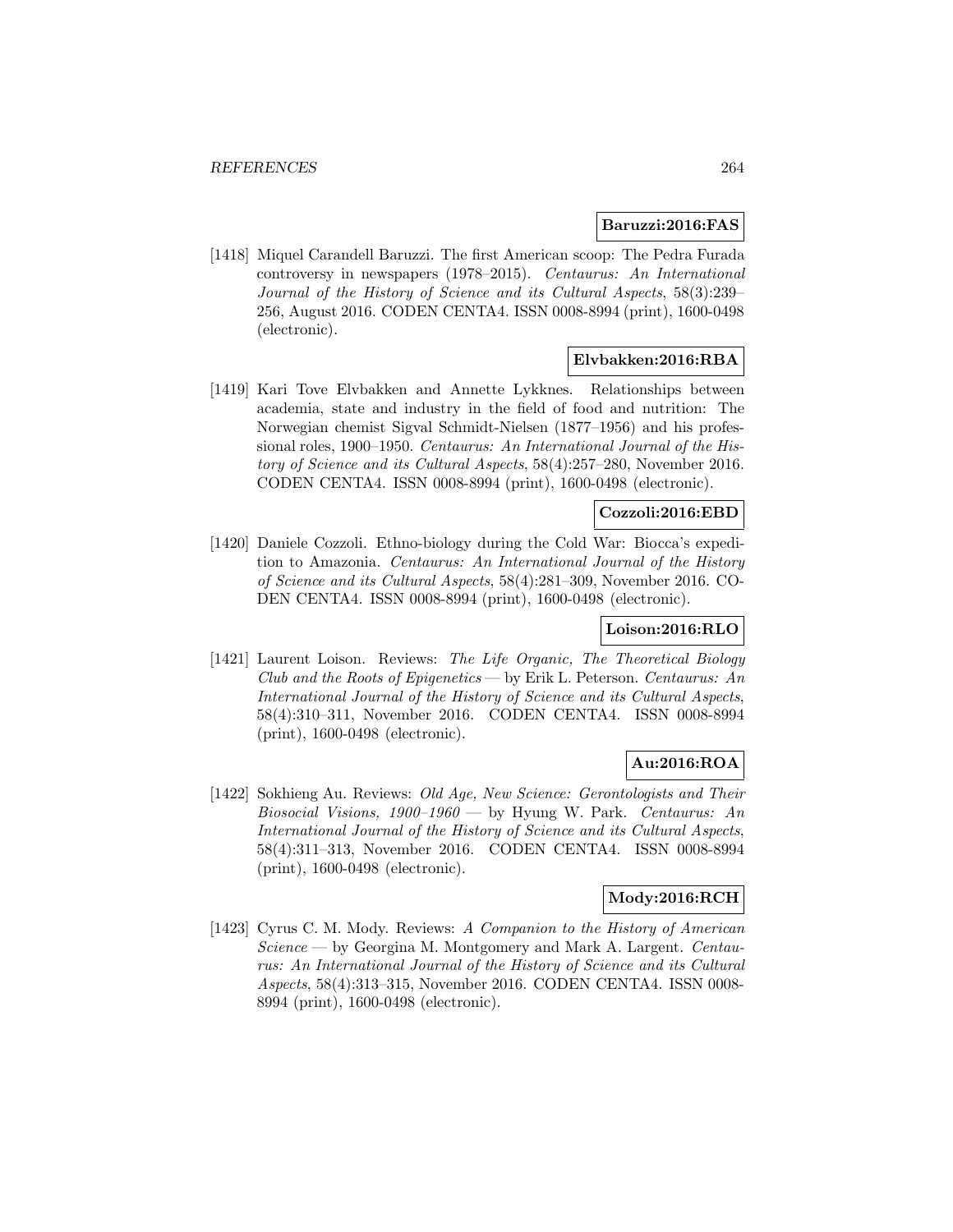**Baruzzi:2016:FAS**

[1418] Miquel Carandell Baruzzi. The first American scoop: The Pedra Furada controversy in newspapers (1978–2015). *Centaurus: An International Journal of the History of Science and its Cultural Aspects*, 58(3):239–256, August 2016. CODEN CENTA4. ISSN 0008-8994 (print), 1600-0498 (electronic).

**Elvbakken:2016:RBA**

[1419] Kari Tove Elvbakken and Annette Lykknes. Relationships between academia, state and industry in the field of food and nutrition: The Norwegian chemist Sigval Schmidt-Nielsen (1877–1956) and his professional roles, 1900–1950. *Centaurus: An International Journal of the History of Science and its Cultural Aspects*, 58(4):257–280, November 2016. CODEN CENTA4. ISSN 0008-8994 (print), 1600-0498 (electronic).

**Cozzoli:2016:EBD**

[1420] Daniele Cozzoli. Ethno-biology during the Cold War: Biocca's expedition to Amazonia. *Centaurus: An International Journal of the History of Science and its Cultural Aspects*, 58(4):281–309, November 2016. CODEN CENTA4. ISSN 0008-8994 (print), 1600-0498 (electronic).

**Loison:2016:RLO**

[1421] Laurent Loison. Reviews: *The Life Organic, The Theoretical Biology Club and the Roots of Epigenetics* — by Erik L. Peterson. *Centaurus: An International Journal of the History of Science and its Cultural Aspects*, 58(4):310–311, November 2016. CODEN CENTA4. ISSN 0008-8994 (print), 1600-0498 (electronic).

**Au:2016:ROA**

[1422] Sokhieng Au. Reviews: *Old Age, New Science: Gerontologists and Their Biosocial Visions, 1900–1960* — by Hyung W. Park. *Centaurus: An International Journal of the History of Science and its Cultural Aspects*, 58(4):311–313, November 2016. CODEN CENTA4. ISSN 0008-8994 (print), 1600-0498 (electronic).

**Mody:2016:RCH**

[1423] Cyrus C. M. Mody. Reviews: *A Companion to the History of American Science* — by Georgina M. Montgomery and Mark A. Largent. *Centaurus: An International Journal of the History of Science and its Cultural Aspects*, 58(4):313–315, November 2016. CODEN CENTA4. ISSN 0008-8994 (print), 1600-0498 (electronic).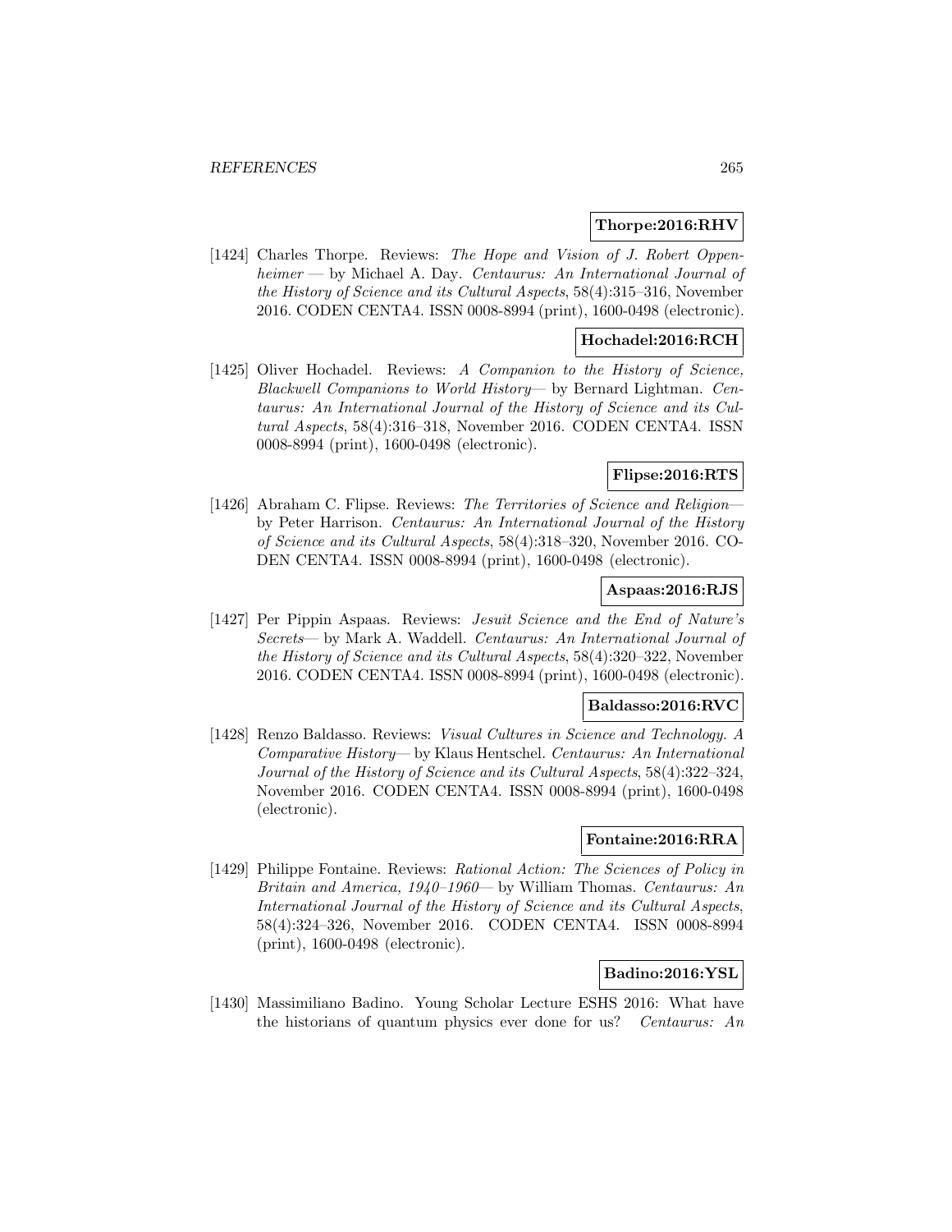**Thorpe:2016:RHV**

[1424] Charles Thorpe. Reviews: *The Hope and Vision of J. Robert Oppenheimer* — by Michael A. Day. *Centaurus: An International Journal of the History of Science and its Cultural Aspects*, 58(4):315–316, November 2016. CODEN CENTA4. ISSN 0008-8994 (print), 1600-0498 (electronic).

**Hochadel:2016:RCH**

[1425] Oliver Hochadel. Reviews: *A Companion to the History of Science, Blackwell Companions to World History*— by Bernard Lightman. *Centaurus: An International Journal of the History of Science and its Cultural Aspects*, 58(4):316–318, November 2016. CODEN CENTA4. ISSN 0008-8994 (print), 1600-0498 (electronic).

**Flipse:2016:RTS**

[1426] Abraham C. Flipse. Reviews: *The Territories of Science and Religion*— by Peter Harrison. *Centaurus: An International Journal of the History of Science and its Cultural Aspects*, 58(4):318–320, November 2016. CODEN CENTA4. ISSN 0008-8994 (print), 1600-0498 (electronic).

**Aspaas:2016:RJS**

[1427] Per Pippin Aspaas. Reviews: *Jesuit Science and the End of Nature's Secrets*— by Mark A. Waddell. *Centaurus: An International Journal of the History of Science and its Cultural Aspects*, 58(4):320–322, November 2016. CODEN CENTA4. ISSN 0008-8994 (print), 1600-0498 (electronic).

**Baldasso:2016:RVC**

[1428] Renzo Baldasso. Reviews: *Visual Cultures in Science and Technology. A Comparative History*— by Klaus Hentschel. *Centaurus: An International Journal of the History of Science and its Cultural Aspects*, 58(4):322–324, November 2016. CODEN CENTA4. ISSN 0008-8994 (print), 1600-0498 (electronic).

**Fontaine:2016:RRA**

[1429] Philippe Fontaine. Reviews: *Rational Action: The Sciences of Policy in Britain and America, 1940–1960*— by William Thomas. *Centaurus: An International Journal of the History of Science and its Cultural Aspects*, 58(4):324–326, November 2016. CODEN CENTA4. ISSN 0008-8994 (print), 1600-0498 (electronic).

**Badino:2016:YSL**

[1430] Massimiliano Badino. Young Scholar Lecture ESHS 2016: What have the historians of quantum physics ever done for us? *Centaurus: An*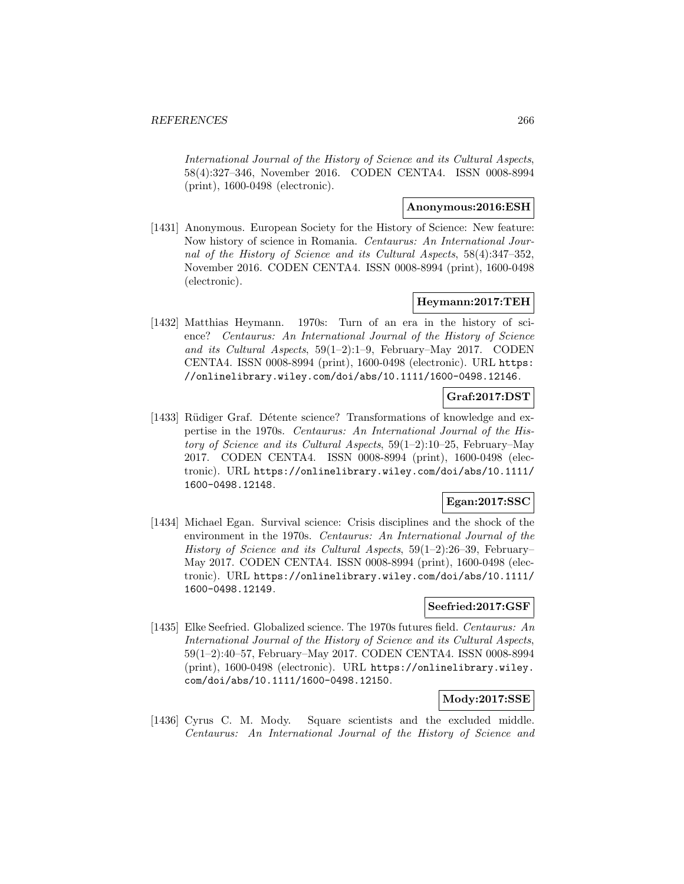*International Journal of the History of Science and its Cultural Aspects*, 58(4):327–346, November 2016. CODEN CENTA4. ISSN 0008-8994 (print), 1600-0498 (electronic).

**Anonymous:2016:ESH**

[1431] Anonymous. European Society for the History of Science: New feature: Now history of science in Romania. *Centaurus: An International Journal of the History of Science and its Cultural Aspects*, 58(4):347–352, November 2016. CODEN CENTA4. ISSN 0008-8994 (print), 1600-0498 (electronic).

**Heymann:2017:TEH**

[1432] Matthias Heymann. 1970s: Turn of an era in the history of science? *Centaurus: An International Journal of the History of Science and its Cultural Aspects*, 59(1–2):1–9, February–May 2017. CODEN CENTA4. ISSN 0008-8994 (print), 1600-0498 (electronic). URL https://onlinelibrary.wiley.com/doi/abs/10.1111/1600-0498.12146.

**Graf:2017:DST**

[1433] Rüdiger Graf. Détente science? Transformations of knowledge and expertise in the 1970s. *Centaurus: An International Journal of the History of Science and its Cultural Aspects*, 59(1–2):10–25, February–May 2017. CODEN CENTA4. ISSN 0008-8994 (print), 1600-0498 (electronic). URL https://onlinelibrary.wiley.com/doi/abs/10.1111/1600-0498.12148.

**Egan:2017:SSC**

[1434] Michael Egan. Survival science: Crisis disciplines and the shock of the environment in the 1970s. *Centaurus: An International Journal of the History of Science and its Cultural Aspects*, 59(1–2):26–39, February–May 2017. CODEN CENTA4. ISSN 0008-8994 (print), 1600-0498 (electronic). URL https://onlinelibrary.wiley.com/doi/abs/10.1111/1600-0498.12149.

**Seefried:2017:GSF**

[1435] Elke Seefried. Globalized science. The 1970s futures field. *Centaurus: An International Journal of the History of Science and its Cultural Aspects*, 59(1–2):40–57, February–May 2017. CODEN CENTA4. ISSN 0008-8994 (print), 1600-0498 (electronic). URL https://onlinelibrary.wiley.com/doi/abs/10.1111/1600-0498.12150.

**Mody:2017:SSE**

[1436] Cyrus C. M. Mody. Square scientists and the excluded middle. *Centaurus: An International Journal of the History of Science and*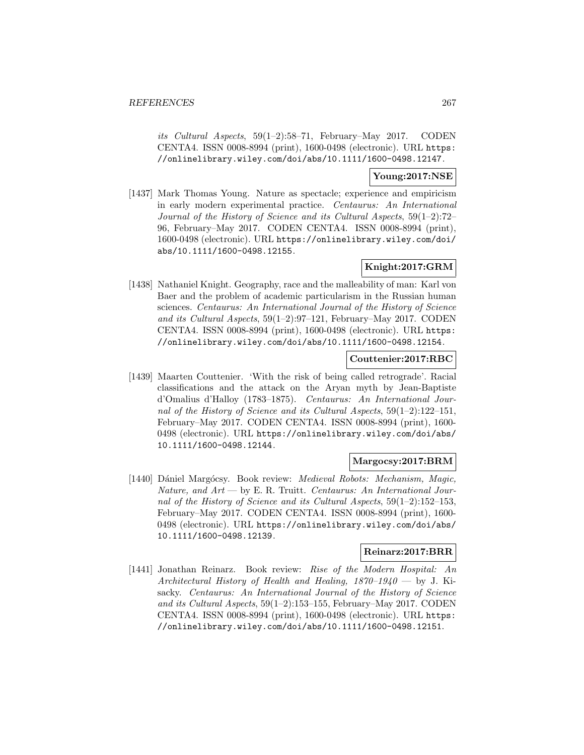*its Cultural Aspects*, 59(1–2):58–71, February–May 2017. CODEN CENTA4. ISSN 0008-8994 (print), 1600-0498 (electronic). URL https://onlinelibrary.wiley.com/doi/abs/10.1111/1600-0498.12147.

**Young:2017:NSE**

[1437] Mark Thomas Young. Nature as spectacle; experience and empiricism in early modern experimental practice. *Centaurus: An International Journal of the History of Science and its Cultural Aspects*, 59(1–2):72–96, February–May 2017. CODEN CENTA4. ISSN 0008-8994 (print), 1600-0498 (electronic). URL https://onlinelibrary.wiley.com/doi/abs/10.1111/1600-0498.12155.

**Knight:2017:GRM**

[1438] Nathaniel Knight. Geography, race and the malleability of man: Karl von Baer and the problem of academic particularism in the Russian human sciences. *Centaurus: An International Journal of the History of Science and its Cultural Aspects*, 59(1–2):97–121, February–May 2017. CODEN CENTA4. ISSN 0008-8994 (print), 1600-0498 (electronic). URL https://onlinelibrary.wiley.com/doi/abs/10.1111/1600-0498.12154.

**Couttenier:2017:RBC**

[1439] Maarten Couttenier. 'With the risk of being called retrograde'. Racial classifications and the attack on the Aryan myth by Jean-Baptiste d'Omalius d'Halloy (1783–1875). *Centaurus: An International Journal of the History of Science and its Cultural Aspects*, 59(1–2):122–151, February–May 2017. CODEN CENTA4. ISSN 0008-8994 (print), 1600-0498 (electronic). URL https://onlinelibrary.wiley.com/doi/abs/10.1111/1600-0498.12144.

**Margocsy:2017:BRM**

[1440] Dániel Margócsy. Book review: *Medieval Robots: Mechanism, Magic, Nature, and Art* — by E. R. Truitt. *Centaurus: An International Journal of the History of Science and its Cultural Aspects*, 59(1–2):152–153, February–May 2017. CODEN CENTA4. ISSN 0008-8994 (print), 1600-0498 (electronic). URL https://onlinelibrary.wiley.com/doi/abs/10.1111/1600-0498.12139.

**Reinarz:2017:BRR**

[1441] Jonathan Reinarz. Book review: *Rise of the Modern Hospital: An Architectural History of Health and Healing, 1870–1940* — by J. Kisacky. *Centaurus: An International Journal of the History of Science and its Cultural Aspects*, 59(1–2):153–155, February–May 2017. CODEN CENTA4. ISSN 0008-8994 (print), 1600-0498 (electronic). URL https://onlinelibrary.wiley.com/doi/abs/10.1111/1600-0498.12151.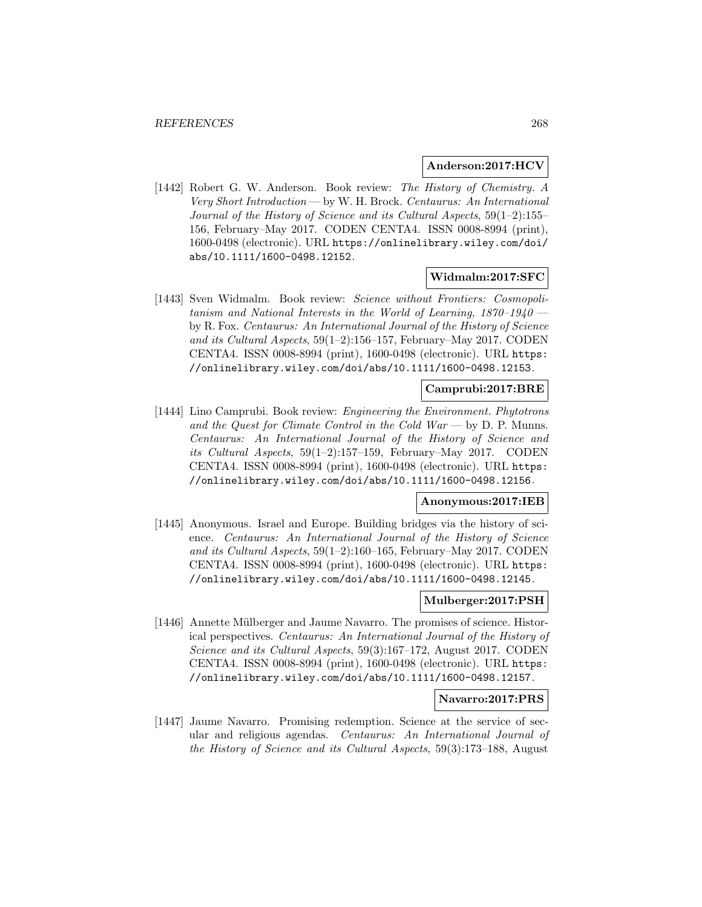**Anderson:2017:HCV**

[1442] Robert G. W. Anderson. Book review: *The History of Chemistry. A Very Short Introduction* — by W. H. Brock. *Centaurus: An International Journal of the History of Science and its Cultural Aspects*, 59(1–2):155–156, February–May 2017. CODEN CENTA4. ISSN 0008-8994 (print), 1600-0498 (electronic). URL https://onlinelibrary.wiley.com/doi/abs/10.1111/1600-0498.12152.

**Widmalm:2017:SFC**

[1443] Sven Widmalm. Book review: *Science without Frontiers: Cosmopolitanism and National Interests in the World of Learning, 1870–1940* — by R. Fox. *Centaurus: An International Journal of the History of Science and its Cultural Aspects*, 59(1–2):156–157, February–May 2017. CODEN CENTA4. ISSN 0008-8994 (print), 1600-0498 (electronic). URL https://onlinelibrary.wiley.com/doi/abs/10.1111/1600-0498.12153.

**Camprubi:2017:BRE**

[1444] Lino Camprubi. Book review: *Engineering the Environment. Phytotrons and the Quest for Climate Control in the Cold War* — by D. P. Munns. *Centaurus: An International Journal of the History of Science and its Cultural Aspects*, 59(1–2):157–159, February–May 2017. CODEN CENTA4. ISSN 0008-8994 (print), 1600-0498 (electronic). URL https://onlinelibrary.wiley.com/doi/abs/10.1111/1600-0498.12156.

**Anonymous:2017:IEB**

[1445] Anonymous. Israel and Europe. Building bridges via the history of science. *Centaurus: An International Journal of the History of Science and its Cultural Aspects*, 59(1–2):160–165, February–May 2017. CODEN CENTA4. ISSN 0008-8994 (print), 1600-0498 (electronic). URL https://onlinelibrary.wiley.com/doi/abs/10.1111/1600-0498.12145.

**Mulberger:2017:PSH**

[1446] Annette Mülberger and Jaume Navarro. The promises of science. Historical perspectives. *Centaurus: An International Journal of the History of Science and its Cultural Aspects*, 59(3):167–172, August 2017. CODEN CENTA4. ISSN 0008-8994 (print), 1600-0498 (electronic). URL https://onlinelibrary.wiley.com/doi/abs/10.1111/1600-0498.12157.

**Navarro:2017:PRS**

[1447] Jaume Navarro. Promising redemption. Science at the service of secular and religious agendas. *Centaurus: An International Journal of the History of Science and its Cultural Aspects*, 59(3):173–188, August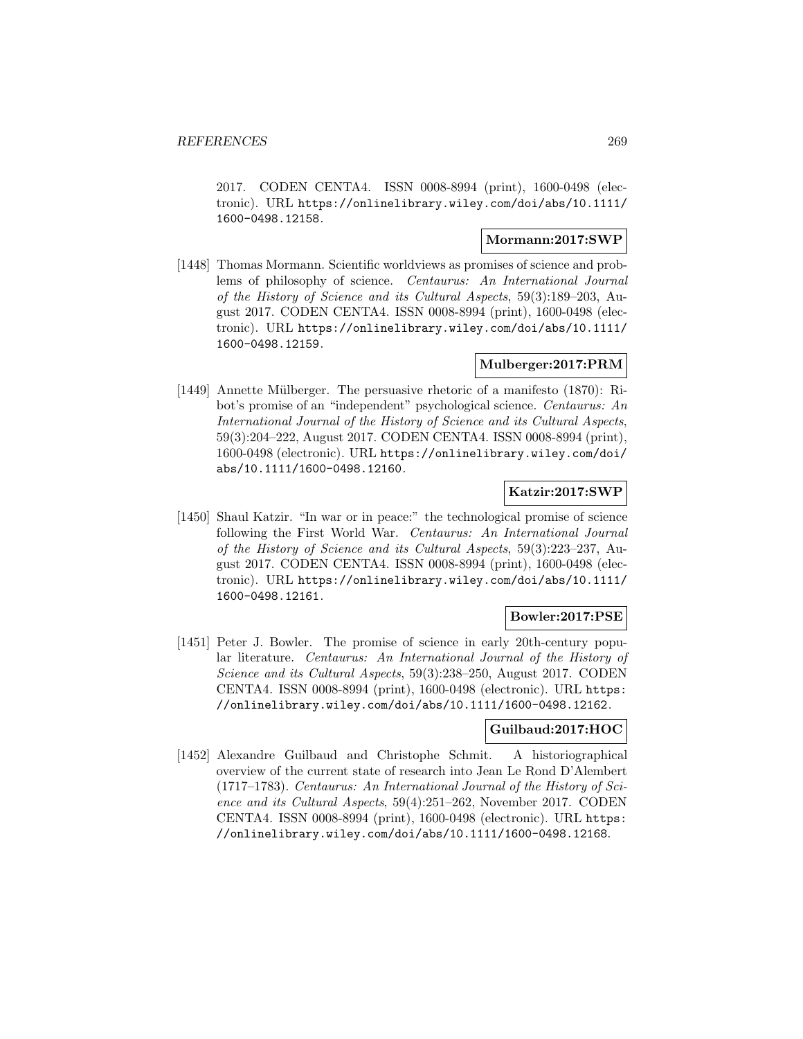2017. CODEN CENTA4. ISSN 0008-8994 (print), 1600-0498 (electronic). URL https://onlinelibrary.wiley.com/doi/abs/10.1111/1600-0498.12158.

**Mormann:2017:SWP**

[1448] Thomas Mormann. Scientific worldviews as promises of science and problems of philosophy of science. *Centaurus: An International Journal of the History of Science and its Cultural Aspects*, 59(3):189–203, August 2017. CODEN CENTA4. ISSN 0008-8994 (print), 1600-0498 (electronic). URL https://onlinelibrary.wiley.com/doi/abs/10.1111/1600-0498.12159.

**Mulberger:2017:PRM**

[1449] Annette Mülberger. The persuasive rhetoric of a manifesto (1870): Ribot's promise of an "independent" psychological science. *Centaurus: An International Journal of the History of Science and its Cultural Aspects*, 59(3):204–222, August 2017. CODEN CENTA4. ISSN 0008-8994 (print), 1600-0498 (electronic). URL https://onlinelibrary.wiley.com/doi/abs/10.1111/1600-0498.12160.

**Katzir:2017:SWP**

[1450] Shaul Katzir. "In war or in peace:" the technological promise of science following the First World War. *Centaurus: An International Journal of the History of Science and its Cultural Aspects*, 59(3):223–237, August 2017. CODEN CENTA4. ISSN 0008-8994 (print), 1600-0498 (electronic). URL https://onlinelibrary.wiley.com/doi/abs/10.1111/1600-0498.12161.

**Bowler:2017:PSE**

[1451] Peter J. Bowler. The promise of science in early 20th-century popular literature. *Centaurus: An International Journal of the History of Science and its Cultural Aspects*, 59(3):238–250, August 2017. CODEN CENTA4. ISSN 0008-8994 (print), 1600-0498 (electronic). URL https://onlinelibrary.wiley.com/doi/abs/10.1111/1600-0498.12162.

**Guilbaud:2017:HOC**

[1452] Alexandre Guilbaud and Christophe Schmit. A historiographical overview of the current state of research into Jean Le Rond D'Alembert (1717–1783). *Centaurus: An International Journal of the History of Science and its Cultural Aspects*, 59(4):251–262, November 2017. CODEN CENTA4. ISSN 0008-8994 (print), 1600-0498 (electronic). URL https://onlinelibrary.wiley.com/doi/abs/10.1111/1600-0498.12168.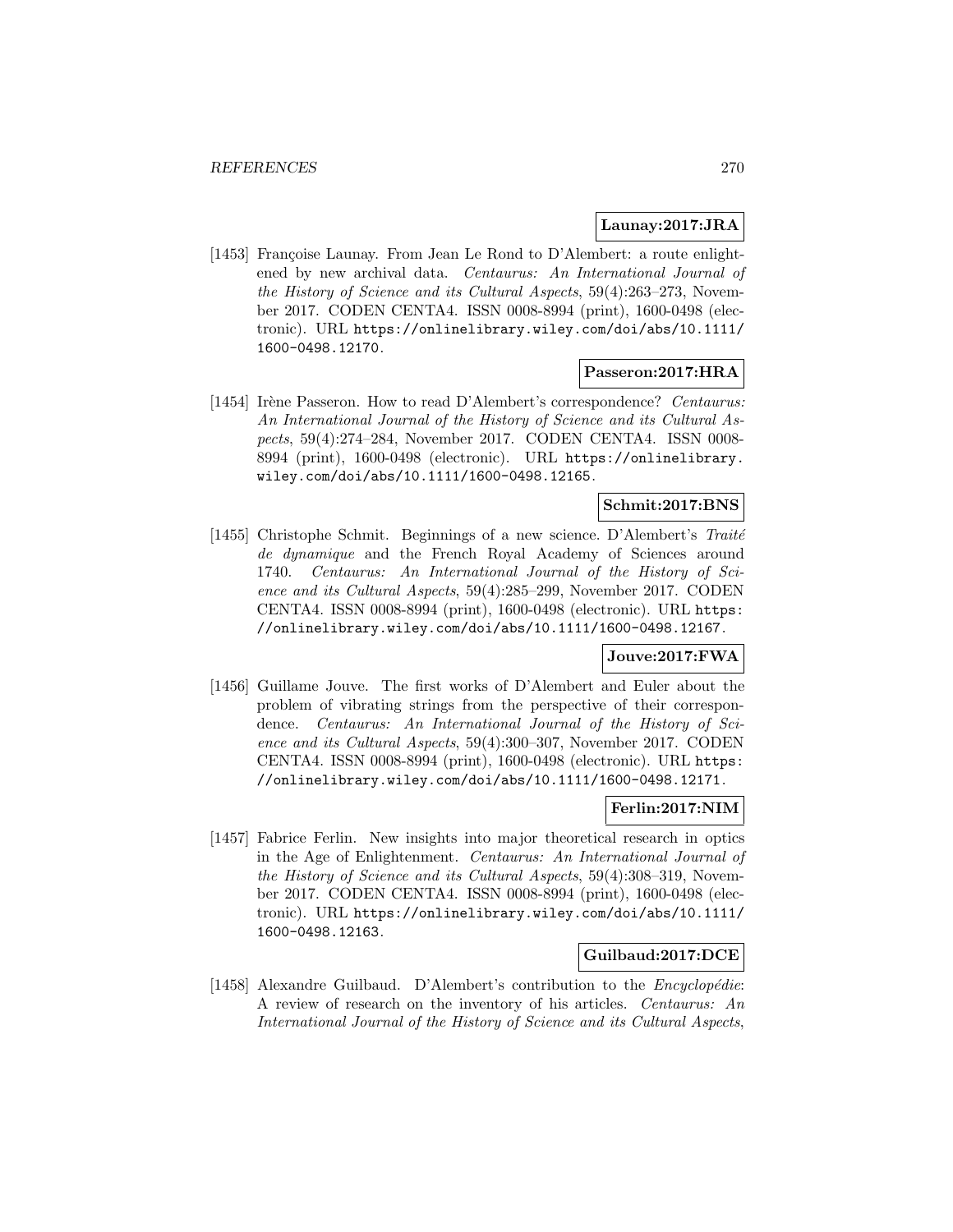**Launay:2017:JRA**

[1453] Françoise Launay. From Jean Le Rond to D'Alembert: a route enlightened by new archival data. *Centaurus: An International Journal of the History of Science and its Cultural Aspects*, 59(4):263–273, November 2017. CODEN CENTA4. ISSN 0008-8994 (print), 1600-0498 (electronic). URL `https://onlinelibrary.wiley.com/doi/abs/10.1111/1600-0498.12170`.

**Passeron:2017:HRA**

[1454] Irène Passeron. How to read D'Alembert's correspondence? *Centaurus: An International Journal of the History of Science and its Cultural Aspects*, 59(4):274–284, November 2017. CODEN CENTA4. ISSN 0008-8994 (print), 1600-0498 (electronic). URL `https://onlinelibrary.wiley.com/doi/abs/10.1111/1600-0498.12165`.

**Schmit:2017:BNS**

[1455] Christophe Schmit. Beginnings of a new science. D'Alembert's *Traité de dynamique* and the French Royal Academy of Sciences around 1740. *Centaurus: An International Journal of the History of Science and its Cultural Aspects*, 59(4):285–299, November 2017. CODEN CENTA4. ISSN 0008-8994 (print), 1600-0498 (electronic). URL `https://onlinelibrary.wiley.com/doi/abs/10.1111/1600-0498.12167`.

**Jouve:2017:FWA**

[1456] Guillame Jouve. The first works of D'Alembert and Euler about the problem of vibrating strings from the perspective of their correspondence. *Centaurus: An International Journal of the History of Science and its Cultural Aspects*, 59(4):300–307, November 2017. CODEN CENTA4. ISSN 0008-8994 (print), 1600-0498 (electronic). URL `https://onlinelibrary.wiley.com/doi/abs/10.1111/1600-0498.12171`.

**Ferlin:2017:NIM**

[1457] Fabrice Ferlin. New insights into major theoretical research in optics in the Age of Enlightenment. *Centaurus: An International Journal of the History of Science and its Cultural Aspects*, 59(4):308–319, November 2017. CODEN CENTA4. ISSN 0008-8994 (print), 1600-0498 (electronic). URL `https://onlinelibrary.wiley.com/doi/abs/10.1111/1600-0498.12163`.

**Guilbaud:2017:DCE**

[1458] Alexandre Guilbaud. D'Alembert's contribution to the *Encyclopédie*: A review of research on the inventory of his articles. *Centaurus: An International Journal of the History of Science and its Cultural Aspects*,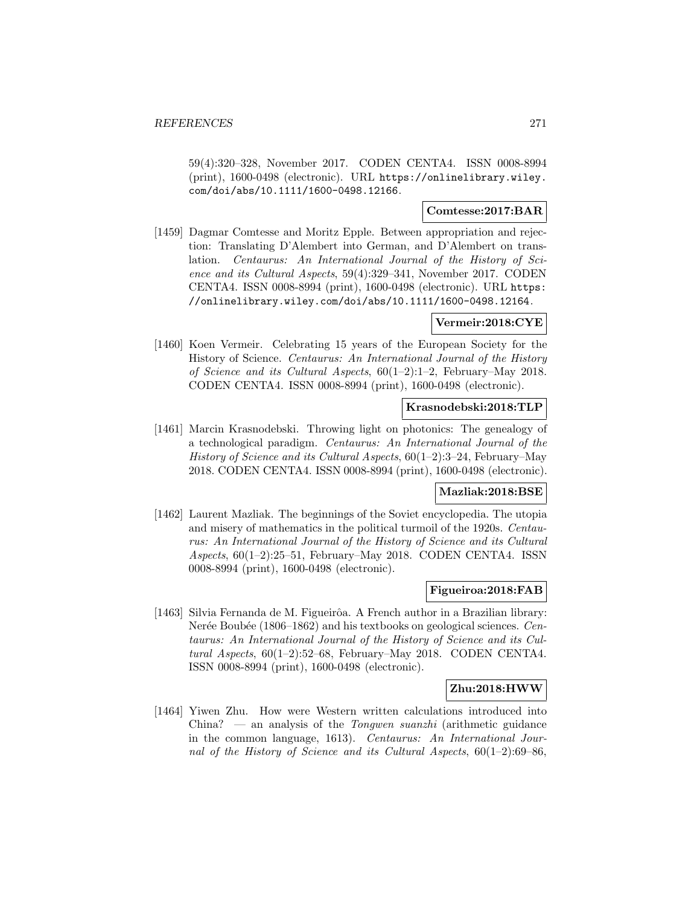59(4):320–328, November 2017. CODEN CENTA4. ISSN 0008-8994 (print), 1600-0498 (electronic). URL https://onlinelibrary.wiley.com/doi/abs/10.1111/1600-0498.12166.

**Comtesse:2017:BAR**

[1459] Dagmar Comtesse and Moritz Epple. Between appropriation and rejection: Translating D'Alembert into German, and D'Alembert on translation. *Centaurus: An International Journal of the History of Science and its Cultural Aspects*, 59(4):329–341, November 2017. CODEN CENTA4. ISSN 0008-8994 (print), 1600-0498 (electronic). URL https://onlinelibrary.wiley.com/doi/abs/10.1111/1600-0498.12164.

**Vermeir:2018:CYE**

[1460] Koen Vermeir. Celebrating 15 years of the European Society for the History of Science. *Centaurus: An International Journal of the History of Science and its Cultural Aspects*, 60(1–2):1–2, February–May 2018. CODEN CENTA4. ISSN 0008-8994 (print), 1600-0498 (electronic).

**Krasnodebski:2018:TLP**

[1461] Marcin Krasnodebski. Throwing light on photonics: The genealogy of a technological paradigm. *Centaurus: An International Journal of the History of Science and its Cultural Aspects*, 60(1–2):3–24, February–May 2018. CODEN CENTA4. ISSN 0008-8994 (print), 1600-0498 (electronic).

**Mazliak:2018:BSE**

[1462] Laurent Mazliak. The beginnings of the Soviet encyclopedia. The utopia and misery of mathematics in the political turmoil of the 1920s. *Centaurus: An International Journal of the History of Science and its Cultural Aspects*, 60(1–2):25–51, February–May 2018. CODEN CENTA4. ISSN 0008-8994 (print), 1600-0498 (electronic).

**Figueiroa:2018:FAB**

[1463] Silvia Fernanda de M. Figueirôa. A French author in a Brazilian library: Nerée Boubée (1806–1862) and his textbooks on geological sciences. *Centaurus: An International Journal of the History of Science and its Cultural Aspects*, 60(1–2):52–68, February–May 2018. CODEN CENTA4. ISSN 0008-8994 (print), 1600-0498 (electronic).

**Zhu:2018:HWW**

[1464] Yiwen Zhu. How were Western written calculations introduced into China? — an analysis of the *Tongwen suanzhi* (arithmetic guidance in the common language, 1613). *Centaurus: An International Journal of the History of Science and its Cultural Aspects*, 60(1–2):69–86,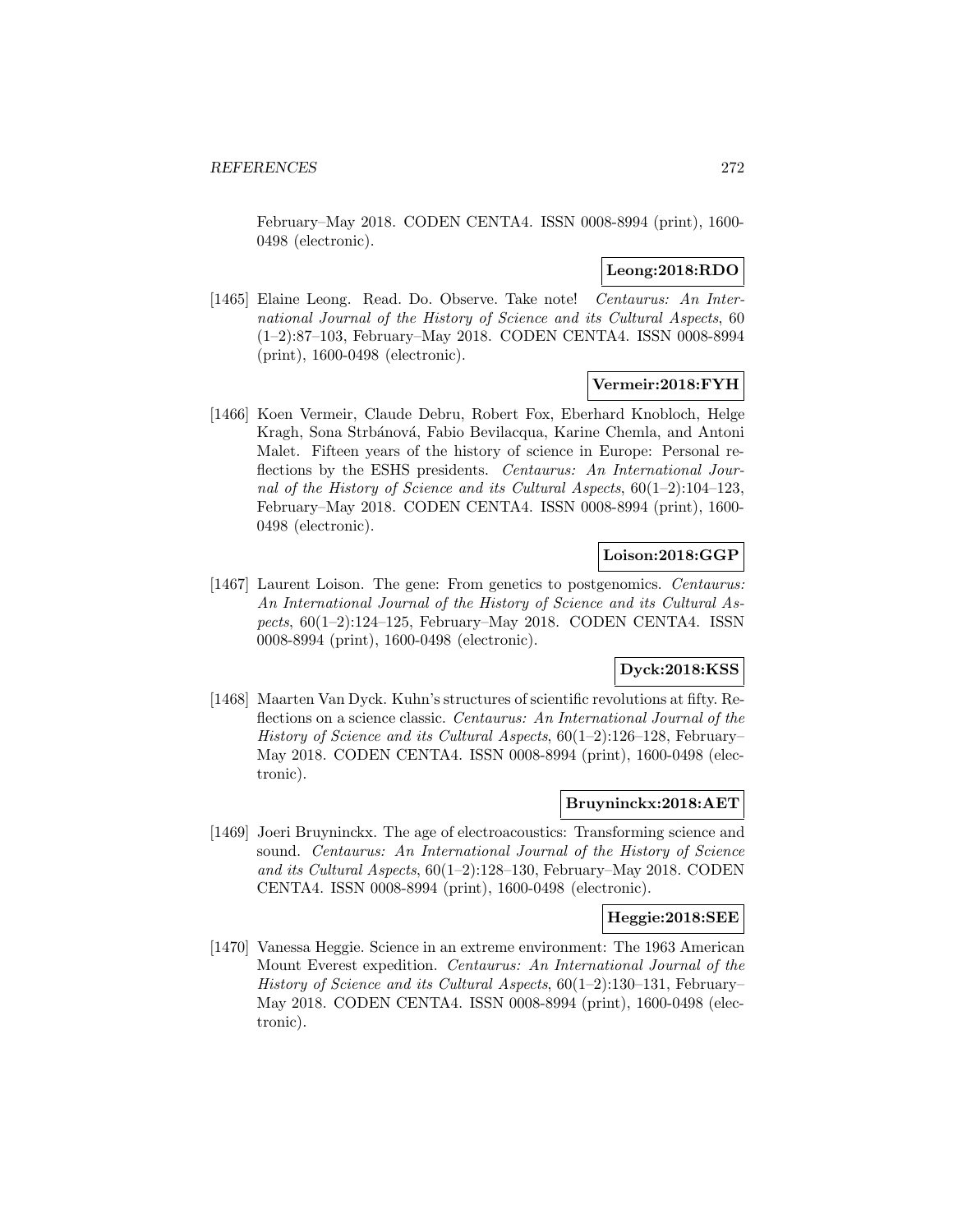February–May 2018. CODEN CENTA4. ISSN 0008-8994 (print), 1600-0498 (electronic).

**Leong:2018:RDO**

[1465] Elaine Leong. Read. Do. Observe. Take note! *Centaurus: An International Journal of the History of Science and its Cultural Aspects*, 60 (1–2):87–103, February–May 2018. CODEN CENTA4. ISSN 0008-8994 (print), 1600-0498 (electronic).

**Vermeir:2018:FYH**

[1466] Koen Vermeir, Claude Debru, Robert Fox, Eberhard Knobloch, Helge Kragh, Sona Strbánová, Fabio Bevilacqua, Karine Chemla, and Antoni Malet. Fifteen years of the history of science in Europe: Personal reflections by the ESHS presidents. *Centaurus: An International Journal of the History of Science and its Cultural Aspects*, 60(1–2):104–123, February–May 2018. CODEN CENTA4. ISSN 0008-8994 (print), 1600-0498 (electronic).

**Loison:2018:GGP**

[1467] Laurent Loison. The gene: From genetics to postgenomics. *Centaurus: An International Journal of the History of Science and its Cultural Aspects*, 60(1–2):124–125, February–May 2018. CODEN CENTA4. ISSN 0008-8994 (print), 1600-0498 (electronic).

**Dyck:2018:KSS**

[1468] Maarten Van Dyck. Kuhn's structures of scientific revolutions at fifty. Reflections on a science classic. *Centaurus: An International Journal of the History of Science and its Cultural Aspects*, 60(1–2):126–128, February–May 2018. CODEN CENTA4. ISSN 0008-8994 (print), 1600-0498 (electronic).

**Bruyninckx:2018:AET**

[1469] Joeri Bruyninckx. The age of electroacoustics: Transforming science and sound. *Centaurus: An International Journal of the History of Science and its Cultural Aspects*, 60(1–2):128–130, February–May 2018. CODEN CENTA4. ISSN 0008-8994 (print), 1600-0498 (electronic).

**Heggie:2018:SEE**

[1470] Vanessa Heggie. Science in an extreme environment: The 1963 American Mount Everest expedition. *Centaurus: An International Journal of the History of Science and its Cultural Aspects*, 60(1–2):130–131, February–May 2018. CODEN CENTA4. ISSN 0008-8994 (print), 1600-0498 (electronic).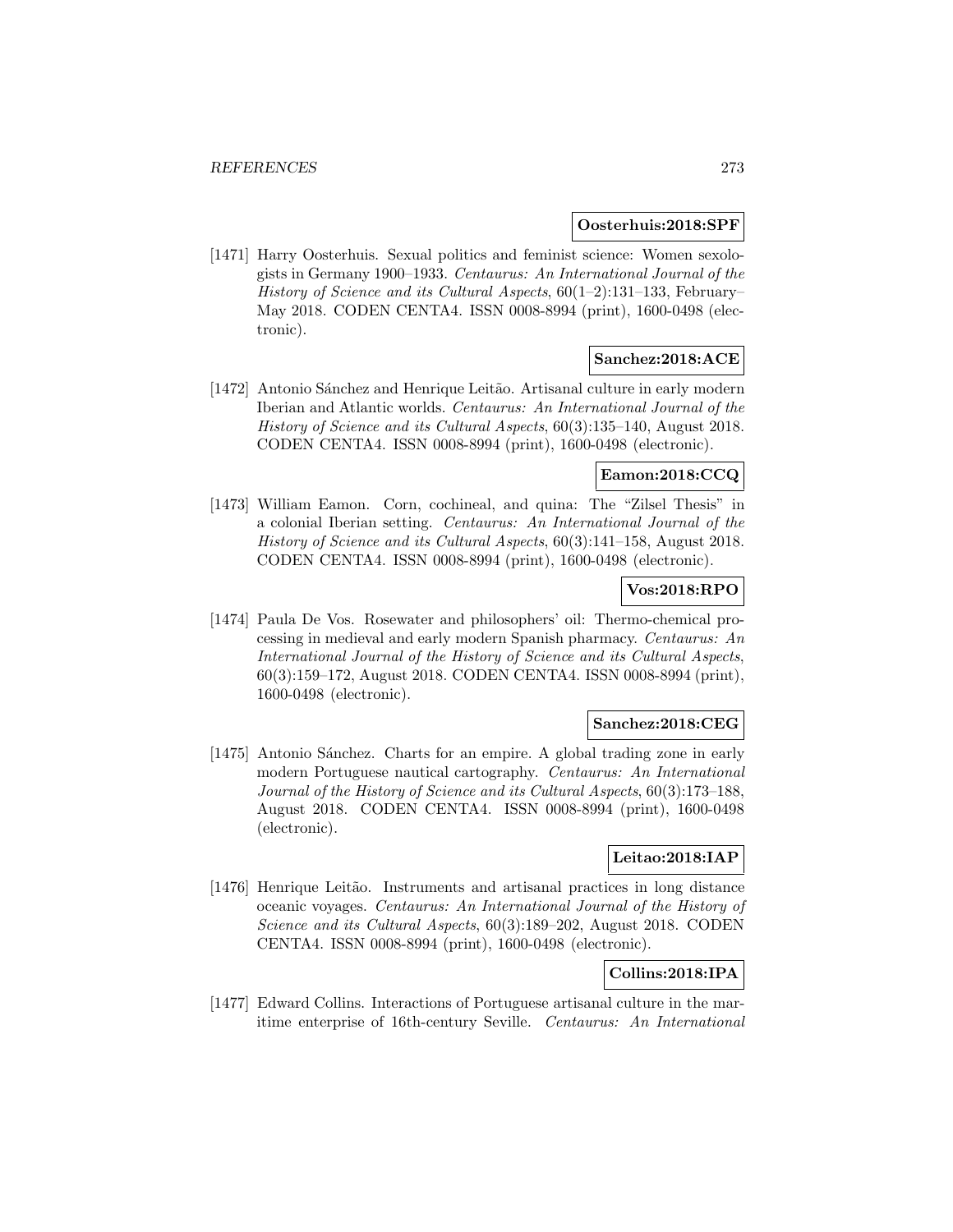**Oosterhuis:2018:SPF**

[1471] Harry Oosterhuis. Sexual politics and feminist science: Women sexologists in Germany 1900–1933. *Centaurus: An International Journal of the History of Science and its Cultural Aspects*, 60(1–2):131–133, February–May 2018. CODEN CENTA4. ISSN 0008-8994 (print), 1600-0498 (electronic).

**Sanchez:2018:ACE**

[1472] Antonio Sánchez and Henrique Leitão. Artisanal culture in early modern Iberian and Atlantic worlds. *Centaurus: An International Journal of the History of Science and its Cultural Aspects*, 60(3):135–140, August 2018. CODEN CENTA4. ISSN 0008-8994 (print), 1600-0498 (electronic).

**Eamon:2018:CCQ**

[1473] William Eamon. Corn, cochineal, and quina: The "Zilsel Thesis" in a colonial Iberian setting. *Centaurus: An International Journal of the History of Science and its Cultural Aspects*, 60(3):141–158, August 2018. CODEN CENTA4. ISSN 0008-8994 (print), 1600-0498 (electronic).

**Vos:2018:RPO**

[1474] Paula De Vos. Rosewater and philosophers' oil: Thermo-chemical processing in medieval and early modern Spanish pharmacy. *Centaurus: An International Journal of the History of Science and its Cultural Aspects*, 60(3):159–172, August 2018. CODEN CENTA4. ISSN 0008-8994 (print), 1600-0498 (electronic).

**Sanchez:2018:CEG**

[1475] Antonio Sánchez. Charts for an empire. A global trading zone in early modern Portuguese nautical cartography. *Centaurus: An International Journal of the History of Science and its Cultural Aspects*, 60(3):173–188, August 2018. CODEN CENTA4. ISSN 0008-8994 (print), 1600-0498 (electronic).

**Leitao:2018:IAP**

[1476] Henrique Leitão. Instruments and artisanal practices in long distance oceanic voyages. *Centaurus: An International Journal of the History of Science and its Cultural Aspects*, 60(3):189–202, August 2018. CODEN CENTA4. ISSN 0008-8994 (print), 1600-0498 (electronic).

**Collins:2018:IPA**

[1477] Edward Collins. Interactions of Portuguese artisanal culture in the maritime enterprise of 16th-century Seville. *Centaurus: An International*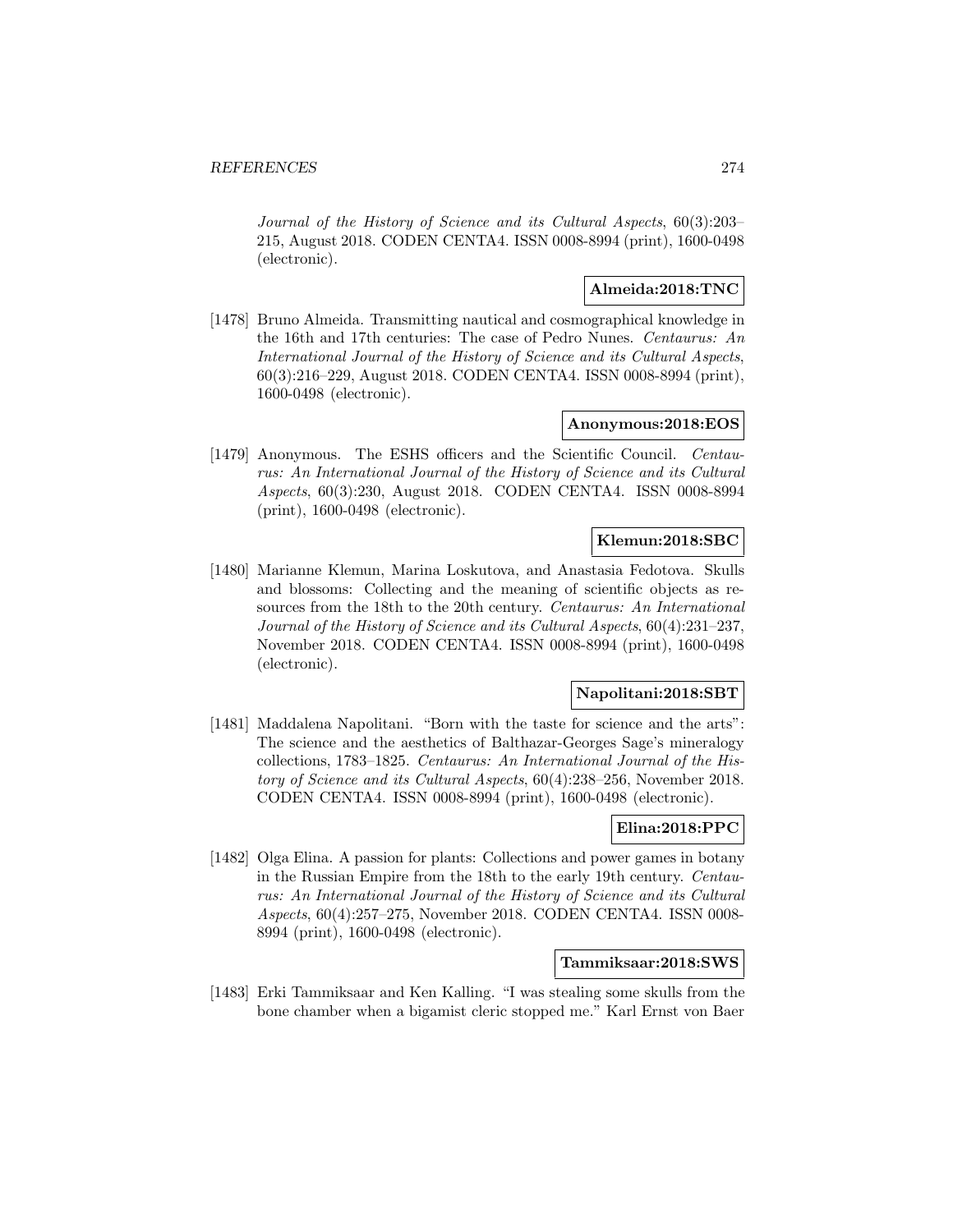*Journal of the History of Science and its Cultural Aspects*, 60(3):203–215, August 2018. CODEN CENTA4. ISSN 0008-8994 (print), 1600-0498 (electronic).

**Almeida:2018:TNC**

[1478] Bruno Almeida. Transmitting nautical and cosmographical knowledge in the 16th and 17th centuries: The case of Pedro Nunes. *Centaurus: An International Journal of the History of Science and its Cultural Aspects*, 60(3):216–229, August 2018. CODEN CENTA4. ISSN 0008-8994 (print), 1600-0498 (electronic).

**Anonymous:2018:EOS**

[1479] Anonymous. The ESHS officers and the Scientific Council. *Centaurus: An International Journal of the History of Science and its Cultural Aspects*, 60(3):230, August 2018. CODEN CENTA4. ISSN 0008-8994 (print), 1600-0498 (electronic).

**Klemun:2018:SBC**

[1480] Marianne Klemun, Marina Loskutova, and Anastasia Fedotova. Skulls and blossoms: Collecting and the meaning of scientific objects as resources from the 18th to the 20th century. *Centaurus: An International Journal of the History of Science and its Cultural Aspects*, 60(4):231–237, November 2018. CODEN CENTA4. ISSN 0008-8994 (print), 1600-0498 (electronic).

**Napolitani:2018:SBT**

[1481] Maddalena Napolitani. "Born with the taste for science and the arts": The science and the aesthetics of Balthazar-Georges Sage's mineralogy collections, 1783–1825. *Centaurus: An International Journal of the History of Science and its Cultural Aspects*, 60(4):238–256, November 2018. CODEN CENTA4. ISSN 0008-8994 (print), 1600-0498 (electronic).

**Elina:2018:PPC**

[1482] Olga Elina. A passion for plants: Collections and power games in botany in the Russian Empire from the 18th to the early 19th century. *Centaurus: An International Journal of the History of Science and its Cultural Aspects*, 60(4):257–275, November 2018. CODEN CENTA4. ISSN 0008-8994 (print), 1600-0498 (electronic).

**Tammiksaar:2018:SWS**

[1483] Erki Tammiksaar and Ken Kalling. "I was stealing some skulls from the bone chamber when a bigamist cleric stopped me." Karl Ernst von Baer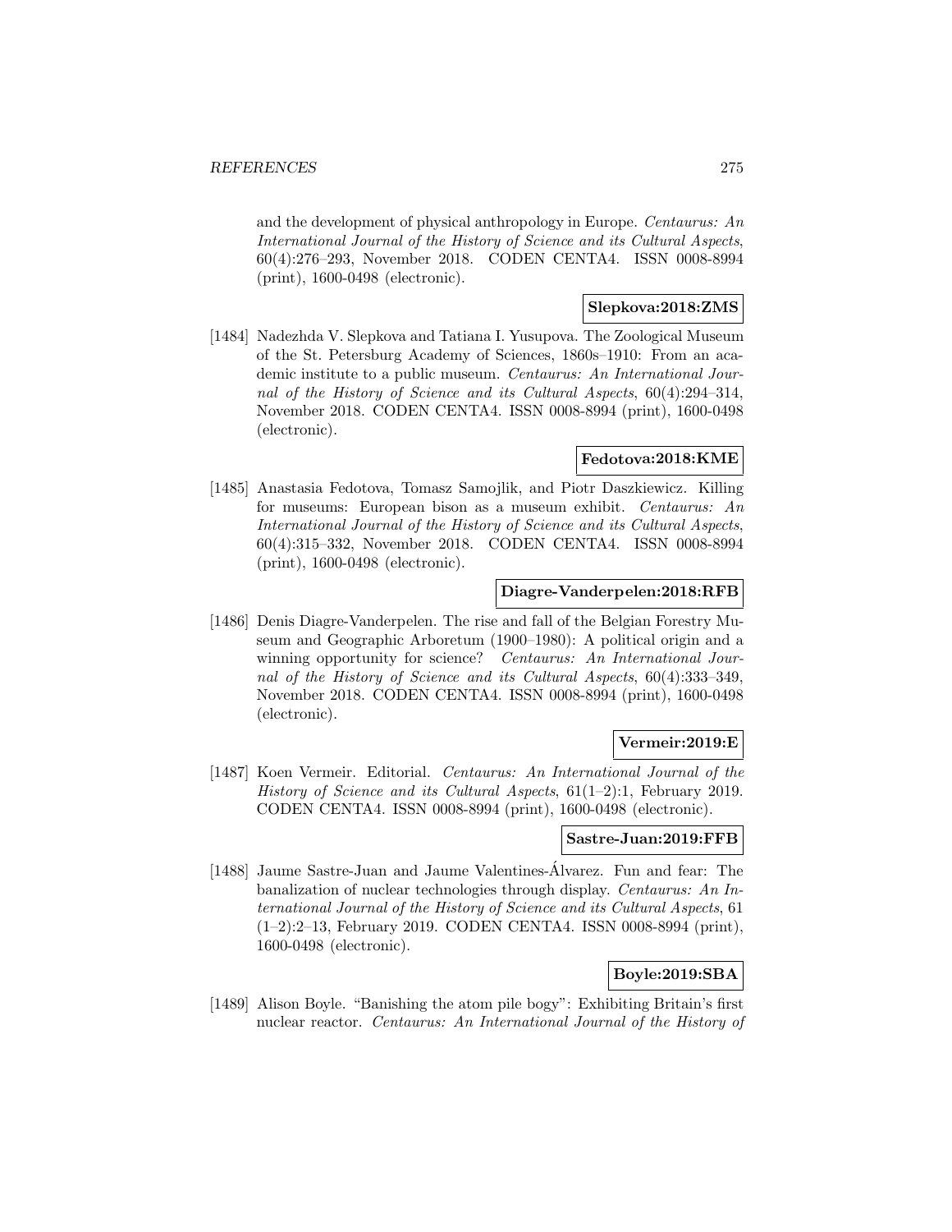and the development of physical anthropology in Europe. *Centaurus: An International Journal of the History of Science and its Cultural Aspects*, 60(4):276–293, November 2018. CODEN CENTA4. ISSN 0008-8994 (print), 1600-0498 (electronic).

**Slepkova:2018:ZMS**

[1484] Nadezhda V. Slepkova and Tatiana I. Yusupova. The Zoological Museum of the St. Petersburg Academy of Sciences, 1860s–1910: From an academic institute to a public museum. *Centaurus: An International Journal of the History of Science and its Cultural Aspects*, 60(4):294–314, November 2018. CODEN CENTA4. ISSN 0008-8994 (print), 1600-0498 (electronic).

**Fedotova:2018:KME**

[1485] Anastasia Fedotova, Tomasz Samojlik, and Piotr Daszkiewicz. Killing for museums: European bison as a museum exhibit. *Centaurus: An International Journal of the History of Science and its Cultural Aspects*, 60(4):315–332, November 2018. CODEN CENTA4. ISSN 0008-8994 (print), 1600-0498 (electronic).

**Diagre-Vanderpelen:2018:RFB**

[1486] Denis Diagre-Vanderpelen. The rise and fall of the Belgian Forestry Museum and Geographic Arboretum (1900–1980): A political origin and a winning opportunity for science? *Centaurus: An International Journal of the History of Science and its Cultural Aspects*, 60(4):333–349, November 2018. CODEN CENTA4. ISSN 0008-8994 (print), 1600-0498 (electronic).

**Vermeir:2019:E**

[1487] Koen Vermeir. Editorial. *Centaurus: An International Journal of the History of Science and its Cultural Aspects*, 61(1–2):1, February 2019. CODEN CENTA4. ISSN 0008-8994 (print), 1600-0498 (electronic).

**Sastre-Juan:2019:FFB**

[1488] Jaume Sastre-Juan and Jaume Valentines-Álvarez. Fun and fear: The banalization of nuclear technologies through display. *Centaurus: An International Journal of the History of Science and its Cultural Aspects*, 61 (1–2):2–13, February 2019. CODEN CENTA4. ISSN 0008-8994 (print), 1600-0498 (electronic).

**Boyle:2019:SBA**

[1489] Alison Boyle. "Banishing the atom pile bogy": Exhibiting Britain's first nuclear reactor. *Centaurus: An International Journal of the History of*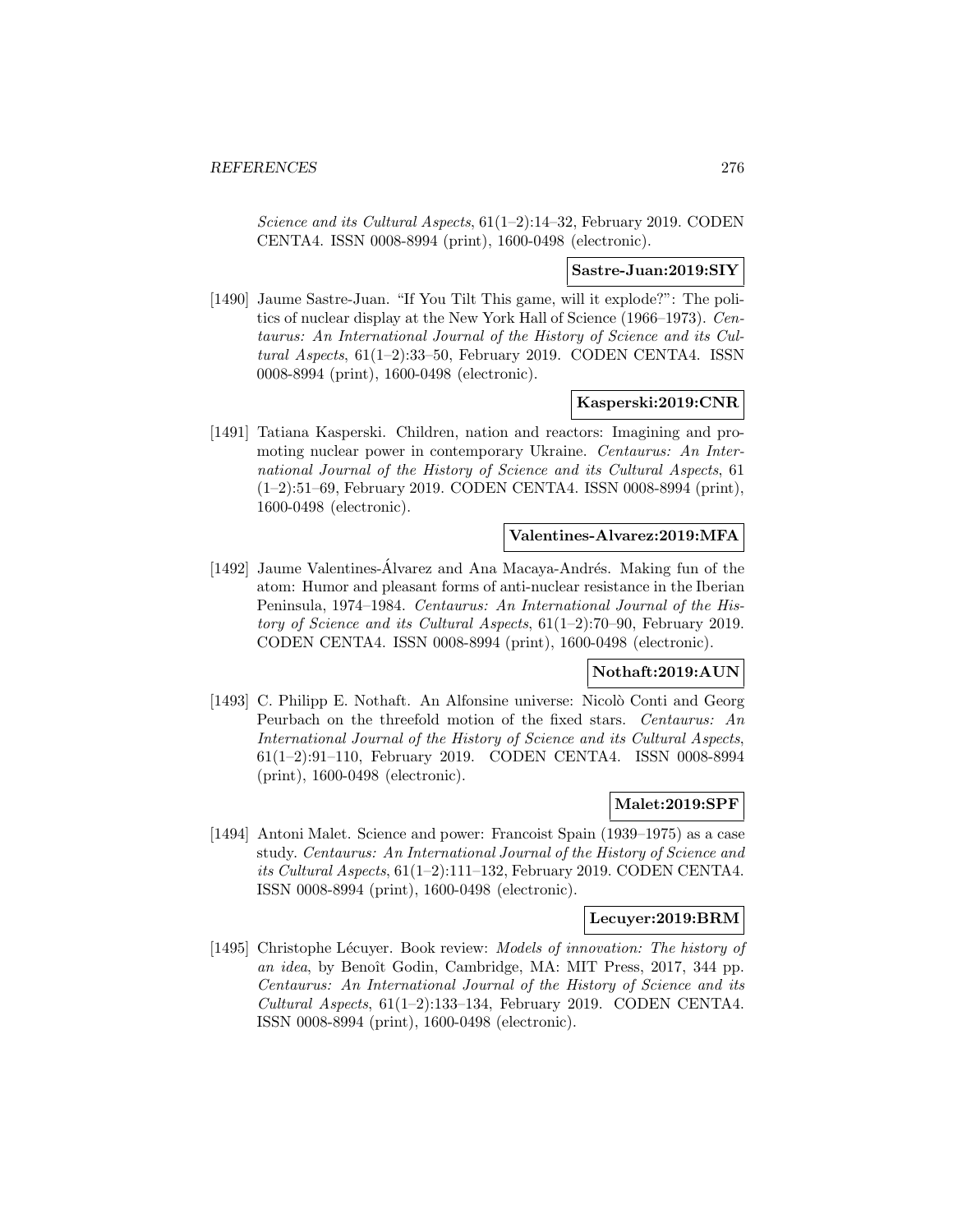*Science and its Cultural Aspects*, 61(1–2):14–32, February 2019. CODEN CENTA4. ISSN 0008-8994 (print), 1600-0498 (electronic).

**Sastre-Juan:2019:SIY**

[1490] Jaume Sastre-Juan. "If You Tilt This game, will it explode?": The politics of nuclear display at the New York Hall of Science (1966–1973). *Centaurus: An International Journal of the History of Science and its Cultural Aspects*, 61(1–2):33–50, February 2019. CODEN CENTA4. ISSN 0008-8994 (print), 1600-0498 (electronic).

**Kasperski:2019:CNR**

[1491] Tatiana Kasperski. Children, nation and reactors: Imagining and promoting nuclear power in contemporary Ukraine. *Centaurus: An International Journal of the History of Science and its Cultural Aspects*, 61 (1–2):51–69, February 2019. CODEN CENTA4. ISSN 0008-8994 (print), 1600-0498 (electronic).

**Valentines-Alvarez:2019:MFA**

[1492] Jaume Valentines-Álvarez and Ana Macaya-Andrés. Making fun of the atom: Humor and pleasant forms of anti-nuclear resistance in the Iberian Peninsula, 1974–1984. *Centaurus: An International Journal of the History of Science and its Cultural Aspects*, 61(1–2):70–90, February 2019. CODEN CENTA4. ISSN 0008-8994 (print), 1600-0498 (electronic).

**Nothaft:2019:AUN**

[1493] C. Philipp E. Nothaft. An Alfonsine universe: Nicolò Conti and Georg Peurbach on the threefold motion of the fixed stars. *Centaurus: An International Journal of the History of Science and its Cultural Aspects*, 61(1–2):91–110, February 2019. CODEN CENTA4. ISSN 0008-8994 (print), 1600-0498 (electronic).

**Malet:2019:SPF**

[1494] Antoni Malet. Science and power: Francoist Spain (1939–1975) as a case study. *Centaurus: An International Journal of the History of Science and its Cultural Aspects*, 61(1–2):111–132, February 2019. CODEN CENTA4. ISSN 0008-8994 (print), 1600-0498 (electronic).

**Lecuyer:2019:BRM**

[1495] Christophe Lécuyer. Book review: *Models of innovation: The history of an idea*, by Benoît Godin, Cambridge, MA: MIT Press, 2017, 344 pp. *Centaurus: An International Journal of the History of Science and its Cultural Aspects*, 61(1–2):133–134, February 2019. CODEN CENTA4. ISSN 0008-8994 (print), 1600-0498 (electronic).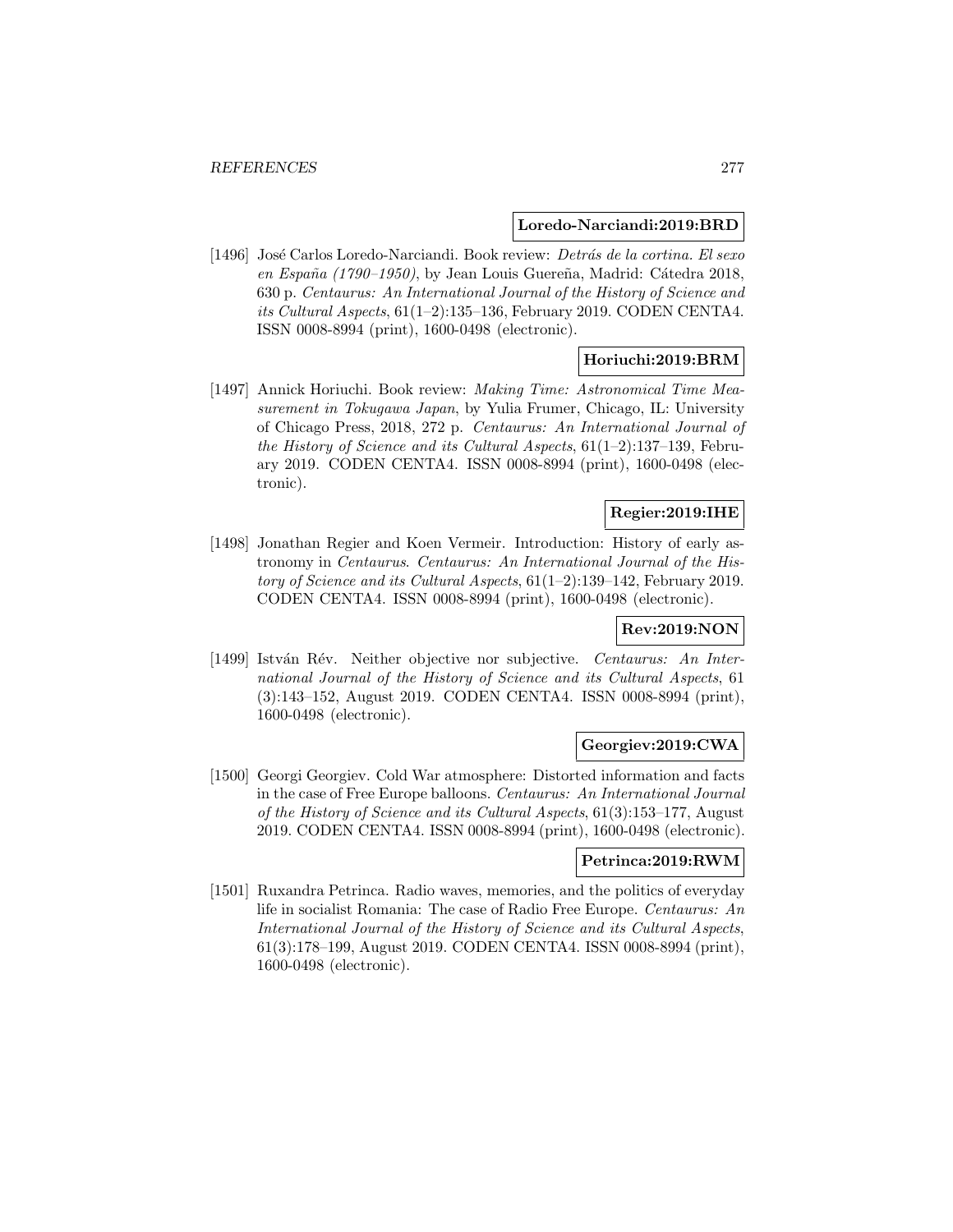**Loredo-Narciandi:2019:BRD**

[1496] José Carlos Loredo-Narciandi. Book review: *Detrás de la cortina. El sexo en España (1790–1950)*, by Jean Louis Guereña, Madrid: Cátedra 2018, 630 p. *Centaurus: An International Journal of the History of Science and its Cultural Aspects*, 61(1–2):135–136, February 2019. CODEN CENTA4. ISSN 0008-8994 (print), 1600-0498 (electronic).

**Horiuchi:2019:BRM**

[1497] Annick Horiuchi. Book review: *Making Time: Astronomical Time Measurement in Tokugawa Japan*, by Yulia Frumer, Chicago, IL: University of Chicago Press, 2018, 272 p. *Centaurus: An International Journal of the History of Science and its Cultural Aspects*, 61(1–2):137–139, February 2019. CODEN CENTA4. ISSN 0008-8994 (print), 1600-0498 (electronic).

**Regier:2019:IHE**

[1498] Jonathan Regier and Koen Vermeir. Introduction: History of early astronomy in *Centaurus*. *Centaurus: An International Journal of the History of Science and its Cultural Aspects*, 61(1–2):139–142, February 2019. CODEN CENTA4. ISSN 0008-8994 (print), 1600-0498 (electronic).

**Rev:2019:NON**

[1499] István Rév. Neither objective nor subjective. *Centaurus: An International Journal of the History of Science and its Cultural Aspects*, 61 (3):143–152, August 2019. CODEN CENTA4. ISSN 0008-8994 (print), 1600-0498 (electronic).

**Georgiev:2019:CWA**

[1500] Georgi Georgiev. Cold War atmosphere: Distorted information and facts in the case of Free Europe balloons. *Centaurus: An International Journal of the History of Science and its Cultural Aspects*, 61(3):153–177, August 2019. CODEN CENTA4. ISSN 0008-8994 (print), 1600-0498 (electronic).

**Petrinca:2019:RWM**

[1501] Ruxandra Petrinca. Radio waves, memories, and the politics of everyday life in socialist Romania: The case of Radio Free Europe. *Centaurus: An International Journal of the History of Science and its Cultural Aspects*, 61(3):178–199, August 2019. CODEN CENTA4. ISSN 0008-8994 (print), 1600-0498 (electronic).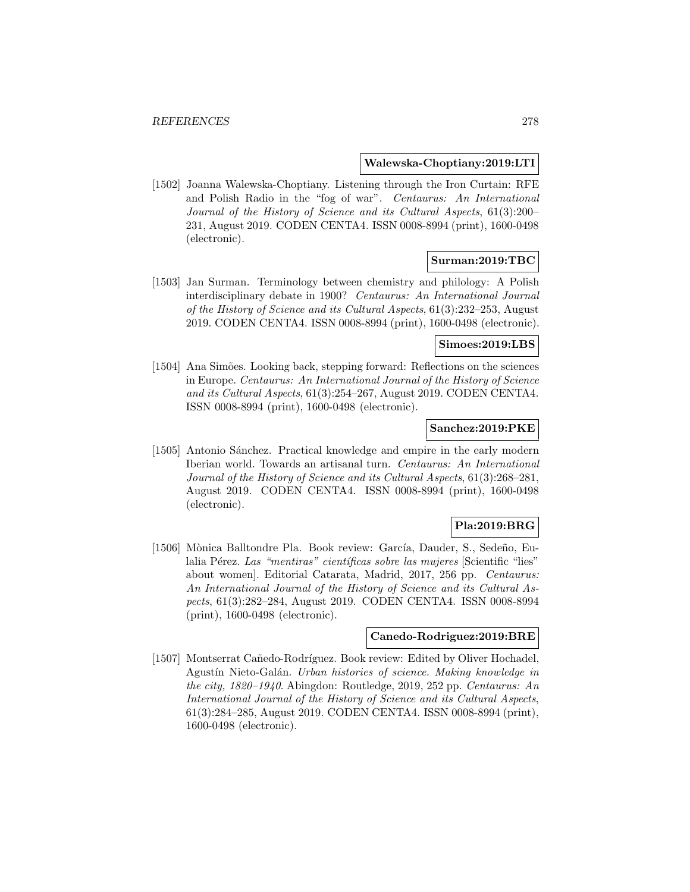**Walewska-Choptiany:2019:LTI**

[1502] Joanna Walewska-Choptiany. Listening through the Iron Curtain: RFE and Polish Radio in the "fog of war". *Centaurus: An International Journal of the History of Science and its Cultural Aspects*, 61(3):200–231, August 2019. CODEN CENTA4. ISSN 0008-8994 (print), 1600-0498 (electronic).

**Surman:2019:TBC**

[1503] Jan Surman. Terminology between chemistry and philology: A Polish interdisciplinary debate in 1900? *Centaurus: An International Journal of the History of Science and its Cultural Aspects*, 61(3):232–253, August 2019. CODEN CENTA4. ISSN 0008-8994 (print), 1600-0498 (electronic).

**Simoes:2019:LBS**

[1504] Ana Simões. Looking back, stepping forward: Reflections on the sciences in Europe. *Centaurus: An International Journal of the History of Science and its Cultural Aspects*, 61(3):254–267, August 2019. CODEN CENTA4. ISSN 0008-8994 (print), 1600-0498 (electronic).

**Sanchez:2019:PKE**

[1505] Antonio Sánchez. Practical knowledge and empire in the early modern Iberian world. Towards an artisanal turn. *Centaurus: An International Journal of the History of Science and its Cultural Aspects*, 61(3):268–281, August 2019. CODEN CENTA4. ISSN 0008-8994 (print), 1600-0498 (electronic).

**Pla:2019:BRG**

[1506] Mònica Balltondre Pla. Book review: García, Dauder, S., Sedeño, Eulalia Pérez. *Las "mentiras" científicas sobre las mujeres* [Scientific "lies" about women]. Editorial Catarata, Madrid, 2017, 256 pp. *Centaurus: An International Journal of the History of Science and its Cultural Aspects*, 61(3):282–284, August 2019. CODEN CENTA4. ISSN 0008-8994 (print), 1600-0498 (electronic).

**Canedo-Rodriguez:2019:BRE**

[1507] Montserrat Cañedo-Rodríguez. Book review: Edited by Oliver Hochadel, Agustín Nieto-Galán. *Urban histories of science. Making knowledge in the city, 1820–1940*. Abingdon: Routledge, 2019, 252 pp. *Centaurus: An International Journal of the History of Science and its Cultural Aspects*, 61(3):284–285, August 2019. CODEN CENTA4. ISSN 0008-8994 (print), 1600-0498 (electronic).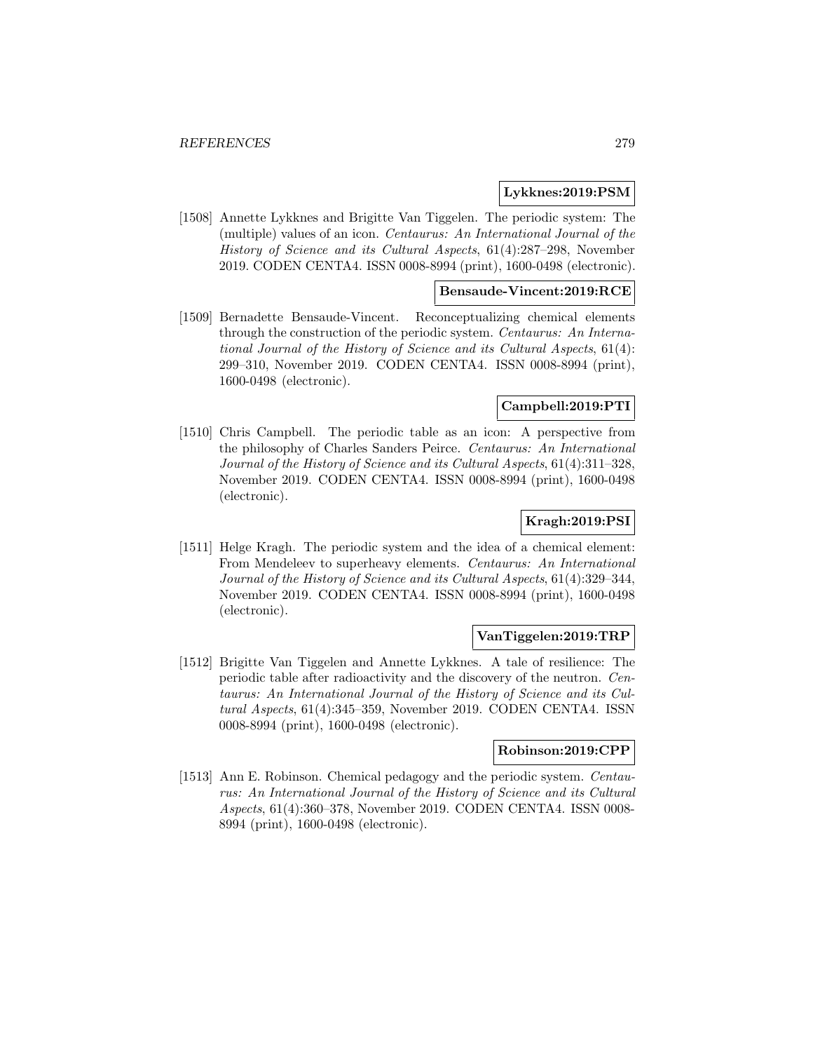**Lykknes:2019:PSM**

[1508] Annette Lykknes and Brigitte Van Tiggelen. The periodic system: The (multiple) values of an icon. *Centaurus: An International Journal of the History of Science and its Cultural Aspects*, 61(4):287–298, November 2019. CODEN CENTA4. ISSN 0008-8994 (print), 1600-0498 (electronic).

**Bensaude-Vincent:2019:RCE**

[1509] Bernadette Bensaude-Vincent. Reconceptualizing chemical elements through the construction of the periodic system. *Centaurus: An International Journal of the History of Science and its Cultural Aspects*, 61(4): 299–310, November 2019. CODEN CENTA4. ISSN 0008-8994 (print), 1600-0498 (electronic).

**Campbell:2019:PTI**

[1510] Chris Campbell. The periodic table as an icon: A perspective from the philosophy of Charles Sanders Peirce. *Centaurus: An International Journal of the History of Science and its Cultural Aspects*, 61(4):311–328, November 2019. CODEN CENTA4. ISSN 0008-8994 (print), 1600-0498 (electronic).

**Kragh:2019:PSI**

[1511] Helge Kragh. The periodic system and the idea of a chemical element: From Mendeleev to superheavy elements. *Centaurus: An International Journal of the History of Science and its Cultural Aspects*, 61(4):329–344, November 2019. CODEN CENTA4. ISSN 0008-8994 (print), 1600-0498 (electronic).

**VanTiggelen:2019:TRP**

[1512] Brigitte Van Tiggelen and Annette Lykknes. A tale of resilience: The periodic table after radioactivity and the discovery of the neutron. *Centaurus: An International Journal of the History of Science and its Cultural Aspects*, 61(4):345–359, November 2019. CODEN CENTA4. ISSN 0008-8994 (print), 1600-0498 (electronic).

**Robinson:2019:CPP**

[1513] Ann E. Robinson. Chemical pedagogy and the periodic system. *Centaurus: An International Journal of the History of Science and its Cultural Aspects*, 61(4):360–378, November 2019. CODEN CENTA4. ISSN 0008-8994 (print), 1600-0498 (electronic).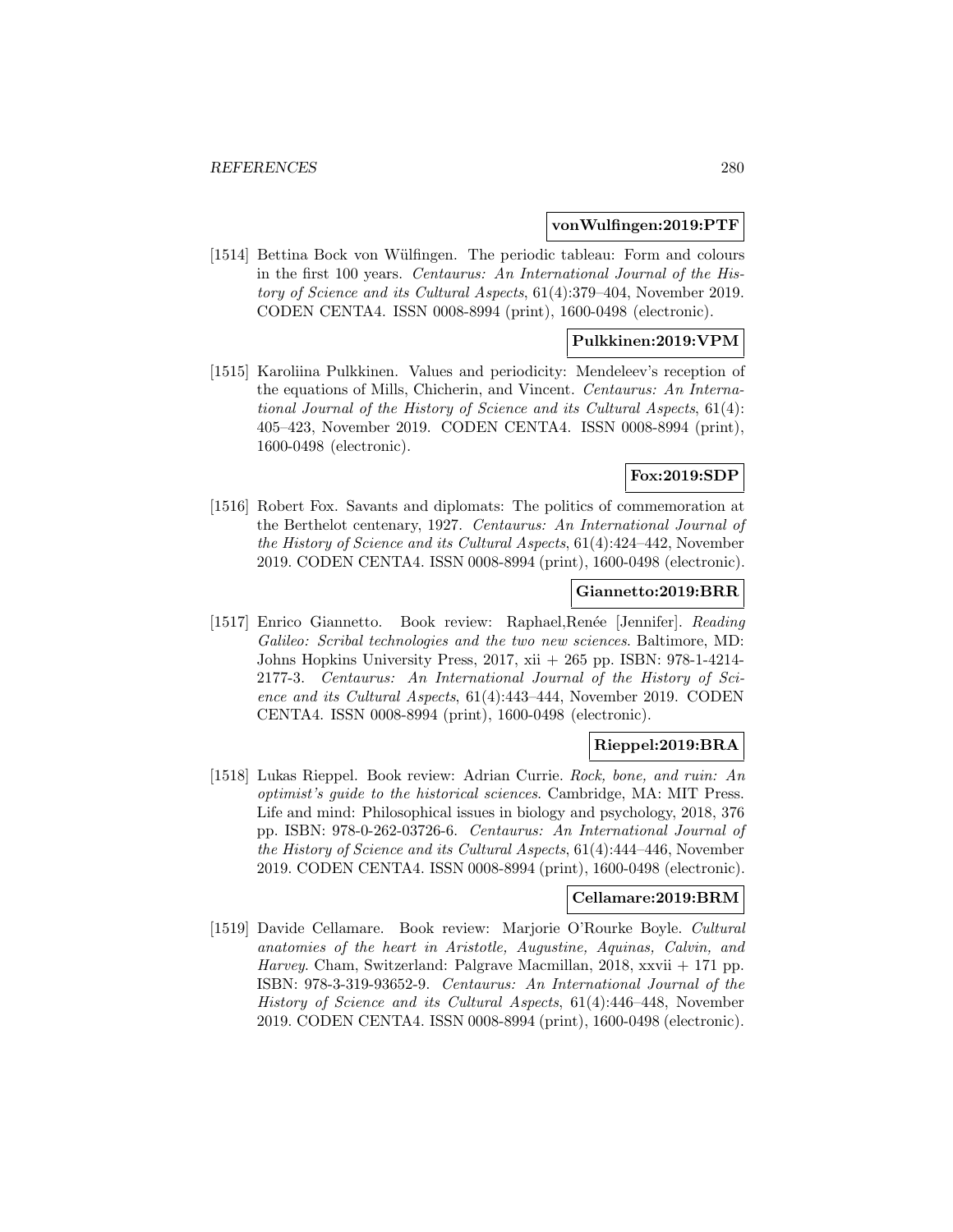**vonWulfingen:2019:PTF**

[1514] Bettina Bock von Wülfingen. The periodic tableau: Form and colours in the first 100 years. *Centaurus: An International Journal of the History of Science and its Cultural Aspects*, 61(4):379–404, November 2019. CODEN CENTA4. ISSN 0008-8994 (print), 1600-0498 (electronic).

**Pulkkinen:2019:VPM**

[1515] Karoliina Pulkkinen. Values and periodicity: Mendeleev's reception of the equations of Mills, Chicherin, and Vincent. *Centaurus: An International Journal of the History of Science and its Cultural Aspects*, 61(4): 405–423, November 2019. CODEN CENTA4. ISSN 0008-8994 (print), 1600-0498 (electronic).

**Fox:2019:SDP**

[1516] Robert Fox. Savants and diplomats: The politics of commemoration at the Berthelot centenary, 1927. *Centaurus: An International Journal of the History of Science and its Cultural Aspects*, 61(4):424–442, November 2019. CODEN CENTA4. ISSN 0008-8994 (print), 1600-0498 (electronic).

**Giannetto:2019:BRR**

[1517] Enrico Giannetto. Book review: Raphael,Renée [Jennifer]. *Reading Galileo: Scribal technologies and the two new sciences*. Baltimore, MD: Johns Hopkins University Press, 2017, xii + 265 pp. ISBN: 978-1-4214-2177-3. *Centaurus: An International Journal of the History of Science and its Cultural Aspects*, 61(4):443–444, November 2019. CODEN CENTA4. ISSN 0008-8994 (print), 1600-0498 (electronic).

**Rieppel:2019:BRA**

[1518] Lukas Rieppel. Book review: Adrian Currie. *Rock, bone, and ruin: An optimist's guide to the historical sciences*. Cambridge, MA: MIT Press. Life and mind: Philosophical issues in biology and psychology, 2018, 376 pp. ISBN: 978-0-262-03726-6. *Centaurus: An International Journal of the History of Science and its Cultural Aspects*, 61(4):444–446, November 2019. CODEN CENTA4. ISSN 0008-8994 (print), 1600-0498 (electronic).

**Cellamare:2019:BRM**

[1519] Davide Cellamare. Book review: Marjorie O'Rourke Boyle. *Cultural anatomies of the heart in Aristotle, Augustine, Aquinas, Calvin, and Harvey*. Cham, Switzerland: Palgrave Macmillan, 2018, xxvii + 171 pp. ISBN: 978-3-319-93652-9. *Centaurus: An International Journal of the History of Science and its Cultural Aspects*, 61(4):446–448, November 2019. CODEN CENTA4. ISSN 0008-8994 (print), 1600-0498 (electronic).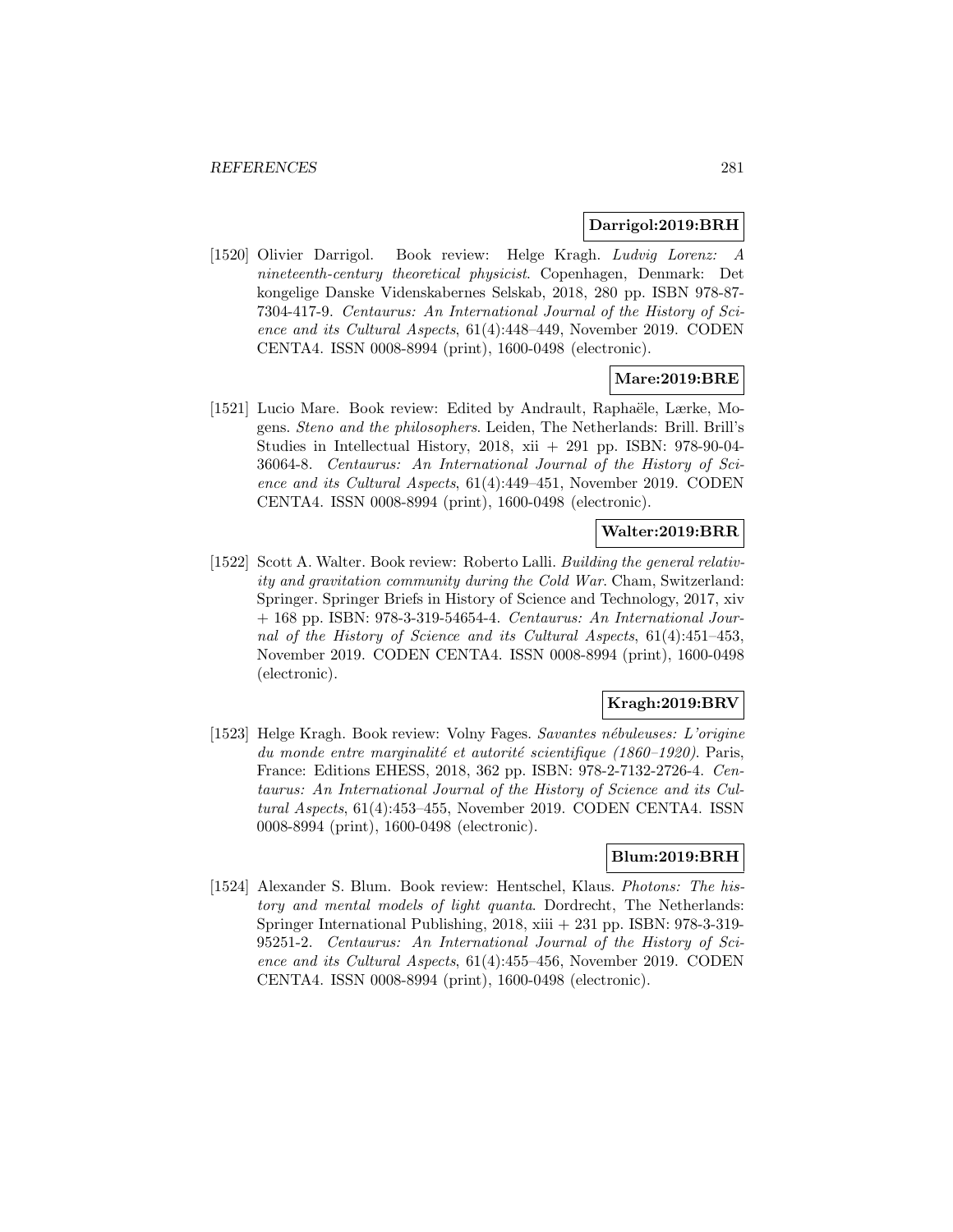**Darrigol:2019:BRH**

[1520] Olivier Darrigol. Book review: Helge Kragh. *Ludvig Lorenz: A nineteenth-century theoretical physicist*. Copenhagen, Denmark: Det kongelige Danske Videnskabernes Selskab, 2018, 280 pp. ISBN 978-87-7304-417-9. *Centaurus: An International Journal of the History of Science and its Cultural Aspects*, 61(4):448–449, November 2019. CODEN CENTA4. ISSN 0008-8994 (print), 1600-0498 (electronic).

**Mare:2019:BRE**

[1521] Lucio Mare. Book review: Edited by Andrault, Raphaële, Lærke, Mogens. *Steno and the philosophers*. Leiden, The Netherlands: Brill. Brill's Studies in Intellectual History, 2018, xii + 291 pp. ISBN: 978-90-04-36064-8. *Centaurus: An International Journal of the History of Science and its Cultural Aspects*, 61(4):449–451, November 2019. CODEN CENTA4. ISSN 0008-8994 (print), 1600-0498 (electronic).

**Walter:2019:BRR**

[1522] Scott A. Walter. Book review: Roberto Lalli. *Building the general relativity and gravitation community during the Cold War*. Cham, Switzerland: Springer. Springer Briefs in History of Science and Technology, 2017, xiv + 168 pp. ISBN: 978-3-319-54654-4. *Centaurus: An International Journal of the History of Science and its Cultural Aspects*, 61(4):451–453, November 2019. CODEN CENTA4. ISSN 0008-8994 (print), 1600-0498 (electronic).

**Kragh:2019:BRV**

[1523] Helge Kragh. Book review: Volny Fages. *Savantes nébuleuses: L'origine du monde entre marginalité et autorité scientifique (1860–1920)*. Paris, France: Editions EHESS, 2018, 362 pp. ISBN: 978-2-7132-2726-4. *Centaurus: An International Journal of the History of Science and its Cultural Aspects*, 61(4):453–455, November 2019. CODEN CENTA4. ISSN 0008-8994 (print), 1600-0498 (electronic).

**Blum:2019:BRH**

[1524] Alexander S. Blum. Book review: Hentschel, Klaus. *Photons: The history and mental models of light quanta*. Dordrecht, The Netherlands: Springer International Publishing, 2018, xiii + 231 pp. ISBN: 978-3-319-95251-2. *Centaurus: An International Journal of the History of Science and its Cultural Aspects*, 61(4):455–456, November 2019. CODEN CENTA4. ISSN 0008-8994 (print), 1600-0498 (electronic).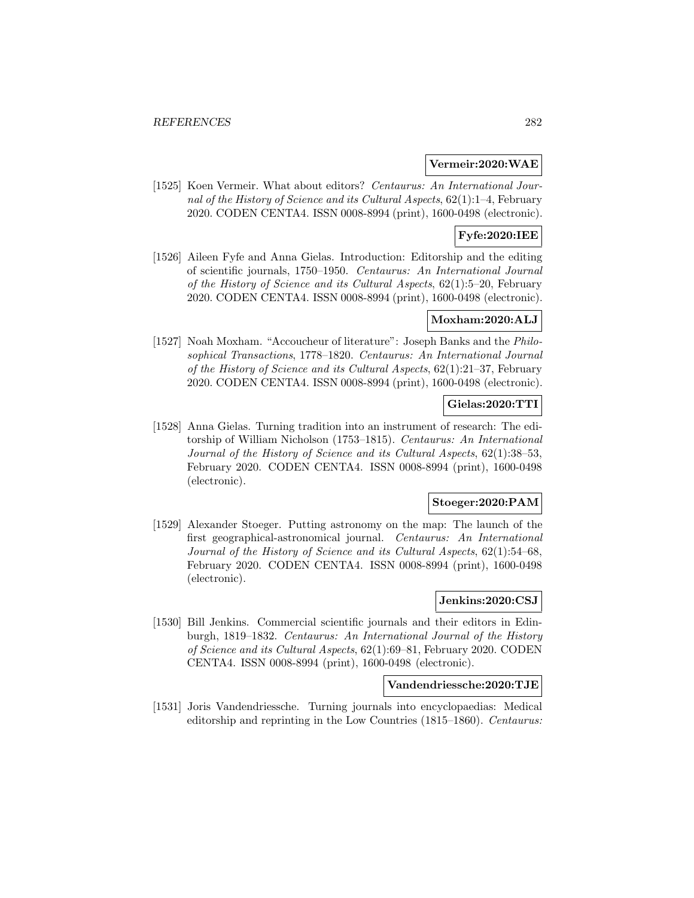**Vermeir:2020:WAE**

[1525] Koen Vermeir. What about editors? *Centaurus: An International Journal of the History of Science and its Cultural Aspects*, 62(1):1–4, February 2020. CODEN CENTA4. ISSN 0008-8994 (print), 1600-0498 (electronic).

**Fyfe:2020:IEE**

[1526] Aileen Fyfe and Anna Gielas. Introduction: Editorship and the editing of scientific journals, 1750–1950. *Centaurus: An International Journal of the History of Science and its Cultural Aspects*, 62(1):5–20, February 2020. CODEN CENTA4. ISSN 0008-8994 (print), 1600-0498 (electronic).

**Moxham:2020:ALJ**

[1527] Noah Moxham. "Accoucheur of literature": Joseph Banks and the *Philosophical Transactions*, 1778–1820. *Centaurus: An International Journal of the History of Science and its Cultural Aspects*, 62(1):21–37, February 2020. CODEN CENTA4. ISSN 0008-8994 (print), 1600-0498 (electronic).

**Gielas:2020:TTI**

[1528] Anna Gielas. Turning tradition into an instrument of research: The editorship of William Nicholson (1753–1815). *Centaurus: An International Journal of the History of Science and its Cultural Aspects*, 62(1):38–53, February 2020. CODEN CENTA4. ISSN 0008-8994 (print), 1600-0498 (electronic).

**Stoeger:2020:PAM**

[1529] Alexander Stoeger. Putting astronomy on the map: The launch of the first geographical-astronomical journal. *Centaurus: An International Journal of the History of Science and its Cultural Aspects*, 62(1):54–68, February 2020. CODEN CENTA4. ISSN 0008-8994 (print), 1600-0498 (electronic).

**Jenkins:2020:CSJ**

[1530] Bill Jenkins. Commercial scientific journals and their editors in Edinburgh, 1819–1832. *Centaurus: An International Journal of the History of Science and its Cultural Aspects*, 62(1):69–81, February 2020. CODEN CENTA4. ISSN 0008-8994 (print), 1600-0498 (electronic).

**Vandendriessche:2020:TJE**

[1531] Joris Vandendriessche. Turning journals into encyclopaedias: Medical editorship and reprinting in the Low Countries (1815–1860). *Centaurus:*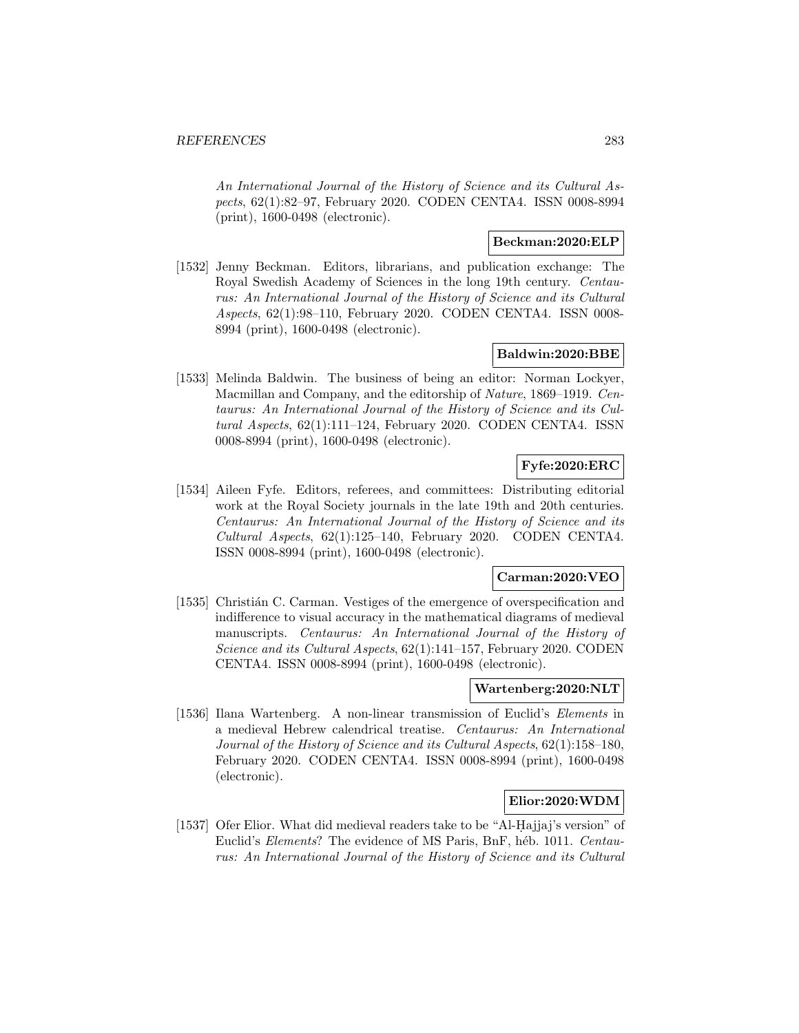*An International Journal of the History of Science and its Cultural Aspects*, 62(1):82–97, February 2020. CODEN CENTA4. ISSN 0008-8994 (print), 1600-0498 (electronic).

**Beckman:2020:ELP**

[1532] Jenny Beckman. Editors, librarians, and publication exchange: The Royal Swedish Academy of Sciences in the long 19th century. *Centaurus: An International Journal of the History of Science and its Cultural Aspects*, 62(1):98–110, February 2020. CODEN CENTA4. ISSN 0008-8994 (print), 1600-0498 (electronic).

**Baldwin:2020:BBE**

[1533] Melinda Baldwin. The business of being an editor: Norman Lockyer, Macmillan and Company, and the editorship of *Nature*, 1869–1919. *Centaurus: An International Journal of the History of Science and its Cultural Aspects*, 62(1):111–124, February 2020. CODEN CENTA4. ISSN 0008-8994 (print), 1600-0498 (electronic).

**Fyfe:2020:ERC**

[1534] Aileen Fyfe. Editors, referees, and committees: Distributing editorial work at the Royal Society journals in the late 19th and 20th centuries. *Centaurus: An International Journal of the History of Science and its Cultural Aspects*, 62(1):125–140, February 2020. CODEN CENTA4. ISSN 0008-8994 (print), 1600-0498 (electronic).

**Carman:2020:VEO**

[1535] Christián C. Carman. Vestiges of the emergence of overspecification and indifference to visual accuracy in the mathematical diagrams of medieval manuscripts. *Centaurus: An International Journal of the History of Science and its Cultural Aspects*, 62(1):141–157, February 2020. CODEN CENTA4. ISSN 0008-8994 (print), 1600-0498 (electronic).

**Wartenberg:2020:NLT**

[1536] Ilana Wartenberg. A non-linear transmission of Euclid's *Elements* in a medieval Hebrew calendrical treatise. *Centaurus: An International Journal of the History of Science and its Cultural Aspects*, 62(1):158–180, February 2020. CODEN CENTA4. ISSN 0008-8994 (print), 1600-0498 (electronic).

**Elior:2020:WDM**

[1537] Ofer Elior. What did medieval readers take to be "Al-Ḥajjaj's version" of Euclid's *Elements*? The evidence of MS Paris, BnF, héb. 1011. *Centaurus: An International Journal of the History of Science and its Cultural*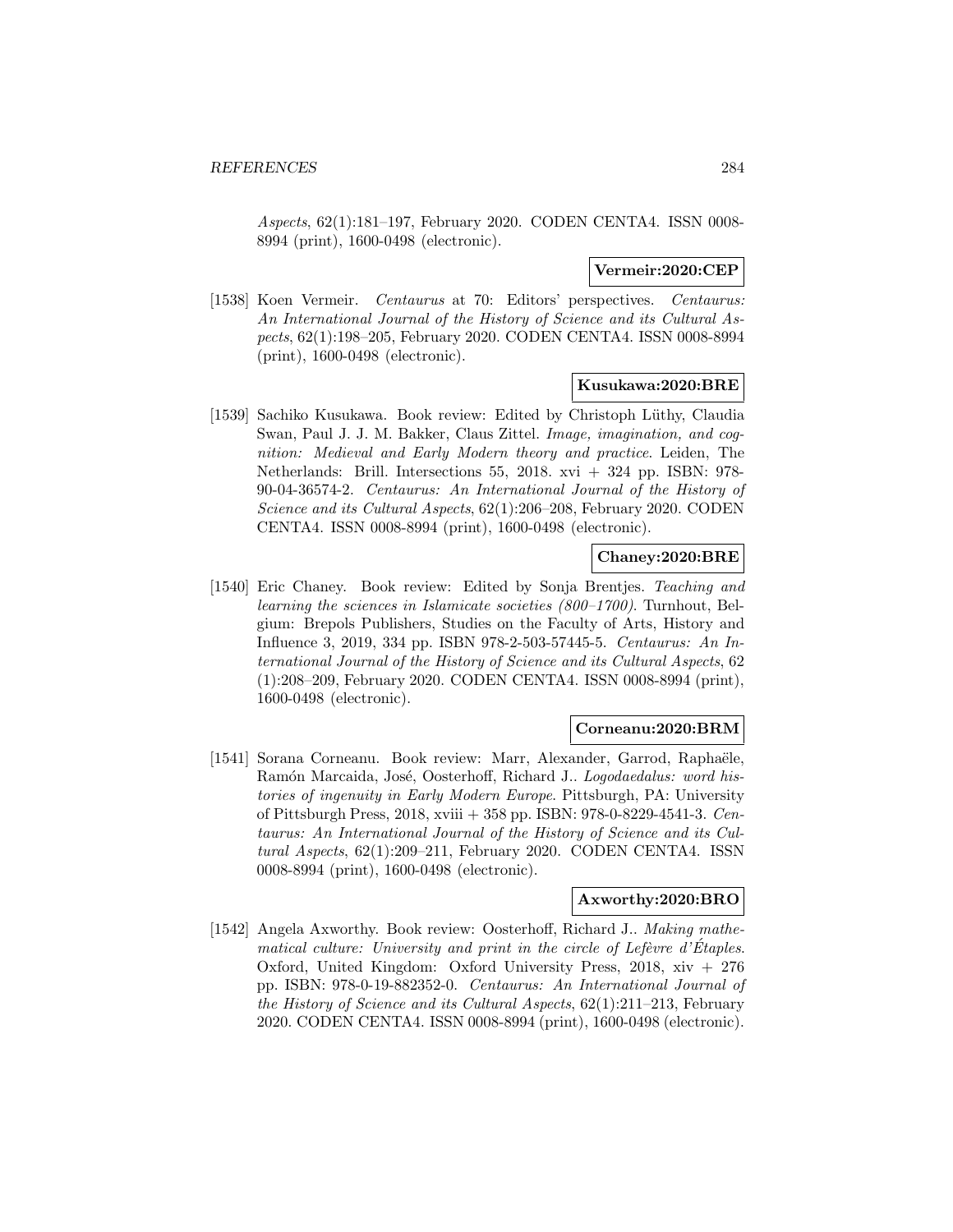*Aspects*, 62(1):181–197, February 2020. CODEN CENTA4. ISSN 0008-8994 (print), 1600-0498 (electronic).

**Vermeir:2020:CEP**

[1538] Koen Vermeir. *Centaurus* at 70: Editors' perspectives. *Centaurus: An International Journal of the History of Science and its Cultural Aspects*, 62(1):198–205, February 2020. CODEN CENTA4. ISSN 0008-8994 (print), 1600-0498 (electronic).

**Kusukawa:2020:BRE**

[1539] Sachiko Kusukawa. Book review: Edited by Christoph Lüthy, Claudia Swan, Paul J. J. M. Bakker, Claus Zittel. *Image, imagination, and cognition: Medieval and Early Modern theory and practice*. Leiden, The Netherlands: Brill. Intersections 55, 2018. xvi + 324 pp. ISBN: 978-90-04-36574-2. *Centaurus: An International Journal of the History of Science and its Cultural Aspects*, 62(1):206–208, February 2020. CODEN CENTA4. ISSN 0008-8994 (print), 1600-0498 (electronic).

**Chaney:2020:BRE**

[1540] Eric Chaney. Book review: Edited by Sonja Brentjes. *Teaching and learning the sciences in Islamicate societies (800–1700)*. Turnhout, Belgium: Brepols Publishers, Studies on the Faculty of Arts, History and Influence 3, 2019, 334 pp. ISBN 978-2-503-57445-5. *Centaurus: An International Journal of the History of Science and its Cultural Aspects*, 62 (1):208–209, February 2020. CODEN CENTA4. ISSN 0008-8994 (print), 1600-0498 (electronic).

**Corneanu:2020:BRM**

[1541] Sorana Corneanu. Book review: Marr, Alexander, Garrod, Raphaële, Ramón Marcaida, José, Oosterhoff, Richard J.. *Logodaedalus: word histories of ingenuity in Early Modern Europe*. Pittsburgh, PA: University of Pittsburgh Press, 2018, xviii + 358 pp. ISBN: 978-0-8229-4541-3. *Centaurus: An International Journal of the History of Science and its Cultural Aspects*, 62(1):209–211, February 2020. CODEN CENTA4. ISSN 0008-8994 (print), 1600-0498 (electronic).

**Axworthy:2020:BRO**

[1542] Angela Axworthy. Book review: Oosterhoff, Richard J.. *Making mathematical culture: University and print in the circle of Lefèvre d'Étaples*. Oxford, United Kingdom: Oxford University Press, 2018, xiv + 276 pp. ISBN: 978-0-19-882352-0. *Centaurus: An International Journal of the History of Science and its Cultural Aspects*, 62(1):211–213, February 2020. CODEN CENTA4. ISSN 0008-8994 (print), 1600-0498 (electronic).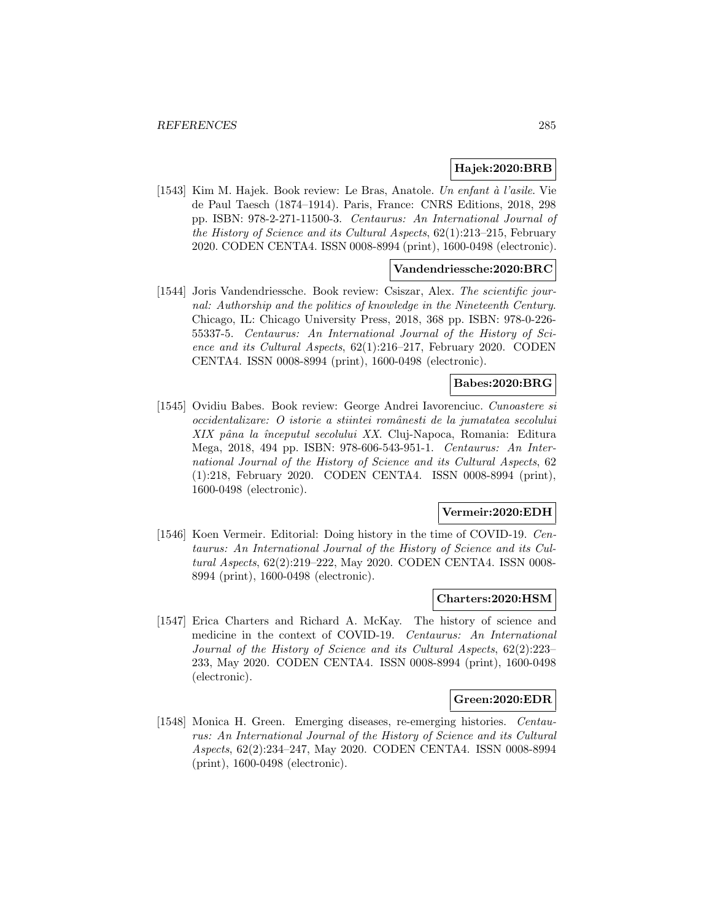**Hajek:2020:BRB**

[1543] Kim M. Hajek. Book review: Le Bras, Anatole. *Un enfant à l'asile*. Vie de Paul Taesch (1874–1914). Paris, France: CNRS Editions, 2018, 298 pp. ISBN: 978-2-271-11500-3. *Centaurus: An International Journal of the History of Science and its Cultural Aspects*, 62(1):213–215, February 2020. CODEN CENTA4. ISSN 0008-8994 (print), 1600-0498 (electronic).

**Vandendriessche:2020:BRC**

[1544] Joris Vandendriessche. Book review: Csiszar, Alex. *The scientific journal: Authorship and the politics of knowledge in the Nineteenth Century*. Chicago, IL: Chicago University Press, 2018, 368 pp. ISBN: 978-0-226-55337-5. *Centaurus: An International Journal of the History of Science and its Cultural Aspects*, 62(1):216–217, February 2020. CODEN CENTA4. ISSN 0008-8994 (print), 1600-0498 (electronic).

**Babes:2020:BRG**

[1545] Ovidiu Babes. Book review: George Andrei Iavorenciuc. *Cunoastere si occidentalizare: O istorie a stiintei românesti de la jumatatea secolului XIX până la începutul secolului XX*. Cluj-Napoca, Romania: Editura Mega, 2018, 494 pp. ISBN: 978-606-543-951-1. *Centaurus: An International Journal of the History of Science and its Cultural Aspects*, 62 (1):218, February 2020. CODEN CENTA4. ISSN 0008-8994 (print), 1600-0498 (electronic).

**Vermeir:2020:EDH**

[1546] Koen Vermeir. Editorial: Doing history in the time of COVID-19. *Centaurus: An International Journal of the History of Science and its Cultural Aspects*, 62(2):219–222, May 2020. CODEN CENTA4. ISSN 0008-8994 (print), 1600-0498 (electronic).

**Charters:2020:HSM**

[1547] Erica Charters and Richard A. McKay. The history of science and medicine in the context of COVID-19. *Centaurus: An International Journal of the History of Science and its Cultural Aspects*, 62(2):223–233, May 2020. CODEN CENTA4. ISSN 0008-8994 (print), 1600-0498 (electronic).

**Green:2020:EDR**

[1548] Monica H. Green. Emerging diseases, re-emerging histories. *Centaurus: An International Journal of the History of Science and its Cultural Aspects*, 62(2):234–247, May 2020. CODEN CENTA4. ISSN 0008-8994 (print), 1600-0498 (electronic).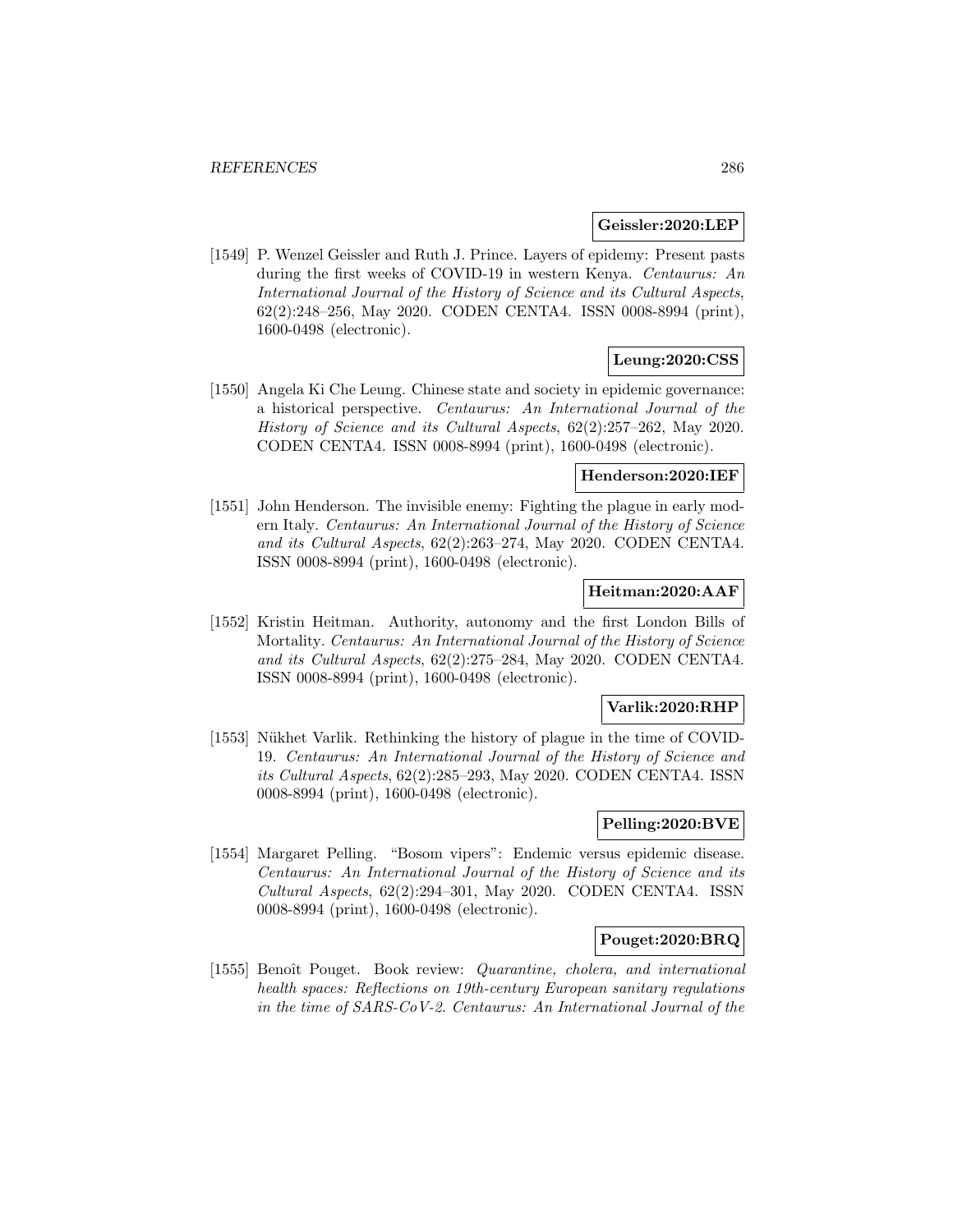**Geissler:2020:LEP**

[1549] P. Wenzel Geissler and Ruth J. Prince. Layers of epidemy: Present pasts during the first weeks of COVID-19 in western Kenya. *Centaurus: An International Journal of the History of Science and its Cultural Aspects*, 62(2):248–256, May 2020. CODEN CENTA4. ISSN 0008-8994 (print), 1600-0498 (electronic).

**Leung:2020:CSS**

[1550] Angela Ki Che Leung. Chinese state and society in epidemic governance: a historical perspective. *Centaurus: An International Journal of the History of Science and its Cultural Aspects*, 62(2):257–262, May 2020. CODEN CENTA4. ISSN 0008-8994 (print), 1600-0498 (electronic).

**Henderson:2020:IEF**

[1551] John Henderson. The invisible enemy: Fighting the plague in early modern Italy. *Centaurus: An International Journal of the History of Science and its Cultural Aspects*, 62(2):263–274, May 2020. CODEN CENTA4. ISSN 0008-8994 (print), 1600-0498 (electronic).

**Heitman:2020:AAF**

[1552] Kristin Heitman. Authority, autonomy and the first London Bills of Mortality. *Centaurus: An International Journal of the History of Science and its Cultural Aspects*, 62(2):275–284, May 2020. CODEN CENTA4. ISSN 0008-8994 (print), 1600-0498 (electronic).

**Varlik:2020:RHP**

[1553] Nükhet Varlik. Rethinking the history of plague in the time of COVID-19. *Centaurus: An International Journal of the History of Science and its Cultural Aspects*, 62(2):285–293, May 2020. CODEN CENTA4. ISSN 0008-8994 (print), 1600-0498 (electronic).

**Pelling:2020:BVE**

[1554] Margaret Pelling. "Bosom vipers": Endemic versus epidemic disease. *Centaurus: An International Journal of the History of Science and its Cultural Aspects*, 62(2):294–301, May 2020. CODEN CENTA4. ISSN 0008-8994 (print), 1600-0498 (electronic).

**Pouget:2020:BRQ**

[1555] Benoît Pouget. Book review: *Quarantine, cholera, and international health spaces: Reflections on 19th-century European sanitary regulations in the time of SARS-CoV-2*. *Centaurus: An International Journal of the*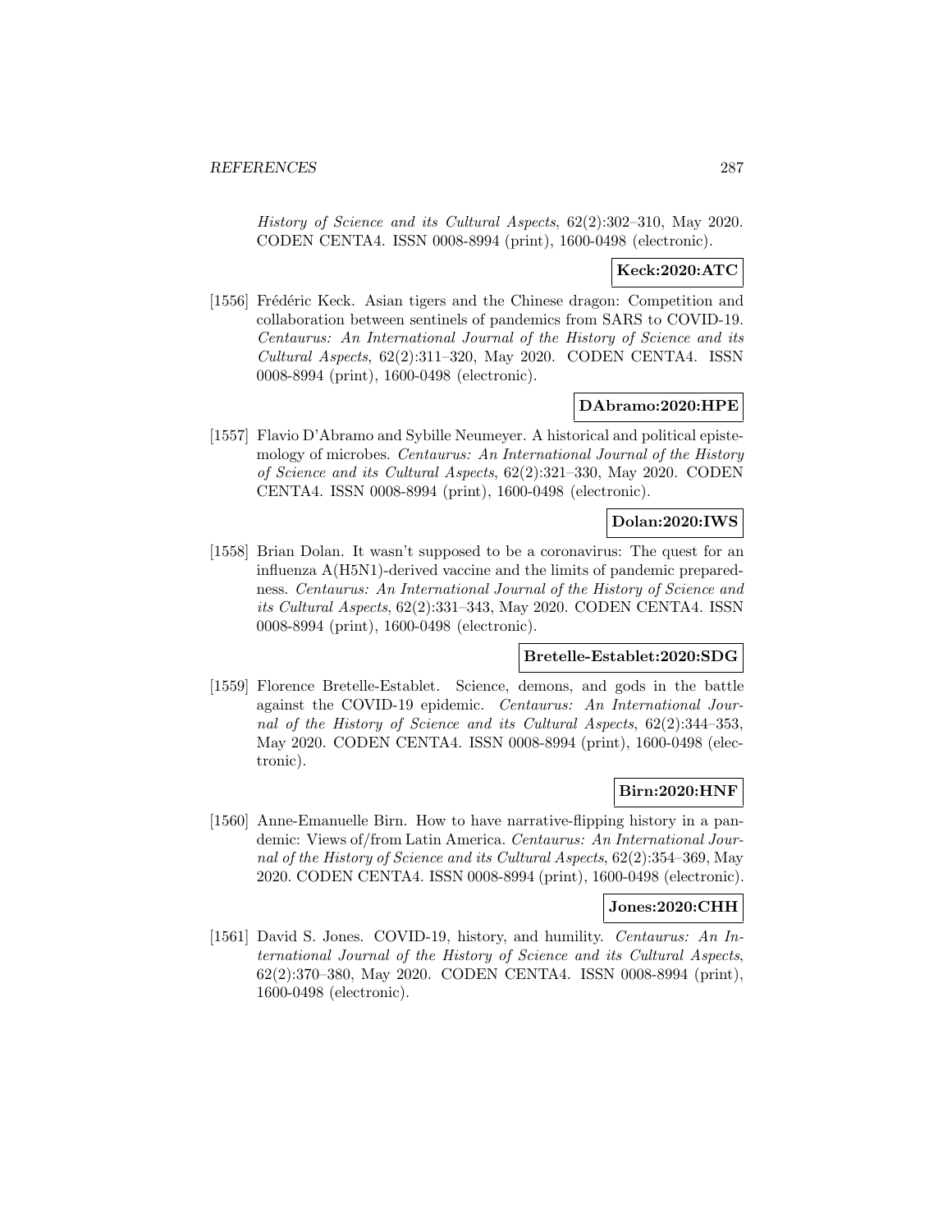*History of Science and its Cultural Aspects*, 62(2):302–310, May 2020. CODEN CENTA4. ISSN 0008-8994 (print), 1600-0498 (electronic).

**Keck:2020:ATC**

[1556] Frédéric Keck. Asian tigers and the Chinese dragon: Competition and collaboration between sentinels of pandemics from SARS to COVID-19. *Centaurus: An International Journal of the History of Science and its Cultural Aspects*, 62(2):311–320, May 2020. CODEN CENTA4. ISSN 0008-8994 (print), 1600-0498 (electronic).

**DAbramo:2020:HPE**

[1557] Flavio D'Abramo and Sybille Neumeyer. A historical and political epistemology of microbes. *Centaurus: An International Journal of the History of Science and its Cultural Aspects*, 62(2):321–330, May 2020. CODEN CENTA4. ISSN 0008-8994 (print), 1600-0498 (electronic).

**Dolan:2020:IWS**

[1558] Brian Dolan. It wasn't supposed to be a coronavirus: The quest for an influenza A(H5N1)-derived vaccine and the limits of pandemic preparedness. *Centaurus: An International Journal of the History of Science and its Cultural Aspects*, 62(2):331–343, May 2020. CODEN CENTA4. ISSN 0008-8994 (print), 1600-0498 (electronic).

**Bretelle-Establet:2020:SDG**

[1559] Florence Bretelle-Establet. Science, demons, and gods in the battle against the COVID-19 epidemic. *Centaurus: An International Journal of the History of Science and its Cultural Aspects*, 62(2):344–353, May 2020. CODEN CENTA4. ISSN 0008-8994 (print), 1600-0498 (electronic).

**Birn:2020:HNF**

[1560] Anne-Emanuelle Birn. How to have narrative-flipping history in a pandemic: Views of/from Latin America. *Centaurus: An International Journal of the History of Science and its Cultural Aspects*, 62(2):354–369, May 2020. CODEN CENTA4. ISSN 0008-8994 (print), 1600-0498 (electronic).

**Jones:2020:CHH**

[1561] David S. Jones. COVID-19, history, and humility. *Centaurus: An International Journal of the History of Science and its Cultural Aspects*, 62(2):370–380, May 2020. CODEN CENTA4. ISSN 0008-8994 (print), 1600-0498 (electronic).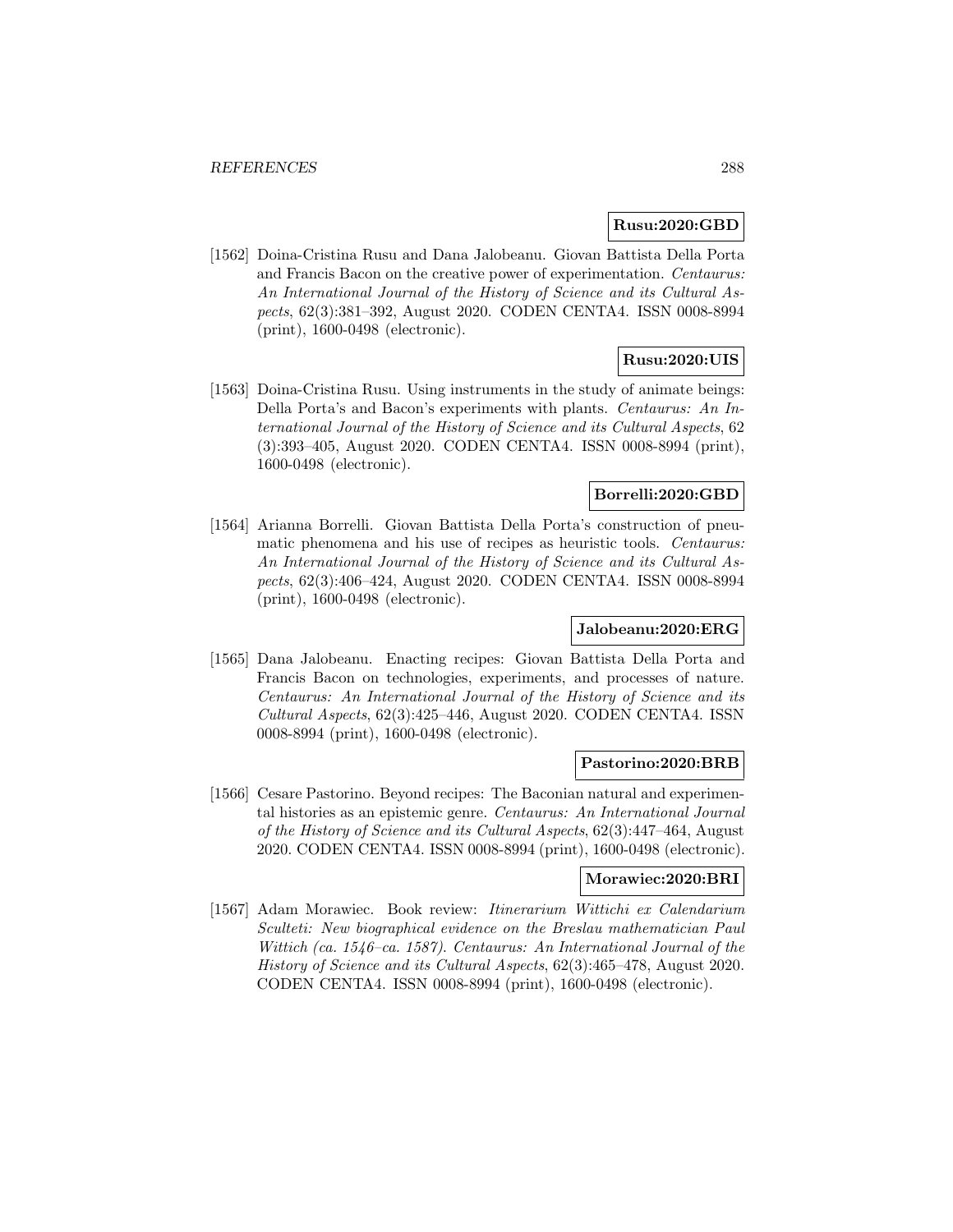**Rusu:2020:GBD**

[1562] Doina-Cristina Rusu and Dana Jalobeanu. Giovan Battista Della Porta and Francis Bacon on the creative power of experimentation. *Centaurus: An International Journal of the History of Science and its Cultural Aspects*, 62(3):381–392, August 2020. CODEN CENTA4. ISSN 0008-8994 (print), 1600-0498 (electronic).

**Rusu:2020:UIS**

[1563] Doina-Cristina Rusu. Using instruments in the study of animate beings: Della Porta's and Bacon's experiments with plants. *Centaurus: An International Journal of the History of Science and its Cultural Aspects*, 62 (3):393–405, August 2020. CODEN CENTA4. ISSN 0008-8994 (print), 1600-0498 (electronic).

**Borrelli:2020:GBD**

[1564] Arianna Borrelli. Giovan Battista Della Porta's construction of pneumatic phenomena and his use of recipes as heuristic tools. *Centaurus: An International Journal of the History of Science and its Cultural Aspects*, 62(3):406–424, August 2020. CODEN CENTA4. ISSN 0008-8994 (print), 1600-0498 (electronic).

**Jalobeanu:2020:ERG**

[1565] Dana Jalobeanu. Enacting recipes: Giovan Battista Della Porta and Francis Bacon on technologies, experiments, and processes of nature. *Centaurus: An International Journal of the History of Science and its Cultural Aspects*, 62(3):425–446, August 2020. CODEN CENTA4. ISSN 0008-8994 (print), 1600-0498 (electronic).

**Pastorino:2020:BRB**

[1566] Cesare Pastorino. Beyond recipes: The Baconian natural and experimental histories as an epistemic genre. *Centaurus: An International Journal of the History of Science and its Cultural Aspects*, 62(3):447–464, August 2020. CODEN CENTA4. ISSN 0008-8994 (print), 1600-0498 (electronic).

**Morawiec:2020:BRI**

[1567] Adam Morawiec. Book review: *Itinerarium Wittichi ex Calendarium Sculteti: New biographical evidence on the Breslau mathematician Paul Wittich (ca. 1546–ca. 1587)*. *Centaurus: An International Journal of the History of Science and its Cultural Aspects*, 62(3):465–478, August 2020. CODEN CENTA4. ISSN 0008-8994 (print), 1600-0498 (electronic).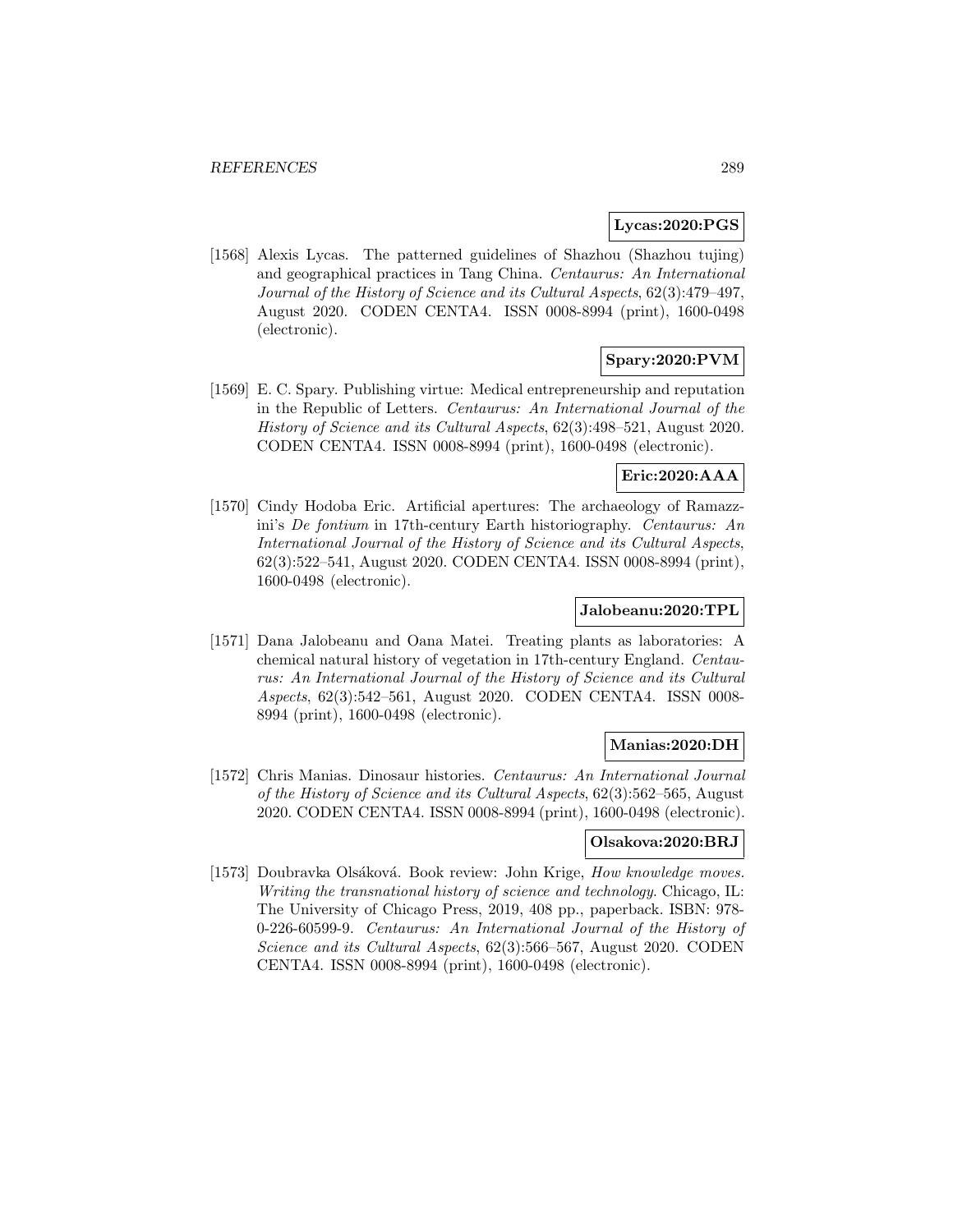**Lycas:2020:PGS**

[1568] Alexis Lycas. The patterned guidelines of Shazhou (Shazhou tujing) and geographical practices in Tang China. *Centaurus: An International Journal of the History of Science and its Cultural Aspects*, 62(3):479–497, August 2020. CODEN CENTA4. ISSN 0008-8994 (print), 1600-0498 (electronic).

**Spary:2020:PVM**

[1569] E. C. Spary. Publishing virtue: Medical entrepreneurship and reputation in the Republic of Letters. *Centaurus: An International Journal of the History of Science and its Cultural Aspects*, 62(3):498–521, August 2020. CODEN CENTA4. ISSN 0008-8994 (print), 1600-0498 (electronic).

**Eric:2020:AAA**

[1570] Cindy Hodoba Eric. Artificial apertures: The archaeology of Ramazzini's *De fontium* in 17th-century Earth historiography. *Centaurus: An International Journal of the History of Science and its Cultural Aspects*, 62(3):522–541, August 2020. CODEN CENTA4. ISSN 0008-8994 (print), 1600-0498 (electronic).

**Jalobeanu:2020:TPL**

[1571] Dana Jalobeanu and Oana Matei. Treating plants as laboratories: A chemical natural history of vegetation in 17th-century England. *Centaurus: An International Journal of the History of Science and its Cultural Aspects*, 62(3):542–561, August 2020. CODEN CENTA4. ISSN 0008-8994 (print), 1600-0498 (electronic).

**Manias:2020:DH**

[1572] Chris Manias. Dinosaur histories. *Centaurus: An International Journal of the History of Science and its Cultural Aspects*, 62(3):562–565, August 2020. CODEN CENTA4. ISSN 0008-8994 (print), 1600-0498 (electronic).

**Olsakova:2020:BRJ**

[1573] Doubravka Olšáková. Book review: John Krige, *How knowledge moves. Writing the transnational history of science and technology*. Chicago, IL: The University of Chicago Press, 2019, 408 pp., paperback. ISBN: 978-0-226-60599-9. *Centaurus: An International Journal of the History of Science and its Cultural Aspects*, 62(3):566–567, August 2020. CODEN CENTA4. ISSN 0008-8994 (print), 1600-0498 (electronic).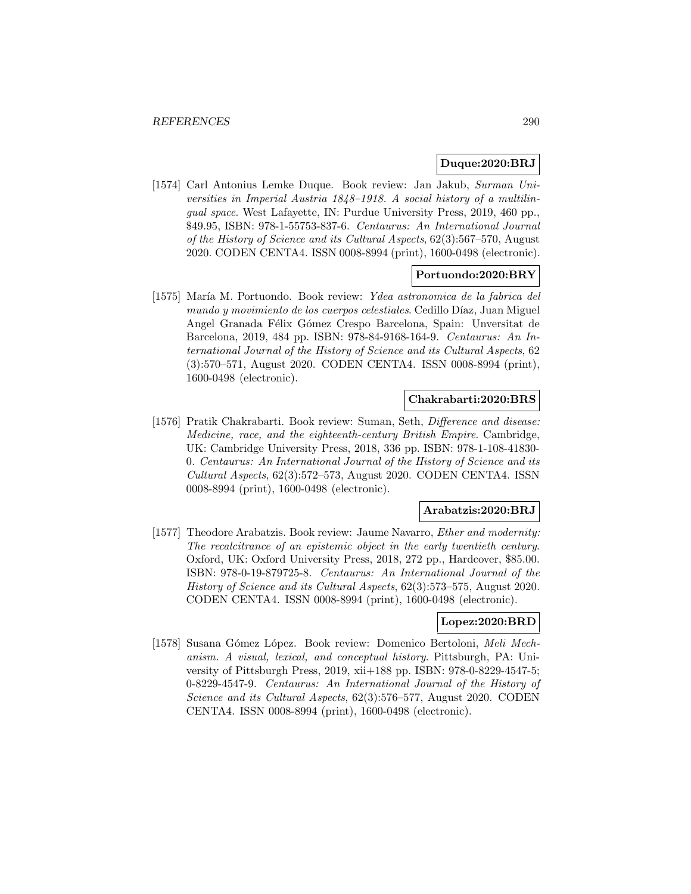**Duque:2020:BRJ**

[1574] Carl Antonius Lemke Duque. Book review: Jan Jakub, *Surman Universities in Imperial Austria 1848–1918. A social history of a multilingual space*. West Lafayette, IN: Purdue University Press, 2019, 460 pp., $49.95, ISBN: 978-1-55753-837-6. *Centaurus: An International Journal of the History of Science and its Cultural Aspects*, 62(3):567–570, August 2020. CODEN CENTA4. ISSN 0008-8994 (print), 1600-0498 (electronic).

**Portuondo:2020:BRY**

[1575] María M. Portuondo. Book review: *Ydea astronomica de la fabrica del mundo y movimiento de los cuerpos celestiales*. Cedillo Díaz, Juan Miguel Angel Granada Félix Gómez Crespo Barcelona, Spain: Unversitat de Barcelona, 2019, 484 pp. ISBN: 978-84-9168-164-9. *Centaurus: An International Journal of the History of Science and its Cultural Aspects*, 62 (3):570–571, August 2020. CODEN CENTA4. ISSN 0008-8994 (print), 1600-0498 (electronic).

**Chakrabarti:2020:BRS**

[1576] Pratik Chakrabarti. Book review: Suman, Seth, *Difference and disease: Medicine, race, and the eighteenth-century British Empire*. Cambridge, UK: Cambridge University Press, 2018, 336 pp. ISBN: 978-1-108-41830-0. *Centaurus: An International Journal of the History of Science and its Cultural Aspects*, 62(3):572–573, August 2020. CODEN CENTA4. ISSN 0008-8994 (print), 1600-0498 (electronic).

**Arabatzis:2020:BRJ**

[1577] Theodore Arabatzis. Book review: Jaume Navarro, *Ether and modernity: The recalcitrance of an epistemic object in the early twentieth century*. Oxford, UK: Oxford University Press, 2018, 272 pp., Hardcover, $85.00. ISBN: 978-0-19-879725-8. *Centaurus: An International Journal of the History of Science and its Cultural Aspects*, 62(3):573–575, August 2020. CODEN CENTA4. ISSN 0008-8994 (print), 1600-0498 (electronic).

**Lopez:2020:BRD**

[1578] Susana Gómez López. Book review: Domenico Bertoloni, *Meli Mechanism. A visual, lexical, and conceptual history*. Pittsburgh, PA: University of Pittsburgh Press, 2019, xii+188 pp. ISBN: 978-0-8229-4547-5; 0-8229-4547-9. *Centaurus: An International Journal of the History of Science and its Cultural Aspects*, 62(3):576–577, August 2020. CODEN CENTA4. ISSN 0008-8994 (print), 1600-0498 (electronic).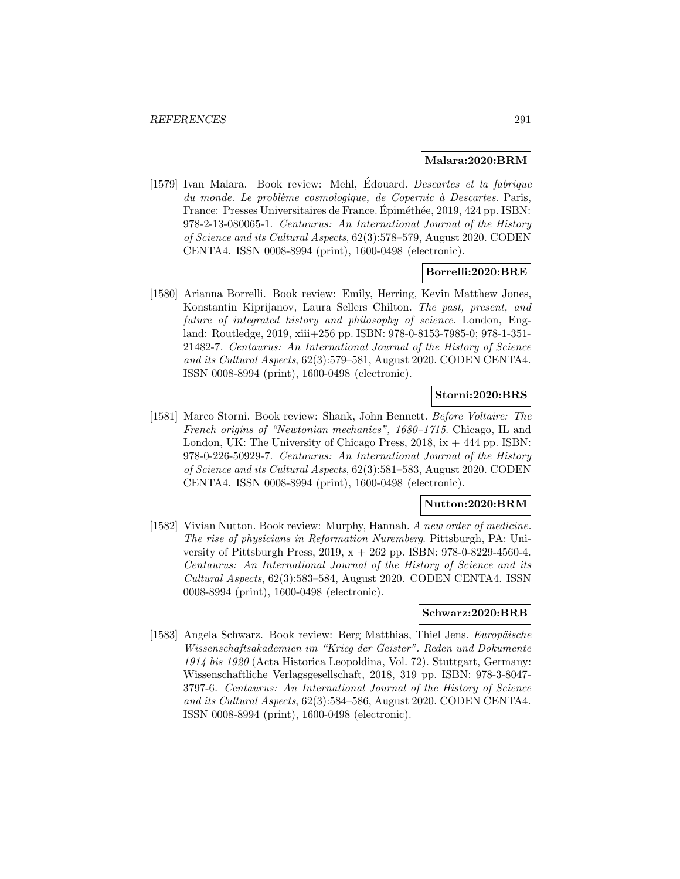**Malara:2020:BRM**

[1579] Ivan Malara. Book review: Mehl, Édouard. *Descartes et la fabrique du monde. Le problème cosmologique, de Copernic à Descartes*. Paris, France: Presses Universitaires de France. Épiméthée, 2019, 424 pp. ISBN: 978-2-13-080065-1. *Centaurus: An International Journal of the History of Science and its Cultural Aspects*, 62(3):578–579, August 2020. CODEN CENTA4. ISSN 0008-8994 (print), 1600-0498 (electronic).

**Borrelli:2020:BRE**

[1580] Arianna Borrelli. Book review: Emily, Herring, Kevin Matthew Jones, Konstantin Kiprijanov, Laura Sellers Chilton. *The past, present, and future of integrated history and philosophy of science*. London, England: Routledge, 2019, xiii+256 pp. ISBN: 978-0-8153-7985-0; 978-1-351-21482-7. *Centaurus: An International Journal of the History of Science and its Cultural Aspects*, 62(3):579–581, August 2020. CODEN CENTA4. ISSN 0008-8994 (print), 1600-0498 (electronic).

**Storni:2020:BRS**

[1581] Marco Storni. Book review: Shank, John Bennett. *Before Voltaire: The French origins of "Newtonian mechanics", 1680–1715*. Chicago, IL and London, UK: The University of Chicago Press, 2018, ix + 444 pp. ISBN: 978-0-226-50929-7. *Centaurus: An International Journal of the History of Science and its Cultural Aspects*, 62(3):581–583, August 2020. CODEN CENTA4. ISSN 0008-8994 (print), 1600-0498 (electronic).

**Nutton:2020:BRM**

[1582] Vivian Nutton. Book review: Murphy, Hannah. *A new order of medicine. The rise of physicians in Reformation Nuremberg*. Pittsburgh, PA: University of Pittsburgh Press, 2019, x + 262 pp. ISBN: 978-0-8229-4560-4. *Centaurus: An International Journal of the History of Science and its Cultural Aspects*, 62(3):583–584, August 2020. CODEN CENTA4. ISSN 0008-8994 (print), 1600-0498 (electronic).

**Schwarz:2020:BRB**

[1583] Angela Schwarz. Book review: Berg Matthias, Thiel Jens. *Europäische Wissenschaftsakademien im "Krieg der Geister". Reden und Dokumente 1914 bis 1920* (Acta Historica Leopoldina, Vol. 72). Stuttgart, Germany: Wissenschaftliche Verlagsgesellschaft, 2018, 319 pp. ISBN: 978-3-8047-3797-6. *Centaurus: An International Journal of the History of Science and its Cultural Aspects*, 62(3):584–586, August 2020. CODEN CENTA4. ISSN 0008-8994 (print), 1600-0498 (electronic).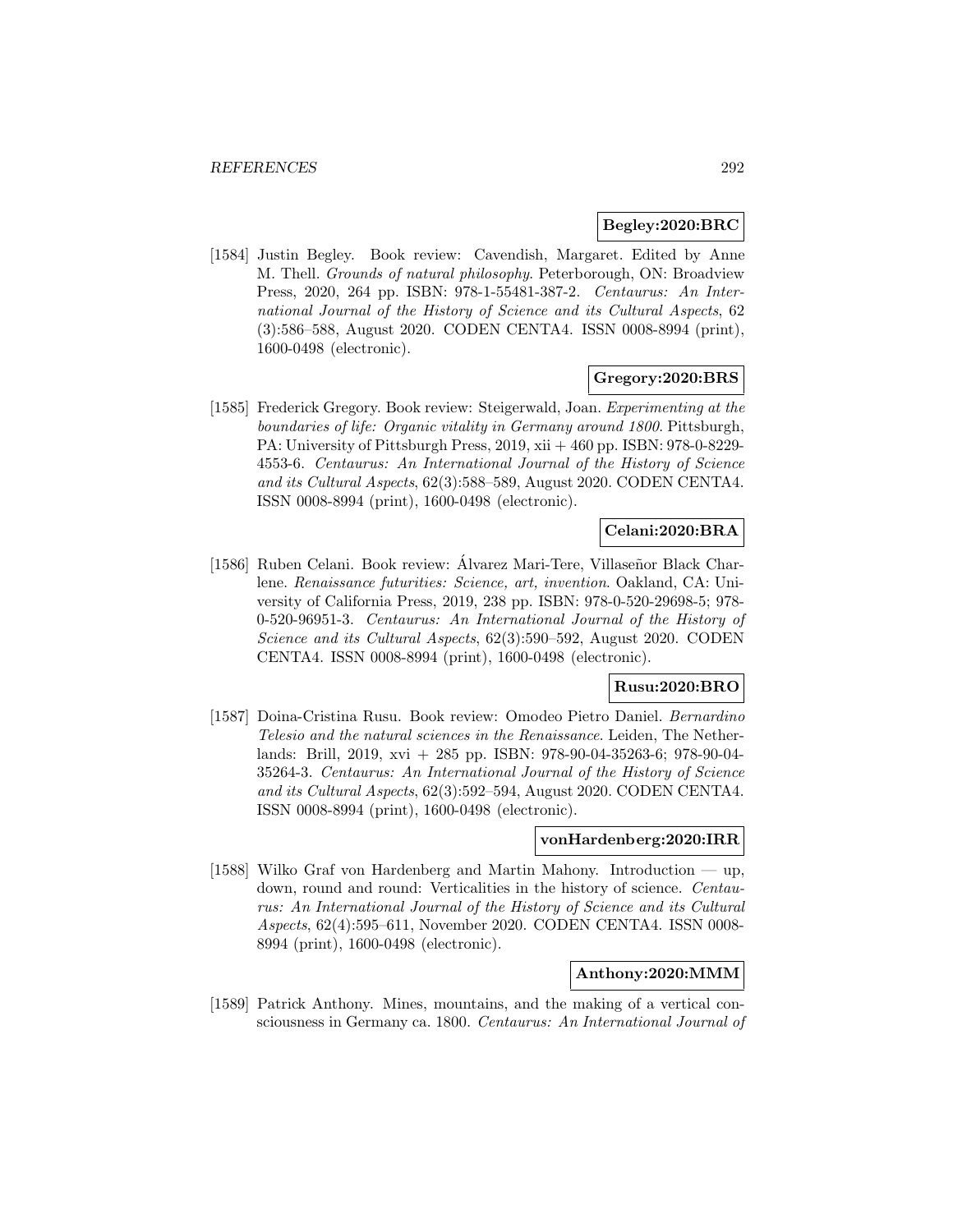**Begley:2020:BRC**

[1584] Justin Begley. Book review: Cavendish, Margaret. Edited by Anne M. Thell. *Grounds of natural philosophy*. Peterborough, ON: Broadview Press, 2020, 264 pp. ISBN: 978-1-55481-387-2. *Centaurus: An International Journal of the History of Science and its Cultural Aspects*, 62 (3):586–588, August 2020. CODEN CENTA4. ISSN 0008-8994 (print), 1600-0498 (electronic).

**Gregory:2020:BRS**

[1585] Frederick Gregory. Book review: Steigerwald, Joan. *Experimenting at the boundaries of life: Organic vitality in Germany around 1800*. Pittsburgh, PA: University of Pittsburgh Press, 2019, xii + 460 pp. ISBN: 978-0-8229-4553-6. *Centaurus: An International Journal of the History of Science and its Cultural Aspects*, 62(3):588–589, August 2020. CODEN CENTA4. ISSN 0008-8994 (print), 1600-0498 (electronic).

**Celani:2020:BRA**

[1586] Ruben Celani. Book review: Álvarez Mari-Tere, Villaseñor Black Charlene. *Renaissance futurities: Science, art, invention*. Oakland, CA: University of California Press, 2019, 238 pp. ISBN: 978-0-520-29698-5; 978-0-520-96951-3. *Centaurus: An International Journal of the History of Science and its Cultural Aspects*, 62(3):590–592, August 2020. CODEN CENTA4. ISSN 0008-8994 (print), 1600-0498 (electronic).

**Rusu:2020:BRO**

[1587] Doina-Cristina Rusu. Book review: Omodeo Pietro Daniel. *Bernardino Telesio and the natural sciences in the Renaissance*. Leiden, The Netherlands: Brill, 2019, xvi + 285 pp. ISBN: 978-90-04-35263-6; 978-90-04-35264-3. *Centaurus: An International Journal of the History of Science and its Cultural Aspects*, 62(3):592–594, August 2020. CODEN CENTA4. ISSN 0008-8994 (print), 1600-0498 (electronic).

**vonHardenberg:2020:IRR**

[1588] Wilko Graf von Hardenberg and Martin Mahony. Introduction — up, down, round and round: Verticalities in the history of science. *Centaurus: An International Journal of the History of Science and its Cultural Aspects*, 62(4):595–611, November 2020. CODEN CENTA4. ISSN 0008-8994 (print), 1600-0498 (electronic).

**Anthony:2020:MMM**

[1589] Patrick Anthony. Mines, mountains, and the making of a vertical consciousness in Germany ca. 1800. *Centaurus: An International Journal of*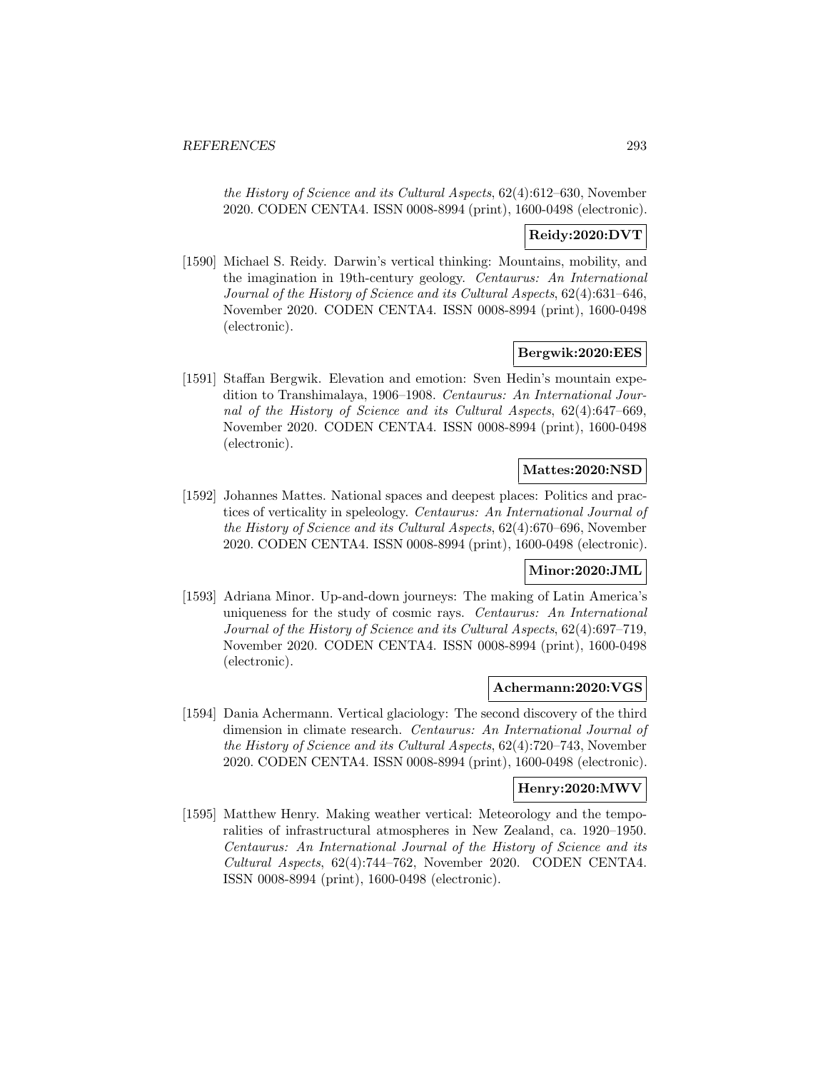*the History of Science and its Cultural Aspects*, 62(4):612–630, November 2020. CODEN CENTA4. ISSN 0008-8994 (print), 1600-0498 (electronic).

**Reidy:2020:DVT**

[1590] Michael S. Reidy. Darwin's vertical thinking: Mountains, mobility, and the imagination in 19th-century geology. *Centaurus: An International Journal of the History of Science and its Cultural Aspects*, 62(4):631–646, November 2020. CODEN CENTA4. ISSN 0008-8994 (print), 1600-0498 (electronic).

**Bergwik:2020:EES**

[1591] Staffan Bergwik. Elevation and emotion: Sven Hedin's mountain expedition to Transhimalaya, 1906–1908. *Centaurus: An International Journal of the History of Science and its Cultural Aspects*, 62(4):647–669, November 2020. CODEN CENTA4. ISSN 0008-8994 (print), 1600-0498 (electronic).

**Mattes:2020:NSD**

[1592] Johannes Mattes. National spaces and deepest places: Politics and practices of verticality in speleology. *Centaurus: An International Journal of the History of Science and its Cultural Aspects*, 62(4):670–696, November 2020. CODEN CENTA4. ISSN 0008-8994 (print), 1600-0498 (electronic).

**Minor:2020:JML**

[1593] Adriana Minor. Up-and-down journeys: The making of Latin America's uniqueness for the study of cosmic rays. *Centaurus: An International Journal of the History of Science and its Cultural Aspects*, 62(4):697–719, November 2020. CODEN CENTA4. ISSN 0008-8994 (print), 1600-0498 (electronic).

**Achermann:2020:VGS**

[1594] Dania Achermann. Vertical glaciology: The second discovery of the third dimension in climate research. *Centaurus: An International Journal of the History of Science and its Cultural Aspects*, 62(4):720–743, November 2020. CODEN CENTA4. ISSN 0008-8994 (print), 1600-0498 (electronic).

**Henry:2020:MWV**

[1595] Matthew Henry. Making weather vertical: Meteorology and the temporalities of infrastructural atmospheres in New Zealand, ca. 1920–1950. *Centaurus: An International Journal of the History of Science and its Cultural Aspects*, 62(4):744–762, November 2020. CODEN CENTA4. ISSN 0008-8994 (print), 1600-0498 (electronic).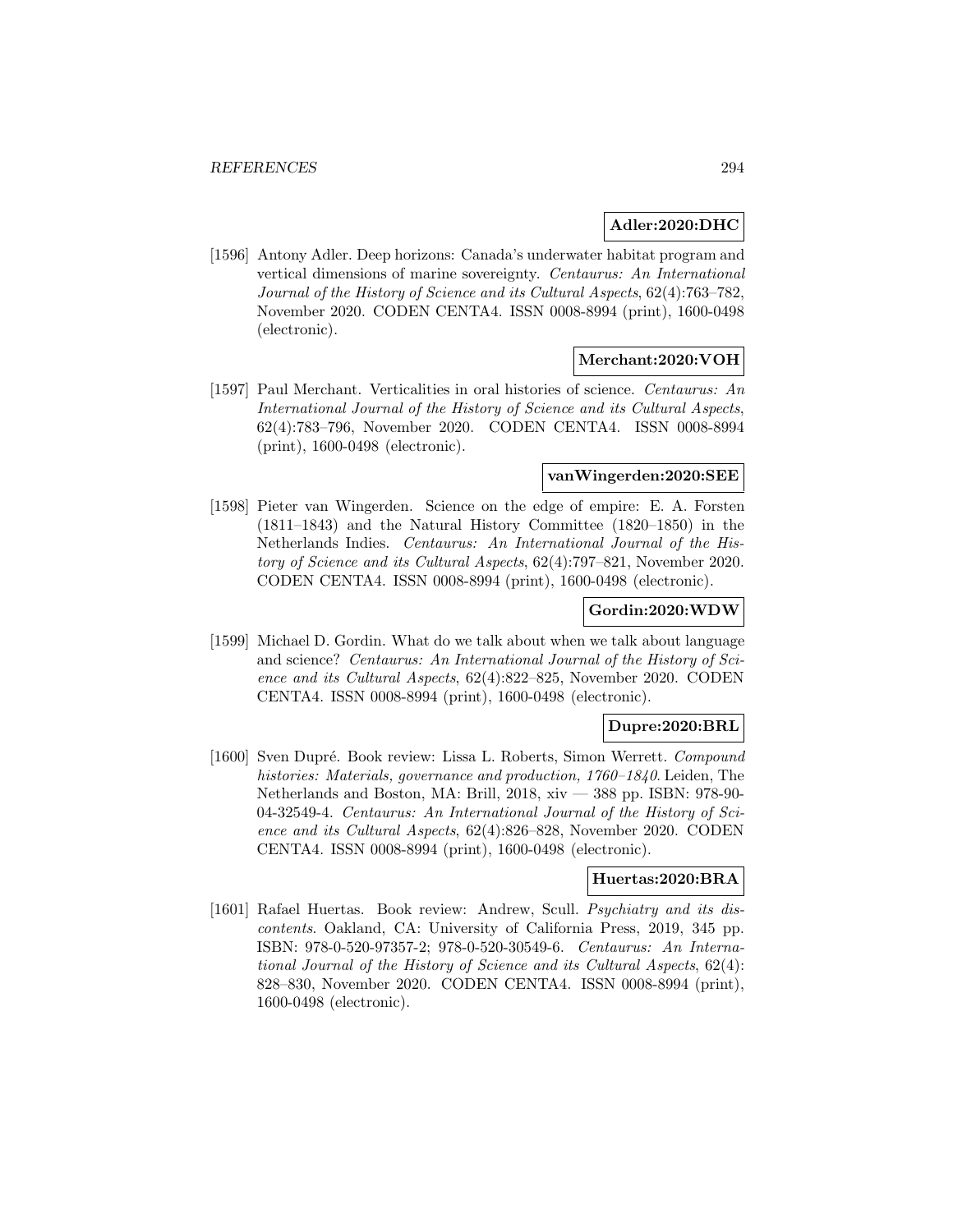**Adler:2020:DHC**

[1596] Antony Adler. Deep horizons: Canada's underwater habitat program and vertical dimensions of marine sovereignty. *Centaurus: An International Journal of the History of Science and its Cultural Aspects*, 62(4):763–782, November 2020. CODEN CENTA4. ISSN 0008-8994 (print), 1600-0498 (electronic).

**Merchant:2020:VOH**

[1597] Paul Merchant. Verticalities in oral histories of science. *Centaurus: An International Journal of the History of Science and its Cultural Aspects*, 62(4):783–796, November 2020. CODEN CENTA4. ISSN 0008-8994 (print), 1600-0498 (electronic).

**vanWingerden:2020:SEE**

[1598] Pieter van Wingerden. Science on the edge of empire: E. A. Forsten (1811–1843) and the Natural History Committee (1820–1850) in the Netherlands Indies. *Centaurus: An International Journal of the History of Science and its Cultural Aspects*, 62(4):797–821, November 2020. CODEN CENTA4. ISSN 0008-8994 (print), 1600-0498 (electronic).

**Gordin:2020:WDW**

[1599] Michael D. Gordin. What do we talk about when we talk about language and science? *Centaurus: An International Journal of the History of Science and its Cultural Aspects*, 62(4):822–825, November 2020. CODEN CENTA4. ISSN 0008-8994 (print), 1600-0498 (electronic).

**Dupre:2020:BRL**

[1600] Sven Dupré. Book review: Lissa L. Roberts, Simon Werrett. *Compound histories: Materials, governance and production, 1760–1840*. Leiden, The Netherlands and Boston, MA: Brill, 2018, xiv — 388 pp. ISBN: 978-90-04-32549-4. *Centaurus: An International Journal of the History of Science and its Cultural Aspects*, 62(4):826–828, November 2020. CODEN CENTA4. ISSN 0008-8994 (print), 1600-0498 (electronic).

**Huertas:2020:BRA**

[1601] Rafael Huertas. Book review: Andrew, Scull. *Psychiatry and its discontents*. Oakland, CA: University of California Press, 2019, 345 pp. ISBN: 978-0-520-97357-2; 978-0-520-30549-6. *Centaurus: An International Journal of the History of Science and its Cultural Aspects*, 62(4): 828–830, November 2020. CODEN CENTA4. ISSN 0008-8994 (print), 1600-0498 (electronic).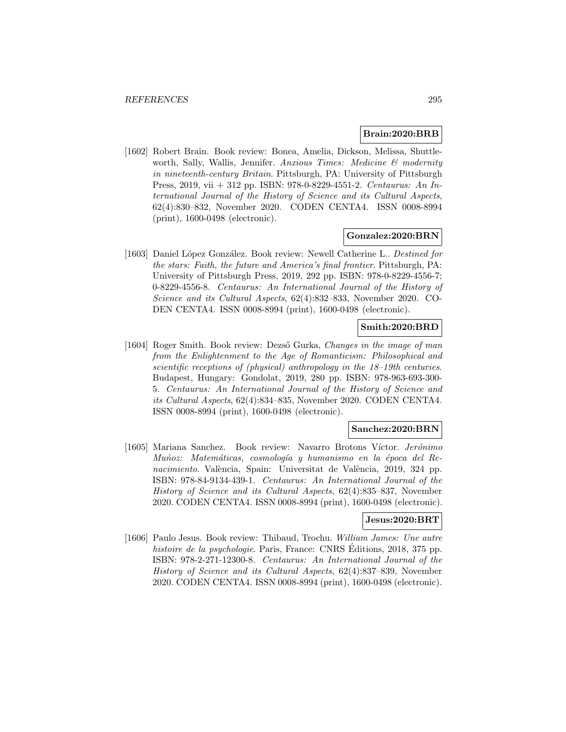**Brain:2020:BRB**

[1602] Robert Brain. Book review: Bonea, Amelia, Dickson, Melissa, Shuttleworth, Sally, Wallis, Jennifer. *Anxious Times: Medicine & modernity in nineteenth-century Britain*. Pittsburgh, PA: University of Pittsburgh Press, 2019, vii + 312 pp. ISBN: 978-0-8229-4551-2. *Centaurus: An International Journal of the History of Science and its Cultural Aspects*, 62(4):830–832, November 2020. CODEN CENTA4. ISSN 0008-8994 (print), 1600-0498 (electronic).

**Gonzalez:2020:BRN**

[1603] Daniel López González. Book review: Newell Catherine L.. *Destined for the stars: Faith, the future and America's final frontier*. Pittsburgh, PA: University of Pittsburgh Press, 2019, 292 pp. ISBN: 978-0-8229-4556-7; 0-8229-4556-8. *Centaurus: An International Journal of the History of Science and its Cultural Aspects*, 62(4):832–833, November 2020. CODEN CENTA4. ISSN 0008-8994 (print), 1600-0498 (electronic).

**Smith:2020:BRD**

[1604] Roger Smith. Book review: Dezső Gurka, *Changes in the image of man from the Enlightenment to the Age of Romanticism: Philosophical and scientific receptions of (physical) anthropology in the 18–19th centuries*. Budapest, Hungary: Gondolat, 2019, 280 pp. ISBN: 978-963-693-300-5. *Centaurus: An International Journal of the History of Science and its Cultural Aspects*, 62(4):834–835, November 2020. CODEN CENTA4. ISSN 0008-8994 (print), 1600-0498 (electronic).

**Sanchez:2020:BRN**

[1605] Mariana Sanchez. Book review: Navarro Brotons Víctor. *Jerónimo Muñoz: Matemáticas, cosmología y humanismo en la época del Renacimiento*. València, Spain: Universitat de València, 2019, 324 pp. ISBN: 978-84-9134-439-1. *Centaurus: An International Journal of the History of Science and its Cultural Aspects*, 62(4):835–837, November 2020. CODEN CENTA4. ISSN 0008-8994 (print), 1600-0498 (electronic).

**Jesus:2020:BRT**

[1606] Paulo Jesus. Book review: Thibaud, Trochu. *William James: Une autre histoire de la psychologie*. Paris, France: CNRS Éditions, 2018, 375 pp. ISBN: 978-2-271-12300-8. *Centaurus: An International Journal of the History of Science and its Cultural Aspects*, 62(4):837–839, November 2020. CODEN CENTA4. ISSN 0008-8994 (print), 1600-0498 (electronic).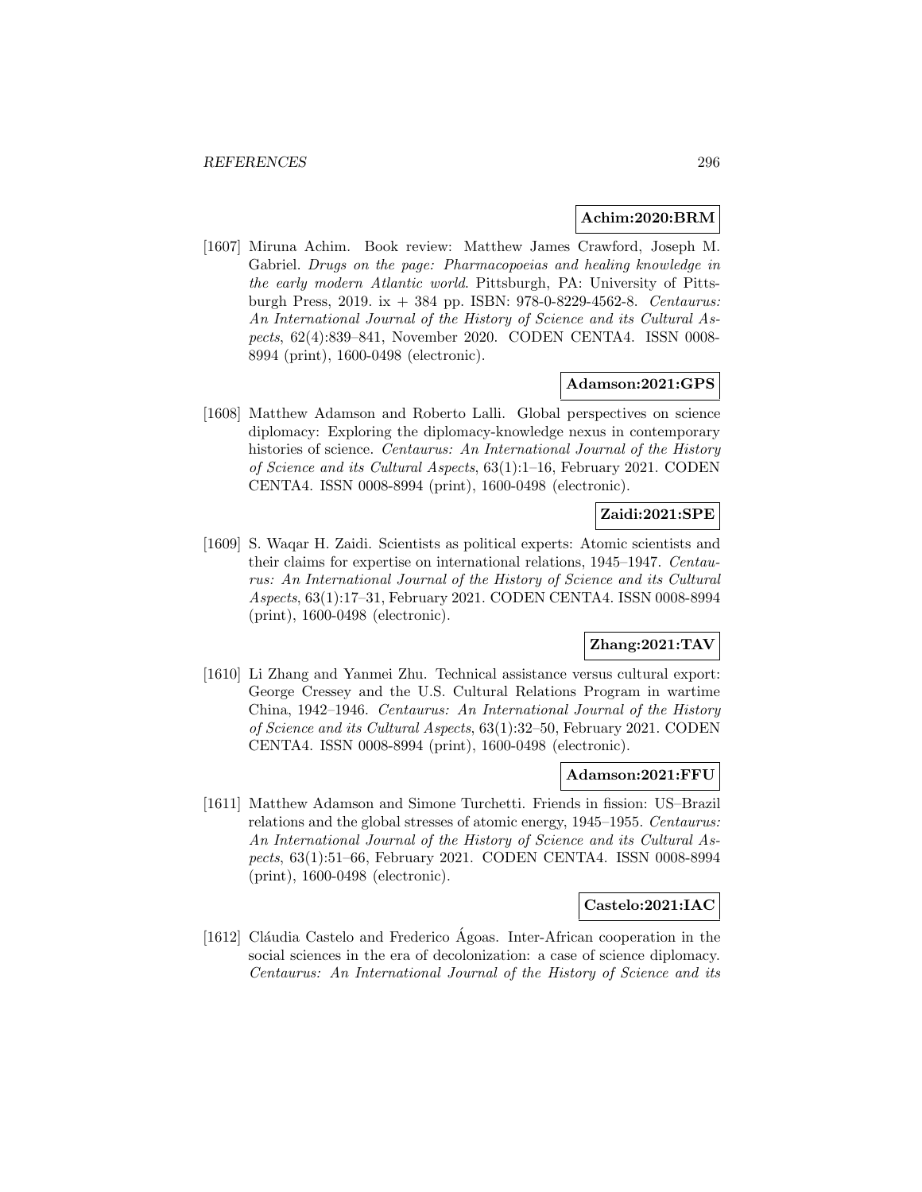**Achim:2020:BRM**

[1607] Miruna Achim. Book review: Matthew James Crawford, Joseph M. Gabriel. *Drugs on the page: Pharmacopoeias and healing knowledge in the early modern Atlantic world*. Pittsburgh, PA: University of Pittsburgh Press, 2019. ix + 384 pp. ISBN: 978-0-8229-4562-8. *Centaurus: An International Journal of the History of Science and its Cultural Aspects*, 62(4):839–841, November 2020. CODEN CENTA4. ISSN 0008-8994 (print), 1600-0498 (electronic).

**Adamson:2021:GPS**

[1608] Matthew Adamson and Roberto Lalli. Global perspectives on science diplomacy: Exploring the diplomacy-knowledge nexus in contemporary histories of science. *Centaurus: An International Journal of the History of Science and its Cultural Aspects*, 63(1):1–16, February 2021. CODEN CENTA4. ISSN 0008-8994 (print), 1600-0498 (electronic).

**Zaidi:2021:SPE**

[1609] S. Waqar H. Zaidi. Scientists as political experts: Atomic scientists and their claims for expertise on international relations, 1945–1947. *Centaurus: An International Journal of the History of Science and its Cultural Aspects*, 63(1):17–31, February 2021. CODEN CENTA4. ISSN 0008-8994 (print), 1600-0498 (electronic).

**Zhang:2021:TAV**

[1610] Li Zhang and Yanmei Zhu. Technical assistance versus cultural export: George Cressey and the U.S. Cultural Relations Program in wartime China, 1942–1946. *Centaurus: An International Journal of the History of Science and its Cultural Aspects*, 63(1):32–50, February 2021. CODEN CENTA4. ISSN 0008-8994 (print), 1600-0498 (electronic).

**Adamson:2021:FFU**

[1611] Matthew Adamson and Simone Turchetti. Friends in fission: US–Brazil relations and the global stresses of atomic energy, 1945–1955. *Centaurus: An International Journal of the History of Science and its Cultural Aspects*, 63(1):51–66, February 2021. CODEN CENTA4. ISSN 0008-8994 (print), 1600-0498 (electronic).

**Castelo:2021:IAC**

[1612] Cláudia Castelo and Frederico Ágoas. Inter-African cooperation in the social sciences in the era of decolonization: a case of science diplomacy. *Centaurus: An International Journal of the History of Science and its*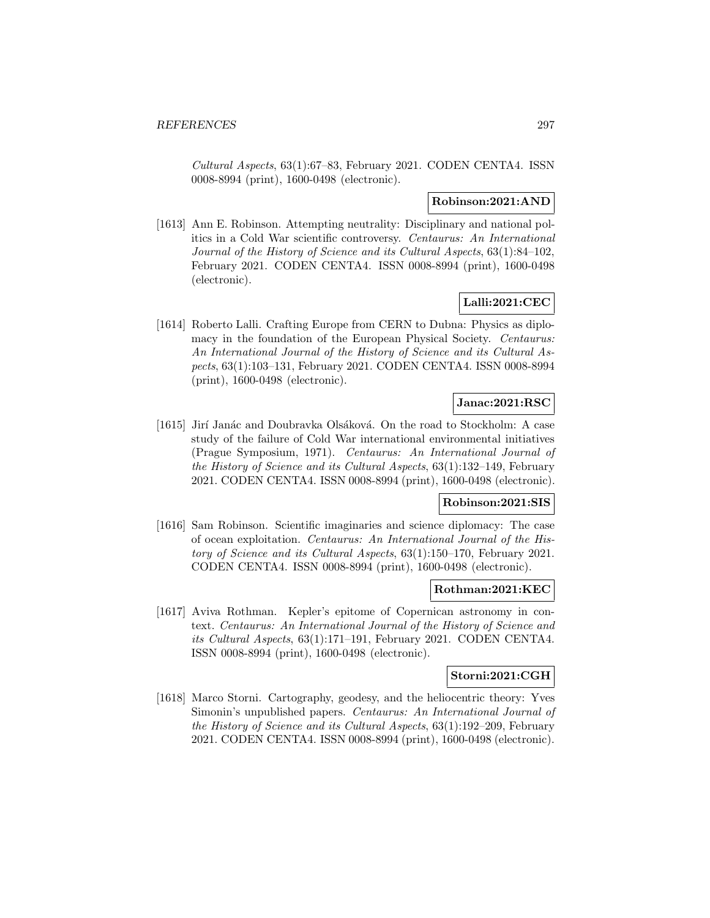*Cultural Aspects*, 63(1):67–83, February 2021. CODEN CENTA4. ISSN 0008-8994 (print), 1600-0498 (electronic).

**Robinson:2021:AND**

[1613] Ann E. Robinson. Attempting neutrality: Disciplinary and national politics in a Cold War scientific controversy. *Centaurus: An International Journal of the History of Science and its Cultural Aspects*, 63(1):84–102, February 2021. CODEN CENTA4. ISSN 0008-8994 (print), 1600-0498 (electronic).

**Lalli:2021:CEC**

[1614] Roberto Lalli. Crafting Europe from CERN to Dubna: Physics as diplomacy in the foundation of the European Physical Society. *Centaurus: An International Journal of the History of Science and its Cultural Aspects*, 63(1):103–131, February 2021. CODEN CENTA4. ISSN 0008-8994 (print), 1600-0498 (electronic).

**Janac:2021:RSC**

[1615] Jirí Janác and Doubravka Olsáková. On the road to Stockholm: A case study of the failure of Cold War international environmental initiatives (Prague Symposium, 1971). *Centaurus: An International Journal of the History of Science and its Cultural Aspects*, 63(1):132–149, February 2021. CODEN CENTA4. ISSN 0008-8994 (print), 1600-0498 (electronic).

**Robinson:2021:SIS**

[1616] Sam Robinson. Scientific imaginaries and science diplomacy: The case of ocean exploitation. *Centaurus: An International Journal of the History of Science and its Cultural Aspects*, 63(1):150–170, February 2021. CODEN CENTA4. ISSN 0008-8994 (print), 1600-0498 (electronic).

**Rothman:2021:KEC**

[1617] Aviva Rothman. Kepler's epitome of Copernican astronomy in context. *Centaurus: An International Journal of the History of Science and its Cultural Aspects*, 63(1):171–191, February 2021. CODEN CENTA4. ISSN 0008-8994 (print), 1600-0498 (electronic).

**Storni:2021:CGH**

[1618] Marco Storni. Cartography, geodesy, and the heliocentric theory: Yves Simonin's unpublished papers. *Centaurus: An International Journal of the History of Science and its Cultural Aspects*, 63(1):192–209, February 2021. CODEN CENTA4. ISSN 0008-8994 (print), 1600-0498 (electronic).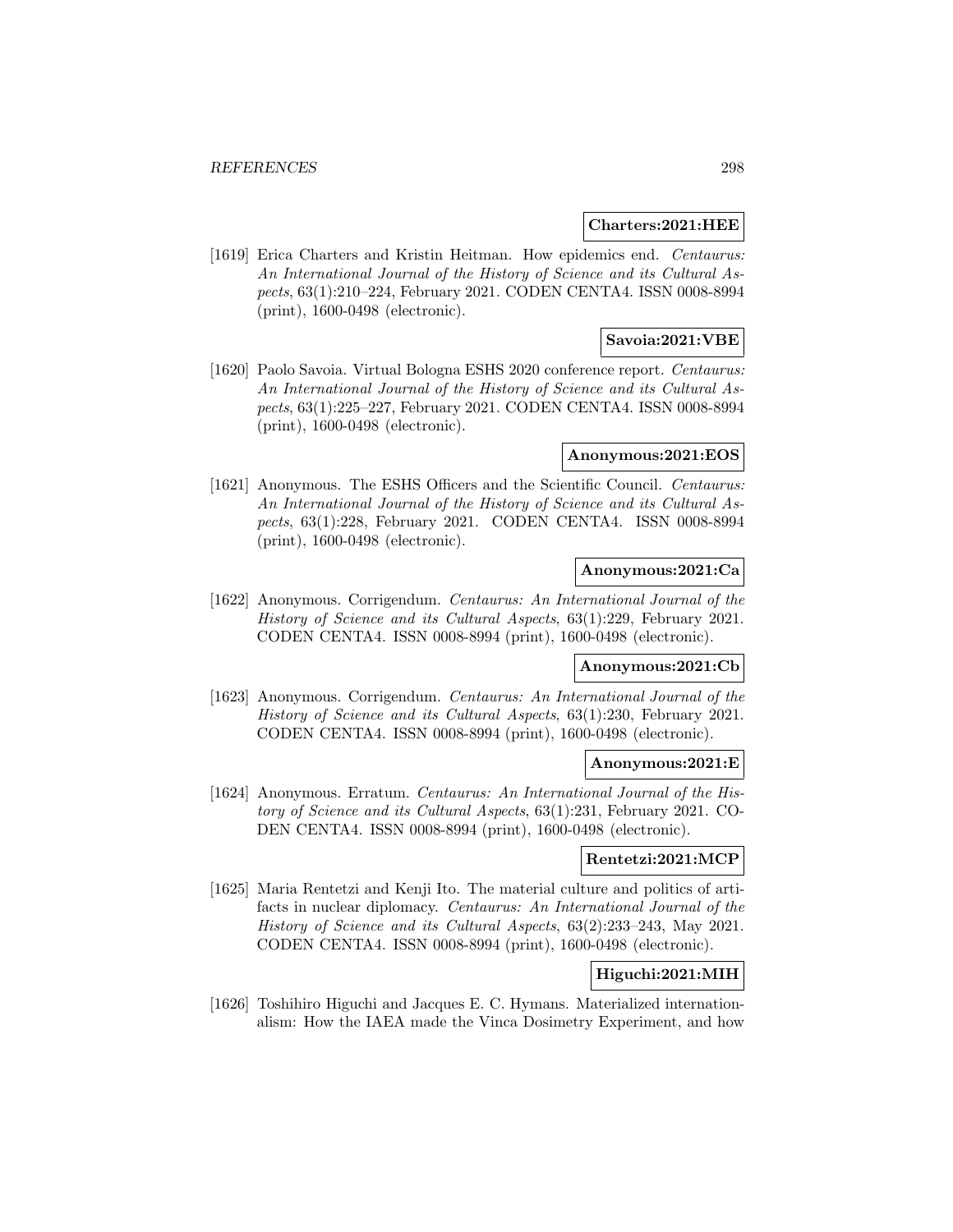**Charters:2021:HEE**

[1619] Erica Charters and Kristin Heitman. How epidemics end. *Centaurus: An International Journal of the History of Science and its Cultural Aspects*, 63(1):210–224, February 2021. CODEN CENTA4. ISSN 0008-8994 (print), 1600-0498 (electronic).

**Savoia:2021:VBE**

[1620] Paolo Savoia. Virtual Bologna ESHS 2020 conference report. *Centaurus: An International Journal of the History of Science and its Cultural Aspects*, 63(1):225–227, February 2021. CODEN CENTA4. ISSN 0008-8994 (print), 1600-0498 (electronic).

**Anonymous:2021:EOS**

[1621] Anonymous. The ESHS Officers and the Scientific Council. *Centaurus: An International Journal of the History of Science and its Cultural Aspects*, 63(1):228, February 2021. CODEN CENTA4. ISSN 0008-8994 (print), 1600-0498 (electronic).

**Anonymous:2021:Ca**

[1622] Anonymous. Corrigendum. *Centaurus: An International Journal of the History of Science and its Cultural Aspects*, 63(1):229, February 2021. CODEN CENTA4. ISSN 0008-8994 (print), 1600-0498 (electronic).

**Anonymous:2021:Cb**

[1623] Anonymous. Corrigendum. *Centaurus: An International Journal of the History of Science and its Cultural Aspects*, 63(1):230, February 2021. CODEN CENTA4. ISSN 0008-8994 (print), 1600-0498 (electronic).

**Anonymous:2021:E**

[1624] Anonymous. Erratum. *Centaurus: An International Journal of the History of Science and its Cultural Aspects*, 63(1):231, February 2021. CODEN CENTA4. ISSN 0008-8994 (print), 1600-0498 (electronic).

**Rentetzi:2021:MCP**

[1625] Maria Rentetzi and Kenji Ito. The material culture and politics of artifacts in nuclear diplomacy. *Centaurus: An International Journal of the History of Science and its Cultural Aspects*, 63(2):233–243, May 2021. CODEN CENTA4. ISSN 0008-8994 (print), 1600-0498 (electronic).

**Higuchi:2021:MIH**

[1626] Toshihiro Higuchi and Jacques E. C. Hymans. Materialized internationalism: How the IAEA made the Vinca Dosimetry Experiment, and how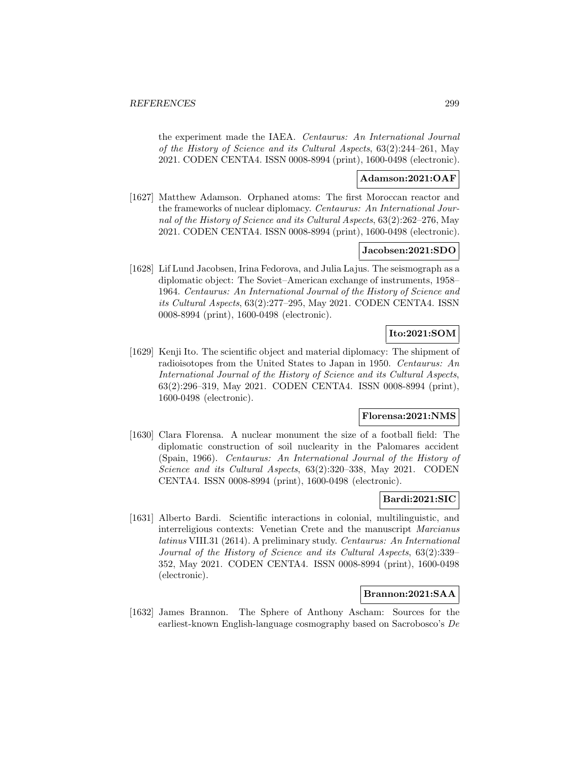the experiment made the IAEA. *Centaurus: An International Journal of the History of Science and its Cultural Aspects*, 63(2):244–261, May 2021. CODEN CENTA4. ISSN 0008-8994 (print), 1600-0498 (electronic).

**Adamson:2021:OAF**

[1627] Matthew Adamson. Orphaned atoms: The first Moroccan reactor and the frameworks of nuclear diplomacy. *Centaurus: An International Journal of the History of Science and its Cultural Aspects*, 63(2):262–276, May 2021. CODEN CENTA4. ISSN 0008-8994 (print), 1600-0498 (electronic).

**Jacobsen:2021:SDO**

[1628] Lif Lund Jacobsen, Irina Fedorova, and Julia Lajus. The seismograph as a diplomatic object: The Soviet–American exchange of instruments, 1958–1964. *Centaurus: An International Journal of the History of Science and its Cultural Aspects*, 63(2):277–295, May 2021. CODEN CENTA4. ISSN 0008-8994 (print), 1600-0498 (electronic).

**Ito:2021:SOM**

[1629] Kenji Ito. The scientific object and material diplomacy: The shipment of radioisotopes from the United States to Japan in 1950. *Centaurus: An International Journal of the History of Science and its Cultural Aspects*, 63(2):296–319, May 2021. CODEN CENTA4. ISSN 0008-8994 (print), 1600-0498 (electronic).

**Florensa:2021:NMS**

[1630] Clara Florensa. A nuclear monument the size of a football field: The diplomatic construction of soil nuclearity in the Palomares accident (Spain, 1966). *Centaurus: An International Journal of the History of Science and its Cultural Aspects*, 63(2):320–338, May 2021. CODEN CENTA4. ISSN 0008-8994 (print), 1600-0498 (electronic).

**Bardi:2021:SIC**

[1631] Alberto Bardi. Scientific interactions in colonial, multilinguistic, and interreligious contexts: Venetian Crete and the manuscript *Marcianus latinus* VIII.31 (2614). A preliminary study. *Centaurus: An International Journal of the History of Science and its Cultural Aspects*, 63(2):339–352, May 2021. CODEN CENTA4. ISSN 0008-8994 (print), 1600-0498 (electronic).

**Brannon:2021:SAA**

[1632] James Brannon. The Sphere of Anthony Ascham: Sources for the earliest-known English-language cosmography based on Sacrobosco's *De*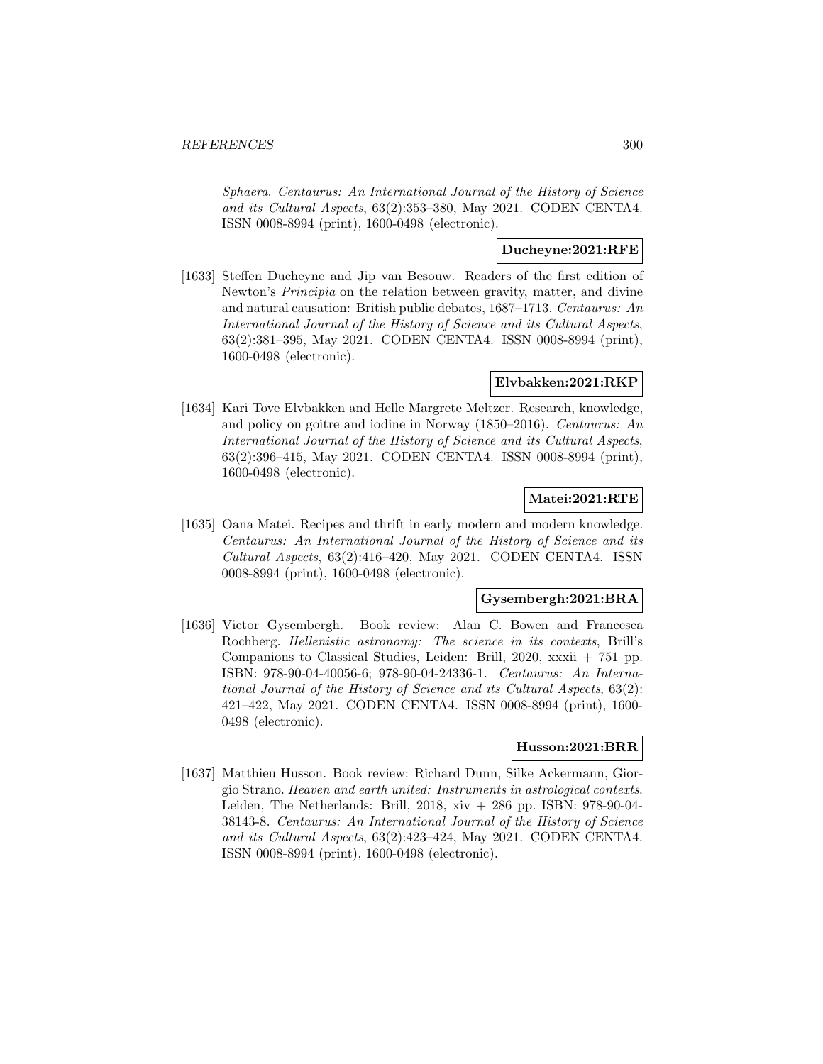*Sphaera*. *Centaurus: An International Journal of the History of Science and its Cultural Aspects*, 63(2):353–380, May 2021. CODEN CENTA4. ISSN 0008-8994 (print), 1600-0498 (electronic).

**Ducheyne:2021:RFE**

[1633] Steffen Ducheyne and Jip van Besouw. Readers of the first edition of Newton's *Principia* on the relation between gravity, matter, and divine and natural causation: British public debates, 1687–1713. *Centaurus: An International Journal of the History of Science and its Cultural Aspects*, 63(2):381–395, May 2021. CODEN CENTA4. ISSN 0008-8994 (print), 1600-0498 (electronic).

**Elvbakken:2021:RKP**

[1634] Kari Tove Elvbakken and Helle Margrete Meltzer. Research, knowledge, and policy on goitre and iodine in Norway (1850–2016). *Centaurus: An International Journal of the History of Science and its Cultural Aspects*, 63(2):396–415, May 2021. CODEN CENTA4. ISSN 0008-8994 (print), 1600-0498 (electronic).

**Matei:2021:RTE**

[1635] Oana Matei. Recipes and thrift in early modern and modern knowledge. *Centaurus: An International Journal of the History of Science and its Cultural Aspects*, 63(2):416–420, May 2021. CODEN CENTA4. ISSN 0008-8994 (print), 1600-0498 (electronic).

**Gysembergh:2021:BRA**

[1636] Victor Gysembergh. Book review: Alan C. Bowen and Francesca Rochberg. *Hellenistic astronomy: The science in its contexts*, Brill's Companions to Classical Studies, Leiden: Brill, 2020, xxxii + 751 pp. ISBN: 978-90-04-40056-6; 978-90-04-24336-1. *Centaurus: An International Journal of the History of Science and its Cultural Aspects*, 63(2): 421–422, May 2021. CODEN CENTA4. ISSN 0008-8994 (print), 1600-0498 (electronic).

**Husson:2021:BRR**

[1637] Matthieu Husson. Book review: Richard Dunn, Silke Ackermann, Giorgio Strano. *Heaven and earth united: Instruments in astrological contexts*. Leiden, The Netherlands: Brill, 2018, xiv + 286 pp. ISBN: 978-90-04-38143-8. *Centaurus: An International Journal of the History of Science and its Cultural Aspects*, 63(2):423–424, May 2021. CODEN CENTA4. ISSN 0008-8994 (print), 1600-0498 (electronic).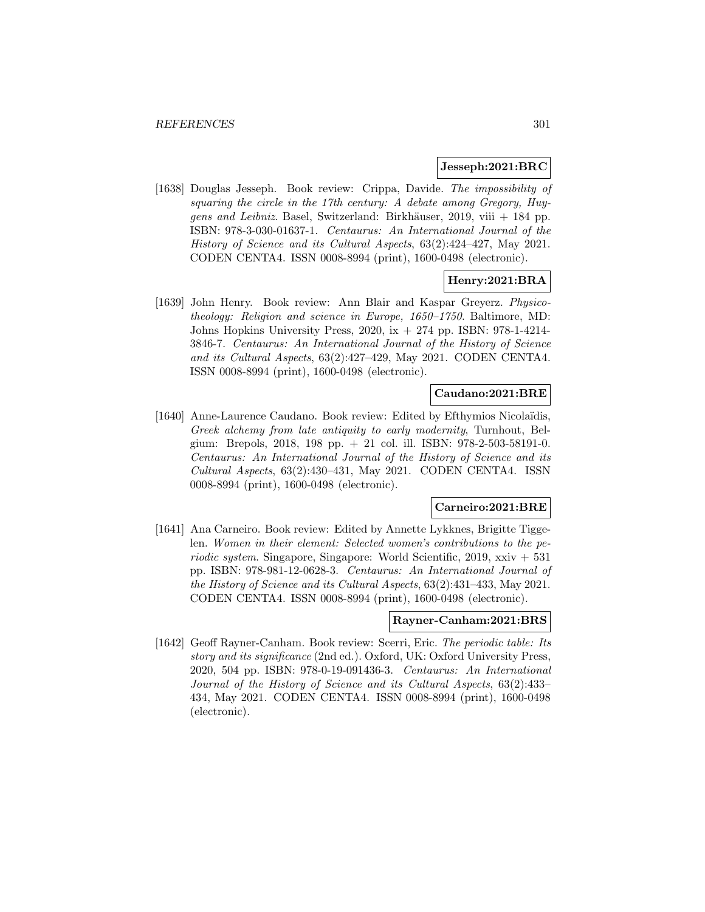**Jesseph:2021:BRC**

[1638] Douglas Jesseph. Book review: Crippa, Davide. *The impossibility of squaring the circle in the 17th century: A debate among Gregory, Huygens and Leibniz*. Basel, Switzerland: Birkhäuser, 2019, viii + 184 pp. ISBN: 978-3-030-01637-1. *Centaurus: An International Journal of the History of Science and its Cultural Aspects*, 63(2):424–427, May 2021. CODEN CENTA4. ISSN 0008-8994 (print), 1600-0498 (electronic).

**Henry:2021:BRA**

[1639] John Henry. Book review: Ann Blair and Kaspar Greyerz. *Physico-theology: Religion and science in Europe, 1650–1750*. Baltimore, MD: Johns Hopkins University Press, 2020, ix + 274 pp. ISBN: 978-1-4214-3846-7. *Centaurus: An International Journal of the History of Science and its Cultural Aspects*, 63(2):427–429, May 2021. CODEN CENTA4. ISSN 0008-8994 (print), 1600-0498 (electronic).

**Caudano:2021:BRE**

[1640] Anne-Laurence Caudano. Book review: Edited by Efthymios Nicolaïdis, *Greek alchemy from late antiquity to early modernity*, Turnhout, Belgium: Brepols, 2018, 198 pp. + 21 col. ill. ISBN: 978-2-503-58191-0. *Centaurus: An International Journal of the History of Science and its Cultural Aspects*, 63(2):430–431, May 2021. CODEN CENTA4. ISSN 0008-8994 (print), 1600-0498 (electronic).

**Carneiro:2021:BRE**

[1641] Ana Carneiro. Book review: Edited by Annette Lykknes, Brigitte Tiggelen. *Women in their element: Selected women's contributions to the periodic system*. Singapore, Singapore: World Scientific, 2019, xxiv + 531 pp. ISBN: 978-981-12-0628-3. *Centaurus: An International Journal of the History of Science and its Cultural Aspects*, 63(2):431–433, May 2021. CODEN CENTA4. ISSN 0008-8994 (print), 1600-0498 (electronic).

**Rayner-Canham:2021:BRS**

[1642] Geoff Rayner-Canham. Book review: Scerri, Eric. *The periodic table: Its story and its significance* (2nd ed.). Oxford, UK: Oxford University Press, 2020, 504 pp. ISBN: 978-0-19-091436-3. *Centaurus: An International Journal of the History of Science and its Cultural Aspects*, 63(2):433–434, May 2021. CODEN CENTA4. ISSN 0008-8994 (print), 1600-0498 (electronic).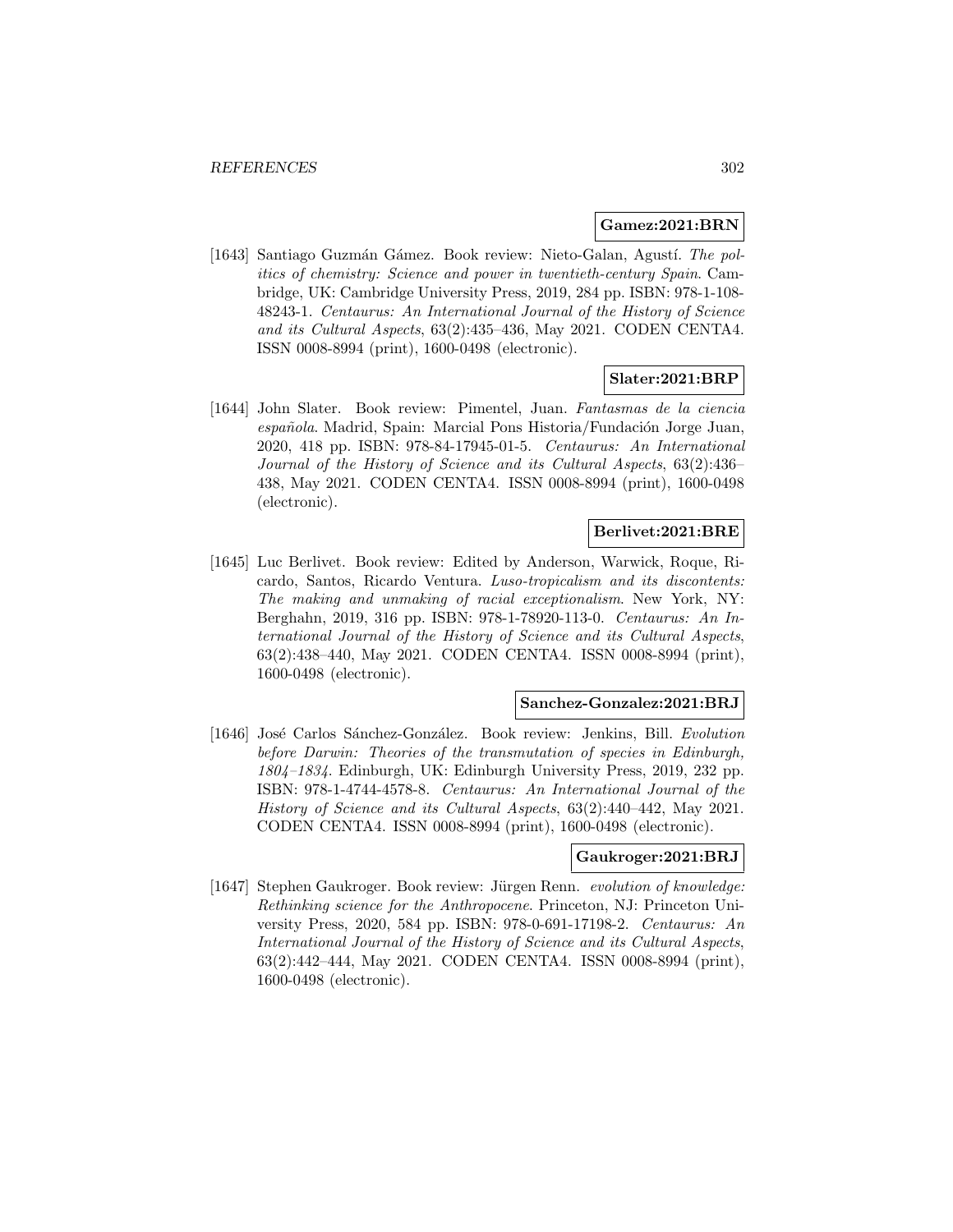**Gamez:2021:BRN**

[1643] Santiago Guzmán Gámez. Book review: Nieto-Galan, Agustí. *The politics of chemistry: Science and power in twentieth-century Spain*. Cambridge, UK: Cambridge University Press, 2019, 284 pp. ISBN: 978-1-108-48243-1. *Centaurus: An International Journal of the History of Science and its Cultural Aspects*, 63(2):435–436, May 2021. CODEN CENTA4. ISSN 0008-8994 (print), 1600-0498 (electronic).

**Slater:2021:BRP**

[1644] John Slater. Book review: Pimentel, Juan. *Fantasmas de la ciencia española*. Madrid, Spain: Marcial Pons Historia/Fundación Jorge Juan, 2020, 418 pp. ISBN: 978-84-17945-01-5. *Centaurus: An International Journal of the History of Science and its Cultural Aspects*, 63(2):436–438, May 2021. CODEN CENTA4. ISSN 0008-8994 (print), 1600-0498 (electronic).

**Berlivet:2021:BRE**

[1645] Luc Berlivet. Book review: Edited by Anderson, Warwick, Roque, Ricardo, Santos, Ricardo Ventura. *Luso-tropicalism and its discontents: The making and unmaking of racial exceptionalism*. New York, NY: Berghahn, 2019, 316 pp. ISBN: 978-1-78920-113-0. *Centaurus: An International Journal of the History of Science and its Cultural Aspects*, 63(2):438–440, May 2021. CODEN CENTA4. ISSN 0008-8994 (print), 1600-0498 (electronic).

**Sanchez-Gonzalez:2021:BRJ**

[1646] José Carlos Sánchez-González. Book review: Jenkins, Bill. *Evolution before Darwin: Theories of the transmutation of species in Edinburgh, 1804–1834*. Edinburgh, UK: Edinburgh University Press, 2019, 232 pp. ISBN: 978-1-4744-4578-8. *Centaurus: An International Journal of the History of Science and its Cultural Aspects*, 63(2):440–442, May 2021. CODEN CENTA4. ISSN 0008-8994 (print), 1600-0498 (electronic).

**Gaukroger:2021:BRJ**

[1647] Stephen Gaukroger. Book review: Jürgen Renn. *evolution of knowledge: Rethinking science for the Anthropocene*. Princeton, NJ: Princeton University Press, 2020, 584 pp. ISBN: 978-0-691-17198-2. *Centaurus: An International Journal of the History of Science and its Cultural Aspects*, 63(2):442–444, May 2021. CODEN CENTA4. ISSN 0008-8994 (print), 1600-0498 (electronic).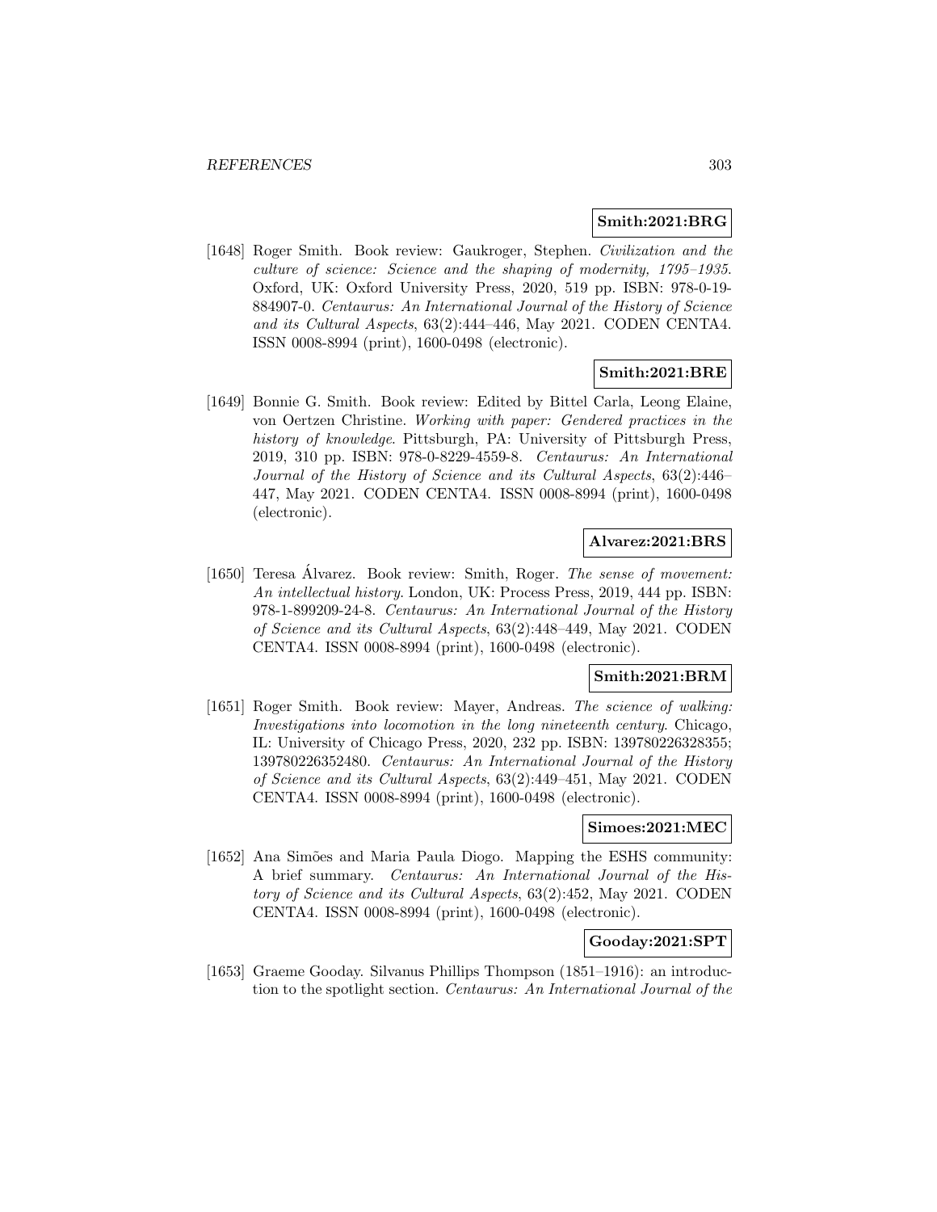**Smith:2021:BRG**

[1648] Roger Smith. Book review: Gaukroger, Stephen. *Civilization and the culture of science: Science and the shaping of modernity, 1795–1935*. Oxford, UK: Oxford University Press, 2020, 519 pp. ISBN: 978-0-19-884907-0. *Centaurus: An International Journal of the History of Science and its Cultural Aspects*, 63(2):444–446, May 2021. CODEN CENTA4. ISSN 0008-8994 (print), 1600-0498 (electronic).

**Smith:2021:BRE**

[1649] Bonnie G. Smith. Book review: Edited by Bittel Carla, Leong Elaine, von Oertzen Christine. *Working with paper: Gendered practices in the history of knowledge*. Pittsburgh, PA: University of Pittsburgh Press, 2019, 310 pp. ISBN: 978-0-8229-4559-8. *Centaurus: An International Journal of the History of Science and its Cultural Aspects*, 63(2):446–447, May 2021. CODEN CENTA4. ISSN 0008-8994 (print), 1600-0498 (electronic).

**Alvarez:2021:BRS**

[1650] Teresa Álvarez. Book review: Smith, Roger. *The sense of movement: An intellectual history*. London, UK: Process Press, 2019, 444 pp. ISBN: 978-1-899209-24-8. *Centaurus: An International Journal of the History of Science and its Cultural Aspects*, 63(2):448–449, May 2021. CODEN CENTA4. ISSN 0008-8994 (print), 1600-0498 (electronic).

**Smith:2021:BRM**

[1651] Roger Smith. Book review: Mayer, Andreas. *The science of walking: Investigations into locomotion in the long nineteenth century*. Chicago, IL: University of Chicago Press, 2020, 232 pp. ISBN: 139780226328355; 139780226352480. *Centaurus: An International Journal of the History of Science and its Cultural Aspects*, 63(2):449–451, May 2021. CODEN CENTA4. ISSN 0008-8994 (print), 1600-0498 (electronic).

**Simoes:2021:MEC**

[1652] Ana Simões and Maria Paula Diogo. Mapping the ESHS community: A brief summary. *Centaurus: An International Journal of the History of Science and its Cultural Aspects*, 63(2):452, May 2021. CODEN CENTA4. ISSN 0008-8994 (print), 1600-0498 (electronic).

**Gooday:2021:SPT**

[1653] Graeme Gooday. Silvanus Phillips Thompson (1851–1916): an introduction to the spotlight section. *Centaurus: An International Journal of the*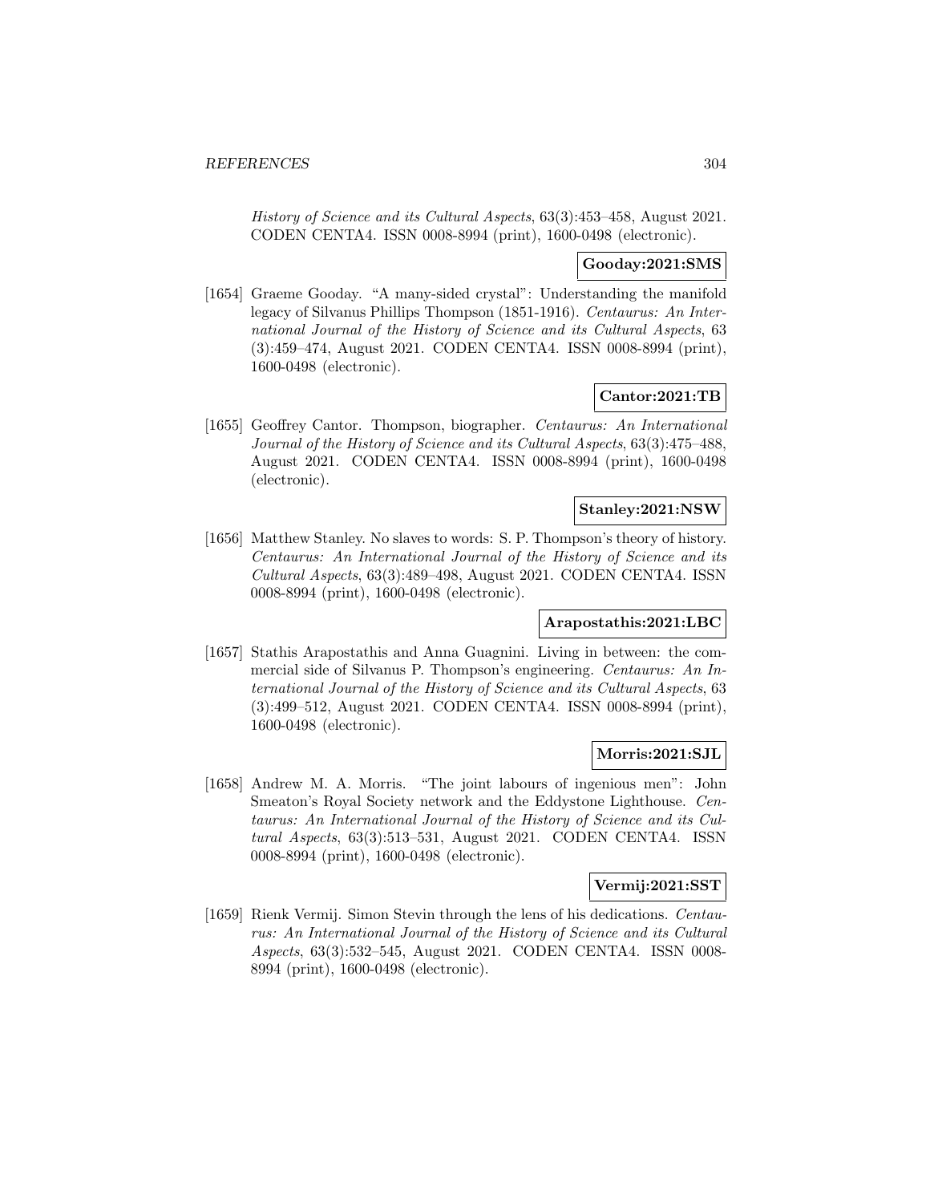*History of Science and its Cultural Aspects*, 63(3):453–458, August 2021. CODEN CENTA4. ISSN 0008-8994 (print), 1600-0498 (electronic).

**Gooday:2021:SMS**

[1654] Graeme Gooday. "A many-sided crystal": Understanding the manifold legacy of Silvanus Phillips Thompson (1851-1916). *Centaurus: An International Journal of the History of Science and its Cultural Aspects*, 63 (3):459–474, August 2021. CODEN CENTA4. ISSN 0008-8994 (print), 1600-0498 (electronic).

**Cantor:2021:TB**

[1655] Geoffrey Cantor. Thompson, biographer. *Centaurus: An International Journal of the History of Science and its Cultural Aspects*, 63(3):475–488, August 2021. CODEN CENTA4. ISSN 0008-8994 (print), 1600-0498 (electronic).

**Stanley:2021:NSW**

[1656] Matthew Stanley. No slaves to words: S. P. Thompson's theory of history. *Centaurus: An International Journal of the History of Science and its Cultural Aspects*, 63(3):489–498, August 2021. CODEN CENTA4. ISSN 0008-8994 (print), 1600-0498 (electronic).

**Arapostathis:2021:LBC**

[1657] Stathis Arapostathis and Anna Guagnini. Living in between: the commercial side of Silvanus P. Thompson's engineering. *Centaurus: An International Journal of the History of Science and its Cultural Aspects*, 63 (3):499–512, August 2021. CODEN CENTA4. ISSN 0008-8994 (print), 1600-0498 (electronic).

**Morris:2021:SJL**

[1658] Andrew M. A. Morris. "The joint labours of ingenious men": John Smeaton's Royal Society network and the Eddystone Lighthouse. *Centaurus: An International Journal of the History of Science and its Cultural Aspects*, 63(3):513–531, August 2021. CODEN CENTA4. ISSN 0008-8994 (print), 1600-0498 (electronic).

**Vermij:2021:SST**

[1659] Rienk Vermij. Simon Stevin through the lens of his dedications. *Centaurus: An International Journal of the History of Science and its Cultural Aspects*, 63(3):532–545, August 2021. CODEN CENTA4. ISSN 0008-8994 (print), 1600-0498 (electronic).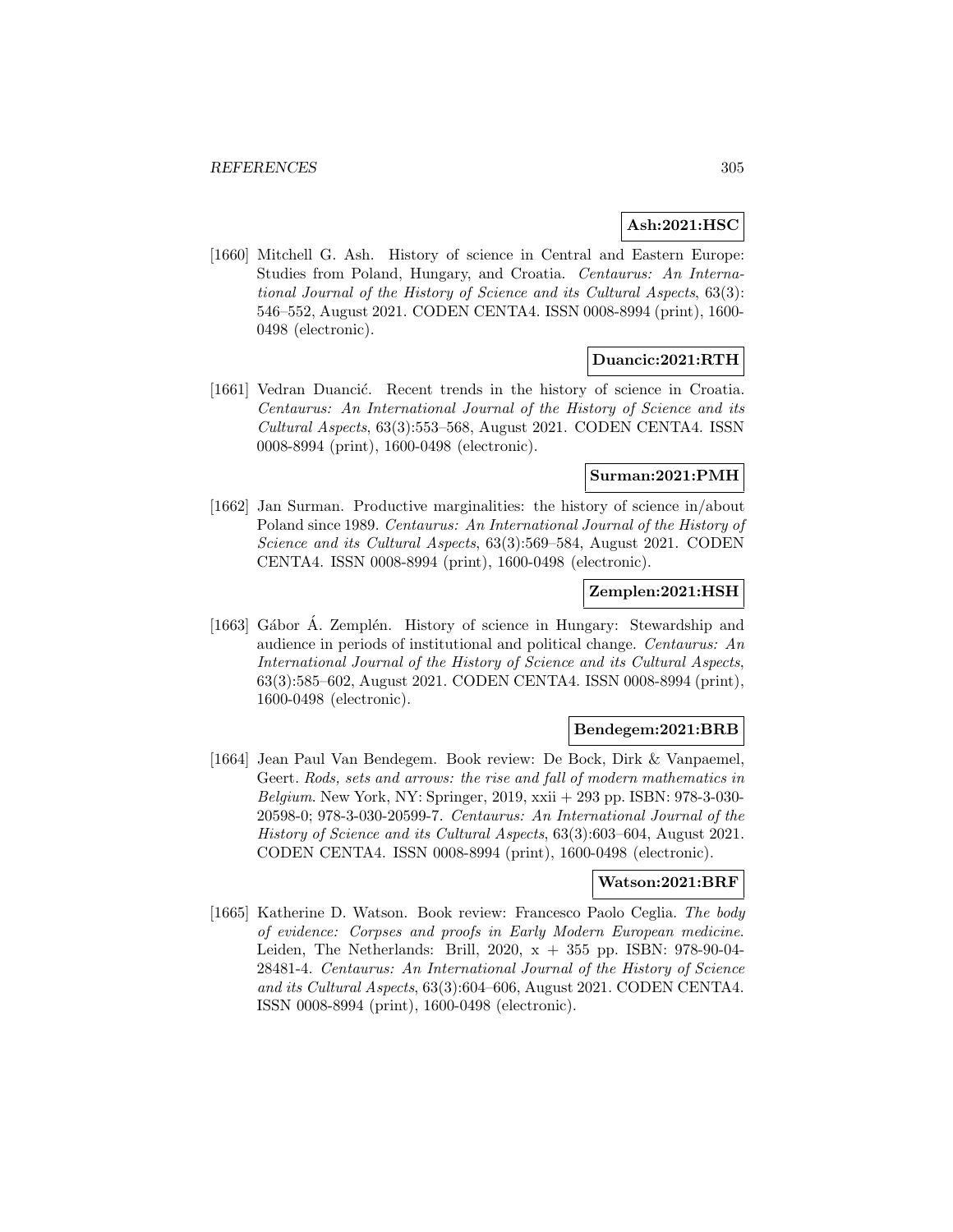**Ash:2021:HSC**

[1660] Mitchell G. Ash. History of science in Central and Eastern Europe: Studies from Poland, Hungary, and Croatia. *Centaurus: An International Journal of the History of Science and its Cultural Aspects*, 63(3): 546–552, August 2021. CODEN CENTA4. ISSN 0008-8994 (print), 1600-0498 (electronic).

**Duancic:2021:RTH**

[1661] Vedran Duancić. Recent trends in the history of science in Croatia. *Centaurus: An International Journal of the History of Science and its Cultural Aspects*, 63(3):553–568, August 2021. CODEN CENTA4. ISSN 0008-8994 (print), 1600-0498 (electronic).

**Surman:2021:PMH**

[1662] Jan Surman. Productive marginalities: the history of science in/about Poland since 1989. *Centaurus: An International Journal of the History of Science and its Cultural Aspects*, 63(3):569–584, August 2021. CODEN CENTA4. ISSN 0008-8994 (print), 1600-0498 (electronic).

**Zemplen:2021:HSH**

[1663] Gábor Á. Zemplén. History of science in Hungary: Stewardship and audience in periods of institutional and political change. *Centaurus: An International Journal of the History of Science and its Cultural Aspects*, 63(3):585–602, August 2021. CODEN CENTA4. ISSN 0008-8994 (print), 1600-0498 (electronic).

**Bendegem:2021:BRB**

[1664] Jean Paul Van Bendegem. Book review: De Bock, Dirk & Vanpaemel, Geert. *Rods, sets and arrows: the rise and fall of modern mathematics in Belgium*. New York, NY: Springer, 2019, xxii + 293 pp. ISBN: 978-3-030-20598-0; 978-3-030-20599-7. *Centaurus: An International Journal of the History of Science and its Cultural Aspects*, 63(3):603–604, August 2021. CODEN CENTA4. ISSN 0008-8994 (print), 1600-0498 (electronic).

**Watson:2021:BRF**

[1665] Katherine D. Watson. Book review: Francesco Paolo Ceglia. *The body of evidence: Corpses and proofs in Early Modern European medicine*. Leiden, The Netherlands: Brill, 2020, x + 355 pp. ISBN: 978-90-04-28481-4. *Centaurus: An International Journal of the History of Science and its Cultural Aspects*, 63(3):604–606, August 2021. CODEN CENTA4. ISSN 0008-8994 (print), 1600-0498 (electronic).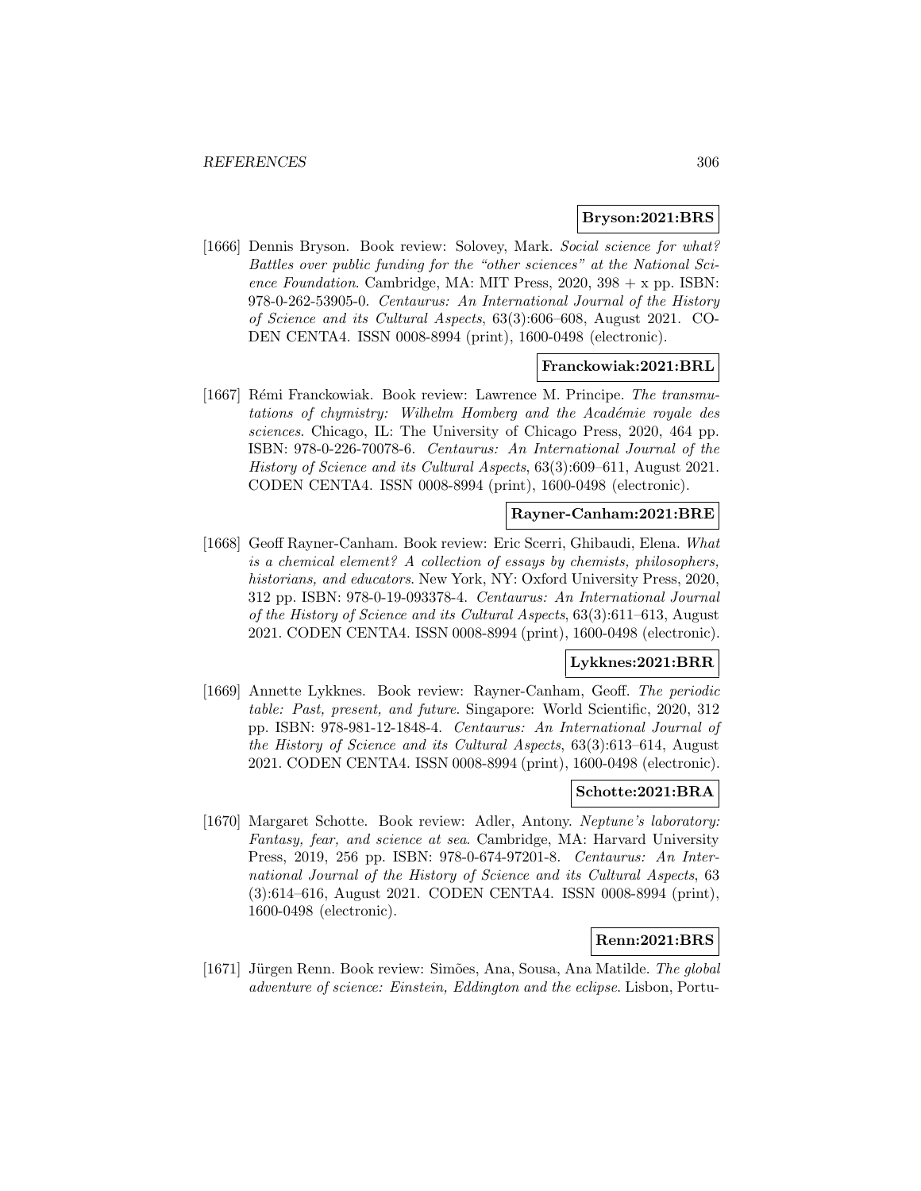**Bryson:2021:BRS**

[1666] Dennis Bryson. Book review: Solovey, Mark. *Social science for what? Battles over public funding for the "other sciences" at the National Science Foundation*. Cambridge, MA: MIT Press, 2020, 398 + x pp. ISBN: 978-0-262-53905-0. *Centaurus: An International Journal of the History of Science and its Cultural Aspects*, 63(3):606–608, August 2021. CODEN CENTA4. ISSN 0008-8994 (print), 1600-0498 (electronic).

**Franckowiak:2021:BRL**

[1667] Rémi Franckowiak. Book review: Lawrence M. Principe. *The transmutations of chymistry: Wilhelm Homberg and the Académie royale des sciences*. Chicago, IL: The University of Chicago Press, 2020, 464 pp. ISBN: 978-0-226-70078-6. *Centaurus: An International Journal of the History of Science and its Cultural Aspects*, 63(3):609–611, August 2021. CODEN CENTA4. ISSN 0008-8994 (print), 1600-0498 (electronic).

**Rayner-Canham:2021:BRE**

[1668] Geoff Rayner-Canham. Book review: Eric Scerri, Ghibaudi, Elena. *What is a chemical element? A collection of essays by chemists, philosophers, historians, and educators*. New York, NY: Oxford University Press, 2020, 312 pp. ISBN: 978-0-19-093378-4. *Centaurus: An International Journal of the History of Science and its Cultural Aspects*, 63(3):611–613, August 2021. CODEN CENTA4. ISSN 0008-8994 (print), 1600-0498 (electronic).

**Lykknes:2021:BRR**

[1669] Annette Lykknes. Book review: Rayner-Canham, Geoff. *The periodic table: Past, present, and future*. Singapore: World Scientific, 2020, 312 pp. ISBN: 978-981-12-1848-4. *Centaurus: An International Journal of the History of Science and its Cultural Aspects*, 63(3):613–614, August 2021. CODEN CENTA4. ISSN 0008-8994 (print), 1600-0498 (electronic).

**Schotte:2021:BRA**

[1670] Margaret Schotte. Book review: Adler, Antony. *Neptune's laboratory: Fantasy, fear, and science at sea*. Cambridge, MA: Harvard University Press, 2019, 256 pp. ISBN: 978-0-674-97201-8. *Centaurus: An International Journal of the History of Science and its Cultural Aspects*, 63 (3):614–616, August 2021. CODEN CENTA4. ISSN 0008-8994 (print), 1600-0498 (electronic).

**Renn:2021:BRS**

[1671] Jürgen Renn. Book review: Simões, Ana, Sousa, Ana Matilde. *The global adventure of science: Einstein, Eddington and the eclipse*. Lisbon, Portu-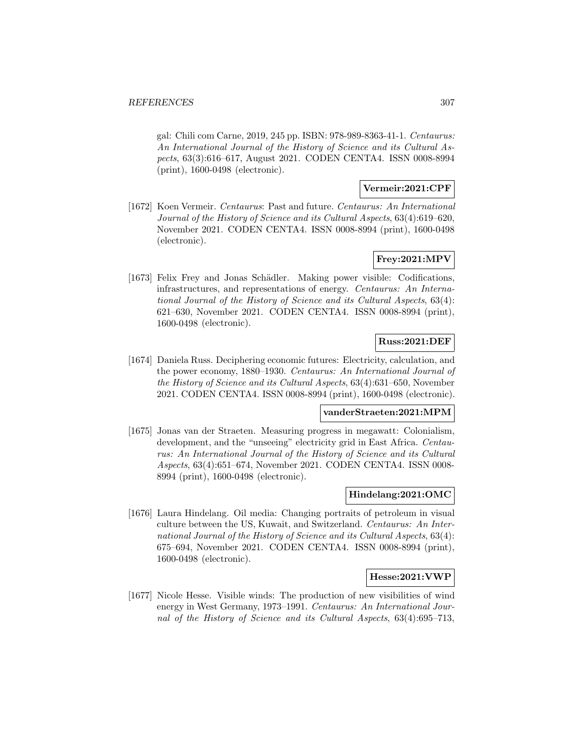gal: Chili com Carne, 2019, 245 pp. ISBN: 978-989-8363-41-1. *Centaurus: An International Journal of the History of Science and its Cultural Aspects*, 63(3):616–617, August 2021. CODEN CENTA4. ISSN 0008-8994 (print), 1600-0498 (electronic).

**Vermeir:2021:CPF**

[1672] Koen Vermeir. *Centaurus*: Past and future. *Centaurus: An International Journal of the History of Science and its Cultural Aspects*, 63(4):619–620, November 2021. CODEN CENTA4. ISSN 0008-8994 (print), 1600-0498 (electronic).

**Frey:2021:MPV**

[1673] Felix Frey and Jonas Schädler. Making power visible: Codifications, infrastructures, and representations of energy. *Centaurus: An International Journal of the History of Science and its Cultural Aspects*, 63(4): 621–630, November 2021. CODEN CENTA4. ISSN 0008-8994 (print), 1600-0498 (electronic).

**Russ:2021:DEF**

[1674] Daniela Russ. Deciphering economic futures: Electricity, calculation, and the power economy, 1880–1930. *Centaurus: An International Journal of the History of Science and its Cultural Aspects*, 63(4):631–650, November 2021. CODEN CENTA4. ISSN 0008-8994 (print), 1600-0498 (electronic).

**vanderStraeten:2021:MPM**

[1675] Jonas van der Straeten. Measuring progress in megawatt: Colonialism, development, and the "unseeing" electricity grid in East Africa. *Centaurus: An International Journal of the History of Science and its Cultural Aspects*, 63(4):651–674, November 2021. CODEN CENTA4. ISSN 0008-8994 (print), 1600-0498 (electronic).

**Hindelang:2021:OMC**

[1676] Laura Hindelang. Oil media: Changing portraits of petroleum in visual culture between the US, Kuwait, and Switzerland. *Centaurus: An International Journal of the History of Science and its Cultural Aspects*, 63(4): 675–694, November 2021. CODEN CENTA4. ISSN 0008-8994 (print), 1600-0498 (electronic).

**Hesse:2021:VWP**

[1677] Nicole Hesse. Visible winds: The production of new visibilities of wind energy in West Germany, 1973–1991. *Centaurus: An International Journal of the History of Science and its Cultural Aspects*, 63(4):695–713,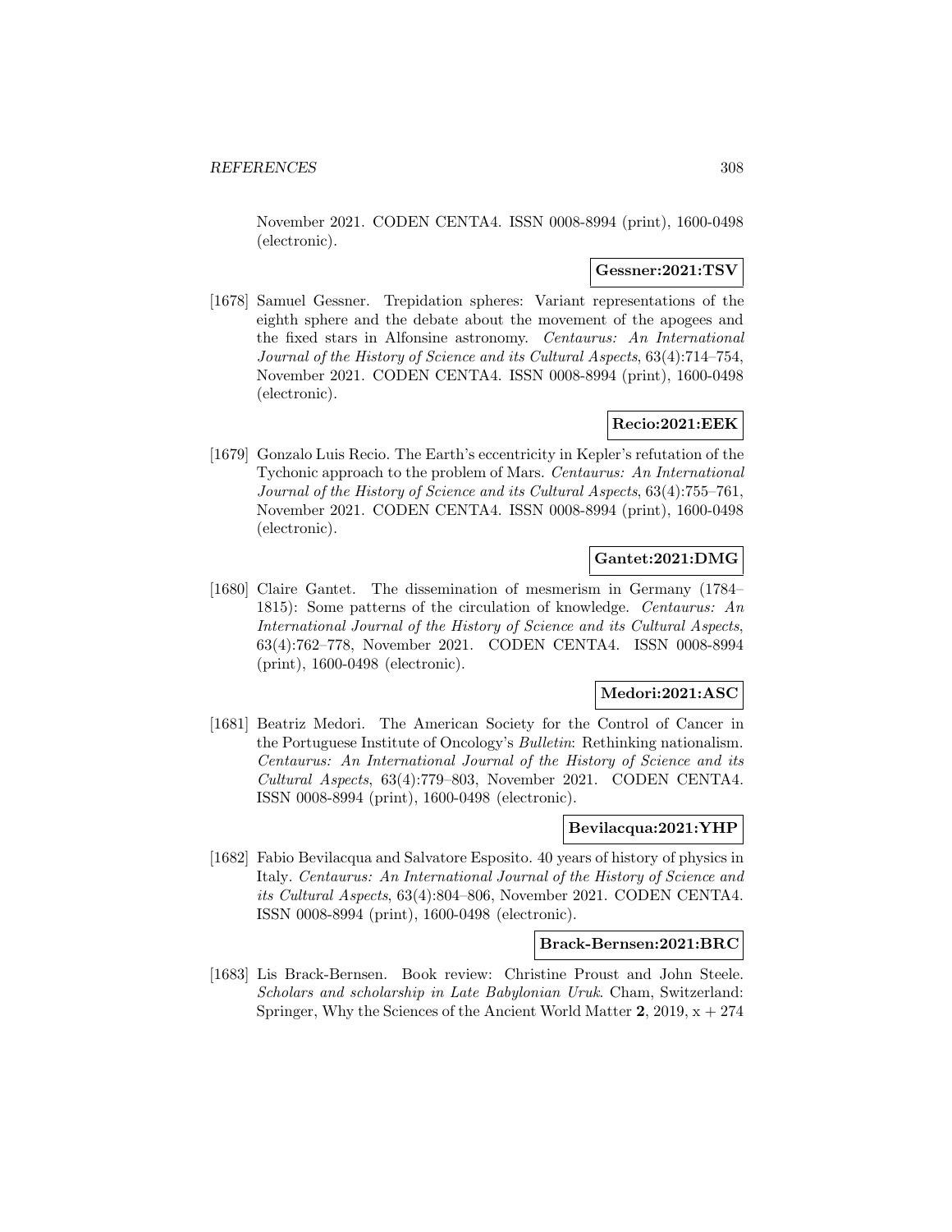November 2021. CODEN CENTA4. ISSN 0008-8994 (print), 1600-0498 (electronic).

**Gessner:2021:TSV**

[1678] Samuel Gessner. Trepidation spheres: Variant representations of the eighth sphere and the debate about the movement of the apogees and the fixed stars in Alfonsine astronomy. *Centaurus: An International Journal of the History of Science and its Cultural Aspects*, 63(4):714–754, November 2021. CODEN CENTA4. ISSN 0008-8994 (print), 1600-0498 (electronic).

**Recio:2021:EEK**

[1679] Gonzalo Luis Recio. The Earth's eccentricity in Kepler's refutation of the Tychonic approach to the problem of Mars. *Centaurus: An International Journal of the History of Science and its Cultural Aspects*, 63(4):755–761, November 2021. CODEN CENTA4. ISSN 0008-8994 (print), 1600-0498 (electronic).

**Gantet:2021:DMG**

[1680] Claire Gantet. The dissemination of mesmerism in Germany (1784–1815): Some patterns of the circulation of knowledge. *Centaurus: An International Journal of the History of Science and its Cultural Aspects*, 63(4):762–778, November 2021. CODEN CENTA4. ISSN 0008-8994 (print), 1600-0498 (electronic).

**Medori:2021:ASC**

[1681] Beatriz Medori. The American Society for the Control of Cancer in the Portuguese Institute of Oncology's *Bulletin*: Rethinking nationalism. *Centaurus: An International Journal of the History of Science and its Cultural Aspects*, 63(4):779–803, November 2021. CODEN CENTA4. ISSN 0008-8994 (print), 1600-0498 (electronic).

**Bevilacqua:2021:YHP**

[1682] Fabio Bevilacqua and Salvatore Esposito. 40 years of history of physics in Italy. *Centaurus: An International Journal of the History of Science and its Cultural Aspects*, 63(4):804–806, November 2021. CODEN CENTA4. ISSN 0008-8994 (print), 1600-0498 (electronic).

**Brack-Bernsen:2021:BRC**

[1683] Lis Brack-Bernsen. Book review: Christine Proust and John Steele. *Scholars and scholarship in Late Babylonian Uruk*. Cham, Switzerland: Springer, Why the Sciences of the Ancient World Matter **2**, 2019, x + 274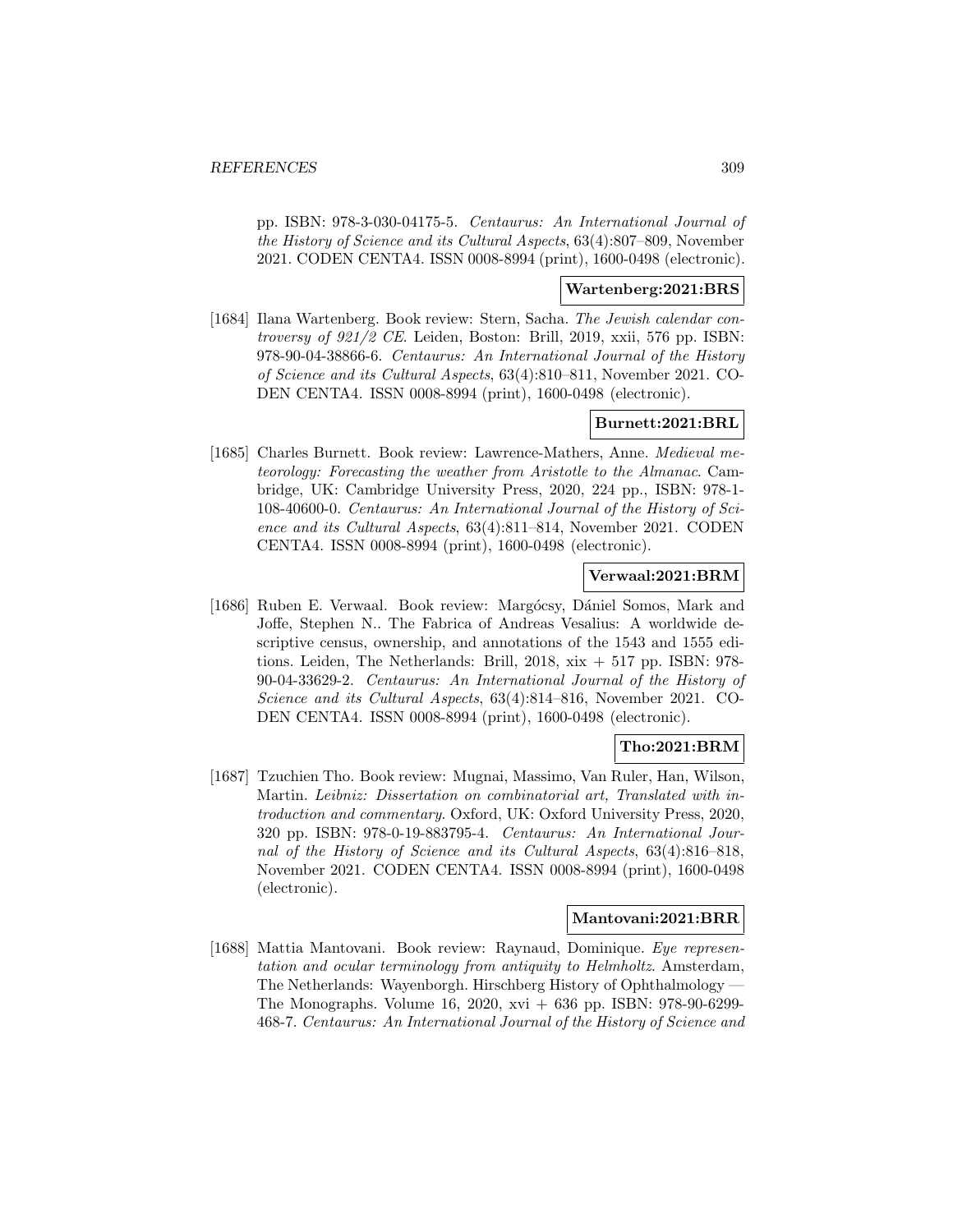pp. ISBN: 978-3-030-04175-5. *Centaurus: An International Journal of the History of Science and its Cultural Aspects*, 63(4):807–809, November 2021. CODEN CENTA4. ISSN 0008-8994 (print), 1600-0498 (electronic).

**Wartenberg:2021:BRS**

[1684] Ilana Wartenberg. Book review: Stern, Sacha. *The Jewish calendar controversy of 921/2 CE*. Leiden, Boston: Brill, 2019, xxii, 576 pp. ISBN: 978-90-04-38866-6. *Centaurus: An International Journal of the History of Science and its Cultural Aspects*, 63(4):810–811, November 2021. CODEN CENTA4. ISSN 0008-8994 (print), 1600-0498 (electronic).

**Burnett:2021:BRL**

[1685] Charles Burnett. Book review: Lawrence-Mathers, Anne. *Medieval meteorology: Forecasting the weather from Aristotle to the Almanac*. Cambridge, UK: Cambridge University Press, 2020, 224 pp., ISBN: 978-1-108-40600-0. *Centaurus: An International Journal of the History of Science and its Cultural Aspects*, 63(4):811–814, November 2021. CODEN CENTA4. ISSN 0008-8994 (print), 1600-0498 (electronic).

**Verwaal:2021:BRM**

[1686] Ruben E. Verwaal. Book review: Margócsy, Dániel Somos, Mark and Joffe, Stephen N.. The Fabrica of Andreas Vesalius: A worldwide descriptive census, ownership, and annotations of the 1543 and 1555 editions. Leiden, The Netherlands: Brill, 2018, xix + 517 pp. ISBN: 978-90-04-33629-2. *Centaurus: An International Journal of the History of Science and its Cultural Aspects*, 63(4):814–816, November 2021. CODEN CENTA4. ISSN 0008-8994 (print), 1600-0498 (electronic).

**Tho:2021:BRM**

[1687] Tzuchien Tho. Book review: Mugnai, Massimo, Van Ruler, Han, Wilson, Martin. *Leibniz: Dissertation on combinatorial art, Translated with introduction and commentary*. Oxford, UK: Oxford University Press, 2020, 320 pp. ISBN: 978-0-19-883795-4. *Centaurus: An International Journal of the History of Science and its Cultural Aspects*, 63(4):816–818, November 2021. CODEN CENTA4. ISSN 0008-8994 (print), 1600-0498 (electronic).

**Mantovani:2021:BRR**

[1688] Mattia Mantovani. Book review: Raynaud, Dominique. *Eye representation and ocular terminology from antiquity to Helmholtz*. Amsterdam, The Netherlands: Wayenborgh. Hirschberg History of Ophthalmology — The Monographs. Volume 16, 2020, xvi + 636 pp. ISBN: 978-90-6299-468-7. *Centaurus: An International Journal of the History of Science and*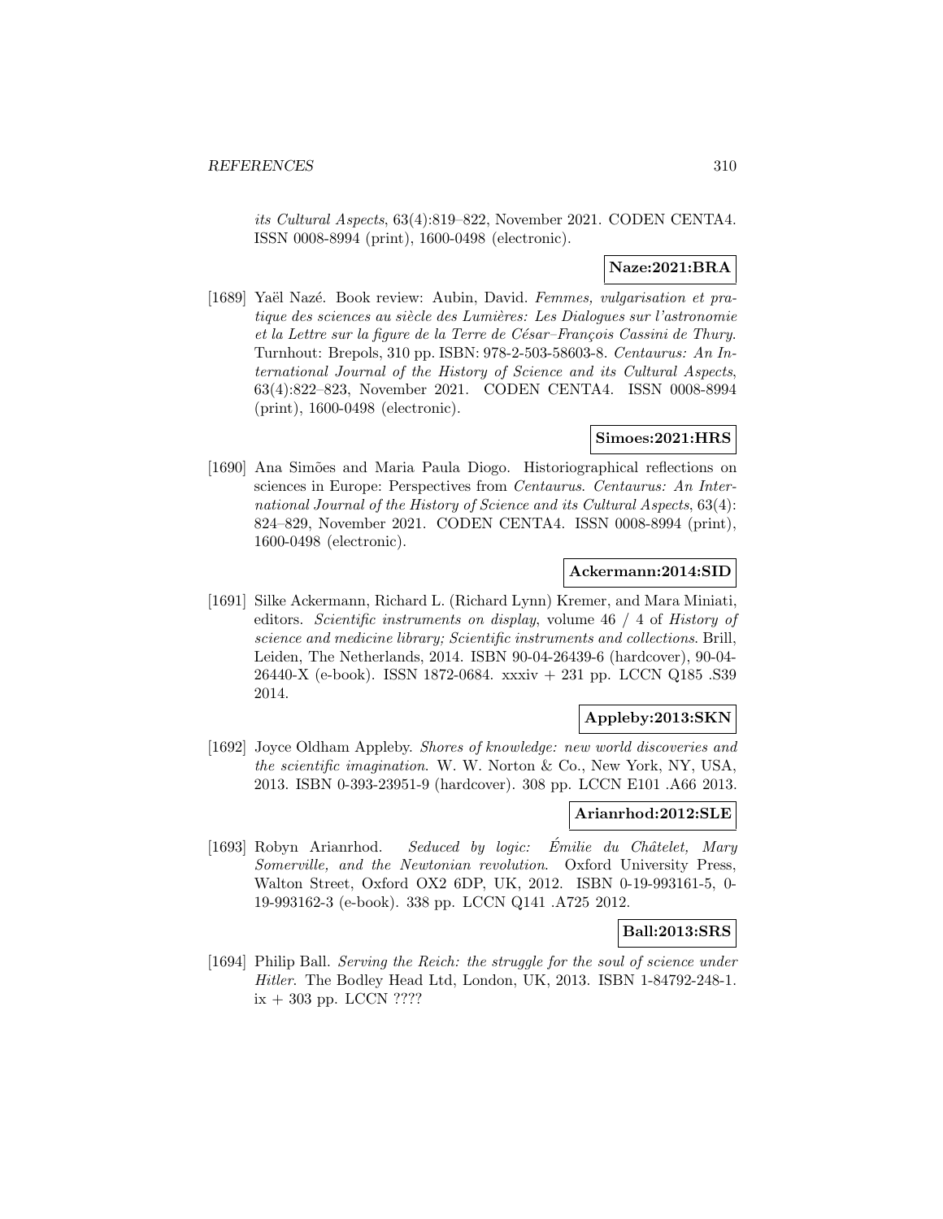*its Cultural Aspects*, 63(4):819–822, November 2021. CODEN CENTA4. ISSN 0008-8994 (print), 1600-0498 (electronic).

**Naze:2021:BRA**

[1689] Yaël Nazé. Book review: Aubin, David. *Femmes, vulgarisation et pratique des sciences au siècle des Lumières: Les Dialogues sur l'astronomie et la Lettre sur la figure de la Terre de César–François Cassini de Thury*. Turnhout: Brepols, 310 pp. ISBN: 978-2-503-58603-8. *Centaurus: An International Journal of the History of Science and its Cultural Aspects*, 63(4):822–823, November 2021. CODEN CENTA4. ISSN 0008-8994 (print), 1600-0498 (electronic).

**Simoes:2021:HRS**

[1690] Ana Simões and Maria Paula Diogo. Historiographical reflections on sciences in Europe: Perspectives from *Centaurus*. *Centaurus: An International Journal of the History of Science and its Cultural Aspects*, 63(4): 824–829, November 2021. CODEN CENTA4. ISSN 0008-8994 (print), 1600-0498 (electronic).

**Ackermann:2014:SID**

[1691] Silke Ackermann, Richard L. (Richard Lynn) Kremer, and Mara Miniati, editors. *Scientific instruments on display*, volume 46 / 4 of *History of science and medicine library; Scientific instruments and collections*. Brill, Leiden, The Netherlands, 2014. ISBN 90-04-26439-6 (hardcover), 90-04-26440-X (e-book). ISSN 1872-0684. xxxiv + 231 pp. LCCN Q185 .S39 2014.

**Appleby:2013:SKN**

[1692] Joyce Oldham Appleby. *Shores of knowledge: new world discoveries and the scientific imagination*. W. W. Norton & Co., New York, NY, USA, 2013. ISBN 0-393-23951-9 (hardcover). 308 pp. LCCN E101 .A66 2013.

**Arianrhod:2012:SLE**

[1693] Robyn Arianrhod. *Seduced by logic: Émilie du Châtelet, Mary Somerville, and the Newtonian revolution*. Oxford University Press, Walton Street, Oxford OX2 6DP, UK, 2012. ISBN 0-19-993161-5, 0-19-993162-3 (e-book). 338 pp. LCCN Q141 .A725 2012.

**Ball:2013:SRS**

[1694] Philip Ball. *Serving the Reich: the struggle for the soul of science under Hitler*. The Bodley Head Ltd, London, UK, 2013. ISBN 1-84792-248-1. ix + 303 pp. LCCN ????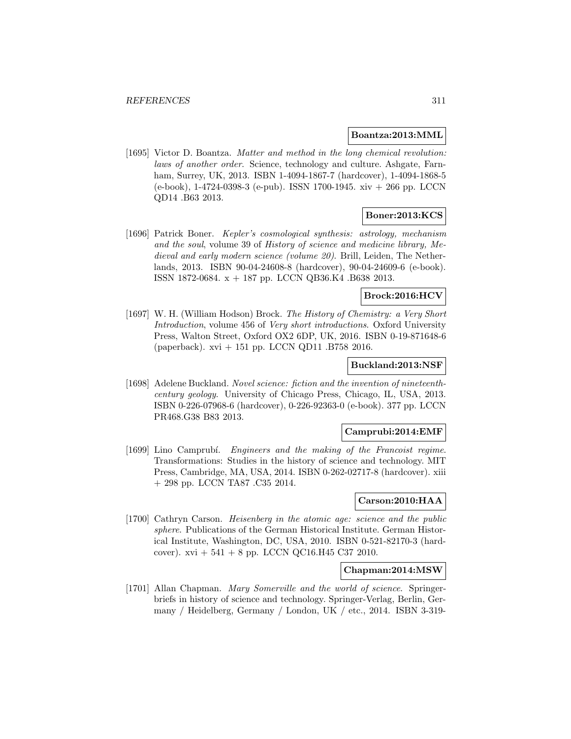**Boantza:2013:MML**

[1695] Victor D. Boantza. *Matter and method in the long chemical revolution: laws of another order*. Science, technology and culture. Ashgate, Farnham, Surrey, UK, 2013. ISBN 1-4094-1867-7 (hardcover), 1-4094-1868-5 (e-book), 1-4724-0398-3 (e-pub). ISSN 1700-1945. xiv + 266 pp. LCCN QD14 .B63 2013.

**Boner:2013:KCS**

[1696] Patrick Boner. *Kepler's cosmological synthesis: astrology, mechanism and the soul*, volume 39 of *History of science and medicine library, Medieval and early modern science (volume 20)*. Brill, Leiden, The Netherlands, 2013. ISBN 90-04-24608-8 (hardcover), 90-04-24609-6 (e-book). ISSN 1872-0684. x + 187 pp. LCCN QB36.K4 .B638 2013.

**Brock:2016:HCV**

[1697] W. H. (William Hodson) Brock. *The History of Chemistry: a Very Short Introduction*, volume 456 of *Very short introductions*. Oxford University Press, Walton Street, Oxford OX2 6DP, UK, 2016. ISBN 0-19-871648-6 (paperback). xvi + 151 pp. LCCN QD11 .B758 2016.

**Buckland:2013:NSF**

[1698] Adelene Buckland. *Novel science: fiction and the invention of nineteenth-century geology*. University of Chicago Press, Chicago, IL, USA, 2013. ISBN 0-226-07968-6 (hardcover), 0-226-92363-0 (e-book). 377 pp. LCCN PR468.G38 B83 2013.

**Camprubi:2014:EMF**

[1699] Lino Camprubí. *Engineers and the making of the Francoist regime*. Transformations: Studies in the history of science and technology. MIT Press, Cambridge, MA, USA, 2014. ISBN 0-262-02717-8 (hardcover). xiii + 298 pp. LCCN TA87 .C35 2014.

**Carson:2010:HAA**

[1700] Cathryn Carson. *Heisenberg in the atomic age: science and the public sphere*. Publications of the German Historical Institute. German Historical Institute, Washington, DC, USA, 2010. ISBN 0-521-82170-3 (hardcover). xvi + 541 + 8 pp. LCCN QC16.H45 C37 2010.

**Chapman:2014:MSW**

[1701] Allan Chapman. *Mary Somerville and the world of science*. Springerbriefs in history of science and technology. Springer-Verlag, Berlin, Germany / Heidelberg, Germany / London, UK / etc., 2014. ISBN 3-319-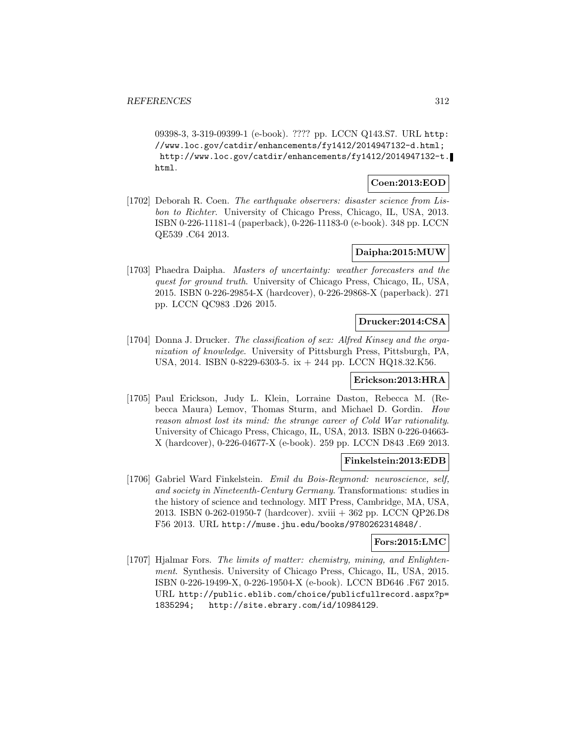09398-3, 3-319-09399-1 (e-book). ???? pp. LCCN Q143.S7. URL http://www.loc.gov/catdir/enhancements/fy1412/2014947132-d.html; http://www.loc.gov/catdir/enhancements/fy1412/2014947132-t.html.

**Coen:2013:EOD**

[1702] Deborah R. Coen. *The earthquake observers: disaster science from Lisbon to Richter*. University of Chicago Press, Chicago, IL, USA, 2013. ISBN 0-226-11181-4 (paperback), 0-226-11183-0 (e-book). 348 pp. LCCN QE539 .C64 2013.

**Daipha:2015:MUW**

[1703] Phaedra Daipha. *Masters of uncertainty: weather forecasters and the quest for ground truth*. University of Chicago Press, Chicago, IL, USA, 2015. ISBN 0-226-29854-X (hardcover), 0-226-29868-X (paperback). 271 pp. LCCN QC983 .D26 2015.

**Drucker:2014:CSA**

[1704] Donna J. Drucker. *The classification of sex: Alfred Kinsey and the organization of knowledge*. University of Pittsburgh Press, Pittsburgh, PA, USA, 2014. ISBN 0-8229-6303-5. ix + 244 pp. LCCN HQ18.32.K56.

**Erickson:2013:HRA**

[1705] Paul Erickson, Judy L. Klein, Lorraine Daston, Rebecca M. (Rebecca Maura) Lemov, Thomas Sturm, and Michael D. Gordin. *How reason almost lost its mind: the strange career of Cold War rationality*. University of Chicago Press, Chicago, IL, USA, 2013. ISBN 0-226-04663-X (hardcover), 0-226-04677-X (e-book). 259 pp. LCCN D843 .E69 2013.

**Finkelstein:2013:EDB**

[1706] Gabriel Ward Finkelstein. *Emil du Bois-Reymond: neuroscience, self, and society in Nineteenth-Century Germany*. Transformations: studies in the history of science and technology. MIT Press, Cambridge, MA, USA, 2013. ISBN 0-262-01950-7 (hardcover). xviii + 362 pp. LCCN QP26.D8 F56 2013. URL http://muse.jhu.edu/books/9780262314848/.

**Fors:2015:LMC**

[1707] Hjalmar Fors. *The limits of matter: chemistry, mining, and Enlightenment*. Synthesis. University of Chicago Press, Chicago, IL, USA, 2015. ISBN 0-226-19499-X, 0-226-19504-X (e-book). LCCN BD646 .F67 2015. URL http://public.eblib.com/choice/publicfullrecord.aspx?p=1835294; http://site.ebrary.com/id/10984129.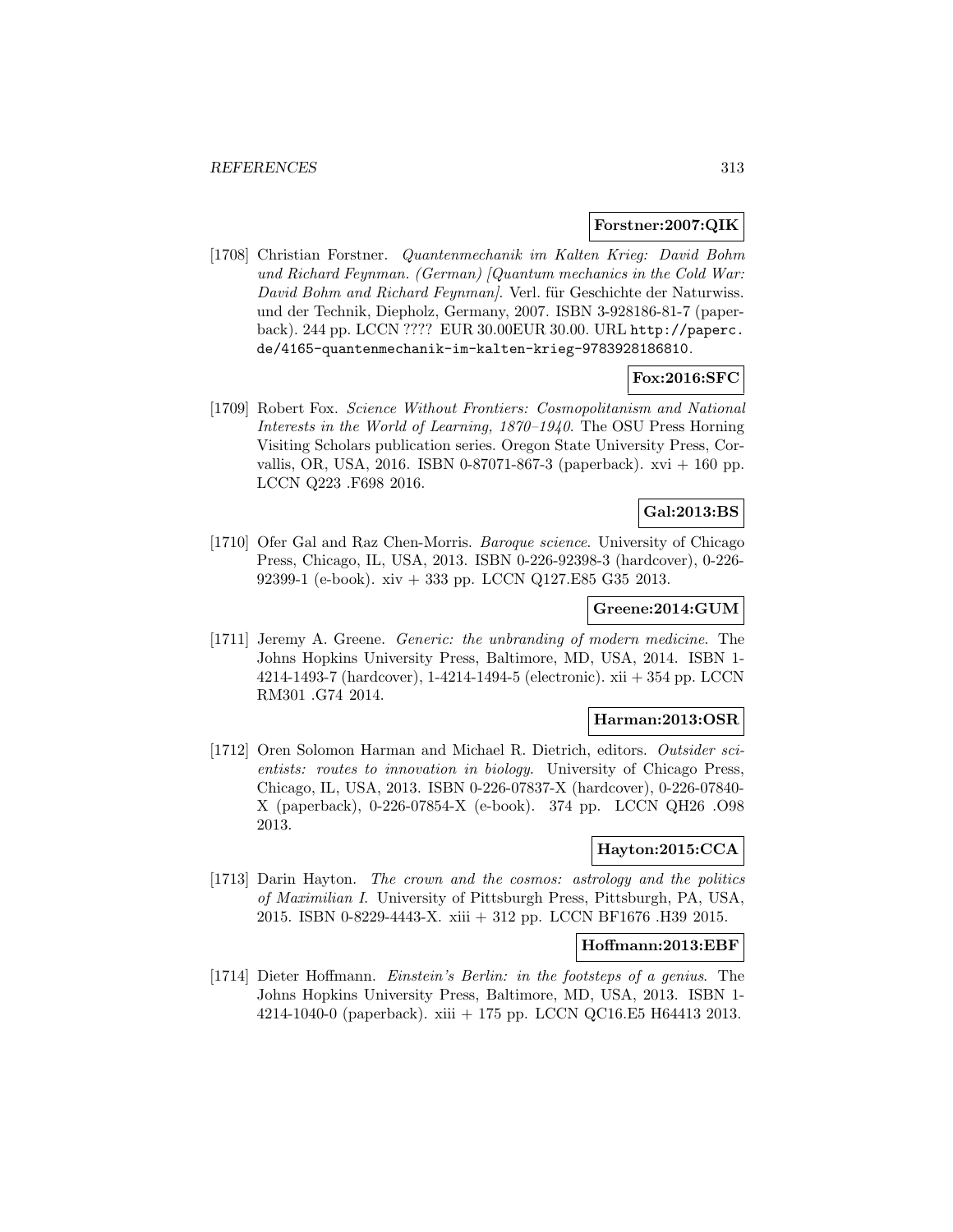**Forstner:2007:QIK**

[1708] Christian Forstner. *Quantenmechanik im Kalten Krieg: David Bohm und Richard Feynman. (German) [Quantum mechanics in the Cold War: David Bohm and Richard Feynman]*. Verl. für Geschichte der Naturwiss. und der Technik, Diepholz, Germany, 2007. ISBN 3-928186-81-7 (paperback). 244 pp. LCCN ???? EUR 30.00EUR 30.00. URL `http://paperc.de/4165-quantenmechanik-im-kalten-krieg-9783928186810`.

**Fox:2016:SFC**

[1709] Robert Fox. *Science Without Frontiers: Cosmopolitanism and National Interests in the World of Learning, 1870–1940*. The OSU Press Horning Visiting Scholars publication series. Oregon State University Press, Corvallis, OR, USA, 2016. ISBN 0-87071-867-3 (paperback). xvi + 160 pp. LCCN Q223 .F698 2016.

**Gal:2013:BS**

[1710] Ofer Gal and Raz Chen-Morris. *Baroque science*. University of Chicago Press, Chicago, IL, USA, 2013. ISBN 0-226-92398-3 (hardcover), 0-226-92399-1 (e-book). xiv + 333 pp. LCCN Q127.E85 G35 2013.

**Greene:2014:GUM**

[1711] Jeremy A. Greene. *Generic: the unbranding of modern medicine*. The Johns Hopkins University Press, Baltimore, MD, USA, 2014. ISBN 1-4214-1493-7 (hardcover), 1-4214-1494-5 (electronic). xii + 354 pp. LCCN RM301 .G74 2014.

**Harman:2013:OSR**

[1712] Oren Solomon Harman and Michael R. Dietrich, editors. *Outsider scientists: routes to innovation in biology*. University of Chicago Press, Chicago, IL, USA, 2013. ISBN 0-226-07837-X (hardcover), 0-226-07840-X (paperback), 0-226-07854-X (e-book). 374 pp. LCCN QH26 .O98 2013.

**Hayton:2015:CCA**

[1713] Darin Hayton. *The crown and the cosmos: astrology and the politics of Maximilian I*. University of Pittsburgh Press, Pittsburgh, PA, USA, 2015. ISBN 0-8229-4443-X. xiii + 312 pp. LCCN BF1676 .H39 2015.

**Hoffmann:2013:EBF**

[1714] Dieter Hoffmann. *Einstein's Berlin: in the footsteps of a genius*. The Johns Hopkins University Press, Baltimore, MD, USA, 2013. ISBN 1-4214-1040-0 (paperback). xiii + 175 pp. LCCN QC16.E5 H64413 2013.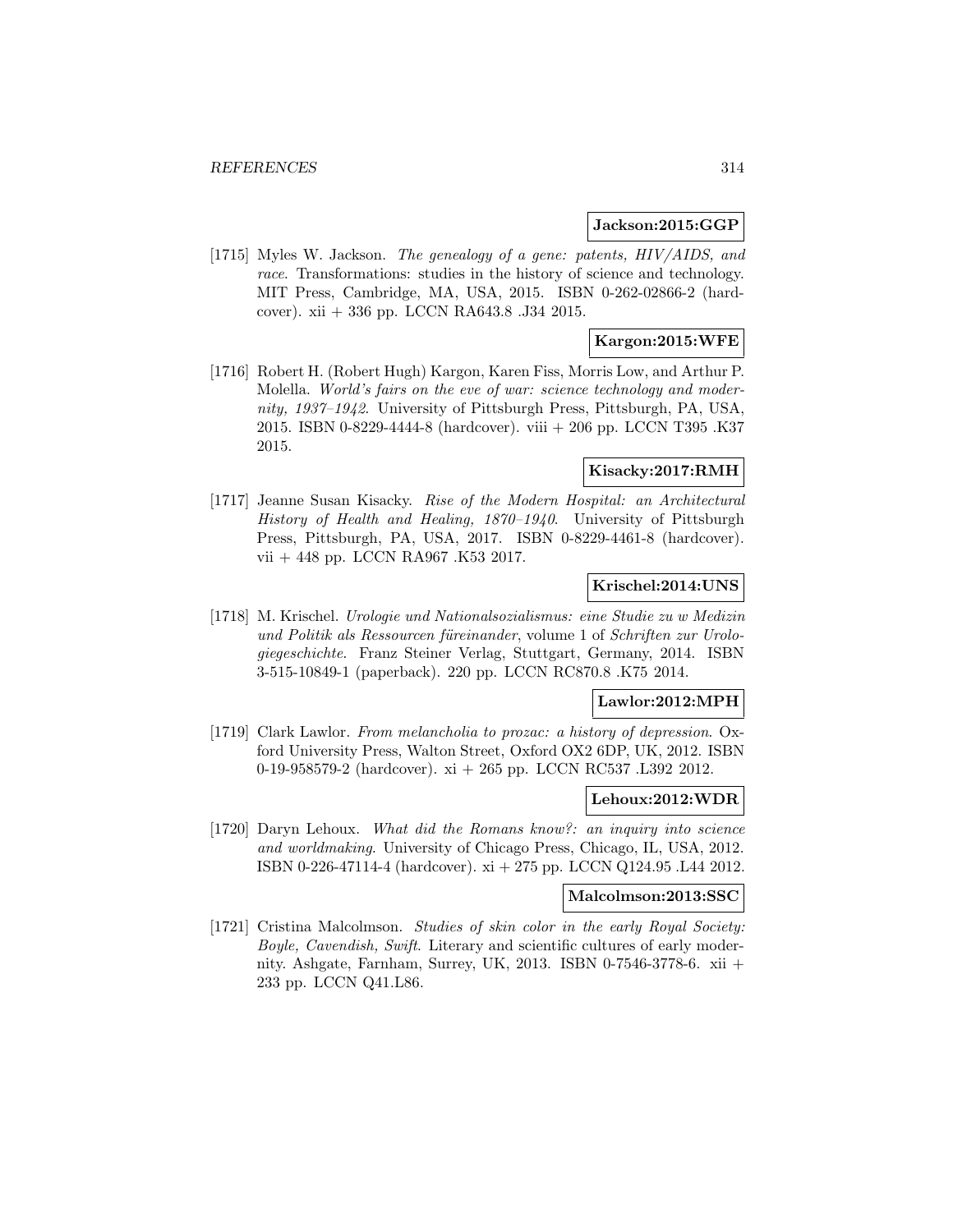**Jackson:2015:GGP**

[1715] Myles W. Jackson. *The genealogy of a gene: patents, HIV/AIDS, and race*. Transformations: studies in the history of science and technology. MIT Press, Cambridge, MA, USA, 2015. ISBN 0-262-02866-2 (hardcover). xii + 336 pp. LCCN RA643.8 .J34 2015.

**Kargon:2015:WFE**

[1716] Robert H. (Robert Hugh) Kargon, Karen Fiss, Morris Low, and Arthur P. Molella. *World's fairs on the eve of war: science technology and modernity, 1937–1942*. University of Pittsburgh Press, Pittsburgh, PA, USA, 2015. ISBN 0-8229-4444-8 (hardcover). viii + 206 pp. LCCN T395 .K37 2015.

**Kisacky:2017:RMH**

[1717] Jeanne Susan Kisacky. *Rise of the Modern Hospital: an Architectural History of Health and Healing, 1870–1940*. University of Pittsburgh Press, Pittsburgh, PA, USA, 2017. ISBN 0-8229-4461-8 (hardcover). vii + 448 pp. LCCN RA967 .K53 2017.

**Krischel:2014:UNS**

[1718] M. Krischel. *Urologie und Nationalsozialismus: eine Studie zu w Medizin und Politik als Ressourcen füreinander*, volume 1 of *Schriften zur Urologiegeschichte*. Franz Steiner Verlag, Stuttgart, Germany, 2014. ISBN 3-515-10849-1 (paperback). 220 pp. LCCN RC870.8 .K75 2014.

**Lawlor:2012:MPH**

[1719] Clark Lawlor. *From melancholia to prozac: a history of depression*. Oxford University Press, Walton Street, Oxford OX2 6DP, UK, 2012. ISBN 0-19-958579-2 (hardcover). xi + 265 pp. LCCN RC537 .L392 2012.

**Lehoux:2012:WDR**

[1720] Daryn Lehoux. *What did the Romans know?: an inquiry into science and worldmaking*. University of Chicago Press, Chicago, IL, USA, 2012. ISBN 0-226-47114-4 (hardcover). xi + 275 pp. LCCN Q124.95 .L44 2012.

**Malcolmson:2013:SSC**

[1721] Cristina Malcolmson. *Studies of skin color in the early Royal Society: Boyle, Cavendish, Swift*. Literary and scientific cultures of early modernity. Ashgate, Farnham, Surrey, UK, 2013. ISBN 0-7546-3778-6. xii + 233 pp. LCCN Q41.L86.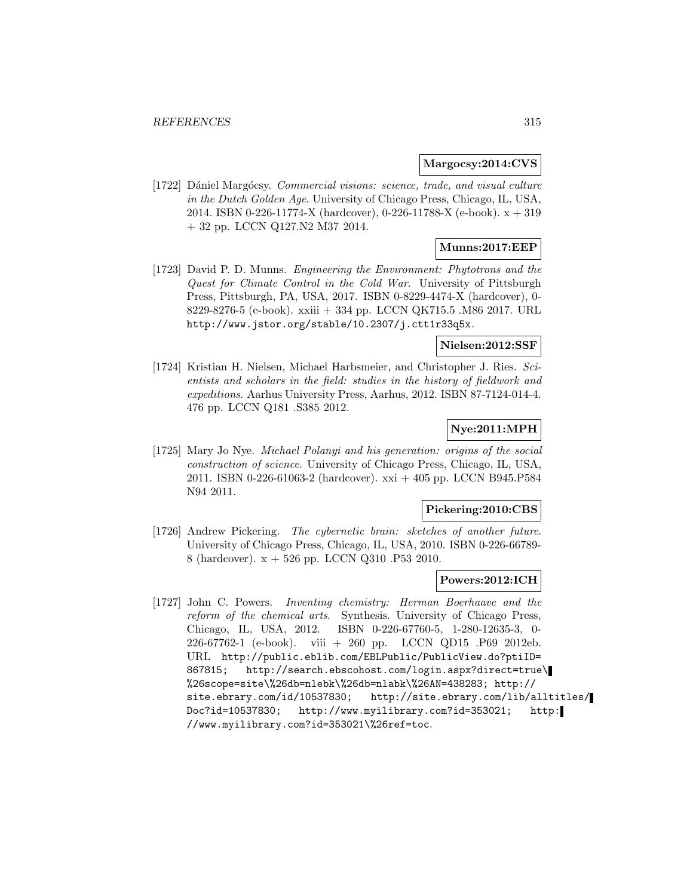**Margocsy:2014:CVS**

[1722] Dániel Margócsy. *Commercial visions: science, trade, and visual culture in the Dutch Golden Age*. University of Chicago Press, Chicago, IL, USA, 2014. ISBN 0-226-11774-X (hardcover), 0-226-11788-X (e-book). x + 319 + 32 pp. LCCN Q127.N2 M37 2014.

**Munns:2017:EEP**

[1723] David P. D. Munns. *Engineering the Environment: Phytotrons and the Quest for Climate Control in the Cold War*. University of Pittsburgh Press, Pittsburgh, PA, USA, 2017. ISBN 0-8229-4474-X (hardcover), 0-8229-8276-5 (e-book). xxiii + 334 pp. LCCN QK715.5 .M86 2017. URL http://www.jstor.org/stable/10.2307/j.ctt1r33q5x.

**Nielsen:2012:SSF**

[1724] Kristian H. Nielsen, Michael Harbsmeier, and Christopher J. Ries. *Scientists and scholars in the field: studies in the history of fieldwork and expeditions*. Aarhus University Press, Aarhus, 2012. ISBN 87-7124-014-4. 476 pp. LCCN Q181 .S385 2012.

**Nye:2011:MPH**

[1725] Mary Jo Nye. *Michael Polanyi and his generation: origins of the social construction of science*. University of Chicago Press, Chicago, IL, USA, 2011. ISBN 0-226-61063-2 (hardcover). xxi + 405 pp. LCCN B945.P584 N94 2011.

**Pickering:2010:CBS**

[1726] Andrew Pickering. *The cybernetic brain: sketches of another future*. University of Chicago Press, Chicago, IL, USA, 2010. ISBN 0-226-66789-8 (hardcover). x + 526 pp. LCCN Q310 .P53 2010.

**Powers:2012:ICH**

[1727] John C. Powers. *Inventing chemistry: Herman Boerhaave and the reform of the chemical arts*. Synthesis. University of Chicago Press, Chicago, IL, USA, 2012. ISBN 0-226-67760-5, 1-280-12635-3, 0-226-67762-1 (e-book). viii + 260 pp. LCCN QD15 .P69 2012eb. URL http://public.eblib.com/EBLPublic/PublicView.do?ptiID=867815; http://search.ebscohost.com/login.aspx?direct=true\%26scope=site\%26db=nlebk\%26db=nlabk\%26AN=438283; http://site.ebrary.com/id/10537830; http://site.ebrary.com/lib/alltitles/Doc?id=10537830; http://www.myilibrary.com?id=353021; http://www.myilibrary.com?id=353021\%26ref=toc.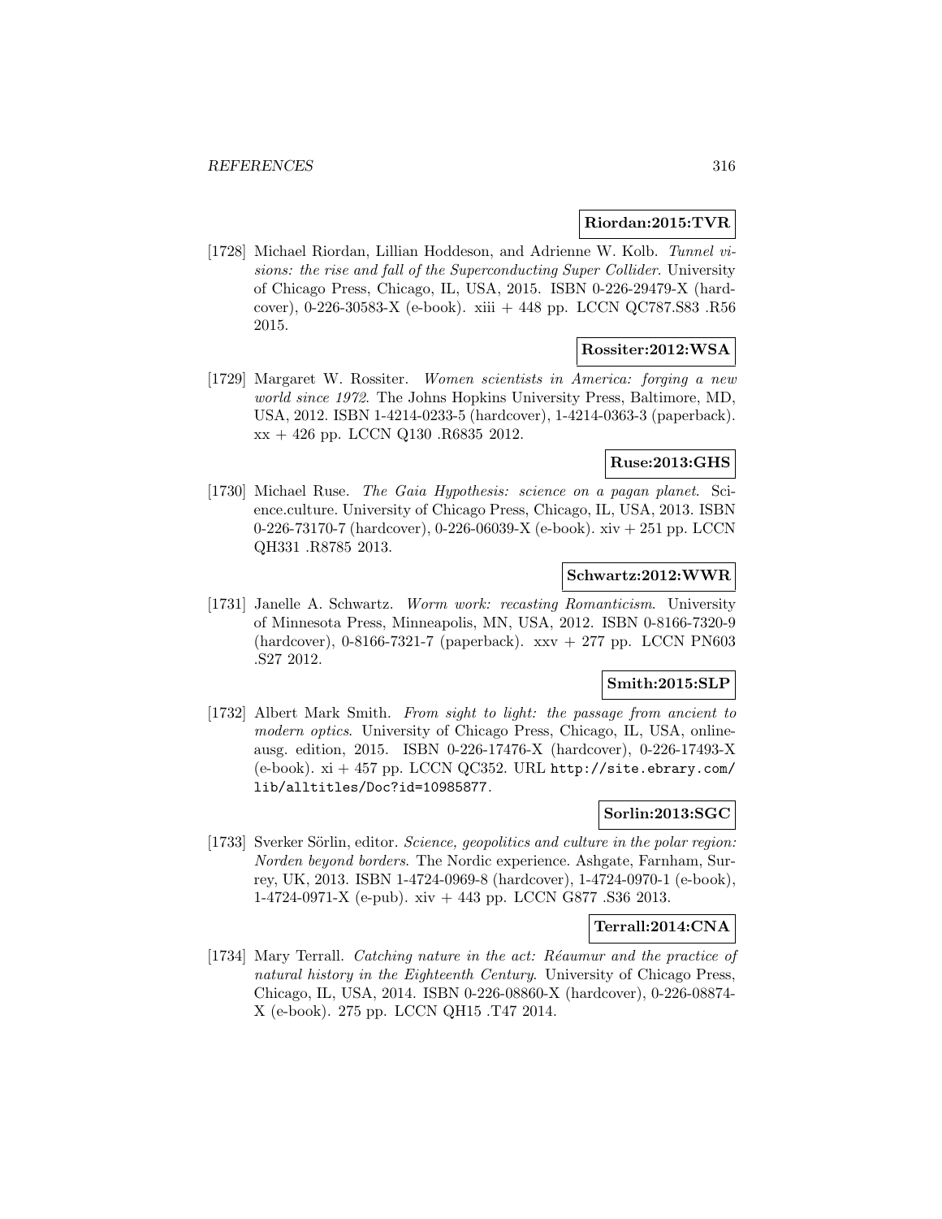**Riordan:2015:TVR**

[1728] Michael Riordan, Lillian Hoddeson, and Adrienne W. Kolb. *Tunnel visions: the rise and fall of the Superconducting Super Collider*. University of Chicago Press, Chicago, IL, USA, 2015. ISBN 0-226-29479-X (hardcover), 0-226-30583-X (e-book). xiii + 448 pp. LCCN QC787.S83 .R56 2015.

**Rossiter:2012:WSA**

[1729] Margaret W. Rossiter. *Women scientists in America: forging a new world since 1972*. The Johns Hopkins University Press, Baltimore, MD, USA, 2012. ISBN 1-4214-0233-5 (hardcover), 1-4214-0363-3 (paperback). xx + 426 pp. LCCN Q130 .R6835 2012.

**Ruse:2013:GHS**

[1730] Michael Ruse. *The Gaia Hypothesis: science on a pagan planet*. Science.culture. University of Chicago Press, Chicago, IL, USA, 2013. ISBN 0-226-73170-7 (hardcover), 0-226-06039-X (e-book). xiv + 251 pp. LCCN QH331 .R8785 2013.

**Schwartz:2012:WWR**

[1731] Janelle A. Schwartz. *Worm work: recasting Romanticism*. University of Minnesota Press, Minneapolis, MN, USA, 2012. ISBN 0-8166-7320-9 (hardcover), 0-8166-7321-7 (paperback). xxv + 277 pp. LCCN PN603 .S27 2012.

**Smith:2015:SLP**

[1732] Albert Mark Smith. *From sight to light: the passage from ancient to modern optics*. University of Chicago Press, Chicago, IL, USA, onlineausg. edition, 2015. ISBN 0-226-17476-X (hardcover), 0-226-17493-X (e-book). xi + 457 pp. LCCN QC352. URL http://site.ebrary.com/lib/alltitles/Doc?id=10985877.

**Sorlin:2013:SGC**

[1733] Sverker Sörlin, editor. *Science, geopolitics and culture in the polar region: Norden beyond borders*. The Nordic experience. Ashgate, Farnham, Surrey, UK, 2013. ISBN 1-4724-0969-8 (hardcover), 1-4724-0970-1 (e-book), 1-4724-0971-X (e-pub). xiv + 443 pp. LCCN G877 .S36 2013.

**Terrall:2014:CNA**

[1734] Mary Terrall. *Catching nature in the act: Réaumur and the practice of natural history in the Eighteenth Century*. University of Chicago Press, Chicago, IL, USA, 2014. ISBN 0-226-08860-X (hardcover), 0-226-08874-X (e-book). 275 pp. LCCN QH15 .T47 2014.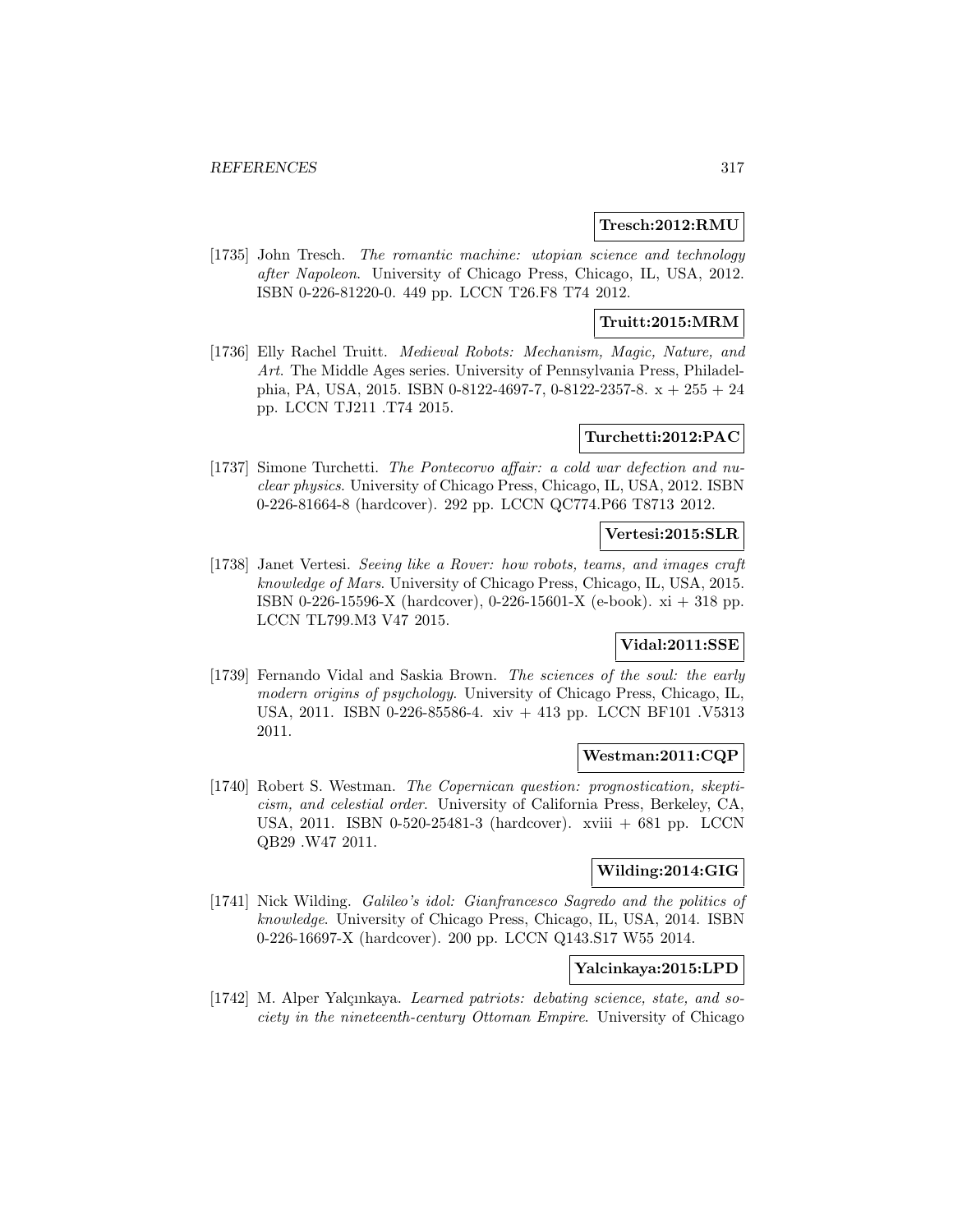**Tresch:2012:RMU**

[1735] John Tresch. *The romantic machine: utopian science and technology after Napoleon*. University of Chicago Press, Chicago, IL, USA, 2012. ISBN 0-226-81220-0. 449 pp. LCCN T26.F8 T74 2012.

**Truitt:2015:MRM**

[1736] Elly Rachel Truitt. *Medieval Robots: Mechanism, Magic, Nature, and Art*. The Middle Ages series. University of Pennsylvania Press, Philadelphia, PA, USA, 2015. ISBN 0-8122-4697-7, 0-8122-2357-8. x + 255 + 24 pp. LCCN TJ211 .T74 2015.

**Turchetti:2012:PAC**

[1737] Simone Turchetti. *The Pontecorvo affair: a cold war defection and nuclear physics*. University of Chicago Press, Chicago, IL, USA, 2012. ISBN 0-226-81664-8 (hardcover). 292 pp. LCCN QC774.P66 T8713 2012.

**Vertesi:2015:SLR**

[1738] Janet Vertesi. *Seeing like a Rover: how robots, teams, and images craft knowledge of Mars*. University of Chicago Press, Chicago, IL, USA, 2015. ISBN 0-226-15596-X (hardcover), 0-226-15601-X (e-book). xi + 318 pp. LCCN TL799.M3 V47 2015.

**Vidal:2011:SSE**

[1739] Fernando Vidal and Saskia Brown. *The sciences of the soul: the early modern origins of psychology*. University of Chicago Press, Chicago, IL, USA, 2011. ISBN 0-226-85586-4. xiv + 413 pp. LCCN BF101 .V5313 2011.

**Westman:2011:CQP**

[1740] Robert S. Westman. *The Copernican question: prognostication, skepticism, and celestial order*. University of California Press, Berkeley, CA, USA, 2011. ISBN 0-520-25481-3 (hardcover). xviii + 681 pp. LCCN QB29 .W47 2011.

**Wilding:2014:GIG**

[1741] Nick Wilding. *Galileo's idol: Gianfrancesco Sagredo and the politics of knowledge*. University of Chicago Press, Chicago, IL, USA, 2014. ISBN 0-226-16697-X (hardcover). 200 pp. LCCN Q143.S17 W55 2014.

**Yalcinkaya:2015:LPD**

[1742] M. Alper Yalçınkaya. *Learned patriots: debating science, state, and society in the nineteenth-century Ottoman Empire*. University of Chicago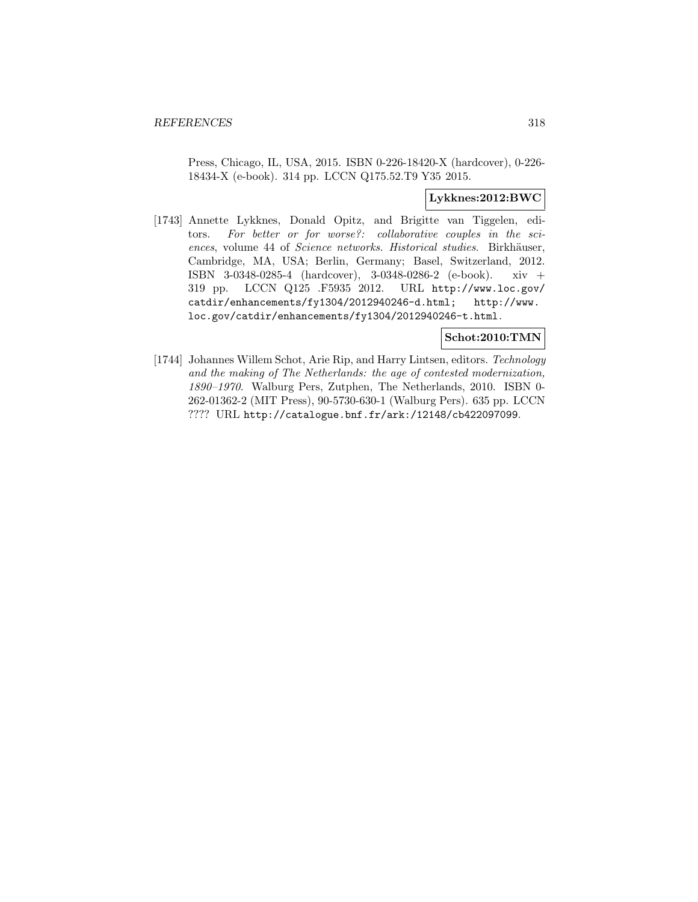Press, Chicago, IL, USA, 2015. ISBN 0-226-18420-X (hardcover), 0-226-18434-X (e-book). 314 pp. LCCN Q175.52.T9 Y35 2015.

**Lykknes:2012:BWC**

[1743] Annette Lykknes, Donald Opitz, and Brigitte van Tiggelen, editors. *For better or for worse?: collaborative couples in the sciences*, volume 44 of *Science networks. Historical studies*. Birkhäuser, Cambridge, MA, USA; Berlin, Germany; Basel, Switzerland, 2012. ISBN 3-0348-0285-4 (hardcover), 3-0348-0286-2 (e-book). xiv + 319 pp. LCCN Q125 .F5935 2012. URL http://www.loc.gov/catdir/enhancements/fy1304/2012940246-d.html; http://www.loc.gov/catdir/enhancements/fy1304/2012940246-t.html.

**Schot:2010:TMN**

[1744] Johannes Willem Schot, Arie Rip, and Harry Lintsen, editors. *Technology and the making of The Netherlands: the age of contested modernization, 1890–1970*. Walburg Pers, Zutphen, The Netherlands, 2010. ISBN 0-262-01362-2 (MIT Press), 90-5730-630-1 (Walburg Pers). 635 pp. LCCN ???? URL http://catalogue.bnf.fr/ark:/12148/cb422097099.